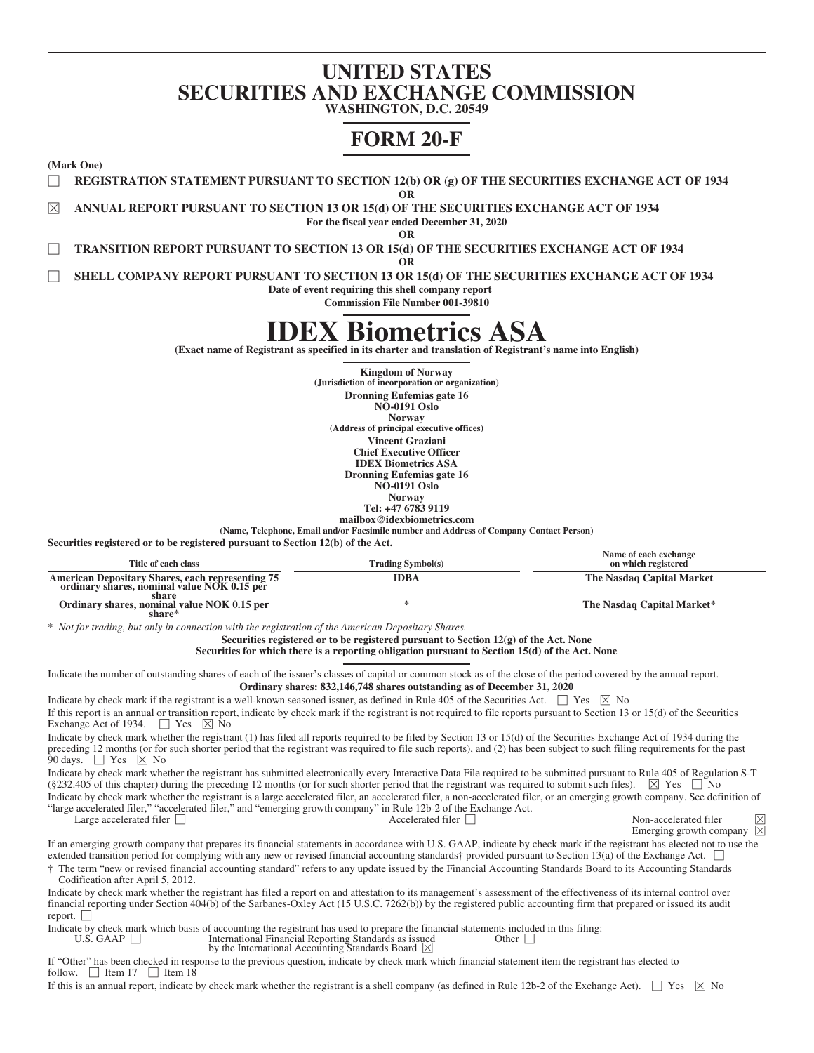# UNITED STATES
# SECURITIES AND EXCHANGE COMMISSION

**WASHINGTON, D.C. 20549**

# FORM 20-F

**(Mark One)**

☐ **REGISTRATION STATEMENT PURSUANT TO SECTION 12(b) OR (g) OF THE SECURITIES EXCHANGE ACT OF 1934**

**OR**

☒ **ANNUAL REPORT PURSUANT TO SECTION 13 OR 15(d) OF THE SECURITIES EXCHANGE ACT OF 1934**

**For the fiscal year ended December 31, 2020**

**OR**

☐ **TRANSITION REPORT PURSUANT TO SECTION 13 OR 15(d) OF THE SECURITIES EXCHANGE ACT OF 1934**

**OR**

☐ **SHELL COMPANY REPORT PURSUANT TO SECTION 13 OR 15(d) OF THE SECURITIES EXCHANGE ACT OF 1934**

**Date of event requiring this shell company report**

**Commission File Number 001-39810**

# IDEX Biometrics ASA

**(Exact name of Registrant as specified in its charter and translation of Registrant's name into English)**

**Kingdom of Norway**
**(Jurisdiction of incorporation or organization)**

**Dronning Eufemias gate 16**
**NO-0191 Oslo**
**Norway**
**(Address of principal executive offices)**

**Vincent Graziani**
**Chief Executive Officer**
**IDEX Biometrics ASA**
**Dronning Eufemias gate 16**
**NO-0191 Oslo**
**Norway**
**Tel: +47 6783 9119**
**mailbox@idexbiometrics.com**
**(Name, Telephone, Email and/or Facsimile number and Address of Company Contact Person)**

**Securities registered or to be registered pursuant to Section 12(b) of the Act.**

| Title of each class | Trading Symbol(s) | Name of each exchange on which registered |
|---|---|---|
| **American Depositary Shares, each representing 75 ordinary shares, nominal value NOK 0.15 per share** | **IDBA** | **The Nasdaq Capital Market** |
| **Ordinary shares, nominal value NOK 0.15 per share*** | * | **The Nasdaq Capital Market*** |

* *Not for trading, but only in connection with the registration of the American Depositary Shares.*

**Securities registered or to be registered pursuant to Section 12(g) of the Act. None**

**Securities for which there is a reporting obligation pursuant to Section 15(d) of the Act. None**

Indicate the number of outstanding shares of each of the issuer's classes of capital or common stock as of the close of the period covered by the annual report.

**Ordinary shares: 832,146,748 shares outstanding as of December 31, 2020**

Indicate by check mark if the registrant is a well-known seasoned issuer, as defined in Rule 405 of the Securities Act. ☐ Yes ☒ No

If this report is an annual or transition report, indicate by check mark if the registrant is not required to file reports pursuant to Section 13 or 15(d) of the Securities Exchange Act of 1934. ☐ Yes ☒ No

Indicate by check mark whether the registrant (1) has filed all reports required to be filed by Section 13 or 15(d) of the Securities Exchange Act of 1934 during the preceding 12 months (or for such shorter period that the registrant was required to file such reports), and (2) has been subject to such filing requirements for the past 90 days. ☐ Yes ☒ No

Indicate by check mark whether the registrant has submitted electronically every Interactive Data File required to be submitted pursuant to Rule 405 of Regulation S-T (§232.405 of this chapter) during the preceding 12 months (or for such shorter period that the registrant was required to submit such files). ☒ Yes ☐ No

Indicate by check mark whether the registrant is a large accelerated filer, an accelerated filer, a non-accelerated filer, or an emerging growth company. See definition of "large accelerated filer," "accelerated filer," and "emerging growth company" in Rule 12b-2 of the Exchange Act.

Large accelerated filer ☐ Accelerated filer ☐ Non-accelerated filer ☒
Emerging growth company ☒

If an emerging growth company that prepares its financial statements in accordance with U.S. GAAP, indicate by check mark if the registrant has elected not to use the extended transition period for complying with any new or revised financial accounting standards† provided pursuant to Section 13(a) of the Exchange Act. ☐

† The term "new or revised financial accounting standard" refers to any update issued by the Financial Accounting Standards Board to its Accounting Standards Codification after April 5, 2012.

Indicate by check mark whether the registrant has filed a report on and attestation to its management's assessment of the effectiveness of its internal control over financial reporting under Section 404(b) of the Sarbanes-Oxley Act (15 U.S.C. 7262(b)) by the registered public accounting firm that prepared or issued its audit report. ☐

Indicate by check mark which basis of accounting the registrant has used to prepare the financial statements included in this filing:

U.S. GAAP ☐ International Financial Reporting Standards as issued by the International Accounting Standards Board ☒ Other ☐

If "Other" has been checked in response to the previous question, indicate by check mark which financial statement item the registrant has elected to follow. ☐ Item 17 ☐ Item 18

If this is an annual report, indicate by check mark whether the registrant is a shell company (as defined in Rule 12b-2 of the Exchange Act). ☐ Yes ☒ No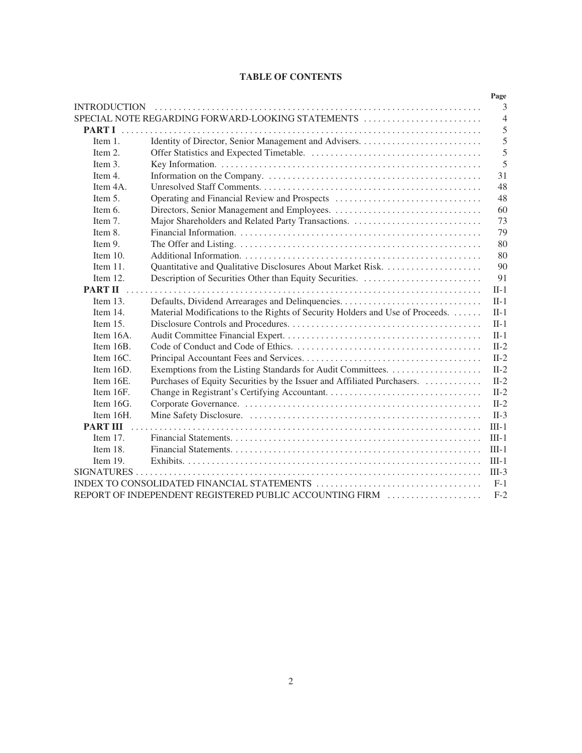# TABLE OF CONTENTS

| | | Page |
|---|---|---|
| INTRODUCTION | | 3 |
| SPECIAL NOTE REGARDING FORWARD-LOOKING STATEMENTS | | 4 |
| **PART I** | | 5 |
| Item 1. | Identity of Director, Senior Management and Advisers. | 5 |
| Item 2. | Offer Statistics and Expected Timetable. | 5 |
| Item 3. | Key Information. | 5 |
| Item 4. | Information on the Company. | 31 |
| Item 4A. | Unresolved Staff Comments. | 48 |
| Item 5. | Operating and Financial Review and Prospects | 48 |
| Item 6. | Directors, Senior Management and Employees. | 60 |
| Item 7. | Major Shareholders and Related Party Transactions. | 73 |
| Item 8. | Financial Information. | 79 |
| Item 9. | The Offer and Listing. | 80 |
| Item 10. | Additional Information. | 80 |
| Item 11. | Quantitative and Qualitative Disclosures About Market Risk. | 90 |
| Item 12. | Description of Securities Other than Equity Securities. | 91 |
| **PART II** | | II-1 |
| Item 13. | Defaults, Dividend Arrearages and Delinquencies. | II-1 |
| Item 14. | Material Modifications to the Rights of Security Holders and Use of Proceeds. | II-1 |
| Item 15. | Disclosure Controls and Procedures. | II-1 |
| Item 16A. | Audit Committee Financial Expert. | II-1 |
| Item 16B. | Code of Conduct and Code of Ethics. | II-2 |
| Item 16C. | Principal Accountant Fees and Services. | II-2 |
| Item 16D. | Exemptions from the Listing Standards for Audit Committees. | II-2 |
| Item 16E. | Purchases of Equity Securities by the Issuer and Affiliated Purchasers. | II-2 |
| Item 16F. | Change in Registrant's Certifying Accountant. | II-2 |
| Item 16G. | Corporate Governance. | II-2 |
| Item 16H. | Mine Safety Disclosure. | II-3 |
| **PART III** | | III-1 |
| Item 17. | Financial Statements. | III-1 |
| Item 18. | Financial Statements. | III-1 |
| Item 19. | Exhibits. | III-1 |
| SIGNATURES | | III-3 |
| INDEX TO CONSOLIDATED FINANCIAL STATEMENTS | | F-1 |
| REPORT OF INDEPENDENT REGISTERED PUBLIC ACCOUNTING FIRM | | F-2 |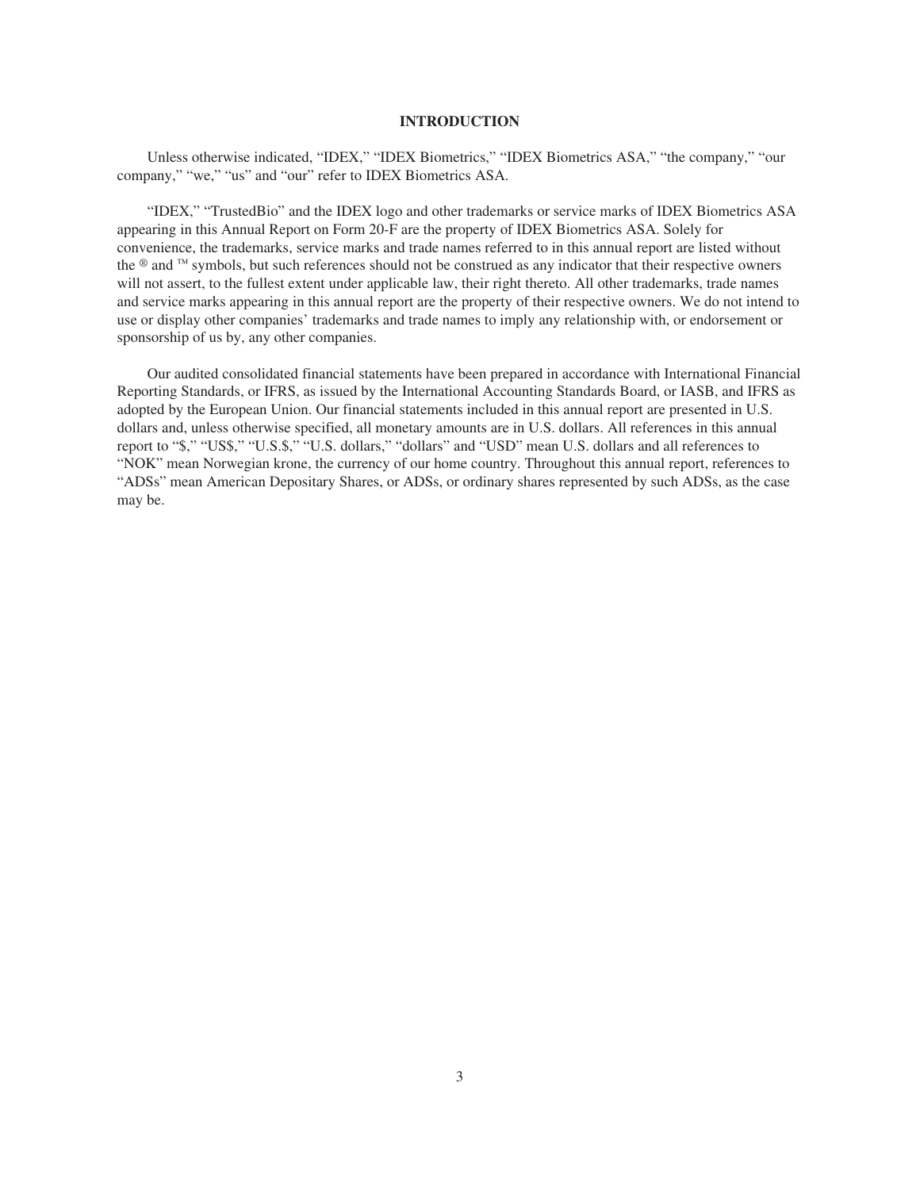## INTRODUCTION

Unless otherwise indicated, "IDEX," "IDEX Biometrics," "IDEX Biometrics ASA," "the company," "our company," "we," "us" and "our" refer to IDEX Biometrics ASA.

"IDEX," "TrustedBio" and the IDEX logo and other trademarks or service marks of IDEX Biometrics ASA appearing in this Annual Report on Form 20-F are the property of IDEX Biometrics ASA. Solely for convenience, the trademarks, service marks and trade names referred to in this annual report are listed without the ® and ™ symbols, but such references should not be construed as any indicator that their respective owners will not assert, to the fullest extent under applicable law, their right thereto. All other trademarks, trade names and service marks appearing in this annual report are the property of their respective owners. We do not intend to use or display other companies' trademarks and trade names to imply any relationship with, or endorsement or sponsorship of us by, any other companies.

Our audited consolidated financial statements have been prepared in accordance with International Financial Reporting Standards, or IFRS, as issued by the International Accounting Standards Board, or IASB, and IFRS as adopted by the European Union. Our financial statements included in this annual report are presented in U.S. dollars and, unless otherwise specified, all monetary amounts are in U.S. dollars. All references in this annual report to "$," "US$," "U.S.$," "U.S. dollars," "dollars" and "USD" mean U.S. dollars and all references to "NOK" mean Norwegian krone, the currency of our home country. Throughout this annual report, references to "ADSs" mean American Depositary Shares, or ADSs, or ordinary shares represented by such ADSs, as the case may be.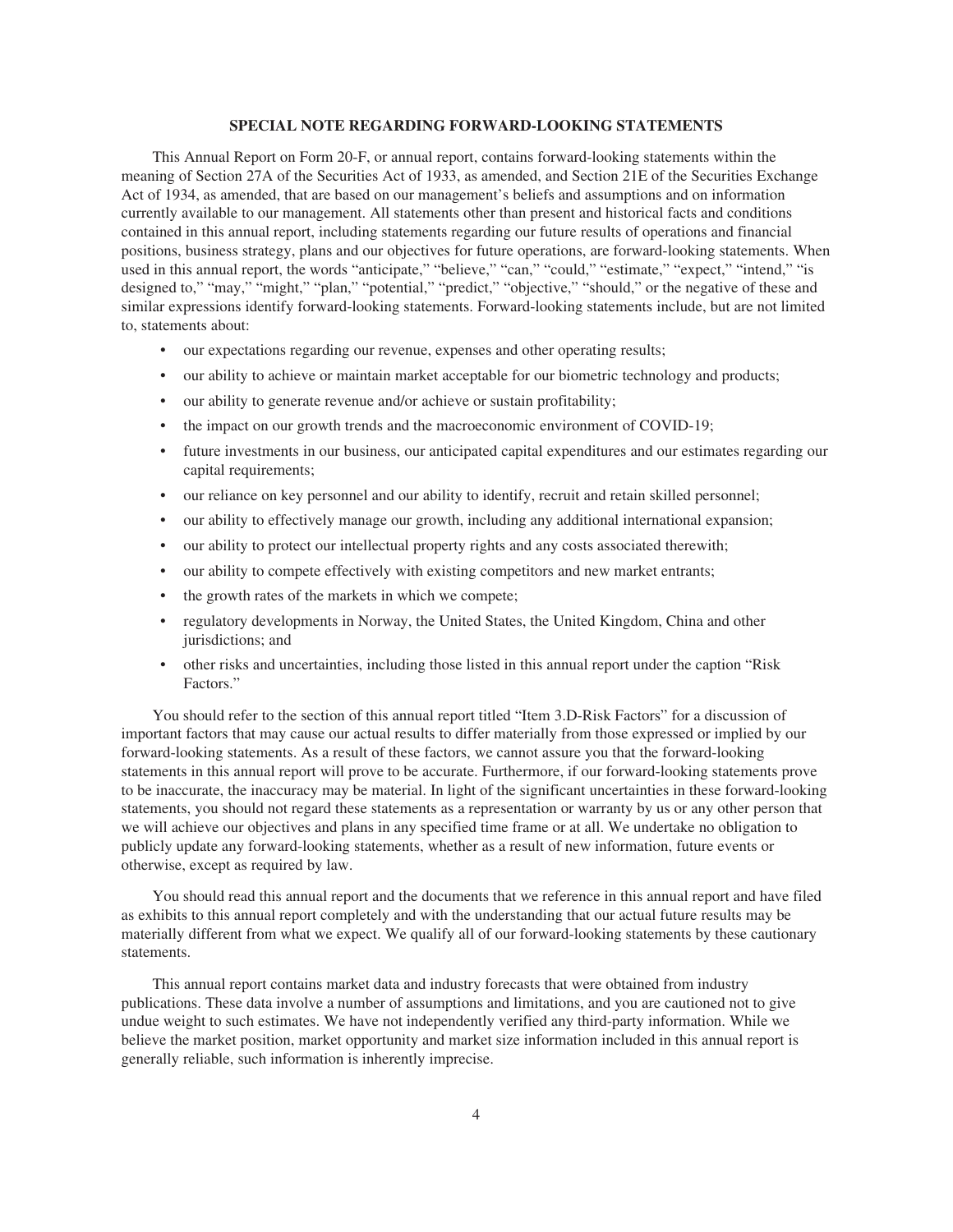## SPECIAL NOTE REGARDING FORWARD-LOOKING STATEMENTS

This Annual Report on Form 20-F, or annual report, contains forward-looking statements within the meaning of Section 27A of the Securities Act of 1933, as amended, and Section 21E of the Securities Exchange Act of 1934, as amended, that are based on our management's beliefs and assumptions and on information currently available to our management. All statements other than present and historical facts and conditions contained in this annual report, including statements regarding our future results of operations and financial positions, business strategy, plans and our objectives for future operations, are forward-looking statements. When used in this annual report, the words "anticipate," "believe," "can," "could," "estimate," "expect," "intend," "is designed to," "may," "might," "plan," "potential," "predict," "objective," "should," or the negative of these and similar expressions identify forward-looking statements. Forward-looking statements include, but are not limited to, statements about:

- our expectations regarding our revenue, expenses and other operating results;
- our ability to achieve or maintain market acceptable for our biometric technology and products;
- our ability to generate revenue and/or achieve or sustain profitability;
- the impact on our growth trends and the macroeconomic environment of COVID-19;
- future investments in our business, our anticipated capital expenditures and our estimates regarding our capital requirements;
- our reliance on key personnel and our ability to identify, recruit and retain skilled personnel;
- our ability to effectively manage our growth, including any additional international expansion;
- our ability to protect our intellectual property rights and any costs associated therewith;
- our ability to compete effectively with existing competitors and new market entrants;
- the growth rates of the markets in which we compete;
- regulatory developments in Norway, the United States, the United Kingdom, China and other jurisdictions; and
- other risks and uncertainties, including those listed in this annual report under the caption "Risk Factors."

You should refer to the section of this annual report titled "Item 3.D-Risk Factors" for a discussion of important factors that may cause our actual results to differ materially from those expressed or implied by our forward-looking statements. As a result of these factors, we cannot assure you that the forward-looking statements in this annual report will prove to be accurate. Furthermore, if our forward-looking statements prove to be inaccurate, the inaccuracy may be material. In light of the significant uncertainties in these forward-looking statements, you should not regard these statements as a representation or warranty by us or any other person that we will achieve our objectives and plans in any specified time frame or at all. We undertake no obligation to publicly update any forward-looking statements, whether as a result of new information, future events or otherwise, except as required by law.

You should read this annual report and the documents that we reference in this annual report and have filed as exhibits to this annual report completely and with the understanding that our actual future results may be materially different from what we expect. We qualify all of our forward-looking statements by these cautionary statements.

This annual report contains market data and industry forecasts that were obtained from industry publications. These data involve a number of assumptions and limitations, and you are cautioned not to give undue weight to such estimates. We have not independently verified any third-party information. While we believe the market position, market opportunity and market size information included in this annual report is generally reliable, such information is inherently imprecise.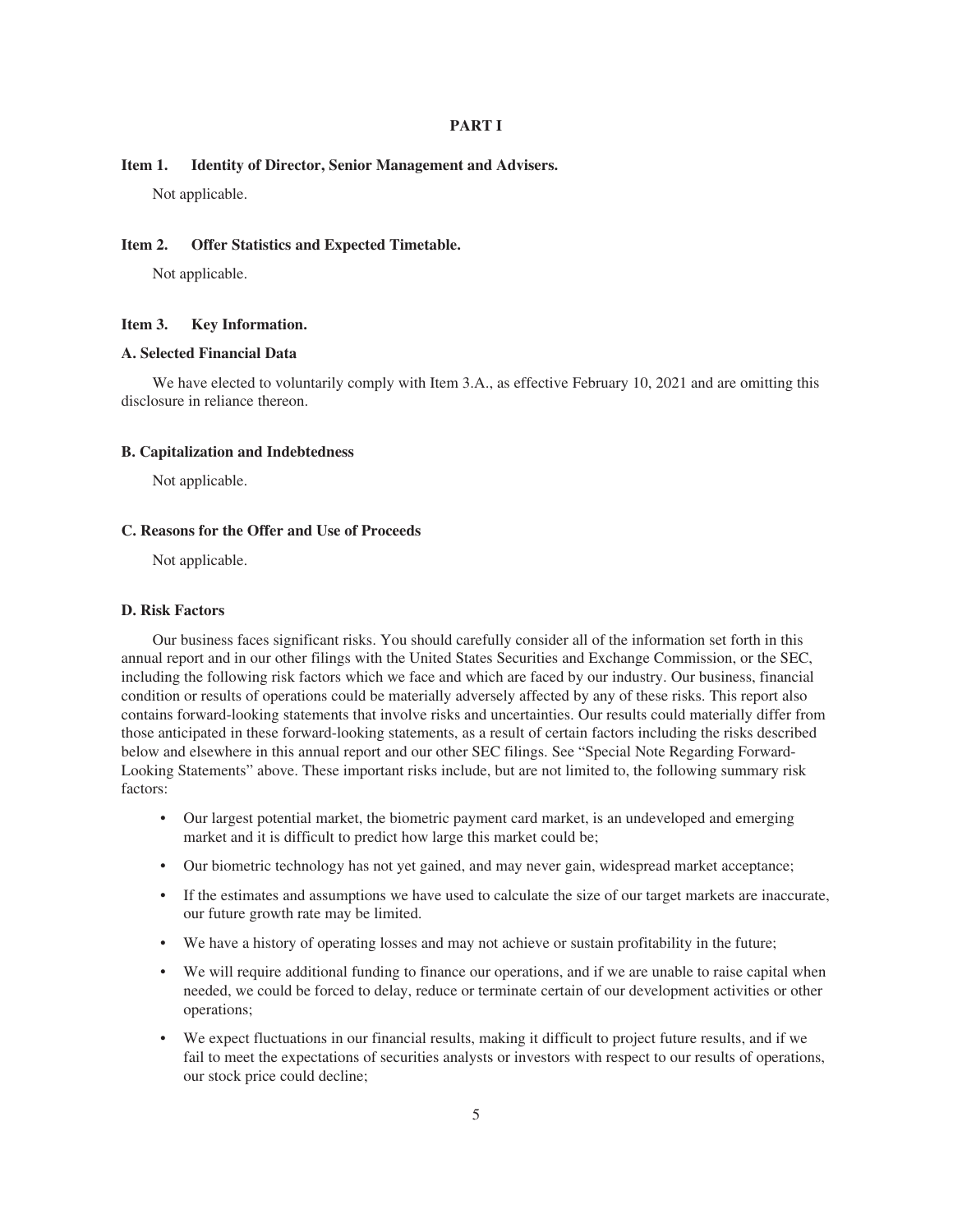# PART I

### Item 1. Identity of Director, Senior Management and Advisers.

Not applicable.

### Item 2. Offer Statistics and Expected Timetable.

Not applicable.

### Item 3. Key Information.

#### A. Selected Financial Data

We have elected to voluntarily comply with Item 3.A., as effective February 10, 2021 and are omitting this disclosure in reliance thereon.

#### B. Capitalization and Indebtedness

Not applicable.

#### C. Reasons for the Offer and Use of Proceeds

Not applicable.

#### D. Risk Factors

Our business faces significant risks. You should carefully consider all of the information set forth in this annual report and in our other filings with the United States Securities and Exchange Commission, or the SEC, including the following risk factors which we face and which are faced by our industry. Our business, financial condition or results of operations could be materially adversely affected by any of these risks. This report also contains forward-looking statements that involve risks and uncertainties. Our results could materially differ from those anticipated in these forward-looking statements, as a result of certain factors including the risks described below and elsewhere in this annual report and our other SEC filings. See "Special Note Regarding Forward-Looking Statements" above. These important risks include, but are not limited to, the following summary risk factors:

- Our largest potential market, the biometric payment card market, is an undeveloped and emerging market and it is difficult to predict how large this market could be;
- Our biometric technology has not yet gained, and may never gain, widespread market acceptance;
- If the estimates and assumptions we have used to calculate the size of our target markets are inaccurate, our future growth rate may be limited.
- We have a history of operating losses and may not achieve or sustain profitability in the future;
- We will require additional funding to finance our operations, and if we are unable to raise capital when needed, we could be forced to delay, reduce or terminate certain of our development activities or other operations;
- We expect fluctuations in our financial results, making it difficult to project future results, and if we fail to meet the expectations of securities analysts or investors with respect to our results of operations, our stock price could decline;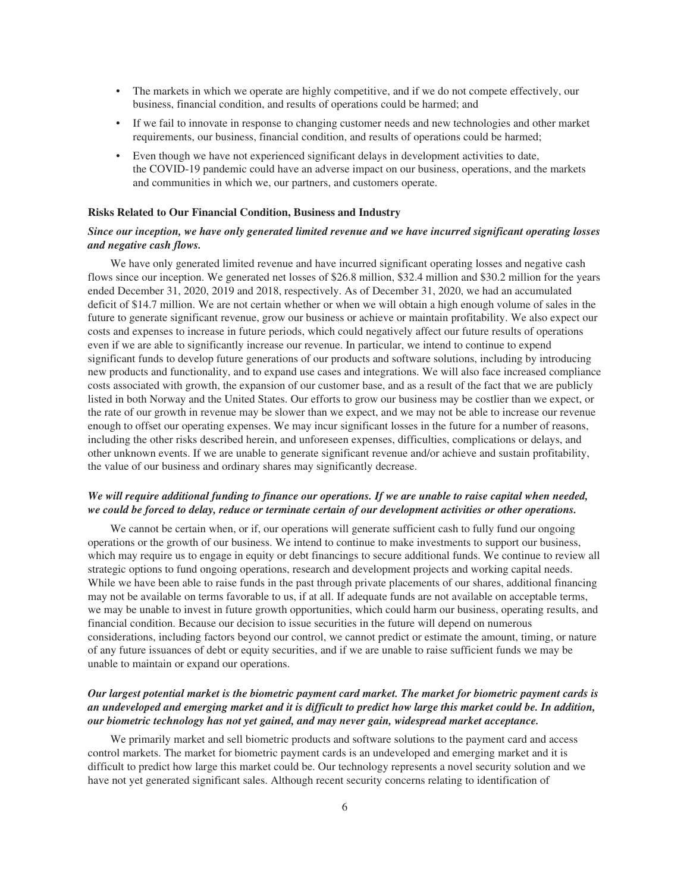- The markets in which we operate are highly competitive, and if we do not compete effectively, our business, financial condition, and results of operations could be harmed; and
- If we fail to innovate in response to changing customer needs and new technologies and other market requirements, our business, financial condition, and results of operations could be harmed;
- Even though we have not experienced significant delays in development activities to date, the COVID-19 pandemic could have an adverse impact on our business, operations, and the markets and communities in which we, our partners, and customers operate.

### Risks Related to Our Financial Condition, Business and Industry

***Since our inception, we have only generated limited revenue and we have incurred significant operating losses and negative cash flows.***

We have only generated limited revenue and have incurred significant operating losses and negative cash flows since our inception. We generated net losses of $26.8 million, $32.4 million and $30.2 million for the years ended December 31, 2020, 2019 and 2018, respectively. As of December 31, 2020, we had an accumulated deficit of $14.7 million. We are not certain whether or when we will obtain a high enough volume of sales in the future to generate significant revenue, grow our business or achieve or maintain profitability. We also expect our costs and expenses to increase in future periods, which could negatively affect our future results of operations even if we are able to significantly increase our revenue. In particular, we intend to continue to expend significant funds to develop future generations of our products and software solutions, including by introducing new products and functionality, and to expand use cases and integrations. We will also face increased compliance costs associated with growth, the expansion of our customer base, and as a result of the fact that we are publicly listed in both Norway and the United States. Our efforts to grow our business may be costlier than we expect, or the rate of our growth in revenue may be slower than we expect, and we may not be able to increase our revenue enough to offset our operating expenses. We may incur significant losses in the future for a number of reasons, including the other risks described herein, and unforeseen expenses, difficulties, complications or delays, and other unknown events. If we are unable to generate significant revenue and/or achieve and sustain profitability, the value of our business and ordinary shares may significantly decrease.

***We will require additional funding to finance our operations. If we are unable to raise capital when needed, we could be forced to delay, reduce or terminate certain of our development activities or other operations.***

We cannot be certain when, or if, our operations will generate sufficient cash to fully fund our ongoing operations or the growth of our business. We intend to continue to make investments to support our business, which may require us to engage in equity or debt financings to secure additional funds. We continue to review all strategic options to fund ongoing operations, research and development projects and working capital needs. While we have been able to raise funds in the past through private placements of our shares, additional financing may not be available on terms favorable to us, if at all. If adequate funds are not available on acceptable terms, we may be unable to invest in future growth opportunities, which could harm our business, operating results, and financial condition. Because our decision to issue securities in the future will depend on numerous considerations, including factors beyond our control, we cannot predict or estimate the amount, timing, or nature of any future issuances of debt or equity securities, and if we are unable to raise sufficient funds we may be unable to maintain or expand our operations.

***Our largest potential market is the biometric payment card market. The market for biometric payment cards is an undeveloped and emerging market and it is difficult to predict how large this market could be. In addition, our biometric technology has not yet gained, and may never gain, widespread market acceptance.***

We primarily market and sell biometric products and software solutions to the payment card and access control markets. The market for biometric payment cards is an undeveloped and emerging market and it is difficult to predict how large this market could be. Our technology represents a novel security solution and we have not yet generated significant sales. Although recent security concerns relating to identification of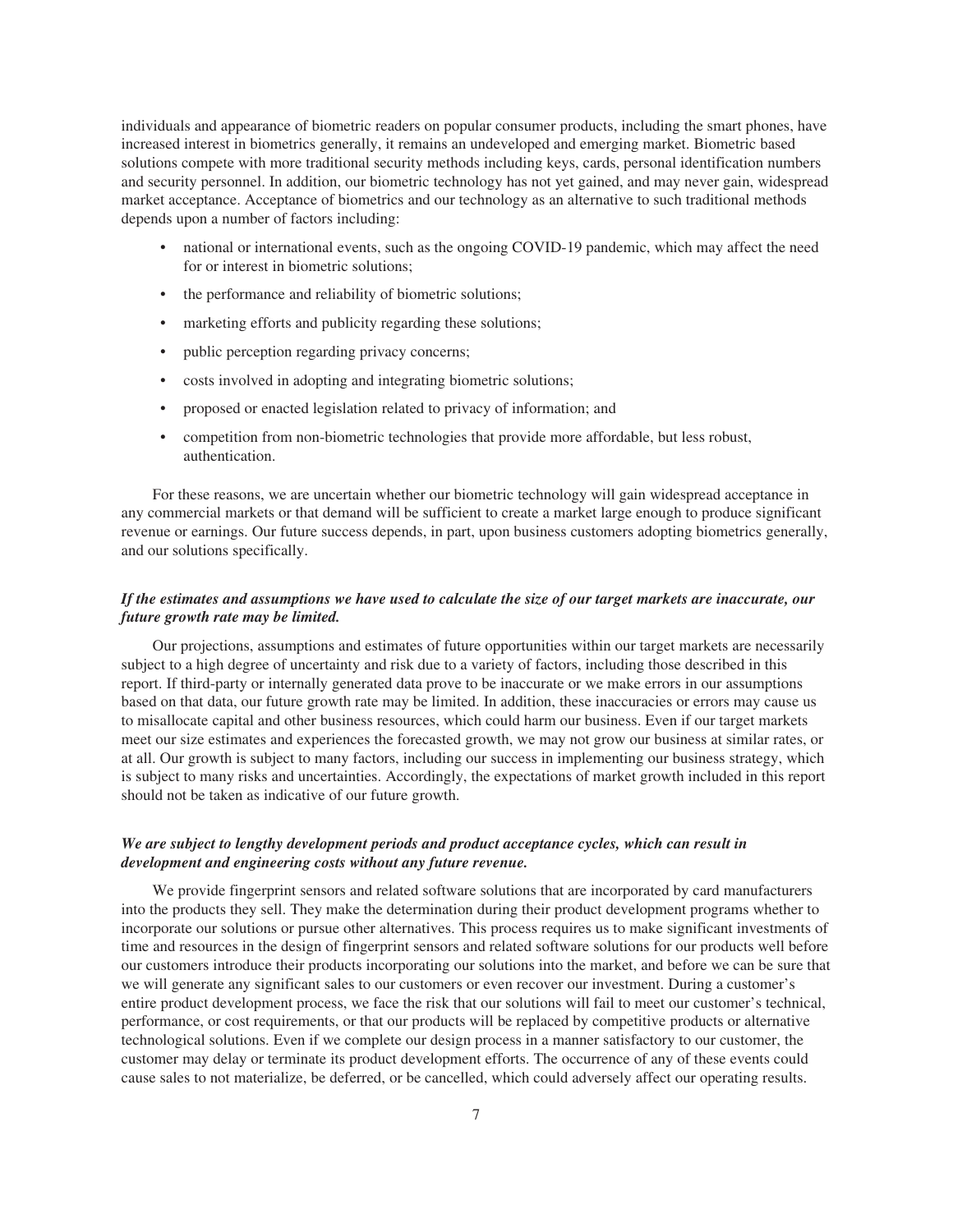individuals and appearance of biometric readers on popular consumer products, including the smart phones, have increased interest in biometrics generally, it remains an undeveloped and emerging market. Biometric based solutions compete with more traditional security methods including keys, cards, personal identification numbers and security personnel. In addition, our biometric technology has not yet gained, and may never gain, widespread market acceptance. Acceptance of biometrics and our technology as an alternative to such traditional methods depends upon a number of factors including:

- national or international events, such as the ongoing COVID-19 pandemic, which may affect the need for or interest in biometric solutions;
- the performance and reliability of biometric solutions;
- marketing efforts and publicity regarding these solutions;
- public perception regarding privacy concerns;
- costs involved in adopting and integrating biometric solutions;
- proposed or enacted legislation related to privacy of information; and
- competition from non-biometric technologies that provide more affordable, but less robust, authentication.

For these reasons, we are uncertain whether our biometric technology will gain widespread acceptance in any commercial markets or that demand will be sufficient to create a market large enough to produce significant revenue or earnings. Our future success depends, in part, upon business customers adopting biometrics generally, and our solutions specifically.

***If the estimates and assumptions we have used to calculate the size of our target markets are inaccurate, our future growth rate may be limited.***

Our projections, assumptions and estimates of future opportunities within our target markets are necessarily subject to a high degree of uncertainty and risk due to a variety of factors, including those described in this report. If third-party or internally generated data prove to be inaccurate or we make errors in our assumptions based on that data, our future growth rate may be limited. In addition, these inaccuracies or errors may cause us to misallocate capital and other business resources, which could harm our business. Even if our target markets meet our size estimates and experiences the forecasted growth, we may not grow our business at similar rates, or at all. Our growth is subject to many factors, including our success in implementing our business strategy, which is subject to many risks and uncertainties. Accordingly, the expectations of market growth included in this report should not be taken as indicative of our future growth.

***We are subject to lengthy development periods and product acceptance cycles, which can result in development and engineering costs without any future revenue.***

We provide fingerprint sensors and related software solutions that are incorporated by card manufacturers into the products they sell. They make the determination during their product development programs whether to incorporate our solutions or pursue other alternatives. This process requires us to make significant investments of time and resources in the design of fingerprint sensors and related software solutions for our products well before our customers introduce their products incorporating our solutions into the market, and before we can be sure that we will generate any significant sales to our customers or even recover our investment. During a customer's entire product development process, we face the risk that our solutions will fail to meet our customer's technical, performance, or cost requirements, or that our products will be replaced by competitive products or alternative technological solutions. Even if we complete our design process in a manner satisfactory to our customer, the customer may delay or terminate its product development efforts. The occurrence of any of these events could cause sales to not materialize, be deferred, or be cancelled, which could adversely affect our operating results.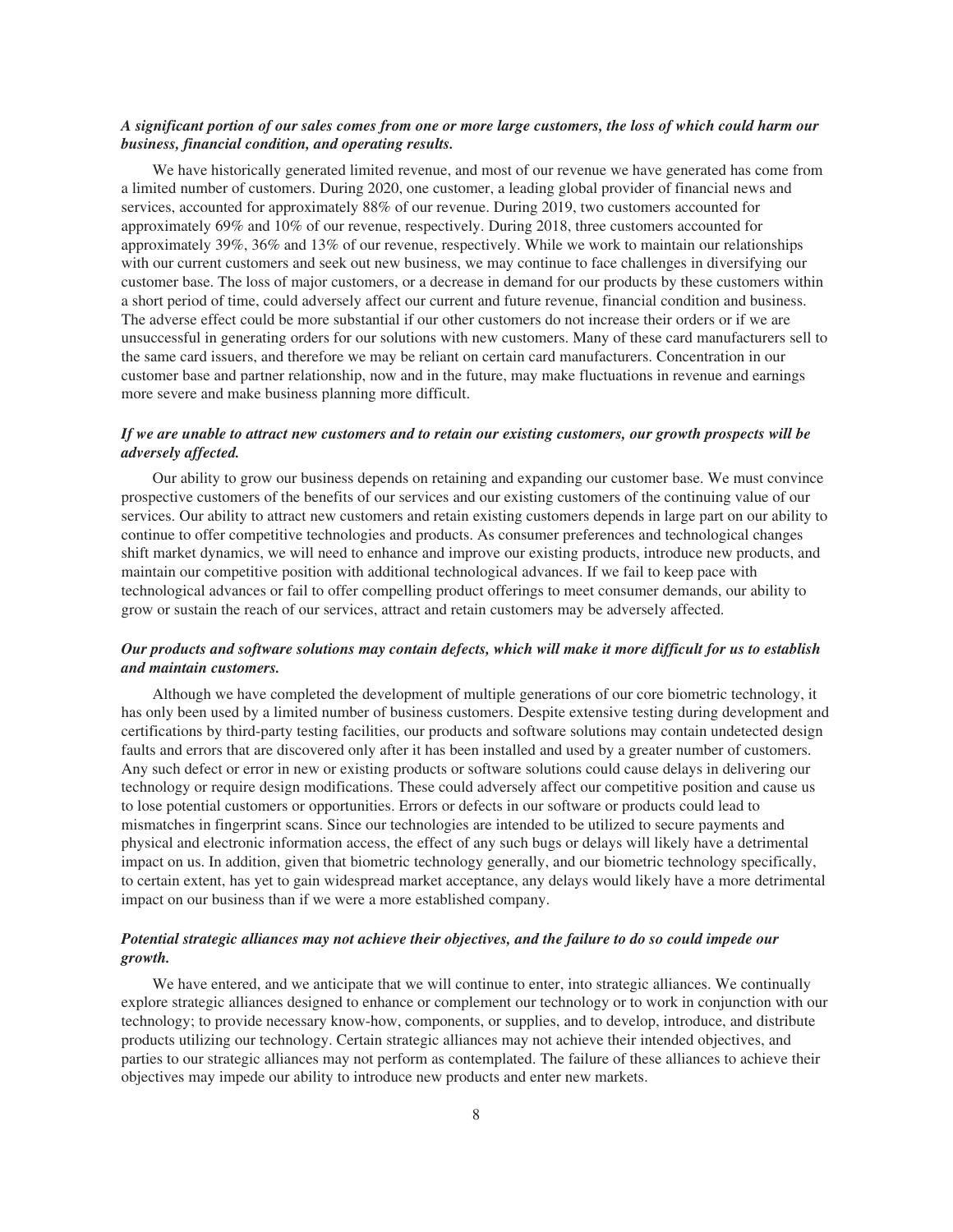***A significant portion of our sales comes from one or more large customers, the loss of which could harm our business, financial condition, and operating results.***

We have historically generated limited revenue, and most of our revenue we have generated has come from a limited number of customers. During 2020, one customer, a leading global provider of financial news and services, accounted for approximately 88% of our revenue. During 2019, two customers accounted for approximately 69% and 10% of our revenue, respectively. During 2018, three customers accounted for approximately 39%, 36% and 13% of our revenue, respectively. While we work to maintain our relationships with our current customers and seek out new business, we may continue to face challenges in diversifying our customer base. The loss of major customers, or a decrease in demand for our products by these customers within a short period of time, could adversely affect our current and future revenue, financial condition and business. The adverse effect could be more substantial if our other customers do not increase their orders or if we are unsuccessful in generating orders for our solutions with new customers. Many of these card manufacturers sell to the same card issuers, and therefore we may be reliant on certain card manufacturers. Concentration in our customer base and partner relationship, now and in the future, may make fluctuations in revenue and earnings more severe and make business planning more difficult.

***If we are unable to attract new customers and to retain our existing customers, our growth prospects will be adversely affected.***

Our ability to grow our business depends on retaining and expanding our customer base. We must convince prospective customers of the benefits of our services and our existing customers of the continuing value of our services. Our ability to attract new customers and retain existing customers depends in large part on our ability to continue to offer competitive technologies and products. As consumer preferences and technological changes shift market dynamics, we will need to enhance and improve our existing products, introduce new products, and maintain our competitive position with additional technological advances. If we fail to keep pace with technological advances or fail to offer compelling product offerings to meet consumer demands, our ability to grow or sustain the reach of our services, attract and retain customers may be adversely affected.

***Our products and software solutions may contain defects, which will make it more difficult for us to establish and maintain customers.***

Although we have completed the development of multiple generations of our core biometric technology, it has only been used by a limited number of business customers. Despite extensive testing during development and certifications by third-party testing facilities, our products and software solutions may contain undetected design faults and errors that are discovered only after it has been installed and used by a greater number of customers. Any such defect or error in new or existing products or software solutions could cause delays in delivering our technology or require design modifications. These could adversely affect our competitive position and cause us to lose potential customers or opportunities. Errors or defects in our software or products could lead to mismatches in fingerprint scans. Since our technologies are intended to be utilized to secure payments and physical and electronic information access, the effect of any such bugs or delays will likely have a detrimental impact on us. In addition, given that biometric technology generally, and our biometric technology specifically, to certain extent, has yet to gain widespread market acceptance, any delays would likely have a more detrimental impact on our business than if we were a more established company.

***Potential strategic alliances may not achieve their objectives, and the failure to do so could impede our growth.***

We have entered, and we anticipate that we will continue to enter, into strategic alliances. We continually explore strategic alliances designed to enhance or complement our technology or to work in conjunction with our technology; to provide necessary know-how, components, or supplies, and to develop, introduce, and distribute products utilizing our technology. Certain strategic alliances may not achieve their intended objectives, and parties to our strategic alliances may not perform as contemplated. The failure of these alliances to achieve their objectives may impede our ability to introduce new products and enter new markets.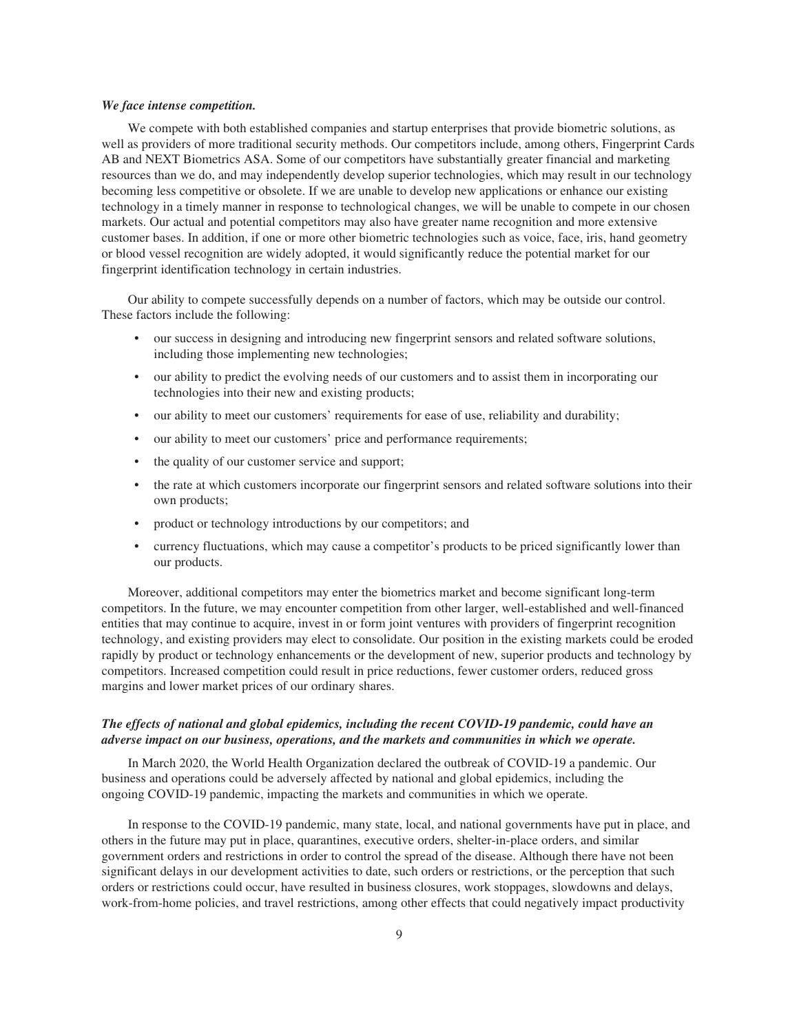***We face intense competition.***

We compete with both established companies and startup enterprises that provide biometric solutions, as well as providers of more traditional security methods. Our competitors include, among others, Fingerprint Cards AB and NEXT Biometrics ASA. Some of our competitors have substantially greater financial and marketing resources than we do, and may independently develop superior technologies, which may result in our technology becoming less competitive or obsolete. If we are unable to develop new applications or enhance our existing technology in a timely manner in response to technological changes, we will be unable to compete in our chosen markets. Our actual and potential competitors may also have greater name recognition and more extensive customer bases. In addition, if one or more other biometric technologies such as voice, face, iris, hand geometry or blood vessel recognition are widely adopted, it would significantly reduce the potential market for our fingerprint identification technology in certain industries.

Our ability to compete successfully depends on a number of factors, which may be outside our control. These factors include the following:

- our success in designing and introducing new fingerprint sensors and related software solutions, including those implementing new technologies;
- our ability to predict the evolving needs of our customers and to assist them in incorporating our technologies into their new and existing products;
- our ability to meet our customers' requirements for ease of use, reliability and durability;
- our ability to meet our customers' price and performance requirements;
- the quality of our customer service and support;
- the rate at which customers incorporate our fingerprint sensors and related software solutions into their own products;
- product or technology introductions by our competitors; and
- currency fluctuations, which may cause a competitor's products to be priced significantly lower than our products.

Moreover, additional competitors may enter the biometrics market and become significant long-term competitors. In the future, we may encounter competition from other larger, well-established and well-financed entities that may continue to acquire, invest in or form joint ventures with providers of fingerprint recognition technology, and existing providers may elect to consolidate. Our position in the existing markets could be eroded rapidly by product or technology enhancements or the development of new, superior products and technology by competitors. Increased competition could result in price reductions, fewer customer orders, reduced gross margins and lower market prices of our ordinary shares.

***The effects of national and global epidemics, including the recent COVID-19 pandemic, could have an adverse impact on our business, operations, and the markets and communities in which we operate.***

In March 2020, the World Health Organization declared the outbreak of COVID-19 a pandemic. Our business and operations could be adversely affected by national and global epidemics, including the ongoing COVID-19 pandemic, impacting the markets and communities in which we operate.

In response to the COVID-19 pandemic, many state, local, and national governments have put in place, and others in the future may put in place, quarantines, executive orders, shelter-in-place orders, and similar government orders and restrictions in order to control the spread of the disease. Although there have not been significant delays in our development activities to date, such orders or restrictions, or the perception that such orders or restrictions could occur, have resulted in business closures, work stoppages, slowdowns and delays, work-from-home policies, and travel restrictions, among other effects that could negatively impact productivity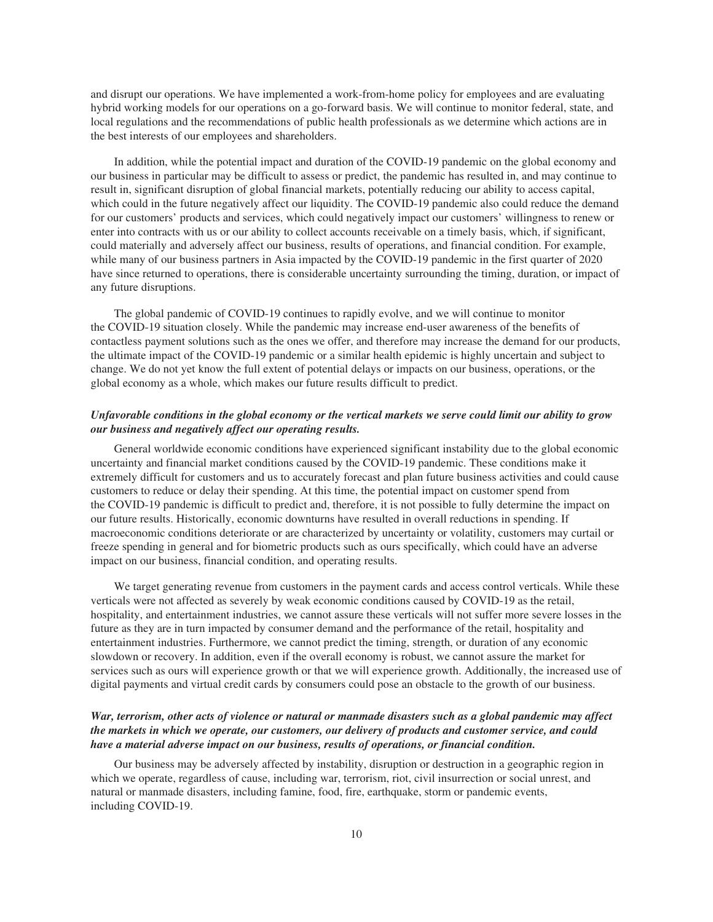and disrupt our operations. We have implemented a work-from-home policy for employees and are evaluating hybrid working models for our operations on a go-forward basis. We will continue to monitor federal, state, and local regulations and the recommendations of public health professionals as we determine which actions are in the best interests of our employees and shareholders.

In addition, while the potential impact and duration of the COVID-19 pandemic on the global economy and our business in particular may be difficult to assess or predict, the pandemic has resulted in, and may continue to result in, significant disruption of global financial markets, potentially reducing our ability to access capital, which could in the future negatively affect our liquidity. The COVID-19 pandemic also could reduce the demand for our customers' products and services, which could negatively impact our customers' willingness to renew or enter into contracts with us or our ability to collect accounts receivable on a timely basis, which, if significant, could materially and adversely affect our business, results of operations, and financial condition. For example, while many of our business partners in Asia impacted by the COVID-19 pandemic in the first quarter of 2020 have since returned to operations, there is considerable uncertainty surrounding the timing, duration, or impact of any future disruptions.

The global pandemic of COVID-19 continues to rapidly evolve, and we will continue to monitor the COVID-19 situation closely. While the pandemic may increase end-user awareness of the benefits of contactless payment solutions such as the ones we offer, and therefore may increase the demand for our products, the ultimate impact of the COVID-19 pandemic or a similar health epidemic is highly uncertain and subject to change. We do not yet know the full extent of potential delays or impacts on our business, operations, or the global economy as a whole, which makes our future results difficult to predict.

***Unfavorable conditions in the global economy or the vertical markets we serve could limit our ability to grow our business and negatively affect our operating results.***

General worldwide economic conditions have experienced significant instability due to the global economic uncertainty and financial market conditions caused by the COVID-19 pandemic. These conditions make it extremely difficult for customers and us to accurately forecast and plan future business activities and could cause customers to reduce or delay their spending. At this time, the potential impact on customer spend from the COVID-19 pandemic is difficult to predict and, therefore, it is not possible to fully determine the impact on our future results. Historically, economic downturns have resulted in overall reductions in spending. If macroeconomic conditions deteriorate or are characterized by uncertainty or volatility, customers may curtail or freeze spending in general and for biometric products such as ours specifically, which could have an adverse impact on our business, financial condition, and operating results.

We target generating revenue from customers in the payment cards and access control verticals. While these verticals were not affected as severely by weak economic conditions caused by COVID-19 as the retail, hospitality, and entertainment industries, we cannot assure these verticals will not suffer more severe losses in the future as they are in turn impacted by consumer demand and the performance of the retail, hospitality and entertainment industries. Furthermore, we cannot predict the timing, strength, or duration of any economic slowdown or recovery. In addition, even if the overall economy is robust, we cannot assure the market for services such as ours will experience growth or that we will experience growth. Additionally, the increased use of digital payments and virtual credit cards by consumers could pose an obstacle to the growth of our business.

***War, terrorism, other acts of violence or natural or manmade disasters such as a global pandemic may affect the markets in which we operate, our customers, our delivery of products and customer service, and could have a material adverse impact on our business, results of operations, or financial condition.***

Our business may be adversely affected by instability, disruption or destruction in a geographic region in which we operate, regardless of cause, including war, terrorism, riot, civil insurrection or social unrest, and natural or manmade disasters, including famine, food, fire, earthquake, storm or pandemic events, including COVID-19.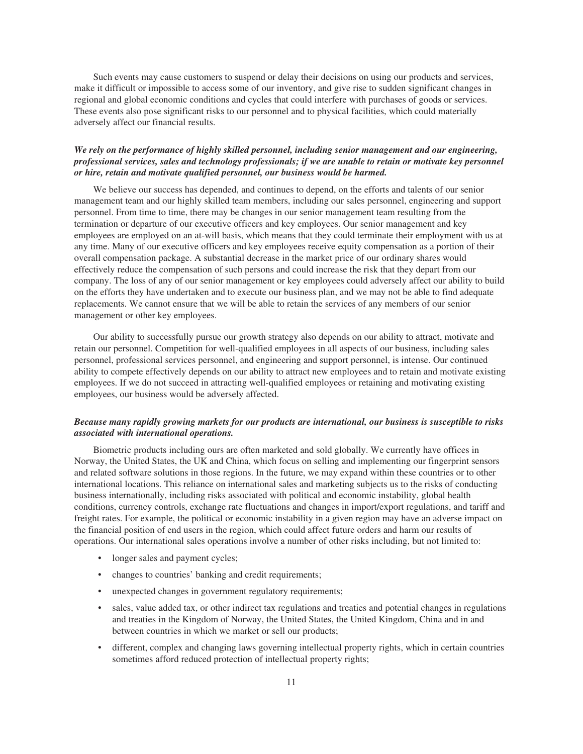Such events may cause customers to suspend or delay their decisions on using our products and services, make it difficult or impossible to access some of our inventory, and give rise to sudden significant changes in regional and global economic conditions and cycles that could interfere with purchases of goods or services. These events also pose significant risks to our personnel and to physical facilities, which could materially adversely affect our financial results.

***We rely on the performance of highly skilled personnel, including senior management and our engineering, professional services, sales and technology professionals; if we are unable to retain or motivate key personnel or hire, retain and motivate qualified personnel, our business would be harmed.***

We believe our success has depended, and continues to depend, on the efforts and talents of our senior management team and our highly skilled team members, including our sales personnel, engineering and support personnel. From time to time, there may be changes in our senior management team resulting from the termination or departure of our executive officers and key employees. Our senior management and key employees are employed on an at-will basis, which means that they could terminate their employment with us at any time. Many of our executive officers and key employees receive equity compensation as a portion of their overall compensation package. A substantial decrease in the market price of our ordinary shares would effectively reduce the compensation of such persons and could increase the risk that they depart from our company. The loss of any of our senior management or key employees could adversely affect our ability to build on the efforts they have undertaken and to execute our business plan, and we may not be able to find adequate replacements. We cannot ensure that we will be able to retain the services of any members of our senior management or other key employees.

Our ability to successfully pursue our growth strategy also depends on our ability to attract, motivate and retain our personnel. Competition for well-qualified employees in all aspects of our business, including sales personnel, professional services personnel, and engineering and support personnel, is intense. Our continued ability to compete effectively depends on our ability to attract new employees and to retain and motivate existing employees. If we do not succeed in attracting well-qualified employees or retaining and motivating existing employees, our business would be adversely affected.

***Because many rapidly growing markets for our products are international, our business is susceptible to risks associated with international operations.***

Biometric products including ours are often marketed and sold globally. We currently have offices in Norway, the United States, the UK and China, which focus on selling and implementing our fingerprint sensors and related software solutions in those regions. In the future, we may expand within these countries or to other international locations. This reliance on international sales and marketing subjects us to the risks of conducting business internationally, including risks associated with political and economic instability, global health conditions, currency controls, exchange rate fluctuations and changes in import/export regulations, and tariff and freight rates. For example, the political or economic instability in a given region may have an adverse impact on the financial position of end users in the region, which could affect future orders and harm our results of operations. Our international sales operations involve a number of other risks including, but not limited to:

- longer sales and payment cycles;
- changes to countries' banking and credit requirements;
- unexpected changes in government regulatory requirements;
- sales, value added tax, or other indirect tax regulations and treaties and potential changes in regulations and treaties in the Kingdom of Norway, the United States, the United Kingdom, China and in and between countries in which we market or sell our products;
- different, complex and changing laws governing intellectual property rights, which in certain countries sometimes afford reduced protection of intellectual property rights;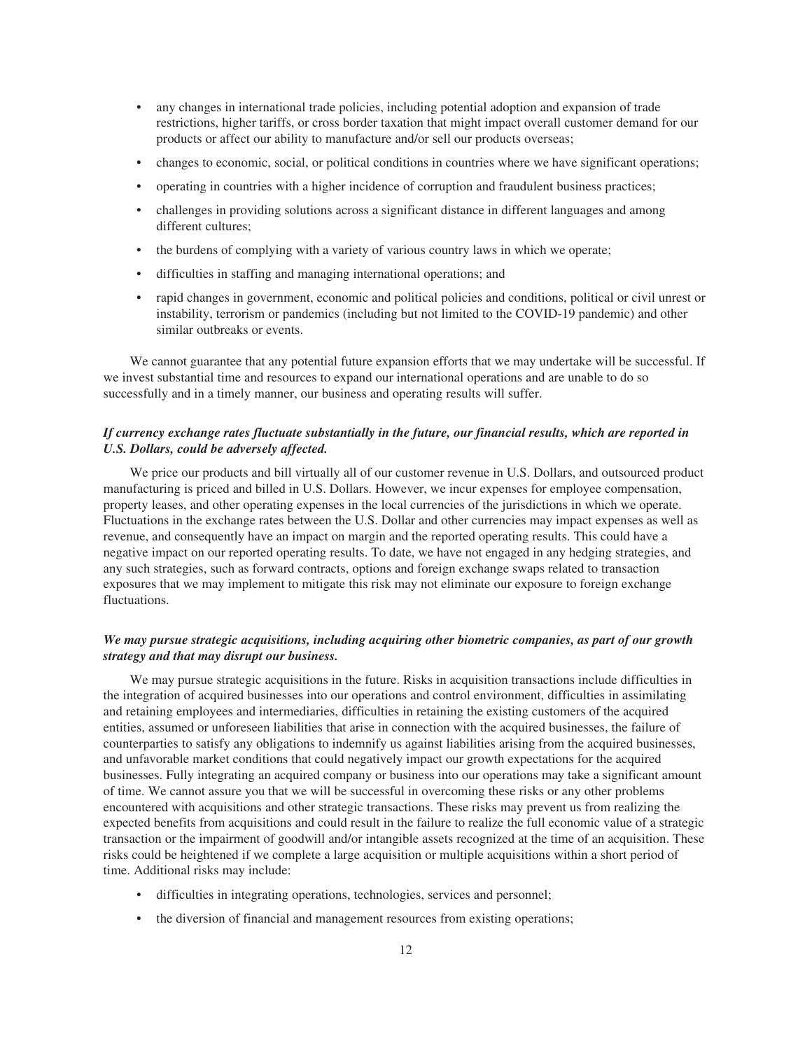- any changes in international trade policies, including potential adoption and expansion of trade restrictions, higher tariffs, or cross border taxation that might impact overall customer demand for our products or affect our ability to manufacture and/or sell our products overseas;
- changes to economic, social, or political conditions in countries where we have significant operations;
- operating in countries with a higher incidence of corruption and fraudulent business practices;
- challenges in providing solutions across a significant distance in different languages and among different cultures;
- the burdens of complying with a variety of various country laws in which we operate;
- difficulties in staffing and managing international operations; and
- rapid changes in government, economic and political policies and conditions, political or civil unrest or instability, terrorism or pandemics (including but not limited to the COVID-19 pandemic) and other similar outbreaks or events.

We cannot guarantee that any potential future expansion efforts that we may undertake will be successful. If we invest substantial time and resources to expand our international operations and are unable to do so successfully and in a timely manner, our business and operating results will suffer.

***If currency exchange rates fluctuate substantially in the future, our financial results, which are reported in U.S. Dollars, could be adversely affected.***

We price our products and bill virtually all of our customer revenue in U.S. Dollars, and outsourced product manufacturing is priced and billed in U.S. Dollars. However, we incur expenses for employee compensation, property leases, and other operating expenses in the local currencies of the jurisdictions in which we operate. Fluctuations in the exchange rates between the U.S. Dollar and other currencies may impact expenses as well as revenue, and consequently have an impact on margin and the reported operating results. This could have a negative impact on our reported operating results. To date, we have not engaged in any hedging strategies, and any such strategies, such as forward contracts, options and foreign exchange swaps related to transaction exposures that we may implement to mitigate this risk may not eliminate our exposure to foreign exchange fluctuations.

***We may pursue strategic acquisitions, including acquiring other biometric companies, as part of our growth strategy and that may disrupt our business.***

We may pursue strategic acquisitions in the future. Risks in acquisition transactions include difficulties in the integration of acquired businesses into our operations and control environment, difficulties in assimilating and retaining employees and intermediaries, difficulties in retaining the existing customers of the acquired entities, assumed or unforeseen liabilities that arise in connection with the acquired businesses, the failure of counterparties to satisfy any obligations to indemnify us against liabilities arising from the acquired businesses, and unfavorable market conditions that could negatively impact our growth expectations for the acquired businesses. Fully integrating an acquired company or business into our operations may take a significant amount of time. We cannot assure you that we will be successful in overcoming these risks or any other problems encountered with acquisitions and other strategic transactions. These risks may prevent us from realizing the expected benefits from acquisitions and could result in the failure to realize the full economic value of a strategic transaction or the impairment of goodwill and/or intangible assets recognized at the time of an acquisition. These risks could be heightened if we complete a large acquisition or multiple acquisitions within a short period of time. Additional risks may include:

- difficulties in integrating operations, technologies, services and personnel;
- the diversion of financial and management resources from existing operations;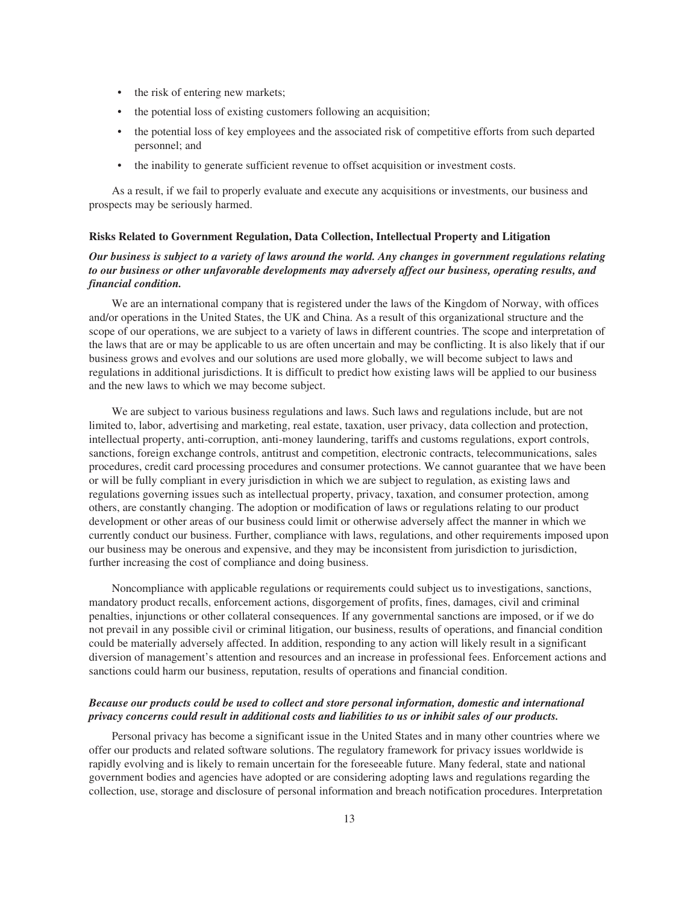- the risk of entering new markets;
- the potential loss of existing customers following an acquisition;
- the potential loss of key employees and the associated risk of competitive efforts from such departed personnel; and
- the inability to generate sufficient revenue to offset acquisition or investment costs.

As a result, if we fail to properly evaluate and execute any acquisitions or investments, our business and prospects may be seriously harmed.

### Risks Related to Government Regulation, Data Collection, Intellectual Property and Litigation

***Our business is subject to a variety of laws around the world. Any changes in government regulations relating to our business or other unfavorable developments may adversely affect our business, operating results, and financial condition.***

We are an international company that is registered under the laws of the Kingdom of Norway, with offices and/or operations in the United States, the UK and China. As a result of this organizational structure and the scope of our operations, we are subject to a variety of laws in different countries. The scope and interpretation of the laws that are or may be applicable to us are often uncertain and may be conflicting. It is also likely that if our business grows and evolves and our solutions are used more globally, we will become subject to laws and regulations in additional jurisdictions. It is difficult to predict how existing laws will be applied to our business and the new laws to which we may become subject.

We are subject to various business regulations and laws. Such laws and regulations include, but are not limited to, labor, advertising and marketing, real estate, taxation, user privacy, data collection and protection, intellectual property, anti-corruption, anti-money laundering, tariffs and customs regulations, export controls, sanctions, foreign exchange controls, antitrust and competition, electronic contracts, telecommunications, sales procedures, credit card processing procedures and consumer protections. We cannot guarantee that we have been or will be fully compliant in every jurisdiction in which we are subject to regulation, as existing laws and regulations governing issues such as intellectual property, privacy, taxation, and consumer protection, among others, are constantly changing. The adoption or modification of laws or regulations relating to our product development or other areas of our business could limit or otherwise adversely affect the manner in which we currently conduct our business. Further, compliance with laws, regulations, and other requirements imposed upon our business may be onerous and expensive, and they may be inconsistent from jurisdiction to jurisdiction, further increasing the cost of compliance and doing business.

Noncompliance with applicable regulations or requirements could subject us to investigations, sanctions, mandatory product recalls, enforcement actions, disgorgement of profits, fines, damages, civil and criminal penalties, injunctions or other collateral consequences. If any governmental sanctions are imposed, or if we do not prevail in any possible civil or criminal litigation, our business, results of operations, and financial condition could be materially adversely affected. In addition, responding to any action will likely result in a significant diversion of management's attention and resources and an increase in professional fees. Enforcement actions and sanctions could harm our business, reputation, results of operations and financial condition.

***Because our products could be used to collect and store personal information, domestic and international privacy concerns could result in additional costs and liabilities to us or inhibit sales of our products.***

Personal privacy has become a significant issue in the United States and in many other countries where we offer our products and related software solutions. The regulatory framework for privacy issues worldwide is rapidly evolving and is likely to remain uncertain for the foreseeable future. Many federal, state and national government bodies and agencies have adopted or are considering adopting laws and regulations regarding the collection, use, storage and disclosure of personal information and breach notification procedures. Interpretation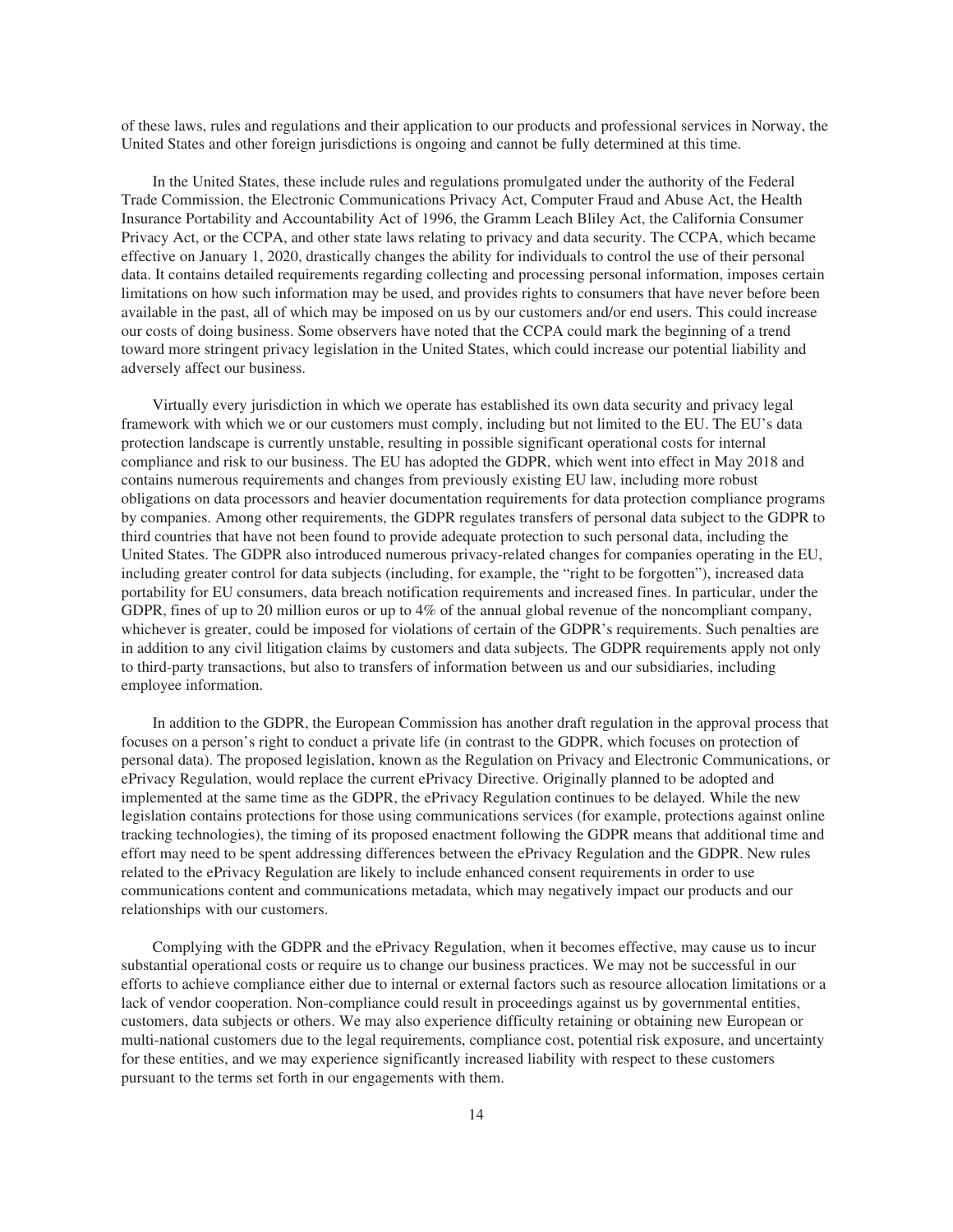of these laws, rules and regulations and their application to our products and professional services in Norway, the United States and other foreign jurisdictions is ongoing and cannot be fully determined at this time.

In the United States, these include rules and regulations promulgated under the authority of the Federal Trade Commission, the Electronic Communications Privacy Act, Computer Fraud and Abuse Act, the Health Insurance Portability and Accountability Act of 1996, the Gramm Leach Bliley Act, the California Consumer Privacy Act, or the CCPA, and other state laws relating to privacy and data security. The CCPA, which became effective on January 1, 2020, drastically changes the ability for individuals to control the use of their personal data. It contains detailed requirements regarding collecting and processing personal information, imposes certain limitations on how such information may be used, and provides rights to consumers that have never before been available in the past, all of which may be imposed on us by our customers and/or end users. This could increase our costs of doing business. Some observers have noted that the CCPA could mark the beginning of a trend toward more stringent privacy legislation in the United States, which could increase our potential liability and adversely affect our business.

Virtually every jurisdiction in which we operate has established its own data security and privacy legal framework with which we or our customers must comply, including but not limited to the EU. The EU's data protection landscape is currently unstable, resulting in possible significant operational costs for internal compliance and risk to our business. The EU has adopted the GDPR, which went into effect in May 2018 and contains numerous requirements and changes from previously existing EU law, including more robust obligations on data processors and heavier documentation requirements for data protection compliance programs by companies. Among other requirements, the GDPR regulates transfers of personal data subject to the GDPR to third countries that have not been found to provide adequate protection to such personal data, including the United States. The GDPR also introduced numerous privacy-related changes for companies operating in the EU, including greater control for data subjects (including, for example, the "right to be forgotten"), increased data portability for EU consumers, data breach notification requirements and increased fines. In particular, under the GDPR, fines of up to 20 million euros or up to 4% of the annual global revenue of the noncompliant company, whichever is greater, could be imposed for violations of certain of the GDPR's requirements. Such penalties are in addition to any civil litigation claims by customers and data subjects. The GDPR requirements apply not only to third-party transactions, but also to transfers of information between us and our subsidiaries, including employee information.

In addition to the GDPR, the European Commission has another draft regulation in the approval process that focuses on a person's right to conduct a private life (in contrast to the GDPR, which focuses on protection of personal data). The proposed legislation, known as the Regulation on Privacy and Electronic Communications, or ePrivacy Regulation, would replace the current ePrivacy Directive. Originally planned to be adopted and implemented at the same time as the GDPR, the ePrivacy Regulation continues to be delayed. While the new legislation contains protections for those using communications services (for example, protections against online tracking technologies), the timing of its proposed enactment following the GDPR means that additional time and effort may need to be spent addressing differences between the ePrivacy Regulation and the GDPR. New rules related to the ePrivacy Regulation are likely to include enhanced consent requirements in order to use communications content and communications metadata, which may negatively impact our products and our relationships with our customers.

Complying with the GDPR and the ePrivacy Regulation, when it becomes effective, may cause us to incur substantial operational costs or require us to change our business practices. We may not be successful in our efforts to achieve compliance either due to internal or external factors such as resource allocation limitations or a lack of vendor cooperation. Non-compliance could result in proceedings against us by governmental entities, customers, data subjects or others. We may also experience difficulty retaining or obtaining new European or multi-national customers due to the legal requirements, compliance cost, potential risk exposure, and uncertainty for these entities, and we may experience significantly increased liability with respect to these customers pursuant to the terms set forth in our engagements with them.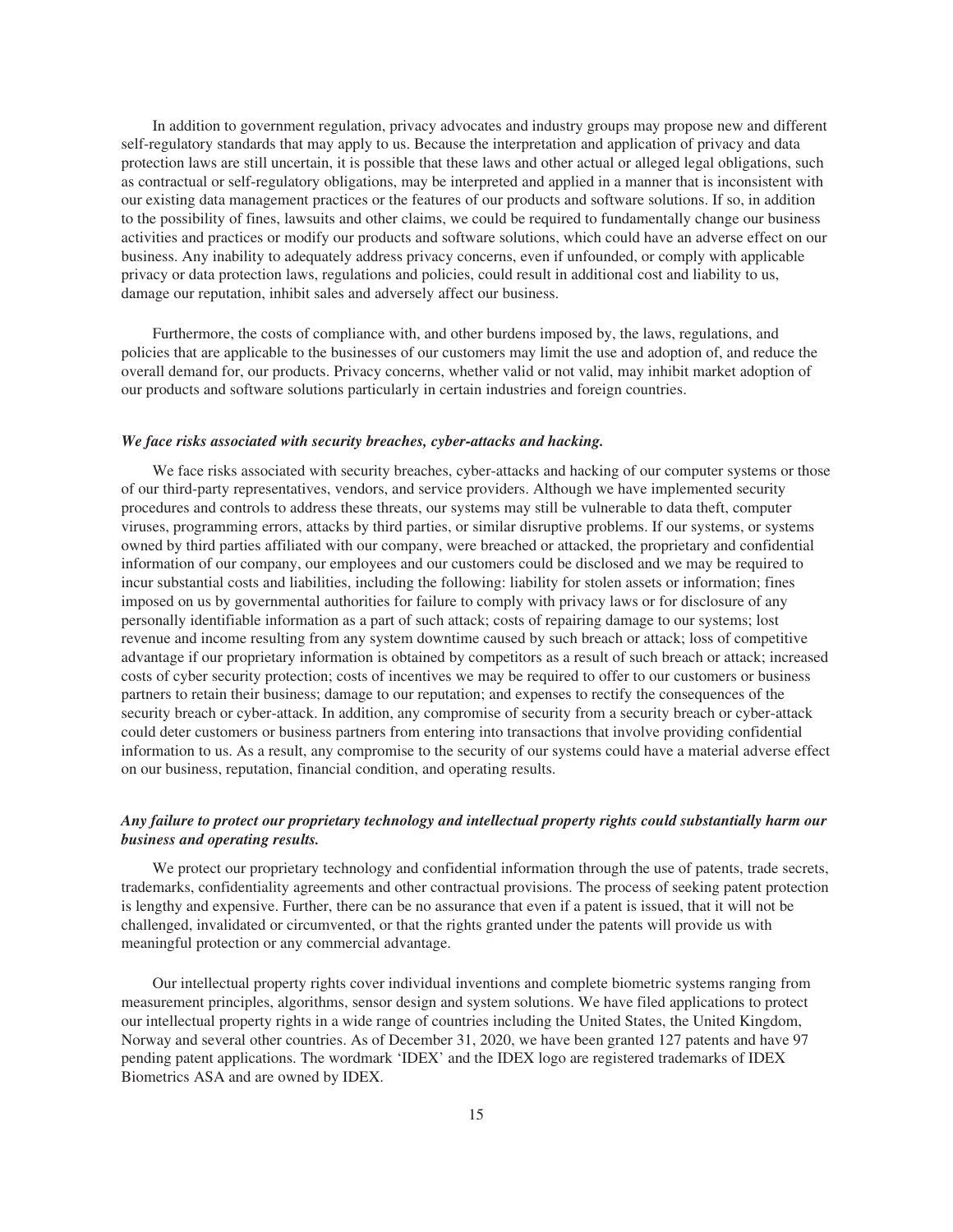In addition to government regulation, privacy advocates and industry groups may propose new and different self-regulatory standards that may apply to us. Because the interpretation and application of privacy and data protection laws are still uncertain, it is possible that these laws and other actual or alleged legal obligations, such as contractual or self-regulatory obligations, may be interpreted and applied in a manner that is inconsistent with our existing data management practices or the features of our products and software solutions. If so, in addition to the possibility of fines, lawsuits and other claims, we could be required to fundamentally change our business activities and practices or modify our products and software solutions, which could have an adverse effect on our business. Any inability to adequately address privacy concerns, even if unfounded, or comply with applicable privacy or data protection laws, regulations and policies, could result in additional cost and liability to us, damage our reputation, inhibit sales and adversely affect our business.

Furthermore, the costs of compliance with, and other burdens imposed by, the laws, regulations, and policies that are applicable to the businesses of our customers may limit the use and adoption of, and reduce the overall demand for, our products. Privacy concerns, whether valid or not valid, may inhibit market adoption of our products and software solutions particularly in certain industries and foreign countries.

***We face risks associated with security breaches, cyber-attacks and hacking.***

We face risks associated with security breaches, cyber-attacks and hacking of our computer systems or those of our third-party representatives, vendors, and service providers. Although we have implemented security procedures and controls to address these threats, our systems may still be vulnerable to data theft, computer viruses, programming errors, attacks by third parties, or similar disruptive problems. If our systems, or systems owned by third parties affiliated with our company, were breached or attacked, the proprietary and confidential information of our company, our employees and our customers could be disclosed and we may be required to incur substantial costs and liabilities, including the following: liability for stolen assets or information; fines imposed on us by governmental authorities for failure to comply with privacy laws or for disclosure of any personally identifiable information as a part of such attack; costs of repairing damage to our systems; lost revenue and income resulting from any system downtime caused by such breach or attack; loss of competitive advantage if our proprietary information is obtained by competitors as a result of such breach or attack; increased costs of cyber security protection; costs of incentives we may be required to offer to our customers or business partners to retain their business; damage to our reputation; and expenses to rectify the consequences of the security breach or cyber-attack. In addition, any compromise of security from a security breach or cyber-attack could deter customers or business partners from entering into transactions that involve providing confidential information to us. As a result, any compromise to the security of our systems could have a material adverse effect on our business, reputation, financial condition, and operating results.

***Any failure to protect our proprietary technology and intellectual property rights could substantially harm our business and operating results.***

We protect our proprietary technology and confidential information through the use of patents, trade secrets, trademarks, confidentiality agreements and other contractual provisions. The process of seeking patent protection is lengthy and expensive. Further, there can be no assurance that even if a patent is issued, that it will not be challenged, invalidated or circumvented, or that the rights granted under the patents will provide us with meaningful protection or any commercial advantage.

Our intellectual property rights cover individual inventions and complete biometric systems ranging from measurement principles, algorithms, sensor design and system solutions. We have filed applications to protect our intellectual property rights in a wide range of countries including the United States, the United Kingdom, Norway and several other countries. As of December 31, 2020, we have been granted 127 patents and have 97 pending patent applications. The wordmark 'IDEX' and the IDEX logo are registered trademarks of IDEX Biometrics ASA and are owned by IDEX.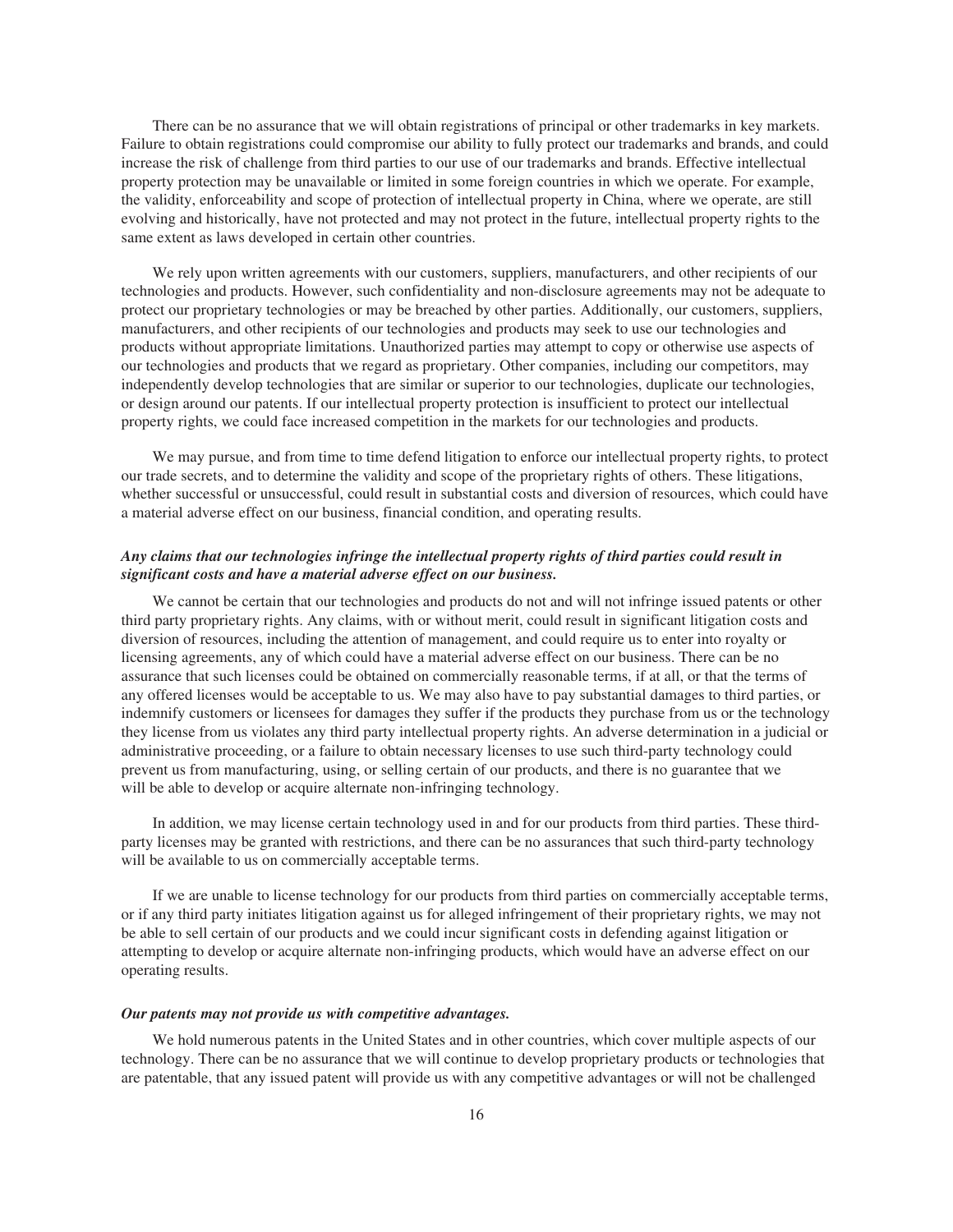There can be no assurance that we will obtain registrations of principal or other trademarks in key markets. Failure to obtain registrations could compromise our ability to fully protect our trademarks and brands, and could increase the risk of challenge from third parties to our use of our trademarks and brands. Effective intellectual property protection may be unavailable or limited in some foreign countries in which we operate. For example, the validity, enforceability and scope of protection of intellectual property in China, where we operate, are still evolving and historically, have not protected and may not protect in the future, intellectual property rights to the same extent as laws developed in certain other countries.

We rely upon written agreements with our customers, suppliers, manufacturers, and other recipients of our technologies and products. However, such confidentiality and non-disclosure agreements may not be adequate to protect our proprietary technologies or may be breached by other parties. Additionally, our customers, suppliers, manufacturers, and other recipients of our technologies and products may seek to use our technologies and products without appropriate limitations. Unauthorized parties may attempt to copy or otherwise use aspects of our technologies and products that we regard as proprietary. Other companies, including our competitors, may independently develop technologies that are similar or superior to our technologies, duplicate our technologies, or design around our patents. If our intellectual property protection is insufficient to protect our intellectual property rights, we could face increased competition in the markets for our technologies and products.

We may pursue, and from time to time defend litigation to enforce our intellectual property rights, to protect our trade secrets, and to determine the validity and scope of the proprietary rights of others. These litigations, whether successful or unsuccessful, could result in substantial costs and diversion of resources, which could have a material adverse effect on our business, financial condition, and operating results.

***Any claims that our technologies infringe the intellectual property rights of third parties could result in significant costs and have a material adverse effect on our business.***

We cannot be certain that our technologies and products do not and will not infringe issued patents or other third party proprietary rights. Any claims, with or without merit, could result in significant litigation costs and diversion of resources, including the attention of management, and could require us to enter into royalty or licensing agreements, any of which could have a material adverse effect on our business. There can be no assurance that such licenses could be obtained on commercially reasonable terms, if at all, or that the terms of any offered licenses would be acceptable to us. We may also have to pay substantial damages to third parties, or indemnify customers or licensees for damages they suffer if the products they purchase from us or the technology they license from us violates any third party intellectual property rights. An adverse determination in a judicial or administrative proceeding, or a failure to obtain necessary licenses to use such third-party technology could prevent us from manufacturing, using, or selling certain of our products, and there is no guarantee that we will be able to develop or acquire alternate non-infringing technology.

In addition, we may license certain technology used in and for our products from third parties. These third-party licenses may be granted with restrictions, and there can be no assurances that such third-party technology will be available to us on commercially acceptable terms.

If we are unable to license technology for our products from third parties on commercially acceptable terms, or if any third party initiates litigation against us for alleged infringement of their proprietary rights, we may not be able to sell certain of our products and we could incur significant costs in defending against litigation or attempting to develop or acquire alternate non-infringing products, which would have an adverse effect on our operating results.

***Our patents may not provide us with competitive advantages.***

We hold numerous patents in the United States and in other countries, which cover multiple aspects of our technology. There can be no assurance that we will continue to develop proprietary products or technologies that are patentable, that any issued patent will provide us with any competitive advantages or will not be challenged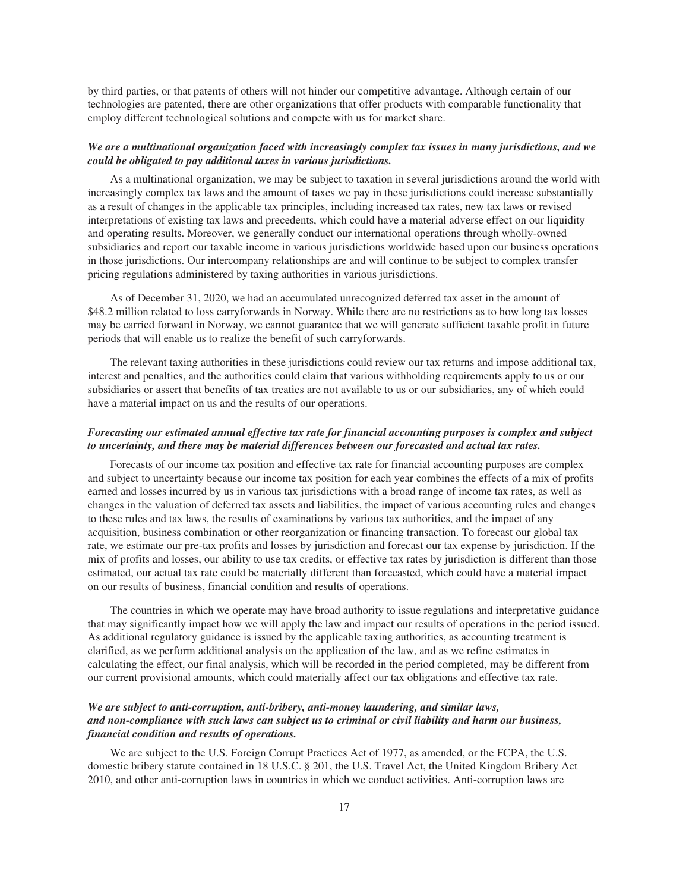by third parties, or that patents of others will not hinder our competitive advantage. Although certain of our technologies are patented, there are other organizations that offer products with comparable functionality that employ different technological solutions and compete with us for market share.

***We are a multinational organization faced with increasingly complex tax issues in many jurisdictions, and we could be obligated to pay additional taxes in various jurisdictions.***

As a multinational organization, we may be subject to taxation in several jurisdictions around the world with increasingly complex tax laws and the amount of taxes we pay in these jurisdictions could increase substantially as a result of changes in the applicable tax principles, including increased tax rates, new tax laws or revised interpretations of existing tax laws and precedents, which could have a material adverse effect on our liquidity and operating results. Moreover, we generally conduct our international operations through wholly-owned subsidiaries and report our taxable income in various jurisdictions worldwide based upon our business operations in those jurisdictions. Our intercompany relationships are and will continue to be subject to complex transfer pricing regulations administered by taxing authorities in various jurisdictions.

As of December 31, 2020, we had an accumulated unrecognized deferred tax asset in the amount of $48.2 million related to loss carryforwards in Norway. While there are no restrictions as to how long tax losses may be carried forward in Norway, we cannot guarantee that we will generate sufficient taxable profit in future periods that will enable us to realize the benefit of such carryforwards.

The relevant taxing authorities in these jurisdictions could review our tax returns and impose additional tax, interest and penalties, and the authorities could claim that various withholding requirements apply to us or our subsidiaries or assert that benefits of tax treaties are not available to us or our subsidiaries, any of which could have a material impact on us and the results of our operations.

***Forecasting our estimated annual effective tax rate for financial accounting purposes is complex and subject to uncertainty, and there may be material differences between our forecasted and actual tax rates.***

Forecasts of our income tax position and effective tax rate for financial accounting purposes are complex and subject to uncertainty because our income tax position for each year combines the effects of a mix of profits earned and losses incurred by us in various tax jurisdictions with a broad range of income tax rates, as well as changes in the valuation of deferred tax assets and liabilities, the impact of various accounting rules and changes to these rules and tax laws, the results of examinations by various tax authorities, and the impact of any acquisition, business combination or other reorganization or financing transaction. To forecast our global tax rate, we estimate our pre-tax profits and losses by jurisdiction and forecast our tax expense by jurisdiction. If the mix of profits and losses, our ability to use tax credits, or effective tax rates by jurisdiction is different than those estimated, our actual tax rate could be materially different than forecasted, which could have a material impact on our results of business, financial condition and results of operations.

The countries in which we operate may have broad authority to issue regulations and interpretative guidance that may significantly impact how we will apply the law and impact our results of operations in the period issued. As additional regulatory guidance is issued by the applicable taxing authorities, as accounting treatment is clarified, as we perform additional analysis on the application of the law, and as we refine estimates in calculating the effect, our final analysis, which will be recorded in the period completed, may be different from our current provisional amounts, which could materially affect our tax obligations and effective tax rate.

***We are subject to anti-corruption, anti-bribery, anti-money laundering, and similar laws, and non-compliance with such laws can subject us to criminal or civil liability and harm our business, financial condition and results of operations.***

We are subject to the U.S. Foreign Corrupt Practices Act of 1977, as amended, or the FCPA, the U.S. domestic bribery statute contained in 18 U.S.C. § 201, the U.S. Travel Act, the United Kingdom Bribery Act 2010, and other anti-corruption laws in countries in which we conduct activities. Anti-corruption laws are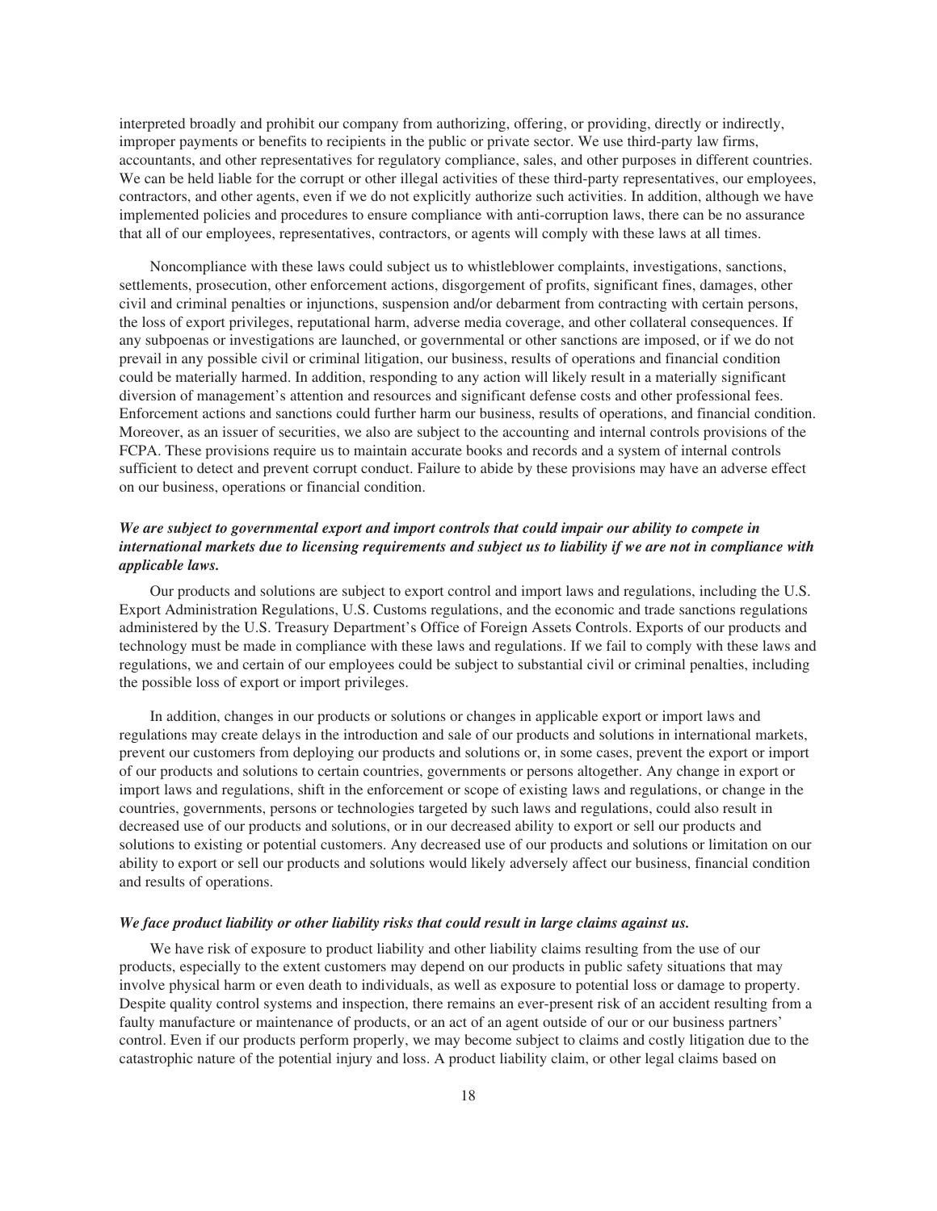interpreted broadly and prohibit our company from authorizing, offering, or providing, directly or indirectly, improper payments or benefits to recipients in the public or private sector. We use third-party law firms, accountants, and other representatives for regulatory compliance, sales, and other purposes in different countries. We can be held liable for the corrupt or other illegal activities of these third-party representatives, our employees, contractors, and other agents, even if we do not explicitly authorize such activities. In addition, although we have implemented policies and procedures to ensure compliance with anti-corruption laws, there can be no assurance that all of our employees, representatives, contractors, or agents will comply with these laws at all times.

Noncompliance with these laws could subject us to whistleblower complaints, investigations, sanctions, settlements, prosecution, other enforcement actions, disgorgement of profits, significant fines, damages, other civil and criminal penalties or injunctions, suspension and/or debarment from contracting with certain persons, the loss of export privileges, reputational harm, adverse media coverage, and other collateral consequences. If any subpoenas or investigations are launched, or governmental or other sanctions are imposed, or if we do not prevail in any possible civil or criminal litigation, our business, results of operations and financial condition could be materially harmed. In addition, responding to any action will likely result in a materially significant diversion of management's attention and resources and significant defense costs and other professional fees. Enforcement actions and sanctions could further harm our business, results of operations, and financial condition. Moreover, as an issuer of securities, we also are subject to the accounting and internal controls provisions of the FCPA. These provisions require us to maintain accurate books and records and a system of internal controls sufficient to detect and prevent corrupt conduct. Failure to abide by these provisions may have an adverse effect on our business, operations or financial condition.

***We are subject to governmental export and import controls that could impair our ability to compete in international markets due to licensing requirements and subject us to liability if we are not in compliance with applicable laws.***

Our products and solutions are subject to export control and import laws and regulations, including the U.S. Export Administration Regulations, U.S. Customs regulations, and the economic and trade sanctions regulations administered by the U.S. Treasury Department's Office of Foreign Assets Controls. Exports of our products and technology must be made in compliance with these laws and regulations. If we fail to comply with these laws and regulations, we and certain of our employees could be subject to substantial civil or criminal penalties, including the possible loss of export or import privileges.

In addition, changes in our products or solutions or changes in applicable export or import laws and regulations may create delays in the introduction and sale of our products and solutions in international markets, prevent our customers from deploying our products and solutions or, in some cases, prevent the export or import of our products and solutions to certain countries, governments or persons altogether. Any change in export or import laws and regulations, shift in the enforcement or scope of existing laws and regulations, or change in the countries, governments, persons or technologies targeted by such laws and regulations, could also result in decreased use of our products and solutions, or in our decreased ability to export or sell our products and solutions to existing or potential customers. Any decreased use of our products and solutions or limitation on our ability to export or sell our products and solutions would likely adversely affect our business, financial condition and results of operations.

***We face product liability or other liability risks that could result in large claims against us.***

We have risk of exposure to product liability and other liability claims resulting from the use of our products, especially to the extent customers may depend on our products in public safety situations that may involve physical harm or even death to individuals, as well as exposure to potential loss or damage to property. Despite quality control systems and inspection, there remains an ever-present risk of an accident resulting from a faulty manufacture or maintenance of products, or an act of an agent outside of our or our business partners' control. Even if our products perform properly, we may become subject to claims and costly litigation due to the catastrophic nature of the potential injury and loss. A product liability claim, or other legal claims based on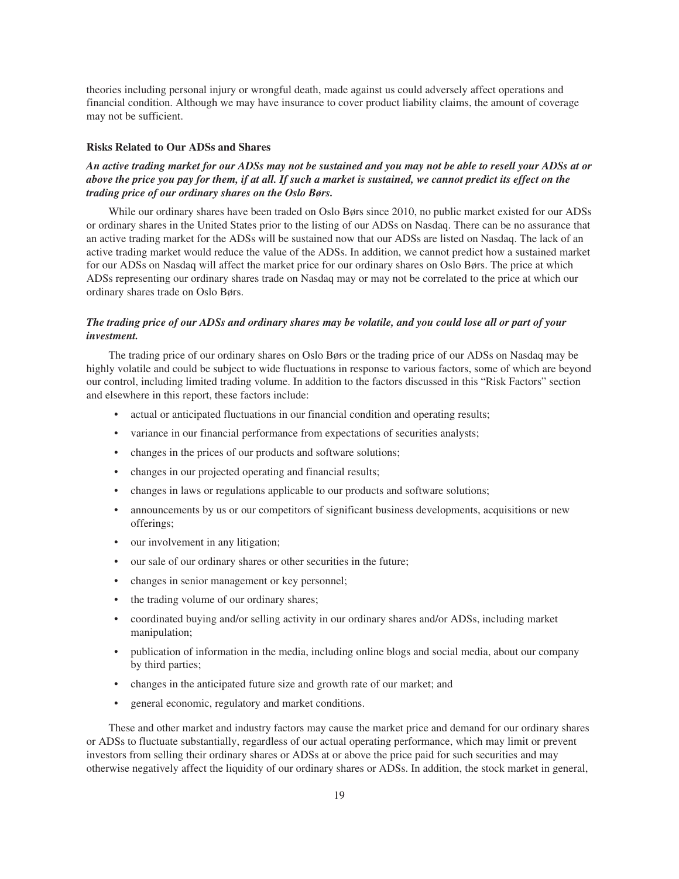theories including personal injury or wrongful death, made against us could adversely affect operations and financial condition. Although we may have insurance to cover product liability claims, the amount of coverage may not be sufficient.

### Risks Related to Our ADSs and Shares

***An active trading market for our ADSs may not be sustained and you may not be able to resell your ADSs at or above the price you pay for them, if at all. If such a market is sustained, we cannot predict its effect on the trading price of our ordinary shares on the Oslo Børs.***

While our ordinary shares have been traded on Oslo Børs since 2010, no public market existed for our ADSs or ordinary shares in the United States prior to the listing of our ADSs on Nasdaq. There can be no assurance that an active trading market for the ADSs will be sustained now that our ADSs are listed on Nasdaq. The lack of an active trading market would reduce the value of the ADSs. In addition, we cannot predict how a sustained market for our ADSs on Nasdaq will affect the market price for our ordinary shares on Oslo Børs. The price at which ADSs representing our ordinary shares trade on Nasdaq may or may not be correlated to the price at which our ordinary shares trade on Oslo Børs.

***The trading price of our ADSs and ordinary shares may be volatile, and you could lose all or part of your investment.***

The trading price of our ordinary shares on Oslo Børs or the trading price of our ADSs on Nasdaq may be highly volatile and could be subject to wide fluctuations in response to various factors, some of which are beyond our control, including limited trading volume. In addition to the factors discussed in this "Risk Factors" section and elsewhere in this report, these factors include:

- actual or anticipated fluctuations in our financial condition and operating results;
- variance in our financial performance from expectations of securities analysts;
- changes in the prices of our products and software solutions;
- changes in our projected operating and financial results;
- changes in laws or regulations applicable to our products and software solutions;
- announcements by us or our competitors of significant business developments, acquisitions or new offerings;
- our involvement in any litigation;
- our sale of our ordinary shares or other securities in the future;
- changes in senior management or key personnel;
- the trading volume of our ordinary shares;
- coordinated buying and/or selling activity in our ordinary shares and/or ADSs, including market manipulation;
- publication of information in the media, including online blogs and social media, about our company by third parties;
- changes in the anticipated future size and growth rate of our market; and
- general economic, regulatory and market conditions.

These and other market and industry factors may cause the market price and demand for our ordinary shares or ADSs to fluctuate substantially, regardless of our actual operating performance, which may limit or prevent investors from selling their ordinary shares or ADSs at or above the price paid for such securities and may otherwise negatively affect the liquidity of our ordinary shares or ADSs. In addition, the stock market in general,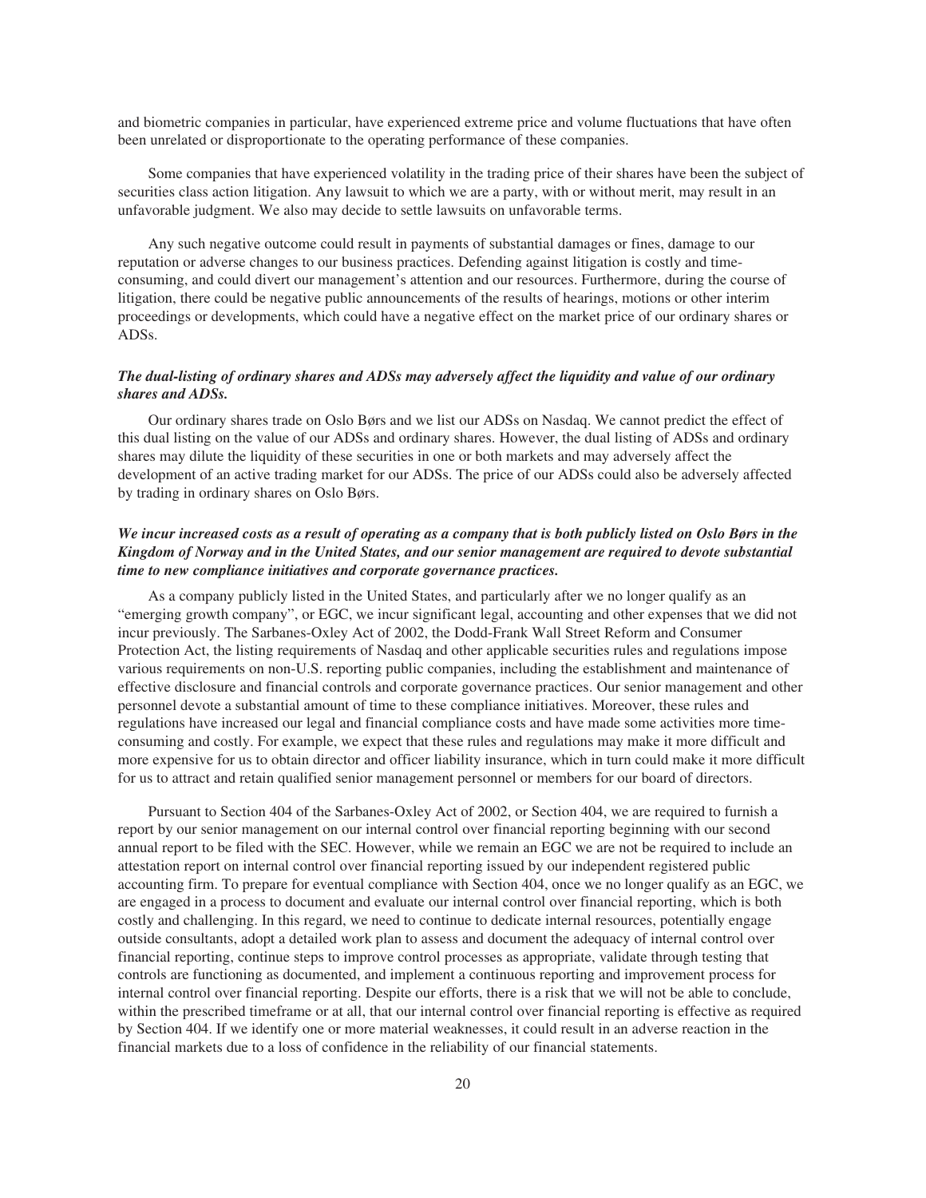and biometric companies in particular, have experienced extreme price and volume fluctuations that have often been unrelated or disproportionate to the operating performance of these companies.

Some companies that have experienced volatility in the trading price of their shares have been the subject of securities class action litigation. Any lawsuit to which we are a party, with or without merit, may result in an unfavorable judgment. We also may decide to settle lawsuits on unfavorable terms.

Any such negative outcome could result in payments of substantial damages or fines, damage to our reputation or adverse changes to our business practices. Defending against litigation is costly and time-consuming, and could divert our management's attention and our resources. Furthermore, during the course of litigation, there could be negative public announcements of the results of hearings, motions or other interim proceedings or developments, which could have a negative effect on the market price of our ordinary shares or ADSs.

***The dual-listing of ordinary shares and ADSs may adversely affect the liquidity and value of our ordinary shares and ADSs.***

Our ordinary shares trade on Oslo Børs and we list our ADSs on Nasdaq. We cannot predict the effect of this dual listing on the value of our ADSs and ordinary shares. However, the dual listing of ADSs and ordinary shares may dilute the liquidity of these securities in one or both markets and may adversely affect the development of an active trading market for our ADSs. The price of our ADSs could also be adversely affected by trading in ordinary shares on Oslo Børs.

***We incur increased costs as a result of operating as a company that is both publicly listed on Oslo Børs in the Kingdom of Norway and in the United States, and our senior management are required to devote substantial time to new compliance initiatives and corporate governance practices.***

As a company publicly listed in the United States, and particularly after we no longer qualify as an "emerging growth company", or EGC, we incur significant legal, accounting and other expenses that we did not incur previously. The Sarbanes-Oxley Act of 2002, the Dodd-Frank Wall Street Reform and Consumer Protection Act, the listing requirements of Nasdaq and other applicable securities rules and regulations impose various requirements on non-U.S. reporting public companies, including the establishment and maintenance of effective disclosure and financial controls and corporate governance practices. Our senior management and other personnel devote a substantial amount of time to these compliance initiatives. Moreover, these rules and regulations have increased our legal and financial compliance costs and have made some activities more time-consuming and costly. For example, we expect that these rules and regulations may make it more difficult and more expensive for us to obtain director and officer liability insurance, which in turn could make it more difficult for us to attract and retain qualified senior management personnel or members for our board of directors.

Pursuant to Section 404 of the Sarbanes-Oxley Act of 2002, or Section 404, we are required to furnish a report by our senior management on our internal control over financial reporting beginning with our second annual report to be filed with the SEC. However, while we remain an EGC we are not be required to include an attestation report on internal control over financial reporting issued by our independent registered public accounting firm. To prepare for eventual compliance with Section 404, once we no longer qualify as an EGC, we are engaged in a process to document and evaluate our internal control over financial reporting, which is both costly and challenging. In this regard, we need to continue to dedicate internal resources, potentially engage outside consultants, adopt a detailed work plan to assess and document the adequacy of internal control over financial reporting, continue steps to improve control processes as appropriate, validate through testing that controls are functioning as documented, and implement a continuous reporting and improvement process for internal control over financial reporting. Despite our efforts, there is a risk that we will not be able to conclude, within the prescribed timeframe or at all, that our internal control over financial reporting is effective as required by Section 404. If we identify one or more material weaknesses, it could result in an adverse reaction in the financial markets due to a loss of confidence in the reliability of our financial statements.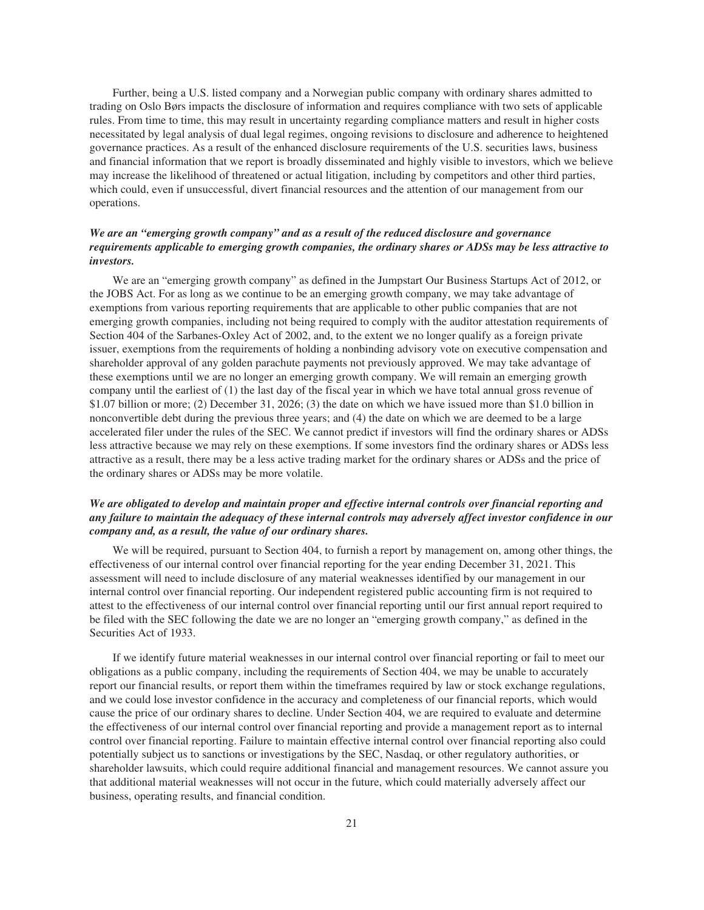Further, being a U.S. listed company and a Norwegian public company with ordinary shares admitted to trading on Oslo Børs impacts the disclosure of information and requires compliance with two sets of applicable rules. From time to time, this may result in uncertainty regarding compliance matters and result in higher costs necessitated by legal analysis of dual legal regimes, ongoing revisions to disclosure and adherence to heightened governance practices. As a result of the enhanced disclosure requirements of the U.S. securities laws, business and financial information that we report is broadly disseminated and highly visible to investors, which we believe may increase the likelihood of threatened or actual litigation, including by competitors and other third parties, which could, even if unsuccessful, divert financial resources and the attention of our management from our operations.

***We are an "emerging growth company" and as a result of the reduced disclosure and governance requirements applicable to emerging growth companies, the ordinary shares or ADSs may be less attractive to investors.***

We are an "emerging growth company" as defined in the Jumpstart Our Business Startups Act of 2012, or the JOBS Act. For as long as we continue to be an emerging growth company, we may take advantage of exemptions from various reporting requirements that are applicable to other public companies that are not emerging growth companies, including not being required to comply with the auditor attestation requirements of Section 404 of the Sarbanes-Oxley Act of 2002, and, to the extent we no longer qualify as a foreign private issuer, exemptions from the requirements of holding a nonbinding advisory vote on executive compensation and shareholder approval of any golden parachute payments not previously approved. We may take advantage of these exemptions until we are no longer an emerging growth company. We will remain an emerging growth company until the earliest of (1) the last day of the fiscal year in which we have total annual gross revenue of \$1.07 billion or more; (2) December 31, 2026; (3) the date on which we have issued more than \$1.0 billion in nonconvertible debt during the previous three years; and (4) the date on which we are deemed to be a large accelerated filer under the rules of the SEC. We cannot predict if investors will find the ordinary shares or ADSs less attractive because we may rely on these exemptions. If some investors find the ordinary shares or ADSs less attractive as a result, there may be a less active trading market for the ordinary shares or ADSs and the price of the ordinary shares or ADSs may be more volatile.

***We are obligated to develop and maintain proper and effective internal controls over financial reporting and any failure to maintain the adequacy of these internal controls may adversely affect investor confidence in our company and, as a result, the value of our ordinary shares.***

We will be required, pursuant to Section 404, to furnish a report by management on, among other things, the effectiveness of our internal control over financial reporting for the year ending December 31, 2021. This assessment will need to include disclosure of any material weaknesses identified by our management in our internal control over financial reporting. Our independent registered public accounting firm is not required to attest to the effectiveness of our internal control over financial reporting until our first annual report required to be filed with the SEC following the date we are no longer an "emerging growth company," as defined in the Securities Act of 1933.

If we identify future material weaknesses in our internal control over financial reporting or fail to meet our obligations as a public company, including the requirements of Section 404, we may be unable to accurately report our financial results, or report them within the timeframes required by law or stock exchange regulations, and we could lose investor confidence in the accuracy and completeness of our financial reports, which would cause the price of our ordinary shares to decline. Under Section 404, we are required to evaluate and determine the effectiveness of our internal control over financial reporting and provide a management report as to internal control over financial reporting. Failure to maintain effective internal control over financial reporting also could potentially subject us to sanctions or investigations by the SEC, Nasdaq, or other regulatory authorities, or shareholder lawsuits, which could require additional financial and management resources. We cannot assure you that additional material weaknesses will not occur in the future, which could materially adversely affect our business, operating results, and financial condition.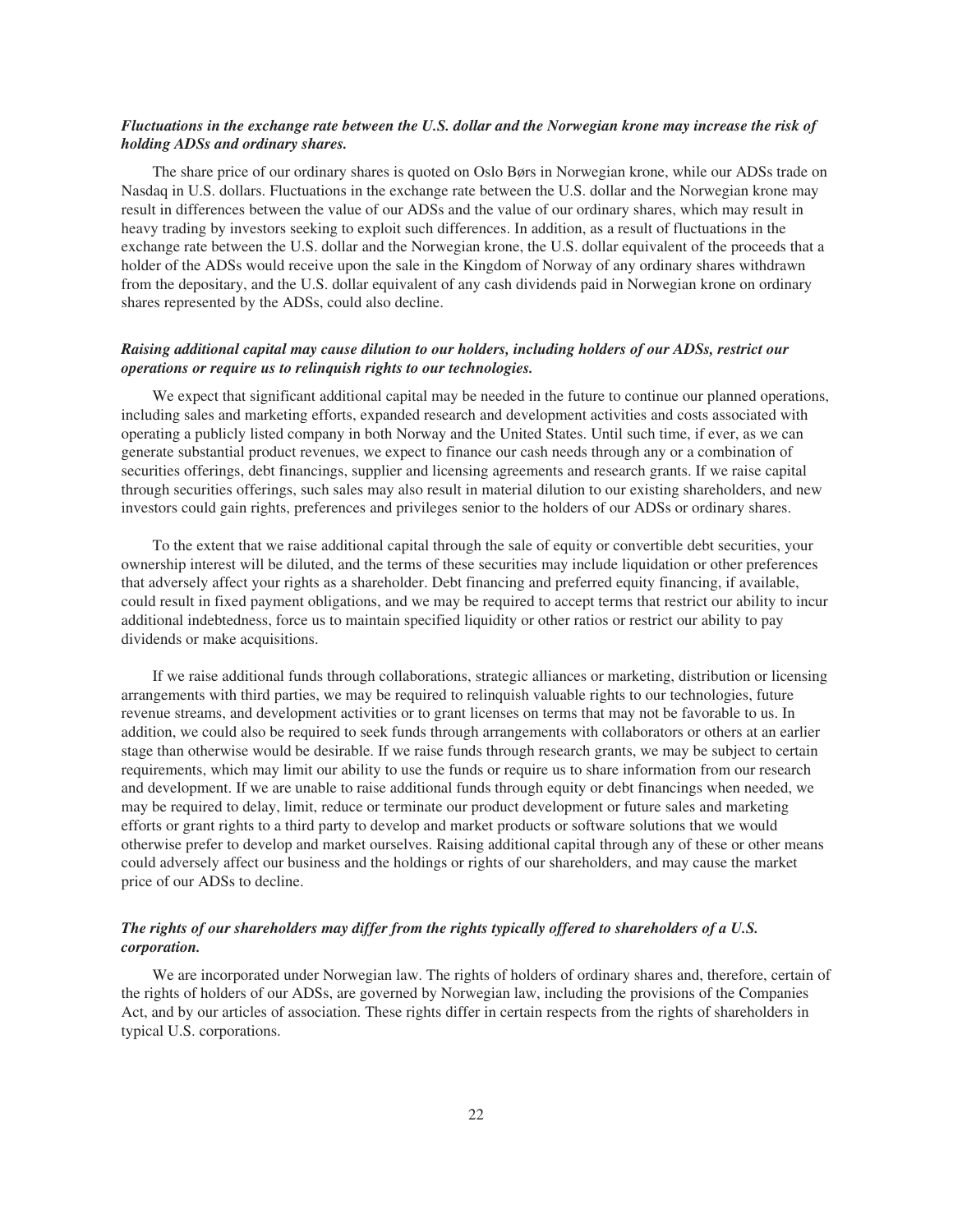***Fluctuations in the exchange rate between the U.S. dollar and the Norwegian krone may increase the risk of holding ADSs and ordinary shares.***

The share price of our ordinary shares is quoted on Oslo Børs in Norwegian krone, while our ADSs trade on Nasdaq in U.S. dollars. Fluctuations in the exchange rate between the U.S. dollar and the Norwegian krone may result in differences between the value of our ADSs and the value of our ordinary shares, which may result in heavy trading by investors seeking to exploit such differences. In addition, as a result of fluctuations in the exchange rate between the U.S. dollar and the Norwegian krone, the U.S. dollar equivalent of the proceeds that a holder of the ADSs would receive upon the sale in the Kingdom of Norway of any ordinary shares withdrawn from the depositary, and the U.S. dollar equivalent of any cash dividends paid in Norwegian krone on ordinary shares represented by the ADSs, could also decline.

***Raising additional capital may cause dilution to our holders, including holders of our ADSs, restrict our operations or require us to relinquish rights to our technologies.***

We expect that significant additional capital may be needed in the future to continue our planned operations, including sales and marketing efforts, expanded research and development activities and costs associated with operating a publicly listed company in both Norway and the United States. Until such time, if ever, as we can generate substantial product revenues, we expect to finance our cash needs through any or a combination of securities offerings, debt financings, supplier and licensing agreements and research grants. If we raise capital through securities offerings, such sales may also result in material dilution to our existing shareholders, and new investors could gain rights, preferences and privileges senior to the holders of our ADSs or ordinary shares.

To the extent that we raise additional capital through the sale of equity or convertible debt securities, your ownership interest will be diluted, and the terms of these securities may include liquidation or other preferences that adversely affect your rights as a shareholder. Debt financing and preferred equity financing, if available, could result in fixed payment obligations, and we may be required to accept terms that restrict our ability to incur additional indebtedness, force us to maintain specified liquidity or other ratios or restrict our ability to pay dividends or make acquisitions.

If we raise additional funds through collaborations, strategic alliances or marketing, distribution or licensing arrangements with third parties, we may be required to relinquish valuable rights to our technologies, future revenue streams, and development activities or to grant licenses on terms that may not be favorable to us. In addition, we could also be required to seek funds through arrangements with collaborators or others at an earlier stage than otherwise would be desirable. If we raise funds through research grants, we may be subject to certain requirements, which may limit our ability to use the funds or require us to share information from our research and development. If we are unable to raise additional funds through equity or debt financings when needed, we may be required to delay, limit, reduce or terminate our product development or future sales and marketing efforts or grant rights to a third party to develop and market products or software solutions that we would otherwise prefer to develop and market ourselves. Raising additional capital through any of these or other means could adversely affect our business and the holdings or rights of our shareholders, and may cause the market price of our ADSs to decline.

***The rights of our shareholders may differ from the rights typically offered to shareholders of a U.S. corporation.***

We are incorporated under Norwegian law. The rights of holders of ordinary shares and, therefore, certain of the rights of holders of our ADSs, are governed by Norwegian law, including the provisions of the Companies Act, and by our articles of association. These rights differ in certain respects from the rights of shareholders in typical U.S. corporations.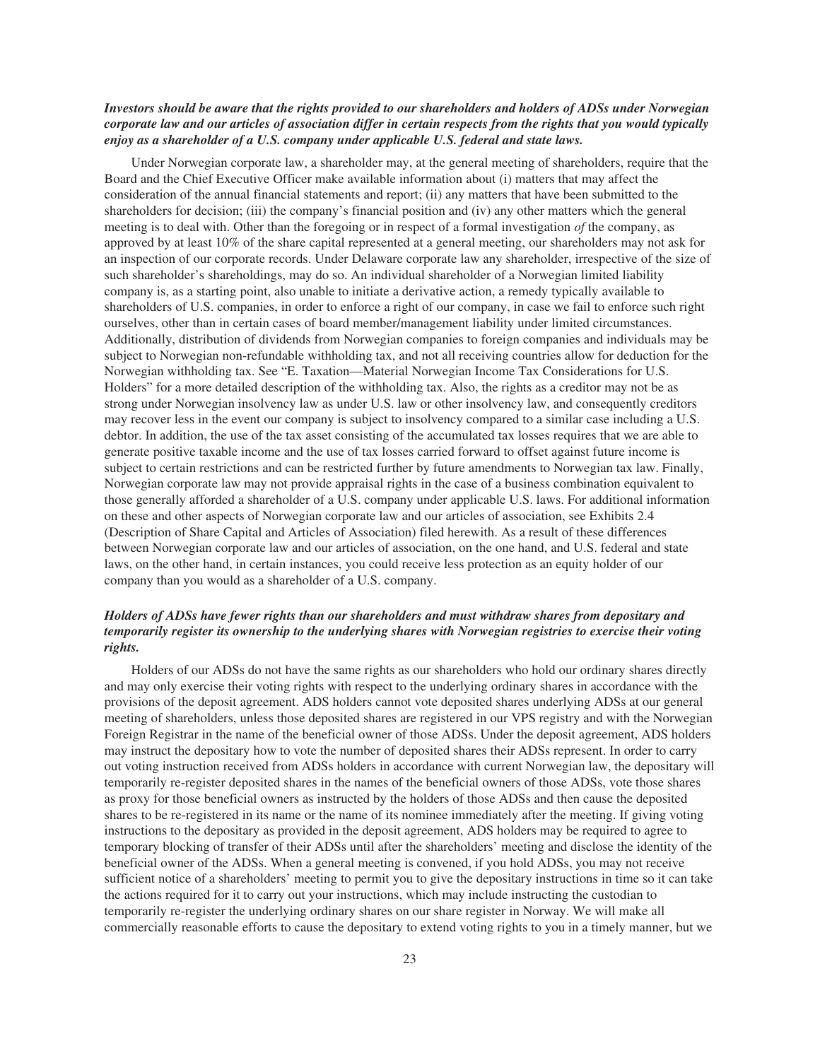***Investors should be aware that the rights provided to our shareholders and holders of ADSs under Norwegian corporate law and our articles of association differ in certain respects from the rights that you would typically enjoy as a shareholder of a U.S. company under applicable U.S. federal and state laws.***

Under Norwegian corporate law, a shareholder may, at the general meeting of shareholders, require that the Board and the Chief Executive Officer make available information about (i) matters that may affect the consideration of the annual financial statements and report; (ii) any matters that have been submitted to the shareholders for decision; (iii) the company's financial position and (iv) any other matters which the general meeting is to deal with. Other than the foregoing or in respect of a formal investigation *of* the company, as approved by at least 10% of the share capital represented at a general meeting, our shareholders may not ask for an inspection of our corporate records. Under Delaware corporate law any shareholder, irrespective of the size of such shareholder's shareholdings, may do so. An individual shareholder of a Norwegian limited liability company is, as a starting point, also unable to initiate a derivative action, a remedy typically available to shareholders of U.S. companies, in order to enforce a right of our company, in case we fail to enforce such right ourselves, other than in certain cases of board member/management liability under limited circumstances. Additionally, distribution of dividends from Norwegian companies to foreign companies and individuals may be subject to Norwegian non-refundable withholding tax, and not all receiving countries allow for deduction for the Norwegian withholding tax. See "E. Taxation—Material Norwegian Income Tax Considerations for U.S. Holders" for a more detailed description of the withholding tax. Also, the rights as a creditor may not be as strong under Norwegian insolvency law as under U.S. law or other insolvency law, and consequently creditors may recover less in the event our company is subject to insolvency compared to a similar case including a U.S. debtor. In addition, the use of the tax asset consisting of the accumulated tax losses requires that we are able to generate positive taxable income and the use of tax losses carried forward to offset against future income is subject to certain restrictions and can be restricted further by future amendments to Norwegian tax law. Finally, Norwegian corporate law may not provide appraisal rights in the case of a business combination equivalent to those generally afforded a shareholder of a U.S. company under applicable U.S. laws. For additional information on these and other aspects of Norwegian corporate law and our articles of association, see Exhibits 2.4 (Description of Share Capital and Articles of Association) filed herewith. As a result of these differences between Norwegian corporate law and our articles of association, on the one hand, and U.S. federal and state laws, on the other hand, in certain instances, you could receive less protection as an equity holder of our company than you would as a shareholder of a U.S. company.

***Holders of ADSs have fewer rights than our shareholders and must withdraw shares from depositary and temporarily register its ownership to the underlying shares with Norwegian registries to exercise their voting rights.***

Holders of our ADSs do not have the same rights as our shareholders who hold our ordinary shares directly and may only exercise their voting rights with respect to the underlying ordinary shares in accordance with the provisions of the deposit agreement. ADS holders cannot vote deposited shares underlying ADSs at our general meeting of shareholders, unless those deposited shares are registered in our VPS registry and with the Norwegian Foreign Registrar in the name of the beneficial owner of those ADSs. Under the deposit agreement, ADS holders may instruct the depositary how to vote the number of deposited shares their ADSs represent. In order to carry out voting instruction received from ADSs holders in accordance with current Norwegian law, the depositary will temporarily re-register deposited shares in the names of the beneficial owners of those ADSs, vote those shares as proxy for those beneficial owners as instructed by the holders of those ADSs and then cause the deposited shares to be re-registered in its name or the name of its nominee immediately after the meeting. If giving voting instructions to the depositary as provided in the deposit agreement, ADS holders may be required to agree to temporary blocking of transfer of their ADSs until after the shareholders' meeting and disclose the identity of the beneficial owner of the ADSs. When a general meeting is convened, if you hold ADSs, you may not receive sufficient notice of a shareholders' meeting to permit you to give the depositary instructions in time so it can take the actions required for it to carry out your instructions, which may include instructing the custodian to temporarily re-register the underlying ordinary shares on our share register in Norway. We will make all commercially reasonable efforts to cause the depositary to extend voting rights to you in a timely manner, but we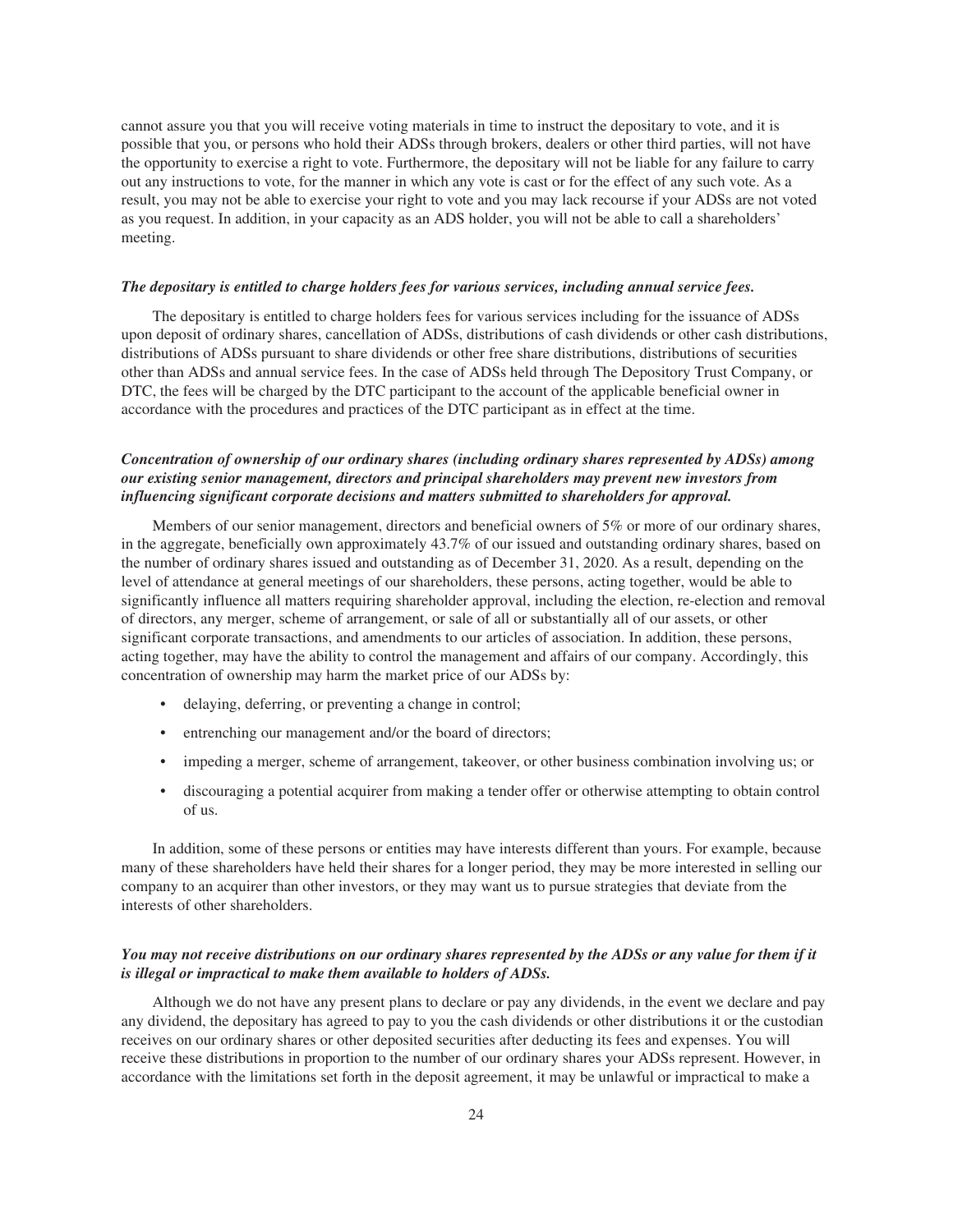cannot assure you that you will receive voting materials in time to instruct the depositary to vote, and it is possible that you, or persons who hold their ADSs through brokers, dealers or other third parties, will not have the opportunity to exercise a right to vote. Furthermore, the depositary will not be liable for any failure to carry out any instructions to vote, for the manner in which any vote is cast or for the effect of any such vote. As a result, you may not be able to exercise your right to vote and you may lack recourse if your ADSs are not voted as you request. In addition, in your capacity as an ADS holder, you will not be able to call a shareholders' meeting.

***The depositary is entitled to charge holders fees for various services, including annual service fees.***

The depositary is entitled to charge holders fees for various services including for the issuance of ADSs upon deposit of ordinary shares, cancellation of ADSs, distributions of cash dividends or other cash distributions, distributions of ADSs pursuant to share dividends or other free share distributions, distributions of securities other than ADSs and annual service fees. In the case of ADSs held through The Depository Trust Company, or DTC, the fees will be charged by the DTC participant to the account of the applicable beneficial owner in accordance with the procedures and practices of the DTC participant as in effect at the time.

***Concentration of ownership of our ordinary shares (including ordinary shares represented by ADSs) among our existing senior management, directors and principal shareholders may prevent new investors from influencing significant corporate decisions and matters submitted to shareholders for approval.***

Members of our senior management, directors and beneficial owners of 5% or more of our ordinary shares, in the aggregate, beneficially own approximately 43.7% of our issued and outstanding ordinary shares, based on the number of ordinary shares issued and outstanding as of December 31, 2020. As a result, depending on the level of attendance at general meetings of our shareholders, these persons, acting together, would be able to significantly influence all matters requiring shareholder approval, including the election, re-election and removal of directors, any merger, scheme of arrangement, or sale of all or substantially all of our assets, or other significant corporate transactions, and amendments to our articles of association. In addition, these persons, acting together, may have the ability to control the management and affairs of our company. Accordingly, this concentration of ownership may harm the market price of our ADSs by:

- delaying, deferring, or preventing a change in control;
- entrenching our management and/or the board of directors;
- impeding a merger, scheme of arrangement, takeover, or other business combination involving us; or
- discouraging a potential acquirer from making a tender offer or otherwise attempting to obtain control of us.

In addition, some of these persons or entities may have interests different than yours. For example, because many of these shareholders have held their shares for a longer period, they may be more interested in selling our company to an acquirer than other investors, or they may want us to pursue strategies that deviate from the interests of other shareholders.

***You may not receive distributions on our ordinary shares represented by the ADSs or any value for them if it is illegal or impractical to make them available to holders of ADSs.***

Although we do not have any present plans to declare or pay any dividends, in the event we declare and pay any dividend, the depositary has agreed to pay to you the cash dividends or other distributions it or the custodian receives on our ordinary shares or other deposited securities after deducting its fees and expenses. You will receive these distributions in proportion to the number of our ordinary shares your ADSs represent. However, in accordance with the limitations set forth in the deposit agreement, it may be unlawful or impractical to make a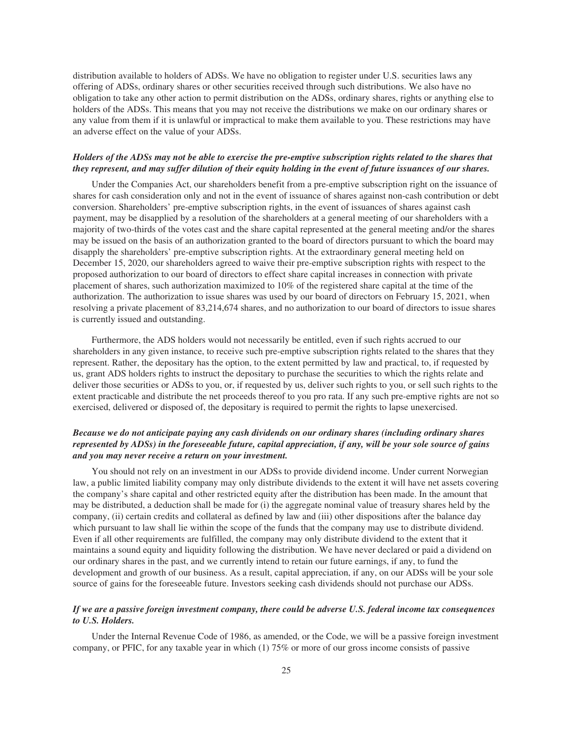distribution available to holders of ADSs. We have no obligation to register under U.S. securities laws any offering of ADSs, ordinary shares or other securities received through such distributions. We also have no obligation to take any other action to permit distribution on the ADSs, ordinary shares, rights or anything else to holders of the ADSs. This means that you may not receive the distributions we make on our ordinary shares or any value from them if it is unlawful or impractical to make them available to you. These restrictions may have an adverse effect on the value of your ADSs.

***Holders of the ADSs may not be able to exercise the pre-emptive subscription rights related to the shares that they represent, and may suffer dilution of their equity holding in the event of future issuances of our shares.***

Under the Companies Act, our shareholders benefit from a pre-emptive subscription right on the issuance of shares for cash consideration only and not in the event of issuance of shares against non-cash contribution or debt conversion. Shareholders' pre-emptive subscription rights, in the event of issuances of shares against cash payment, may be disapplied by a resolution of the shareholders at a general meeting of our shareholders with a majority of two-thirds of the votes cast and the share capital represented at the general meeting and/or the shares may be issued on the basis of an authorization granted to the board of directors pursuant to which the board may disapply the shareholders' pre-emptive subscription rights. At the extraordinary general meeting held on December 15, 2020, our shareholders agreed to waive their pre-emptive subscription rights with respect to the proposed authorization to our board of directors to effect share capital increases in connection with private placement of shares, such authorization maximized to 10% of the registered share capital at the time of the authorization. The authorization to issue shares was used by our board of directors on February 15, 2021, when resolving a private placement of 83,214,674 shares, and no authorization to our board of directors to issue shares is currently issued and outstanding.

Furthermore, the ADS holders would not necessarily be entitled, even if such rights accrued to our shareholders in any given instance, to receive such pre-emptive subscription rights related to the shares that they represent. Rather, the depositary has the option, to the extent permitted by law and practical, to, if requested by us, grant ADS holders rights to instruct the depositary to purchase the securities to which the rights relate and deliver those securities or ADSs to you, or, if requested by us, deliver such rights to you, or sell such rights to the extent practicable and distribute the net proceeds thereof to you pro rata. If any such pre-emptive rights are not so exercised, delivered or disposed of, the depositary is required to permit the rights to lapse unexercised.

***Because we do not anticipate paying any cash dividends on our ordinary shares (including ordinary shares represented by ADSs) in the foreseeable future, capital appreciation, if any, will be your sole source of gains and you may never receive a return on your investment.***

You should not rely on an investment in our ADSs to provide dividend income. Under current Norwegian law, a public limited liability company may only distribute dividends to the extent it will have net assets covering the company's share capital and other restricted equity after the distribution has been made. In the amount that may be distributed, a deduction shall be made for (i) the aggregate nominal value of treasury shares held by the company, (ii) certain credits and collateral as defined by law and (iii) other dispositions after the balance day which pursuant to law shall lie within the scope of the funds that the company may use to distribute dividend. Even if all other requirements are fulfilled, the company may only distribute dividend to the extent that it maintains a sound equity and liquidity following the distribution. We have never declared or paid a dividend on our ordinary shares in the past, and we currently intend to retain our future earnings, if any, to fund the development and growth of our business. As a result, capital appreciation, if any, on our ADSs will be your sole source of gains for the foreseeable future. Investors seeking cash dividends should not purchase our ADSs.

***If we are a passive foreign investment company, there could be adverse U.S. federal income tax consequences to U.S. Holders.***

Under the Internal Revenue Code of 1986, as amended, or the Code, we will be a passive foreign investment company, or PFIC, for any taxable year in which (1) 75% or more of our gross income consists of passive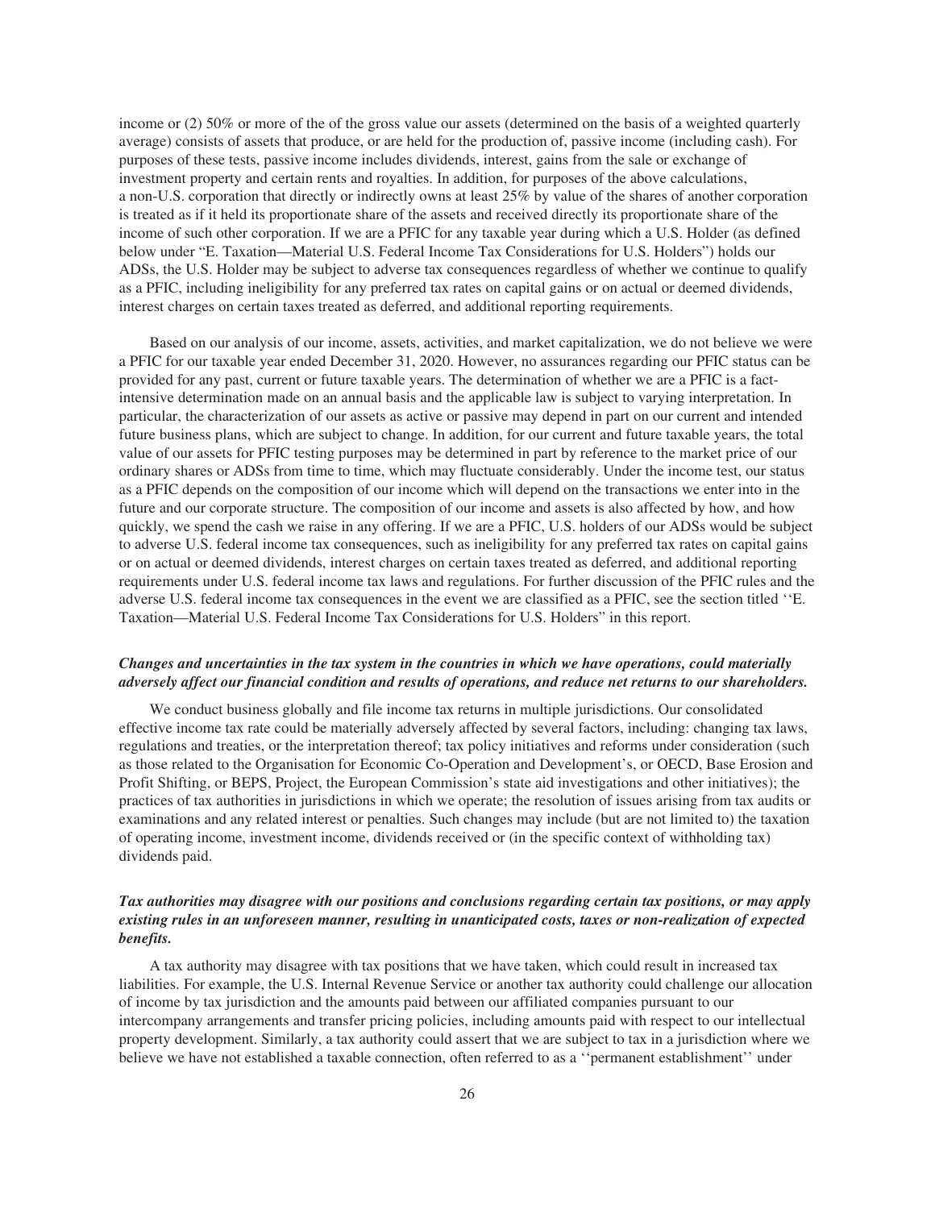income or (2) 50% or more of the of the gross value our assets (determined on the basis of a weighted quarterly average) consists of assets that produce, or are held for the production of, passive income (including cash). For purposes of these tests, passive income includes dividends, interest, gains from the sale or exchange of investment property and certain rents and royalties. In addition, for purposes of the above calculations, a non-U.S. corporation that directly or indirectly owns at least 25% by value of the shares of another corporation is treated as if it held its proportionate share of the assets and received directly its proportionate share of the income of such other corporation. If we are a PFIC for any taxable year during which a U.S. Holder (as defined below under "E. Taxation—Material U.S. Federal Income Tax Considerations for U.S. Holders") holds our ADSs, the U.S. Holder may be subject to adverse tax consequences regardless of whether we continue to qualify as a PFIC, including ineligibility for any preferred tax rates on capital gains or on actual or deemed dividends, interest charges on certain taxes treated as deferred, and additional reporting requirements.

Based on our analysis of our income, assets, activities, and market capitalization, we do not believe we were a PFIC for our taxable year ended December 31, 2020. However, no assurances regarding our PFIC status can be provided for any past, current or future taxable years. The determination of whether we are a PFIC is a fact-intensive determination made on an annual basis and the applicable law is subject to varying interpretation. In particular, the characterization of our assets as active or passive may depend in part on our current and intended future business plans, which are subject to change. In addition, for our current and future taxable years, the total value of our assets for PFIC testing purposes may be determined in part by reference to the market price of our ordinary shares or ADSs from time to time, which may fluctuate considerably. Under the income test, our status as a PFIC depends on the composition of our income which will depend on the transactions we enter into in the future and our corporate structure. The composition of our income and assets is also affected by how, and how quickly, we spend the cash we raise in any offering. If we are a PFIC, U.S. holders of our ADSs would be subject to adverse U.S. federal income tax consequences, such as ineligibility for any preferred tax rates on capital gains or on actual or deemed dividends, interest charges on certain taxes treated as deferred, and additional reporting requirements under U.S. federal income tax laws and regulations. For further discussion of the PFIC rules and the adverse U.S. federal income tax consequences in the event we are classified as a PFIC, see the section titled ''E. Taxation—Material U.S. Federal Income Tax Considerations for U.S. Holders" in this report.

***Changes and uncertainties in the tax system in the countries in which we have operations, could materially adversely affect our financial condition and results of operations, and reduce net returns to our shareholders.***

We conduct business globally and file income tax returns in multiple jurisdictions. Our consolidated effective income tax rate could be materially adversely affected by several factors, including: changing tax laws, regulations and treaties, or the interpretation thereof; tax policy initiatives and reforms under consideration (such as those related to the Organisation for Economic Co-Operation and Development's, or OECD, Base Erosion and Profit Shifting, or BEPS, Project, the European Commission's state aid investigations and other initiatives); the practices of tax authorities in jurisdictions in which we operate; the resolution of issues arising from tax audits or examinations and any related interest or penalties. Such changes may include (but are not limited to) the taxation of operating income, investment income, dividends received or (in the specific context of withholding tax) dividends paid.

***Tax authorities may disagree with our positions and conclusions regarding certain tax positions, or may apply existing rules in an unforeseen manner, resulting in unanticipated costs, taxes or non-realization of expected benefits.***

A tax authority may disagree with tax positions that we have taken, which could result in increased tax liabilities. For example, the U.S. Internal Revenue Service or another tax authority could challenge our allocation of income by tax jurisdiction and the amounts paid between our affiliated companies pursuant to our intercompany arrangements and transfer pricing policies, including amounts paid with respect to our intellectual property development. Similarly, a tax authority could assert that we are subject to tax in a jurisdiction where we believe we have not established a taxable connection, often referred to as a ''permanent establishment'' under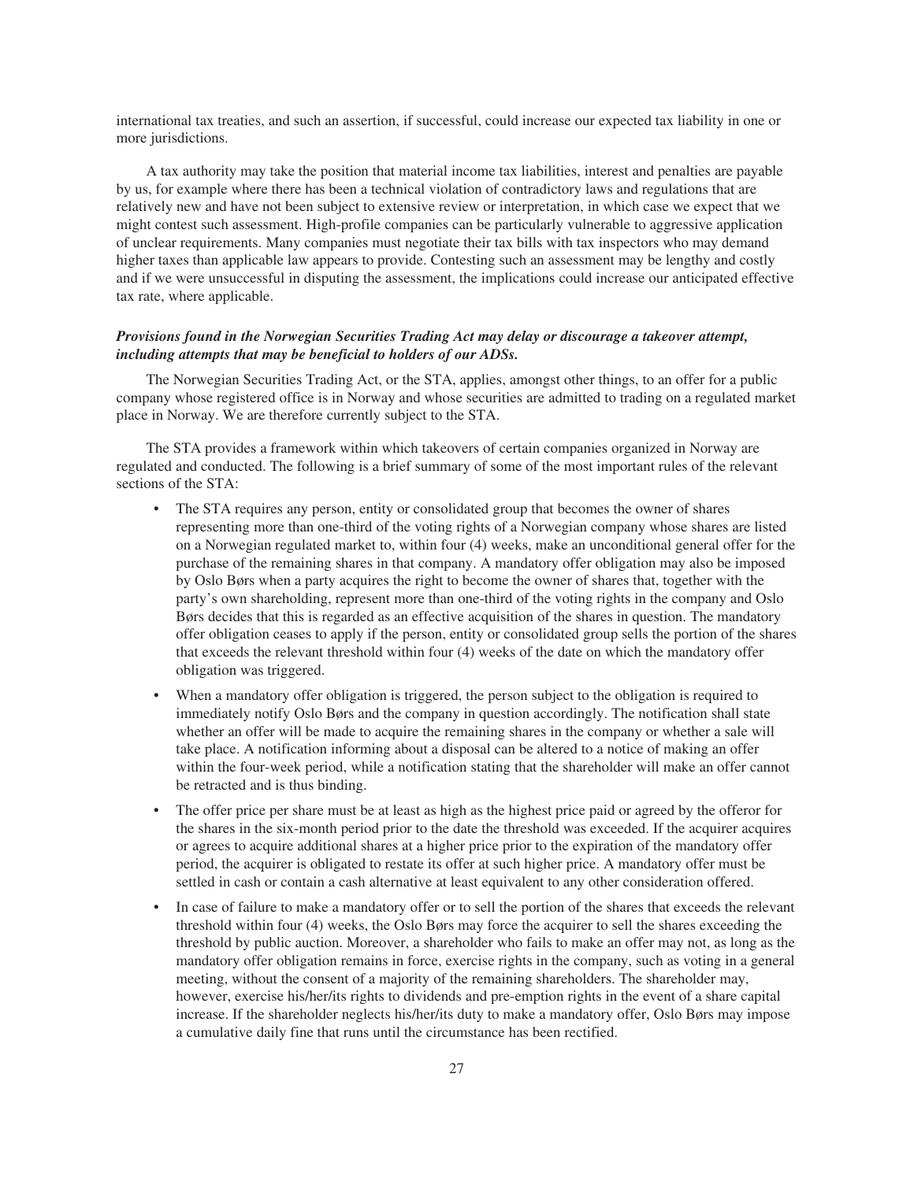international tax treaties, and such an assertion, if successful, could increase our expected tax liability in one or more jurisdictions.

A tax authority may take the position that material income tax liabilities, interest and penalties are payable by us, for example where there has been a technical violation of contradictory laws and regulations that are relatively new and have not been subject to extensive review or interpretation, in which case we expect that we might contest such assessment. High-profile companies can be particularly vulnerable to aggressive application of unclear requirements. Many companies must negotiate their tax bills with tax inspectors who may demand higher taxes than applicable law appears to provide. Contesting such an assessment may be lengthy and costly and if we were unsuccessful in disputing the assessment, the implications could increase our anticipated effective tax rate, where applicable.

***Provisions found in the Norwegian Securities Trading Act may delay or discourage a takeover attempt, including attempts that may be beneficial to holders of our ADSs.***

The Norwegian Securities Trading Act, or the STA, applies, amongst other things, to an offer for a public company whose registered office is in Norway and whose securities are admitted to trading on a regulated market place in Norway. We are therefore currently subject to the STA.

The STA provides a framework within which takeovers of certain companies organized in Norway are regulated and conducted. The following is a brief summary of some of the most important rules of the relevant sections of the STA:

- The STA requires any person, entity or consolidated group that becomes the owner of shares representing more than one-third of the voting rights of a Norwegian company whose shares are listed on a Norwegian regulated market to, within four (4) weeks, make an unconditional general offer for the purchase of the remaining shares in that company. A mandatory offer obligation may also be imposed by Oslo Børs when a party acquires the right to become the owner of shares that, together with the party's own shareholding, represent more than one-third of the voting rights in the company and Oslo Børs decides that this is regarded as an effective acquisition of the shares in question. The mandatory offer obligation ceases to apply if the person, entity or consolidated group sells the portion of the shares that exceeds the relevant threshold within four (4) weeks of the date on which the mandatory offer obligation was triggered.
- When a mandatory offer obligation is triggered, the person subject to the obligation is required to immediately notify Oslo Børs and the company in question accordingly. The notification shall state whether an offer will be made to acquire the remaining shares in the company or whether a sale will take place. A notification informing about a disposal can be altered to a notice of making an offer within the four-week period, while a notification stating that the shareholder will make an offer cannot be retracted and is thus binding.
- The offer price per share must be at least as high as the highest price paid or agreed by the offeror for the shares in the six-month period prior to the date the threshold was exceeded. If the acquirer acquires or agrees to acquire additional shares at a higher price prior to the expiration of the mandatory offer period, the acquirer is obligated to restate its offer at such higher price. A mandatory offer must be settled in cash or contain a cash alternative at least equivalent to any other consideration offered.
- In case of failure to make a mandatory offer or to sell the portion of the shares that exceeds the relevant threshold within four (4) weeks, the Oslo Børs may force the acquirer to sell the shares exceeding the threshold by public auction. Moreover, a shareholder who fails to make an offer may not, as long as the mandatory offer obligation remains in force, exercise rights in the company, such as voting in a general meeting, without the consent of a majority of the remaining shareholders. The shareholder may, however, exercise his/her/its rights to dividends and pre-emption rights in the event of a share capital increase. If the shareholder neglects his/her/its duty to make a mandatory offer, Oslo Børs may impose a cumulative daily fine that runs until the circumstance has been rectified.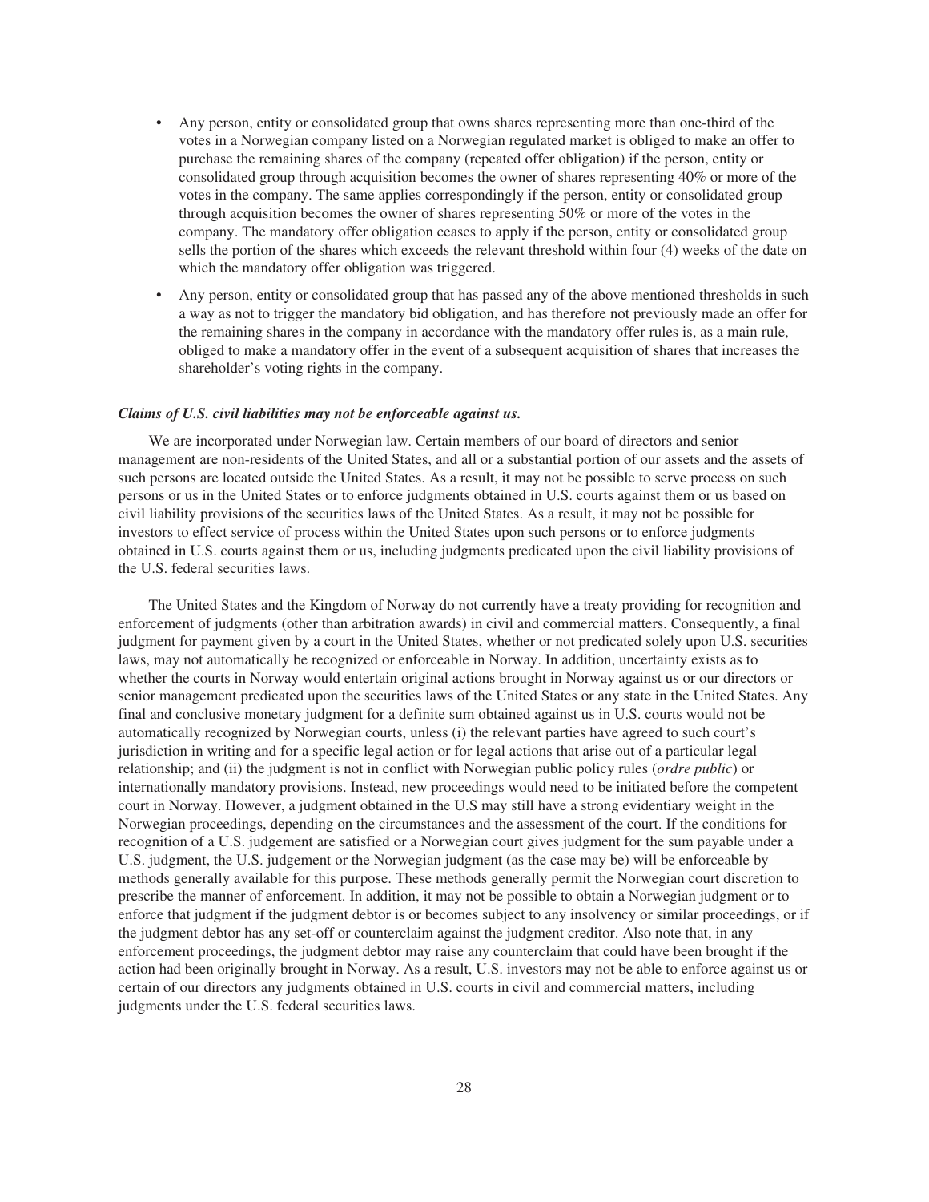- Any person, entity or consolidated group that owns shares representing more than one-third of the votes in a Norwegian company listed on a Norwegian regulated market is obliged to make an offer to purchase the remaining shares of the company (repeated offer obligation) if the person, entity or consolidated group through acquisition becomes the owner of shares representing 40% or more of the votes in the company. The same applies correspondingly if the person, entity or consolidated group through acquisition becomes the owner of shares representing 50% or more of the votes in the company. The mandatory offer obligation ceases to apply if the person, entity or consolidated group sells the portion of the shares which exceeds the relevant threshold within four (4) weeks of the date on which the mandatory offer obligation was triggered.
- Any person, entity or consolidated group that has passed any of the above mentioned thresholds in such a way as not to trigger the mandatory bid obligation, and has therefore not previously made an offer for the remaining shares in the company in accordance with the mandatory offer rules is, as a main rule, obliged to make a mandatory offer in the event of a subsequent acquisition of shares that increases the shareholder's voting rights in the company.

***Claims of U.S. civil liabilities may not be enforceable against us.***

We are incorporated under Norwegian law. Certain members of our board of directors and senior management are non-residents of the United States, and all or a substantial portion of our assets and the assets of such persons are located outside the United States. As a result, it may not be possible to serve process on such persons or us in the United States or to enforce judgments obtained in U.S. courts against them or us based on civil liability provisions of the securities laws of the United States. As a result, it may not be possible for investors to effect service of process within the United States upon such persons or to enforce judgments obtained in U.S. courts against them or us, including judgments predicated upon the civil liability provisions of the U.S. federal securities laws.

The United States and the Kingdom of Norway do not currently have a treaty providing for recognition and enforcement of judgments (other than arbitration awards) in civil and commercial matters. Consequently, a final judgment for payment given by a court in the United States, whether or not predicated solely upon U.S. securities laws, may not automatically be recognized or enforceable in Norway. In addition, uncertainty exists as to whether the courts in Norway would entertain original actions brought in Norway against us or our directors or senior management predicated upon the securities laws of the United States or any state in the United States. Any final and conclusive monetary judgment for a definite sum obtained against us in U.S. courts would not be automatically recognized by Norwegian courts, unless (i) the relevant parties have agreed to such court's jurisdiction in writing and for a specific legal action or for legal actions that arise out of a particular legal relationship; and (ii) the judgment is not in conflict with Norwegian public policy rules (*ordre public*) or internationally mandatory provisions. Instead, new proceedings would need to be initiated before the competent court in Norway. However, a judgment obtained in the U.S may still have a strong evidentiary weight in the Norwegian proceedings, depending on the circumstances and the assessment of the court. If the conditions for recognition of a U.S. judgement are satisfied or a Norwegian court gives judgment for the sum payable under a U.S. judgment, the U.S. judgement or the Norwegian judgment (as the case may be) will be enforceable by methods generally available for this purpose. These methods generally permit the Norwegian court discretion to prescribe the manner of enforcement. In addition, it may not be possible to obtain a Norwegian judgment or to enforce that judgment if the judgment debtor is or becomes subject to any insolvency or similar proceedings, or if the judgment debtor has any set-off or counterclaim against the judgment creditor. Also note that, in any enforcement proceedings, the judgment debtor may raise any counterclaim that could have been brought if the action had been originally brought in Norway. As a result, U.S. investors may not be able to enforce against us or certain of our directors any judgments obtained in U.S. courts in civil and commercial matters, including judgments under the U.S. federal securities laws.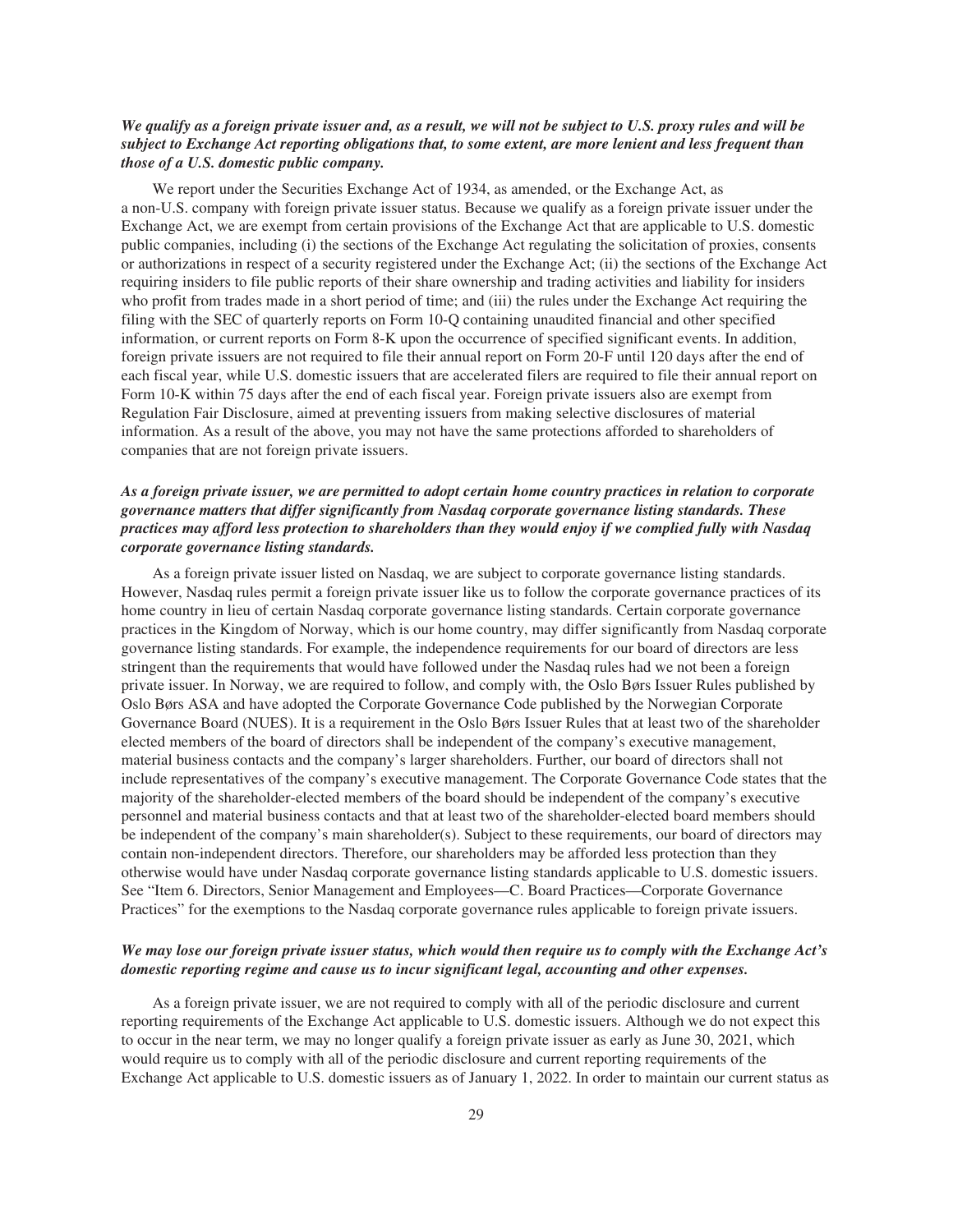***We qualify as a foreign private issuer and, as a result, we will not be subject to U.S. proxy rules and will be subject to Exchange Act reporting obligations that, to some extent, are more lenient and less frequent than those of a U.S. domestic public company.***

We report under the Securities Exchange Act of 1934, as amended, or the Exchange Act, as a non-U.S. company with foreign private issuer status. Because we qualify as a foreign private issuer under the Exchange Act, we are exempt from certain provisions of the Exchange Act that are applicable to U.S. domestic public companies, including (i) the sections of the Exchange Act regulating the solicitation of proxies, consents or authorizations in respect of a security registered under the Exchange Act; (ii) the sections of the Exchange Act requiring insiders to file public reports of their share ownership and trading activities and liability for insiders who profit from trades made in a short period of time; and (iii) the rules under the Exchange Act requiring the filing with the SEC of quarterly reports on Form 10-Q containing unaudited financial and other specified information, or current reports on Form 8-K upon the occurrence of specified significant events. In addition, foreign private issuers are not required to file their annual report on Form 20-F until 120 days after the end of each fiscal year, while U.S. domestic issuers that are accelerated filers are required to file their annual report on Form 10-K within 75 days after the end of each fiscal year. Foreign private issuers also are exempt from Regulation Fair Disclosure, aimed at preventing issuers from making selective disclosures of material information. As a result of the above, you may not have the same protections afforded to shareholders of companies that are not foreign private issuers.

***As a foreign private issuer, we are permitted to adopt certain home country practices in relation to corporate governance matters that differ significantly from Nasdaq corporate governance listing standards. These practices may afford less protection to shareholders than they would enjoy if we complied fully with Nasdaq corporate governance listing standards.***

As a foreign private issuer listed on Nasdaq, we are subject to corporate governance listing standards. However, Nasdaq rules permit a foreign private issuer like us to follow the corporate governance practices of its home country in lieu of certain Nasdaq corporate governance listing standards. Certain corporate governance practices in the Kingdom of Norway, which is our home country, may differ significantly from Nasdaq corporate governance listing standards. For example, the independence requirements for our board of directors are less stringent than the requirements that would have followed under the Nasdaq rules had we not been a foreign private issuer. In Norway, we are required to follow, and comply with, the Oslo Børs Issuer Rules published by Oslo Børs ASA and have adopted the Corporate Governance Code published by the Norwegian Corporate Governance Board (NUES). It is a requirement in the Oslo Børs Issuer Rules that at least two of the shareholder elected members of the board of directors shall be independent of the company's executive management, material business contacts and the company's larger shareholders. Further, our board of directors shall not include representatives of the company's executive management. The Corporate Governance Code states that the majority of the shareholder-elected members of the board should be independent of the company's executive personnel and material business contacts and that at least two of the shareholder-elected board members should be independent of the company's main shareholder(s). Subject to these requirements, our board of directors may contain non-independent directors. Therefore, our shareholders may be afforded less protection than they otherwise would have under Nasdaq corporate governance listing standards applicable to U.S. domestic issuers. See "Item 6. Directors, Senior Management and Employees—C. Board Practices—Corporate Governance Practices" for the exemptions to the Nasdaq corporate governance rules applicable to foreign private issuers.

***We may lose our foreign private issuer status, which would then require us to comply with the Exchange Act's domestic reporting regime and cause us to incur significant legal, accounting and other expenses.***

As a foreign private issuer, we are not required to comply with all of the periodic disclosure and current reporting requirements of the Exchange Act applicable to U.S. domestic issuers. Although we do not expect this to occur in the near term, we may no longer qualify a foreign private issuer as early as June 30, 2021, which would require us to comply with all of the periodic disclosure and current reporting requirements of the Exchange Act applicable to U.S. domestic issuers as of January 1, 2022. In order to maintain our current status as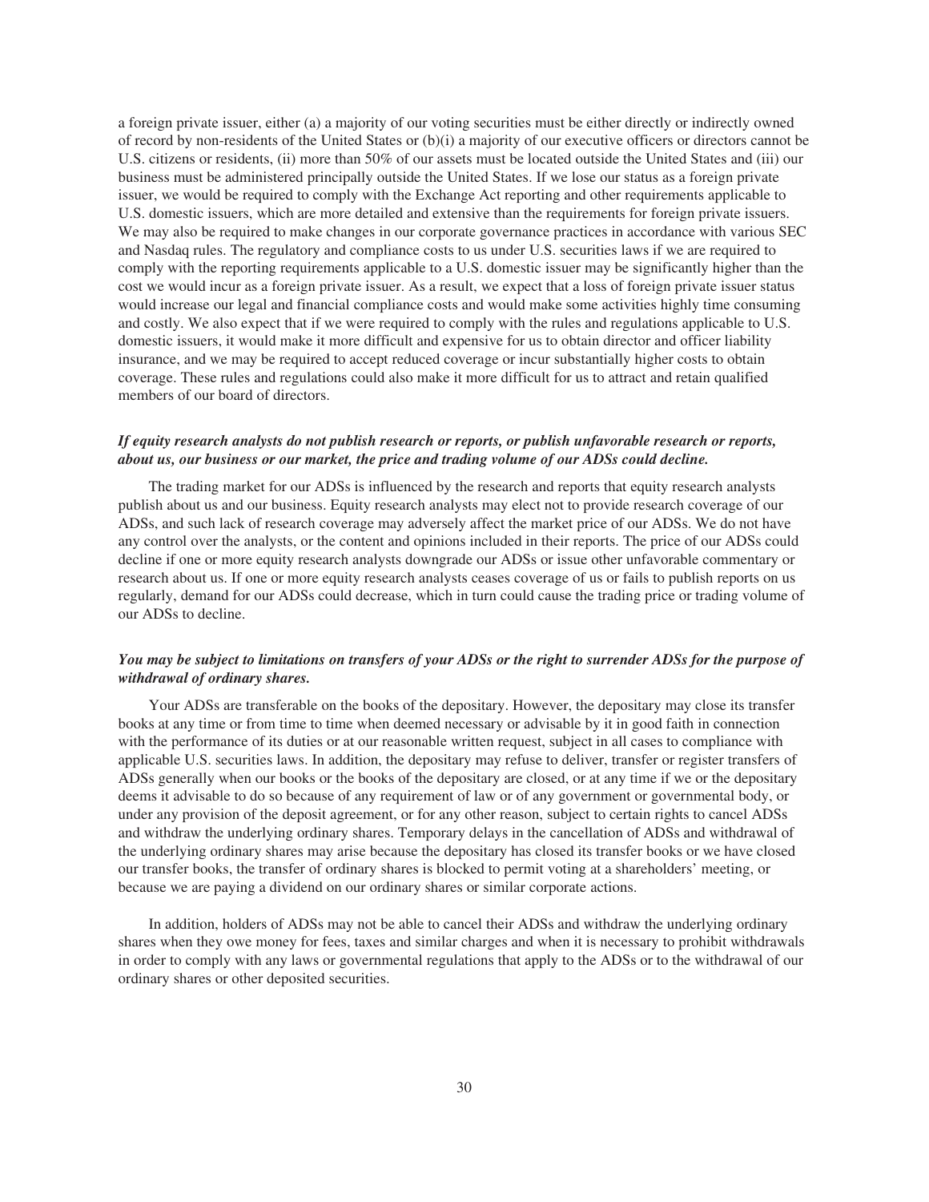a foreign private issuer, either (a) a majority of our voting securities must be either directly or indirectly owned of record by non-residents of the United States or (b)(i) a majority of our executive officers or directors cannot be U.S. citizens or residents, (ii) more than 50% of our assets must be located outside the United States and (iii) our business must be administered principally outside the United States. If we lose our status as a foreign private issuer, we would be required to comply with the Exchange Act reporting and other requirements applicable to U.S. domestic issuers, which are more detailed and extensive than the requirements for foreign private issuers. We may also be required to make changes in our corporate governance practices in accordance with various SEC and Nasdaq rules. The regulatory and compliance costs to us under U.S. securities laws if we are required to comply with the reporting requirements applicable to a U.S. domestic issuer may be significantly higher than the cost we would incur as a foreign private issuer. As a result, we expect that a loss of foreign private issuer status would increase our legal and financial compliance costs and would make some activities highly time consuming and costly. We also expect that if we were required to comply with the rules and regulations applicable to U.S. domestic issuers, it would make it more difficult and expensive for us to obtain director and officer liability insurance, and we may be required to accept reduced coverage or incur substantially higher costs to obtain coverage. These rules and regulations could also make it more difficult for us to attract and retain qualified members of our board of directors.

***If equity research analysts do not publish research or reports, or publish unfavorable research or reports, about us, our business or our market, the price and trading volume of our ADSs could decline.***

The trading market for our ADSs is influenced by the research and reports that equity research analysts publish about us and our business. Equity research analysts may elect not to provide research coverage of our ADSs, and such lack of research coverage may adversely affect the market price of our ADSs. We do not have any control over the analysts, or the content and opinions included in their reports. The price of our ADSs could decline if one or more equity research analysts downgrade our ADSs or issue other unfavorable commentary or research about us. If one or more equity research analysts ceases coverage of us or fails to publish reports on us regularly, demand for our ADSs could decrease, which in turn could cause the trading price or trading volume of our ADSs to decline.

***You may be subject to limitations on transfers of your ADSs or the right to surrender ADSs for the purpose of withdrawal of ordinary shares.***

Your ADSs are transferable on the books of the depositary. However, the depositary may close its transfer books at any time or from time to time when deemed necessary or advisable by it in good faith in connection with the performance of its duties or at our reasonable written request, subject in all cases to compliance with applicable U.S. securities laws. In addition, the depositary may refuse to deliver, transfer or register transfers of ADSs generally when our books or the books of the depositary are closed, or at any time if we or the depositary deems it advisable to do so because of any requirement of law or of any government or governmental body, or under any provision of the deposit agreement, or for any other reason, subject to certain rights to cancel ADSs and withdraw the underlying ordinary shares. Temporary delays in the cancellation of ADSs and withdrawal of the underlying ordinary shares may arise because the depositary has closed its transfer books or we have closed our transfer books, the transfer of ordinary shares is blocked to permit voting at a shareholders' meeting, or because we are paying a dividend on our ordinary shares or similar corporate actions.

In addition, holders of ADSs may not be able to cancel their ADSs and withdraw the underlying ordinary shares when they owe money for fees, taxes and similar charges and when it is necessary to prohibit withdrawals in order to comply with any laws or governmental regulations that apply to the ADSs or to the withdrawal of our ordinary shares or other deposited securities.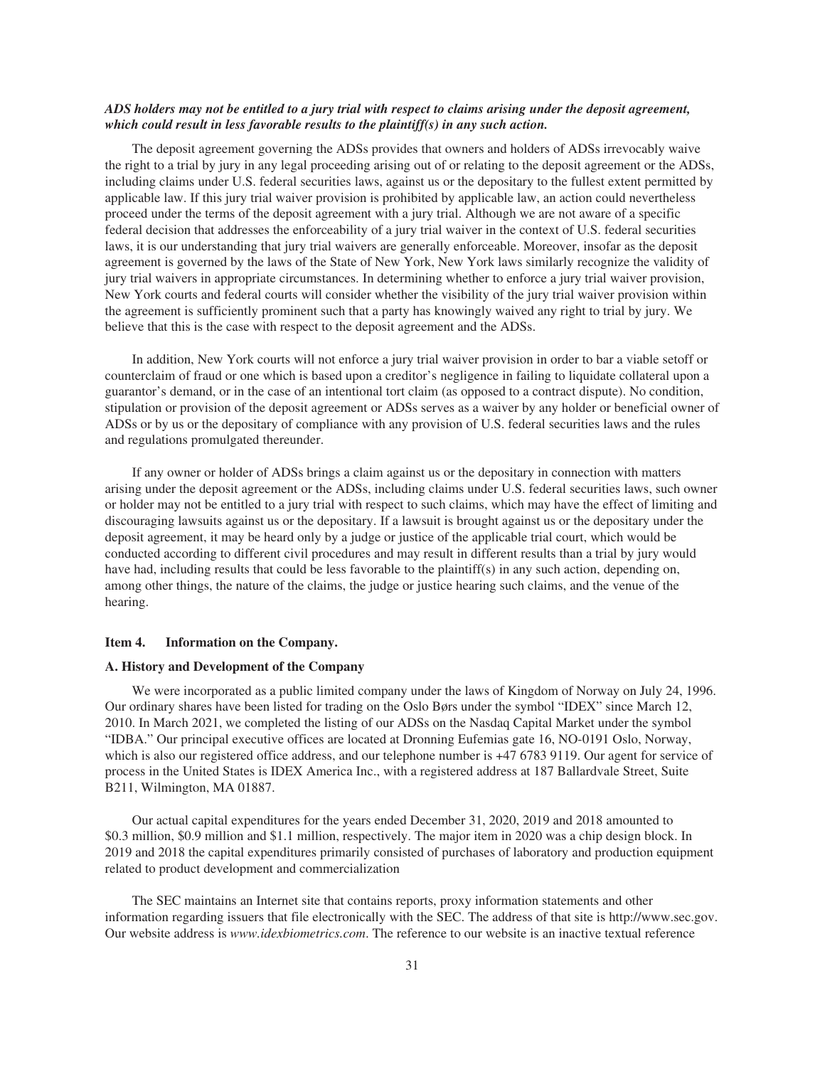***ADS holders may not be entitled to a jury trial with respect to claims arising under the deposit agreement, which could result in less favorable results to the plaintiff(s) in any such action.***

The deposit agreement governing the ADSs provides that owners and holders of ADSs irrevocably waive the right to a trial by jury in any legal proceeding arising out of or relating to the deposit agreement or the ADSs, including claims under U.S. federal securities laws, against us or the depositary to the fullest extent permitted by applicable law. If this jury trial waiver provision is prohibited by applicable law, an action could nevertheless proceed under the terms of the deposit agreement with a jury trial. Although we are not aware of a specific federal decision that addresses the enforceability of a jury trial waiver in the context of U.S. federal securities laws, it is our understanding that jury trial waivers are generally enforceable. Moreover, insofar as the deposit agreement is governed by the laws of the State of New York, New York laws similarly recognize the validity of jury trial waivers in appropriate circumstances. In determining whether to enforce a jury trial waiver provision, New York courts and federal courts will consider whether the visibility of the jury trial waiver provision within the agreement is sufficiently prominent such that a party has knowingly waived any right to trial by jury. We believe that this is the case with respect to the deposit agreement and the ADSs.

In addition, New York courts will not enforce a jury trial waiver provision in order to bar a viable setoff or counterclaim of fraud or one which is based upon a creditor's negligence in failing to liquidate collateral upon a guarantor's demand, or in the case of an intentional tort claim (as opposed to a contract dispute). No condition, stipulation or provision of the deposit agreement or ADSs serves as a waiver by any holder or beneficial owner of ADSs or by us or the depositary of compliance with any provision of U.S. federal securities laws and the rules and regulations promulgated thereunder.

If any owner or holder of ADSs brings a claim against us or the depositary in connection with matters arising under the deposit agreement or the ADSs, including claims under U.S. federal securities laws, such owner or holder may not be entitled to a jury trial with respect to such claims, which may have the effect of limiting and discouraging lawsuits against us or the depositary. If a lawsuit is brought against us or the depositary under the deposit agreement, it may be heard only by a judge or justice of the applicable trial court, which would be conducted according to different civil procedures and may result in different results than a trial by jury would have had, including results that could be less favorable to the plaintiff(s) in any such action, depending on, among other things, the nature of the claims, the judge or justice hearing such claims, and the venue of the hearing.

## Item 4. Information on the Company.

### A. History and Development of the Company

We were incorporated as a public limited company under the laws of Kingdom of Norway on July 24, 1996. Our ordinary shares have been listed for trading on the Oslo Børs under the symbol "IDEX" since March 12, 2010. In March 2021, we completed the listing of our ADSs on the Nasdaq Capital Market under the symbol "IDBA." Our principal executive offices are located at Dronning Eufemias gate 16, NO-0191 Oslo, Norway, which is also our registered office address, and our telephone number is +47 6783 9119. Our agent for service of process in the United States is IDEX America Inc., with a registered address at 187 Ballardvale Street, Suite B211, Wilmington, MA 01887.

Our actual capital expenditures for the years ended December 31, 2020, 2019 and 2018 amounted to \$0.3 million, \$0.9 million and \$1.1 million, respectively. The major item in 2020 was a chip design block. In 2019 and 2018 the capital expenditures primarily consisted of purchases of laboratory and production equipment related to product development and commercialization

The SEC maintains an Internet site that contains reports, proxy information statements and other information regarding issuers that file electronically with the SEC. The address of that site is http://www.sec.gov. Our website address is *www.idexbiometrics.com*. The reference to our website is an inactive textual reference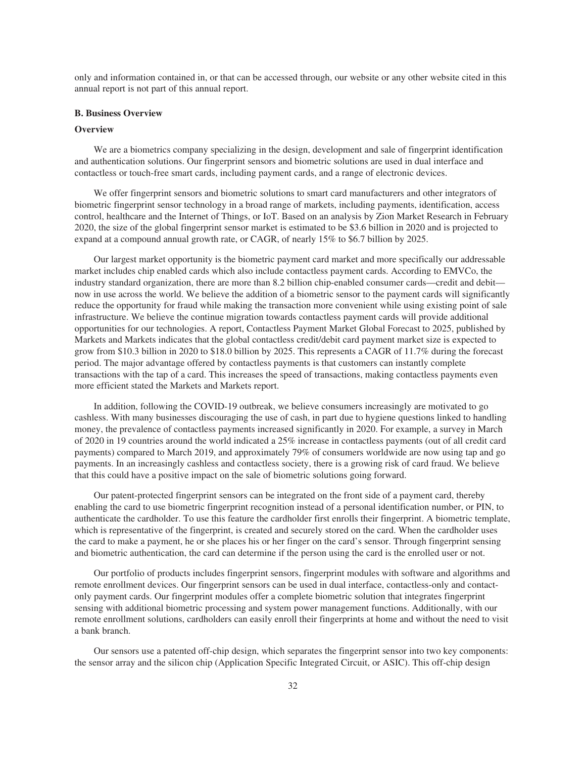only and information contained in, or that can be accessed through, our website or any other website cited in this annual report is not part of this annual report.

## B. Business Overview

### Overview

We are a biometrics company specializing in the design, development and sale of fingerprint identification and authentication solutions. Our fingerprint sensors and biometric solutions are used in dual interface and contactless or touch-free smart cards, including payment cards, and a range of electronic devices.

We offer fingerprint sensors and biometric solutions to smart card manufacturers and other integrators of biometric fingerprint sensor technology in a broad range of markets, including payments, identification, access control, healthcare and the Internet of Things, or IoT. Based on an analysis by Zion Market Research in February 2020, the size of the global fingerprint sensor market is estimated to be $3.6 billion in 2020 and is projected to expand at a compound annual growth rate, or CAGR, of nearly 15% to $6.7 billion by 2025.

Our largest market opportunity is the biometric payment card market and more specifically our addressable market includes chip enabled cards which also include contactless payment cards. According to EMVCo, the industry standard organization, there are more than 8.2 billion chip-enabled consumer cards—credit and debit—now in use across the world. We believe the addition of a biometric sensor to the payment cards will significantly reduce the opportunity for fraud while making the transaction more convenient while using existing point of sale infrastructure. We believe the continue migration towards contactless payment cards will provide additional opportunities for our technologies. A report, Contactless Payment Market Global Forecast to 2025, published by Markets and Markets indicates that the global contactless credit/debit card payment market size is expected to grow from $10.3 billion in 2020 to $18.0 billion by 2025. This represents a CAGR of 11.7% during the forecast period. The major advantage offered by contactless payments is that customers can instantly complete transactions with the tap of a card. This increases the speed of transactions, making contactless payments even more efficient stated the Markets and Markets report.

In addition, following the COVID-19 outbreak, we believe consumers increasingly are motivated to go cashless. With many businesses discouraging the use of cash, in part due to hygiene questions linked to handling money, the prevalence of contactless payments increased significantly in 2020. For example, a survey in March of 2020 in 19 countries around the world indicated a 25% increase in contactless payments (out of all credit card payments) compared to March 2019, and approximately 79% of consumers worldwide are now using tap and go payments. In an increasingly cashless and contactless society, there is a growing risk of card fraud. We believe that this could have a positive impact on the sale of biometric solutions going forward.

Our patent-protected fingerprint sensors can be integrated on the front side of a payment card, thereby enabling the card to use biometric fingerprint recognition instead of a personal identification number, or PIN, to authenticate the cardholder. To use this feature the cardholder first enrolls their fingerprint. A biometric template, which is representative of the fingerprint, is created and securely stored on the card. When the cardholder uses the card to make a payment, he or she places his or her finger on the card's sensor. Through fingerprint sensing and biometric authentication, the card can determine if the person using the card is the enrolled user or not.

Our portfolio of products includes fingerprint sensors, fingerprint modules with software and algorithms and remote enrollment devices. Our fingerprint sensors can be used in dual interface, contactless-only and contact-only payment cards. Our fingerprint modules offer a complete biometric solution that integrates fingerprint sensing with additional biometric processing and system power management functions. Additionally, with our remote enrollment solutions, cardholders can easily enroll their fingerprints at home and without the need to visit a bank branch.

Our sensors use a patented off-chip design, which separates the fingerprint sensor into two key components: the sensor array and the silicon chip (Application Specific Integrated Circuit, or ASIC). This off-chip design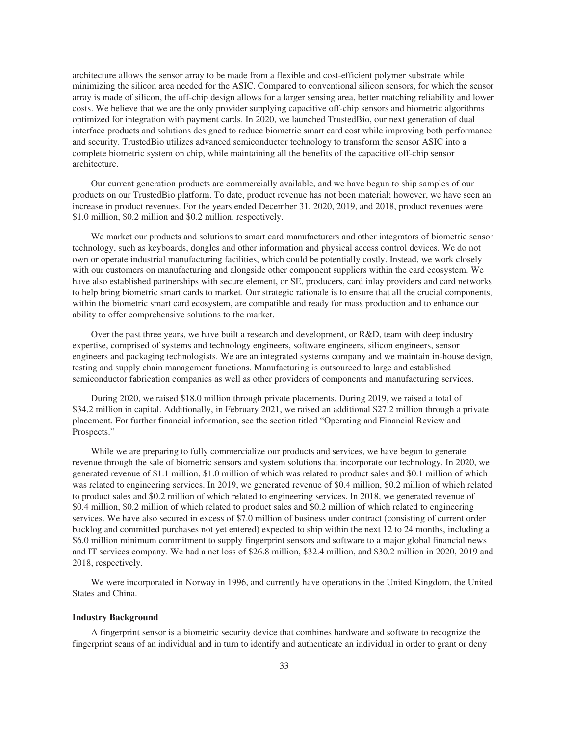architecture allows the sensor array to be made from a flexible and cost-efficient polymer substrate while minimizing the silicon area needed for the ASIC. Compared to conventional silicon sensors, for which the sensor array is made of silicon, the off-chip design allows for a larger sensing area, better matching reliability and lower costs. We believe that we are the only provider supplying capacitive off-chip sensors and biometric algorithms optimized for integration with payment cards. In 2020, we launched TrustedBio, our next generation of dual interface products and solutions designed to reduce biometric smart card cost while improving both performance and security. TrustedBio utilizes advanced semiconductor technology to transform the sensor ASIC into a complete biometric system on chip, while maintaining all the benefits of the capacitive off-chip sensor architecture.

Our current generation products are commercially available, and we have begun to ship samples of our products on our TrustedBio platform. To date, product revenue has not been material; however, we have seen an increase in product revenues. For the years ended December 31, 2020, 2019, and 2018, product revenues were $1.0 million, $0.2 million and $0.2 million, respectively.

We market our products and solutions to smart card manufacturers and other integrators of biometric sensor technology, such as keyboards, dongles and other information and physical access control devices. We do not own or operate industrial manufacturing facilities, which could be potentially costly. Instead, we work closely with our customers on manufacturing and alongside other component suppliers within the card ecosystem. We have also established partnerships with secure element, or SE, producers, card inlay providers and card networks to help bring biometric smart cards to market. Our strategic rationale is to ensure that all the crucial components, within the biometric smart card ecosystem, are compatible and ready for mass production and to enhance our ability to offer comprehensive solutions to the market.

Over the past three years, we have built a research and development, or R&D, team with deep industry expertise, comprised of systems and technology engineers, software engineers, silicon engineers, sensor engineers and packaging technologists. We are an integrated systems company and we maintain in-house design, testing and supply chain management functions. Manufacturing is outsourced to large and established semiconductor fabrication companies as well as other providers of components and manufacturing services.

During 2020, we raised $18.0 million through private placements. During 2019, we raised a total of $34.2 million in capital. Additionally, in February 2021, we raised an additional $27.2 million through a private placement. For further financial information, see the section titled "Operating and Financial Review and Prospects."

While we are preparing to fully commercialize our products and services, we have begun to generate revenue through the sale of biometric sensors and system solutions that incorporate our technology. In 2020, we generated revenue of $1.1 million, $1.0 million of which was related to product sales and $0.1 million of which was related to engineering services. In 2019, we generated revenue of $0.4 million, $0.2 million of which related to product sales and $0.2 million of which related to engineering services. In 2018, we generated revenue of $0.4 million, $0.2 million of which related to product sales and $0.2 million of which related to engineering services. We have also secured in excess of $7.0 million of business under contract (consisting of current order backlog and committed purchases not yet entered) expected to ship within the next 12 to 24 months, including a $6.0 million minimum commitment to supply fingerprint sensors and software to a major global financial news and IT services company. We had a net loss of $26.8 million, $32.4 million, and $30.2 million in 2020, 2019 and 2018, respectively.

We were incorporated in Norway in 1996, and currently have operations in the United Kingdom, the United States and China.

### Industry Background

A fingerprint sensor is a biometric security device that combines hardware and software to recognize the fingerprint scans of an individual and in turn to identify and authenticate an individual in order to grant or deny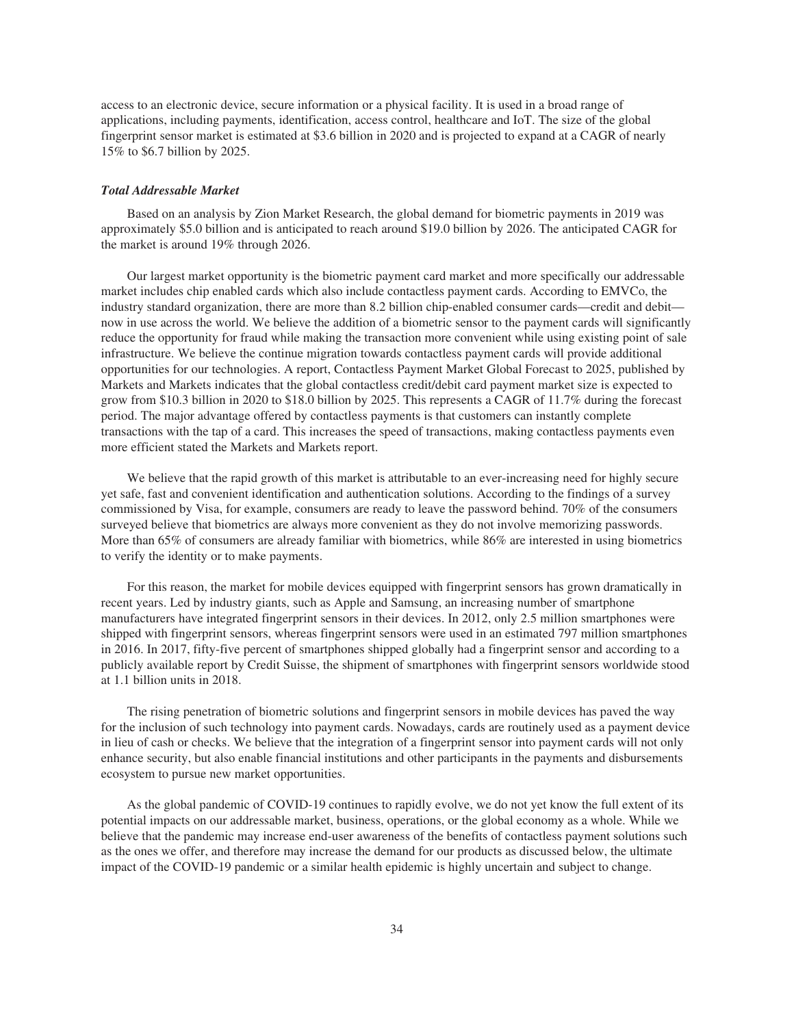access to an electronic device, secure information or a physical facility. It is used in a broad range of applications, including payments, identification, access control, healthcare and IoT. The size of the global fingerprint sensor market is estimated at $3.6 billion in 2020 and is projected to expand at a CAGR of nearly 15% to $6.7 billion by 2025.

***Total Addressable Market***

Based on an analysis by Zion Market Research, the global demand for biometric payments in 2019 was approximately $5.0 billion and is anticipated to reach around $19.0 billion by 2026. The anticipated CAGR for the market is around 19% through 2026.

Our largest market opportunity is the biometric payment card market and more specifically our addressable market includes chip enabled cards which also include contactless payment cards. According to EMVCo, the industry standard organization, there are more than 8.2 billion chip-enabled consumer cards—credit and debit—now in use across the world. We believe the addition of a biometric sensor to the payment cards will significantly reduce the opportunity for fraud while making the transaction more convenient while using existing point of sale infrastructure. We believe the continue migration towards contactless payment cards will provide additional opportunities for our technologies. A report, Contactless Payment Market Global Forecast to 2025, published by Markets and Markets indicates that the global contactless credit/debit card payment market size is expected to grow from $10.3 billion in 2020 to $18.0 billion by 2025. This represents a CAGR of 11.7% during the forecast period. The major advantage offered by contactless payments is that customers can instantly complete transactions with the tap of a card. This increases the speed of transactions, making contactless payments even more efficient stated the Markets and Markets report.

We believe that the rapid growth of this market is attributable to an ever-increasing need for highly secure yet safe, fast and convenient identification and authentication solutions. According to the findings of a survey commissioned by Visa, for example, consumers are ready to leave the password behind. 70% of the consumers surveyed believe that biometrics are always more convenient as they do not involve memorizing passwords. More than 65% of consumers are already familiar with biometrics, while 86% are interested in using biometrics to verify the identity or to make payments.

For this reason, the market for mobile devices equipped with fingerprint sensors has grown dramatically in recent years. Led by industry giants, such as Apple and Samsung, an increasing number of smartphone manufacturers have integrated fingerprint sensors in their devices. In 2012, only 2.5 million smartphones were shipped with fingerprint sensors, whereas fingerprint sensors were used in an estimated 797 million smartphones in 2016. In 2017, fifty-five percent of smartphones shipped globally had a fingerprint sensor and according to a publicly available report by Credit Suisse, the shipment of smartphones with fingerprint sensors worldwide stood at 1.1 billion units in 2018.

The rising penetration of biometric solutions and fingerprint sensors in mobile devices has paved the way for the inclusion of such technology into payment cards. Nowadays, cards are routinely used as a payment device in lieu of cash or checks. We believe that the integration of a fingerprint sensor into payment cards will not only enhance security, but also enable financial institutions and other participants in the payments and disbursements ecosystem to pursue new market opportunities.

As the global pandemic of COVID-19 continues to rapidly evolve, we do not yet know the full extent of its potential impacts on our addressable market, business, operations, or the global economy as a whole. While we believe that the pandemic may increase end-user awareness of the benefits of contactless payment solutions such as the ones we offer, and therefore may increase the demand for our products as discussed below, the ultimate impact of the COVID-19 pandemic or a similar health epidemic is highly uncertain and subject to change.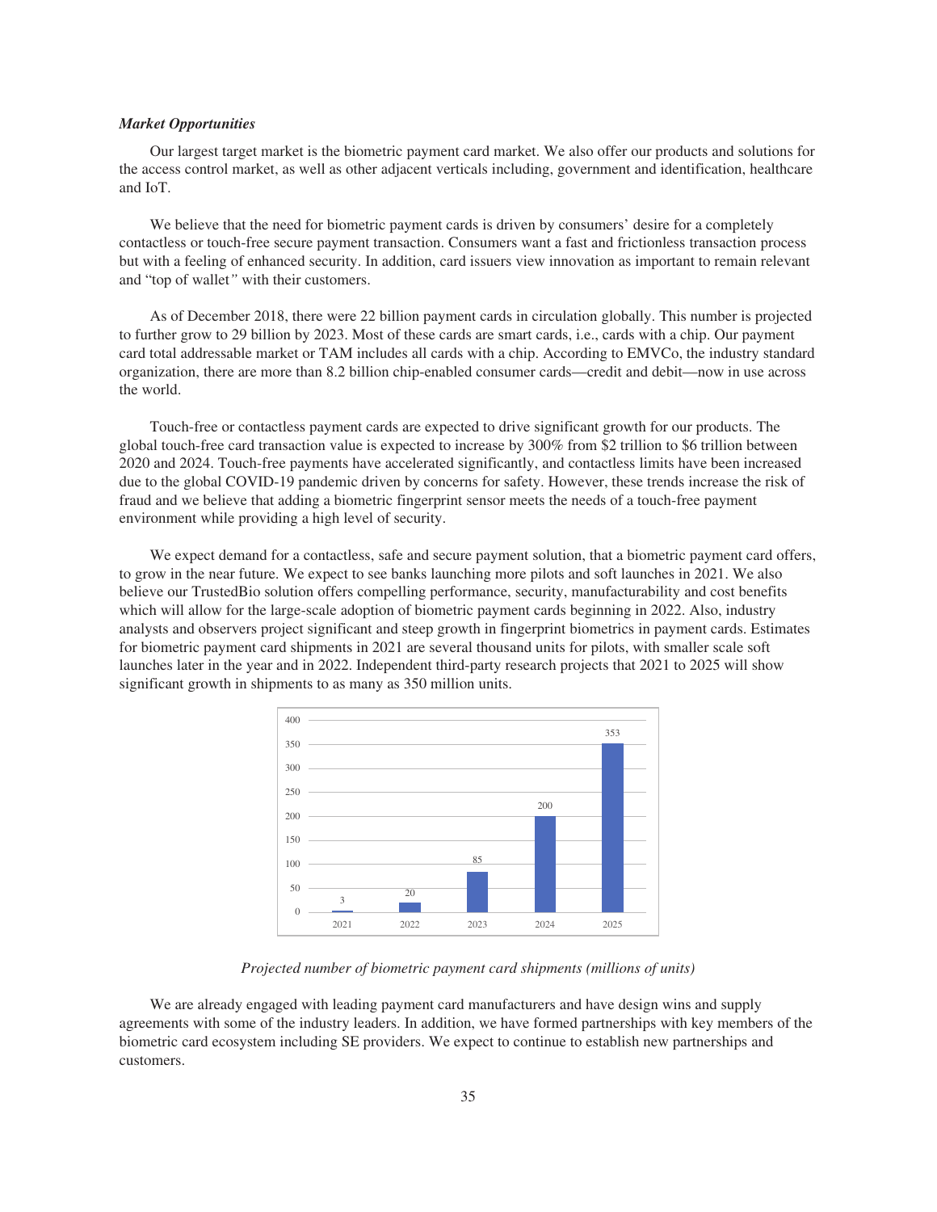### *Market Opportunities*

Our largest target market is the biometric payment card market. We also offer our products and solutions for the access control market, as well as other adjacent verticals including, government and identification, healthcare and IoT.

We believe that the need for biometric payment cards is driven by consumers' desire for a completely contactless or touch-free secure payment transaction. Consumers want a fast and frictionless transaction process but with a feeling of enhanced security. In addition, card issuers view innovation as important to remain relevant and "top of wallet" with their customers.

As of December 2018, there were 22 billion payment cards in circulation globally. This number is projected to further grow to 29 billion by 2023. Most of these cards are smart cards, i.e., cards with a chip. Our payment card total addressable market or TAM includes all cards with a chip. According to EMVCo, the industry standard organization, there are more than 8.2 billion chip-enabled consumer cards—credit and debit—now in use across the world.

Touch-free or contactless payment cards are expected to drive significant growth for our products. The global touch-free card transaction value is expected to increase by 300% from $2 trillion to $6 trillion between 2020 and 2024. Touch-free payments have accelerated significantly, and contactless limits have been increased due to the global COVID-19 pandemic driven by concerns for safety. However, these trends increase the risk of fraud and we believe that adding a biometric fingerprint sensor meets the needs of a touch-free payment environment while providing a high level of security.

We expect demand for a contactless, safe and secure payment solution, that a biometric payment card offers, to grow in the near future. We expect to see banks launching more pilots and soft launches in 2021. We also believe our TrustedBio solution offers compelling performance, security, manufacturability and cost benefits which will allow for the large-scale adoption of biometric payment cards beginning in 2022. Also, industry analysts and observers project significant and steep growth in fingerprint biometrics in payment cards. Estimates for biometric payment card shipments in 2021 are several thousand units for pilots, with smaller scale soft launches later in the year and in 2022. Independent third-party research projects that 2021 to 2025 will show significant growth in shipments to as many as 350 million units.

| 2021 | 2022 | 2023 | 2024 | 2025 |
|---|---|---|---|---|
| 3 | 20 | 85 | 200 | 353 |

*Projected number of biometric payment card shipments (millions of units)*

We are already engaged with leading payment card manufacturers and have design wins and supply agreements with some of the industry leaders. In addition, we have formed partnerships with key members of the biometric card ecosystem including SE providers. We expect to continue to establish new partnerships and customers.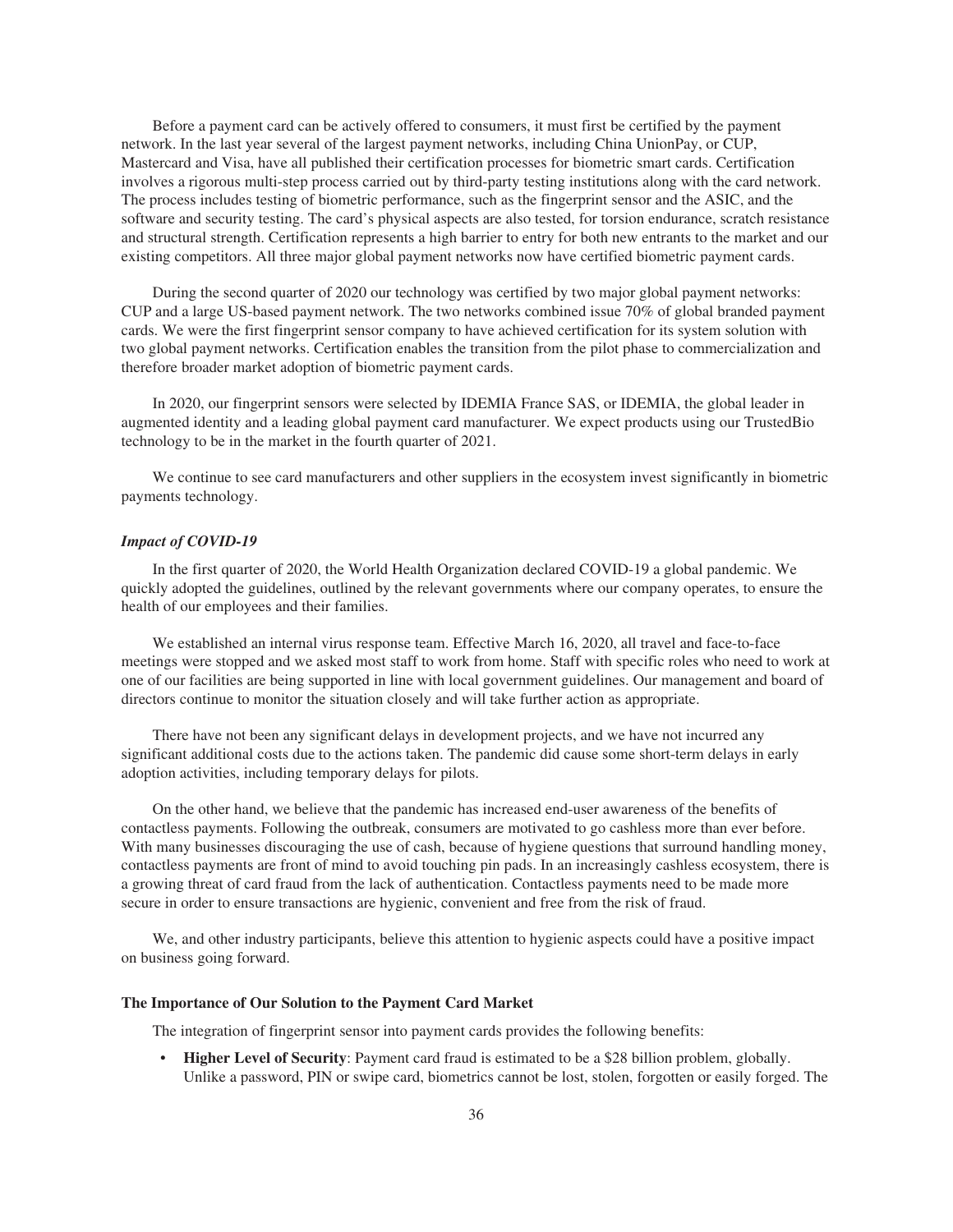Before a payment card can be actively offered to consumers, it must first be certified by the payment network. In the last year several of the largest payment networks, including China UnionPay, or CUP, Mastercard and Visa, have all published their certification processes for biometric smart cards. Certification involves a rigorous multi-step process carried out by third-party testing institutions along with the card network. The process includes testing of biometric performance, such as the fingerprint sensor and the ASIC, and the software and security testing. The card's physical aspects are also tested, for torsion endurance, scratch resistance and structural strength. Certification represents a high barrier to entry for both new entrants to the market and our existing competitors. All three major global payment networks now have certified biometric payment cards.

During the second quarter of 2020 our technology was certified by two major global payment networks: CUP and a large US-based payment network. The two networks combined issue 70% of global branded payment cards. We were the first fingerprint sensor company to have achieved certification for its system solution with two global payment networks. Certification enables the transition from the pilot phase to commercialization and therefore broader market adoption of biometric payment cards.

In 2020, our fingerprint sensors were selected by IDEMIA France SAS, or IDEMIA, the global leader in augmented identity and a leading global payment card manufacturer. We expect products using our TrustedBio technology to be in the market in the fourth quarter of 2021.

We continue to see card manufacturers and other suppliers in the ecosystem invest significantly in biometric payments technology.

### *Impact of COVID-19*

In the first quarter of 2020, the World Health Organization declared COVID-19 a global pandemic. We quickly adopted the guidelines, outlined by the relevant governments where our company operates, to ensure the health of our employees and their families.

We established an internal virus response team. Effective March 16, 2020, all travel and face-to-face meetings were stopped and we asked most staff to work from home. Staff with specific roles who need to work at one of our facilities are being supported in line with local government guidelines. Our management and board of directors continue to monitor the situation closely and will take further action as appropriate.

There have not been any significant delays in development projects, and we have not incurred any significant additional costs due to the actions taken. The pandemic did cause some short-term delays in early adoption activities, including temporary delays for pilots.

On the other hand, we believe that the pandemic has increased end-user awareness of the benefits of contactless payments. Following the outbreak, consumers are motivated to go cashless more than ever before. With many businesses discouraging the use of cash, because of hygiene questions that surround handling money, contactless payments are front of mind to avoid touching pin pads. In an increasingly cashless ecosystem, there is a growing threat of card fraud from the lack of authentication. Contactless payments need to be made more secure in order to ensure transactions are hygienic, convenient and free from the risk of fraud.

We, and other industry participants, believe this attention to hygienic aspects could have a positive impact on business going forward.

### The Importance of Our Solution to the Payment Card Market

The integration of fingerprint sensor into payment cards provides the following benefits:

- **Higher Level of Security**: Payment card fraud is estimated to be a $28 billion problem, globally. Unlike a password, PIN or swipe card, biometrics cannot be lost, stolen, forgotten or easily forged. The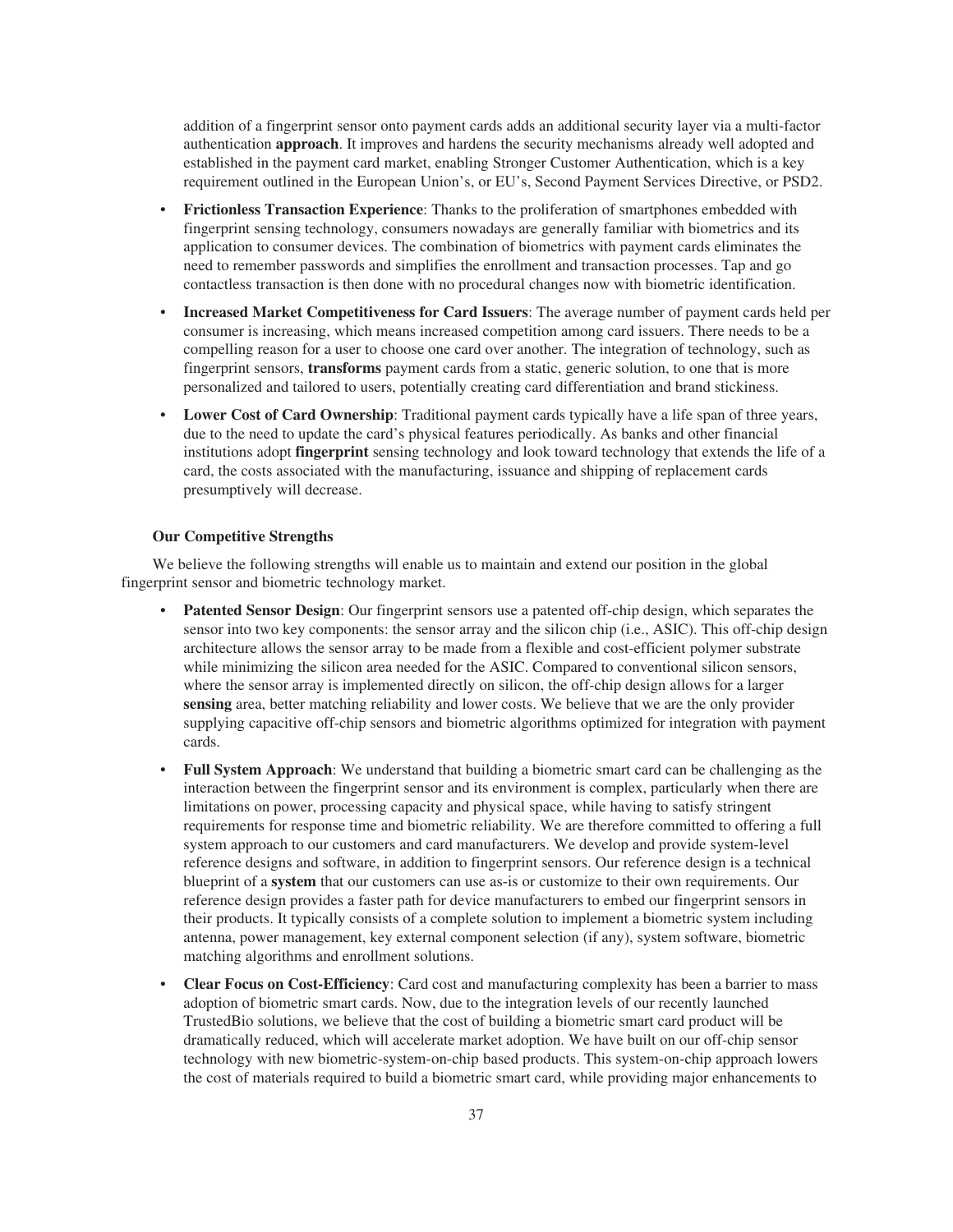addition of a fingerprint sensor onto payment cards adds an additional security layer via a multi-factor authentication **approach**. It improves and hardens the security mechanisms already well adopted and established in the payment card market, enabling Stronger Customer Authentication, which is a key requirement outlined in the European Union's, or EU's, Second Payment Services Directive, or PSD2.

- **Frictionless Transaction Experience**: Thanks to the proliferation of smartphones embedded with fingerprint sensing technology, consumers nowadays are generally familiar with biometrics and its application to consumer devices. The combination of biometrics with payment cards eliminates the need to remember passwords and simplifies the enrollment and transaction processes. Tap and go contactless transaction is then done with no procedural changes now with biometric identification.
- **Increased Market Competitiveness for Card Issuers**: The average number of payment cards held per consumer is increasing, which means increased competition among card issuers. There needs to be a compelling reason for a user to choose one card over another. The integration of technology, such as fingerprint sensors, **transforms** payment cards from a static, generic solution, to one that is more personalized and tailored to users, potentially creating card differentiation and brand stickiness.
- **Lower Cost of Card Ownership**: Traditional payment cards typically have a life span of three years, due to the need to update the card's physical features periodically. As banks and other financial institutions adopt **fingerprint** sensing technology and look toward technology that extends the life of a card, the costs associated with the manufacturing, issuance and shipping of replacement cards presumptively will decrease.

### Our Competitive Strengths

We believe the following strengths will enable us to maintain and extend our position in the global fingerprint sensor and biometric technology market.

- **Patented Sensor Design**: Our fingerprint sensors use a patented off-chip design, which separates the sensor into two key components: the sensor array and the silicon chip (i.e., ASIC). This off-chip design architecture allows the sensor array to be made from a flexible and cost-efficient polymer substrate while minimizing the silicon area needed for the ASIC. Compared to conventional silicon sensors, where the sensor array is implemented directly on silicon, the off-chip design allows for a larger **sensing** area, better matching reliability and lower costs. We believe that we are the only provider supplying capacitive off-chip sensors and biometric algorithms optimized for integration with payment cards.
- **Full System Approach**: We understand that building a biometric smart card can be challenging as the interaction between the fingerprint sensor and its environment is complex, particularly when there are limitations on power, processing capacity and physical space, while having to satisfy stringent requirements for response time and biometric reliability. We are therefore committed to offering a full system approach to our customers and card manufacturers. We develop and provide system-level reference designs and software, in addition to fingerprint sensors. Our reference design is a technical blueprint of a **system** that our customers can use as-is or customize to their own requirements. Our reference design provides a faster path for device manufacturers to embed our fingerprint sensors in their products. It typically consists of a complete solution to implement a biometric system including antenna, power management, key external component selection (if any), system software, biometric matching algorithms and enrollment solutions.
- **Clear Focus on Cost-Efficiency**: Card cost and manufacturing complexity has been a barrier to mass adoption of biometric smart cards. Now, due to the integration levels of our recently launched TrustedBio solutions, we believe that the cost of building a biometric smart card product will be dramatically reduced, which will accelerate market adoption. We have built on our off-chip sensor technology with new biometric-system-on-chip based products. This system-on-chip approach lowers the cost of materials required to build a biometric smart card, while providing major enhancements to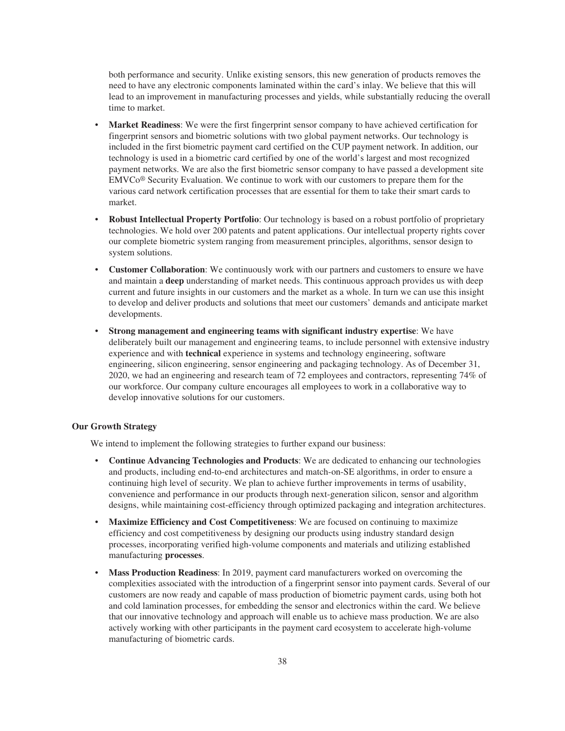both performance and security. Unlike existing sensors, this new generation of products removes the need to have any electronic components laminated within the card's inlay. We believe that this will lead to an improvement in manufacturing processes and yields, while substantially reducing the overall time to market.

- **Market Readiness**: We were the first fingerprint sensor company to have achieved certification for fingerprint sensors and biometric solutions with two global payment networks. Our technology is included in the first biometric payment card certified on the CUP payment network. In addition, our technology is used in a biometric card certified by one of the world's largest and most recognized payment networks. We are also the first biometric sensor company to have passed a development site EMVCo® Security Evaluation. We continue to work with our customers to prepare them for the various card network certification processes that are essential for them to take their smart cards to market.
- **Robust Intellectual Property Portfolio**: Our technology is based on a robust portfolio of proprietary technologies. We hold over 200 patents and patent applications. Our intellectual property rights cover our complete biometric system ranging from measurement principles, algorithms, sensor design to system solutions.
- **Customer Collaboration**: We continuously work with our partners and customers to ensure we have and maintain a **deep** understanding of market needs. This continuous approach provides us with deep current and future insights in our customers and the market as a whole. In turn we can use this insight to develop and deliver products and solutions that meet our customers' demands and anticipate market developments.
- **Strong management and engineering teams with significant industry expertise**: We have deliberately built our management and engineering teams, to include personnel with extensive industry experience and with **technical** experience in systems and technology engineering, software engineering, silicon engineering, sensor engineering and packaging technology. As of December 31, 2020, we had an engineering and research team of 72 employees and contractors, representing 74% of our workforce. Our company culture encourages all employees to work in a collaborative way to develop innovative solutions for our customers.

**Our Growth Strategy**

We intend to implement the following strategies to further expand our business:

- **Continue Advancing Technologies and Products**: We are dedicated to enhancing our technologies and products, including end-to-end architectures and match-on-SE algorithms, in order to ensure a continuing high level of security. We plan to achieve further improvements in terms of usability, convenience and performance in our products through next-generation silicon, sensor and algorithm designs, while maintaining cost-efficiency through optimized packaging and integration architectures.
- **Maximize Efficiency and Cost Competitiveness**: We are focused on continuing to maximize efficiency and cost competitiveness by designing our products using industry standard design processes, incorporating verified high-volume components and materials and utilizing established manufacturing **processes**.
- **Mass Production Readiness**: In 2019, payment card manufacturers worked on overcoming the complexities associated with the introduction of a fingerprint sensor into payment cards. Several of our customers are now ready and capable of mass production of biometric payment cards, using both hot and cold lamination processes, for embedding the sensor and electronics within the card. We believe that our innovative technology and approach will enable us to achieve mass production. We are also actively working with other participants in the payment card ecosystem to accelerate high-volume manufacturing of biometric cards.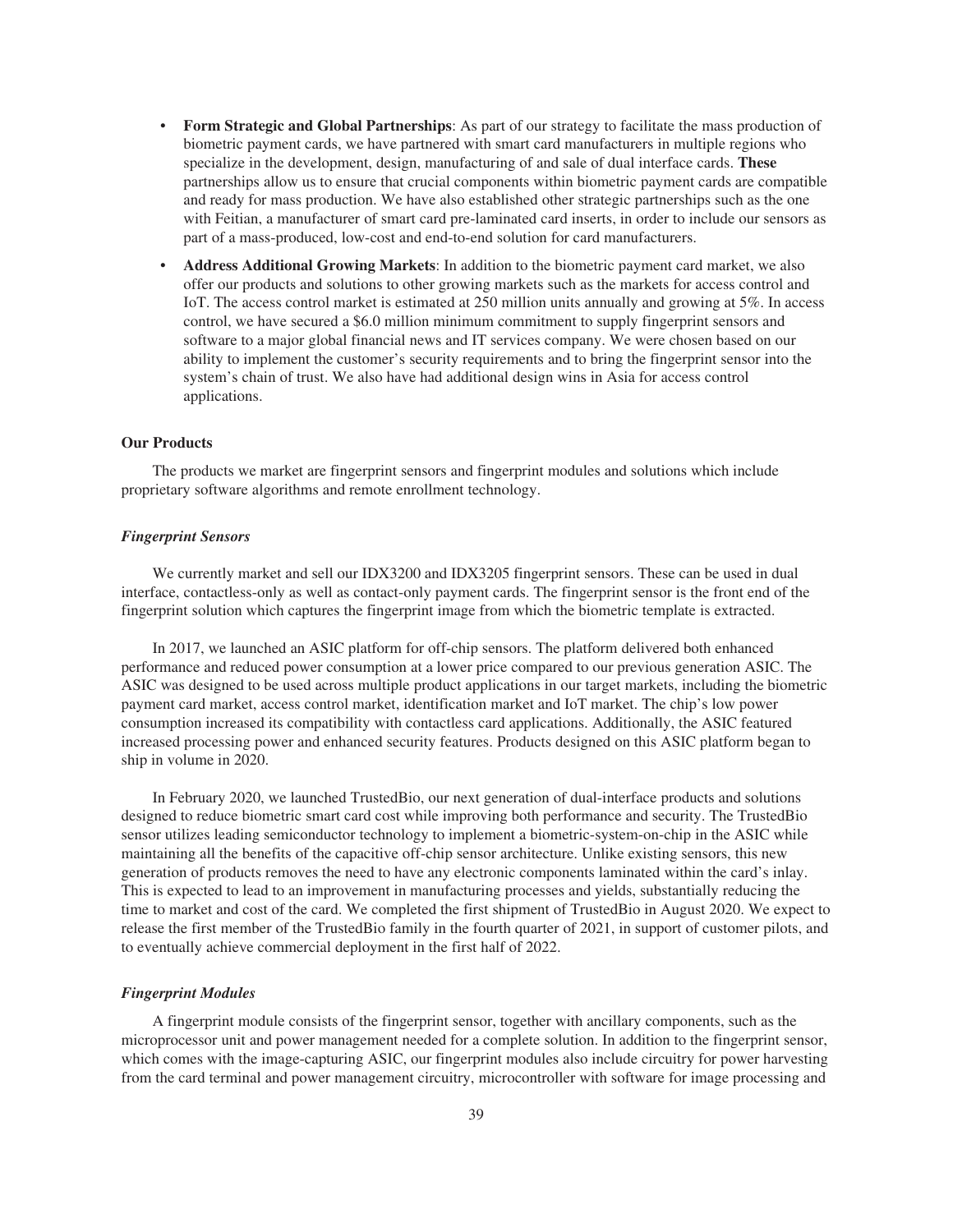- **Form Strategic and Global Partnerships**: As part of our strategy to facilitate the mass production of biometric payment cards, we have partnered with smart card manufacturers in multiple regions who specialize in the development, design, manufacturing of and sale of dual interface cards. **These** partnerships allow us to ensure that crucial components within biometric payment cards are compatible and ready for mass production. We have also established other strategic partnerships such as the one with Feitian, a manufacturer of smart card pre-laminated card inserts, in order to include our sensors as part of a mass-produced, low-cost and end-to-end solution for card manufacturers.
- **Address Additional Growing Markets**: In addition to the biometric payment card market, we also offer our products and solutions to other growing markets such as the markets for access control and IoT. The access control market is estimated at 250 million units annually and growing at 5%. In access control, we have secured a $6.0 million minimum commitment to supply fingerprint sensors and software to a major global financial news and IT services company. We were chosen based on our ability to implement the customer's security requirements and to bring the fingerprint sensor into the system's chain of trust. We also have had additional design wins in Asia for access control applications.

**Our Products**

The products we market are fingerprint sensors and fingerprint modules and solutions which include proprietary software algorithms and remote enrollment technology.

***Fingerprint Sensors***

We currently market and sell our IDX3200 and IDX3205 fingerprint sensors. These can be used in dual interface, contactless-only as well as contact-only payment cards. The fingerprint sensor is the front end of the fingerprint solution which captures the fingerprint image from which the biometric template is extracted.

In 2017, we launched an ASIC platform for off-chip sensors. The platform delivered both enhanced performance and reduced power consumption at a lower price compared to our previous generation ASIC. The ASIC was designed to be used across multiple product applications in our target markets, including the biometric payment card market, access control market, identification market and IoT market. The chip's low power consumption increased its compatibility with contactless card applications. Additionally, the ASIC featured increased processing power and enhanced security features. Products designed on this ASIC platform began to ship in volume in 2020.

In February 2020, we launched TrustedBio, our next generation of dual-interface products and solutions designed to reduce biometric smart card cost while improving both performance and security. The TrustedBio sensor utilizes leading semiconductor technology to implement a biometric-system-on-chip in the ASIC while maintaining all the benefits of the capacitive off-chip sensor architecture. Unlike existing sensors, this new generation of products removes the need to have any electronic components laminated within the card's inlay. This is expected to lead to an improvement in manufacturing processes and yields, substantially reducing the time to market and cost of the card. We completed the first shipment of TrustedBio in August 2020. We expect to release the first member of the TrustedBio family in the fourth quarter of 2021, in support of customer pilots, and to eventually achieve commercial deployment in the first half of 2022.

***Fingerprint Modules***

A fingerprint module consists of the fingerprint sensor, together with ancillary components, such as the microprocessor unit and power management needed for a complete solution. In addition to the fingerprint sensor, which comes with the image-capturing ASIC, our fingerprint modules also include circuitry for power harvesting from the card terminal and power management circuitry, microcontroller with software for image processing and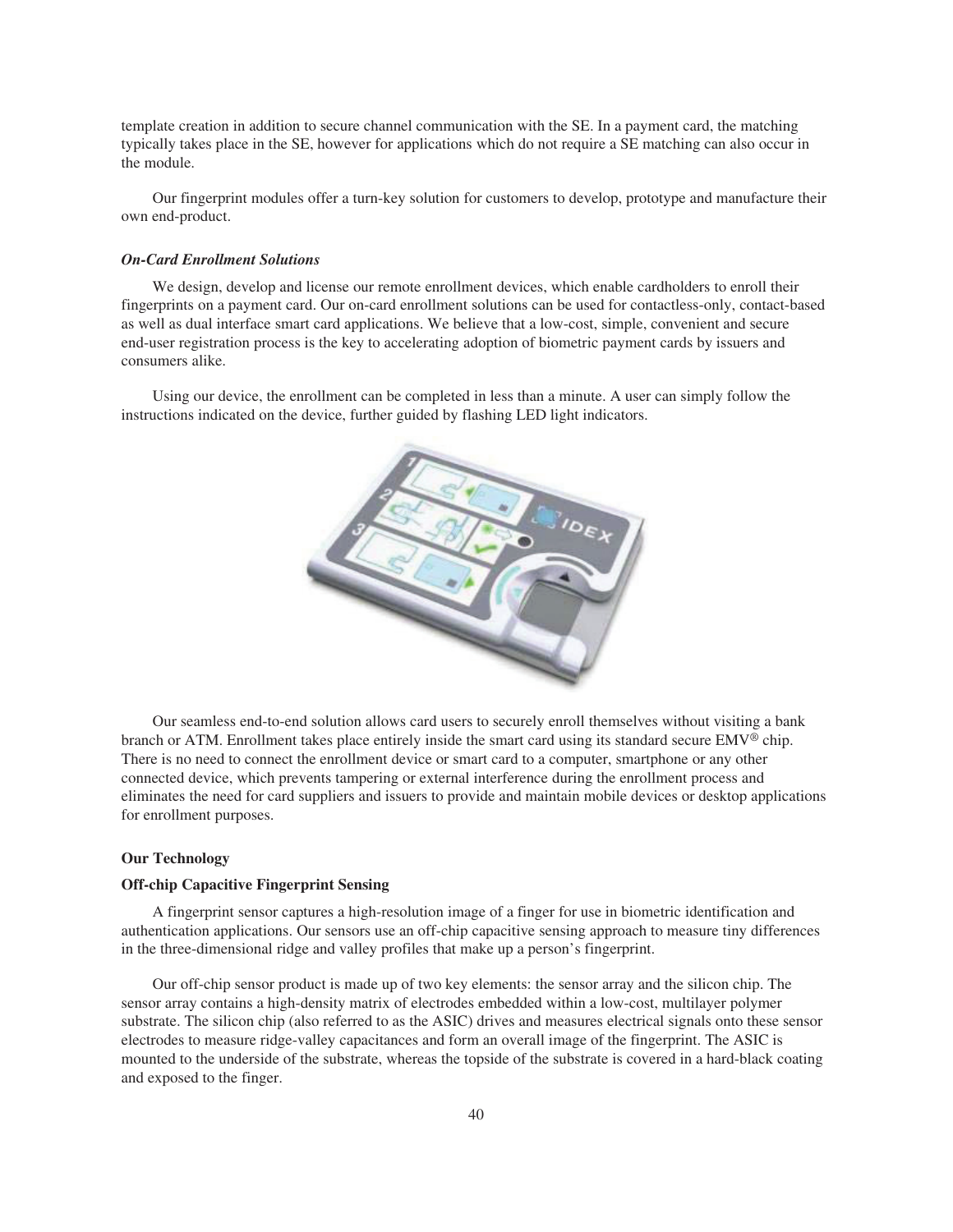template creation in addition to secure channel communication with the SE. In a payment card, the matching typically takes place in the SE, however for applications which do not require a SE matching can also occur in the module.

Our fingerprint modules offer a turn-key solution for customers to develop, prototype and manufacture their own end-product.

***On-Card Enrollment Solutions***

We design, develop and license our remote enrollment devices, which enable cardholders to enroll their fingerprints on a payment card. Our on-card enrollment solutions can be used for contactless-only, contact-based as well as dual interface smart card applications. We believe that a low-cost, simple, convenient and secure end-user registration process is the key to accelerating adoption of biometric payment cards by issuers and consumers alike.

Using our device, the enrollment can be completed in less than a minute. A user can simply follow the instructions indicated on the device, further guided by flashing LED light indicators.

Our seamless end-to-end solution allows card users to securely enroll themselves without visiting a bank branch or ATM. Enrollment takes place entirely inside the smart card using its standard secure EMV® chip. There is no need to connect the enrollment device or smart card to a computer, smartphone or any other connected device, which prevents tampering or external interference during the enrollment process and eliminates the need for card suppliers and issuers to provide and maintain mobile devices or desktop applications for enrollment purposes.

**Our Technology**

**Off-chip Capacitive Fingerprint Sensing**

A fingerprint sensor captures a high-resolution image of a finger for use in biometric identification and authentication applications. Our sensors use an off-chip capacitive sensing approach to measure tiny differences in the three-dimensional ridge and valley profiles that make up a person's fingerprint.

Our off-chip sensor product is made up of two key elements: the sensor array and the silicon chip. The sensor array contains a high-density matrix of electrodes embedded within a low-cost, multilayer polymer substrate. The silicon chip (also referred to as the ASIC) drives and measures electrical signals onto these sensor electrodes to measure ridge-valley capacitances and form an overall image of the fingerprint. The ASIC is mounted to the underside of the substrate, whereas the topside of the substrate is covered in a hard-black coating and exposed to the finger.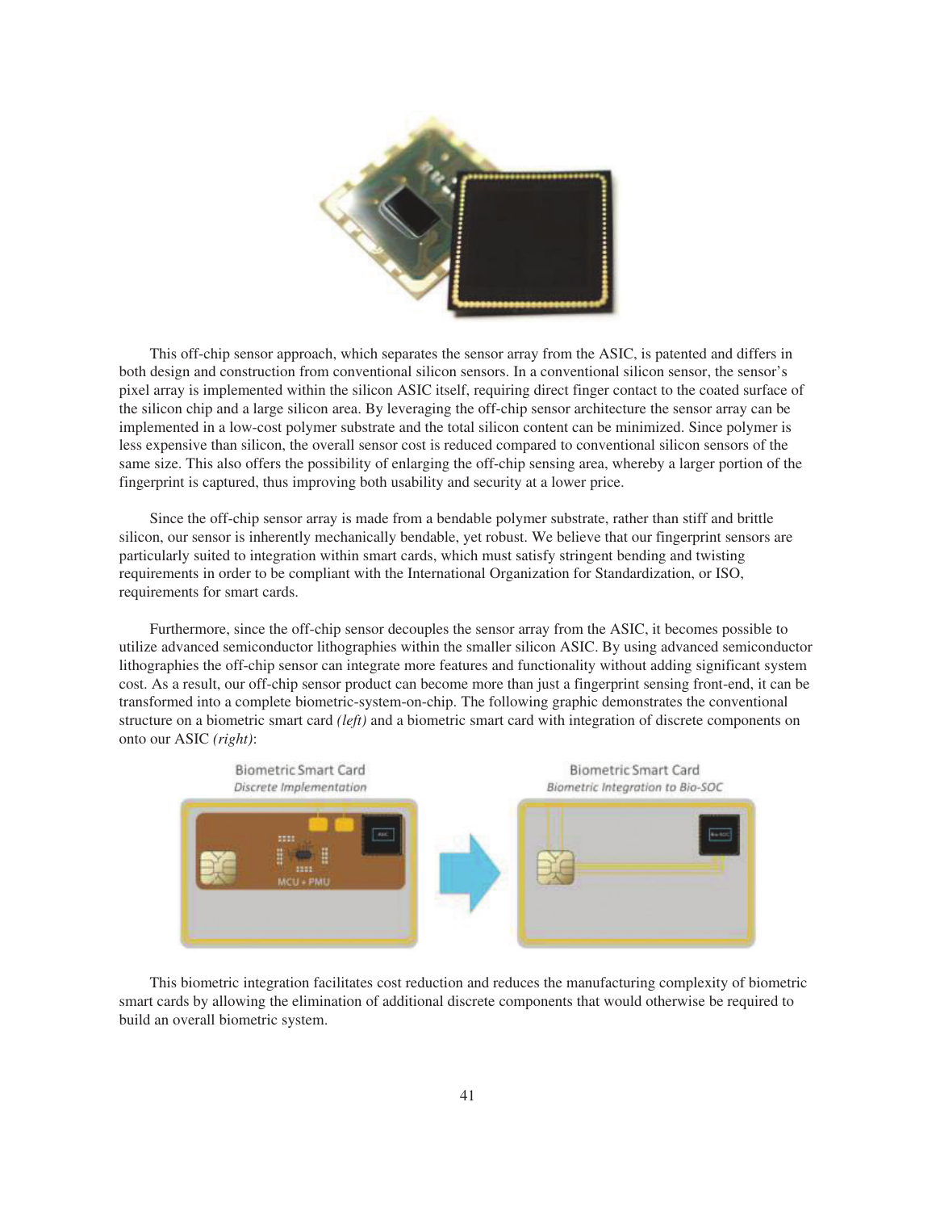This off-chip sensor approach, which separates the sensor array from the ASIC, is patented and differs in both design and construction from conventional silicon sensors. In a conventional silicon sensor, the sensor's pixel array is implemented within the silicon ASIC itself, requiring direct finger contact to the coated surface of the silicon chip and a large silicon area. By leveraging the off-chip sensor architecture the sensor array can be implemented in a low-cost polymer substrate and the total silicon content can be minimized. Since polymer is less expensive than silicon, the overall sensor cost is reduced compared to conventional silicon sensors of the same size. This also offers the possibility of enlarging the off-chip sensing area, whereby a larger portion of the fingerprint is captured, thus improving both usability and security at a lower price.

Since the off-chip sensor array is made from a bendable polymer substrate, rather than stiff and brittle silicon, our sensor is inherently mechanically bendable, yet robust. We believe that our fingerprint sensors are particularly suited to integration within smart cards, which must satisfy stringent bending and twisting requirements in order to be compliant with the International Organization for Standardization, or ISO, requirements for smart cards.

Furthermore, since the off-chip sensor decouples the sensor array from the ASIC, it becomes possible to utilize advanced semiconductor lithographies within the smaller silicon ASIC. By using advanced semiconductor lithographies the off-chip sensor can integrate more features and functionality without adding significant system cost. As a result, our off-chip sensor product can become more than just a fingerprint sensing front-end, it can be transformed into a complete biometric-system-on-chip. The following graphic demonstrates the conventional structure on a biometric smart card *(left)* and a biometric smart card with integration of discrete components on onto our ASIC *(right)*:

This biometric integration facilitates cost reduction and reduces the manufacturing complexity of biometric smart cards by allowing the elimination of additional discrete components that would otherwise be required to build an overall biometric system.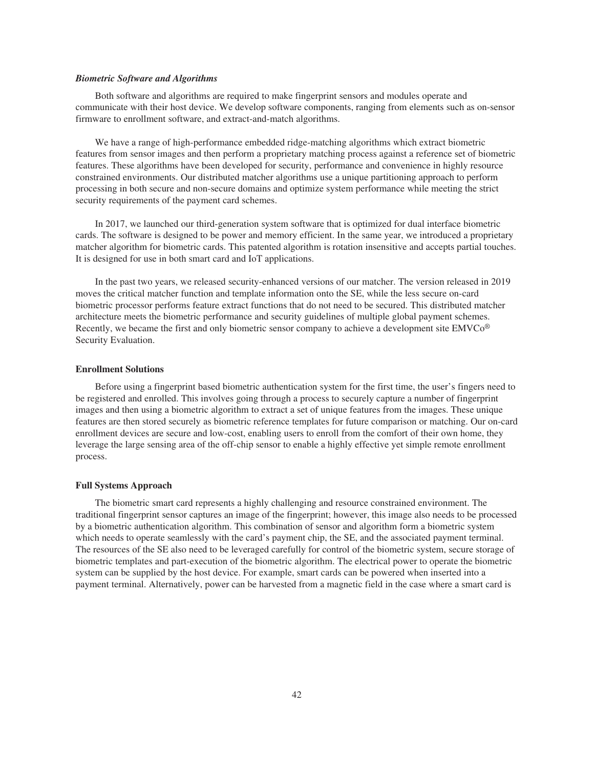### *Biometric Software and Algorithms*

Both software and algorithms are required to make fingerprint sensors and modules operate and communicate with their host device. We develop software components, ranging from elements such as on-sensor firmware to enrollment software, and extract-and-match algorithms.

We have a range of high-performance embedded ridge-matching algorithms which extract biometric features from sensor images and then perform a proprietary matching process against a reference set of biometric features. These algorithms have been developed for security, performance and convenience in highly resource constrained environments. Our distributed matcher algorithms use a unique partitioning approach to perform processing in both secure and non-secure domains and optimize system performance while meeting the strict security requirements of the payment card schemes.

In 2017, we launched our third-generation system software that is optimized for dual interface biometric cards. The software is designed to be power and memory efficient. In the same year, we introduced a proprietary matcher algorithm for biometric cards. This patented algorithm is rotation insensitive and accepts partial touches. It is designed for use in both smart card and IoT applications.

In the past two years, we released security-enhanced versions of our matcher. The version released in 2019 moves the critical matcher function and template information onto the SE, while the less secure on-card biometric processor performs feature extract functions that do not need to be secured. This distributed matcher architecture meets the biometric performance and security guidelines of multiple global payment schemes. Recently, we became the first and only biometric sensor company to achieve a development site EMVCo® Security Evaluation.

### Enrollment Solutions

Before using a fingerprint based biometric authentication system for the first time, the user's fingers need to be registered and enrolled. This involves going through a process to securely capture a number of fingerprint images and then using a biometric algorithm to extract a set of unique features from the images. These unique features are then stored securely as biometric reference templates for future comparison or matching. Our on-card enrollment devices are secure and low-cost, enabling users to enroll from the comfort of their own home, they leverage the large sensing area of the off-chip sensor to enable a highly effective yet simple remote enrollment process.

### Full Systems Approach

The biometric smart card represents a highly challenging and resource constrained environment. The traditional fingerprint sensor captures an image of the fingerprint; however, this image also needs to be processed by a biometric authentication algorithm. This combination of sensor and algorithm form a biometric system which needs to operate seamlessly with the card's payment chip, the SE, and the associated payment terminal. The resources of the SE also need to be leveraged carefully for control of the biometric system, secure storage of biometric templates and part-execution of the biometric algorithm. The electrical power to operate the biometric system can be supplied by the host device. For example, smart cards can be powered when inserted into a payment terminal. Alternatively, power can be harvested from a magnetic field in the case where a smart card is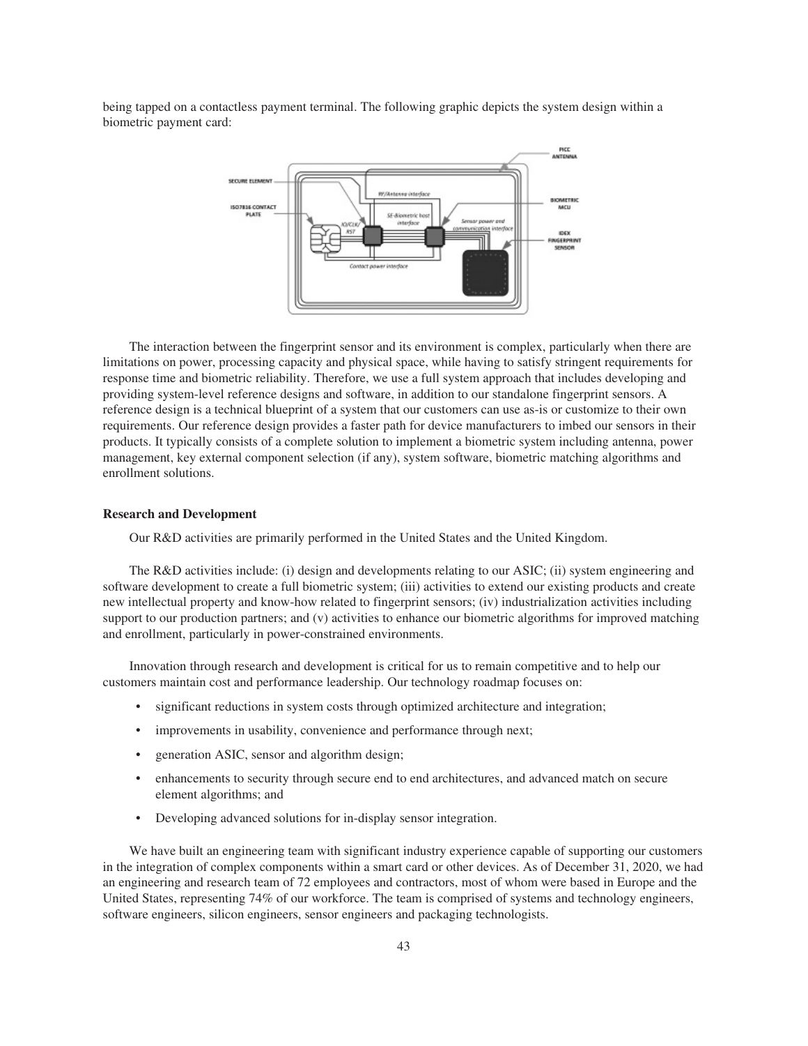being tapped on a contactless payment terminal. The following graphic depicts the system design within a biometric payment card:

The interaction between the fingerprint sensor and its environment is complex, particularly when there are limitations on power, processing capacity and physical space, while having to satisfy stringent requirements for response time and biometric reliability. Therefore, we use a full system approach that includes developing and providing system-level reference designs and software, in addition to our standalone fingerprint sensors. A reference design is a technical blueprint of a system that our customers can use as-is or customize to their own requirements. Our reference design provides a faster path for device manufacturers to imbed our sensors in their products. It typically consists of a complete solution to implement a biometric system including antenna, power management, key external component selection (if any), system software, biometric matching algorithms and enrollment solutions.

**Research and Development**

Our R&D activities are primarily performed in the United States and the United Kingdom.

The R&D activities include: (i) design and developments relating to our ASIC; (ii) system engineering and software development to create a full biometric system; (iii) activities to extend our existing products and create new intellectual property and know-how related to fingerprint sensors; (iv) industrialization activities including support to our production partners; and (v) activities to enhance our biometric algorithms for improved matching and enrollment, particularly in power-constrained environments.

Innovation through research and development is critical for us to remain competitive and to help our customers maintain cost and performance leadership. Our technology roadmap focuses on:

- significant reductions in system costs through optimized architecture and integration;
- improvements in usability, convenience and performance through next;
- generation ASIC, sensor and algorithm design;
- enhancements to security through secure end to end architectures, and advanced match on secure element algorithms; and
- Developing advanced solutions for in-display sensor integration.

We have built an engineering team with significant industry experience capable of supporting our customers in the integration of complex components within a smart card or other devices. As of December 31, 2020, we had an engineering and research team of 72 employees and contractors, most of whom were based in Europe and the United States, representing 74% of our workforce. The team is comprised of systems and technology engineers, software engineers, silicon engineers, sensor engineers and packaging technologists.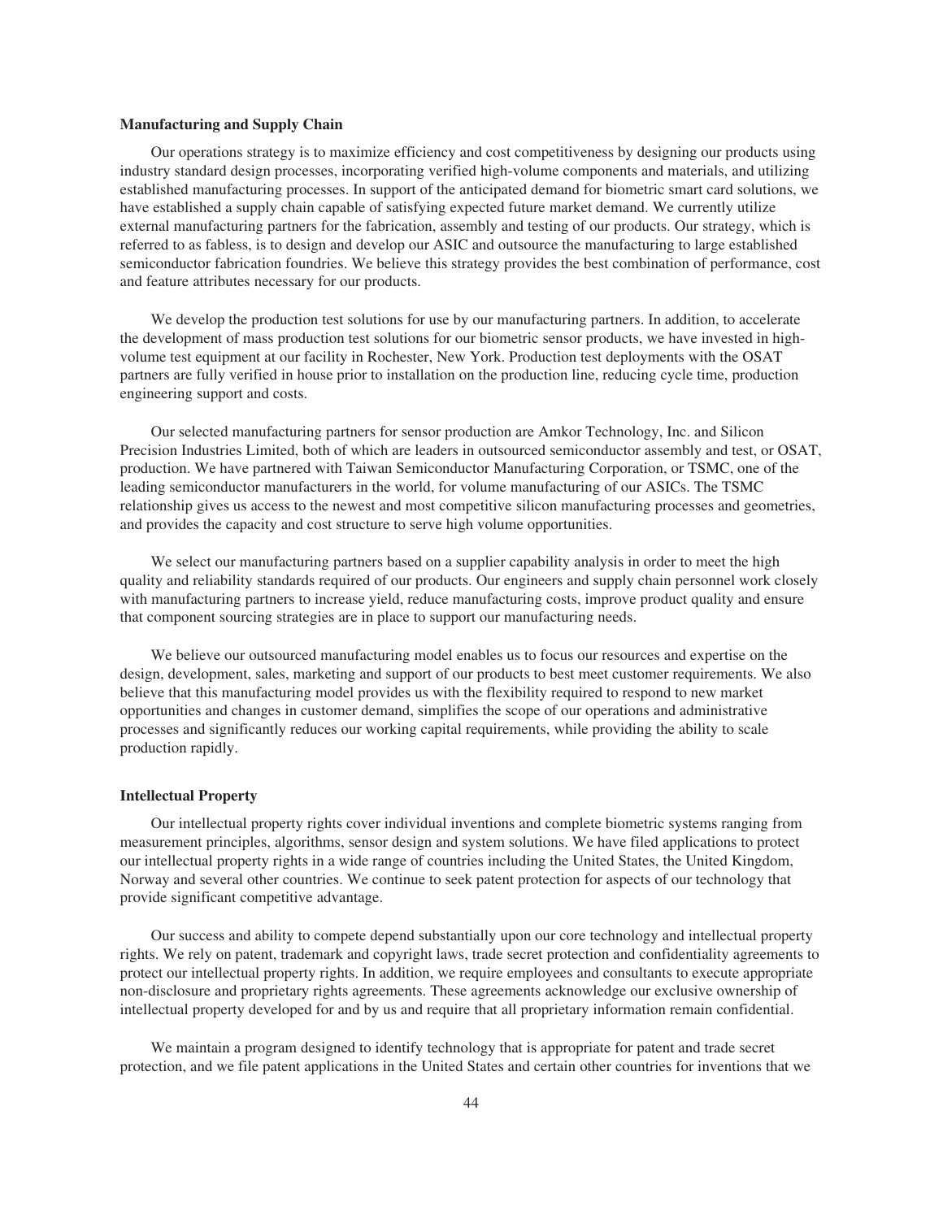### Manufacturing and Supply Chain

Our operations strategy is to maximize efficiency and cost competitiveness by designing our products using industry standard design processes, incorporating verified high-volume components and materials, and utilizing established manufacturing processes. In support of the anticipated demand for biometric smart card solutions, we have established a supply chain capable of satisfying expected future market demand. We currently utilize external manufacturing partners for the fabrication, assembly and testing of our products. Our strategy, which is referred to as fabless, is to design and develop our ASIC and outsource the manufacturing to large established semiconductor fabrication foundries. We believe this strategy provides the best combination of performance, cost and feature attributes necessary for our products.

We develop the production test solutions for use by our manufacturing partners. In addition, to accelerate the development of mass production test solutions for our biometric sensor products, we have invested in high-volume test equipment at our facility in Rochester, New York. Production test deployments with the OSAT partners are fully verified in house prior to installation on the production line, reducing cycle time, production engineering support and costs.

Our selected manufacturing partners for sensor production are Amkor Technology, Inc. and Silicon Precision Industries Limited, both of which are leaders in outsourced semiconductor assembly and test, or OSAT, production. We have partnered with Taiwan Semiconductor Manufacturing Corporation, or TSMC, one of the leading semiconductor manufacturers in the world, for volume manufacturing of our ASICs. The TSMC relationship gives us access to the newest and most competitive silicon manufacturing processes and geometries, and provides the capacity and cost structure to serve high volume opportunities.

We select our manufacturing partners based on a supplier capability analysis in order to meet the high quality and reliability standards required of our products. Our engineers and supply chain personnel work closely with manufacturing partners to increase yield, reduce manufacturing costs, improve product quality and ensure that component sourcing strategies are in place to support our manufacturing needs.

We believe our outsourced manufacturing model enables us to focus our resources and expertise on the design, development, sales, marketing and support of our products to best meet customer requirements. We also believe that this manufacturing model provides us with the flexibility required to respond to new market opportunities and changes in customer demand, simplifies the scope of our operations and administrative processes and significantly reduces our working capital requirements, while providing the ability to scale production rapidly.

### Intellectual Property

Our intellectual property rights cover individual inventions and complete biometric systems ranging from measurement principles, algorithms, sensor design and system solutions. We have filed applications to protect our intellectual property rights in a wide range of countries including the United States, the United Kingdom, Norway and several other countries. We continue to seek patent protection for aspects of our technology that provide significant competitive advantage.

Our success and ability to compete depend substantially upon our core technology and intellectual property rights. We rely on patent, trademark and copyright laws, trade secret protection and confidentiality agreements to protect our intellectual property rights. In addition, we require employees and consultants to execute appropriate non-disclosure and proprietary rights agreements. These agreements acknowledge our exclusive ownership of intellectual property developed for and by us and require that all proprietary information remain confidential.

We maintain a program designed to identify technology that is appropriate for patent and trade secret protection, and we file patent applications in the United States and certain other countries for inventions that we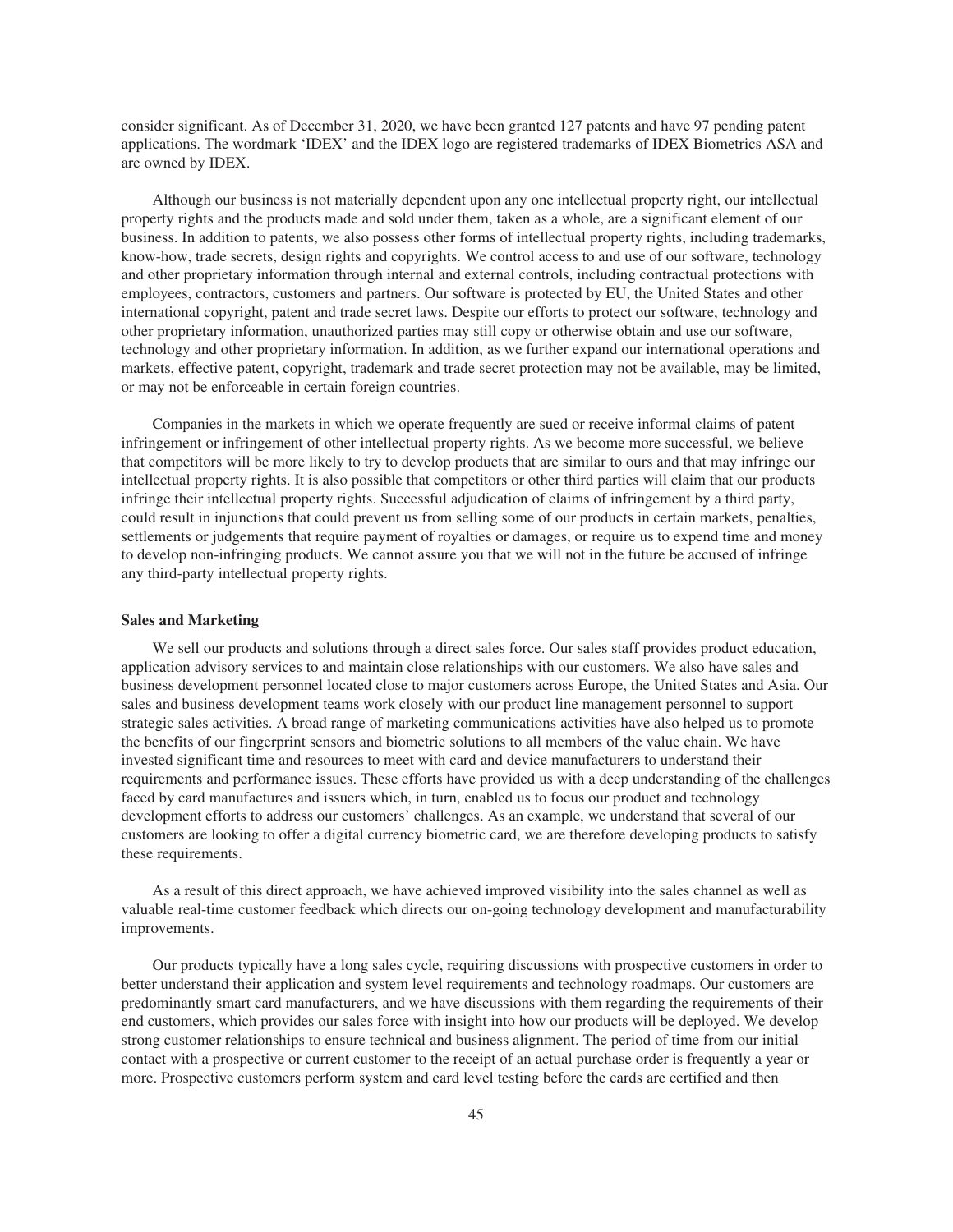consider significant. As of December 31, 2020, we have been granted 127 patents and have 97 pending patent applications. The wordmark 'IDEX' and the IDEX logo are registered trademarks of IDEX Biometrics ASA and are owned by IDEX.

Although our business is not materially dependent upon any one intellectual property right, our intellectual property rights and the products made and sold under them, taken as a whole, are a significant element of our business. In addition to patents, we also possess other forms of intellectual property rights, including trademarks, know-how, trade secrets, design rights and copyrights. We control access to and use of our software, technology and other proprietary information through internal and external controls, including contractual protections with employees, contractors, customers and partners. Our software is protected by EU, the United States and other international copyright, patent and trade secret laws. Despite our efforts to protect our software, technology and other proprietary information, unauthorized parties may still copy or otherwise obtain and use our software, technology and other proprietary information. In addition, as we further expand our international operations and markets, effective patent, copyright, trademark and trade secret protection may not be available, may be limited, or may not be enforceable in certain foreign countries.

Companies in the markets in which we operate frequently are sued or receive informal claims of patent infringement or infringement of other intellectual property rights. As we become more successful, we believe that competitors will be more likely to try to develop products that are similar to ours and that may infringe our intellectual property rights. It is also possible that competitors or other third parties will claim that our products infringe their intellectual property rights. Successful adjudication of claims of infringement by a third party, could result in injunctions that could prevent us from selling some of our products in certain markets, penalties, settlements or judgements that require payment of royalties or damages, or require us to expend time and money to develop non-infringing products. We cannot assure you that we will not in the future be accused of infringe any third-party intellectual property rights.

**Sales and Marketing**

We sell our products and solutions through a direct sales force. Our sales staff provides product education, application advisory services to and maintain close relationships with our customers. We also have sales and business development personnel located close to major customers across Europe, the United States and Asia. Our sales and business development teams work closely with our product line management personnel to support strategic sales activities. A broad range of marketing communications activities have also helped us to promote the benefits of our fingerprint sensors and biometric solutions to all members of the value chain. We have invested significant time and resources to meet with card and device manufacturers to understand their requirements and performance issues. These efforts have provided us with a deep understanding of the challenges faced by card manufactures and issuers which, in turn, enabled us to focus our product and technology development efforts to address our customers' challenges. As an example, we understand that several of our customers are looking to offer a digital currency biometric card, we are therefore developing products to satisfy these requirements.

As a result of this direct approach, we have achieved improved visibility into the sales channel as well as valuable real-time customer feedback which directs our on-going technology development and manufacturability improvements.

Our products typically have a long sales cycle, requiring discussions with prospective customers in order to better understand their application and system level requirements and technology roadmaps. Our customers are predominantly smart card manufacturers, and we have discussions with them regarding the requirements of their end customers, which provides our sales force with insight into how our products will be deployed. We develop strong customer relationships to ensure technical and business alignment. The period of time from our initial contact with a prospective or current customer to the receipt of an actual purchase order is frequently a year or more. Prospective customers perform system and card level testing before the cards are certified and then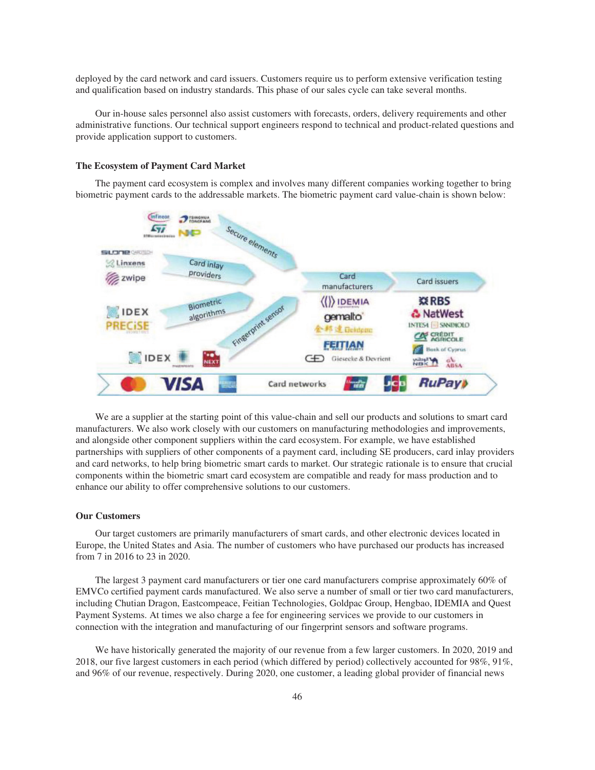deployed by the card network and card issuers. Customers require us to perform extensive verification testing and qualification based on industry standards. This phase of our sales cycle can take several months.

Our in-house sales personnel also assist customers with forecasts, orders, delivery requirements and other administrative functions. Our technical support engineers respond to technical and product-related questions and provide application support to customers.

### The Ecosystem of Payment Card Market

The payment card ecosystem is complex and involves many different companies working together to bring biometric payment cards to the addressable markets. The biometric payment card value-chain is shown below:

We are a supplier at the starting point of this value-chain and sell our products and solutions to smart card manufacturers. We also work closely with our customers on manufacturing methodologies and improvements, and alongside other component suppliers within the card ecosystem. For example, we have established partnerships with suppliers of other components of a payment card, including SE producers, card inlay providers and card networks, to help bring biometric smart cards to market. Our strategic rationale is to ensure that crucial components within the biometric smart card ecosystem are compatible and ready for mass production and to enhance our ability to offer comprehensive solutions to our customers.

### Our Customers

Our target customers are primarily manufacturers of smart cards, and other electronic devices located in Europe, the United States and Asia. The number of customers who have purchased our products has increased from 7 in 2016 to 23 in 2020.

The largest 3 payment card manufacturers or tier one card manufacturers comprise approximately 60% of EMVCo certified payment cards manufactured. We also serve a number of small or tier two card manufacturers, including Chutian Dragon, Eastcompeace, Feitian Technologies, Goldpac Group, Hengbao, IDEMIA and Quest Payment Systems. At times we also charge a fee for engineering services we provide to our customers in connection with the integration and manufacturing of our fingerprint sensors and software programs.

We have historically generated the majority of our revenue from a few larger customers. In 2020, 2019 and 2018, our five largest customers in each period (which differed by period) collectively accounted for 98%, 91%, and 96% of our revenue, respectively. During 2020, one customer, a leading global provider of financial news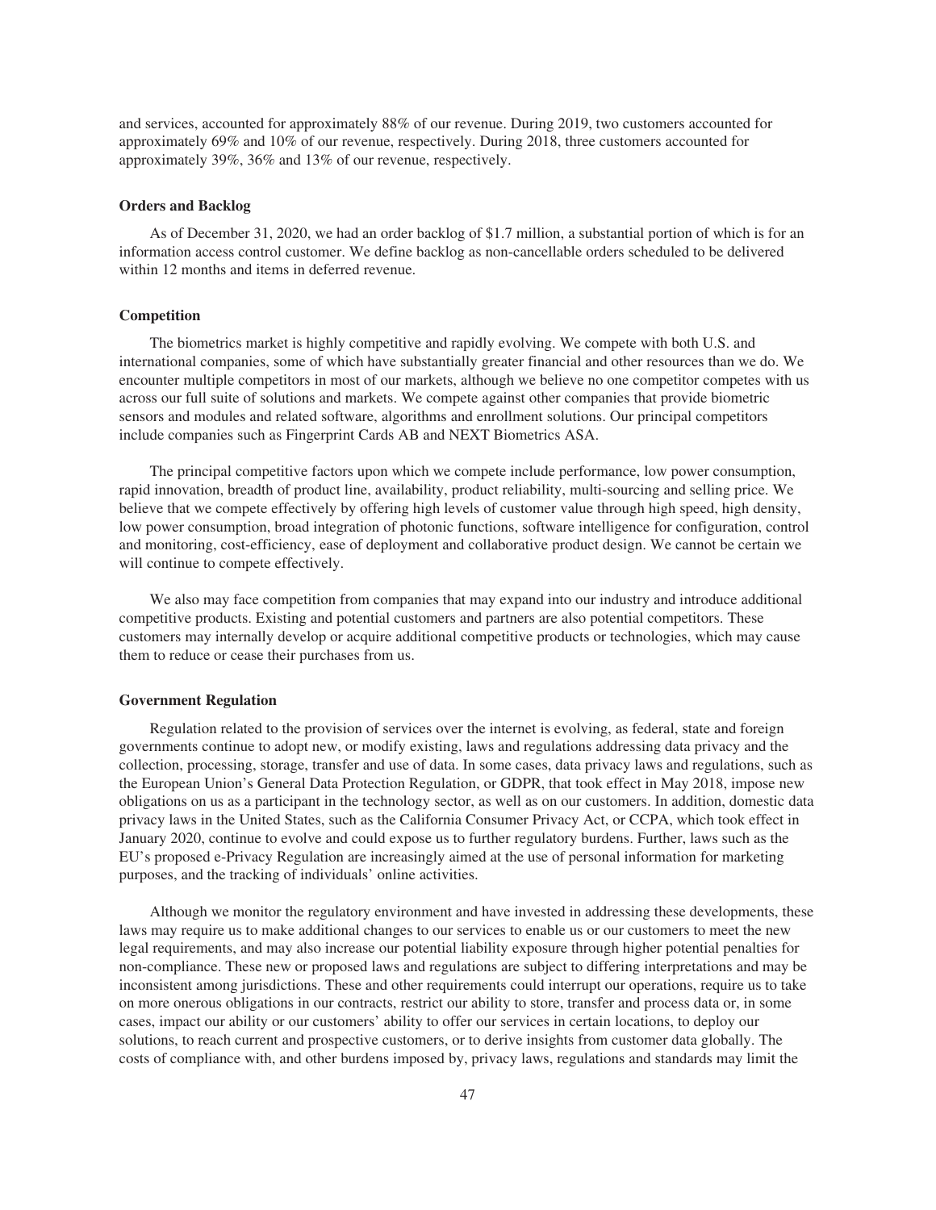and services, accounted for approximately 88% of our revenue. During 2019, two customers accounted for approximately 69% and 10% of our revenue, respectively. During 2018, three customers accounted for approximately 39%, 36% and 13% of our revenue, respectively.

### Orders and Backlog

As of December 31, 2020, we had an order backlog of $1.7 million, a substantial portion of which is for an information access control customer. We define backlog as non-cancellable orders scheduled to be delivered within 12 months and items in deferred revenue.

### Competition

The biometrics market is highly competitive and rapidly evolving. We compete with both U.S. and international companies, some of which have substantially greater financial and other resources than we do. We encounter multiple competitors in most of our markets, although we believe no one competitor competes with us across our full suite of solutions and markets. We compete against other companies that provide biometric sensors and modules and related software, algorithms and enrollment solutions. Our principal competitors include companies such as Fingerprint Cards AB and NEXT Biometrics ASA.

The principal competitive factors upon which we compete include performance, low power consumption, rapid innovation, breadth of product line, availability, product reliability, multi-sourcing and selling price. We believe that we compete effectively by offering high levels of customer value through high speed, high density, low power consumption, broad integration of photonic functions, software intelligence for configuration, control and monitoring, cost-efficiency, ease of deployment and collaborative product design. We cannot be certain we will continue to compete effectively.

We also may face competition from companies that may expand into our industry and introduce additional competitive products. Existing and potential customers and partners are also potential competitors. These customers may internally develop or acquire additional competitive products or technologies, which may cause them to reduce or cease their purchases from us.

### Government Regulation

Regulation related to the provision of services over the internet is evolving, as federal, state and foreign governments continue to adopt new, or modify existing, laws and regulations addressing data privacy and the collection, processing, storage, transfer and use of data. In some cases, data privacy laws and regulations, such as the European Union's General Data Protection Regulation, or GDPR, that took effect in May 2018, impose new obligations on us as a participant in the technology sector, as well as on our customers. In addition, domestic data privacy laws in the United States, such as the California Consumer Privacy Act, or CCPA, which took effect in January 2020, continue to evolve and could expose us to further regulatory burdens. Further, laws such as the EU's proposed e-Privacy Regulation are increasingly aimed at the use of personal information for marketing purposes, and the tracking of individuals' online activities.

Although we monitor the regulatory environment and have invested in addressing these developments, these laws may require us to make additional changes to our services to enable us or our customers to meet the new legal requirements, and may also increase our potential liability exposure through higher potential penalties for non-compliance. These new or proposed laws and regulations are subject to differing interpretations and may be inconsistent among jurisdictions. These and other requirements could interrupt our operations, require us to take on more onerous obligations in our contracts, restrict our ability to store, transfer and process data or, in some cases, impact our ability or our customers' ability to offer our services in certain locations, to deploy our solutions, to reach current and prospective customers, or to derive insights from customer data globally. The costs of compliance with, and other burdens imposed by, privacy laws, regulations and standards may limit the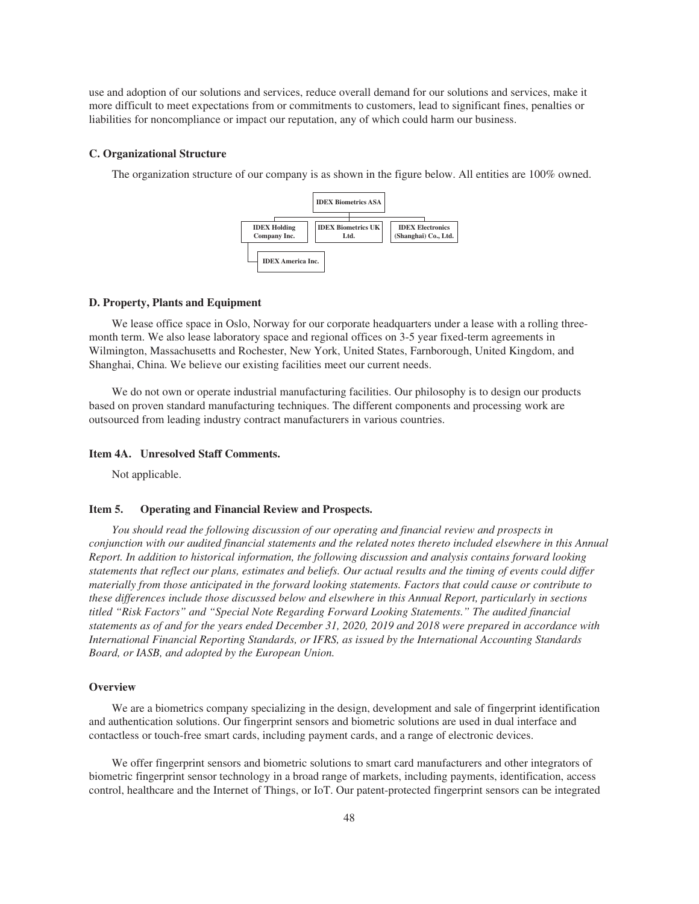use and adoption of our solutions and services, reduce overall demand for our solutions and services, make it more difficult to meet expectations from or commitments to customers, lead to significant fines, penalties or liabilities for noncompliance or impact our reputation, any of which could harm our business.

### C. Organizational Structure

The organization structure of our company is as shown in the figure below. All entities are 100% owned.

- **IDEX Biometrics ASA**
  - **IDEX Holding Company Inc.**
    - **IDEX America Inc.**
  - **IDEX Biometrics UK Ltd.**
  - **IDEX Electronics (Shanghai) Co., Ltd.**

### D. Property, Plants and Equipment

We lease office space in Oslo, Norway for our corporate headquarters under a lease with a rolling three-month term. We also lease laboratory space and regional offices on 3-5 year fixed-term agreements in Wilmington, Massachusetts and Rochester, New York, United States, Farnborough, United Kingdom, and Shanghai, China. We believe our existing facilities meet our current needs.

We do not own or operate industrial manufacturing facilities. Our philosophy is to design our products based on proven standard manufacturing techniques. The different components and processing work are outsourced from leading industry contract manufacturers in various countries.

## Item 4A. Unresolved Staff Comments.

Not applicable.

## Item 5. Operating and Financial Review and Prospects.

*You should read the following discussion of our operating and financial review and prospects in conjunction with our audited financial statements and the related notes thereto included elsewhere in this Annual Report. In addition to historical information, the following discussion and analysis contains forward looking statements that reflect our plans, estimates and beliefs. Our actual results and the timing of events could differ materially from those anticipated in the forward looking statements. Factors that could cause or contribute to these differences include those discussed below and elsewhere in this Annual Report, particularly in sections titled "Risk Factors" and "Special Note Regarding Forward Looking Statements." The audited financial statements as of and for the years ended December 31, 2020, 2019 and 2018 were prepared in accordance with International Financial Reporting Standards, or IFRS, as issued by the International Accounting Standards Board, or IASB, and adopted by the European Union.*

### Overview

We are a biometrics company specializing in the design, development and sale of fingerprint identification and authentication solutions. Our fingerprint sensors and biometric solutions are used in dual interface and contactless or touch-free smart cards, including payment cards, and a range of electronic devices.

We offer fingerprint sensors and biometric solutions to smart card manufacturers and other integrators of biometric fingerprint sensor technology in a broad range of markets, including payments, identification, access control, healthcare and the Internet of Things, or IoT. Our patent-protected fingerprint sensors can be integrated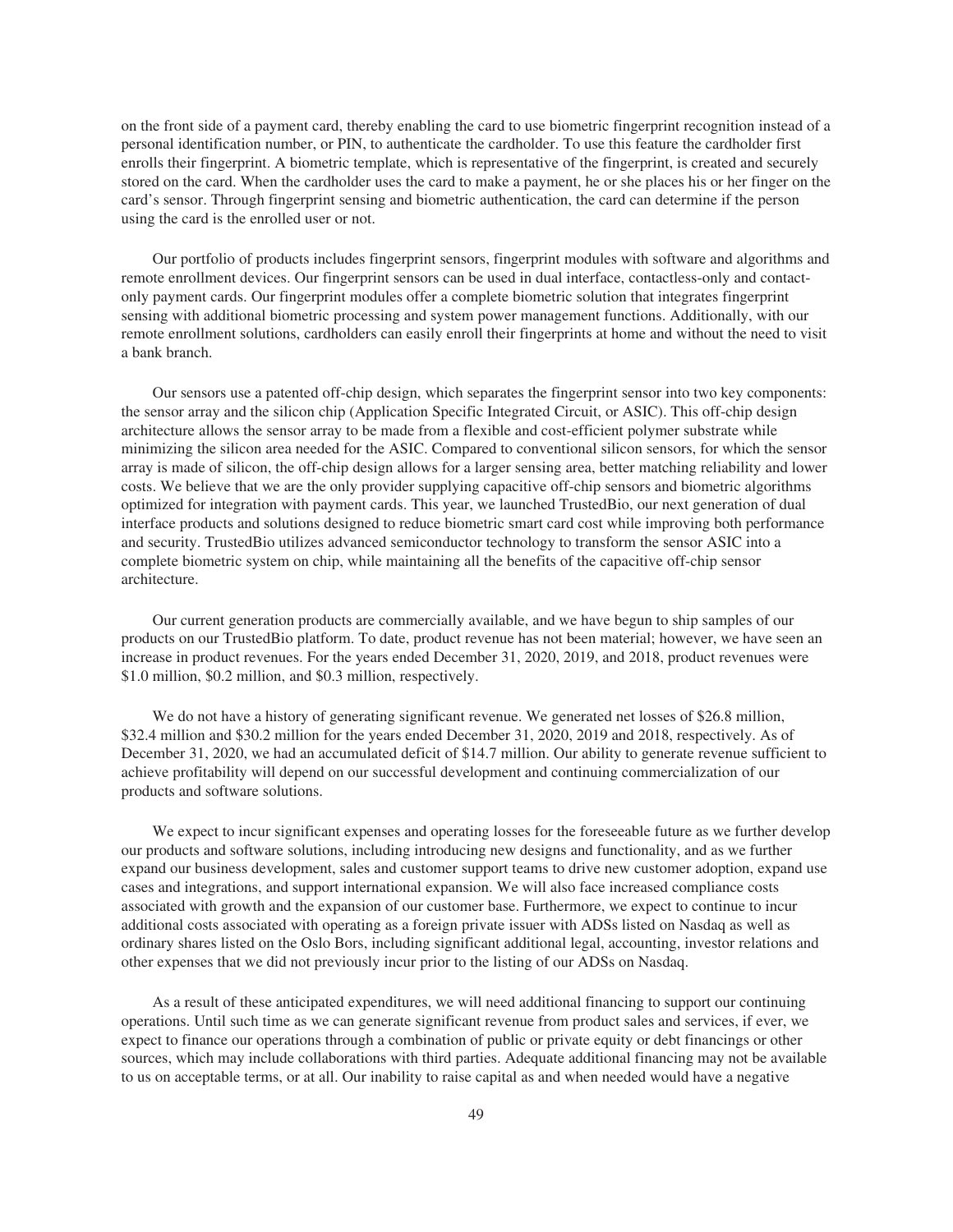on the front side of a payment card, thereby enabling the card to use biometric fingerprint recognition instead of a personal identification number, or PIN, to authenticate the cardholder. To use this feature the cardholder first enrolls their fingerprint. A biometric template, which is representative of the fingerprint, is created and securely stored on the card. When the cardholder uses the card to make a payment, he or she places his or her finger on the card's sensor. Through fingerprint sensing and biometric authentication, the card can determine if the person using the card is the enrolled user or not.

Our portfolio of products includes fingerprint sensors, fingerprint modules with software and algorithms and remote enrollment devices. Our fingerprint sensors can be used in dual interface, contactless-only and contact-only payment cards. Our fingerprint modules offer a complete biometric solution that integrates fingerprint sensing with additional biometric processing and system power management functions. Additionally, with our remote enrollment solutions, cardholders can easily enroll their fingerprints at home and without the need to visit a bank branch.

Our sensors use a patented off-chip design, which separates the fingerprint sensor into two key components: the sensor array and the silicon chip (Application Specific Integrated Circuit, or ASIC). This off-chip design architecture allows the sensor array to be made from a flexible and cost-efficient polymer substrate while minimizing the silicon area needed for the ASIC. Compared to conventional silicon sensors, for which the sensor array is made of silicon, the off-chip design allows for a larger sensing area, better matching reliability and lower costs. We believe that we are the only provider supplying capacitive off-chip sensors and biometric algorithms optimized for integration with payment cards. This year, we launched TrustedBio, our next generation of dual interface products and solutions designed to reduce biometric smart card cost while improving both performance and security. TrustedBio utilizes advanced semiconductor technology to transform the sensor ASIC into a complete biometric system on chip, while maintaining all the benefits of the capacitive off-chip sensor architecture.

Our current generation products are commercially available, and we have begun to ship samples of our products on our TrustedBio platform. To date, product revenue has not been material; however, we have seen an increase in product revenues. For the years ended December 31, 2020, 2019, and 2018, product revenues were $1.0 million, $0.2 million, and $0.3 million, respectively.

We do not have a history of generating significant revenue. We generated net losses of $26.8 million, $32.4 million and $30.2 million for the years ended December 31, 2020, 2019 and 2018, respectively. As of December 31, 2020, we had an accumulated deficit of $14.7 million. Our ability to generate revenue sufficient to achieve profitability will depend on our successful development and continuing commercialization of our products and software solutions.

We expect to incur significant expenses and operating losses for the foreseeable future as we further develop our products and software solutions, including introducing new designs and functionality, and as we further expand our business development, sales and customer support teams to drive new customer adoption, expand use cases and integrations, and support international expansion. We will also face increased compliance costs associated with growth and the expansion of our customer base. Furthermore, we expect to continue to incur additional costs associated with operating as a foreign private issuer with ADSs listed on Nasdaq as well as ordinary shares listed on the Oslo Bors, including significant additional legal, accounting, investor relations and other expenses that we did not previously incur prior to the listing of our ADSs on Nasdaq.

As a result of these anticipated expenditures, we will need additional financing to support our continuing operations. Until such time as we can generate significant revenue from product sales and services, if ever, we expect to finance our operations through a combination of public or private equity or debt financings or other sources, which may include collaborations with third parties. Adequate additional financing may not be available to us on acceptable terms, or at all. Our inability to raise capital as and when needed would have a negative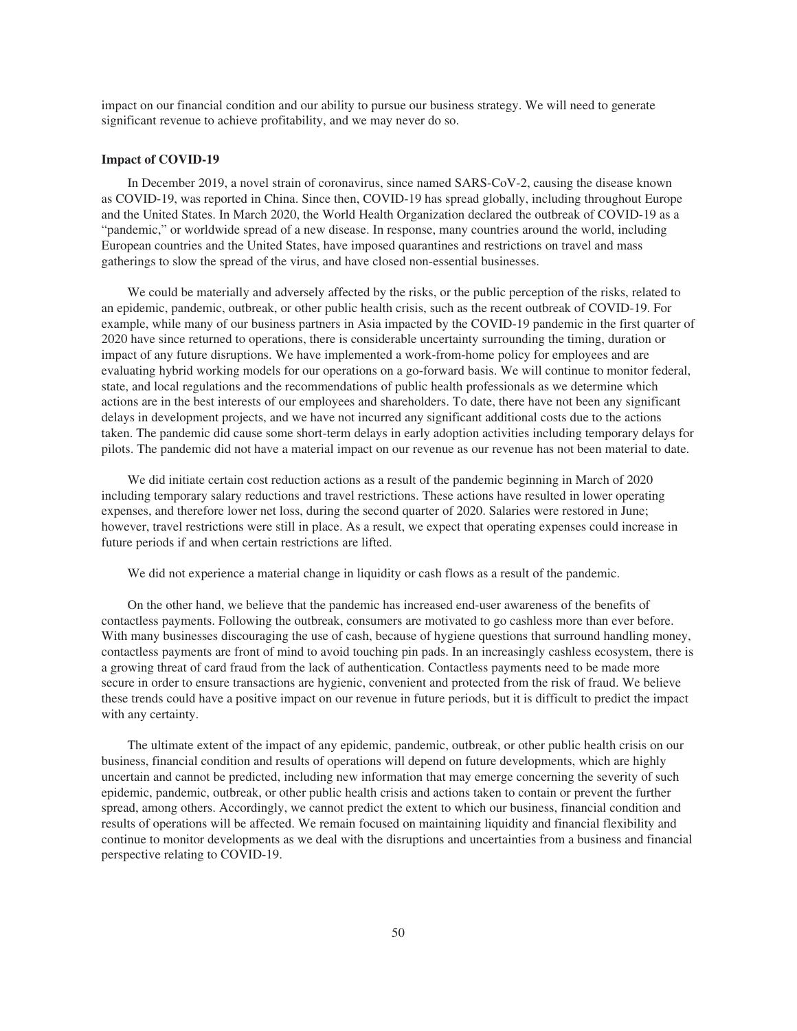impact on our financial condition and our ability to pursue our business strategy. We will need to generate significant revenue to achieve profitability, and we may never do so.

### Impact of COVID-19

In December 2019, a novel strain of coronavirus, since named SARS-CoV-2, causing the disease known as COVID-19, was reported in China. Since then, COVID-19 has spread globally, including throughout Europe and the United States. In March 2020, the World Health Organization declared the outbreak of COVID-19 as a "pandemic," or worldwide spread of a new disease. In response, many countries around the world, including European countries and the United States, have imposed quarantines and restrictions on travel and mass gatherings to slow the spread of the virus, and have closed non-essential businesses.

We could be materially and adversely affected by the risks, or the public perception of the risks, related to an epidemic, pandemic, outbreak, or other public health crisis, such as the recent outbreak of COVID-19. For example, while many of our business partners in Asia impacted by the COVID-19 pandemic in the first quarter of 2020 have since returned to operations, there is considerable uncertainty surrounding the timing, duration or impact of any future disruptions. We have implemented a work-from-home policy for employees and are evaluating hybrid working models for our operations on a go-forward basis. We will continue to monitor federal, state, and local regulations and the recommendations of public health professionals as we determine which actions are in the best interests of our employees and shareholders. To date, there have not been any significant delays in development projects, and we have not incurred any significant additional costs due to the actions taken. The pandemic did cause some short-term delays in early adoption activities including temporary delays for pilots. The pandemic did not have a material impact on our revenue as our revenue has not been material to date.

We did initiate certain cost reduction actions as a result of the pandemic beginning in March of 2020 including temporary salary reductions and travel restrictions. These actions have resulted in lower operating expenses, and therefore lower net loss, during the second quarter of 2020. Salaries were restored in June; however, travel restrictions were still in place. As a result, we expect that operating expenses could increase in future periods if and when certain restrictions are lifted.

We did not experience a material change in liquidity or cash flows as a result of the pandemic.

On the other hand, we believe that the pandemic has increased end-user awareness of the benefits of contactless payments. Following the outbreak, consumers are motivated to go cashless more than ever before. With many businesses discouraging the use of cash, because of hygiene questions that surround handling money, contactless payments are front of mind to avoid touching pin pads. In an increasingly cashless ecosystem, there is a growing threat of card fraud from the lack of authentication. Contactless payments need to be made more secure in order to ensure transactions are hygienic, convenient and protected from the risk of fraud. We believe these trends could have a positive impact on our revenue in future periods, but it is difficult to predict the impact with any certainty.

The ultimate extent of the impact of any epidemic, pandemic, outbreak, or other public health crisis on our business, financial condition and results of operations will depend on future developments, which are highly uncertain and cannot be predicted, including new information that may emerge concerning the severity of such epidemic, pandemic, outbreak, or other public health crisis and actions taken to contain or prevent the further spread, among others. Accordingly, we cannot predict the extent to which our business, financial condition and results of operations will be affected. We remain focused on maintaining liquidity and financial flexibility and continue to monitor developments as we deal with the disruptions and uncertainties from a business and financial perspective relating to COVID-19.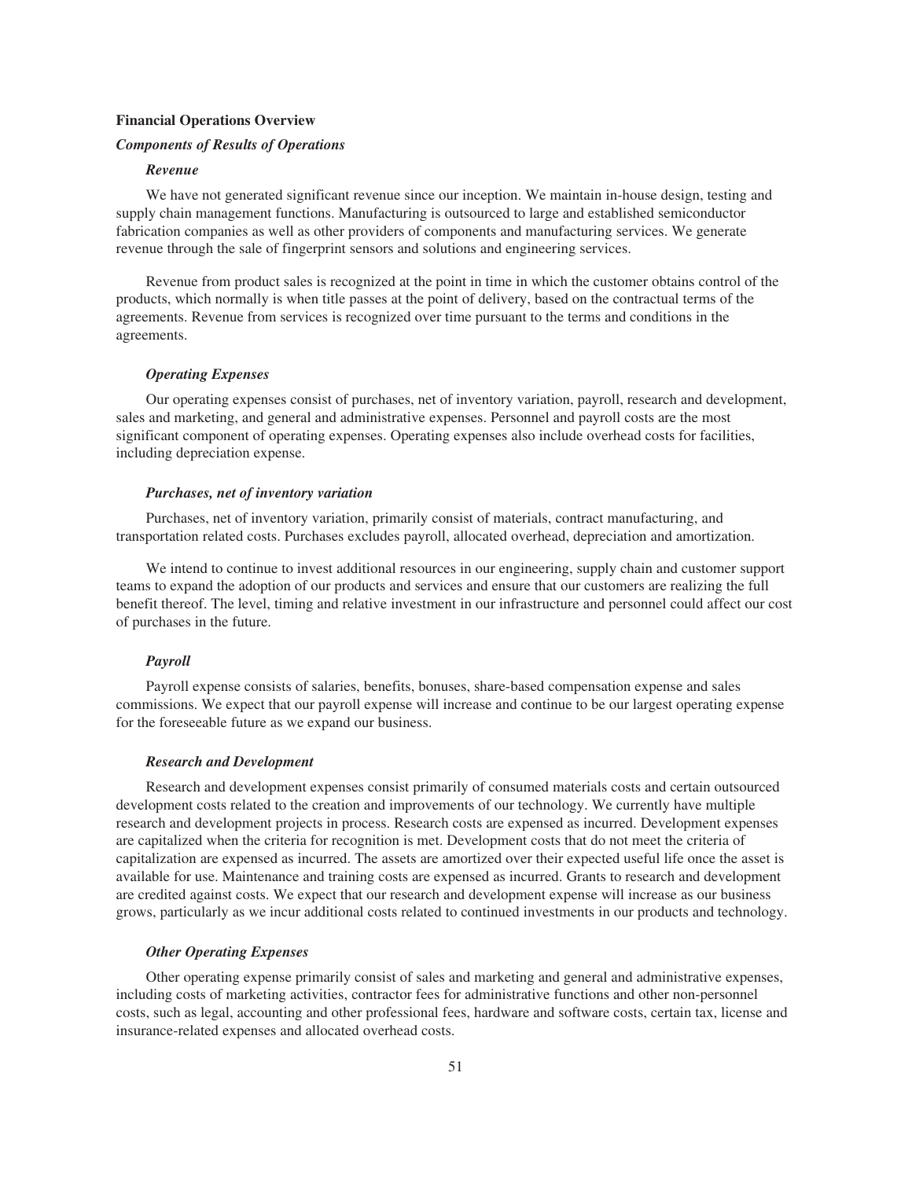## Financial Operations Overview

### *Components of Results of Operations*

#### *Revenue*

We have not generated significant revenue since our inception. We maintain in-house design, testing and supply chain management functions. Manufacturing is outsourced to large and established semiconductor fabrication companies as well as other providers of components and manufacturing services. We generate revenue through the sale of fingerprint sensors and solutions and engineering services.

Revenue from product sales is recognized at the point in time in which the customer obtains control of the products, which normally is when title passes at the point of delivery, based on the contractual terms of the agreements. Revenue from services is recognized over time pursuant to the terms and conditions in the agreements.

#### *Operating Expenses*

Our operating expenses consist of purchases, net of inventory variation, payroll, research and development, sales and marketing, and general and administrative expenses. Personnel and payroll costs are the most significant component of operating expenses. Operating expenses also include overhead costs for facilities, including depreciation expense.

#### *Purchases, net of inventory variation*

Purchases, net of inventory variation, primarily consist of materials, contract manufacturing, and transportation related costs. Purchases excludes payroll, allocated overhead, depreciation and amortization.

We intend to continue to invest additional resources in our engineering, supply chain and customer support teams to expand the adoption of our products and services and ensure that our customers are realizing the full benefit thereof. The level, timing and relative investment in our infrastructure and personnel could affect our cost of purchases in the future.

#### *Payroll*

Payroll expense consists of salaries, benefits, bonuses, share-based compensation expense and sales commissions. We expect that our payroll expense will increase and continue to be our largest operating expense for the foreseeable future as we expand our business.

#### *Research and Development*

Research and development expenses consist primarily of consumed materials costs and certain outsourced development costs related to the creation and improvements of our technology. We currently have multiple research and development projects in process. Research costs are expensed as incurred. Development expenses are capitalized when the criteria for recognition is met. Development costs that do not meet the criteria of capitalization are expensed as incurred. The assets are amortized over their expected useful life once the asset is available for use. Maintenance and training costs are expensed as incurred. Grants to research and development are credited against costs. We expect that our research and development expense will increase as our business grows, particularly as we incur additional costs related to continued investments in our products and technology.

#### *Other Operating Expenses*

Other operating expense primarily consist of sales and marketing and general and administrative expenses, including costs of marketing activities, contractor fees for administrative functions and other non-personnel costs, such as legal, accounting and other professional fees, hardware and software costs, certain tax, license and insurance-related expenses and allocated overhead costs.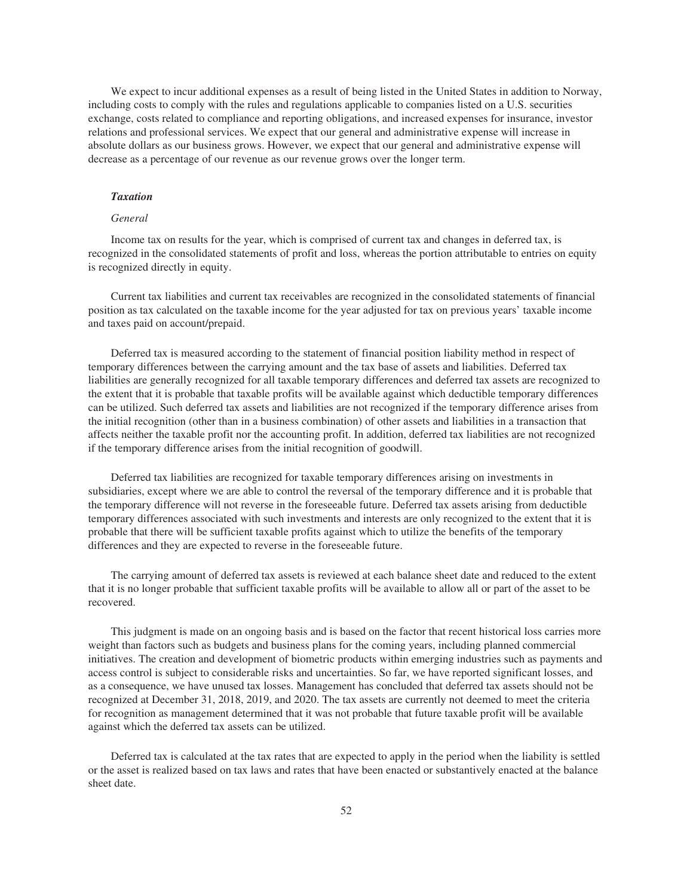We expect to incur additional expenses as a result of being listed in the United States in addition to Norway, including costs to comply with the rules and regulations applicable to companies listed on a U.S. securities exchange, costs related to compliance and reporting obligations, and increased expenses for insurance, investor relations and professional services. We expect that our general and administrative expense will increase in absolute dollars as our business grows. However, we expect that our general and administrative expense will decrease as a percentage of our revenue as our revenue grows over the longer term.

***Taxation***

*General*

Income tax on results for the year, which is comprised of current tax and changes in deferred tax, is recognized in the consolidated statements of profit and loss, whereas the portion attributable to entries on equity is recognized directly in equity.

Current tax liabilities and current tax receivables are recognized in the consolidated statements of financial position as tax calculated on the taxable income for the year adjusted for tax on previous years' taxable income and taxes paid on account/prepaid.

Deferred tax is measured according to the statement of financial position liability method in respect of temporary differences between the carrying amount and the tax base of assets and liabilities. Deferred tax liabilities are generally recognized for all taxable temporary differences and deferred tax assets are recognized to the extent that it is probable that taxable profits will be available against which deductible temporary differences can be utilized. Such deferred tax assets and liabilities are not recognized if the temporary difference arises from the initial recognition (other than in a business combination) of other assets and liabilities in a transaction that affects neither the taxable profit nor the accounting profit. In addition, deferred tax liabilities are not recognized if the temporary difference arises from the initial recognition of goodwill.

Deferred tax liabilities are recognized for taxable temporary differences arising on investments in subsidiaries, except where we are able to control the reversal of the temporary difference and it is probable that the temporary difference will not reverse in the foreseeable future. Deferred tax assets arising from deductible temporary differences associated with such investments and interests are only recognized to the extent that it is probable that there will be sufficient taxable profits against which to utilize the benefits of the temporary differences and they are expected to reverse in the foreseeable future.

The carrying amount of deferred tax assets is reviewed at each balance sheet date and reduced to the extent that it is no longer probable that sufficient taxable profits will be available to allow all or part of the asset to be recovered.

This judgment is made on an ongoing basis and is based on the factor that recent historical loss carries more weight than factors such as budgets and business plans for the coming years, including planned commercial initiatives. The creation and development of biometric products within emerging industries such as payments and access control is subject to considerable risks and uncertainties. So far, we have reported significant losses, and as a consequence, we have unused tax losses. Management has concluded that deferred tax assets should not be recognized at December 31, 2018, 2019, and 2020. The tax assets are currently not deemed to meet the criteria for recognition as management determined that it was not probable that future taxable profit will be available against which the deferred tax assets can be utilized.

Deferred tax is calculated at the tax rates that are expected to apply in the period when the liability is settled or the asset is realized based on tax laws and rates that have been enacted or substantively enacted at the balance sheet date.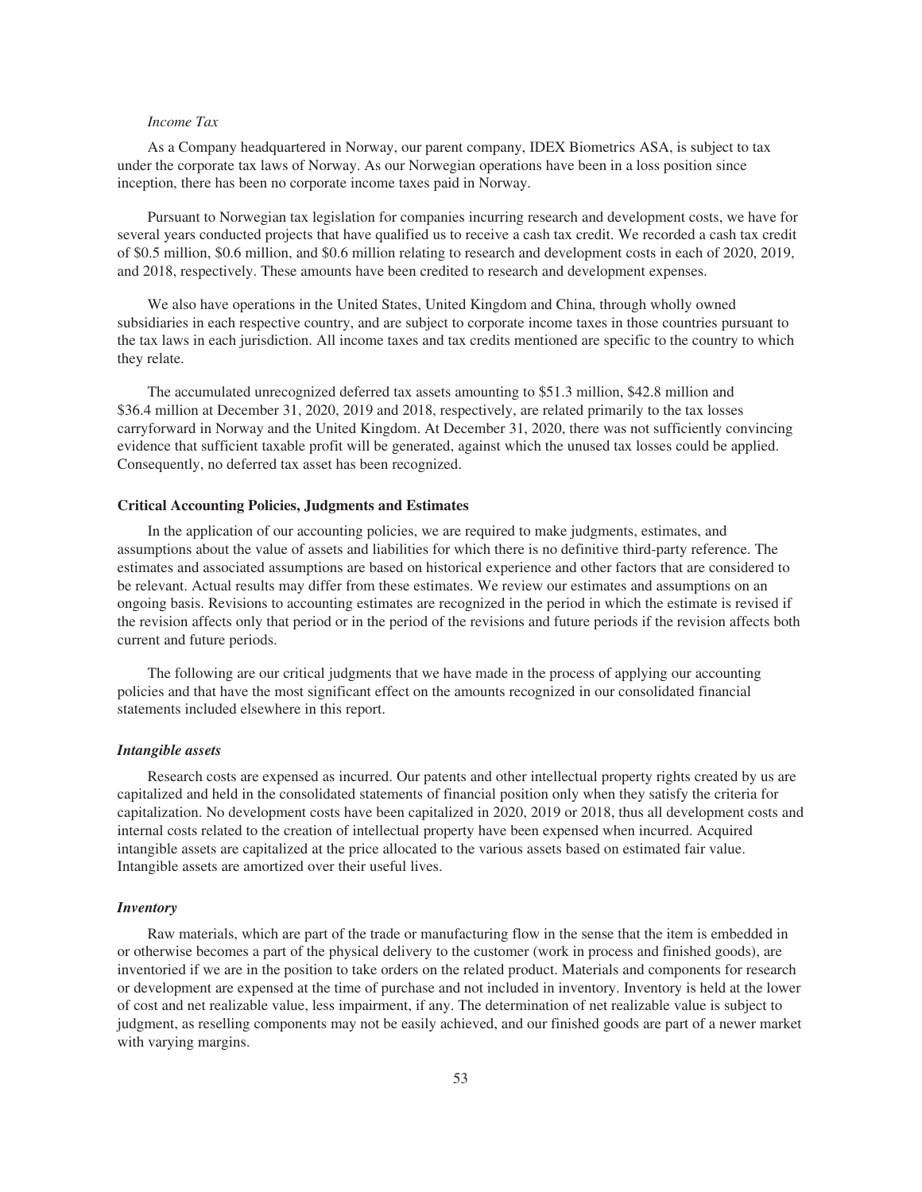*Income Tax*

As a Company headquartered in Norway, our parent company, IDEX Biometrics ASA, is subject to tax under the corporate tax laws of Norway. As our Norwegian operations have been in a loss position since inception, there has been no corporate income taxes paid in Norway.

Pursuant to Norwegian tax legislation for companies incurring research and development costs, we have for several years conducted projects that have qualified us to receive a cash tax credit. We recorded a cash tax credit of $0.5 million, $0.6 million, and $0.6 million relating to research and development costs in each of 2020, 2019, and 2018, respectively. These amounts have been credited to research and development expenses.

We also have operations in the United States, United Kingdom and China, through wholly owned subsidiaries in each respective country, and are subject to corporate income taxes in those countries pursuant to the tax laws in each jurisdiction. All income taxes and tax credits mentioned are specific to the country to which they relate.

The accumulated unrecognized deferred tax assets amounting to $51.3 million, $42.8 million and $36.4 million at December 31, 2020, 2019 and 2018, respectively, are related primarily to the tax losses carryforward in Norway and the United Kingdom. At December 31, 2020, there was not sufficiently convincing evidence that sufficient taxable profit will be generated, against which the unused tax losses could be applied. Consequently, no deferred tax asset has been recognized.

## Critical Accounting Policies, Judgments and Estimates

In the application of our accounting policies, we are required to make judgments, estimates, and assumptions about the value of assets and liabilities for which there is no definitive third-party reference. The estimates and associated assumptions are based on historical experience and other factors that are considered to be relevant. Actual results may differ from these estimates. We review our estimates and assumptions on an ongoing basis. Revisions to accounting estimates are recognized in the period in which the estimate is revised if the revision affects only that period or in the period of the revisions and future periods if the revision affects both current and future periods.

The following are our critical judgments that we have made in the process of applying our accounting policies and that have the most significant effect on the amounts recognized in our consolidated financial statements included elsewhere in this report.

### *Intangible assets*

Research costs are expensed as incurred. Our patents and other intellectual property rights created by us are capitalized and held in the consolidated statements of financial position only when they satisfy the criteria for capitalization. No development costs have been capitalized in 2020, 2019 or 2018, thus all development costs and internal costs related to the creation of intellectual property have been expensed when incurred. Acquired intangible assets are capitalized at the price allocated to the various assets based on estimated fair value. Intangible assets are amortized over their useful lives.

### *Inventory*

Raw materials, which are part of the trade or manufacturing flow in the sense that the item is embedded in or otherwise becomes a part of the physical delivery to the customer (work in process and finished goods), are inventoried if we are in the position to take orders on the related product. Materials and components for research or development are expensed at the time of purchase and not included in inventory. Inventory is held at the lower of cost and net realizable value, less impairment, if any. The determination of net realizable value is subject to judgment, as reselling components may not be easily achieved, and our finished goods are part of a newer market with varying margins.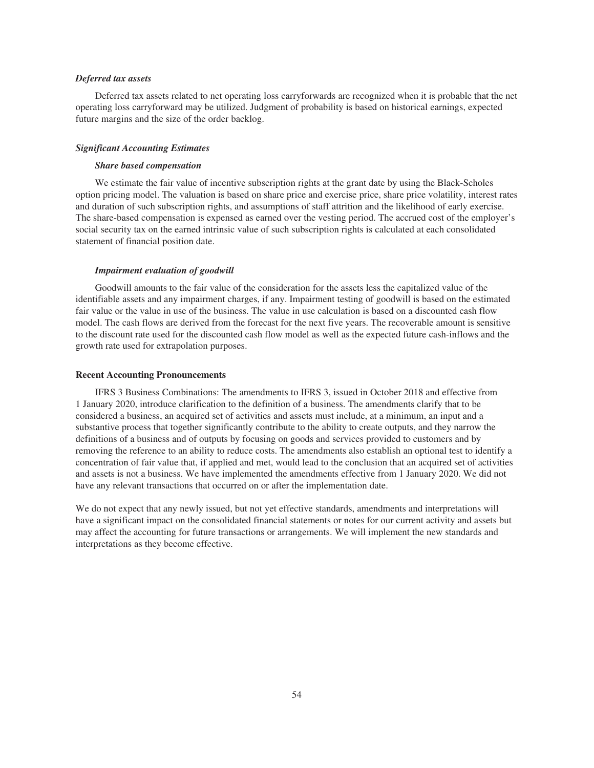***Deferred tax assets***

Deferred tax assets related to net operating loss carryforwards are recognized when it is probable that the net operating loss carryforward may be utilized. Judgment of probability is based on historical earnings, expected future margins and the size of the order backlog.

***Significant Accounting Estimates***

***Share based compensation***

We estimate the fair value of incentive subscription rights at the grant date by using the Black-Scholes option pricing model. The valuation is based on share price and exercise price, share price volatility, interest rates and duration of such subscription rights, and assumptions of staff attrition and the likelihood of early exercise. The share-based compensation is expensed as earned over the vesting period. The accrued cost of the employer's social security tax on the earned intrinsic value of such subscription rights is calculated at each consolidated statement of financial position date.

***Impairment evaluation of goodwill***

Goodwill amounts to the fair value of the consideration for the assets less the capitalized value of the identifiable assets and any impairment charges, if any. Impairment testing of goodwill is based on the estimated fair value or the value in use of the business. The value in use calculation is based on a discounted cash flow model. The cash flows are derived from the forecast for the next five years. The recoverable amount is sensitive to the discount rate used for the discounted cash flow model as well as the expected future cash-inflows and the growth rate used for extrapolation purposes.

**Recent Accounting Pronouncements**

IFRS 3 Business Combinations: The amendments to IFRS 3, issued in October 2018 and effective from 1 January 2020, introduce clarification to the definition of a business. The amendments clarify that to be considered a business, an acquired set of activities and assets must include, at a minimum, an input and a substantive process that together significantly contribute to the ability to create outputs, and they narrow the definitions of a business and of outputs by focusing on goods and services provided to customers and by removing the reference to an ability to reduce costs. The amendments also establish an optional test to identify a concentration of fair value that, if applied and met, would lead to the conclusion that an acquired set of activities and assets is not a business. We have implemented the amendments effective from 1 January 2020. We did not have any relevant transactions that occurred on or after the implementation date.

We do not expect that any newly issued, but not yet effective standards, amendments and interpretations will have a significant impact on the consolidated financial statements or notes for our current activity and assets but may affect the accounting for future transactions or arrangements. We will implement the new standards and interpretations as they become effective.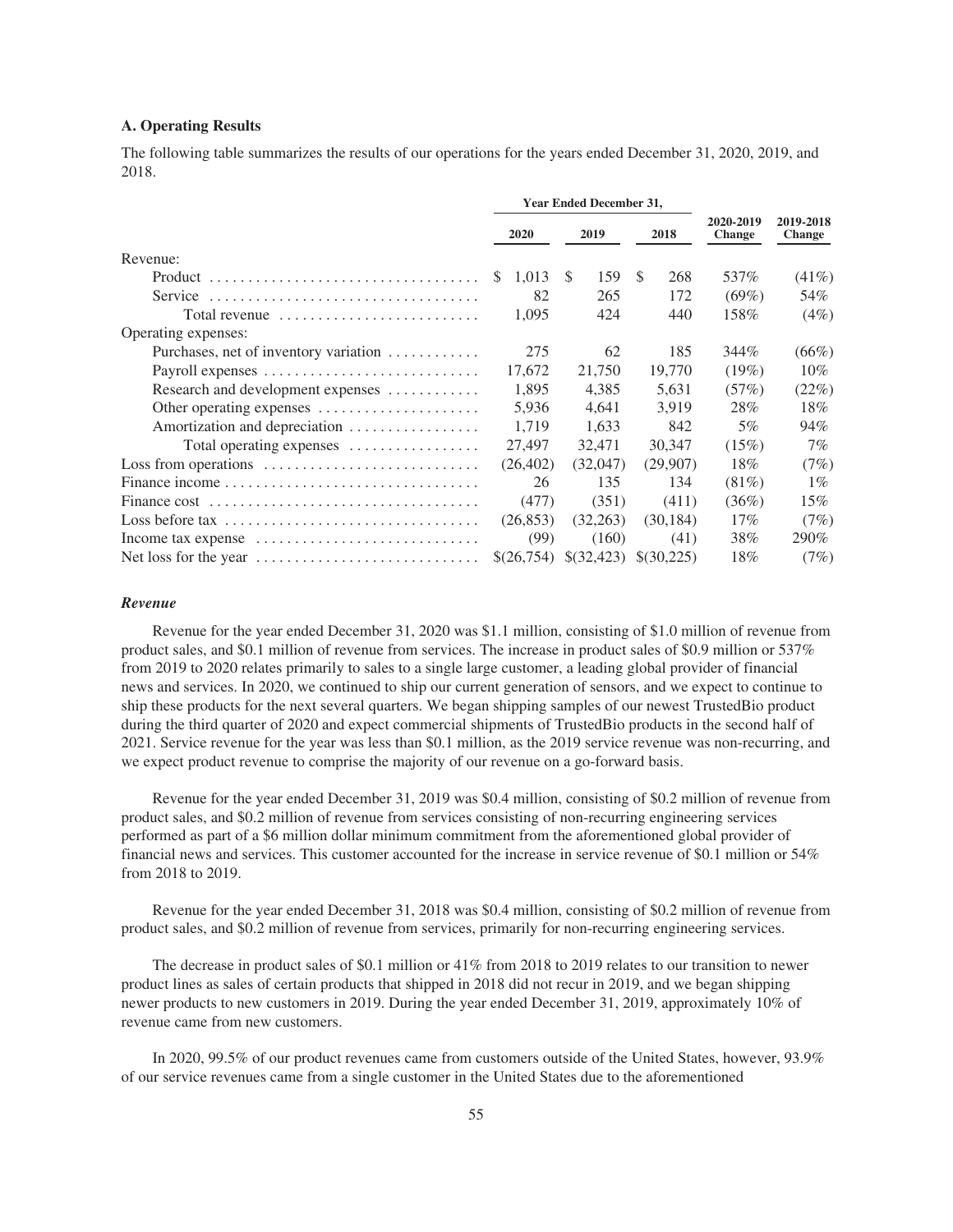### A. Operating Results

The following table summarizes the results of our operations for the years ended December 31, 2020, 2019, and 2018.

| | Year Ended December 31, | | | | |
|---|---|---|---|---|---|
| | 2020 | 2019 | 2018 | 2020-2019 Change | 2019-2018 Change |
| Revenue: | | | | | |
| Product | $ 1,013 | $ 159 | $ 268 | 537% | (41%) |
| Service | 82 | 265 | 172 | (69%) | 54% |
| Total revenue | 1,095 | 424 | 440 | 158% | (4%) |
| Operating expenses: | | | | | |
| Purchases, net of inventory variation | 275 | 62 | 185 | 344% | (66%) |
| Payroll expenses | 17,672 | 21,750 | 19,770 | (19%) | 10% |
| Research and development expenses | 1,895 | 4,385 | 5,631 | (57%) | (22%) |
| Other operating expenses | 5,936 | 4,641 | 3,919 | 28% | 18% |
| Amortization and depreciation | 1,719 | 1,633 | 842 | 5% | 94% |
| Total operating expenses | 27,497 | 32,471 | 30,347 | (15%) | 7% |
| Loss from operations | (26,402) | (32,047) | (29,907) | 18% | (7%) |
| Finance income | 26 | 135 | 134 | (81%) | 1% |
| Finance cost | (477) | (351) | (411) | (36%) | 15% |
| Loss before tax | (26,853) | (32,263) | (30,184) | 17% | (7%) |
| Income tax expense | (99) | (160) | (41) | 38% | 290% |
| Net loss for the year | $(26,754) | $(32,423) | $(30,225) | 18% | (7%) |

#### *Revenue*

Revenue for the year ended December 31, 2020 was $1.1 million, consisting of $1.0 million of revenue from product sales, and $0.1 million of revenue from services. The increase in product sales of $0.9 million or 537% from 2019 to 2020 relates primarily to sales to a single large customer, a leading global provider of financial news and services. In 2020, we continued to ship our current generation of sensors, and we expect to continue to ship these products for the next several quarters. We began shipping samples of our newest TrustedBio product during the third quarter of 2020 and expect commercial shipments of TrustedBio products in the second half of 2021. Service revenue for the year was less than $0.1 million, as the 2019 service revenue was non-recurring, and we expect product revenue to comprise the majority of our revenue on a go-forward basis.

Revenue for the year ended December 31, 2019 was $0.4 million, consisting of $0.2 million of revenue from product sales, and $0.2 million of revenue from services consisting of non-recurring engineering services performed as part of a $6 million dollar minimum commitment from the aforementioned global provider of financial news and services. This customer accounted for the increase in service revenue of $0.1 million or 54% from 2018 to 2019.

Revenue for the year ended December 31, 2018 was $0.4 million, consisting of $0.2 million of revenue from product sales, and $0.2 million of revenue from services, primarily for non-recurring engineering services.

The decrease in product sales of $0.1 million or 41% from 2018 to 2019 relates to our transition to newer product lines as sales of certain products that shipped in 2018 did not recur in 2019, and we began shipping newer products to new customers in 2019. During the year ended December 31, 2019, approximately 10% of revenue came from new customers.

In 2020, 99.5% of our product revenues came from customers outside of the United States, however, 93.9% of our service revenues came from a single customer in the United States due to the aforementioned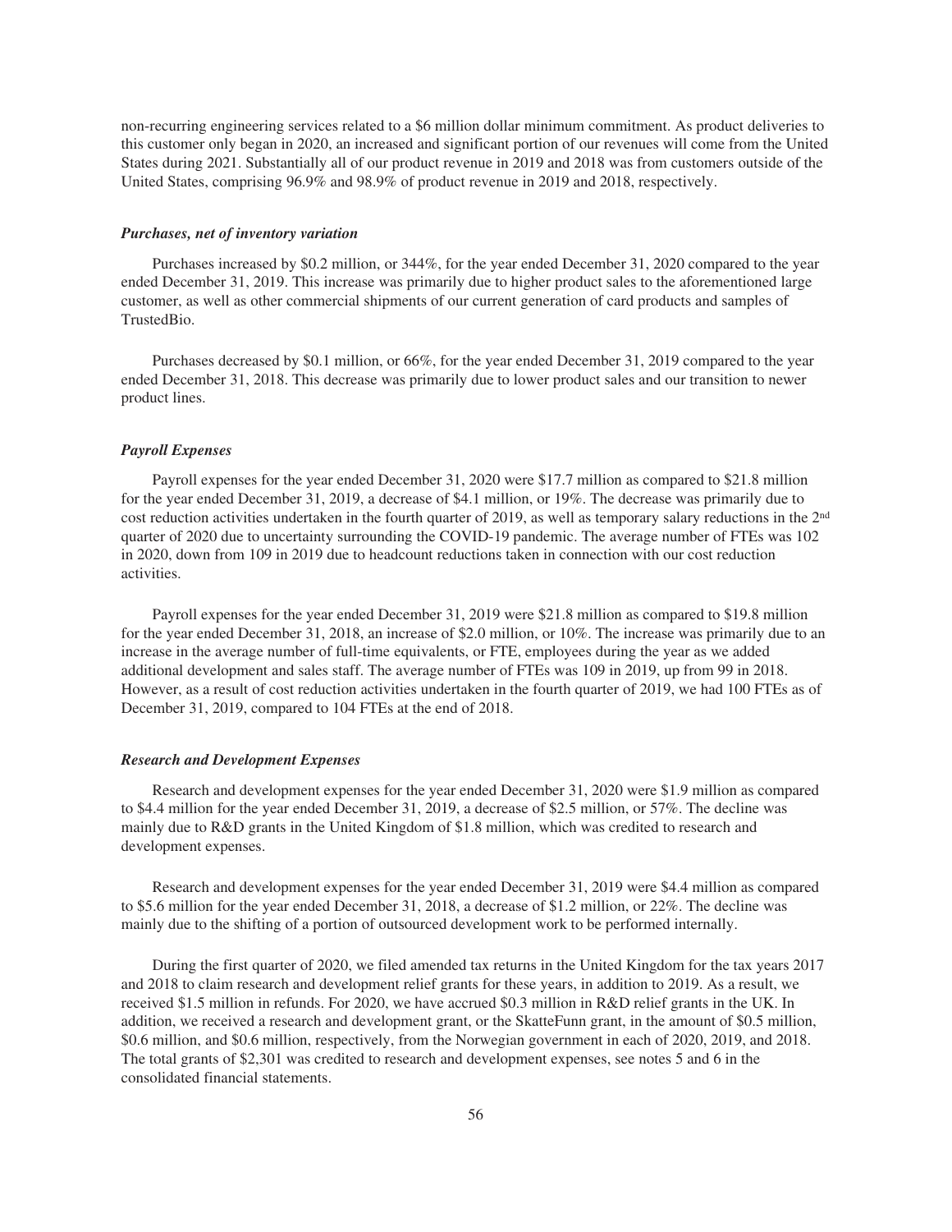non-recurring engineering services related to a $6 million dollar minimum commitment. As product deliveries to this customer only began in 2020, an increased and significant portion of our revenues will come from the United States during 2021. Substantially all of our product revenue in 2019 and 2018 was from customers outside of the United States, comprising 96.9% and 98.9% of product revenue in 2019 and 2018, respectively.

***Purchases, net of inventory variation***

Purchases increased by $0.2 million, or 344%, for the year ended December 31, 2020 compared to the year ended December 31, 2019. This increase was primarily due to higher product sales to the aforementioned large customer, as well as other commercial shipments of our current generation of card products and samples of TrustedBio.

Purchases decreased by $0.1 million, or 66%, for the year ended December 31, 2019 compared to the year ended December 31, 2018. This decrease was primarily due to lower product sales and our transition to newer product lines.

***Payroll Expenses***

Payroll expenses for the year ended December 31, 2020 were $17.7 million as compared to $21.8 million for the year ended December 31, 2019, a decrease of $4.1 million, or 19%. The decrease was primarily due to cost reduction activities undertaken in the fourth quarter of 2019, as well as temporary salary reductions in the 2nd quarter of 2020 due to uncertainty surrounding the COVID-19 pandemic. The average number of FTEs was 102 in 2020, down from 109 in 2019 due to headcount reductions taken in connection with our cost reduction activities.

Payroll expenses for the year ended December 31, 2019 were $21.8 million as compared to $19.8 million for the year ended December 31, 2018, an increase of $2.0 million, or 10%. The increase was primarily due to an increase in the average number of full-time equivalents, or FTE, employees during the year as we added additional development and sales staff. The average number of FTEs was 109 in 2019, up from 99 in 2018. However, as a result of cost reduction activities undertaken in the fourth quarter of 2019, we had 100 FTEs as of December 31, 2019, compared to 104 FTEs at the end of 2018.

***Research and Development Expenses***

Research and development expenses for the year ended December 31, 2020 were $1.9 million as compared to $4.4 million for the year ended December 31, 2019, a decrease of $2.5 million, or 57%. The decline was mainly due to R&D grants in the United Kingdom of $1.8 million, which was credited to research and development expenses.

Research and development expenses for the year ended December 31, 2019 were $4.4 million as compared to $5.6 million for the year ended December 31, 2018, a decrease of $1.2 million, or 22%. The decline was mainly due to the shifting of a portion of outsourced development work to be performed internally.

During the first quarter of 2020, we filed amended tax returns in the United Kingdom for the tax years 2017 and 2018 to claim research and development relief grants for these years, in addition to 2019. As a result, we received $1.5 million in refunds. For 2020, we have accrued $0.3 million in R&D relief grants in the UK. In addition, we received a research and development grant, or the SkatteFunn grant, in the amount of $0.5 million, $0.6 million, and $0.6 million, respectively, from the Norwegian government in each of 2020, 2019, and 2018. The total grants of $2,301 was credited to research and development expenses, see notes 5 and 6 in the consolidated financial statements.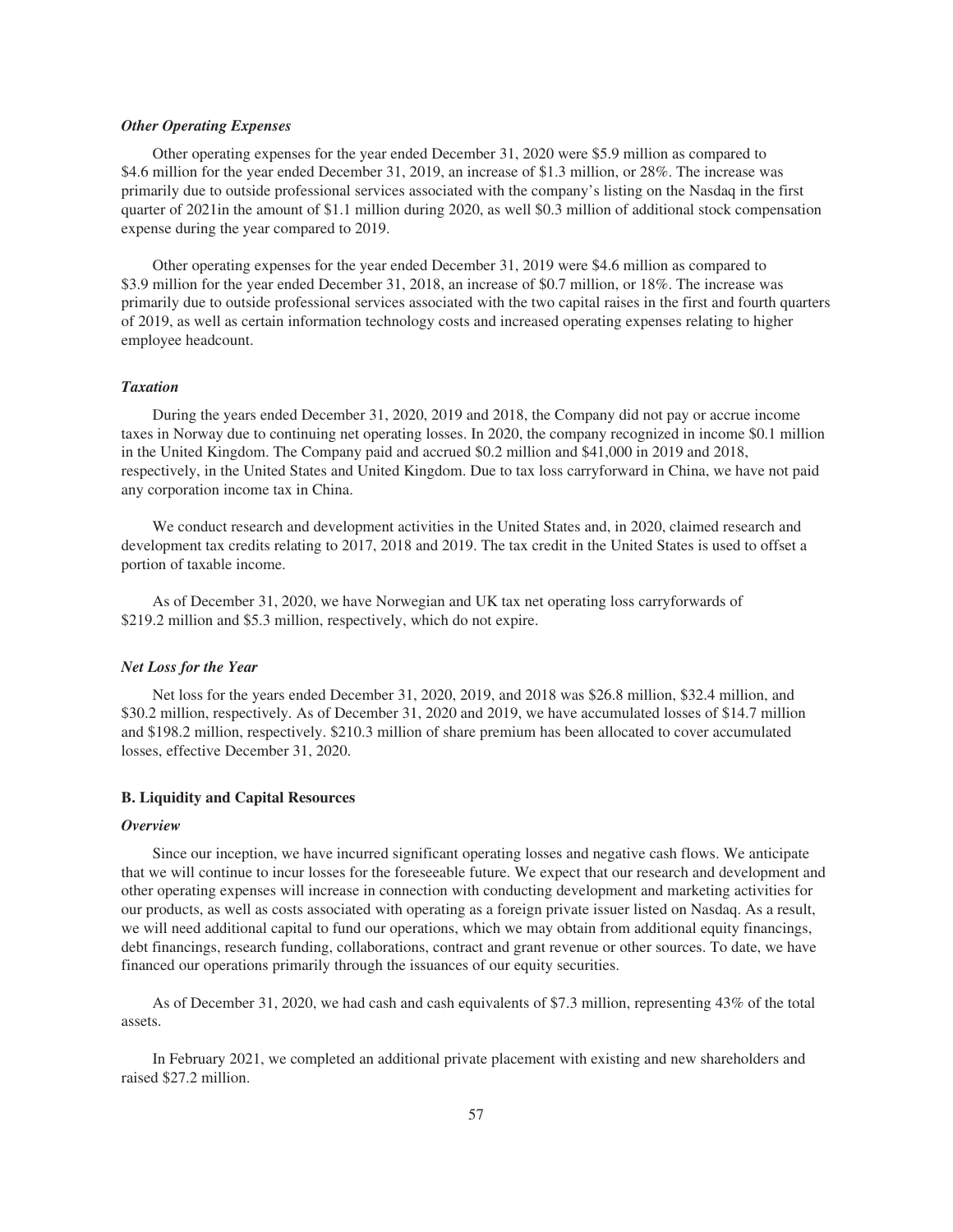### *Other Operating Expenses*

Other operating expenses for the year ended December 31, 2020 were $5.9 million as compared to $4.6 million for the year ended December 31, 2019, an increase of $1.3 million, or 28%. The increase was primarily due to outside professional services associated with the company's listing on the Nasdaq in the first quarter of 2021in the amount of $1.1 million during 2020, as well $0.3 million of additional stock compensation expense during the year compared to 2019.

Other operating expenses for the year ended December 31, 2019 were $4.6 million as compared to $3.9 million for the year ended December 31, 2018, an increase of $0.7 million, or 18%. The increase was primarily due to outside professional services associated with the two capital raises in the first and fourth quarters of 2019, as well as certain information technology costs and increased operating expenses relating to higher employee headcount.

### *Taxation*

During the years ended December 31, 2020, 2019 and 2018, the Company did not pay or accrue income taxes in Norway due to continuing net operating losses. In 2020, the company recognized in income $0.1 million in the United Kingdom. The Company paid and accrued $0.2 million and $41,000 in 2019 and 2018, respectively, in the United States and United Kingdom. Due to tax loss carryforward in China, we have not paid any corporation income tax in China.

We conduct research and development activities in the United States and, in 2020, claimed research and development tax credits relating to 2017, 2018 and 2019. The tax credit in the United States is used to offset a portion of taxable income.

As of December 31, 2020, we have Norwegian and UK tax net operating loss carryforwards of $219.2 million and $5.3 million, respectively, which do not expire.

### *Net Loss for the Year*

Net loss for the years ended December 31, 2020, 2019, and 2018 was $26.8 million, $32.4 million, and $30.2 million, respectively. As of December 31, 2020 and 2019, we have accumulated losses of $14.7 million and $198.2 million, respectively. $210.3 million of share premium has been allocated to cover accumulated losses, effective December 31, 2020.

## B. Liquidity and Capital Resources

### *Overview*

Since our inception, we have incurred significant operating losses and negative cash flows. We anticipate that we will continue to incur losses for the foreseeable future. We expect that our research and development and other operating expenses will increase in connection with conducting development and marketing activities for our products, as well as costs associated with operating as a foreign private issuer listed on Nasdaq. As a result, we will need additional capital to fund our operations, which we may obtain from additional equity financings, debt financings, research funding, collaborations, contract and grant revenue or other sources. To date, we have financed our operations primarily through the issuances of our equity securities.

As of December 31, 2020, we had cash and cash equivalents of $7.3 million, representing 43% of the total assets.

In February 2021, we completed an additional private placement with existing and new shareholders and raised $27.2 million.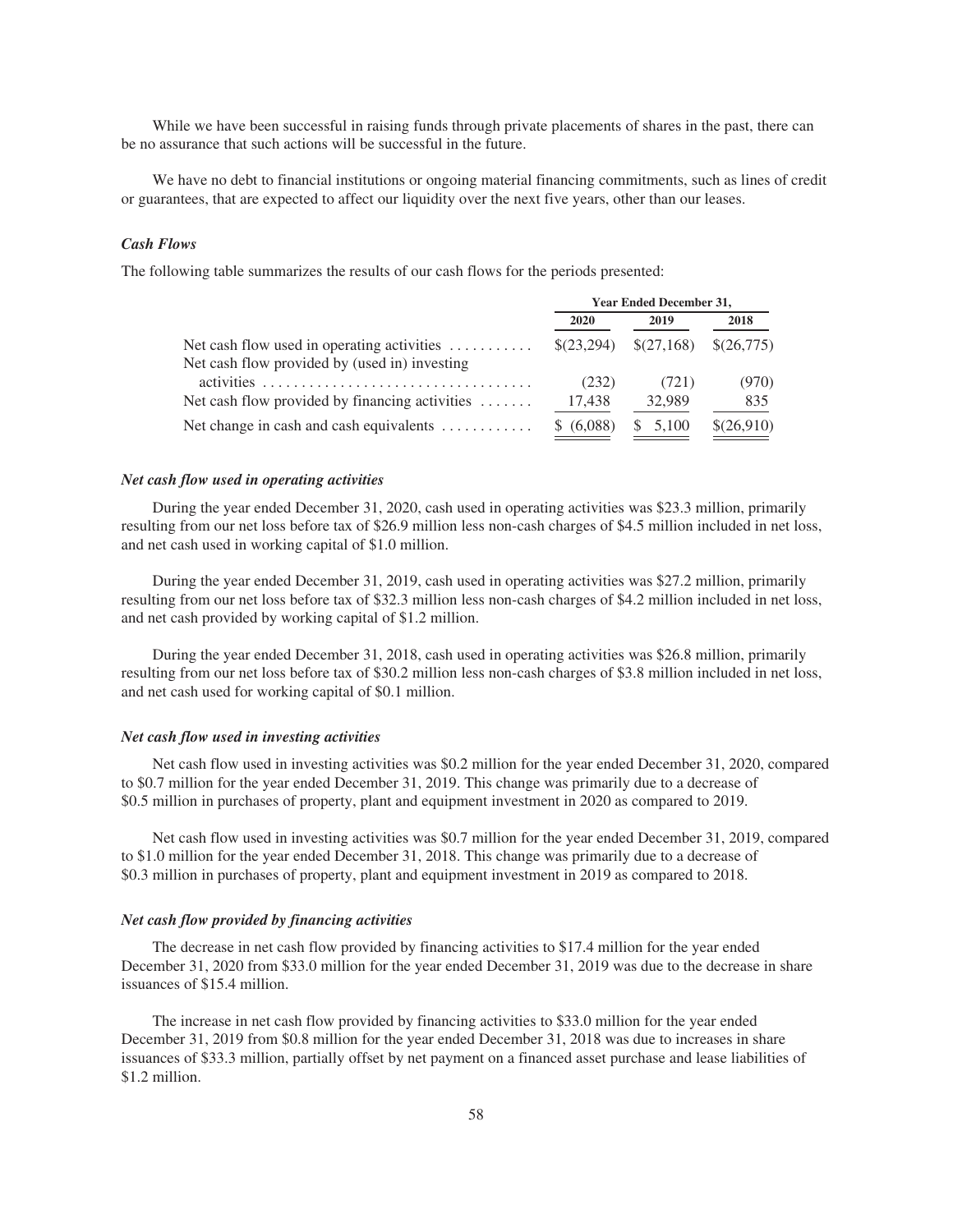While we have been successful in raising funds through private placements of shares in the past, there can be no assurance that such actions will be successful in the future.

We have no debt to financial institutions or ongoing material financing commitments, such as lines of credit or guarantees, that are expected to affect our liquidity over the next five years, other than our leases.

### *Cash Flows*

The following table summarizes the results of our cash flows for the periods presented:

| | Year Ended December 31, | | |
|---|---|---|---|
| | 2020 | 2019 | 2018 |
| Net cash flow used in operating activities | $(23,294) | $(27,168) | $(26,775) |
| Net cash flow provided by (used in) investing activities | (232) | (721) | (970) |
| Net cash flow provided by financing activities | 17,438 | 32,989 | 835 |
| Net change in cash and cash equivalents | $ (6,088) | $ 5,100 | $(26,910) |

#### *Net cash flow used in operating activities*

During the year ended December 31, 2020, cash used in operating activities was $23.3 million, primarily resulting from our net loss before tax of $26.9 million less non-cash charges of $4.5 million included in net loss, and net cash used in working capital of $1.0 million.

During the year ended December 31, 2019, cash used in operating activities was $27.2 million, primarily resulting from our net loss before tax of $32.3 million less non-cash charges of $4.2 million included in net loss, and net cash provided by working capital of $1.2 million.

During the year ended December 31, 2018, cash used in operating activities was $26.8 million, primarily resulting from our net loss before tax of $30.2 million less non-cash charges of $3.8 million included in net loss, and net cash used for working capital of $0.1 million.

#### *Net cash flow used in investing activities*

Net cash flow used in investing activities was $0.2 million for the year ended December 31, 2020, compared to $0.7 million for the year ended December 31, 2019. This change was primarily due to a decrease of $0.5 million in purchases of property, plant and equipment investment in 2020 as compared to 2019.

Net cash flow used in investing activities was $0.7 million for the year ended December 31, 2019, compared to $1.0 million for the year ended December 31, 2018. This change was primarily due to a decrease of $0.3 million in purchases of property, plant and equipment investment in 2019 as compared to 2018.

#### *Net cash flow provided by financing activities*

The decrease in net cash flow provided by financing activities to $17.4 million for the year ended December 31, 2020 from $33.0 million for the year ended December 31, 2019 was due to the decrease in share issuances of $15.4 million.

The increase in net cash flow provided by financing activities to $33.0 million for the year ended December 31, 2019 from $0.8 million for the year ended December 31, 2018 was due to increases in share issuances of $33.3 million, partially offset by net payment on a financed asset purchase and lease liabilities of $1.2 million.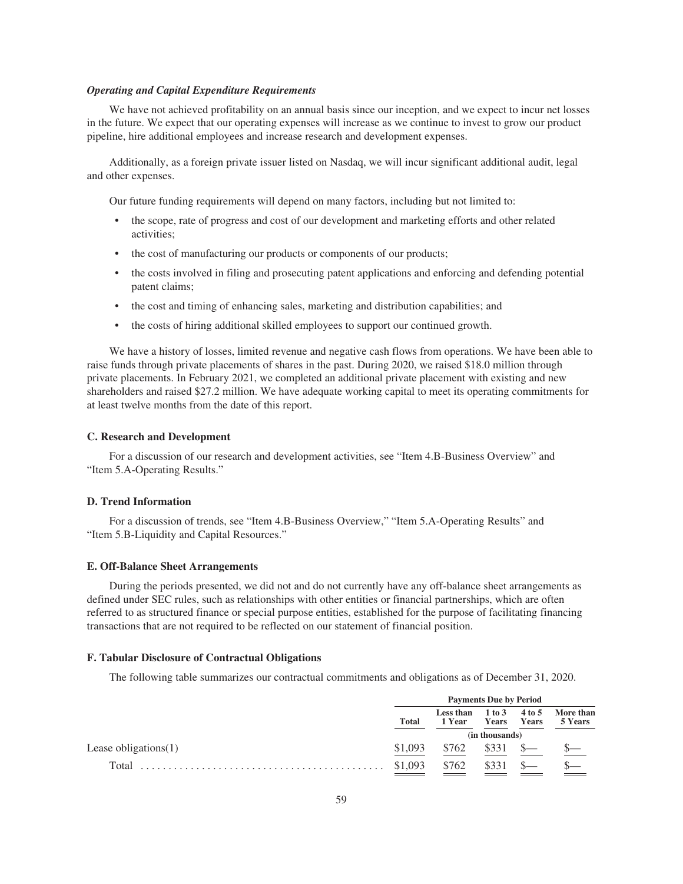### *Operating and Capital Expenditure Requirements*

We have not achieved profitability on an annual basis since our inception, and we expect to incur net losses in the future. We expect that our operating expenses will increase as we continue to invest to grow our product pipeline, hire additional employees and increase research and development expenses.

Additionally, as a foreign private issuer listed on Nasdaq, we will incur significant additional audit, legal and other expenses.

Our future funding requirements will depend on many factors, including but not limited to:

- the scope, rate of progress and cost of our development and marketing efforts and other related activities;
- the cost of manufacturing our products or components of our products;
- the costs involved in filing and prosecuting patent applications and enforcing and defending potential patent claims;
- the cost and timing of enhancing sales, marketing and distribution capabilities; and
- the costs of hiring additional skilled employees to support our continued growth.

We have a history of losses, limited revenue and negative cash flows from operations. We have been able to raise funds through private placements of shares in the past. During 2020, we raised $18.0 million through private placements. In February 2021, we completed an additional private placement with existing and new shareholders and raised $27.2 million. We have adequate working capital to meet its operating commitments for at least twelve months from the date of this report.

### C. Research and Development

For a discussion of our research and development activities, see "Item 4.B-Business Overview" and "Item 5.A-Operating Results."

### D. Trend Information

For a discussion of trends, see "Item 4.B-Business Overview," "Item 5.A-Operating Results" and "Item 5.B-Liquidity and Capital Resources."

### E. Off-Balance Sheet Arrangements

During the periods presented, we did not and do not currently have any off-balance sheet arrangements as defined under SEC rules, such as relationships with other entities or financial partnerships, which are often referred to as structured finance or special purpose entities, established for the purpose of facilitating financing transactions that are not required to be reflected on our statement of financial position.

### F. Tabular Disclosure of Contractual Obligations

The following table summarizes our contractual commitments and obligations as of December 31, 2020.

| | Payments Due by Period | | | | |
|---|---|---|---|---|---|
| | Total | Less than 1 Year | 1 to 3 Years | 4 to 5 Years | More than 5 Years |
| | (in thousands) | | | | |
| Lease obligations(1) | $1,093 | $762 | $331 | $— | $— |
| Total | $1,093 | $762 | $331 | $— | $— |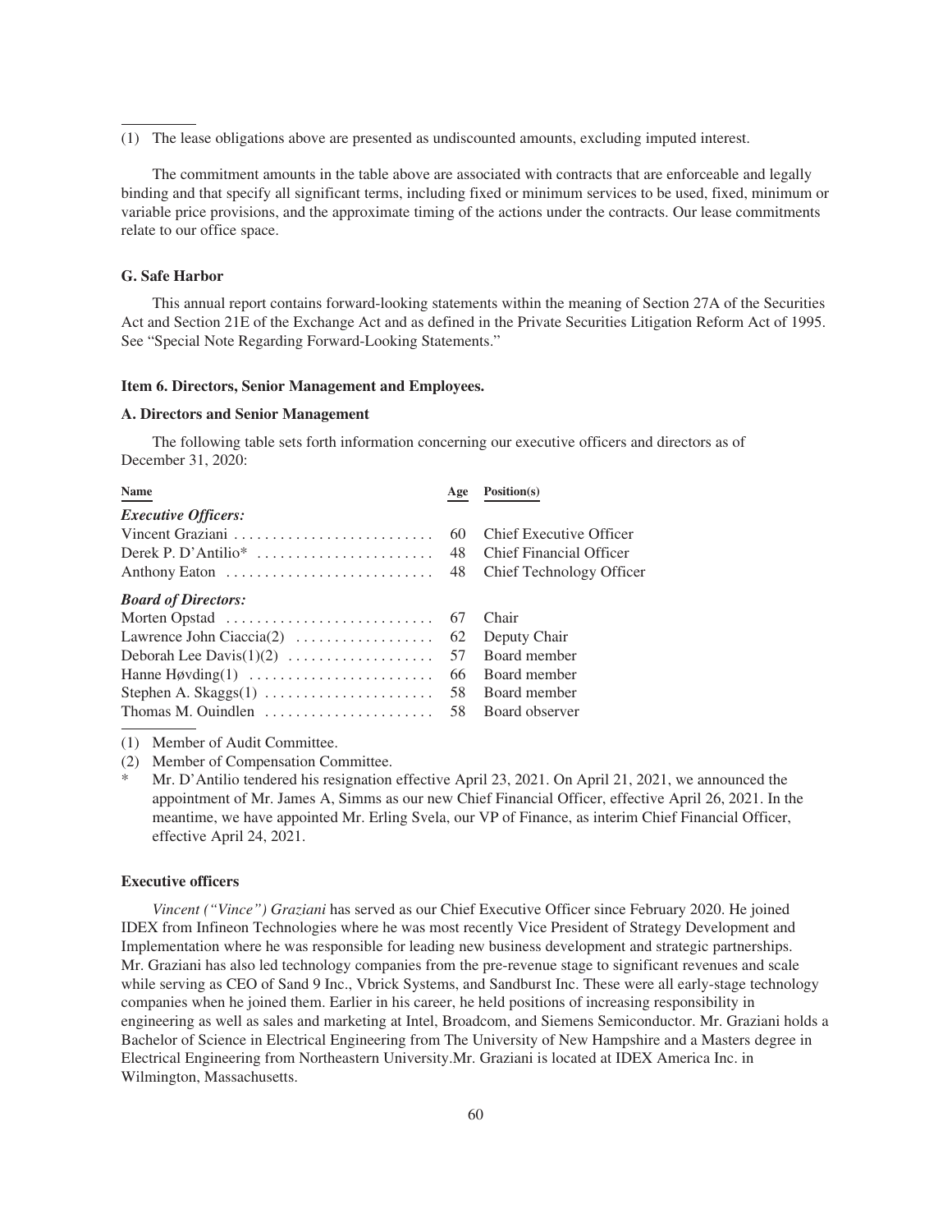(1) The lease obligations above are presented as undiscounted amounts, excluding imputed interest.

The commitment amounts in the table above are associated with contracts that are enforceable and legally binding and that specify all significant terms, including fixed or minimum services to be used, fixed, minimum or variable price provisions, and the approximate timing of the actions under the contracts. Our lease commitments relate to our office space.

### G. Safe Harbor

This annual report contains forward-looking statements within the meaning of Section 27A of the Securities Act and Section 21E of the Exchange Act and as defined in the Private Securities Litigation Reform Act of 1995. See "Special Note Regarding Forward-Looking Statements."

## Item 6. Directors, Senior Management and Employees.

### A. Directors and Senior Management

The following table sets forth information concerning our executive officers and directors as of December 31, 2020:

| Name | Age | Position(s) |
|---|---|---|
| ***Executive Officers:*** | | |
| Vincent Graziani | 60 | Chief Executive Officer |
| Derek P. D'Antilio* | 48 | Chief Financial Officer |
| Anthony Eaton | 48 | Chief Technology Officer |
| ***Board of Directors:*** | | |
| Morten Opstad | 67 | Chair |
| Lawrence John Ciaccia(2) | 62 | Deputy Chair |
| Deborah Lee Davis(1)(2) | 57 | Board member |
| Hanne Høvding(1) | 66 | Board member |
| Stephen A. Skaggs(1) | 58 | Board member |
| Thomas M. Ouindlen | 58 | Board observer |

(1) Member of Audit Committee.

(2) Member of Compensation Committee.

\* Mr. D'Antilio tendered his resignation effective April 23, 2021. On April 21, 2021, we announced the appointment of Mr. James A, Simms as our new Chief Financial Officer, effective April 26, 2021. In the meantime, we have appointed Mr. Erling Svela, our VP of Finance, as interim Chief Financial Officer, effective April 24, 2021.

### Executive officers

*Vincent ("Vince") Graziani* has served as our Chief Executive Officer since February 2020. He joined IDEX from Infineon Technologies where he was most recently Vice President of Strategy Development and Implementation where he was responsible for leading new business development and strategic partnerships. Mr. Graziani has also led technology companies from the pre-revenue stage to significant revenues and scale while serving as CEO of Sand 9 Inc., Vbrick Systems, and Sandburst Inc. These were all early-stage technology companies when he joined them. Earlier in his career, he held positions of increasing responsibility in engineering as well as sales and marketing at Intel, Broadcom, and Siemens Semiconductor. Mr. Graziani holds a Bachelor of Science in Electrical Engineering from The University of New Hampshire and a Masters degree in Electrical Engineering from Northeastern University.Mr. Graziani is located at IDEX America Inc. in Wilmington, Massachusetts.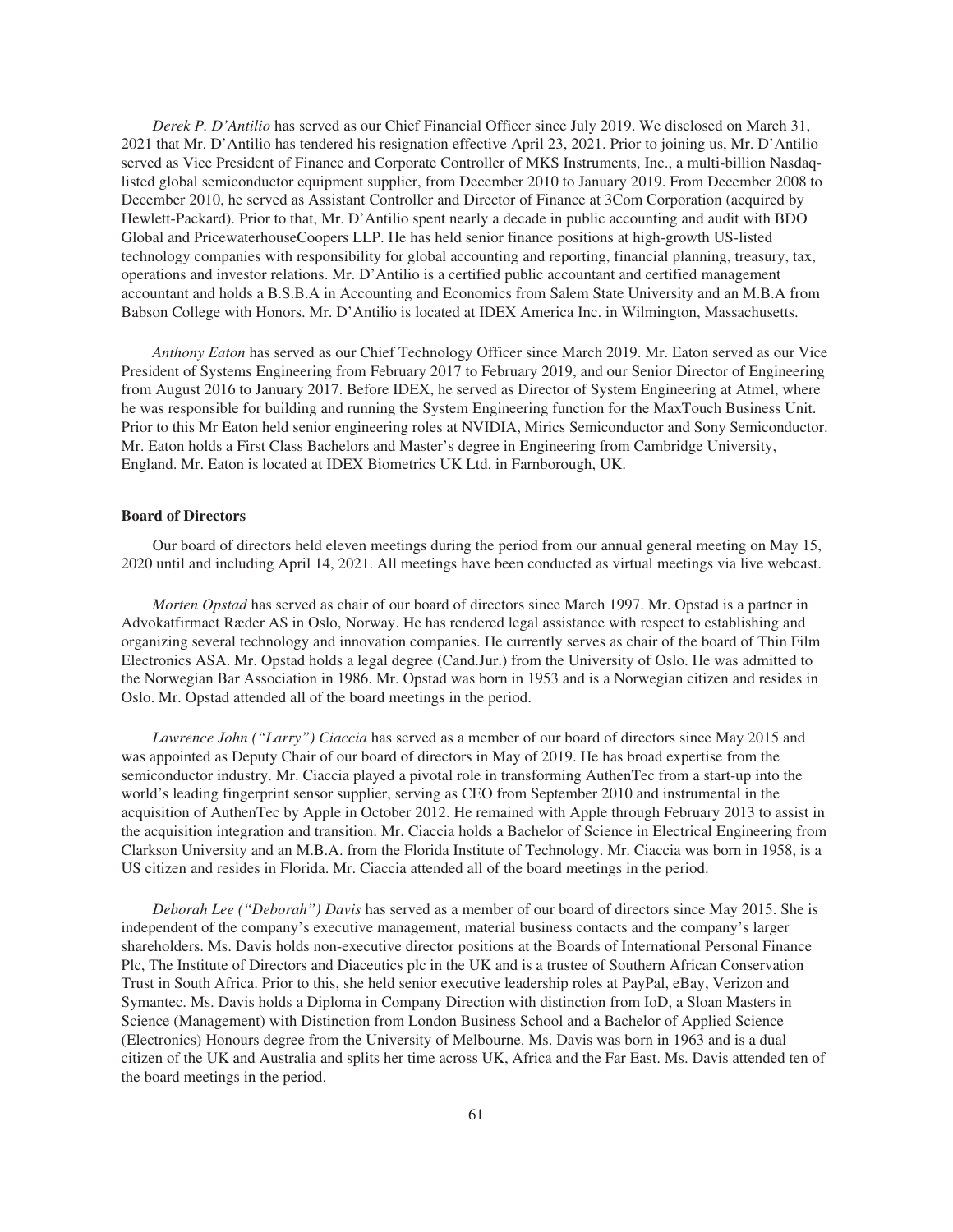*Derek P. D'Antilio* has served as our Chief Financial Officer since July 2019. We disclosed on March 31, 2021 that Mr. D'Antilio has tendered his resignation effective April 23, 2021. Prior to joining us, Mr. D'Antilio served as Vice President of Finance and Corporate Controller of MKS Instruments, Inc., a multi-billion Nasdaq-listed global semiconductor equipment supplier, from December 2010 to January 2019. From December 2008 to December 2010, he served as Assistant Controller and Director of Finance at 3Com Corporation (acquired by Hewlett-Packard). Prior to that, Mr. D'Antilio spent nearly a decade in public accounting and audit with BDO Global and PricewaterhouseCoopers LLP. He has held senior finance positions at high-growth US-listed technology companies with responsibility for global accounting and reporting, financial planning, treasury, tax, operations and investor relations. Mr. D'Antilio is a certified public accountant and certified management accountant and holds a B.S.B.A in Accounting and Economics from Salem State University and an M.B.A from Babson College with Honors. Mr. D'Antilio is located at IDEX America Inc. in Wilmington, Massachusetts.

*Anthony Eaton* has served as our Chief Technology Officer since March 2019. Mr. Eaton served as our Vice President of Systems Engineering from February 2017 to February 2019, and our Senior Director of Engineering from August 2016 to January 2017. Before IDEX, he served as Director of System Engineering at Atmel, where he was responsible for building and running the System Engineering function for the MaxTouch Business Unit. Prior to this Mr Eaton held senior engineering roles at NVIDIA, Mirics Semiconductor and Sony Semiconductor. Mr. Eaton holds a First Class Bachelors and Master's degree in Engineering from Cambridge University, England. Mr. Eaton is located at IDEX Biometrics UK Ltd. in Farnborough, UK.

**Board of Directors**

Our board of directors held eleven meetings during the period from our annual general meeting on May 15, 2020 until and including April 14, 2021. All meetings have been conducted as virtual meetings via live webcast.

*Morten Opstad* has served as chair of our board of directors since March 1997. Mr. Opstad is a partner in Advokatfirmaet Ræder AS in Oslo, Norway. He has rendered legal assistance with respect to establishing and organizing several technology and innovation companies. He currently serves as chair of the board of Thin Film Electronics ASA. Mr. Opstad holds a legal degree (Cand.Jur.) from the University of Oslo. He was admitted to the Norwegian Bar Association in 1986. Mr. Opstad was born in 1953 and is a Norwegian citizen and resides in Oslo. Mr. Opstad attended all of the board meetings in the period.

*Lawrence John ("Larry") Ciaccia* has served as a member of our board of directors since May 2015 and was appointed as Deputy Chair of our board of directors in May of 2019. He has broad expertise from the semiconductor industry. Mr. Ciaccia played a pivotal role in transforming AuthenTec from a start-up into the world's leading fingerprint sensor supplier, serving as CEO from September 2010 and instrumental in the acquisition of AuthenTec by Apple in October 2012. He remained with Apple through February 2013 to assist in the acquisition integration and transition. Mr. Ciaccia holds a Bachelor of Science in Electrical Engineering from Clarkson University and an M.B.A. from the Florida Institute of Technology. Mr. Ciaccia was born in 1958, is a US citizen and resides in Florida. Mr. Ciaccia attended all of the board meetings in the period.

*Deborah Lee ("Deborah") Davis* has served as a member of our board of directors since May 2015. She is independent of the company's executive management, material business contacts and the company's larger shareholders. Ms. Davis holds non-executive director positions at the Boards of International Personal Finance Plc, The Institute of Directors and Diaceutics plc in the UK and is a trustee of Southern African Conservation Trust in South Africa. Prior to this, she held senior executive leadership roles at PayPal, eBay, Verizon and Symantec. Ms. Davis holds a Diploma in Company Direction with distinction from IoD, a Sloan Masters in Science (Management) with Distinction from London Business School and a Bachelor of Applied Science (Electronics) Honours degree from the University of Melbourne. Ms. Davis was born in 1963 and is a dual citizen of the UK and Australia and splits her time across UK, Africa and the Far East. Ms. Davis attended ten of the board meetings in the period.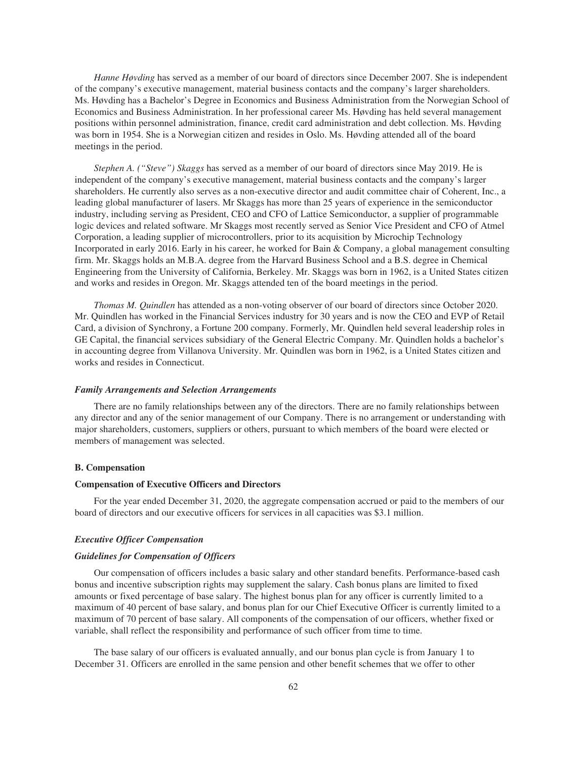*Hanne Høvding* has served as a member of our board of directors since December 2007. She is independent of the company's executive management, material business contacts and the company's larger shareholders. Ms. Høvding has a Bachelor's Degree in Economics and Business Administration from the Norwegian School of Economics and Business Administration. In her professional career Ms. Høvding has held several management positions within personnel administration, finance, credit card administration and debt collection. Ms. Høvding was born in 1954. She is a Norwegian citizen and resides in Oslo. Ms. Høvding attended all of the board meetings in the period.

*Stephen A. ("Steve") Skaggs* has served as a member of our board of directors since May 2019. He is independent of the company's executive management, material business contacts and the company's larger shareholders. He currently also serves as a non-executive director and audit committee chair of Coherent, Inc., a leading global manufacturer of lasers. Mr Skaggs has more than 25 years of experience in the semiconductor industry, including serving as President, CEO and CFO of Lattice Semiconductor, a supplier of programmable logic devices and related software. Mr Skaggs most recently served as Senior Vice President and CFO of Atmel Corporation, a leading supplier of microcontrollers, prior to its acquisition by Microchip Technology Incorporated in early 2016. Early in his career, he worked for Bain & Company, a global management consulting firm. Mr. Skaggs holds an M.B.A. degree from the Harvard Business School and a B.S. degree in Chemical Engineering from the University of California, Berkeley. Mr. Skaggs was born in 1962, is a United States citizen and works and resides in Oregon. Mr. Skaggs attended ten of the board meetings in the period.

*Thomas M. Quindlen* has attended as a non-voting observer of our board of directors since October 2020. Mr. Quindlen has worked in the Financial Services industry for 30 years and is now the CEO and EVP of Retail Card, a division of Synchrony, a Fortune 200 company. Formerly, Mr. Quindlen held several leadership roles in GE Capital, the financial services subsidiary of the General Electric Company. Mr. Quindlen holds a bachelor's in accounting degree from Villanova University. Mr. Quindlen was born in 1962, is a United States citizen and works and resides in Connecticut.

***Family Arrangements and Selection Arrangements***

There are no family relationships between any of the directors. There are no family relationships between any director and any of the senior management of our Company. There is no arrangement or understanding with major shareholders, customers, suppliers or others, pursuant to which members of the board were elected or members of management was selected.

### B. Compensation

#### Compensation of Executive Officers and Directors

For the year ended December 31, 2020, the aggregate compensation accrued or paid to the members of our board of directors and our executive officers for services in all capacities was $3.1 million.

***Executive Officer Compensation***

***Guidelines for Compensation of Officers***

Our compensation of officers includes a basic salary and other standard benefits. Performance-based cash bonus and incentive subscription rights may supplement the salary. Cash bonus plans are limited to fixed amounts or fixed percentage of base salary. The highest bonus plan for any officer is currently limited to a maximum of 40 percent of base salary, and bonus plan for our Chief Executive Officer is currently limited to a maximum of 70 percent of base salary. All components of the compensation of our officers, whether fixed or variable, shall reflect the responsibility and performance of such officer from time to time.

The base salary of our officers is evaluated annually, and our bonus plan cycle is from January 1 to December 31. Officers are enrolled in the same pension and other benefit schemes that we offer to other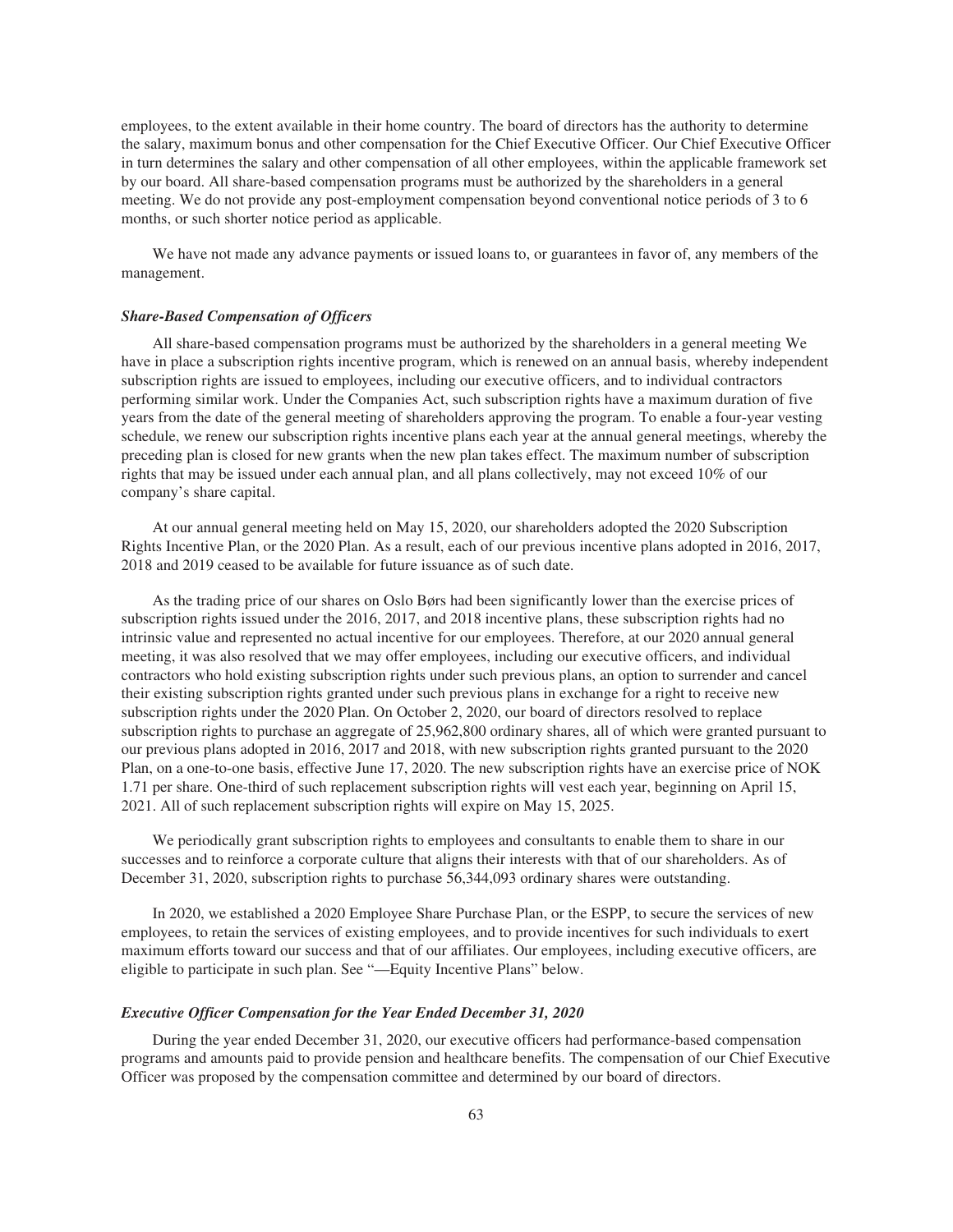employees, to the extent available in their home country. The board of directors has the authority to determine the salary, maximum bonus and other compensation for the Chief Executive Officer. Our Chief Executive Officer in turn determines the salary and other compensation of all other employees, within the applicable framework set by our board. All share-based compensation programs must be authorized by the shareholders in a general meeting. We do not provide any post-employment compensation beyond conventional notice periods of 3 to 6 months, or such shorter notice period as applicable.

We have not made any advance payments or issued loans to, or guarantees in favor of, any members of the management.

### *Share-Based Compensation of Officers*

All share-based compensation programs must be authorized by the shareholders in a general meeting We have in place a subscription rights incentive program, which is renewed on an annual basis, whereby independent subscription rights are issued to employees, including our executive officers, and to individual contractors performing similar work. Under the Companies Act, such subscription rights have a maximum duration of five years from the date of the general meeting of shareholders approving the program. To enable a four-year vesting schedule, we renew our subscription rights incentive plans each year at the annual general meetings, whereby the preceding plan is closed for new grants when the new plan takes effect. The maximum number of subscription rights that may be issued under each annual plan, and all plans collectively, may not exceed 10% of our company's share capital.

At our annual general meeting held on May 15, 2020, our shareholders adopted the 2020 Subscription Rights Incentive Plan, or the 2020 Plan. As a result, each of our previous incentive plans adopted in 2016, 2017, 2018 and 2019 ceased to be available for future issuance as of such date.

As the trading price of our shares on Oslo Børs had been significantly lower than the exercise prices of subscription rights issued under the 2016, 2017, and 2018 incentive plans, these subscription rights had no intrinsic value and represented no actual incentive for our employees. Therefore, at our 2020 annual general meeting, it was also resolved that we may offer employees, including our executive officers, and individual contractors who hold existing subscription rights under such previous plans, an option to surrender and cancel their existing subscription rights granted under such previous plans in exchange for a right to receive new subscription rights under the 2020 Plan. On October 2, 2020, our board of directors resolved to replace subscription rights to purchase an aggregate of 25,962,800 ordinary shares, all of which were granted pursuant to our previous plans adopted in 2016, 2017 and 2018, with new subscription rights granted pursuant to the 2020 Plan, on a one-to-one basis, effective June 17, 2020. The new subscription rights have an exercise price of NOK 1.71 per share. One-third of such replacement subscription rights will vest each year, beginning on April 15, 2021. All of such replacement subscription rights will expire on May 15, 2025.

We periodically grant subscription rights to employees and consultants to enable them to share in our successes and to reinforce a corporate culture that aligns their interests with that of our shareholders. As of December 31, 2020, subscription rights to purchase 56,344,093 ordinary shares were outstanding.

In 2020, we established a 2020 Employee Share Purchase Plan, or the ESPP, to secure the services of new employees, to retain the services of existing employees, and to provide incentives for such individuals to exert maximum efforts toward our success and that of our affiliates. Our employees, including executive officers, are eligible to participate in such plan. See "—Equity Incentive Plans" below.

### *Executive Officer Compensation for the Year Ended December 31, 2020*

During the year ended December 31, 2020, our executive officers had performance-based compensation programs and amounts paid to provide pension and healthcare benefits. The compensation of our Chief Executive Officer was proposed by the compensation committee and determined by our board of directors.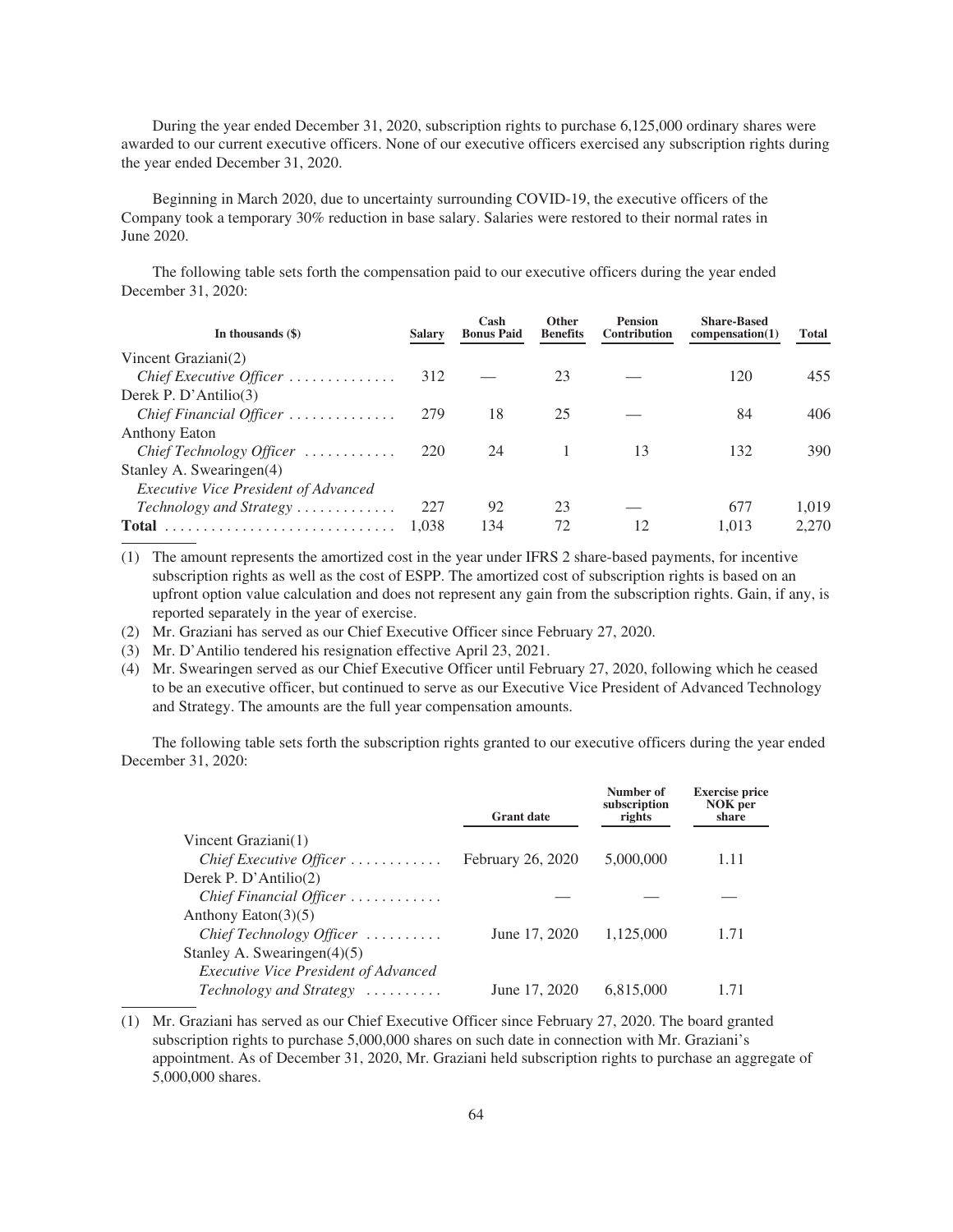During the year ended December 31, 2020, subscription rights to purchase 6,125,000 ordinary shares were awarded to our current executive officers. None of our executive officers exercised any subscription rights during the year ended December 31, 2020.

Beginning in March 2020, due to uncertainty surrounding COVID-19, the executive officers of the Company took a temporary 30% reduction in base salary. Salaries were restored to their normal rates in June 2020.

The following table sets forth the compensation paid to our executive officers during the year ended December 31, 2020:

| In thousands ($) | Salary | Cash Bonus Paid | Other Benefits | Pension Contribution | Share-Based compensation(1) | Total |
|---|---|---|---|---|---|---|
| Vincent Graziani(2) *Chief Executive Officer* | 312 | — | 23 | — | 120 | 455 |
| Derek P. D'Antilio(3) *Chief Financial Officer* | 279 | 18 | 25 | — | 84 | 406 |
| Anthony Eaton *Chief Technology Officer* | 220 | 24 | 1 | 13 | 132 | 390 |
| Stanley A. Swearingen(4) *Executive Vice President of Advanced Technology and Strategy* | 227 | 92 | 23 | — | 677 | 1,019 |
| **Total** | 1,038 | 134 | 72 | 12 | 1,013 | 2,270 |

(1) The amount represents the amortized cost in the year under IFRS 2 share-based payments, for incentive subscription rights as well as the cost of ESPP. The amortized cost of subscription rights is based on an upfront option value calculation and does not represent any gain from the subscription rights. Gain, if any, is reported separately in the year of exercise.

(2) Mr. Graziani has served as our Chief Executive Officer since February 27, 2020.

(3) Mr. D'Antilio tendered his resignation effective April 23, 2021.

(4) Mr. Swearingen served as our Chief Executive Officer until February 27, 2020, following which he ceased to be an executive officer, but continued to serve as our Executive Vice President of Advanced Technology and Strategy. The amounts are the full year compensation amounts.

The following table sets forth the subscription rights granted to our executive officers during the year ended December 31, 2020:

| | Grant date | Number of subscription rights | Exercise price NOK per share |
|---|---|---|---|
| Vincent Graziani(1) *Chief Executive Officer* | February 26, 2020 | 5,000,000 | 1.11 |
| Derek P. D'Antilio(2) *Chief Financial Officer* | — | — | — |
| Anthony Eaton(3)(5) *Chief Technology Officer* | June 17, 2020 | 1,125,000 | 1.71 |
| Stanley A. Swearingen(4)(5) *Executive Vice President of Advanced Technology and Strategy* | June 17, 2020 | 6,815,000 | 1.71 |

(1) Mr. Graziani has served as our Chief Executive Officer since February 27, 2020. The board granted subscription rights to purchase 5,000,000 shares on such date in connection with Mr. Graziani's appointment. As of December 31, 2020, Mr. Graziani held subscription rights to purchase an aggregate of 5,000,000 shares.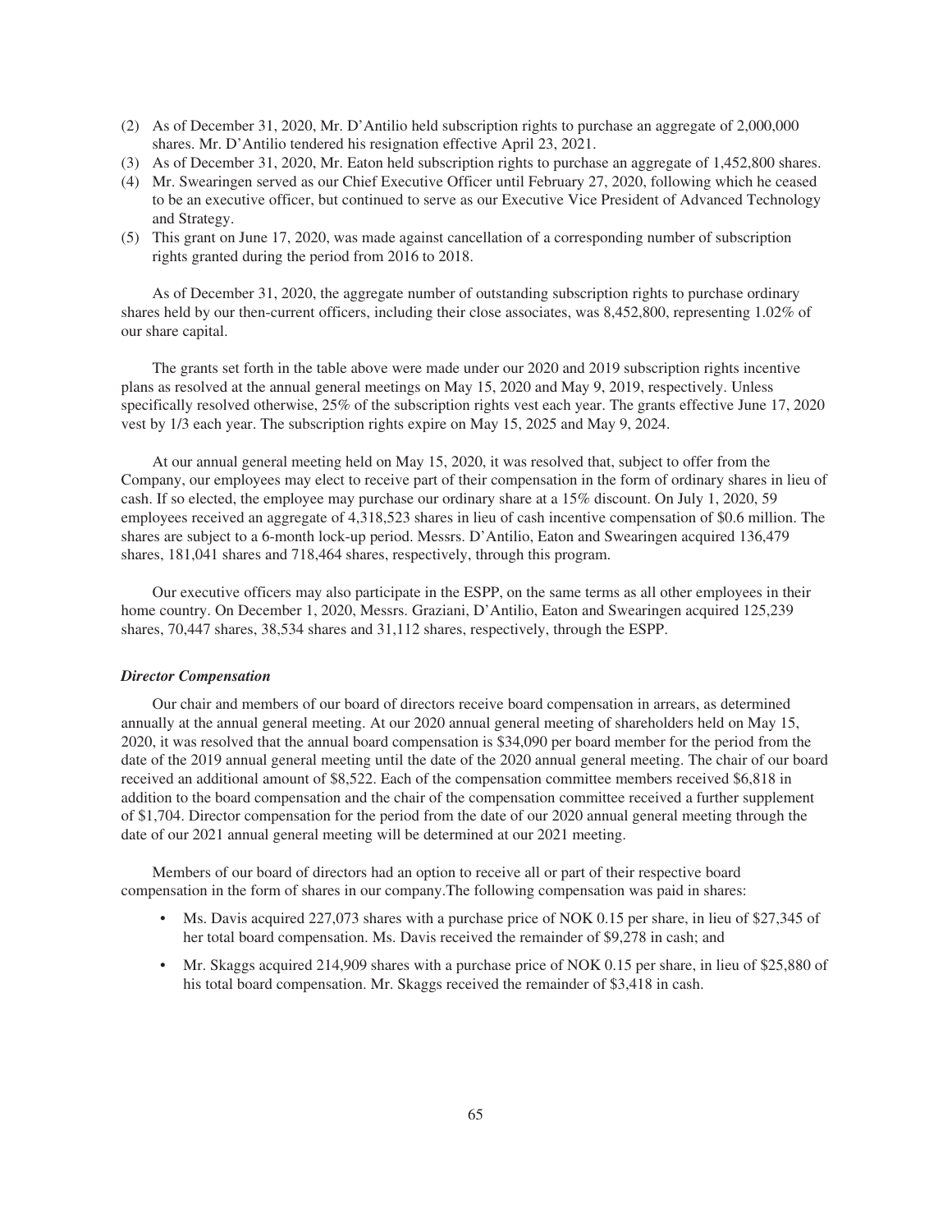(2) As of December 31, 2020, Mr. D'Antilio held subscription rights to purchase an aggregate of 2,000,000 shares. Mr. D'Antilio tendered his resignation effective April 23, 2021.

(3) As of December 31, 2020, Mr. Eaton held subscription rights to purchase an aggregate of 1,452,800 shares.

(4) Mr. Swearingen served as our Chief Executive Officer until February 27, 2020, following which he ceased to be an executive officer, but continued to serve as our Executive Vice President of Advanced Technology and Strategy.

(5) This grant on June 17, 2020, was made against cancellation of a corresponding number of subscription rights granted during the period from 2016 to 2018.

As of December 31, 2020, the aggregate number of outstanding subscription rights to purchase ordinary shares held by our then-current officers, including their close associates, was 8,452,800, representing 1.02% of our share capital.

The grants set forth in the table above were made under our 2020 and 2019 subscription rights incentive plans as resolved at the annual general meetings on May 15, 2020 and May 9, 2019, respectively. Unless specifically resolved otherwise, 25% of the subscription rights vest each year. The grants effective June 17, 2020 vest by 1/3 each year. The subscription rights expire on May 15, 2025 and May 9, 2024.

At our annual general meeting held on May 15, 2020, it was resolved that, subject to offer from the Company, our employees may elect to receive part of their compensation in the form of ordinary shares in lieu of cash. If so elected, the employee may purchase our ordinary share at a 15% discount. On July 1, 2020, 59 employees received an aggregate of 4,318,523 shares in lieu of cash incentive compensation of $0.6 million. The shares are subject to a 6-month lock-up period. Messrs. D'Antilio, Eaton and Swearingen acquired 136,479 shares, 181,041 shares and 718,464 shares, respectively, through this program.

Our executive officers may also participate in the ESPP, on the same terms as all other employees in their home country. On December 1, 2020, Messrs. Graziani, D'Antilio, Eaton and Swearingen acquired 125,239 shares, 70,447 shares, 38,534 shares and 31,112 shares, respectively, through the ESPP.

***Director Compensation***

Our chair and members of our board of directors receive board compensation in arrears, as determined annually at the annual general meeting. At our 2020 annual general meeting of shareholders held on May 15, 2020, it was resolved that the annual board compensation is $34,090 per board member for the period from the date of the 2019 annual general meeting until the date of the 2020 annual general meeting. The chair of our board received an additional amount of $8,522. Each of the compensation committee members received $6,818 in addition to the board compensation and the chair of the compensation committee received a further supplement of $1,704. Director compensation for the period from the date of our 2020 annual general meeting through the date of our 2021 annual general meeting will be determined at our 2021 meeting.

Members of our board of directors had an option to receive all or part of their respective board compensation in the form of shares in our company.The following compensation was paid in shares:

- Ms. Davis acquired 227,073 shares with a purchase price of NOK 0.15 per share, in lieu of $27,345 of her total board compensation. Ms. Davis received the remainder of $9,278 in cash; and
- Mr. Skaggs acquired 214,909 shares with a purchase price of NOK 0.15 per share, in lieu of $25,880 of his total board compensation. Mr. Skaggs received the remainder of $3,418 in cash.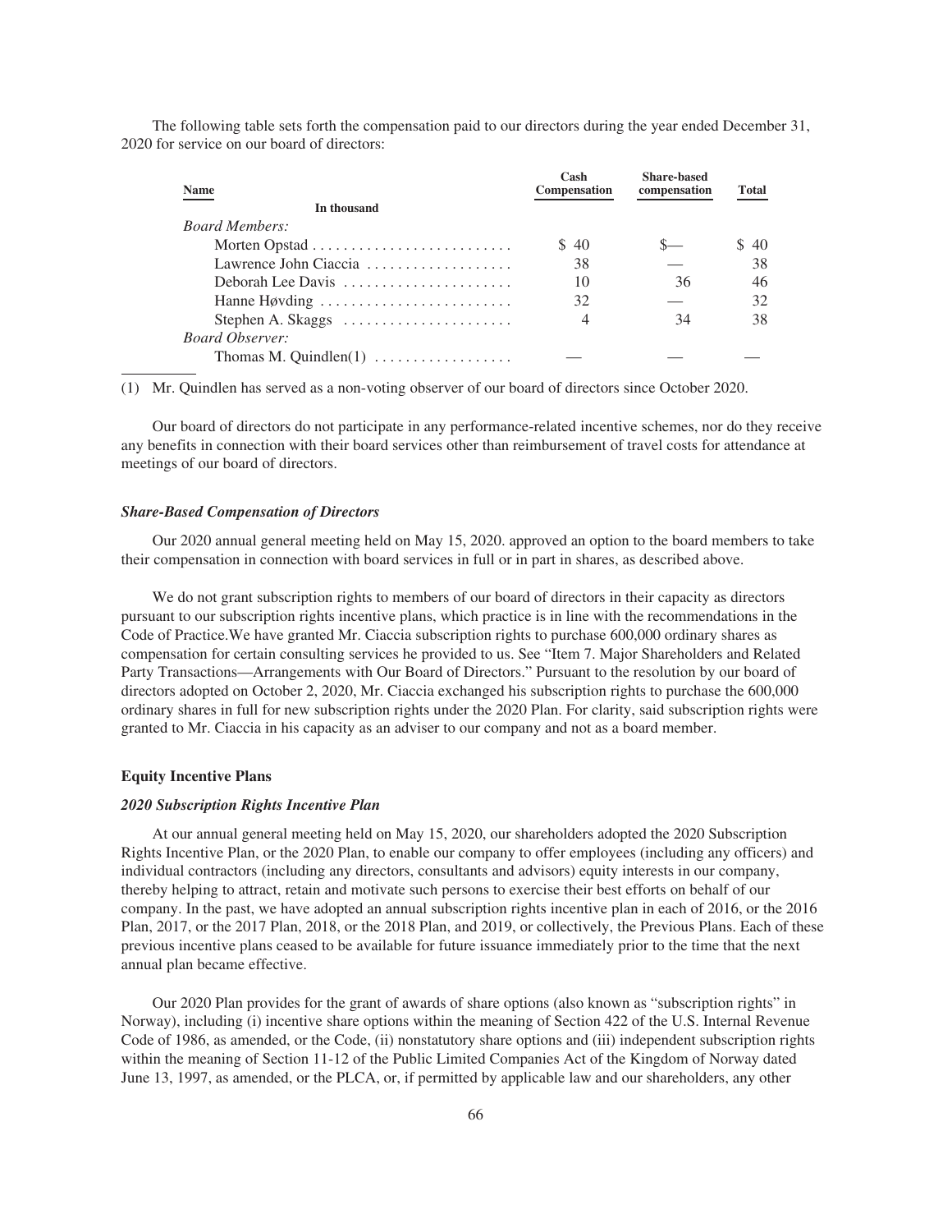The following table sets forth the compensation paid to our directors during the year ended December 31, 2020 for service on our board of directors:

| Name | Cash Compensation | Share-based compensation | Total |
|---|---|---|---|
| In thousand | | | |
| *Board Members:* | | | |
| Morten Opstad | $ 40 | $— | $ 40 |
| Lawrence John Ciaccia | 38 | — | 38 |
| Deborah Lee Davis | 10 | 36 | 46 |
| Hanne Høvding | 32 | — | 32 |
| Stephen A. Skaggs | 4 | 34 | 38 |
| *Board Observer:* | | | |
| Thomas M. Quindlen(1) | — | — | — |

(1) Mr. Quindlen has served as a non-voting observer of our board of directors since October 2020.

Our board of directors do not participate in any performance-related incentive schemes, nor do they receive any benefits in connection with their board services other than reimbursement of travel costs for attendance at meetings of our board of directors.

### *Share-Based Compensation of Directors*

Our 2020 annual general meeting held on May 15, 2020. approved an option to the board members to take their compensation in connection with board services in full or in part in shares, as described above.

We do not grant subscription rights to members of our board of directors in their capacity as directors pursuant to our subscription rights incentive plans, which practice is in line with the recommendations in the Code of Practice.We have granted Mr. Ciaccia subscription rights to purchase 600,000 ordinary shares as compensation for certain consulting services he provided to us. See "Item 7. Major Shareholders and Related Party Transactions—Arrangements with Our Board of Directors." Pursuant to the resolution by our board of directors adopted on October 2, 2020, Mr. Ciaccia exchanged his subscription rights to purchase the 600,000 ordinary shares in full for new subscription rights under the 2020 Plan. For clarity, said subscription rights were granted to Mr. Ciaccia in his capacity as an adviser to our company and not as a board member.

## Equity Incentive Plans

### *2020 Subscription Rights Incentive Plan*

At our annual general meeting held on May 15, 2020, our shareholders adopted the 2020 Subscription Rights Incentive Plan, or the 2020 Plan, to enable our company to offer employees (including any officers) and individual contractors (including any directors, consultants and advisors) equity interests in our company, thereby helping to attract, retain and motivate such persons to exercise their best efforts on behalf of our company. In the past, we have adopted an annual subscription rights incentive plan in each of 2016, or the 2016 Plan, 2017, or the 2017 Plan, 2018, or the 2018 Plan, and 2019, or collectively, the Previous Plans. Each of these previous incentive plans ceased to be available for future issuance immediately prior to the time that the next annual plan became effective.

Our 2020 Plan provides for the grant of awards of share options (also known as "subscription rights" in Norway), including (i) incentive share options within the meaning of Section 422 of the U.S. Internal Revenue Code of 1986, as amended, or the Code, (ii) nonstatutory share options and (iii) independent subscription rights within the meaning of Section 11-12 of the Public Limited Companies Act of the Kingdom of Norway dated June 13, 1997, as amended, or the PLCA, or, if permitted by applicable law and our shareholders, any other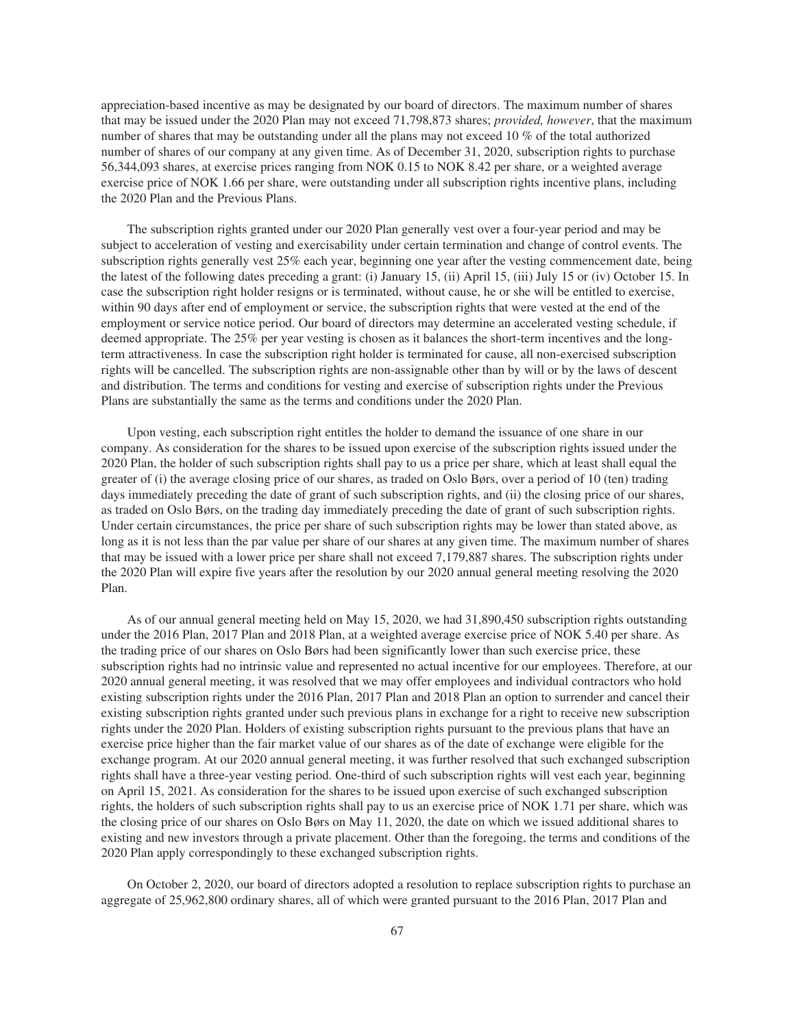appreciation-based incentive as may be designated by our board of directors. The maximum number of shares that may be issued under the 2020 Plan may not exceed 71,798,873 shares; *provided, however*, that the maximum number of shares that may be outstanding under all the plans may not exceed 10 % of the total authorized number of shares of our company at any given time. As of December 31, 2020, subscription rights to purchase 56,344,093 shares, at exercise prices ranging from NOK 0.15 to NOK 8.42 per share, or a weighted average exercise price of NOK 1.66 per share, were outstanding under all subscription rights incentive plans, including the 2020 Plan and the Previous Plans.

The subscription rights granted under our 2020 Plan generally vest over a four-year period and may be subject to acceleration of vesting and exercisability under certain termination and change of control events. The subscription rights generally vest 25% each year, beginning one year after the vesting commencement date, being the latest of the following dates preceding a grant: (i) January 15, (ii) April 15, (iii) July 15 or (iv) October 15. In case the subscription right holder resigns or is terminated, without cause, he or she will be entitled to exercise, within 90 days after end of employment or service, the subscription rights that were vested at the end of the employment or service notice period. Our board of directors may determine an accelerated vesting schedule, if deemed appropriate. The 25% per year vesting is chosen as it balances the short-term incentives and the long-term attractiveness. In case the subscription right holder is terminated for cause, all non-exercised subscription rights will be cancelled. The subscription rights are non-assignable other than by will or by the laws of descent and distribution. The terms and conditions for vesting and exercise of subscription rights under the Previous Plans are substantially the same as the terms and conditions under the 2020 Plan.

Upon vesting, each subscription right entitles the holder to demand the issuance of one share in our company. As consideration for the shares to be issued upon exercise of the subscription rights issued under the 2020 Plan, the holder of such subscription rights shall pay to us a price per share, which at least shall equal the greater of (i) the average closing price of our shares, as traded on Oslo Børs, over a period of 10 (ten) trading days immediately preceding the date of grant of such subscription rights, and (ii) the closing price of our shares, as traded on Oslo Børs, on the trading day immediately preceding the date of grant of such subscription rights. Under certain circumstances, the price per share of such subscription rights may be lower than stated above, as long as it is not less than the par value per share of our shares at any given time. The maximum number of shares that may be issued with a lower price per share shall not exceed 7,179,887 shares. The subscription rights under the 2020 Plan will expire five years after the resolution by our 2020 annual general meeting resolving the 2020 Plan.

As of our annual general meeting held on May 15, 2020, we had 31,890,450 subscription rights outstanding under the 2016 Plan, 2017 Plan and 2018 Plan, at a weighted average exercise price of NOK 5.40 per share. As the trading price of our shares on Oslo Børs had been significantly lower than such exercise price, these subscription rights had no intrinsic value and represented no actual incentive for our employees. Therefore, at our 2020 annual general meeting, it was resolved that we may offer employees and individual contractors who hold existing subscription rights under the 2016 Plan, 2017 Plan and 2018 Plan an option to surrender and cancel their existing subscription rights granted under such previous plans in exchange for a right to receive new subscription rights under the 2020 Plan. Holders of existing subscription rights pursuant to the previous plans that have an exercise price higher than the fair market value of our shares as of the date of exchange were eligible for the exchange program. At our 2020 annual general meeting, it was further resolved that such exchanged subscription rights shall have a three-year vesting period. One-third of such subscription rights will vest each year, beginning on April 15, 2021. As consideration for the shares to be issued upon exercise of such exchanged subscription rights, the holders of such subscription rights shall pay to us an exercise price of NOK 1.71 per share, which was the closing price of our shares on Oslo Børs on May 11, 2020, the date on which we issued additional shares to existing and new investors through a private placement. Other than the foregoing, the terms and conditions of the 2020 Plan apply correspondingly to these exchanged subscription rights.

On October 2, 2020, our board of directors adopted a resolution to replace subscription rights to purchase an aggregate of 25,962,800 ordinary shares, all of which were granted pursuant to the 2016 Plan, 2017 Plan and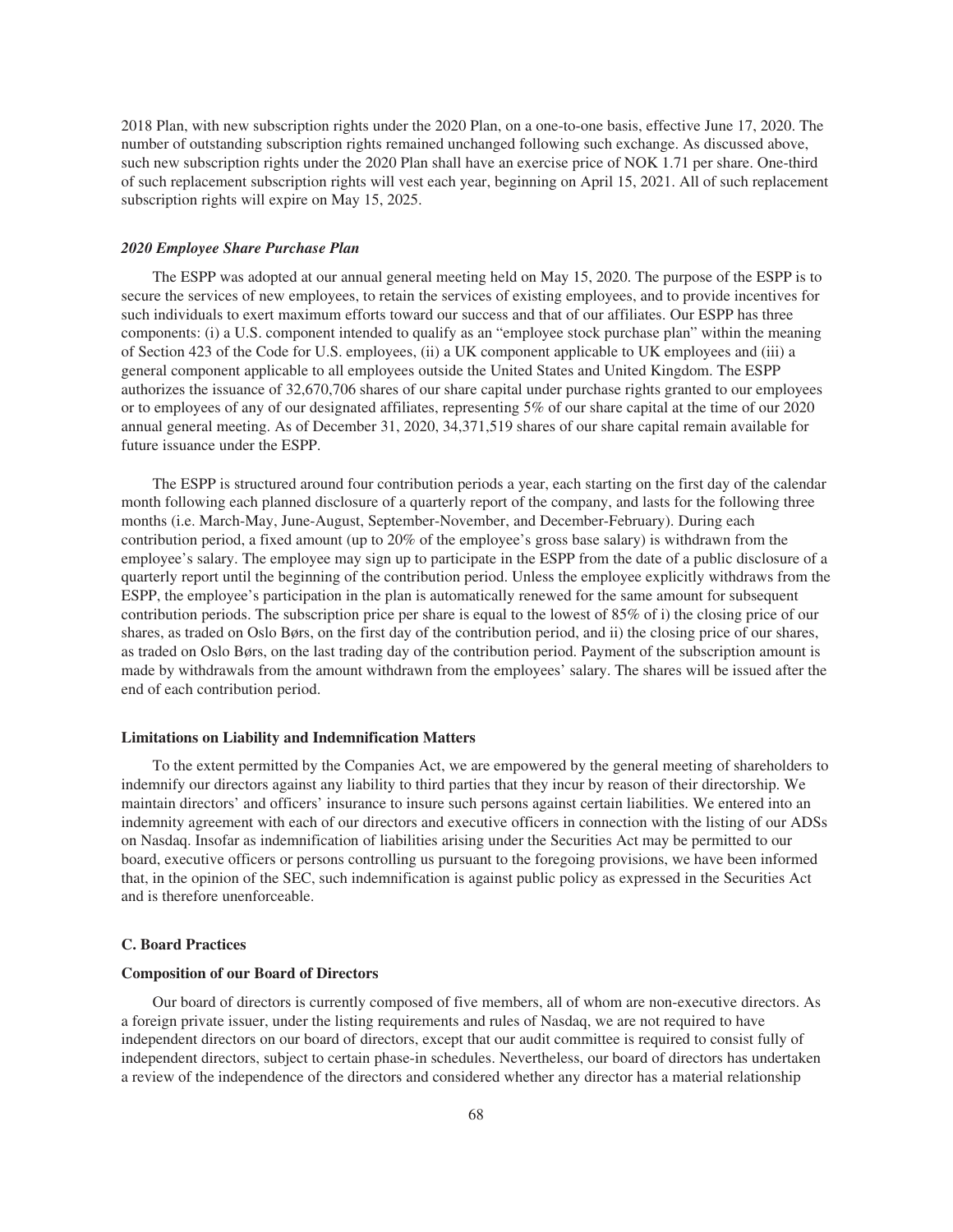2018 Plan, with new subscription rights under the 2020 Plan, on a one-to-one basis, effective June 17, 2020. The number of outstanding subscription rights remained unchanged following such exchange. As discussed above, such new subscription rights under the 2020 Plan shall have an exercise price of NOK 1.71 per share. One-third of such replacement subscription rights will vest each year, beginning on April 15, 2021. All of such replacement subscription rights will expire on May 15, 2025.

#### *2020 Employee Share Purchase Plan*

The ESPP was adopted at our annual general meeting held on May 15, 2020. The purpose of the ESPP is to secure the services of new employees, to retain the services of existing employees, and to provide incentives for such individuals to exert maximum efforts toward our success and that of our affiliates. Our ESPP has three components: (i) a U.S. component intended to qualify as an "employee stock purchase plan" within the meaning of Section 423 of the Code for U.S. employees, (ii) a UK component applicable to UK employees and (iii) a general component applicable to all employees outside the United States and United Kingdom. The ESPP authorizes the issuance of 32,670,706 shares of our share capital under purchase rights granted to our employees or to employees of any of our designated affiliates, representing 5% of our share capital at the time of our 2020 annual general meeting. As of December 31, 2020, 34,371,519 shares of our share capital remain available for future issuance under the ESPP.

The ESPP is structured around four contribution periods a year, each starting on the first day of the calendar month following each planned disclosure of a quarterly report of the company, and lasts for the following three months (i.e. March-May, June-August, September-November, and December-February). During each contribution period, a fixed amount (up to 20% of the employee's gross base salary) is withdrawn from the employee's salary. The employee may sign up to participate in the ESPP from the date of a public disclosure of a quarterly report until the beginning of the contribution period. Unless the employee explicitly withdraws from the ESPP, the employee's participation in the plan is automatically renewed for the same amount for subsequent contribution periods. The subscription price per share is equal to the lowest of 85% of i) the closing price of our shares, as traded on Oslo Børs, on the first day of the contribution period, and ii) the closing price of our shares, as traded on Oslo Børs, on the last trading day of the contribution period. Payment of the subscription amount is made by withdrawals from the amount withdrawn from the employees' salary. The shares will be issued after the end of each contribution period.

### Limitations on Liability and Indemnification Matters

To the extent permitted by the Companies Act, we are empowered by the general meeting of shareholders to indemnify our directors against any liability to third parties that they incur by reason of their directorship. We maintain directors' and officers' insurance to insure such persons against certain liabilities. We entered into an indemnity agreement with each of our directors and executive officers in connection with the listing of our ADSs on Nasdaq. Insofar as indemnification of liabilities arising under the Securities Act may be permitted to our board, executive officers or persons controlling us pursuant to the foregoing provisions, we have been informed that, in the opinion of the SEC, such indemnification is against public policy as expressed in the Securities Act and is therefore unenforceable.

## C. Board Practices

### Composition of our Board of Directors

Our board of directors is currently composed of five members, all of whom are non-executive directors. As a foreign private issuer, under the listing requirements and rules of Nasdaq, we are not required to have independent directors on our board of directors, except that our audit committee is required to consist fully of independent directors, subject to certain phase-in schedules. Nevertheless, our board of directors has undertaken a review of the independence of the directors and considered whether any director has a material relationship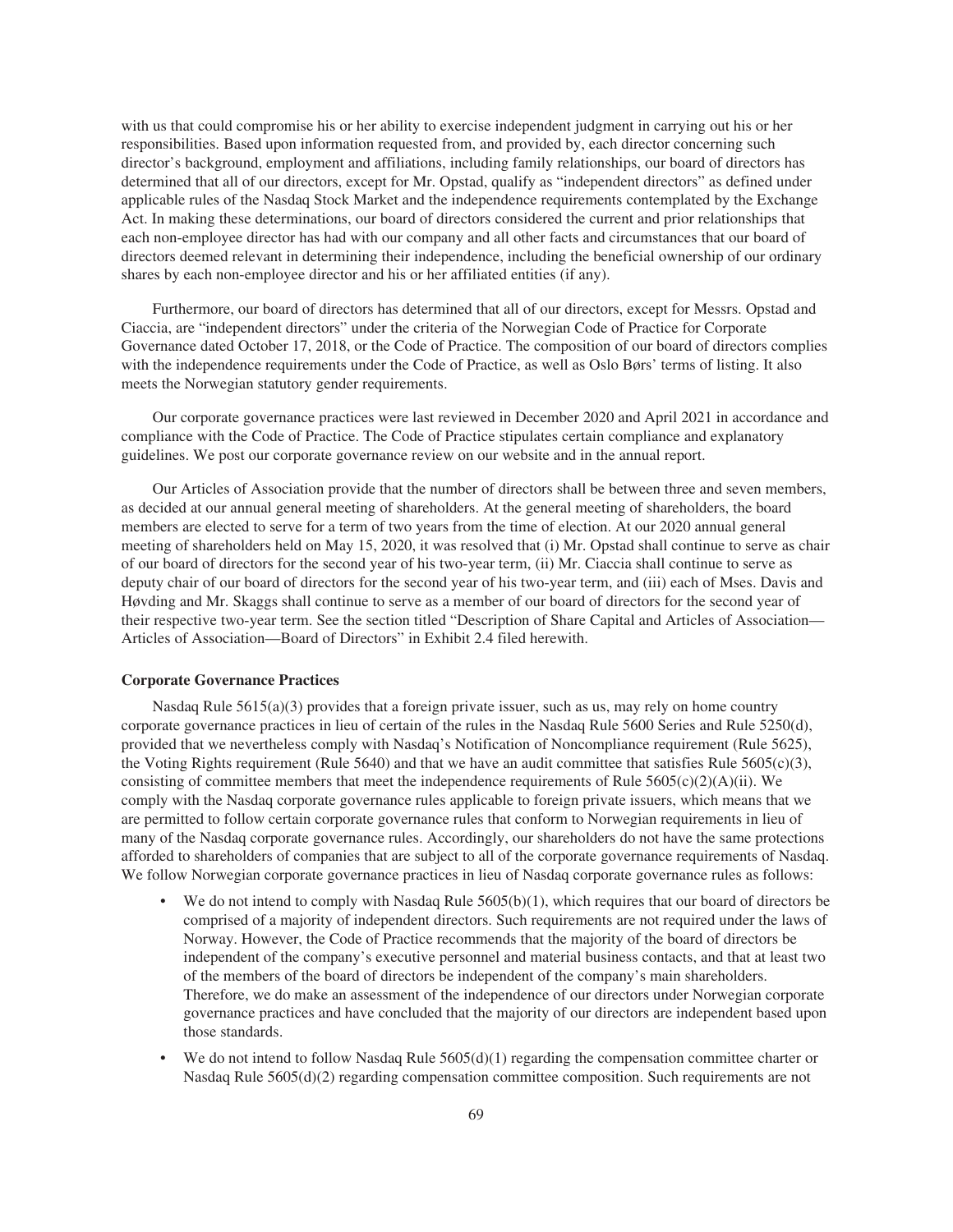with us that could compromise his or her ability to exercise independent judgment in carrying out his or her responsibilities. Based upon information requested from, and provided by, each director concerning such director's background, employment and affiliations, including family relationships, our board of directors has determined that all of our directors, except for Mr. Opstad, qualify as "independent directors" as defined under applicable rules of the Nasdaq Stock Market and the independence requirements contemplated by the Exchange Act. In making these determinations, our board of directors considered the current and prior relationships that each non-employee director has had with our company and all other facts and circumstances that our board of directors deemed relevant in determining their independence, including the beneficial ownership of our ordinary shares by each non-employee director and his or her affiliated entities (if any).

Furthermore, our board of directors has determined that all of our directors, except for Messrs. Opstad and Ciaccia, are "independent directors" under the criteria of the Norwegian Code of Practice for Corporate Governance dated October 17, 2018, or the Code of Practice. The composition of our board of directors complies with the independence requirements under the Code of Practice, as well as Oslo Børs' terms of listing. It also meets the Norwegian statutory gender requirements.

Our corporate governance practices were last reviewed in December 2020 and April 2021 in accordance and compliance with the Code of Practice. The Code of Practice stipulates certain compliance and explanatory guidelines. We post our corporate governance review on our website and in the annual report.

Our Articles of Association provide that the number of directors shall be between three and seven members, as decided at our annual general meeting of shareholders. At the general meeting of shareholders, the board members are elected to serve for a term of two years from the time of election. At our 2020 annual general meeting of shareholders held on May 15, 2020, it was resolved that (i) Mr. Opstad shall continue to serve as chair of our board of directors for the second year of his two-year term, (ii) Mr. Ciaccia shall continue to serve as deputy chair of our board of directors for the second year of his two-year term, and (iii) each of Mses. Davis and Høvding and Mr. Skaggs shall continue to serve as a member of our board of directors for the second year of their respective two-year term. See the section titled "Description of Share Capital and Articles of Association—Articles of Association—Board of Directors" in Exhibit 2.4 filed herewith.

**Corporate Governance Practices**

Nasdaq Rule 5615(a)(3) provides that a foreign private issuer, such as us, may rely on home country corporate governance practices in lieu of certain of the rules in the Nasdaq Rule 5600 Series and Rule 5250(d), provided that we nevertheless comply with Nasdaq's Notification of Noncompliance requirement (Rule 5625), the Voting Rights requirement (Rule 5640) and that we have an audit committee that satisfies Rule 5605(c)(3), consisting of committee members that meet the independence requirements of Rule 5605(c)(2)(A)(ii). We comply with the Nasdaq corporate governance rules applicable to foreign private issuers, which means that we are permitted to follow certain corporate governance rules that conform to Norwegian requirements in lieu of many of the Nasdaq corporate governance rules. Accordingly, our shareholders do not have the same protections afforded to shareholders of companies that are subject to all of the corporate governance requirements of Nasdaq. We follow Norwegian corporate governance practices in lieu of Nasdaq corporate governance rules as follows:

- We do not intend to comply with Nasdaq Rule 5605(b)(1), which requires that our board of directors be comprised of a majority of independent directors. Such requirements are not required under the laws of Norway. However, the Code of Practice recommends that the majority of the board of directors be independent of the company's executive personnel and material business contacts, and that at least two of the members of the board of directors be independent of the company's main shareholders. Therefore, we do make an assessment of the independence of our directors under Norwegian corporate governance practices and have concluded that the majority of our directors are independent based upon those standards.
- We do not intend to follow Nasdaq Rule 5605(d)(1) regarding the compensation committee charter or Nasdaq Rule 5605(d)(2) regarding compensation committee composition. Such requirements are not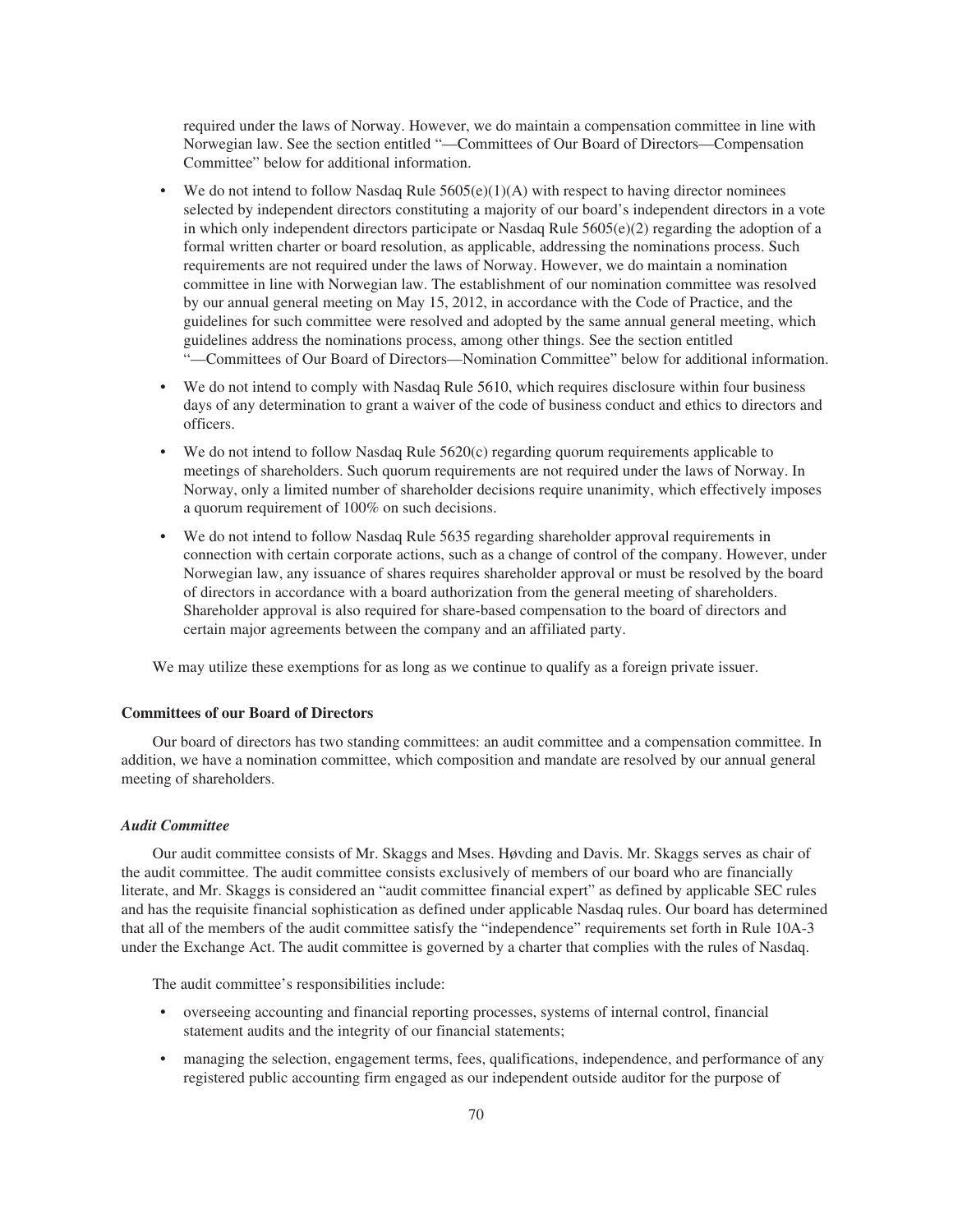required under the laws of Norway. However, we do maintain a compensation committee in line with Norwegian law. See the section entitled "—Committees of Our Board of Directors—Compensation Committee" below for additional information.

- We do not intend to follow Nasdaq Rule 5605(e)(1)(A) with respect to having director nominees selected by independent directors constituting a majority of our board's independent directors in a vote in which only independent directors participate or Nasdaq Rule 5605(e)(2) regarding the adoption of a formal written charter or board resolution, as applicable, addressing the nominations process. Such requirements are not required under the laws of Norway. However, we do maintain a nomination committee in line with Norwegian law. The establishment of our nomination committee was resolved by our annual general meeting on May 15, 2012, in accordance with the Code of Practice, and the guidelines for such committee were resolved and adopted by the same annual general meeting, which guidelines address the nominations process, among other things. See the section entitled "—Committees of Our Board of Directors—Nomination Committee" below for additional information.
- We do not intend to comply with Nasdaq Rule 5610, which requires disclosure within four business days of any determination to grant a waiver of the code of business conduct and ethics to directors and officers.
- We do not intend to follow Nasdaq Rule 5620(c) regarding quorum requirements applicable to meetings of shareholders. Such quorum requirements are not required under the laws of Norway. In Norway, only a limited number of shareholder decisions require unanimity, which effectively imposes a quorum requirement of 100% on such decisions.
- We do not intend to follow Nasdaq Rule 5635 regarding shareholder approval requirements in connection with certain corporate actions, such as a change of control of the company. However, under Norwegian law, any issuance of shares requires shareholder approval or must be resolved by the board of directors in accordance with a board authorization from the general meeting of shareholders. Shareholder approval is also required for share-based compensation to the board of directors and certain major agreements between the company and an affiliated party.

We may utilize these exemptions for as long as we continue to qualify as a foreign private issuer.

### Committees of our Board of Directors

Our board of directors has two standing committees: an audit committee and a compensation committee. In addition, we have a nomination committee, which composition and mandate are resolved by our annual general meeting of shareholders.

#### *Audit Committee*

Our audit committee consists of Mr. Skaggs and Mses. Høvding and Davis. Mr. Skaggs serves as chair of the audit committee. The audit committee consists exclusively of members of our board who are financially literate, and Mr. Skaggs is considered an "audit committee financial expert" as defined by applicable SEC rules and has the requisite financial sophistication as defined under applicable Nasdaq rules. Our board has determined that all of the members of the audit committee satisfy the "independence" requirements set forth in Rule 10A-3 under the Exchange Act. The audit committee is governed by a charter that complies with the rules of Nasdaq.

The audit committee's responsibilities include:

- overseeing accounting and financial reporting processes, systems of internal control, financial statement audits and the integrity of our financial statements;
- managing the selection, engagement terms, fees, qualifications, independence, and performance of any registered public accounting firm engaged as our independent outside auditor for the purpose of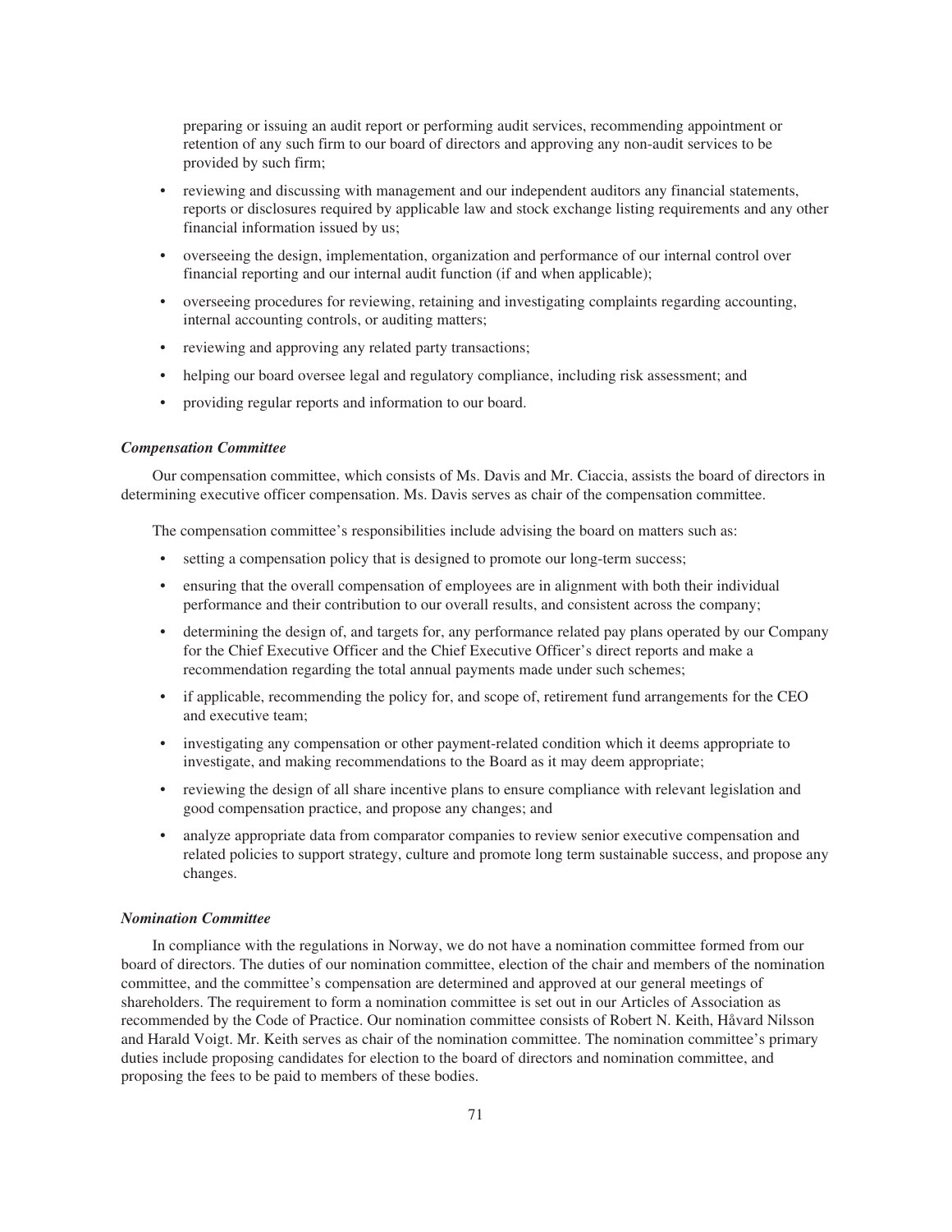preparing or issuing an audit report or performing audit services, recommending appointment or retention of any such firm to our board of directors and approving any non-audit services to be provided by such firm;

- reviewing and discussing with management and our independent auditors any financial statements, reports or disclosures required by applicable law and stock exchange listing requirements and any other financial information issued by us;
- overseeing the design, implementation, organization and performance of our internal control over financial reporting and our internal audit function (if and when applicable);
- overseeing procedures for reviewing, retaining and investigating complaints regarding accounting, internal accounting controls, or auditing matters;
- reviewing and approving any related party transactions;
- helping our board oversee legal and regulatory compliance, including risk assessment; and
- providing regular reports and information to our board.

***Compensation Committee***

Our compensation committee, which consists of Ms. Davis and Mr. Ciaccia, assists the board of directors in determining executive officer compensation. Ms. Davis serves as chair of the compensation committee.

The compensation committee's responsibilities include advising the board on matters such as:

- setting a compensation policy that is designed to promote our long-term success;
- ensuring that the overall compensation of employees are in alignment with both their individual performance and their contribution to our overall results, and consistent across the company;
- determining the design of, and targets for, any performance related pay plans operated by our Company for the Chief Executive Officer and the Chief Executive Officer's direct reports and make a recommendation regarding the total annual payments made under such schemes;
- if applicable, recommending the policy for, and scope of, retirement fund arrangements for the CEO and executive team;
- investigating any compensation or other payment-related condition which it deems appropriate to investigate, and making recommendations to the Board as it may deem appropriate;
- reviewing the design of all share incentive plans to ensure compliance with relevant legislation and good compensation practice, and propose any changes; and
- analyze appropriate data from comparator companies to review senior executive compensation and related policies to support strategy, culture and promote long term sustainable success, and propose any changes.

***Nomination Committee***

In compliance with the regulations in Norway, we do not have a nomination committee formed from our board of directors. The duties of our nomination committee, election of the chair and members of the nomination committee, and the committee's compensation are determined and approved at our general meetings of shareholders. The requirement to form a nomination committee is set out in our Articles of Association as recommended by the Code of Practice. Our nomination committee consists of Robert N. Keith, Håvard Nilsson and Harald Voigt. Mr. Keith serves as chair of the nomination committee. The nomination committee's primary duties include proposing candidates for election to the board of directors and nomination committee, and proposing the fees to be paid to members of these bodies.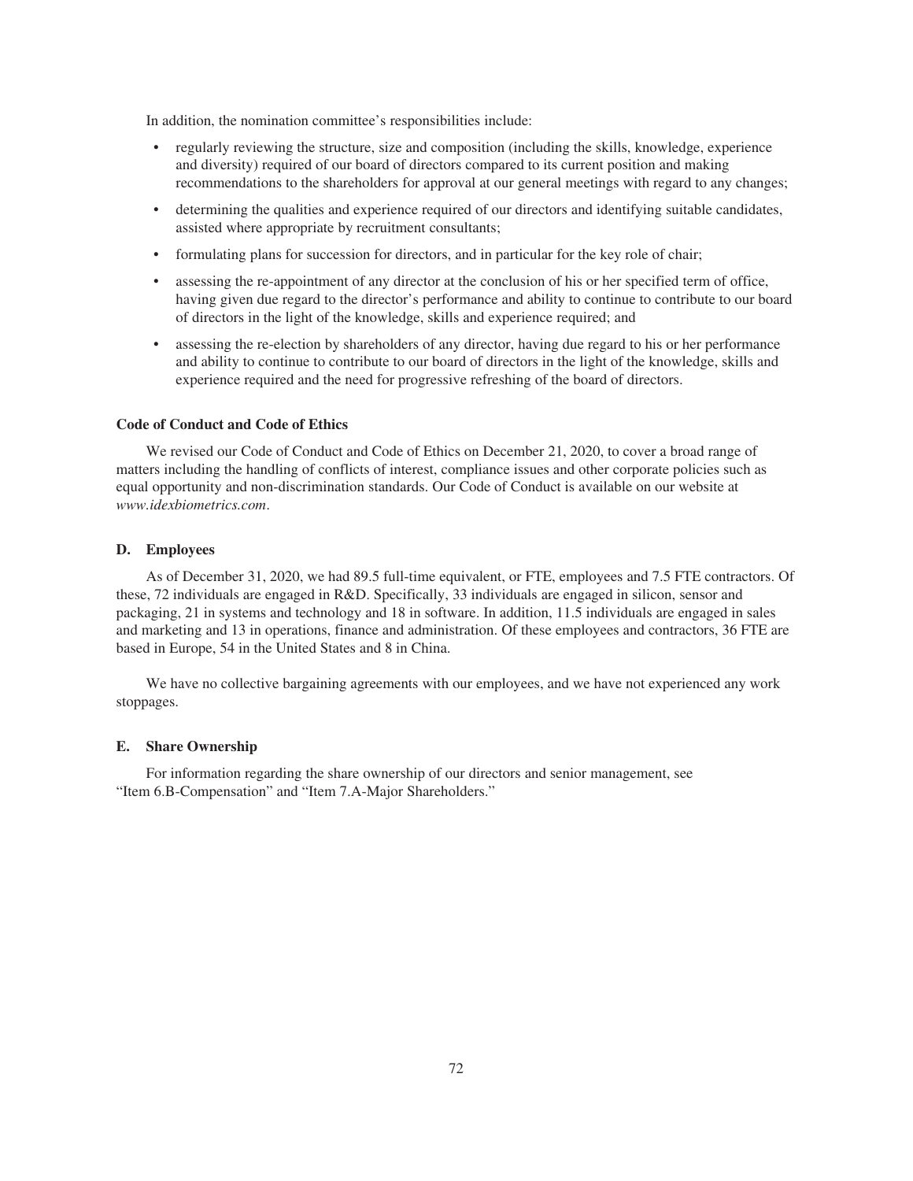In addition, the nomination committee's responsibilities include:

- regularly reviewing the structure, size and composition (including the skills, knowledge, experience and diversity) required of our board of directors compared to its current position and making recommendations to the shareholders for approval at our general meetings with regard to any changes;
- determining the qualities and experience required of our directors and identifying suitable candidates, assisted where appropriate by recruitment consultants;
- formulating plans for succession for directors, and in particular for the key role of chair;
- assessing the re-appointment of any director at the conclusion of his or her specified term of office, having given due regard to the director's performance and ability to continue to contribute to our board of directors in the light of the knowledge, skills and experience required; and
- assessing the re-election by shareholders of any director, having due regard to his or her performance and ability to continue to contribute to our board of directors in the light of the knowledge, skills and experience required and the need for progressive refreshing of the board of directors.

### Code of Conduct and Code of Ethics

We revised our Code of Conduct and Code of Ethics on December 21, 2020, to cover a broad range of matters including the handling of conflicts of interest, compliance issues and other corporate policies such as equal opportunity and non-discrimination standards. Our Code of Conduct is available on our website at *www.idexbiometrics.com*.

### D. Employees

As of December 31, 2020, we had 89.5 full-time equivalent, or FTE, employees and 7.5 FTE contractors. Of these, 72 individuals are engaged in R&D. Specifically, 33 individuals are engaged in silicon, sensor and packaging, 21 in systems and technology and 18 in software. In addition, 11.5 individuals are engaged in sales and marketing and 13 in operations, finance and administration. Of these employees and contractors, 36 FTE are based in Europe, 54 in the United States and 8 in China.

We have no collective bargaining agreements with our employees, and we have not experienced any work stoppages.

### E. Share Ownership

For information regarding the share ownership of our directors and senior management, see "Item 6.B-Compensation" and "Item 7.A-Major Shareholders."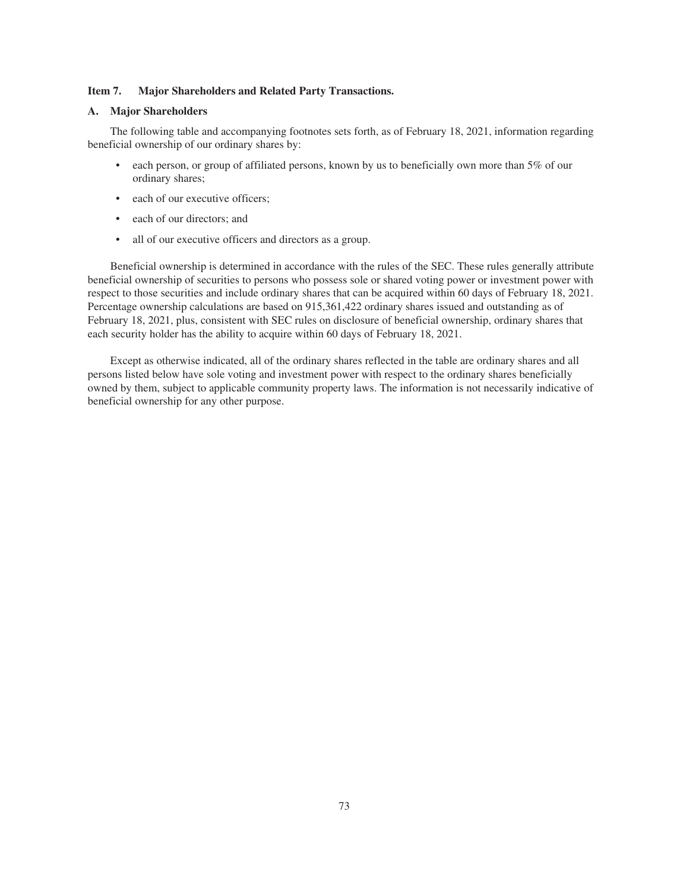## Item 7. Major Shareholders and Related Party Transactions.

### A. Major Shareholders

The following table and accompanying footnotes sets forth, as of February 18, 2021, information regarding beneficial ownership of our ordinary shares by:

- each person, or group of affiliated persons, known by us to beneficially own more than 5% of our ordinary shares;
- each of our executive officers;
- each of our directors; and
- all of our executive officers and directors as a group.

Beneficial ownership is determined in accordance with the rules of the SEC. These rules generally attribute beneficial ownership of securities to persons who possess sole or shared voting power or investment power with respect to those securities and include ordinary shares that can be acquired within 60 days of February 18, 2021. Percentage ownership calculations are based on 915,361,422 ordinary shares issued and outstanding as of February 18, 2021, plus, consistent with SEC rules on disclosure of beneficial ownership, ordinary shares that each security holder has the ability to acquire within 60 days of February 18, 2021.

Except as otherwise indicated, all of the ordinary shares reflected in the table are ordinary shares and all persons listed below have sole voting and investment power with respect to the ordinary shares beneficially owned by them, subject to applicable community property laws. The information is not necessarily indicative of beneficial ownership for any other purpose.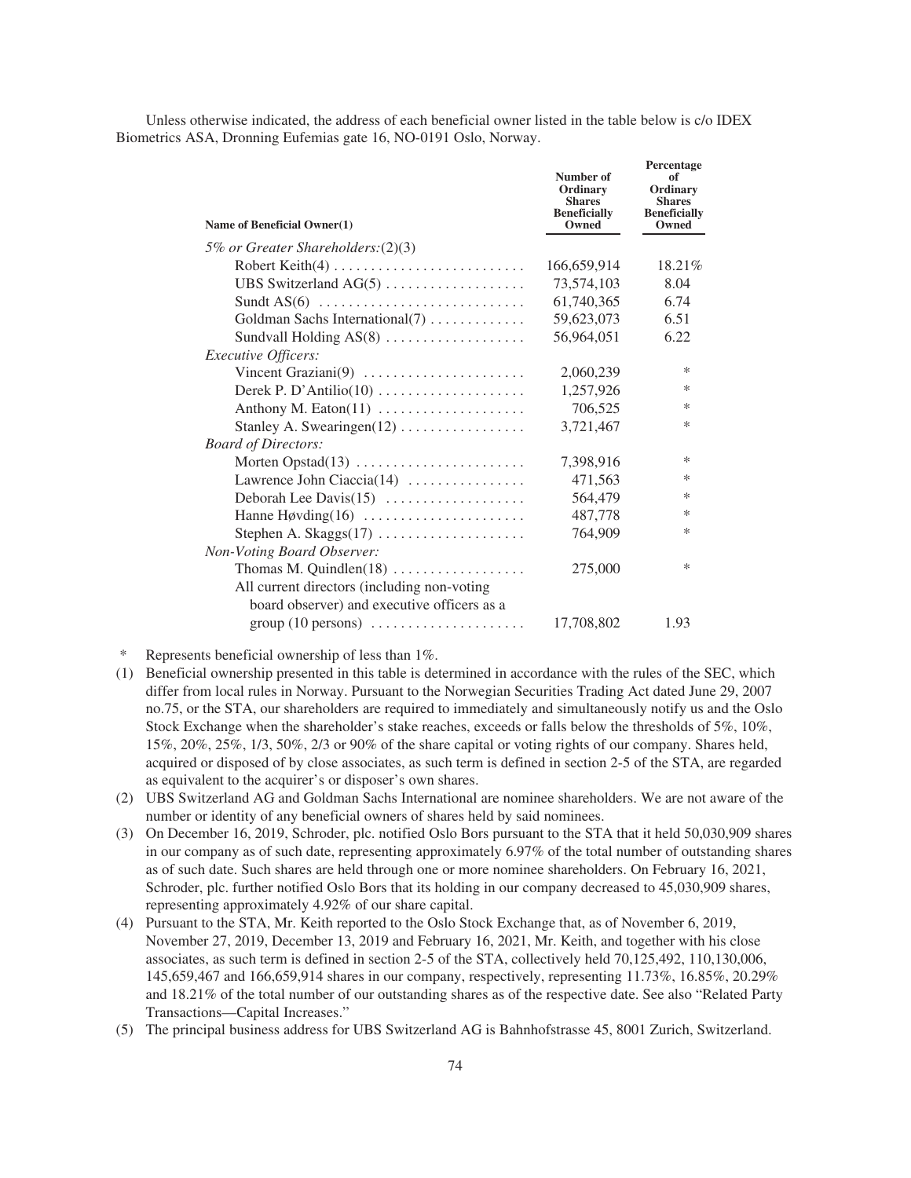Unless otherwise indicated, the address of each beneficial owner listed in the table below is c/o IDEX Biometrics ASA, Dronning Eufemias gate 16, NO-0191 Oslo, Norway.

| Name of Beneficial Owner(1) | Number of Ordinary Shares Beneficially Owned | Percentage of Ordinary Shares Beneficially Owned |
|---|---|---|
| *5% or Greater Shareholders:(2)(3)* | | |
| Robert Keith(4) | 166,659,914 | 18.21% |
| UBS Switzerland AG(5) | 73,574,103 | 8.04 |
| Sundt AS(6) | 61,740,365 | 6.74 |
| Goldman Sachs International(7) | 59,623,073 | 6.51 |
| Sundvall Holding AS(8) | 56,964,051 | 6.22 |
| *Executive Officers:* | | |
| Vincent Graziani(9) | 2,060,239 | * |
| Derek P. D'Antilio(10) | 1,257,926 | * |
| Anthony M. Eaton(11) | 706,525 | * |
| Stanley A. Swearingen(12) | 3,721,467 | * |
| *Board of Directors:* | | |
| Morten Opstad(13) | 7,398,916 | * |
| Lawrence John Ciaccia(14) | 471,563 | * |
| Deborah Lee Davis(15) | 564,479 | * |
| Hanne Høvding(16) | 487,778 | * |
| Stephen A. Skaggs(17) | 764,909 | * |
| *Non-Voting Board Observer:* | | |
| Thomas M. Quindlen(18) | 275,000 | * |
| All current directors (including non-voting board observer) and executive officers as a group (10 persons) | 17,708,802 | 1.93 |

\* Represents beneficial ownership of less than 1%.

(1) Beneficial ownership presented in this table is determined in accordance with the rules of the SEC, which differ from local rules in Norway. Pursuant to the Norwegian Securities Trading Act dated June 29, 2007 no.75, or the STA, our shareholders are required to immediately and simultaneously notify us and the Oslo Stock Exchange when the shareholder's stake reaches, exceeds or falls below the thresholds of 5%, 10%, 15%, 20%, 25%, 1/3, 50%, 2/3 or 90% of the share capital or voting rights of our company. Shares held, acquired or disposed of by close associates, as such term is defined in section 2-5 of the STA, are regarded as equivalent to the acquirer's or disposer's own shares.

(2) UBS Switzerland AG and Goldman Sachs International are nominee shareholders. We are not aware of the number or identity of any beneficial owners of shares held by said nominees.

(3) On December 16, 2019, Schroder, plc. notified Oslo Bors pursuant to the STA that it held 50,030,909 shares in our company as of such date, representing approximately 6.97% of the total number of outstanding shares as of such date. Such shares are held through one or more nominee shareholders. On February 16, 2021, Schroder, plc. further notified Oslo Bors that its holding in our company decreased to 45,030,909 shares, representing approximately 4.92% of our share capital.

(4) Pursuant to the STA, Mr. Keith reported to the Oslo Stock Exchange that, as of November 6, 2019, November 27, 2019, December 13, 2019 and February 16, 2021, Mr. Keith, and together with his close associates, as such term is defined in section 2-5 of the STA, collectively held 70,125,492, 110,130,006, 145,659,467 and 166,659,914 shares in our company, respectively, representing 11.73%, 16.85%, 20.29% and 18.21% of the total number of our outstanding shares as of the respective date. See also "Related Party Transactions—Capital Increases."

(5) The principal business address for UBS Switzerland AG is Bahnhofstrasse 45, 8001 Zurich, Switzerland.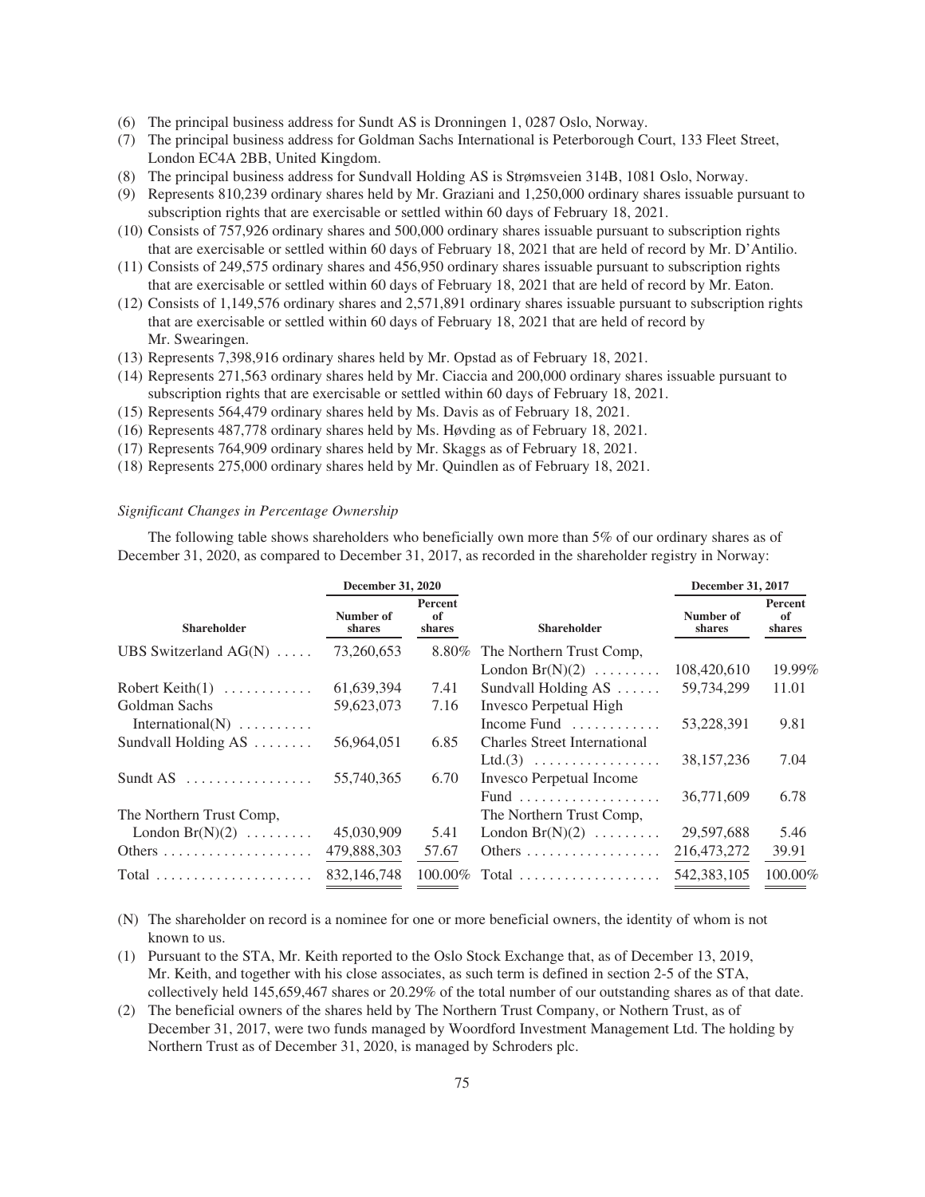(6) The principal business address for Sundt AS is Dronningen 1, 0287 Oslo, Norway.

(7) The principal business address for Goldman Sachs International is Peterborough Court, 133 Fleet Street, London EC4A 2BB, United Kingdom.

(8) The principal business address for Sundvall Holding AS is Strømsveien 314B, 1081 Oslo, Norway.

(9) Represents 810,239 ordinary shares held by Mr. Graziani and 1,250,000 ordinary shares issuable pursuant to subscription rights that are exercisable or settled within 60 days of February 18, 2021.

(10) Consists of 757,926 ordinary shares and 500,000 ordinary shares issuable pursuant to subscription rights that are exercisable or settled within 60 days of February 18, 2021 that are held of record by Mr. D'Antilio.

(11) Consists of 249,575 ordinary shares and 456,950 ordinary shares issuable pursuant to subscription rights that are exercisable or settled within 60 days of February 18, 2021 that are held of record by Mr. Eaton.

(12) Consists of 1,149,576 ordinary shares and 2,571,891 ordinary shares issuable pursuant to subscription rights that are exercisable or settled within 60 days of February 18, 2021 that are held of record by Mr. Swearingen.

(13) Represents 7,398,916 ordinary shares held by Mr. Opstad as of February 18, 2021.

(14) Represents 271,563 ordinary shares held by Mr. Ciaccia and 200,000 ordinary shares issuable pursuant to subscription rights that are exercisable or settled within 60 days of February 18, 2021.

(15) Represents 564,479 ordinary shares held by Ms. Davis as of February 18, 2021.

(16) Represents 487,778 ordinary shares held by Ms. Høvding as of February 18, 2021.

(17) Represents 764,909 ordinary shares held by Mr. Skaggs as of February 18, 2021.

(18) Represents 275,000 ordinary shares held by Mr. Quindlen as of February 18, 2021.

*Significant Changes in Percentage Ownership*

The following table shows shareholders who beneficially own more than 5% of our ordinary shares as of December 31, 2020, as compared to December 31, 2017, as recorded in the shareholder registry in Norway:

| | December 31, 2020 | | | December 31, 2017 | |
|---|---|---|---|---|---|
| **Shareholder** | **Number of shares** | **Percent of shares** | **Shareholder** | **Number of shares** | **Percent of shares** |
| UBS Switzerland AG(N) | 73,260,653 | 8.80% | The Northern Trust Comp, London Br(N)(2) | 108,420,610 | 19.99% |
| Robert Keith(1) | 61,639,394 | 7.41 | Sundvall Holding AS | 59,734,299 | 11.01 |
| Goldman Sachs International(N) | 59,623,073 | 7.16 | Invesco Perpetual High Income Fund | 53,228,391 | 9.81 |
| Sundvall Holding AS | 56,964,051 | 6.85 | Charles Street International Ltd.(3) | 38,157,236 | 7.04 |
| Sundt AS | 55,740,365 | 6.70 | Invesco Perpetual Income Fund | 36,771,609 | 6.78 |
| The Northern Trust Comp, London Br(N)(2) | 45,030,909 | 5.41 | The Northern Trust Comp, London Br(N)(2) | 29,597,688 | 5.46 |
| Others | 479,888,303 | 57.67 | Others | 216,473,272 | 39.91 |
| Total | 832,146,748 | 100.00% | Total | 542,383,105 | 100.00% |

(N) The shareholder on record is a nominee for one or more beneficial owners, the identity of whom is not known to us.

(1) Pursuant to the STA, Mr. Keith reported to the Oslo Stock Exchange that, as of December 13, 2019, Mr. Keith, and together with his close associates, as such term is defined in section 2-5 of the STA, collectively held 145,659,467 shares or 20.29% of the total number of our outstanding shares as of that date.

(2) The beneficial owners of the shares held by The Northern Trust Company, or Nothern Trust, as of December 31, 2017, were two funds managed by Woordford Investment Management Ltd. The holding by Northern Trust as of December 31, 2020, is managed by Schroders plc.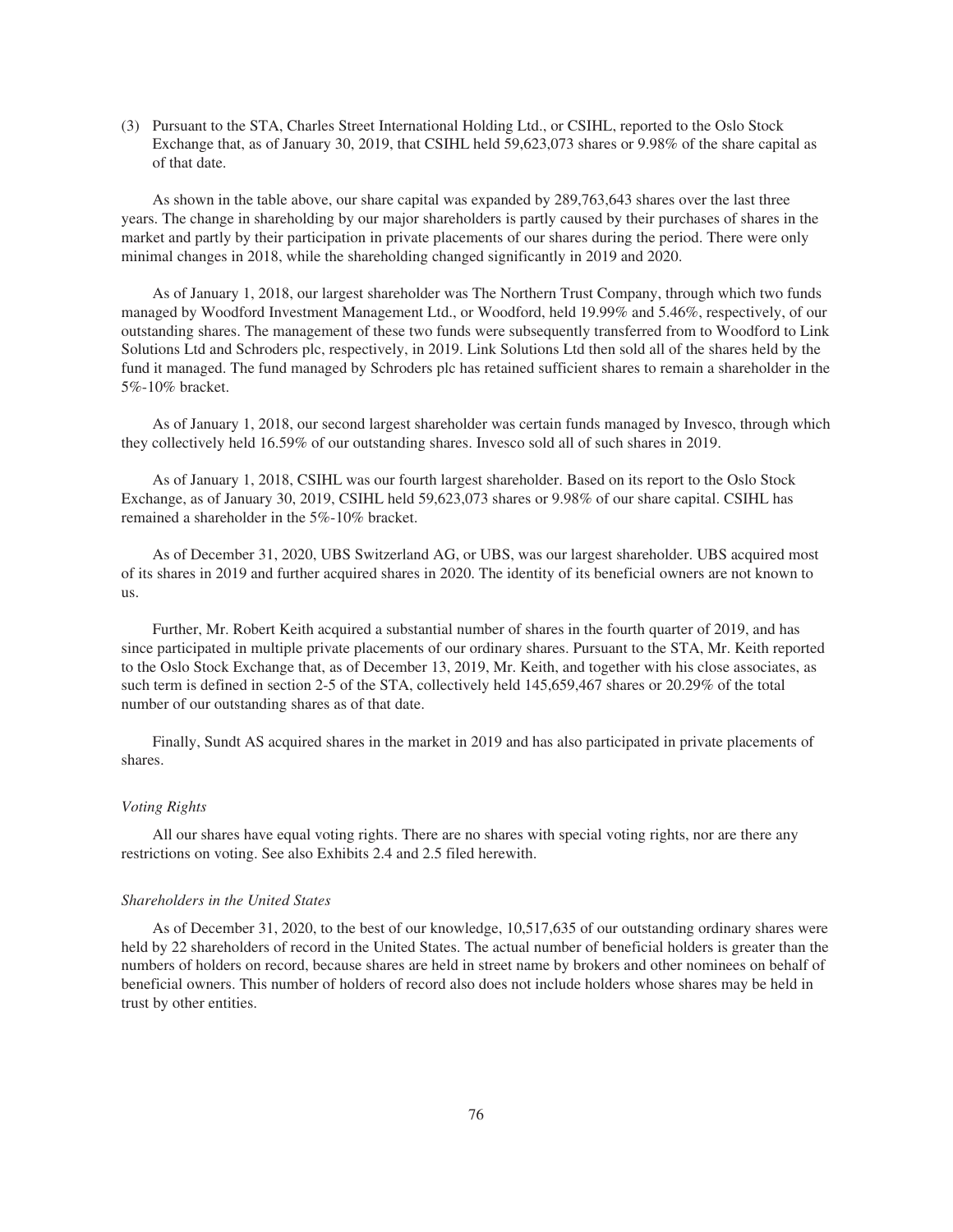(3) Pursuant to the STA, Charles Street International Holding Ltd., or CSIHL, reported to the Oslo Stock Exchange that, as of January 30, 2019, that CSIHL held 59,623,073 shares or 9.98% of the share capital as of that date.

As shown in the table above, our share capital was expanded by 289,763,643 shares over the last three years. The change in shareholding by our major shareholders is partly caused by their purchases of shares in the market and partly by their participation in private placements of our shares during the period. There were only minimal changes in 2018, while the shareholding changed significantly in 2019 and 2020.

As of January 1, 2018, our largest shareholder was The Northern Trust Company, through which two funds managed by Woodford Investment Management Ltd., or Woodford, held 19.99% and 5.46%, respectively, of our outstanding shares. The management of these two funds were subsequently transferred from to Woodford to Link Solutions Ltd and Schroders plc, respectively, in 2019. Link Solutions Ltd then sold all of the shares held by the fund it managed. The fund managed by Schroders plc has retained sufficient shares to remain a shareholder in the 5%-10% bracket.

As of January 1, 2018, our second largest shareholder was certain funds managed by Invesco, through which they collectively held 16.59% of our outstanding shares. Invesco sold all of such shares in 2019.

As of January 1, 2018, CSIHL was our fourth largest shareholder. Based on its report to the Oslo Stock Exchange, as of January 30, 2019, CSIHL held 59,623,073 shares or 9.98% of our share capital. CSIHL has remained a shareholder in the 5%-10% bracket.

As of December 31, 2020, UBS Switzerland AG, or UBS, was our largest shareholder. UBS acquired most of its shares in 2019 and further acquired shares in 2020. The identity of its beneficial owners are not known to us.

Further, Mr. Robert Keith acquired a substantial number of shares in the fourth quarter of 2019, and has since participated in multiple private placements of our ordinary shares. Pursuant to the STA, Mr. Keith reported to the Oslo Stock Exchange that, as of December 13, 2019, Mr. Keith, and together with his close associates, as such term is defined in section 2-5 of the STA, collectively held 145,659,467 shares or 20.29% of the total number of our outstanding shares as of that date.

Finally, Sundt AS acquired shares in the market in 2019 and has also participated in private placements of shares.

*Voting Rights*

All our shares have equal voting rights. There are no shares with special voting rights, nor are there any restrictions on voting. See also Exhibits 2.4 and 2.5 filed herewith.

*Shareholders in the United States*

As of December 31, 2020, to the best of our knowledge, 10,517,635 of our outstanding ordinary shares were held by 22 shareholders of record in the United States. The actual number of beneficial holders is greater than the numbers of holders on record, because shares are held in street name by brokers and other nominees on behalf of beneficial owners. This number of holders of record also does not include holders whose shares may be held in trust by other entities.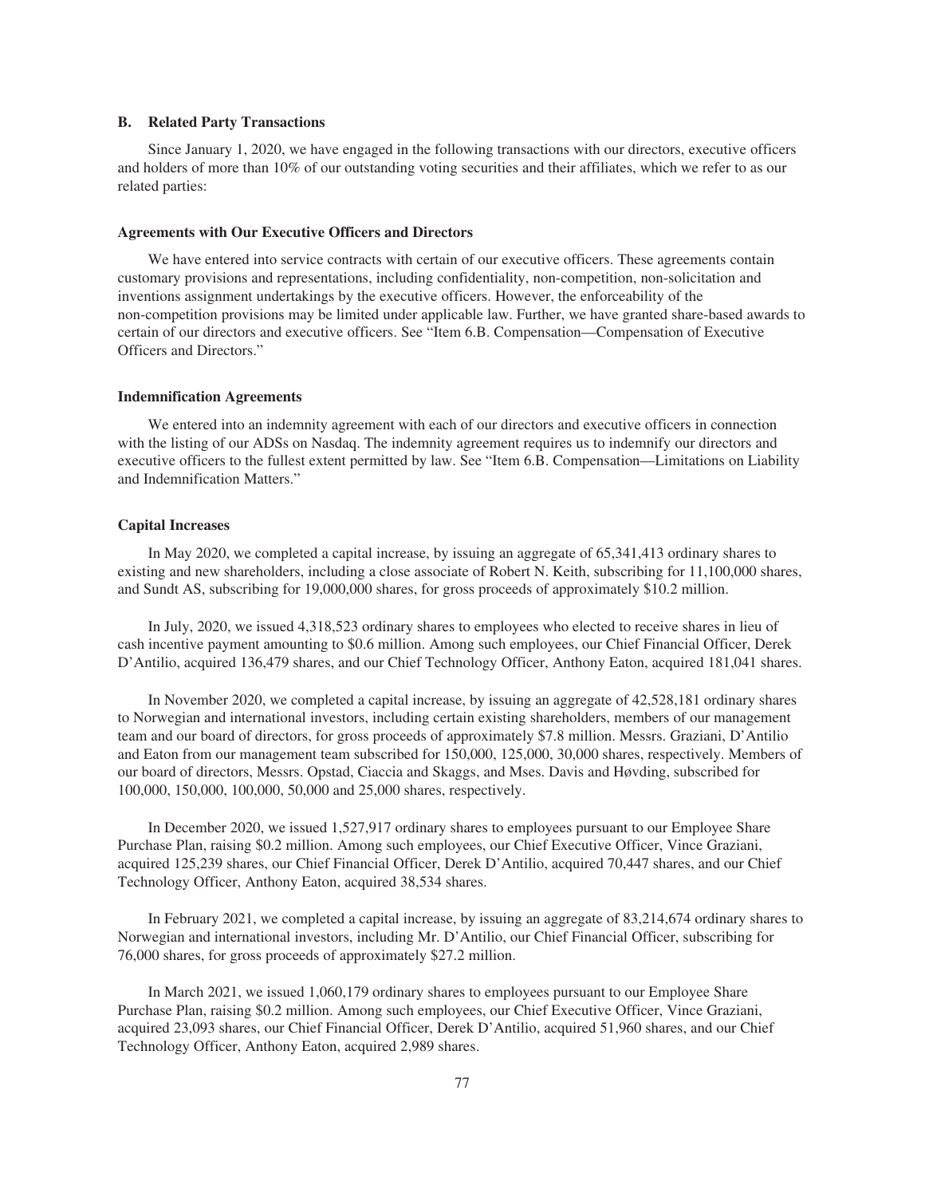## B. Related Party Transactions

Since January 1, 2020, we have engaged in the following transactions with our directors, executive officers and holders of more than 10% of our outstanding voting securities and their affiliates, which we refer to as our related parties:

### Agreements with Our Executive Officers and Directors

We have entered into service contracts with certain of our executive officers. These agreements contain customary provisions and representations, including confidentiality, non-competition, non-solicitation and inventions assignment undertakings by the executive officers. However, the enforceability of the non-competition provisions may be limited under applicable law. Further, we have granted share-based awards to certain of our directors and executive officers. See "Item 6.B. Compensation—Compensation of Executive Officers and Directors."

### Indemnification Agreements

We entered into an indemnity agreement with each of our directors and executive officers in connection with the listing of our ADSs on Nasdaq. The indemnity agreement requires us to indemnify our directors and executive officers to the fullest extent permitted by law. See "Item 6.B. Compensation—Limitations on Liability and Indemnification Matters."

### Capital Increases

In May 2020, we completed a capital increase, by issuing an aggregate of 65,341,413 ordinary shares to existing and new shareholders, including a close associate of Robert N. Keith, subscribing for 11,100,000 shares, and Sundt AS, subscribing for 19,000,000 shares, for gross proceeds of approximately $10.2 million.

In July, 2020, we issued 4,318,523 ordinary shares to employees who elected to receive shares in lieu of cash incentive payment amounting to $0.6 million. Among such employees, our Chief Financial Officer, Derek D'Antilio, acquired 136,479 shares, and our Chief Technology Officer, Anthony Eaton, acquired 181,041 shares.

In November 2020, we completed a capital increase, by issuing an aggregate of 42,528,181 ordinary shares to Norwegian and international investors, including certain existing shareholders, members of our management team and our board of directors, for gross proceeds of approximately $7.8 million. Messrs. Graziani, D'Antilio and Eaton from our management team subscribed for 150,000, 125,000, 30,000 shares, respectively. Members of our board of directors, Messrs. Opstad, Ciaccia and Skaggs, and Mses. Davis and Høvding, subscribed for 100,000, 150,000, 100,000, 50,000 and 25,000 shares, respectively.

In December 2020, we issued 1,527,917 ordinary shares to employees pursuant to our Employee Share Purchase Plan, raising $0.2 million. Among such employees, our Chief Executive Officer, Vince Graziani, acquired 125,239 shares, our Chief Financial Officer, Derek D'Antilio, acquired 70,447 shares, and our Chief Technology Officer, Anthony Eaton, acquired 38,534 shares.

In February 2021, we completed a capital increase, by issuing an aggregate of 83,214,674 ordinary shares to Norwegian and international investors, including Mr. D'Antilio, our Chief Financial Officer, subscribing for 76,000 shares, for gross proceeds of approximately $27.2 million.

In March 2021, we issued 1,060,179 ordinary shares to employees pursuant to our Employee Share Purchase Plan, raising $0.2 million. Among such employees, our Chief Executive Officer, Vince Graziani, acquired 23,093 shares, our Chief Financial Officer, Derek D'Antilio, acquired 51,960 shares, and our Chief Technology Officer, Anthony Eaton, acquired 2,989 shares.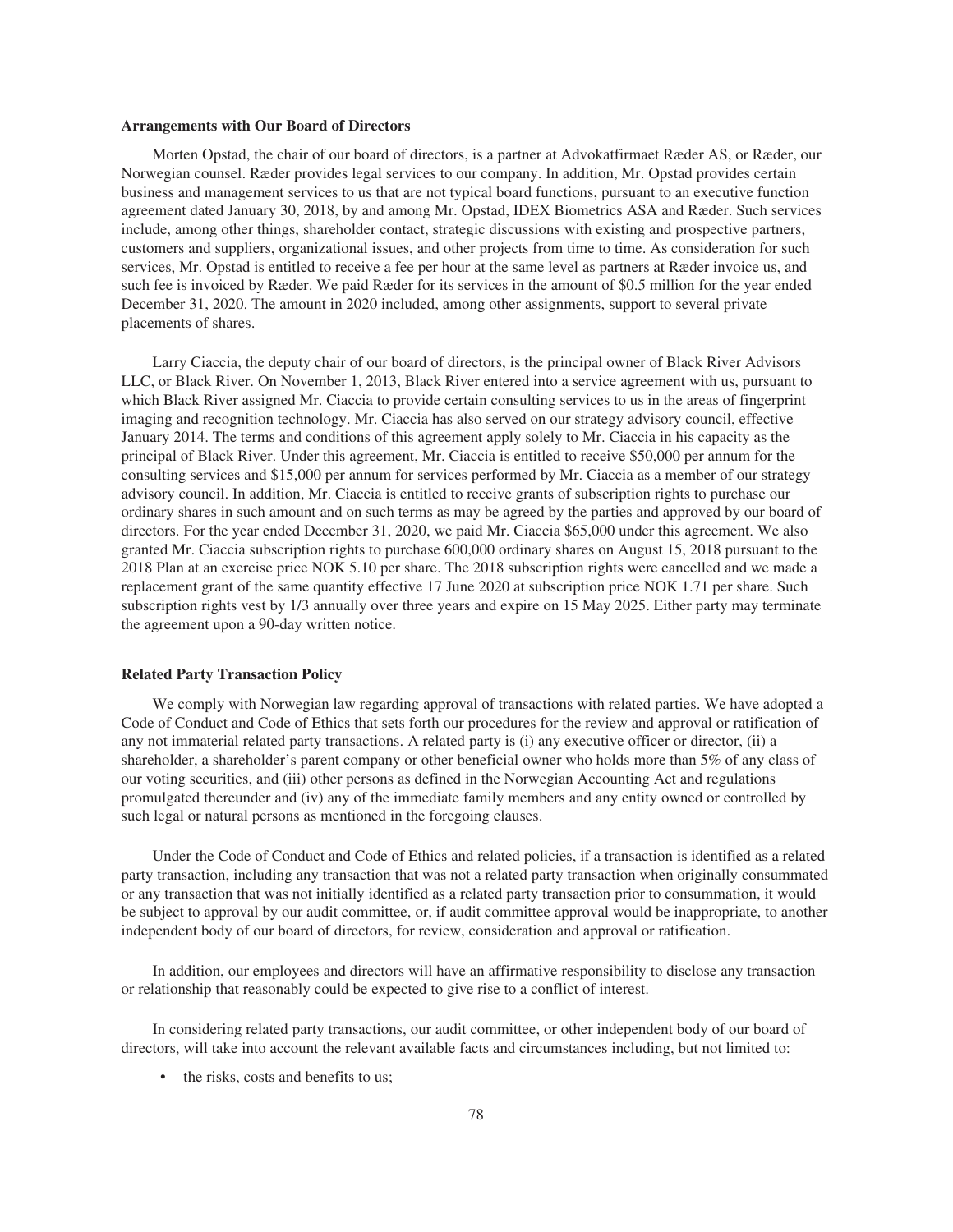### Arrangements with Our Board of Directors

Morten Opstad, the chair of our board of directors, is a partner at Advokatfirmaet Ræder AS, or Ræder, our Norwegian counsel. Ræder provides legal services to our company. In addition, Mr. Opstad provides certain business and management services to us that are not typical board functions, pursuant to an executive function agreement dated January 30, 2018, by and among Mr. Opstad, IDEX Biometrics ASA and Ræder. Such services include, among other things, shareholder contact, strategic discussions with existing and prospective partners, customers and suppliers, organizational issues, and other projects from time to time. As consideration for such services, Mr. Opstad is entitled to receive a fee per hour at the same level as partners at Ræder invoice us, and such fee is invoiced by Ræder. We paid Ræder for its services in the amount of $0.5 million for the year ended December 31, 2020. The amount in 2020 included, among other assignments, support to several private placements of shares.

Larry Ciaccia, the deputy chair of our board of directors, is the principal owner of Black River Advisors LLC, or Black River. On November 1, 2013, Black River entered into a service agreement with us, pursuant to which Black River assigned Mr. Ciaccia to provide certain consulting services to us in the areas of fingerprint imaging and recognition technology. Mr. Ciaccia has also served on our strategy advisory council, effective January 2014. The terms and conditions of this agreement apply solely to Mr. Ciaccia in his capacity as the principal of Black River. Under this agreement, Mr. Ciaccia is entitled to receive $50,000 per annum for the consulting services and $15,000 per annum for services performed by Mr. Ciaccia as a member of our strategy advisory council. In addition, Mr. Ciaccia is entitled to receive grants of subscription rights to purchase our ordinary shares in such amount and on such terms as may be agreed by the parties and approved by our board of directors. For the year ended December 31, 2020, we paid Mr. Ciaccia $65,000 under this agreement. We also granted Mr. Ciaccia subscription rights to purchase 600,000 ordinary shares on August 15, 2018 pursuant to the 2018 Plan at an exercise price NOK 5.10 per share. The 2018 subscription rights were cancelled and we made a replacement grant of the same quantity effective 17 June 2020 at subscription price NOK 1.71 per share. Such subscription rights vest by 1/3 annually over three years and expire on 15 May 2025. Either party may terminate the agreement upon a 90-day written notice.

### Related Party Transaction Policy

We comply with Norwegian law regarding approval of transactions with related parties. We have adopted a Code of Conduct and Code of Ethics that sets forth our procedures for the review and approval or ratification of any not immaterial related party transactions. A related party is (i) any executive officer or director, (ii) a shareholder, a shareholder's parent company or other beneficial owner who holds more than 5% of any class of our voting securities, and (iii) other persons as defined in the Norwegian Accounting Act and regulations promulgated thereunder and (iv) any of the immediate family members and any entity owned or controlled by such legal or natural persons as mentioned in the foregoing clauses.

Under the Code of Conduct and Code of Ethics and related policies, if a transaction is identified as a related party transaction, including any transaction that was not a related party transaction when originally consummated or any transaction that was not initially identified as a related party transaction prior to consummation, it would be subject to approval by our audit committee, or, if audit committee approval would be inappropriate, to another independent body of our board of directors, for review, consideration and approval or ratification.

In addition, our employees and directors will have an affirmative responsibility to disclose any transaction or relationship that reasonably could be expected to give rise to a conflict of interest.

In considering related party transactions, our audit committee, or other independent body of our board of directors, will take into account the relevant available facts and circumstances including, but not limited to:

- the risks, costs and benefits to us;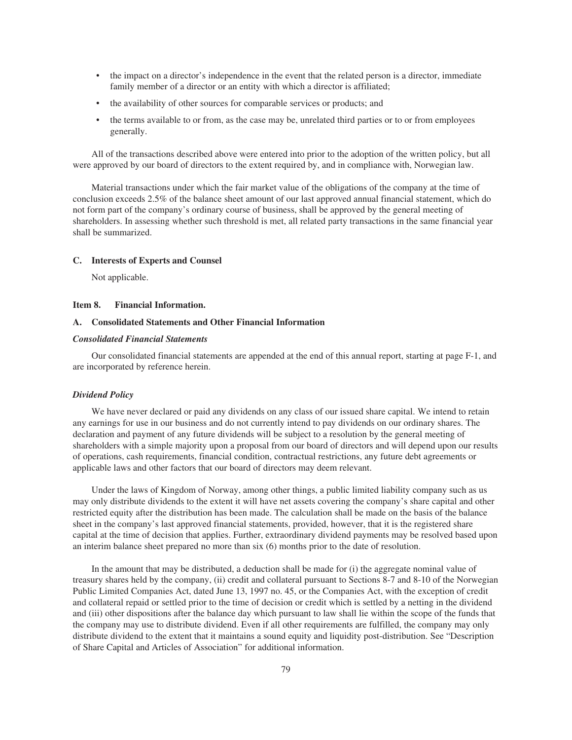- the impact on a director's independence in the event that the related person is a director, immediate family member of a director or an entity with which a director is affiliated;
- the availability of other sources for comparable services or products; and
- the terms available to or from, as the case may be, unrelated third parties or to or from employees generally.

All of the transactions described above were entered into prior to the adoption of the written policy, but all were approved by our board of directors to the extent required by, and in compliance with, Norwegian law.

Material transactions under which the fair market value of the obligations of the company at the time of conclusion exceeds 2.5% of the balance sheet amount of our last approved annual financial statement, which do not form part of the company's ordinary course of business, shall be approved by the general meeting of shareholders. In assessing whether such threshold is met, all related party transactions in the same financial year shall be summarized.

### C. Interests of Experts and Counsel

Not applicable.

## Item 8. Financial Information.

### A. Consolidated Statements and Other Financial Information

***Consolidated Financial Statements***

Our consolidated financial statements are appended at the end of this annual report, starting at page F-1, and are incorporated by reference herein.

***Dividend Policy***

We have never declared or paid any dividends on any class of our issued share capital. We intend to retain any earnings for use in our business and do not currently intend to pay dividends on our ordinary shares. The declaration and payment of any future dividends will be subject to a resolution by the general meeting of shareholders with a simple majority upon a proposal from our board of directors and will depend upon our results of operations, cash requirements, financial condition, contractual restrictions, any future debt agreements or applicable laws and other factors that our board of directors may deem relevant.

Under the laws of Kingdom of Norway, among other things, a public limited liability company such as us may only distribute dividends to the extent it will have net assets covering the company's share capital and other restricted equity after the distribution has been made. The calculation shall be made on the basis of the balance sheet in the company's last approved financial statements, provided, however, that it is the registered share capital at the time of decision that applies. Further, extraordinary dividend payments may be resolved based upon an interim balance sheet prepared no more than six (6) months prior to the date of resolution.

In the amount that may be distributed, a deduction shall be made for (i) the aggregate nominal value of treasury shares held by the company, (ii) credit and collateral pursuant to Sections 8-7 and 8-10 of the Norwegian Public Limited Companies Act, dated June 13, 1997 no. 45, or the Companies Act, with the exception of credit and collateral repaid or settled prior to the time of decision or credit which is settled by a netting in the dividend and (iii) other dispositions after the balance day which pursuant to law shall lie within the scope of the funds that the company may use to distribute dividend. Even if all other requirements are fulfilled, the company may only distribute dividend to the extent that it maintains a sound equity and liquidity post-distribution. See "Description of Share Capital and Articles of Association" for additional information.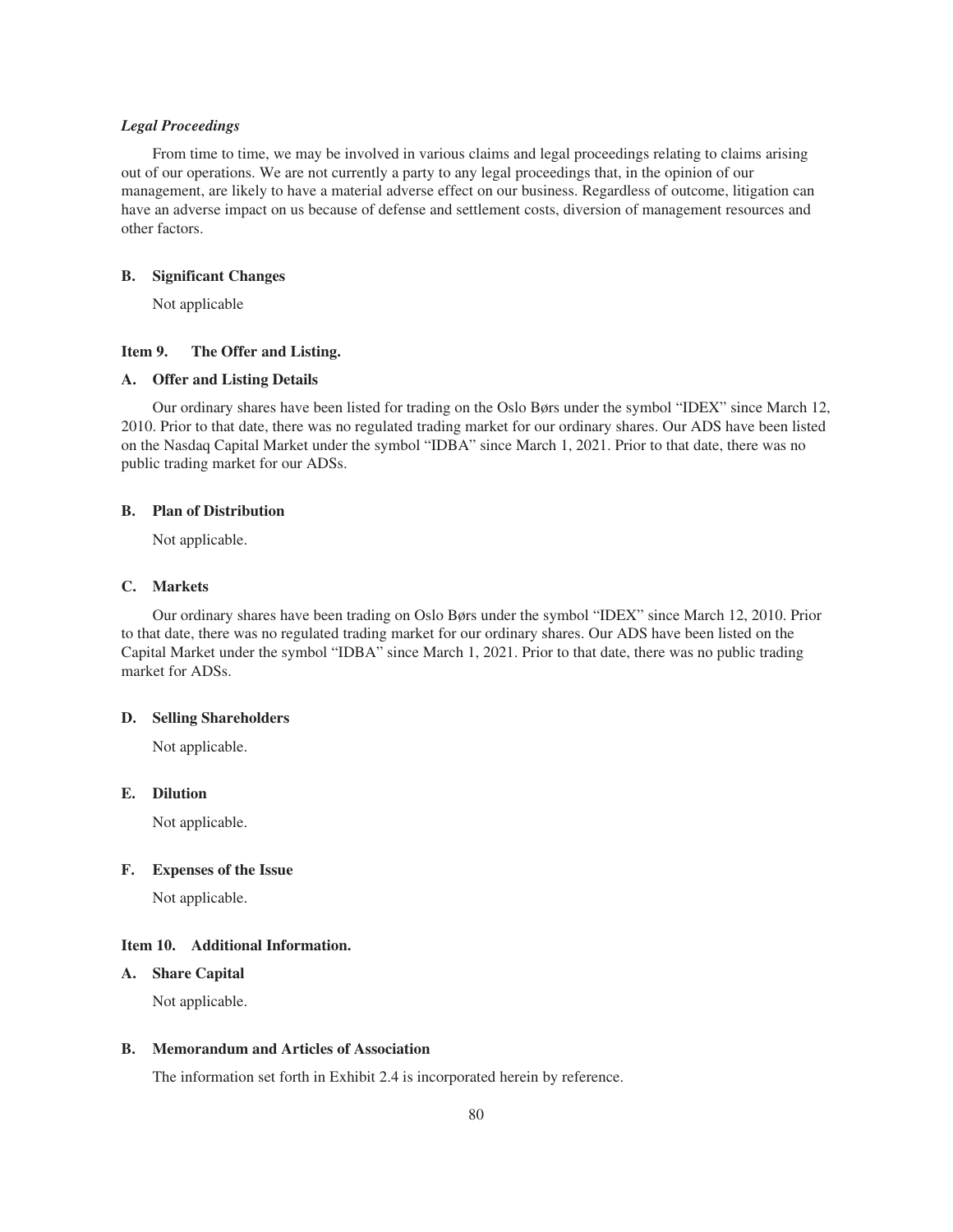*Legal Proceedings*

From time to time, we may be involved in various claims and legal proceedings relating to claims arising out of our operations. We are not currently a party to any legal proceedings that, in the opinion of our management, are likely to have a material adverse effect on our business. Regardless of outcome, litigation can have an adverse impact on us because of defense and settlement costs, diversion of management resources and other factors.

### B. Significant Changes

Not applicable

## Item 9. The Offer and Listing.

### A. Offer and Listing Details

Our ordinary shares have been listed for trading on the Oslo Børs under the symbol "IDEX" since March 12, 2010. Prior to that date, there was no regulated trading market for our ordinary shares. Our ADS have been listed on the Nasdaq Capital Market under the symbol "IDBA" since March 1, 2021. Prior to that date, there was no public trading market for our ADSs.

### B. Plan of Distribution

Not applicable.

### C. Markets

Our ordinary shares have been trading on Oslo Børs under the symbol "IDEX" since March 12, 2010. Prior to that date, there was no regulated trading market for our ordinary shares. Our ADS have been listed on the Capital Market under the symbol "IDBA" since March 1, 2021. Prior to that date, there was no public trading market for ADSs.

### D. Selling Shareholders

Not applicable.

### E. Dilution

Not applicable.

### F. Expenses of the Issue

Not applicable.

## Item 10. Additional Information.

### A. Share Capital

Not applicable.

### B. Memorandum and Articles of Association

The information set forth in Exhibit 2.4 is incorporated herein by reference.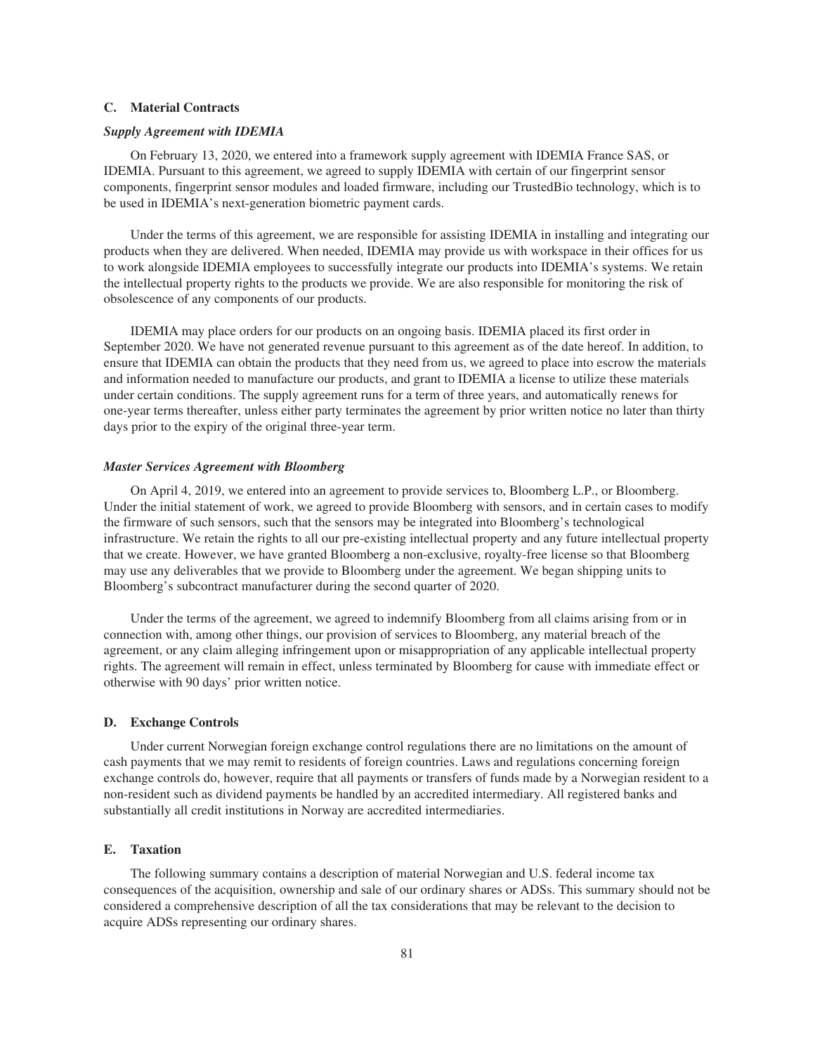## C. Material Contracts

### *Supply Agreement with IDEMIA*

On February 13, 2020, we entered into a framework supply agreement with IDEMIA France SAS, or IDEMIA. Pursuant to this agreement, we agreed to supply IDEMIA with certain of our fingerprint sensor components, fingerprint sensor modules and loaded firmware, including our TrustedBio technology, which is to be used in IDEMIA's next-generation biometric payment cards.

Under the terms of this agreement, we are responsible for assisting IDEMIA in installing and integrating our products when they are delivered. When needed, IDEMIA may provide us with workspace in their offices for us to work alongside IDEMIA employees to successfully integrate our products into IDEMIA's systems. We retain the intellectual property rights to the products we provide. We are also responsible for monitoring the risk of obsolescence of any components of our products.

IDEMIA may place orders for our products on an ongoing basis. IDEMIA placed its first order in September 2020. We have not generated revenue pursuant to this agreement as of the date hereof. In addition, to ensure that IDEMIA can obtain the products that they need from us, we agreed to place into escrow the materials and information needed to manufacture our products, and grant to IDEMIA a license to utilize these materials under certain conditions. The supply agreement runs for a term of three years, and automatically renews for one-year terms thereafter, unless either party terminates the agreement by prior written notice no later than thirty days prior to the expiry of the original three-year term.

### *Master Services Agreement with Bloomberg*

On April 4, 2019, we entered into an agreement to provide services to, Bloomberg L.P., or Bloomberg. Under the initial statement of work, we agreed to provide Bloomberg with sensors, and in certain cases to modify the firmware of such sensors, such that the sensors may be integrated into Bloomberg's technological infrastructure. We retain the rights to all our pre-existing intellectual property and any future intellectual property that we create. However, we have granted Bloomberg a non-exclusive, royalty-free license so that Bloomberg may use any deliverables that we provide to Bloomberg under the agreement. We began shipping units to Bloomberg's subcontract manufacturer during the second quarter of 2020.

Under the terms of the agreement, we agreed to indemnify Bloomberg from all claims arising from or in connection with, among other things, our provision of services to Bloomberg, any material breach of the agreement, or any claim alleging infringement upon or misappropriation of any applicable intellectual property rights. The agreement will remain in effect, unless terminated by Bloomberg for cause with immediate effect or otherwise with 90 days' prior written notice.

## D. Exchange Controls

Under current Norwegian foreign exchange control regulations there are no limitations on the amount of cash payments that we may remit to residents of foreign countries. Laws and regulations concerning foreign exchange controls do, however, require that all payments or transfers of funds made by a Norwegian resident to a non-resident such as dividend payments be handled by an accredited intermediary. All registered banks and substantially all credit institutions in Norway are accredited intermediaries.

## E. Taxation

The following summary contains a description of material Norwegian and U.S. federal income tax consequences of the acquisition, ownership and sale of our ordinary shares or ADSs. This summary should not be considered a comprehensive description of all the tax considerations that may be relevant to the decision to acquire ADSs representing our ordinary shares.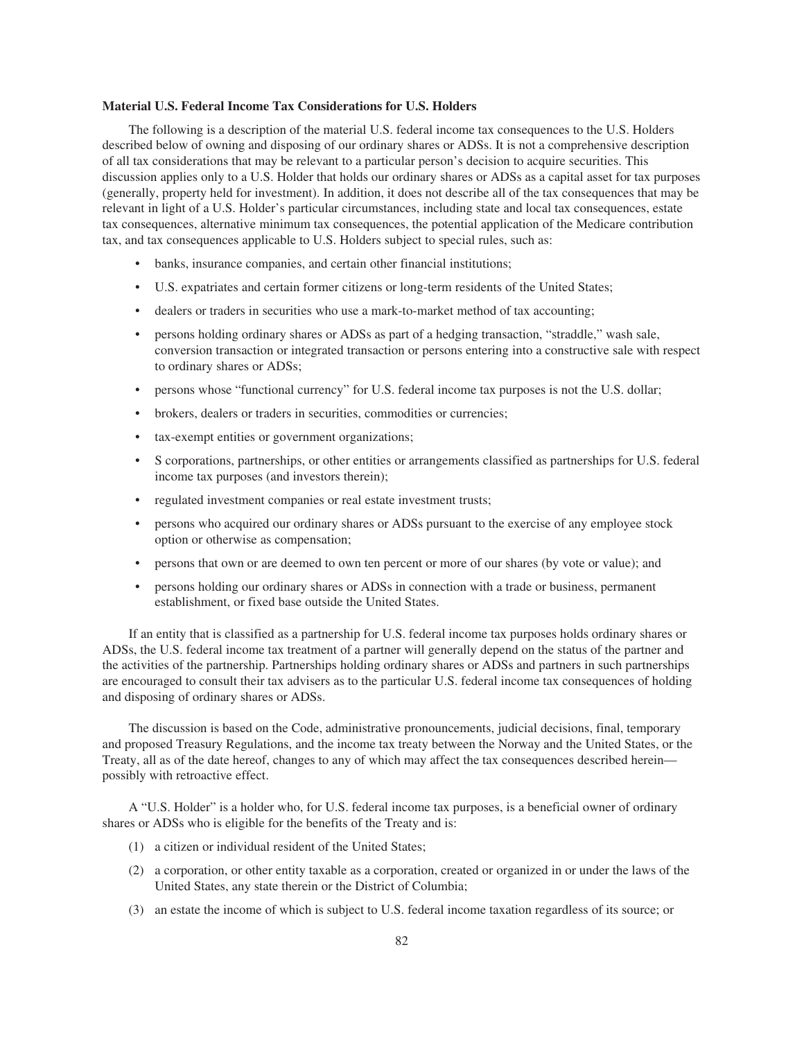**Material U.S. Federal Income Tax Considerations for U.S. Holders**

The following is a description of the material U.S. federal income tax consequences to the U.S. Holders described below of owning and disposing of our ordinary shares or ADSs. It is not a comprehensive description of all tax considerations that may be relevant to a particular person's decision to acquire securities. This discussion applies only to a U.S. Holder that holds our ordinary shares or ADSs as a capital asset for tax purposes (generally, property held for investment). In addition, it does not describe all of the tax consequences that may be relevant in light of a U.S. Holder's particular circumstances, including state and local tax consequences, estate tax consequences, alternative minimum tax consequences, the potential application of the Medicare contribution tax, and tax consequences applicable to U.S. Holders subject to special rules, such as:

- banks, insurance companies, and certain other financial institutions;
- U.S. expatriates and certain former citizens or long-term residents of the United States;
- dealers or traders in securities who use a mark-to-market method of tax accounting;
- persons holding ordinary shares or ADSs as part of a hedging transaction, "straddle," wash sale, conversion transaction or integrated transaction or persons entering into a constructive sale with respect to ordinary shares or ADSs;
- persons whose "functional currency" for U.S. federal income tax purposes is not the U.S. dollar;
- brokers, dealers or traders in securities, commodities or currencies;
- tax-exempt entities or government organizations;
- S corporations, partnerships, or other entities or arrangements classified as partnerships for U.S. federal income tax purposes (and investors therein);
- regulated investment companies or real estate investment trusts;
- persons who acquired our ordinary shares or ADSs pursuant to the exercise of any employee stock option or otherwise as compensation;
- persons that own or are deemed to own ten percent or more of our shares (by vote or value); and
- persons holding our ordinary shares or ADSs in connection with a trade or business, permanent establishment, or fixed base outside the United States.

If an entity that is classified as a partnership for U.S. federal income tax purposes holds ordinary shares or ADSs, the U.S. federal income tax treatment of a partner will generally depend on the status of the partner and the activities of the partnership. Partnerships holding ordinary shares or ADSs and partners in such partnerships are encouraged to consult their tax advisers as to the particular U.S. federal income tax consequences of holding and disposing of ordinary shares or ADSs.

The discussion is based on the Code, administrative pronouncements, judicial decisions, final, temporary and proposed Treasury Regulations, and the income tax treaty between the Norway and the United States, or the Treaty, all as of the date hereof, changes to any of which may affect the tax consequences described herein—possibly with retroactive effect.

A "U.S. Holder" is a holder who, for U.S. federal income tax purposes, is a beneficial owner of ordinary shares or ADSs who is eligible for the benefits of the Treaty and is:

(1) a citizen or individual resident of the United States;

(2) a corporation, or other entity taxable as a corporation, created or organized in or under the laws of the United States, any state therein or the District of Columbia;

(3) an estate the income of which is subject to U.S. federal income taxation regardless of its source; or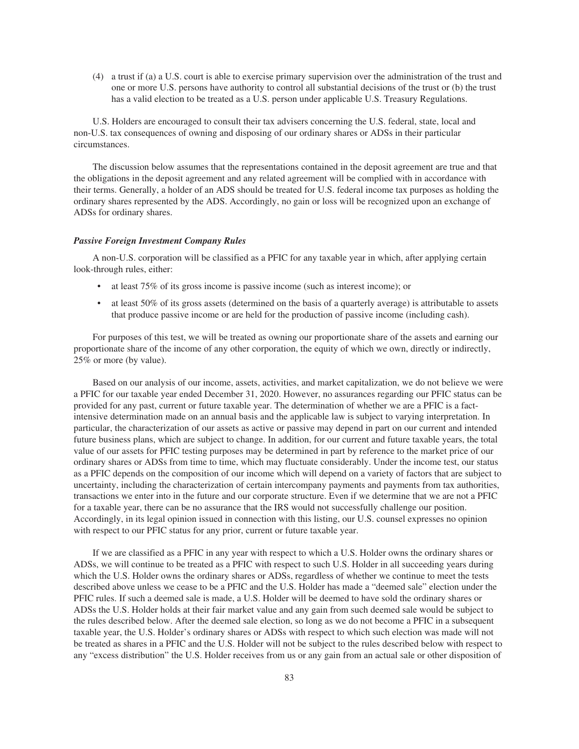(4) a trust if (a) a U.S. court is able to exercise primary supervision over the administration of the trust and one or more U.S. persons have authority to control all substantial decisions of the trust or (b) the trust has a valid election to be treated as a U.S. person under applicable U.S. Treasury Regulations.

U.S. Holders are encouraged to consult their tax advisers concerning the U.S. federal, state, local and non-U.S. tax consequences of owning and disposing of our ordinary shares or ADSs in their particular circumstances.

The discussion below assumes that the representations contained in the deposit agreement are true and that the obligations in the deposit agreement and any related agreement will be complied with in accordance with their terms. Generally, a holder of an ADS should be treated for U.S. federal income tax purposes as holding the ordinary shares represented by the ADS. Accordingly, no gain or loss will be recognized upon an exchange of ADSs for ordinary shares.

***Passive Foreign Investment Company Rules***

A non-U.S. corporation will be classified as a PFIC for any taxable year in which, after applying certain look-through rules, either:

- at least 75% of its gross income is passive income (such as interest income); or
- at least 50% of its gross assets (determined on the basis of a quarterly average) is attributable to assets that produce passive income or are held for the production of passive income (including cash).

For purposes of this test, we will be treated as owning our proportionate share of the assets and earning our proportionate share of the income of any other corporation, the equity of which we own, directly or indirectly, 25% or more (by value).

Based on our analysis of our income, assets, activities, and market capitalization, we do not believe we were a PFIC for our taxable year ended December 31, 2020. However, no assurances regarding our PFIC status can be provided for any past, current or future taxable year. The determination of whether we are a PFIC is a fact-intensive determination made on an annual basis and the applicable law is subject to varying interpretation. In particular, the characterization of our assets as active or passive may depend in part on our current and intended future business plans, which are subject to change. In addition, for our current and future taxable years, the total value of our assets for PFIC testing purposes may be determined in part by reference to the market price of our ordinary shares or ADSs from time to time, which may fluctuate considerably. Under the income test, our status as a PFIC depends on the composition of our income which will depend on a variety of factors that are subject to uncertainty, including the characterization of certain intercompany payments and payments from tax authorities, transactions we enter into in the future and our corporate structure. Even if we determine that we are not a PFIC for a taxable year, there can be no assurance that the IRS would not successfully challenge our position. Accordingly, in its legal opinion issued in connection with this listing, our U.S. counsel expresses no opinion with respect to our PFIC status for any prior, current or future taxable year.

If we are classified as a PFIC in any year with respect to which a U.S. Holder owns the ordinary shares or ADSs, we will continue to be treated as a PFIC with respect to such U.S. Holder in all succeeding years during which the U.S. Holder owns the ordinary shares or ADSs, regardless of whether we continue to meet the tests described above unless we cease to be a PFIC and the U.S. Holder has made a "deemed sale" election under the PFIC rules. If such a deemed sale is made, a U.S. Holder will be deemed to have sold the ordinary shares or ADSs the U.S. Holder holds at their fair market value and any gain from such deemed sale would be subject to the rules described below. After the deemed sale election, so long as we do not become a PFIC in a subsequent taxable year, the U.S. Holder's ordinary shares or ADSs with respect to which such election was made will not be treated as shares in a PFIC and the U.S. Holder will not be subject to the rules described below with respect to any "excess distribution" the U.S. Holder receives from us or any gain from an actual sale or other disposition of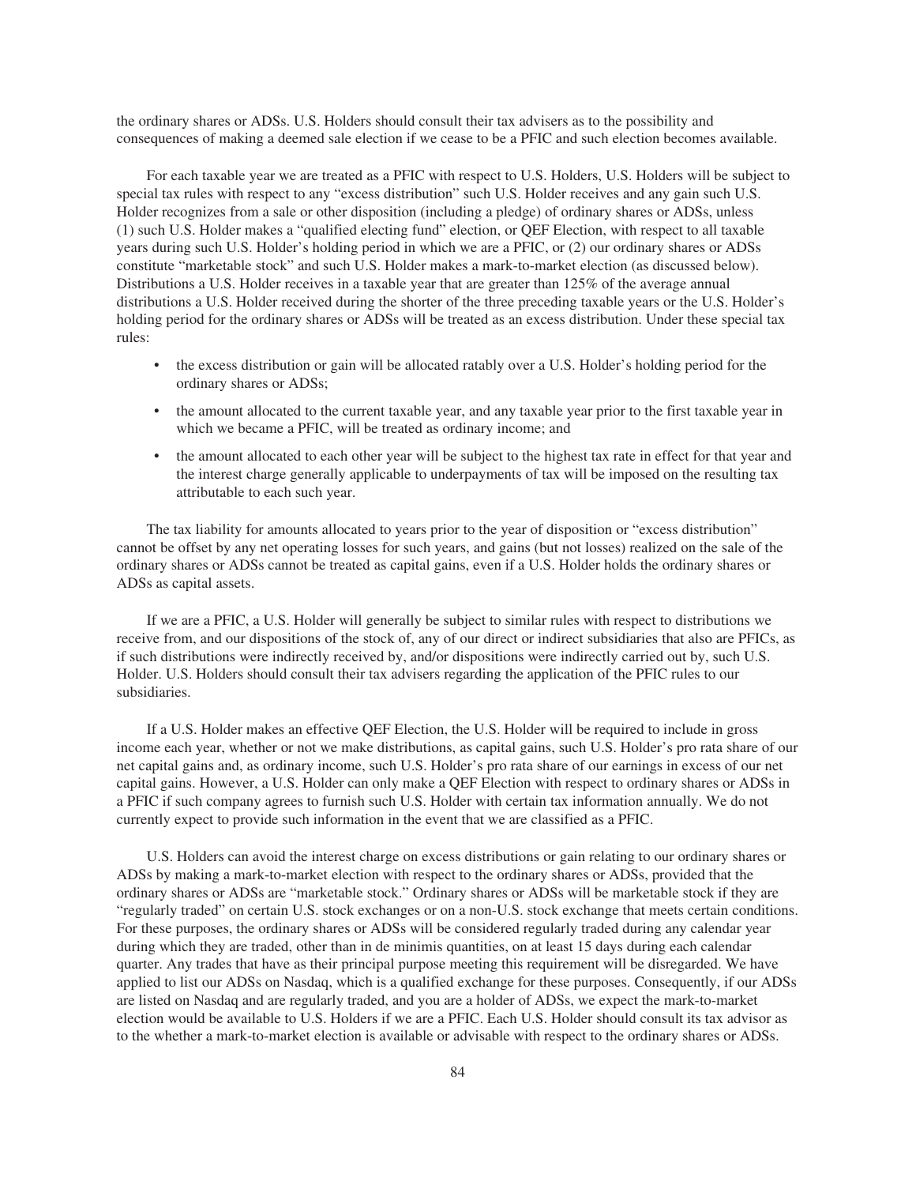the ordinary shares or ADSs. U.S. Holders should consult their tax advisers as to the possibility and consequences of making a deemed sale election if we cease to be a PFIC and such election becomes available.

For each taxable year we are treated as a PFIC with respect to U.S. Holders, U.S. Holders will be subject to special tax rules with respect to any "excess distribution" such U.S. Holder receives and any gain such U.S. Holder recognizes from a sale or other disposition (including a pledge) of ordinary shares or ADSs, unless (1) such U.S. Holder makes a "qualified electing fund" election, or QEF Election, with respect to all taxable years during such U.S. Holder's holding period in which we are a PFIC, or (2) our ordinary shares or ADSs constitute "marketable stock" and such U.S. Holder makes a mark-to-market election (as discussed below). Distributions a U.S. Holder receives in a taxable year that are greater than 125% of the average annual distributions a U.S. Holder received during the shorter of the three preceding taxable years or the U.S. Holder's holding period for the ordinary shares or ADSs will be treated as an excess distribution. Under these special tax rules:

- the excess distribution or gain will be allocated ratably over a U.S. Holder's holding period for the ordinary shares or ADSs;
- the amount allocated to the current taxable year, and any taxable year prior to the first taxable year in which we became a PFIC, will be treated as ordinary income; and
- the amount allocated to each other year will be subject to the highest tax rate in effect for that year and the interest charge generally applicable to underpayments of tax will be imposed on the resulting tax attributable to each such year.

The tax liability for amounts allocated to years prior to the year of disposition or "excess distribution" cannot be offset by any net operating losses for such years, and gains (but not losses) realized on the sale of the ordinary shares or ADSs cannot be treated as capital gains, even if a U.S. Holder holds the ordinary shares or ADSs as capital assets.

If we are a PFIC, a U.S. Holder will generally be subject to similar rules with respect to distributions we receive from, and our dispositions of the stock of, any of our direct or indirect subsidiaries that also are PFICs, as if such distributions were indirectly received by, and/or dispositions were indirectly carried out by, such U.S. Holder. U.S. Holders should consult their tax advisers regarding the application of the PFIC rules to our subsidiaries.

If a U.S. Holder makes an effective QEF Election, the U.S. Holder will be required to include in gross income each year, whether or not we make distributions, as capital gains, such U.S. Holder's pro rata share of our net capital gains and, as ordinary income, such U.S. Holder's pro rata share of our earnings in excess of our net capital gains. However, a U.S. Holder can only make a QEF Election with respect to ordinary shares or ADSs in a PFIC if such company agrees to furnish such U.S. Holder with certain tax information annually. We do not currently expect to provide such information in the event that we are classified as a PFIC.

U.S. Holders can avoid the interest charge on excess distributions or gain relating to our ordinary shares or ADSs by making a mark-to-market election with respect to the ordinary shares or ADSs, provided that the ordinary shares or ADSs are "marketable stock." Ordinary shares or ADSs will be marketable stock if they are "regularly traded" on certain U.S. stock exchanges or on a non-U.S. stock exchange that meets certain conditions. For these purposes, the ordinary shares or ADSs will be considered regularly traded during any calendar year during which they are traded, other than in de minimis quantities, on at least 15 days during each calendar quarter. Any trades that have as their principal purpose meeting this requirement will be disregarded. We have applied to list our ADSs on Nasdaq, which is a qualified exchange for these purposes. Consequently, if our ADSs are listed on Nasdaq and are regularly traded, and you are a holder of ADSs, we expect the mark-to-market election would be available to U.S. Holders if we are a PFIC. Each U.S. Holder should consult its tax advisor as to the whether a mark-to-market election is available or advisable with respect to the ordinary shares or ADSs.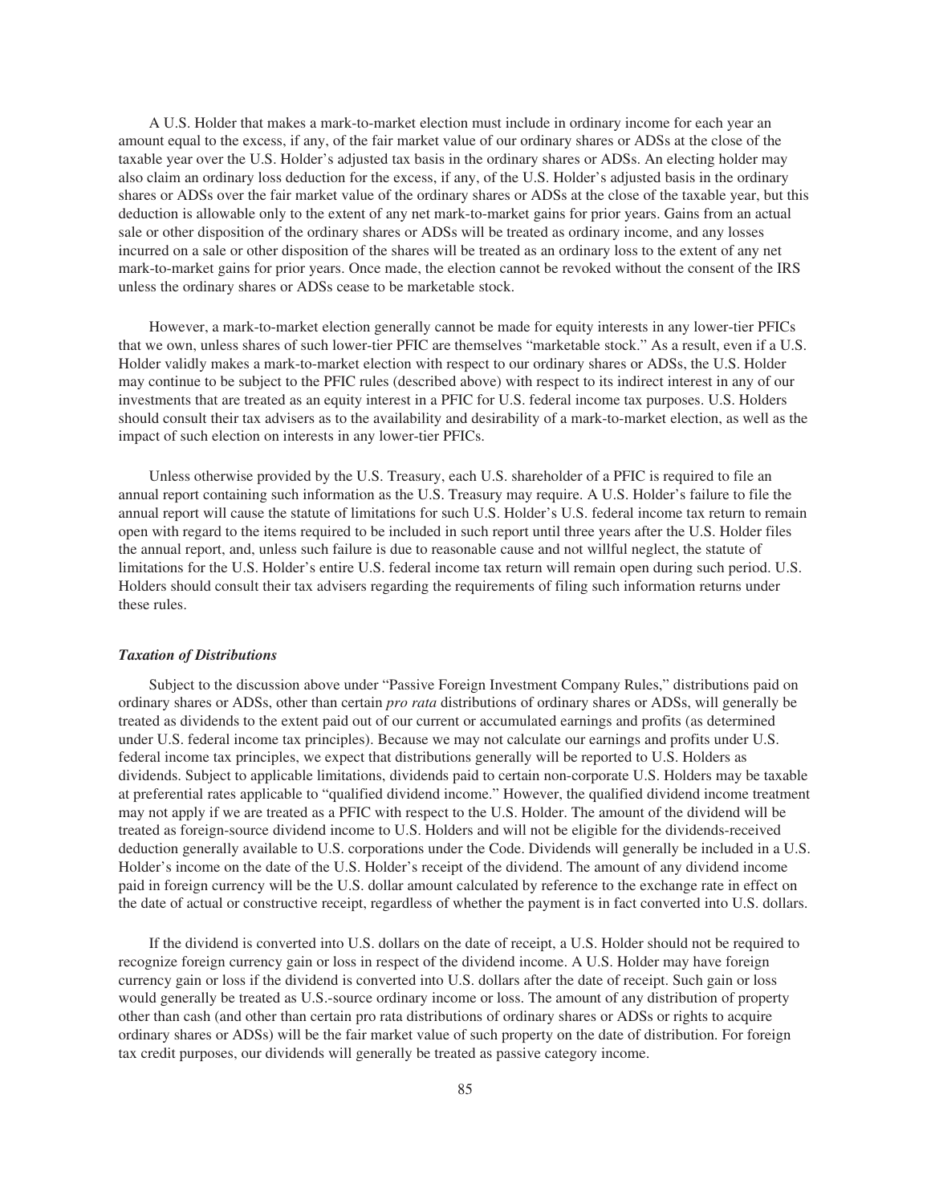A U.S. Holder that makes a mark-to-market election must include in ordinary income for each year an amount equal to the excess, if any, of the fair market value of our ordinary shares or ADSs at the close of the taxable year over the U.S. Holder's adjusted tax basis in the ordinary shares or ADSs. An electing holder may also claim an ordinary loss deduction for the excess, if any, of the U.S. Holder's adjusted basis in the ordinary shares or ADSs over the fair market value of the ordinary shares or ADSs at the close of the taxable year, but this deduction is allowable only to the extent of any net mark-to-market gains for prior years. Gains from an actual sale or other disposition of the ordinary shares or ADSs will be treated as ordinary income, and any losses incurred on a sale or other disposition of the shares will be treated as an ordinary loss to the extent of any net mark-to-market gains for prior years. Once made, the election cannot be revoked without the consent of the IRS unless the ordinary shares or ADSs cease to be marketable stock.

However, a mark-to-market election generally cannot be made for equity interests in any lower-tier PFICs that we own, unless shares of such lower-tier PFIC are themselves "marketable stock." As a result, even if a U.S. Holder validly makes a mark-to-market election with respect to our ordinary shares or ADSs, the U.S. Holder may continue to be subject to the PFIC rules (described above) with respect to its indirect interest in any of our investments that are treated as an equity interest in a PFIC for U.S. federal income tax purposes. U.S. Holders should consult their tax advisers as to the availability and desirability of a mark-to-market election, as well as the impact of such election on interests in any lower-tier PFICs.

Unless otherwise provided by the U.S. Treasury, each U.S. shareholder of a PFIC is required to file an annual report containing such information as the U.S. Treasury may require. A U.S. Holder's failure to file the annual report will cause the statute of limitations for such U.S. Holder's U.S. federal income tax return to remain open with regard to the items required to be included in such report until three years after the U.S. Holder files the annual report, and, unless such failure is due to reasonable cause and not willful neglect, the statute of limitations for the U.S. Holder's entire U.S. federal income tax return will remain open during such period. U.S. Holders should consult their tax advisers regarding the requirements of filing such information returns under these rules.

***Taxation of Distributions***

Subject to the discussion above under "Passive Foreign Investment Company Rules," distributions paid on ordinary shares or ADSs, other than certain *pro rata* distributions of ordinary shares or ADSs, will generally be treated as dividends to the extent paid out of our current or accumulated earnings and profits (as determined under U.S. federal income tax principles). Because we may not calculate our earnings and profits under U.S. federal income tax principles, we expect that distributions generally will be reported to U.S. Holders as dividends. Subject to applicable limitations, dividends paid to certain non-corporate U.S. Holders may be taxable at preferential rates applicable to "qualified dividend income." However, the qualified dividend income treatment may not apply if we are treated as a PFIC with respect to the U.S. Holder. The amount of the dividend will be treated as foreign-source dividend income to U.S. Holders and will not be eligible for the dividends-received deduction generally available to U.S. corporations under the Code. Dividends will generally be included in a U.S. Holder's income on the date of the U.S. Holder's receipt of the dividend. The amount of any dividend income paid in foreign currency will be the U.S. dollar amount calculated by reference to the exchange rate in effect on the date of actual or constructive receipt, regardless of whether the payment is in fact converted into U.S. dollars.

If the dividend is converted into U.S. dollars on the date of receipt, a U.S. Holder should not be required to recognize foreign currency gain or loss in respect of the dividend income. A U.S. Holder may have foreign currency gain or loss if the dividend is converted into U.S. dollars after the date of receipt. Such gain or loss would generally be treated as U.S.-source ordinary income or loss. The amount of any distribution of property other than cash (and other than certain pro rata distributions of ordinary shares or ADSs or rights to acquire ordinary shares or ADSs) will be the fair market value of such property on the date of distribution. For foreign tax credit purposes, our dividends will generally be treated as passive category income.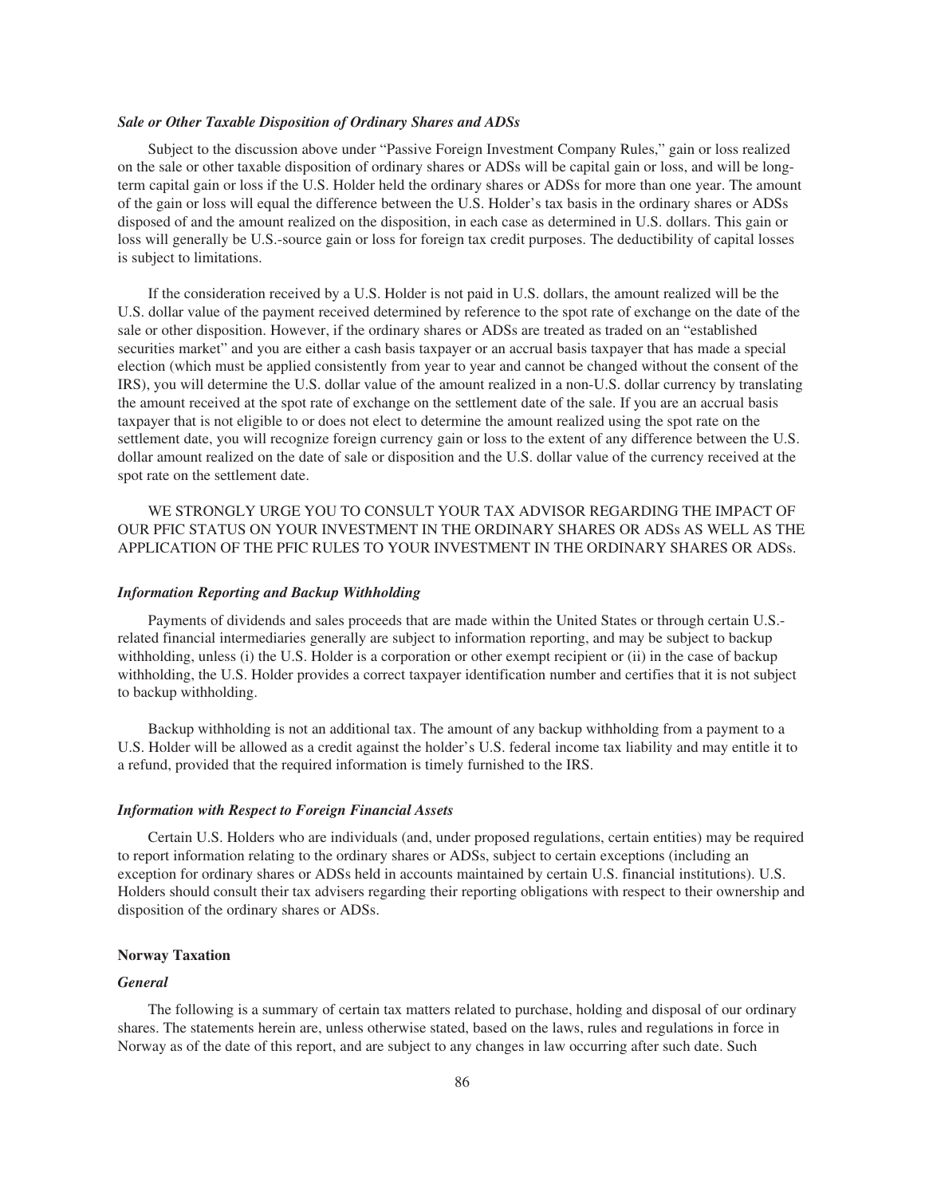### *Sale or Other Taxable Disposition of Ordinary Shares and ADSs*

Subject to the discussion above under "Passive Foreign Investment Company Rules," gain or loss realized on the sale or other taxable disposition of ordinary shares or ADSs will be capital gain or loss, and will be long-term capital gain or loss if the U.S. Holder held the ordinary shares or ADSs for more than one year. The amount of the gain or loss will equal the difference between the U.S. Holder's tax basis in the ordinary shares or ADSs disposed of and the amount realized on the disposition, in each case as determined in U.S. dollars. This gain or loss will generally be U.S.-source gain or loss for foreign tax credit purposes. The deductibility of capital losses is subject to limitations.

If the consideration received by a U.S. Holder is not paid in U.S. dollars, the amount realized will be the U.S. dollar value of the payment received determined by reference to the spot rate of exchange on the date of the sale or other disposition. However, if the ordinary shares or ADSs are treated as traded on an "established securities market" and you are either a cash basis taxpayer or an accrual basis taxpayer that has made a special election (which must be applied consistently from year to year and cannot be changed without the consent of the IRS), you will determine the U.S. dollar value of the amount realized in a non-U.S. dollar currency by translating the amount received at the spot rate of exchange on the settlement date of the sale. If you are an accrual basis taxpayer that is not eligible to or does not elect to determine the amount realized using the spot rate on the settlement date, you will recognize foreign currency gain or loss to the extent of any difference between the U.S. dollar amount realized on the date of sale or disposition and the U.S. dollar value of the currency received at the spot rate on the settlement date.

WE STRONGLY URGE YOU TO CONSULT YOUR TAX ADVISOR REGARDING THE IMPACT OF OUR PFIC STATUS ON YOUR INVESTMENT IN THE ORDINARY SHARES OR ADSs AS WELL AS THE APPLICATION OF THE PFIC RULES TO YOUR INVESTMENT IN THE ORDINARY SHARES OR ADSs.

### *Information Reporting and Backup Withholding*

Payments of dividends and sales proceeds that are made within the United States or through certain U.S.-related financial intermediaries generally are subject to information reporting, and may be subject to backup withholding, unless (i) the U.S. Holder is a corporation or other exempt recipient or (ii) in the case of backup withholding, the U.S. Holder provides a correct taxpayer identification number and certifies that it is not subject to backup withholding.

Backup withholding is not an additional tax. The amount of any backup withholding from a payment to a U.S. Holder will be allowed as a credit against the holder's U.S. federal income tax liability and may entitle it to a refund, provided that the required information is timely furnished to the IRS.

### *Information with Respect to Foreign Financial Assets*

Certain U.S. Holders who are individuals (and, under proposed regulations, certain entities) may be required to report information relating to the ordinary shares or ADSs, subject to certain exceptions (including an exception for ordinary shares or ADSs held in accounts maintained by certain U.S. financial institutions). U.S. Holders should consult their tax advisers regarding their reporting obligations with respect to their ownership and disposition of the ordinary shares or ADSs.

## Norway Taxation

### *General*

The following is a summary of certain tax matters related to purchase, holding and disposal of our ordinary shares. The statements herein are, unless otherwise stated, based on the laws, rules and regulations in force in Norway as of the date of this report, and are subject to any changes in law occurring after such date. Such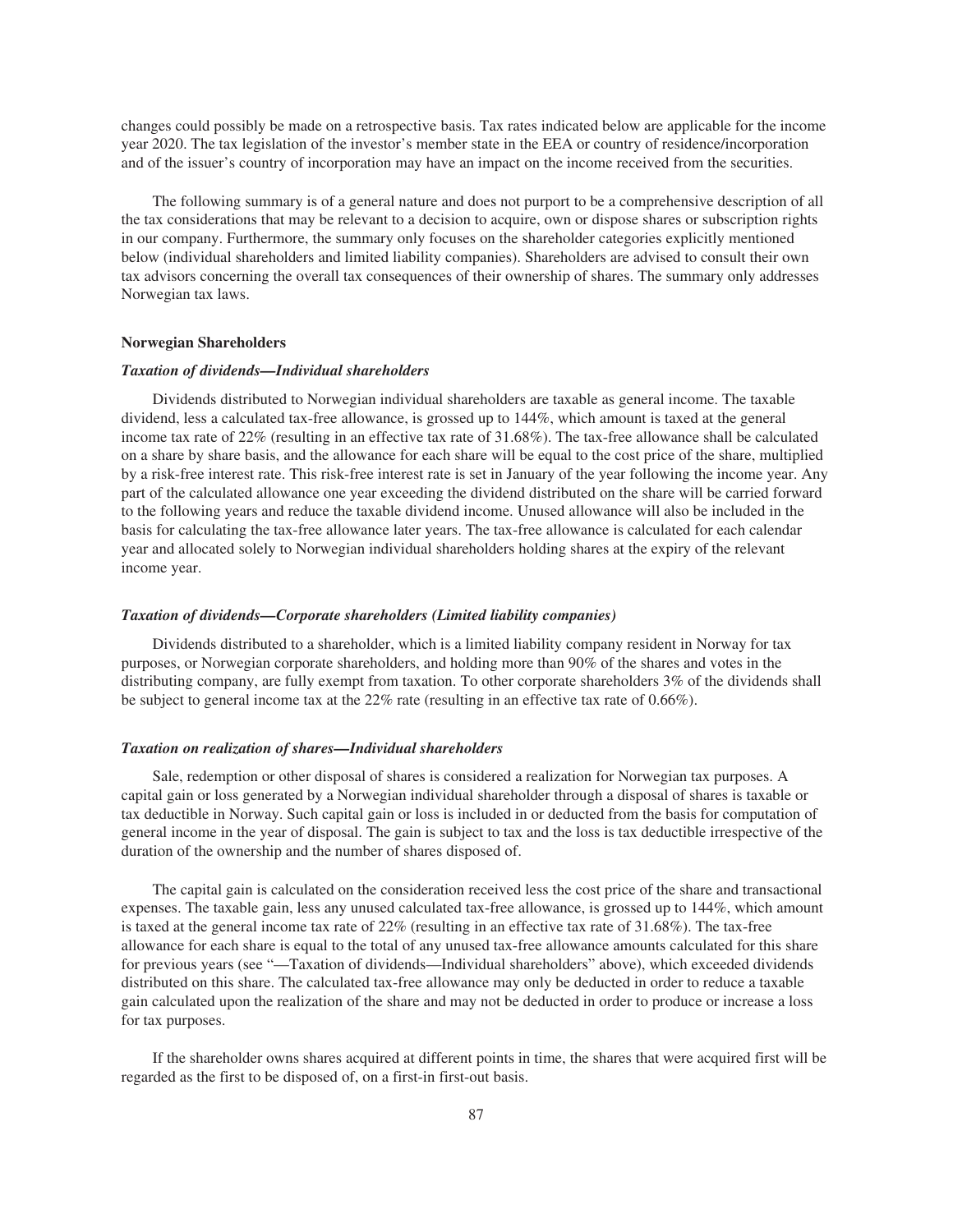changes could possibly be made on a retrospective basis. Tax rates indicated below are applicable for the income year 2020. The tax legislation of the investor's member state in the EEA or country of residence/incorporation and of the issuer's country of incorporation may have an impact on the income received from the securities.

The following summary is of a general nature and does not purport to be a comprehensive description of all the tax considerations that may be relevant to a decision to acquire, own or dispose shares or subscription rights in our company. Furthermore, the summary only focuses on the shareholder categories explicitly mentioned below (individual shareholders and limited liability companies). Shareholders are advised to consult their own tax advisors concerning the overall tax consequences of their ownership of shares. The summary only addresses Norwegian tax laws.

### Norwegian Shareholders

#### *Taxation of dividends—Individual shareholders*

Dividends distributed to Norwegian individual shareholders are taxable as general income. The taxable dividend, less a calculated tax-free allowance, is grossed up to 144%, which amount is taxed at the general income tax rate of 22% (resulting in an effective tax rate of 31.68%). The tax-free allowance shall be calculated on a share by share basis, and the allowance for each share will be equal to the cost price of the share, multiplied by a risk-free interest rate. This risk-free interest rate is set in January of the year following the income year. Any part of the calculated allowance one year exceeding the dividend distributed on the share will be carried forward to the following years and reduce the taxable dividend income. Unused allowance will also be included in the basis for calculating the tax-free allowance later years. The tax-free allowance is calculated for each calendar year and allocated solely to Norwegian individual shareholders holding shares at the expiry of the relevant income year.

#### *Taxation of dividends—Corporate shareholders (Limited liability companies)*

Dividends distributed to a shareholder, which is a limited liability company resident in Norway for tax purposes, or Norwegian corporate shareholders, and holding more than 90% of the shares and votes in the distributing company, are fully exempt from taxation. To other corporate shareholders 3% of the dividends shall be subject to general income tax at the 22% rate (resulting in an effective tax rate of 0.66%).

#### *Taxation on realization of shares—Individual shareholders*

Sale, redemption or other disposal of shares is considered a realization for Norwegian tax purposes. A capital gain or loss generated by a Norwegian individual shareholder through a disposal of shares is taxable or tax deductible in Norway. Such capital gain or loss is included in or deducted from the basis for computation of general income in the year of disposal. The gain is subject to tax and the loss is tax deductible irrespective of the duration of the ownership and the number of shares disposed of.

The capital gain is calculated on the consideration received less the cost price of the share and transactional expenses. The taxable gain, less any unused calculated tax-free allowance, is grossed up to 144%, which amount is taxed at the general income tax rate of 22% (resulting in an effective tax rate of 31.68%). The tax-free allowance for each share is equal to the total of any unused tax-free allowance amounts calculated for this share for previous years (see "—Taxation of dividends—Individual shareholders" above), which exceeded dividends distributed on this share. The calculated tax-free allowance may only be deducted in order to reduce a taxable gain calculated upon the realization of the share and may not be deducted in order to produce or increase a loss for tax purposes.

If the shareholder owns shares acquired at different points in time, the shares that were acquired first will be regarded as the first to be disposed of, on a first-in first-out basis.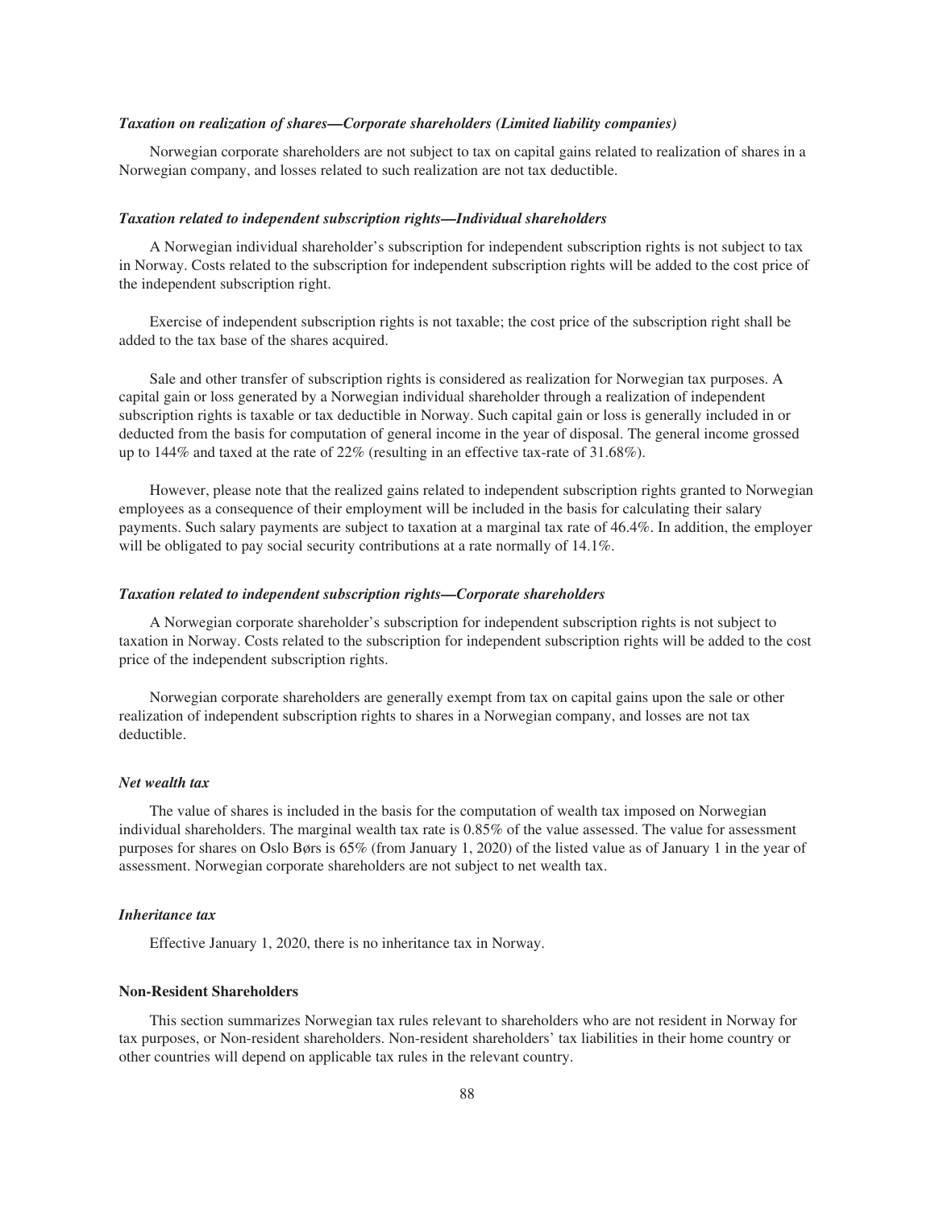***Taxation on realization of shares—Corporate shareholders (Limited liability companies)***

Norwegian corporate shareholders are not subject to tax on capital gains related to realization of shares in a Norwegian company, and losses related to such realization are not tax deductible.

***Taxation related to independent subscription rights—Individual shareholders***

A Norwegian individual shareholder's subscription for independent subscription rights is not subject to tax in Norway. Costs related to the subscription for independent subscription rights will be added to the cost price of the independent subscription right.

Exercise of independent subscription rights is not taxable; the cost price of the subscription right shall be added to the tax base of the shares acquired.

Sale and other transfer of subscription rights is considered as realization for Norwegian tax purposes. A capital gain or loss generated by a Norwegian individual shareholder through a realization of independent subscription rights is taxable or tax deductible in Norway. Such capital gain or loss is generally included in or deducted from the basis for computation of general income in the year of disposal. The general income grossed up to 144% and taxed at the rate of 22% (resulting in an effective tax-rate of 31.68%).

However, please note that the realized gains related to independent subscription rights granted to Norwegian employees as a consequence of their employment will be included in the basis for calculating their salary payments. Such salary payments are subject to taxation at a marginal tax rate of 46.4%. In addition, the employer will be obligated to pay social security contributions at a rate normally of 14.1%.

***Taxation related to independent subscription rights—Corporate shareholders***

A Norwegian corporate shareholder's subscription for independent subscription rights is not subject to taxation in Norway. Costs related to the subscription for independent subscription rights will be added to the cost price of the independent subscription rights.

Norwegian corporate shareholders are generally exempt from tax on capital gains upon the sale or other realization of independent subscription rights to shares in a Norwegian company, and losses are not tax deductible.

***Net wealth tax***

The value of shares is included in the basis for the computation of wealth tax imposed on Norwegian individual shareholders. The marginal wealth tax rate is 0.85% of the value assessed. The value for assessment purposes for shares on Oslo Børs is 65% (from January 1, 2020) of the listed value as of January 1 in the year of assessment. Norwegian corporate shareholders are not subject to net wealth tax.

***Inheritance tax***

Effective January 1, 2020, there is no inheritance tax in Norway.

**Non-Resident Shareholders**

This section summarizes Norwegian tax rules relevant to shareholders who are not resident in Norway for tax purposes, or Non-resident shareholders. Non-resident shareholders' tax liabilities in their home country or other countries will depend on applicable tax rules in the relevant country.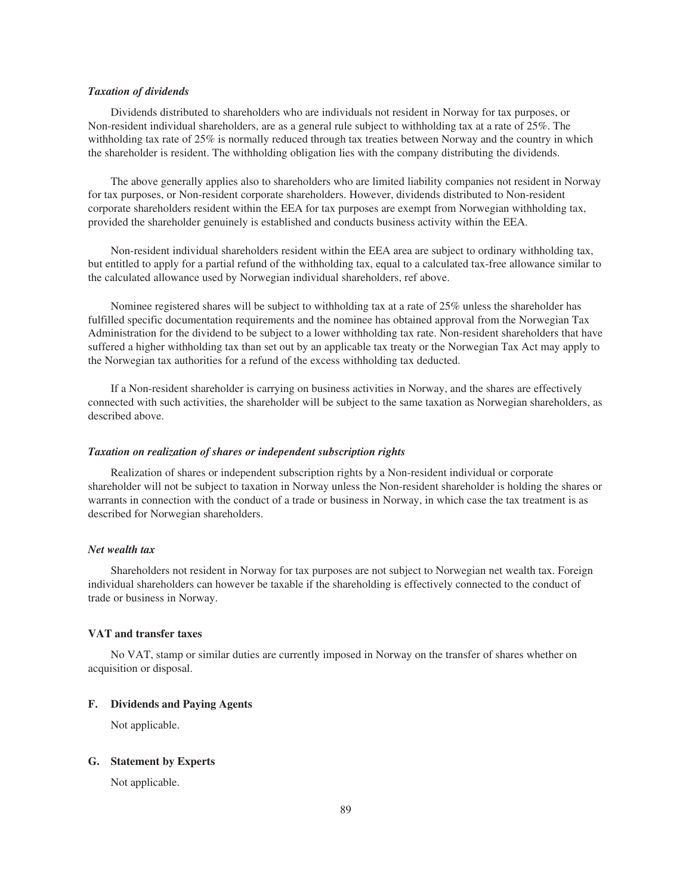*Taxation of dividends*

Dividends distributed to shareholders who are individuals not resident in Norway for tax purposes, or Non-resident individual shareholders, are as a general rule subject to withholding tax at a rate of 25%. The withholding tax rate of 25% is normally reduced through tax treaties between Norway and the country in which the shareholder is resident. The withholding obligation lies with the company distributing the dividends.

The above generally applies also to shareholders who are limited liability companies not resident in Norway for tax purposes, or Non-resident corporate shareholders. However, dividends distributed to Non-resident corporate shareholders resident within the EEA for tax purposes are exempt from Norwegian withholding tax, provided the shareholder genuinely is established and conducts business activity within the EEA.

Non-resident individual shareholders resident within the EEA area are subject to ordinary withholding tax, but entitled to apply for a partial refund of the withholding tax, equal to a calculated tax-free allowance similar to the calculated allowance used by Norwegian individual shareholders, ref above.

Nominee registered shares will be subject to withholding tax at a rate of 25% unless the shareholder has fulfilled specific documentation requirements and the nominee has obtained approval from the Norwegian Tax Administration for the dividend to be subject to a lower withholding tax rate. Non-resident shareholders that have suffered a higher withholding tax than set out by an applicable tax treaty or the Norwegian Tax Act may apply to the Norwegian tax authorities for a refund of the excess withholding tax deducted.

If a Non-resident shareholder is carrying on business activities in Norway, and the shares are effectively connected with such activities, the shareholder will be subject to the same taxation as Norwegian shareholders, as described above.

*Taxation on realization of shares or independent subscription rights*

Realization of shares or independent subscription rights by a Non-resident individual or corporate shareholder will not be subject to taxation in Norway unless the Non-resident shareholder is holding the shares or warrants in connection with the conduct of a trade or business in Norway, in which case the tax treatment is as described for Norwegian shareholders.

*Net wealth tax*

Shareholders not resident in Norway for tax purposes are not subject to Norwegian net wealth tax. Foreign individual shareholders can however be taxable if the shareholding is effectively connected to the conduct of trade or business in Norway.

**VAT and transfer taxes**

No VAT, stamp or similar duties are currently imposed in Norway on the transfer of shares whether on acquisition or disposal.

**F. Dividends and Paying Agents**

Not applicable.

**G. Statement by Experts**

Not applicable.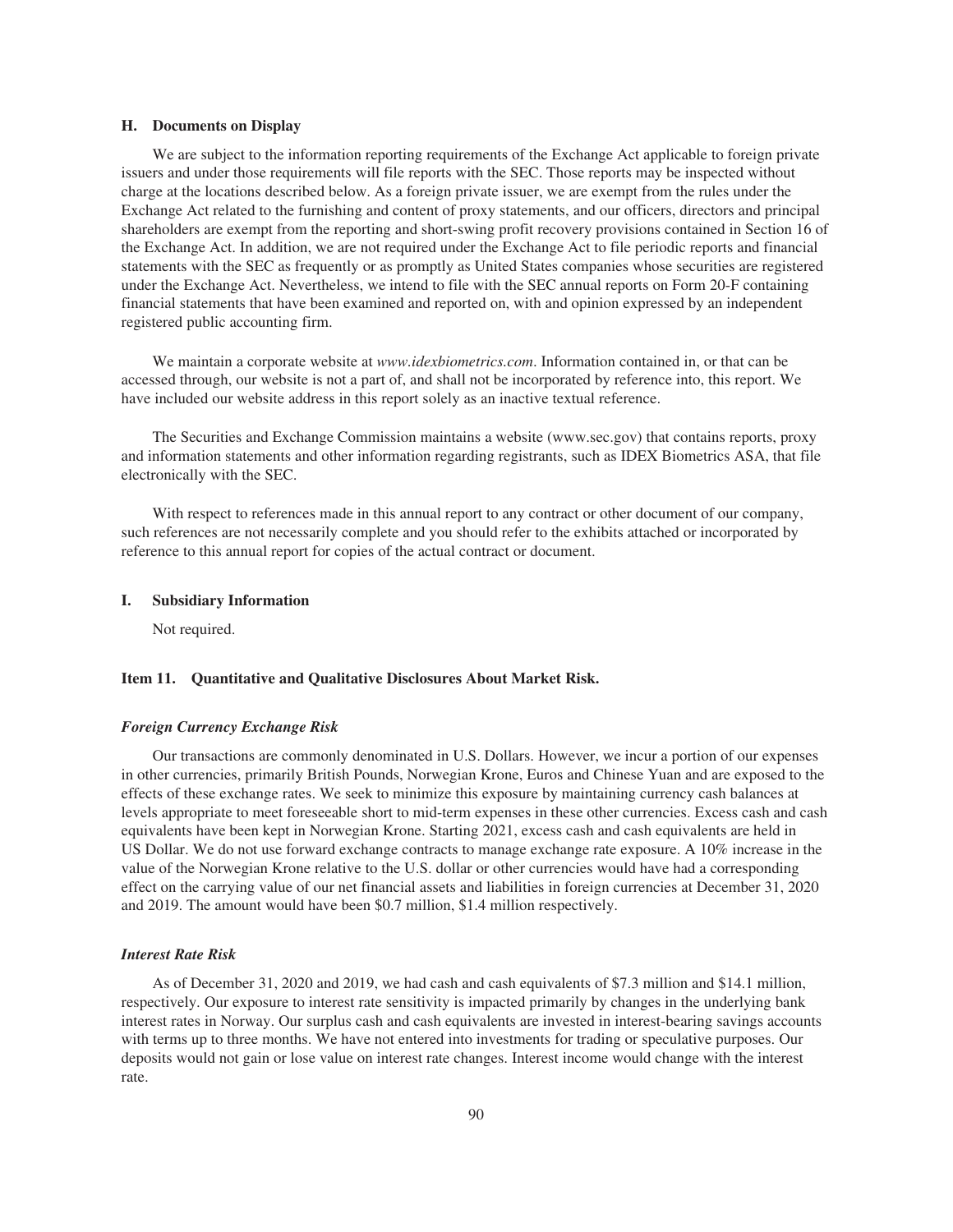### H. Documents on Display

We are subject to the information reporting requirements of the Exchange Act applicable to foreign private issuers and under those requirements will file reports with the SEC. Those reports may be inspected without charge at the locations described below. As a foreign private issuer, we are exempt from the rules under the Exchange Act related to the furnishing and content of proxy statements, and our officers, directors and principal shareholders are exempt from the reporting and short-swing profit recovery provisions contained in Section 16 of the Exchange Act. In addition, we are not required under the Exchange Act to file periodic reports and financial statements with the SEC as frequently or as promptly as United States companies whose securities are registered under the Exchange Act. Nevertheless, we intend to file with the SEC annual reports on Form 20-F containing financial statements that have been examined and reported on, with and opinion expressed by an independent registered public accounting firm.

We maintain a corporate website at *www.idexbiometrics.com*. Information contained in, or that can be accessed through, our website is not a part of, and shall not be incorporated by reference into, this report. We have included our website address in this report solely as an inactive textual reference.

The Securities and Exchange Commission maintains a website (www.sec.gov) that contains reports, proxy and information statements and other information regarding registrants, such as IDEX Biometrics ASA, that file electronically with the SEC.

With respect to references made in this annual report to any contract or other document of our company, such references are not necessarily complete and you should refer to the exhibits attached or incorporated by reference to this annual report for copies of the actual contract or document.

### I. Subsidiary Information

Not required.

## Item 11. Quantitative and Qualitative Disclosures About Market Risk.

***Foreign Currency Exchange Risk***

Our transactions are commonly denominated in U.S. Dollars. However, we incur a portion of our expenses in other currencies, primarily British Pounds, Norwegian Krone, Euros and Chinese Yuan and are exposed to the effects of these exchange rates. We seek to minimize this exposure by maintaining currency cash balances at levels appropriate to meet foreseeable short to mid-term expenses in these other currencies. Excess cash and cash equivalents have been kept in Norwegian Krone. Starting 2021, excess cash and cash equivalents are held in US Dollar. We do not use forward exchange contracts to manage exchange rate exposure. A 10% increase in the value of the Norwegian Krone relative to the U.S. dollar or other currencies would have had a corresponding effect on the carrying value of our net financial assets and liabilities in foreign currencies at December 31, 2020 and 2019. The amount would have been \$0.7 million, \$1.4 million respectively.

***Interest Rate Risk***

As of December 31, 2020 and 2019, we had cash and cash equivalents of \$7.3 million and \$14.1 million, respectively. Our exposure to interest rate sensitivity is impacted primarily by changes in the underlying bank interest rates in Norway. Our surplus cash and cash equivalents are invested in interest-bearing savings accounts with terms up to three months. We have not entered into investments for trading or speculative purposes. Our deposits would not gain or lose value on interest rate changes. Interest income would change with the interest rate.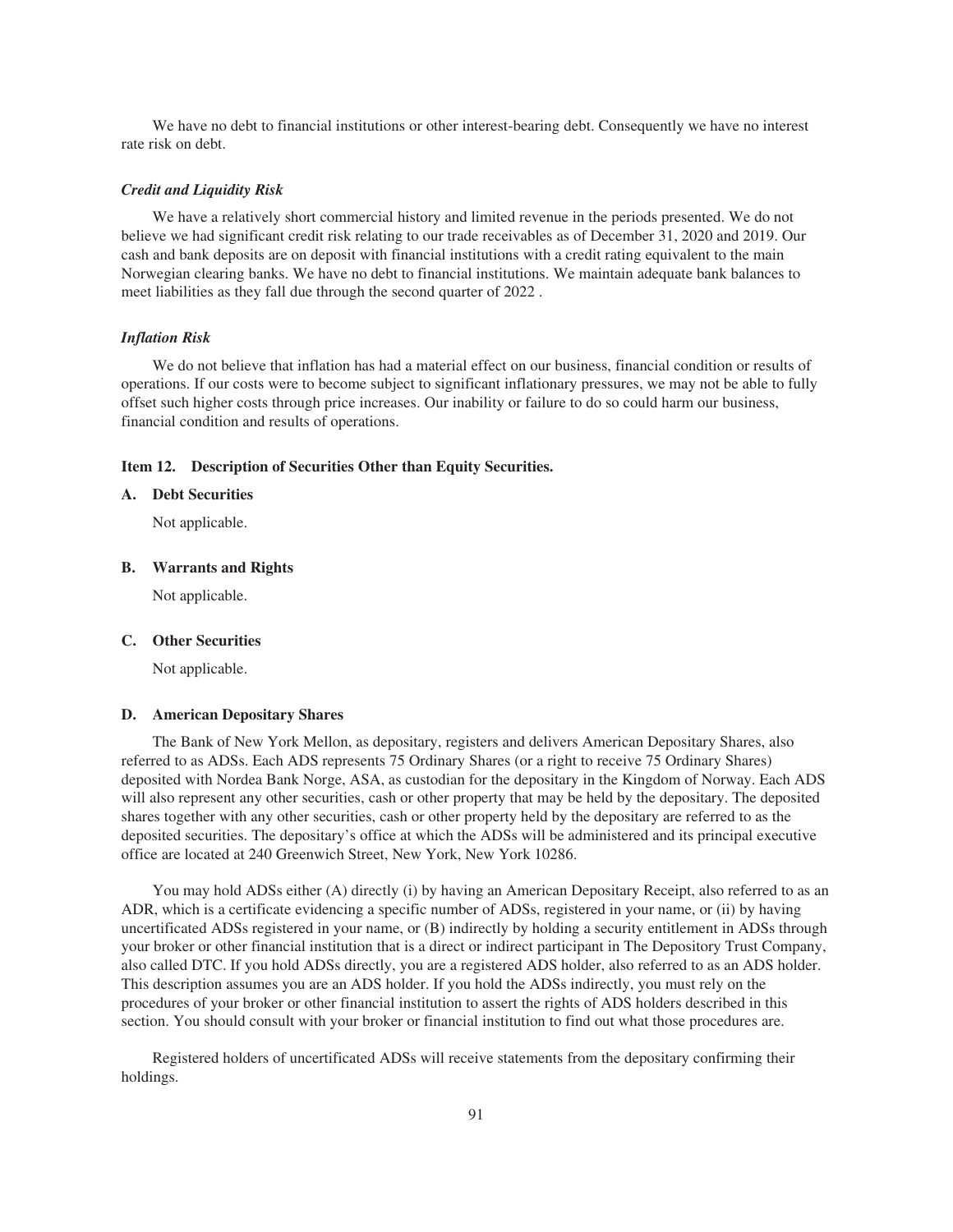We have no debt to financial institutions or other interest-bearing debt. Consequently we have no interest rate risk on debt.

### *Credit and Liquidity Risk*

We have a relatively short commercial history and limited revenue in the periods presented. We do not believe we had significant credit risk relating to our trade receivables as of December 31, 2020 and 2019. Our cash and bank deposits are on deposit with financial institutions with a credit rating equivalent to the main Norwegian clearing banks. We have no debt to financial institutions. We maintain adequate bank balances to meet liabilities as they fall due through the second quarter of 2022 .

### *Inflation Risk*

We do not believe that inflation has had a material effect on our business, financial condition or results of operations. If our costs were to become subject to significant inflationary pressures, we may not be able to fully offset such higher costs through price increases. Our inability or failure to do so could harm our business, financial condition and results of operations.

## Item 12. Description of Securities Other than Equity Securities.

### A. Debt Securities

Not applicable.

### B. Warrants and Rights

Not applicable.

### C. Other Securities

Not applicable.

### D. American Depositary Shares

The Bank of New York Mellon, as depositary, registers and delivers American Depositary Shares, also referred to as ADSs. Each ADS represents 75 Ordinary Shares (or a right to receive 75 Ordinary Shares) deposited with Nordea Bank Norge, ASA, as custodian for the depositary in the Kingdom of Norway. Each ADS will also represent any other securities, cash or other property that may be held by the depositary. The deposited shares together with any other securities, cash or other property held by the depositary are referred to as the deposited securities. The depositary's office at which the ADSs will be administered and its principal executive office are located at 240 Greenwich Street, New York, New York 10286.

You may hold ADSs either (A) directly (i) by having an American Depositary Receipt, also referred to as an ADR, which is a certificate evidencing a specific number of ADSs, registered in your name, or (ii) by having uncertificated ADSs registered in your name, or (B) indirectly by holding a security entitlement in ADSs through your broker or other financial institution that is a direct or indirect participant in The Depository Trust Company, also called DTC. If you hold ADSs directly, you are a registered ADS holder, also referred to as an ADS holder. This description assumes you are an ADS holder. If you hold the ADSs indirectly, you must rely on the procedures of your broker or other financial institution to assert the rights of ADS holders described in this section. You should consult with your broker or financial institution to find out what those procedures are.

Registered holders of uncertificated ADSs will receive statements from the depositary confirming their holdings.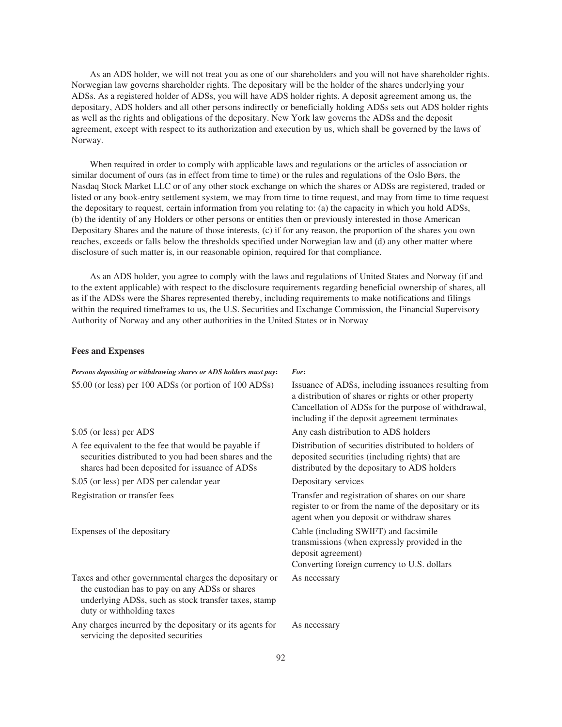As an ADS holder, we will not treat you as one of our shareholders and you will not have shareholder rights. Norwegian law governs shareholder rights. The depositary will be the holder of the shares underlying your ADSs. As a registered holder of ADSs, you will have ADS holder rights. A deposit agreement among us, the depositary, ADS holders and all other persons indirectly or beneficially holding ADSs sets out ADS holder rights as well as the rights and obligations of the depositary. New York law governs the ADSs and the deposit agreement, except with respect to its authorization and execution by us, which shall be governed by the laws of Norway.

When required in order to comply with applicable laws and regulations or the articles of association or similar document of ours (as in effect from time to time) or the rules and regulations of the Oslo Børs, the Nasdaq Stock Market LLC or of any other stock exchange on which the shares or ADSs are registered, traded or listed or any book-entry settlement system, we may from time to time request, and may from time to time request the depositary to request, certain information from you relating to: (a) the capacity in which you hold ADSs, (b) the identity of any Holders or other persons or entities then or previously interested in those American Depositary Shares and the nature of those interests, (c) if for any reason, the proportion of the shares you own reaches, exceeds or falls below the thresholds specified under Norwegian law and (d) any other matter where disclosure of such matter is, in our reasonable opinion, required for that compliance.

As an ADS holder, you agree to comply with the laws and regulations of United States and Norway (if and to the extent applicable) with respect to the disclosure requirements regarding beneficial ownership of shares, all as if the ADSs were the Shares represented thereby, including requirements to make notifications and filings within the required timeframes to us, the U.S. Securities and Exchange Commission, the Financial Supervisory Authority of Norway and any other authorities in the United States or in Norway

**Fees and Expenses**

| ***Persons depositing or withdrawing shares or ADS holders must pay:*** | ***For:*** |
|---|---|
| \$5.00 (or less) per 100 ADSs (or portion of 100 ADSs) | Issuance of ADSs, including issuances resulting from a distribution of shares or rights or other property<br>Cancellation of ADSs for the purpose of withdrawal, including if the deposit agreement terminates |
| \$.05 (or less) per ADS | Any cash distribution to ADS holders |
| A fee equivalent to the fee that would be payable if securities distributed to you had been shares and the shares had been deposited for issuance of ADSs | Distribution of securities distributed to holders of deposited securities (including rights) that are distributed by the depositary to ADS holders |
| \$.05 (or less) per ADS per calendar year | Depositary services |
| Registration or transfer fees | Transfer and registration of shares on our share register to or from the name of the depositary or its agent when you deposit or withdraw shares |
| Expenses of the depositary | Cable (including SWIFT) and facsimile transmissions (when expressly provided in the deposit agreement)<br>Converting foreign currency to U.S. dollars |
| Taxes and other governmental charges the depositary or the custodian has to pay on any ADSs or shares underlying ADSs, such as stock transfer taxes, stamp duty or withholding taxes | As necessary |
| Any charges incurred by the depositary or its agents for servicing the deposited securities | As necessary |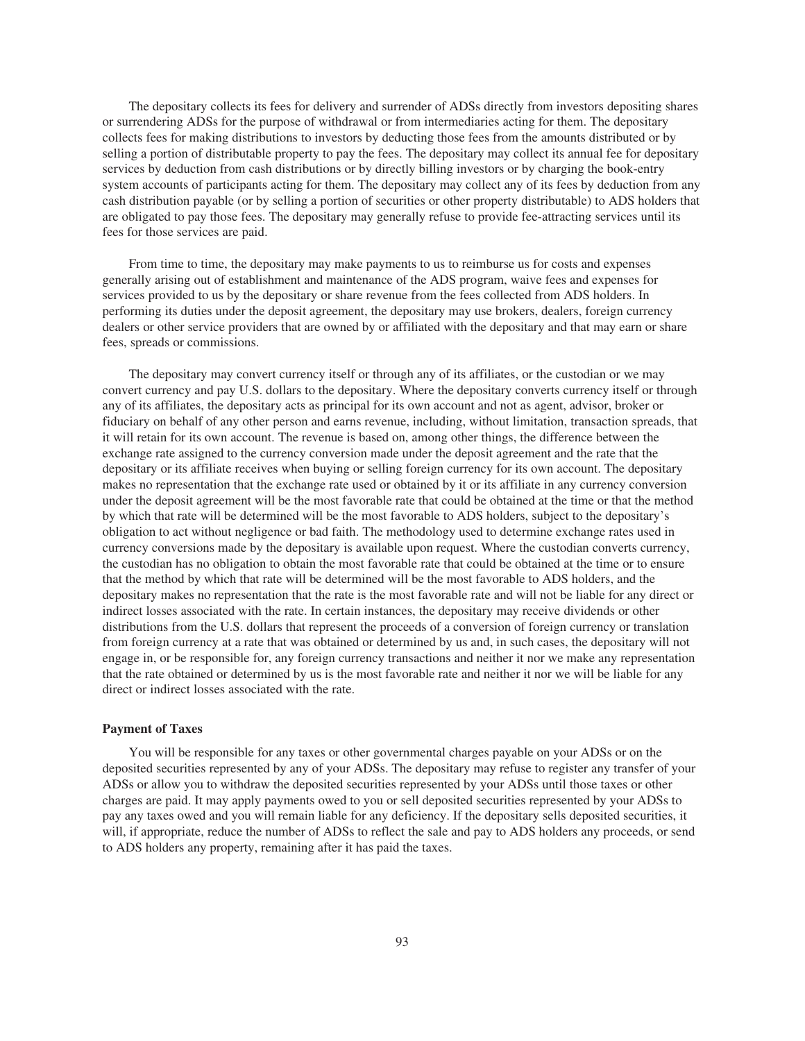The depositary collects its fees for delivery and surrender of ADSs directly from investors depositing shares or surrendering ADSs for the purpose of withdrawal or from intermediaries acting for them. The depositary collects fees for making distributions to investors by deducting those fees from the amounts distributed or by selling a portion of distributable property to pay the fees. The depositary may collect its annual fee for depositary services by deduction from cash distributions or by directly billing investors or by charging the book-entry system accounts of participants acting for them. The depositary may collect any of its fees by deduction from any cash distribution payable (or by selling a portion of securities or other property distributable) to ADS holders that are obligated to pay those fees. The depositary may generally refuse to provide fee-attracting services until its fees for those services are paid.

From time to time, the depositary may make payments to us to reimburse us for costs and expenses generally arising out of establishment and maintenance of the ADS program, waive fees and expenses for services provided to us by the depositary or share revenue from the fees collected from ADS holders. In performing its duties under the deposit agreement, the depositary may use brokers, dealers, foreign currency dealers or other service providers that are owned by or affiliated with the depositary and that may earn or share fees, spreads or commissions.

The depositary may convert currency itself or through any of its affiliates, or the custodian or we may convert currency and pay U.S. dollars to the depositary. Where the depositary converts currency itself or through any of its affiliates, the depositary acts as principal for its own account and not as agent, advisor, broker or fiduciary on behalf of any other person and earns revenue, including, without limitation, transaction spreads, that it will retain for its own account. The revenue is based on, among other things, the difference between the exchange rate assigned to the currency conversion made under the deposit agreement and the rate that the depositary or its affiliate receives when buying or selling foreign currency for its own account. The depositary makes no representation that the exchange rate used or obtained by it or its affiliate in any currency conversion under the deposit agreement will be the most favorable rate that could be obtained at the time or that the method by which that rate will be determined will be the most favorable to ADS holders, subject to the depositary's obligation to act without negligence or bad faith. The methodology used to determine exchange rates used in currency conversions made by the depositary is available upon request. Where the custodian converts currency, the custodian has no obligation to obtain the most favorable rate that could be obtained at the time or to ensure that the method by which that rate will be determined will be the most favorable to ADS holders, and the depositary makes no representation that the rate is the most favorable rate and will not be liable for any direct or indirect losses associated with the rate. In certain instances, the depositary may receive dividends or other distributions from the U.S. dollars that represent the proceeds of a conversion of foreign currency or translation from foreign currency at a rate that was obtained or determined by us and, in such cases, the depositary will not engage in, or be responsible for, any foreign currency transactions and neither it nor we make any representation that the rate obtained or determined by us is the most favorable rate and neither it nor we will be liable for any direct or indirect losses associated with the rate.

### Payment of Taxes

You will be responsible for any taxes or other governmental charges payable on your ADSs or on the deposited securities represented by any of your ADSs. The depositary may refuse to register any transfer of your ADSs or allow you to withdraw the deposited securities represented by your ADSs until those taxes or other charges are paid. It may apply payments owed to you or sell deposited securities represented by your ADSs to pay any taxes owed and you will remain liable for any deficiency. If the depositary sells deposited securities, it will, if appropriate, reduce the number of ADSs to reflect the sale and pay to ADS holders any proceeds, or send to ADS holders any property, remaining after it has paid the taxes.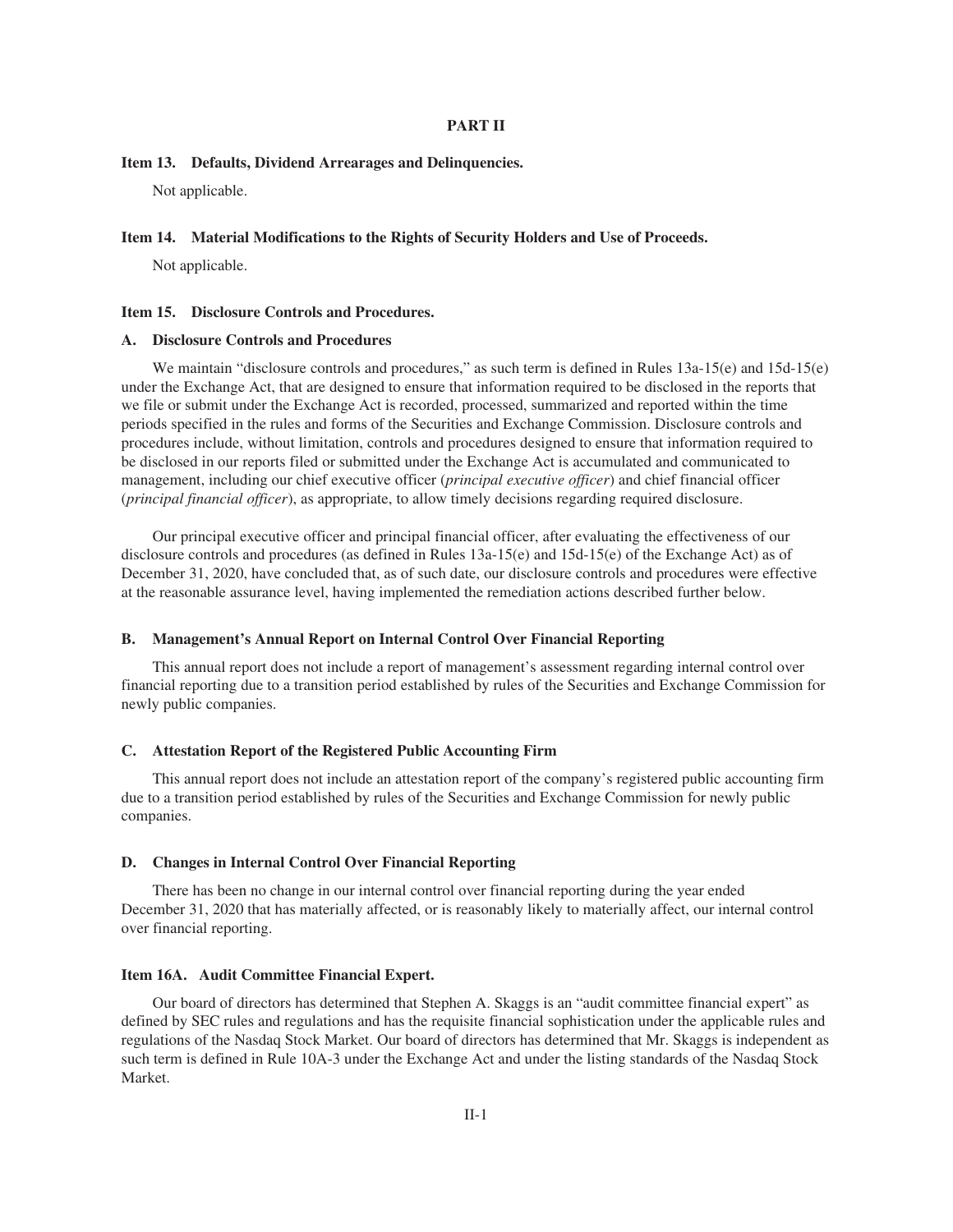# PART II

### Item 13. Defaults, Dividend Arrearages and Delinquencies.

Not applicable.

### Item 14. Material Modifications to the Rights of Security Holders and Use of Proceeds.

Not applicable.

### Item 15. Disclosure Controls and Procedures.

#### A. Disclosure Controls and Procedures

We maintain "disclosure controls and procedures," as such term is defined in Rules 13a-15(e) and 15d-15(e) under the Exchange Act, that are designed to ensure that information required to be disclosed in the reports that we file or submit under the Exchange Act is recorded, processed, summarized and reported within the time periods specified in the rules and forms of the Securities and Exchange Commission. Disclosure controls and procedures include, without limitation, controls and procedures designed to ensure that information required to be disclosed in our reports filed or submitted under the Exchange Act is accumulated and communicated to management, including our chief executive officer (*principal executive officer*) and chief financial officer (*principal financial officer*), as appropriate, to allow timely decisions regarding required disclosure.

Our principal executive officer and principal financial officer, after evaluating the effectiveness of our disclosure controls and procedures (as defined in Rules 13a-15(e) and 15d-15(e) of the Exchange Act) as of December 31, 2020, have concluded that, as of such date, our disclosure controls and procedures were effective at the reasonable assurance level, having implemented the remediation actions described further below.

#### B. Management's Annual Report on Internal Control Over Financial Reporting

This annual report does not include a report of management's assessment regarding internal control over financial reporting due to a transition period established by rules of the Securities and Exchange Commission for newly public companies.

#### C. Attestation Report of the Registered Public Accounting Firm

This annual report does not include an attestation report of the company's registered public accounting firm due to a transition period established by rules of the Securities and Exchange Commission for newly public companies.

#### D. Changes in Internal Control Over Financial Reporting

There has been no change in our internal control over financial reporting during the year ended December 31, 2020 that has materially affected, or is reasonably likely to materially affect, our internal control over financial reporting.

### Item 16A. Audit Committee Financial Expert.

Our board of directors has determined that Stephen A. Skaggs is an "audit committee financial expert" as defined by SEC rules and regulations and has the requisite financial sophistication under the applicable rules and regulations of the Nasdaq Stock Market. Our board of directors has determined that Mr. Skaggs is independent as such term is defined in Rule 10A-3 under the Exchange Act and under the listing standards of the Nasdaq Stock Market.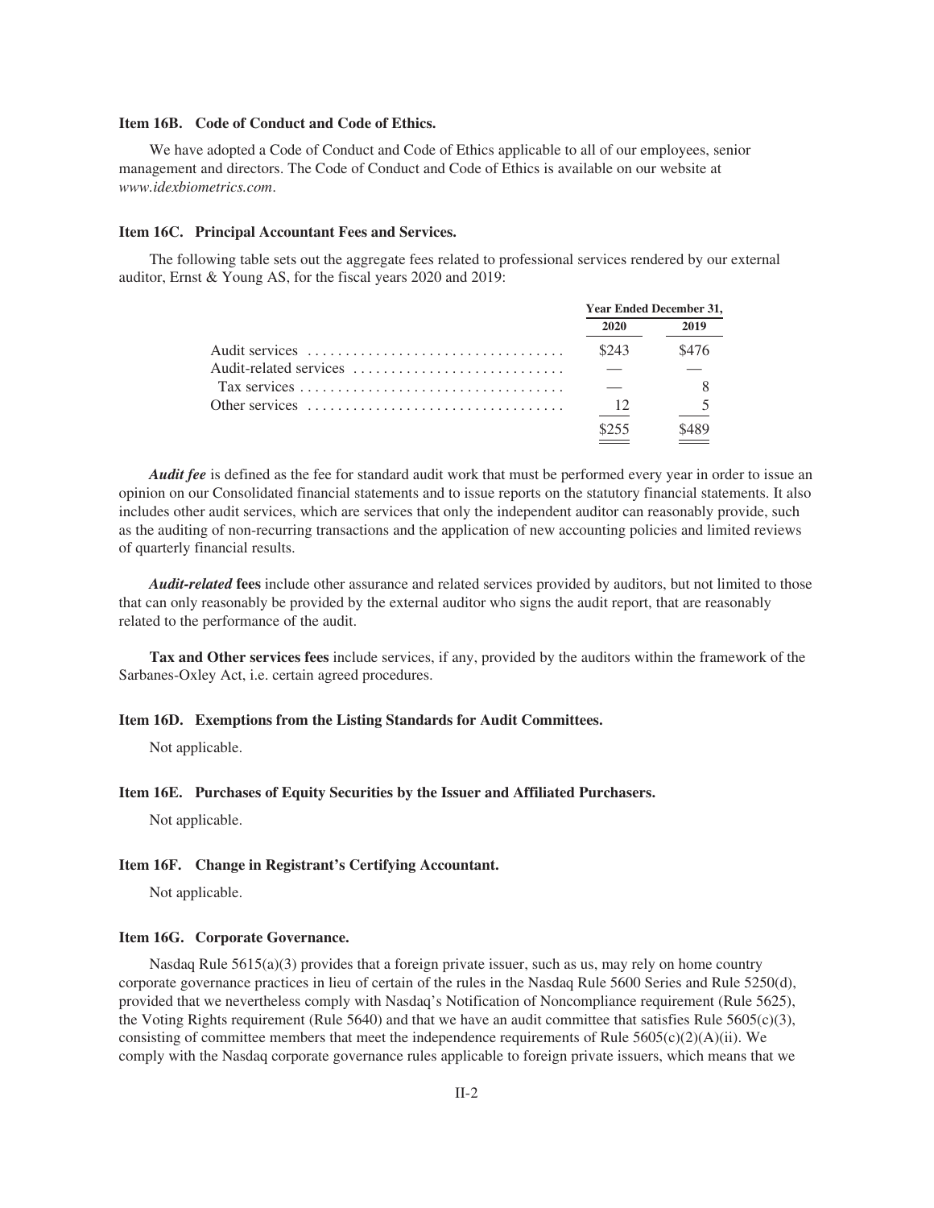### Item 16B. Code of Conduct and Code of Ethics.

We have adopted a Code of Conduct and Code of Ethics applicable to all of our employees, senior management and directors. The Code of Conduct and Code of Ethics is available on our website at *www.idexbiometrics.com*.

### Item 16C. Principal Accountant Fees and Services.

The following table sets out the aggregate fees related to professional services rendered by our external auditor, Ernst & Young AS, for the fiscal years 2020 and 2019:

| | Year Ended December 31, | |
|---|---|---|
| | 2020 | 2019 |
| Audit services | $243 | $476 |
| Audit-related services | — | — |
| Tax services | — | 8 |
| Other services | 12 | 5 |
| | $255 | $489 |

***Audit fee*** is defined as the fee for standard audit work that must be performed every year in order to issue an opinion on our Consolidated financial statements and to issue reports on the statutory financial statements. It also includes other audit services, which are services that only the independent auditor can reasonably provide, such as the auditing of non-recurring transactions and the application of new accounting policies and limited reviews of quarterly financial results.

***Audit-related* fees** include other assurance and related services provided by auditors, but not limited to those that can only reasonably be provided by the external auditor who signs the audit report, that are reasonably related to the performance of the audit.

**Tax and Other services fees** include services, if any, provided by the auditors within the framework of the Sarbanes-Oxley Act, i.e. certain agreed procedures.

### Item 16D. Exemptions from the Listing Standards for Audit Committees.

Not applicable.

### Item 16E. Purchases of Equity Securities by the Issuer and Affiliated Purchasers.

Not applicable.

### Item 16F. Change in Registrant's Certifying Accountant.

Not applicable.

### Item 16G. Corporate Governance.

Nasdaq Rule 5615(a)(3) provides that a foreign private issuer, such as us, may rely on home country corporate governance practices in lieu of certain of the rules in the Nasdaq Rule 5600 Series and Rule 5250(d), provided that we nevertheless comply with Nasdaq's Notification of Noncompliance requirement (Rule 5625), the Voting Rights requirement (Rule 5640) and that we have an audit committee that satisfies Rule 5605(c)(3), consisting of committee members that meet the independence requirements of Rule 5605(c)(2)(A)(ii). We comply with the Nasdaq corporate governance rules applicable to foreign private issuers, which means that we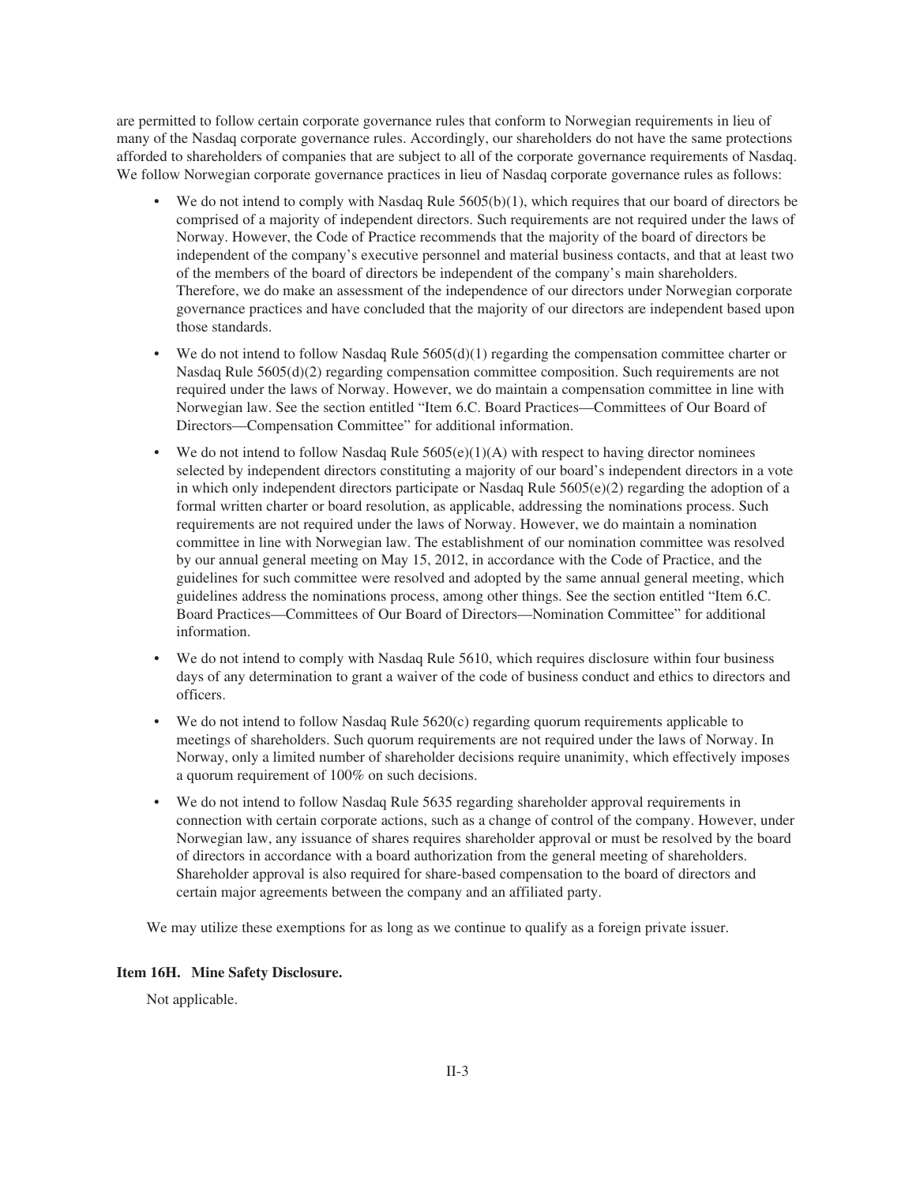are permitted to follow certain corporate governance rules that conform to Norwegian requirements in lieu of many of the Nasdaq corporate governance rules. Accordingly, our shareholders do not have the same protections afforded to shareholders of companies that are subject to all of the corporate governance requirements of Nasdaq. We follow Norwegian corporate governance practices in lieu of Nasdaq corporate governance rules as follows:

- We do not intend to comply with Nasdaq Rule 5605(b)(1), which requires that our board of directors be comprised of a majority of independent directors. Such requirements are not required under the laws of Norway. However, the Code of Practice recommends that the majority of the board of directors be independent of the company's executive personnel and material business contacts, and that at least two of the members of the board of directors be independent of the company's main shareholders. Therefore, we do make an assessment of the independence of our directors under Norwegian corporate governance practices and have concluded that the majority of our directors are independent based upon those standards.
- We do not intend to follow Nasdaq Rule 5605(d)(1) regarding the compensation committee charter or Nasdaq Rule 5605(d)(2) regarding compensation committee composition. Such requirements are not required under the laws of Norway. However, we do maintain a compensation committee in line with Norwegian law. See the section entitled "Item 6.C. Board Practices—Committees of Our Board of Directors—Compensation Committee" for additional information.
- We do not intend to follow Nasdaq Rule 5605(e)(1)(A) with respect to having director nominees selected by independent directors constituting a majority of our board's independent directors in a vote in which only independent directors participate or Nasdaq Rule 5605(e)(2) regarding the adoption of a formal written charter or board resolution, as applicable, addressing the nominations process. Such requirements are not required under the laws of Norway. However, we do maintain a nomination committee in line with Norwegian law. The establishment of our nomination committee was resolved by our annual general meeting on May 15, 2012, in accordance with the Code of Practice, and the guidelines for such committee were resolved and adopted by the same annual general meeting, which guidelines address the nominations process, among other things. See the section entitled "Item 6.C. Board Practices—Committees of Our Board of Directors—Nomination Committee" for additional information.
- We do not intend to comply with Nasdaq Rule 5610, which requires disclosure within four business days of any determination to grant a waiver of the code of business conduct and ethics to directors and officers.
- We do not intend to follow Nasdaq Rule 5620(c) regarding quorum requirements applicable to meetings of shareholders. Such quorum requirements are not required under the laws of Norway. In Norway, only a limited number of shareholder decisions require unanimity, which effectively imposes a quorum requirement of 100% on such decisions.
- We do not intend to follow Nasdaq Rule 5635 regarding shareholder approval requirements in connection with certain corporate actions, such as a change of control of the company. However, under Norwegian law, any issuance of shares requires shareholder approval or must be resolved by the board of directors in accordance with a board authorization from the general meeting of shareholders. Shareholder approval is also required for share-based compensation to the board of directors and certain major agreements between the company and an affiliated party.

We may utilize these exemptions for as long as we continue to qualify as a foreign private issuer.

### Item 16H. Mine Safety Disclosure.

Not applicable.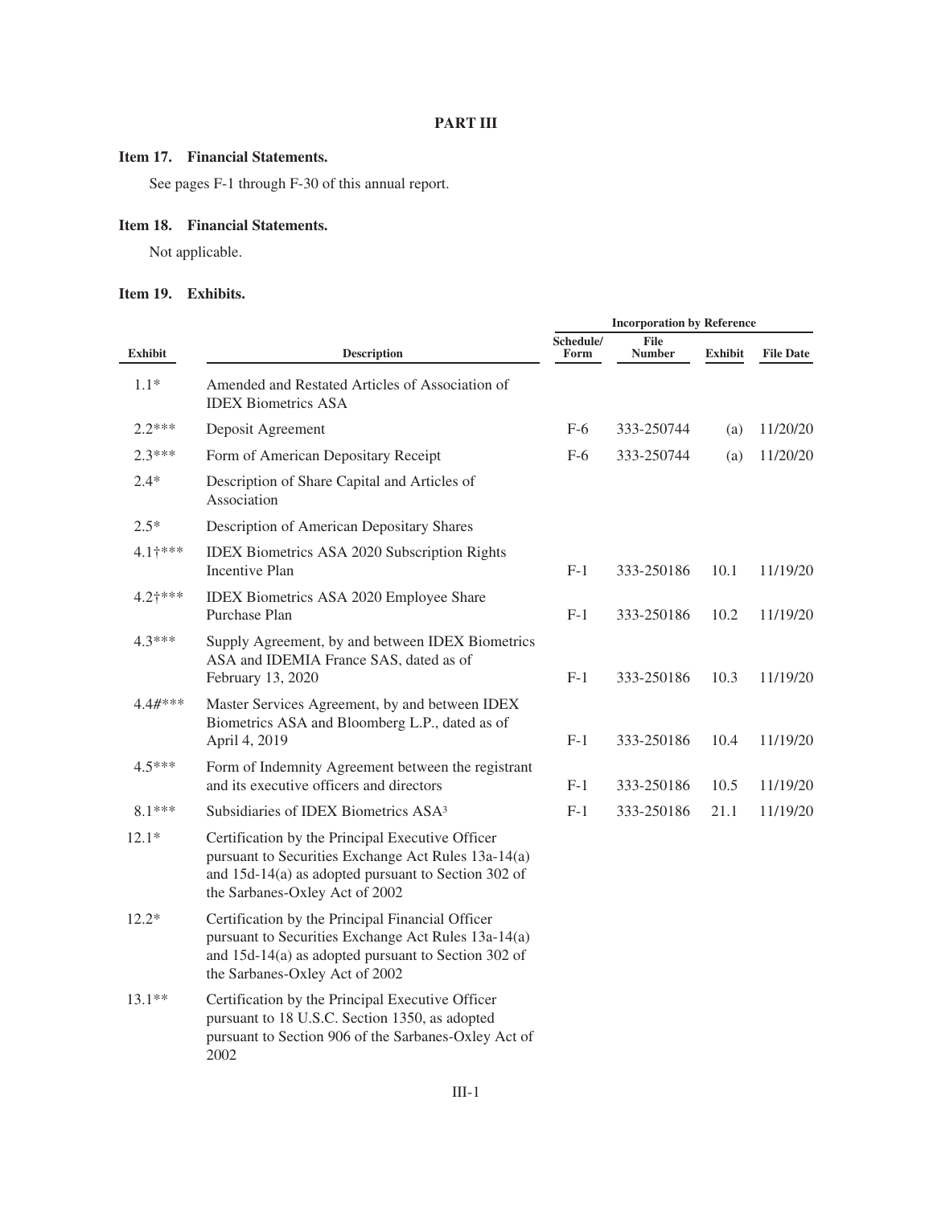**PART III**

### Item 17. Financial Statements.

See pages F-1 through F-30 of this annual report.

### Item 18. Financial Statements.

Not applicable.

### Item 19. Exhibits.

| | | Incorporation by Reference | | | |
|---|---|---|---|---|---|
| **Exhibit** | **Description** | **Schedule/ Form** | **File Number** | **Exhibit** | **File Date** |
| 1.1* | Amended and Restated Articles of Association of IDEX Biometrics ASA | | | | |
| 2.2*** | Deposit Agreement | F-6 | 333-250744 | (a) | 11/20/20 |
| 2.3*** | Form of American Depositary Receipt | F-6 | 333-250744 | (a) | 11/20/20 |
| 2.4* | Description of Share Capital and Articles of Association | | | | |
| 2.5* | Description of American Depositary Shares | | | | |
| 4.1†*** | IDEX Biometrics ASA 2020 Subscription Rights Incentive Plan | F-1 | 333-250186 | 10.1 | 11/19/20 |
| 4.2†*** | IDEX Biometrics ASA 2020 Employee Share Purchase Plan | F-1 | 333-250186 | 10.2 | 11/19/20 |
| 4.3*** | Supply Agreement, by and between IDEX Biometrics ASA and IDEMIA France SAS, dated as of February 13, 2020 | F-1 | 333-250186 | 10.3 | 11/19/20 |
| 4.4#*** | Master Services Agreement, by and between IDEX Biometrics ASA and Bloomberg L.P., dated as of April 4, 2019 | F-1 | 333-250186 | 10.4 | 11/19/20 |
| 4.5*** | Form of Indemnity Agreement between the registrant and its executive officers and directors | F-1 | 333-250186 | 10.5 | 11/19/20 |
| 8.1*** | Subsidiaries of IDEX Biometrics ASA[3] | F-1 | 333-250186 | 21.1 | 11/19/20 |
| 12.1* | Certification by the Principal Executive Officer pursuant to Securities Exchange Act Rules 13a-14(a) and 15d-14(a) as adopted pursuant to Section 302 of the Sarbanes-Oxley Act of 2002 | | | | |
| 12.2* | Certification by the Principal Financial Officer pursuant to Securities Exchange Act Rules 13a-14(a) and 15d-14(a) as adopted pursuant to Section 302 of the Sarbanes-Oxley Act of 2002 | | | | |
| 13.1** | Certification by the Principal Executive Officer pursuant to 18 U.S.C. Section 1350, as adopted pursuant to Section 906 of the Sarbanes-Oxley Act of 2002 | | | | |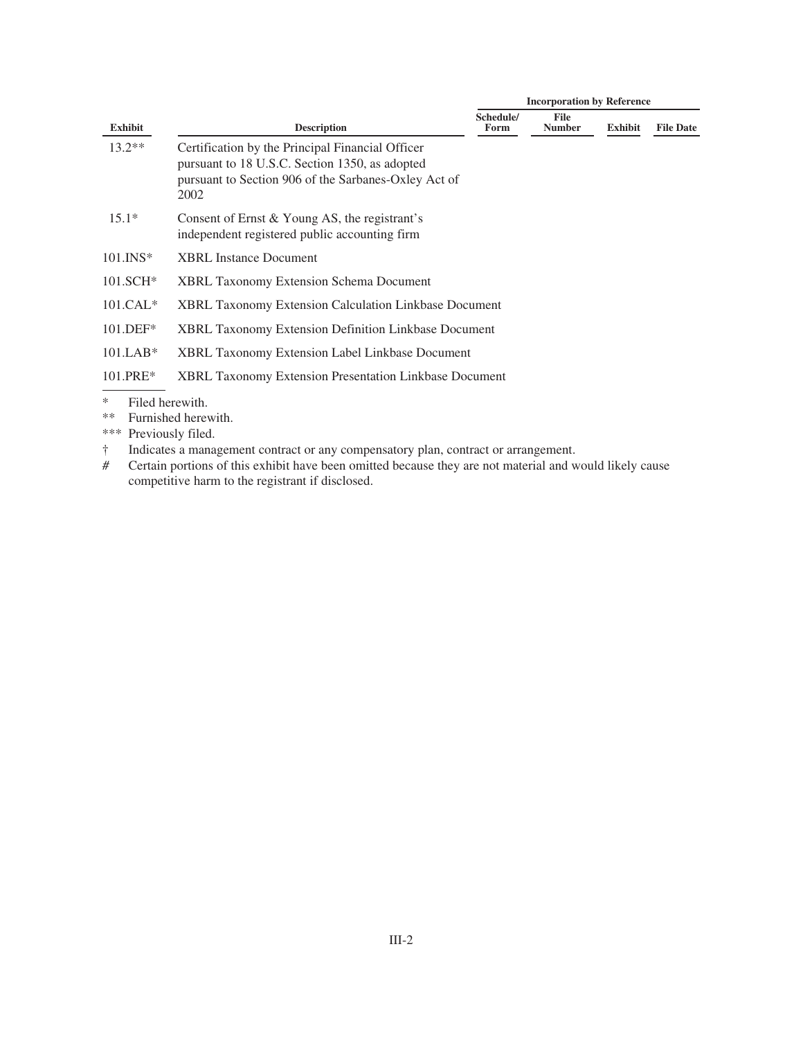| Exhibit | Description | Incorporation by Reference | | | |
|---|---|---|---|---|---|
| | | Schedule/ Form | File Number | Exhibit | File Date |
| 13.2** | Certification by the Principal Financial Officer pursuant to 18 U.S.C. Section 1350, as adopted pursuant to Section 906 of the Sarbanes-Oxley Act of 2002 | | | | |
| 15.1* | Consent of Ernst & Young AS, the registrant's independent registered public accounting firm | | | | |
| 101.INS* | XBRL Instance Document | | | | |
| 101.SCH* | XBRL Taxonomy Extension Schema Document | | | | |
| 101.CAL* | XBRL Taxonomy Extension Calculation Linkbase Document | | | | |
| 101.DEF* | XBRL Taxonomy Extension Definition Linkbase Document | | | | |
| 101.LAB* | XBRL Taxonomy Extension Label Linkbase Document | | | | |
| 101.PRE* | XBRL Taxonomy Extension Presentation Linkbase Document | | | | |

\* Filed herewith.

** Furnished herewith.

*** Previously filed.

† Indicates a management contract or any compensatory plan, contract or arrangement.

# Certain portions of this exhibit have been omitted because they are not material and would likely cause competitive harm to the registrant if disclosed.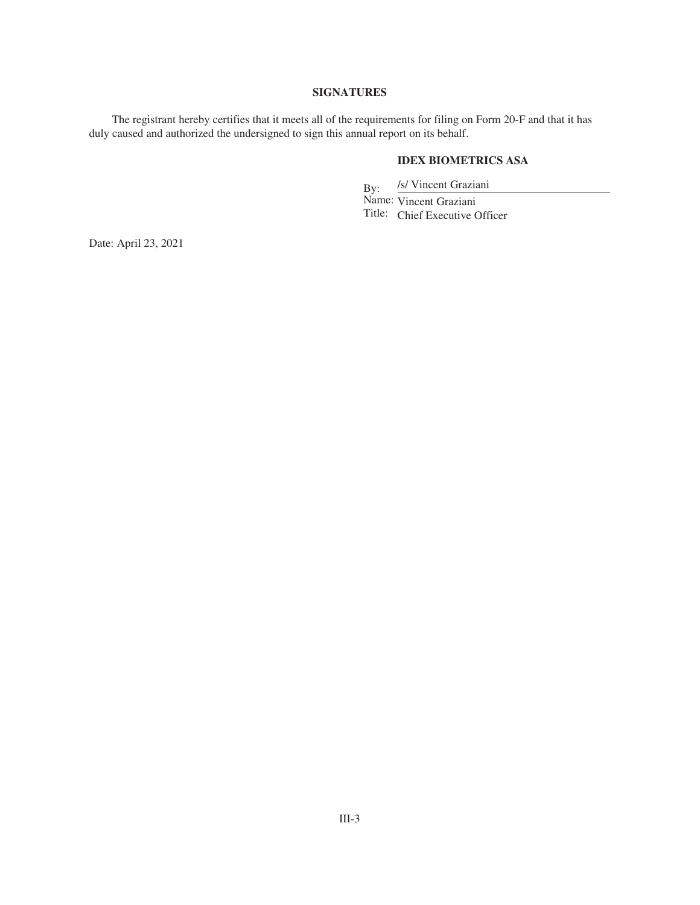## SIGNATURES

The registrant hereby certifies that it meets all of the requirements for filing on Form 20-F and that it has duly caused and authorized the undersigned to sign this annual report on its behalf.

**IDEX BIOMETRICS ASA**

By: /s/ Vincent Graziani

Name: Vincent Graziani

Title: Chief Executive Officer

Date: April 23, 2021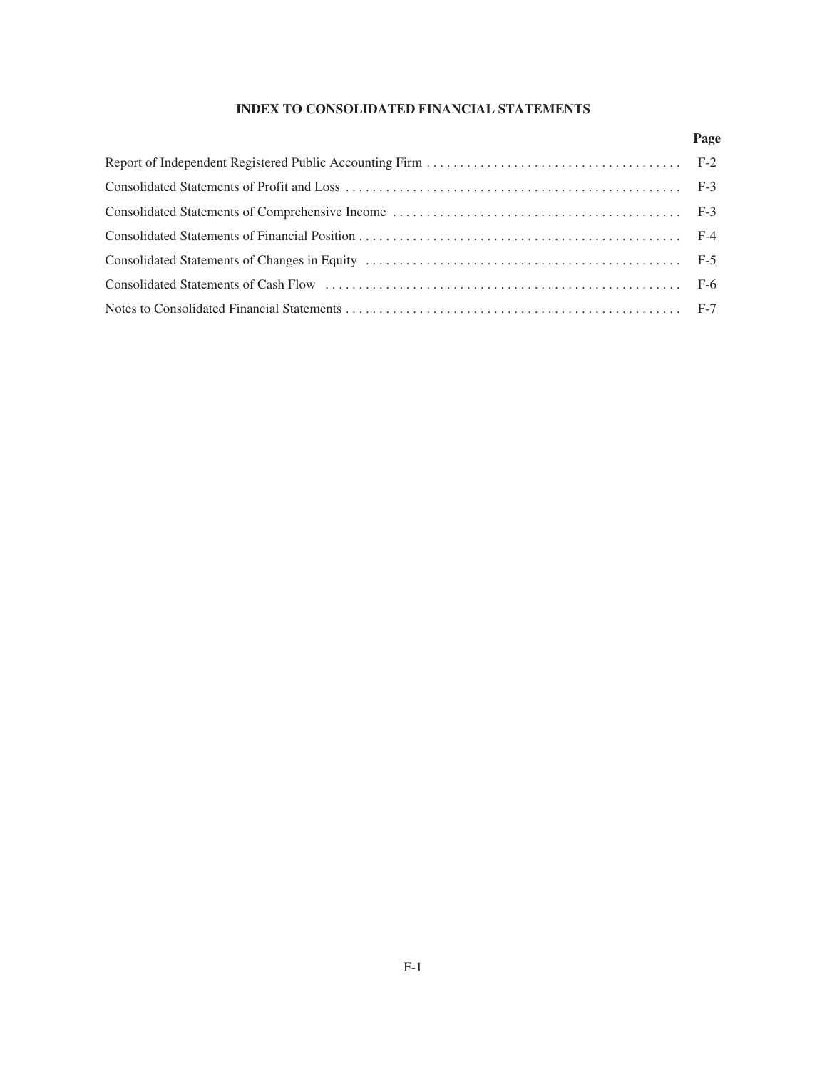## INDEX TO CONSOLIDATED FINANCIAL STATEMENTS

| | Page |
|---|---|
| Report of Independent Registered Public Accounting Firm | F-2 |
| Consolidated Statements of Profit and Loss | F-3 |
| Consolidated Statements of Comprehensive Income | F-3 |
| Consolidated Statements of Financial Position | F-4 |
| Consolidated Statements of Changes in Equity | F-5 |
| Consolidated Statements of Cash Flow | F-6 |
| Notes to Consolidated Financial Statements | F-7 |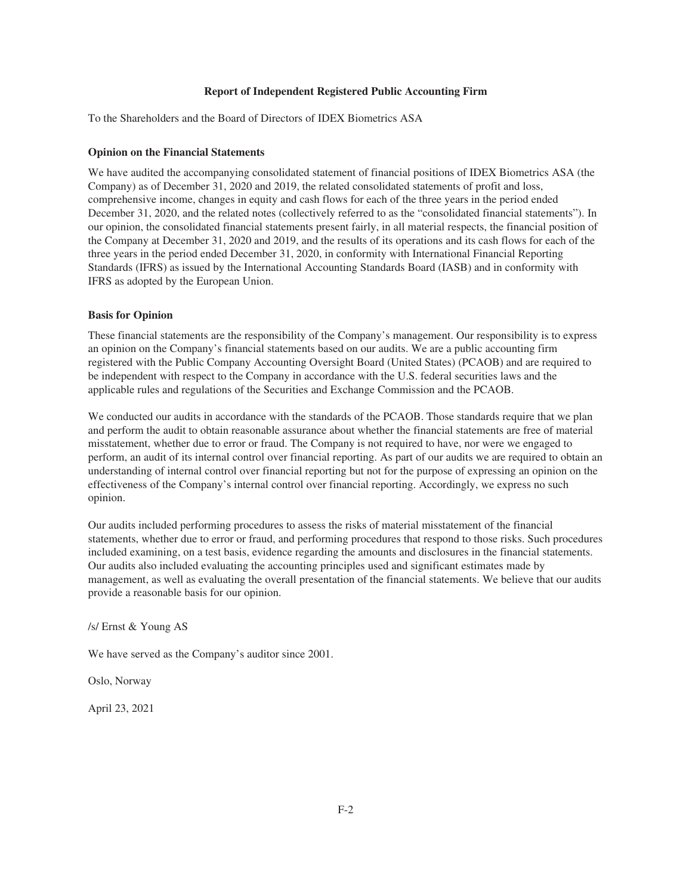# Report of Independent Registered Public Accounting Firm

To the Shareholders and the Board of Directors of IDEX Biometrics ASA

## Opinion on the Financial Statements

We have audited the accompanying consolidated statement of financial positions of IDEX Biometrics ASA (the Company) as of December 31, 2020 and 2019, the related consolidated statements of profit and loss, comprehensive income, changes in equity and cash flows for each of the three years in the period ended December 31, 2020, and the related notes (collectively referred to as the "consolidated financial statements"). In our opinion, the consolidated financial statements present fairly, in all material respects, the financial position of the Company at December 31, 2020 and 2019, and the results of its operations and its cash flows for each of the three years in the period ended December 31, 2020, in conformity with International Financial Reporting Standards (IFRS) as issued by the International Accounting Standards Board (IASB) and in conformity with IFRS as adopted by the European Union.

## Basis for Opinion

These financial statements are the responsibility of the Company's management. Our responsibility is to express an opinion on the Company's financial statements based on our audits. We are a public accounting firm registered with the Public Company Accounting Oversight Board (United States) (PCAOB) and are required to be independent with respect to the Company in accordance with the U.S. federal securities laws and the applicable rules and regulations of the Securities and Exchange Commission and the PCAOB.

We conducted our audits in accordance with the standards of the PCAOB. Those standards require that we plan and perform the audit to obtain reasonable assurance about whether the financial statements are free of material misstatement, whether due to error or fraud. The Company is not required to have, nor were we engaged to perform, an audit of its internal control over financial reporting. As part of our audits we are required to obtain an understanding of internal control over financial reporting but not for the purpose of expressing an opinion on the effectiveness of the Company's internal control over financial reporting. Accordingly, we express no such opinion.

Our audits included performing procedures to assess the risks of material misstatement of the financial statements, whether due to error or fraud, and performing procedures that respond to those risks. Such procedures included examining, on a test basis, evidence regarding the amounts and disclosures in the financial statements. Our audits also included evaluating the accounting principles used and significant estimates made by management, as well as evaluating the overall presentation of the financial statements. We believe that our audits provide a reasonable basis for our opinion.

/s/ Ernst & Young AS

We have served as the Company's auditor since 2001.

Oslo, Norway

April 23, 2021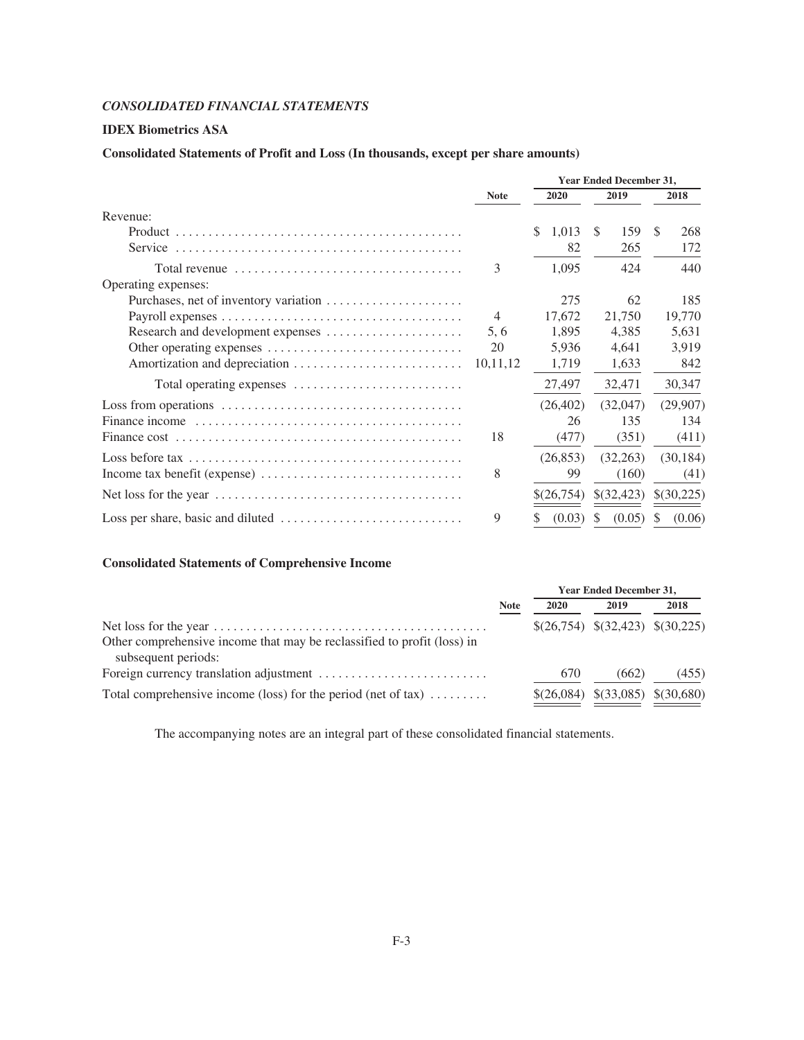*CONSOLIDATED FINANCIAL STATEMENTS*

**IDEX Biometrics ASA**

**Consolidated Statements of Profit and Loss (In thousands, except per share amounts)**

| | Note | Year Ended December 31, 2020 | 2019 | 2018 |
|---|---|---|---|---|
| Revenue: | | | | |
| Product | | $ 1,013 | $ 159 | $ 268 |
| Service | | 82 | 265 | 172 |
| Total revenue | 3 | 1,095 | 424 | 440 |
| Operating expenses: | | | | |
| Purchases, net of inventory variation | | 275 | 62 | 185 |
| Payroll expenses | 4 | 17,672 | 21,750 | 19,770 |
| Research and development expenses | 5, 6 | 1,895 | 4,385 | 5,631 |
| Other operating expenses | 20 | 5,936 | 4,641 | 3,919 |
| Amortization and depreciation | 10,11,12 | 1,719 | 1,633 | 842 |
| Total operating expenses | | 27,497 | 32,471 | 30,347 |
| Loss from operations | | (26,402) | (32,047) | (29,907) |
| Finance income | | 26 | 135 | 134 |
| Finance cost | 18 | (477) | (351) | (411) |
| Loss before tax | | (26,853) | (32,263) | (30,184) |
| Income tax benefit (expense) | 8 | 99 | (160) | (41) |
| Net loss for the year | | $(26,754) | $(32,423) | $(30,225) |
| Loss per share, basic and diluted | 9 | $ (0.03) | $ (0.05) | $ (0.06) |

**Consolidated Statements of Comprehensive Income**

| | Note | Year Ended December 31, 2020 | 2019 | 2018 |
|---|---|---|---|---|
| Net loss for the year | | $(26,754) | $(32,423) | $(30,225) |
| Other comprehensive income that may be reclassified to profit (loss) in subsequent periods: | | | | |
| Foreign currency translation adjustment | | 670 | (662) | (455) |
| Total comprehensive income (loss) for the period (net of tax) | | $(26,084) | $(33,085) | $(30,680) |

The accompanying notes are an integral part of these consolidated financial statements.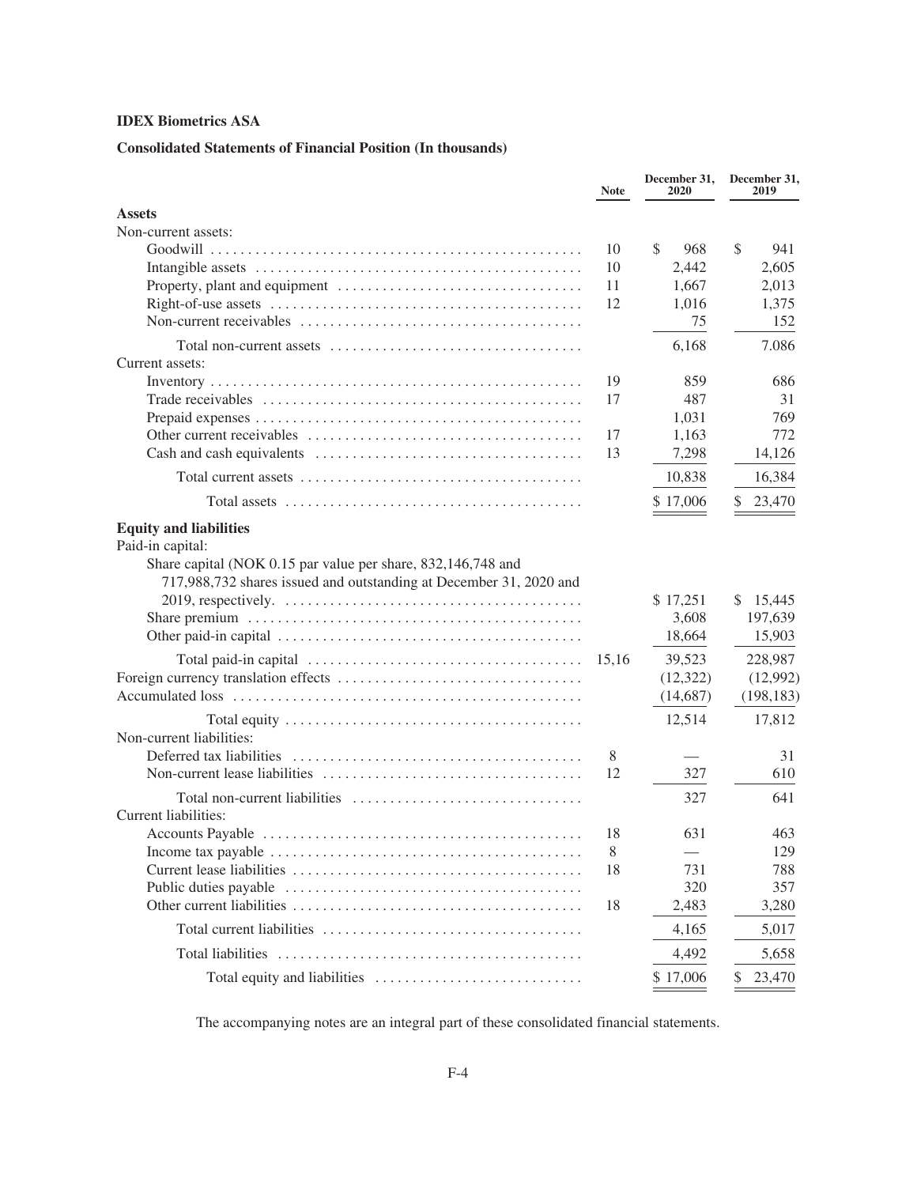**IDEX Biometrics ASA**

**Consolidated Statements of Financial Position (In thousands)**

| | Note | December 31, 2020 | December 31, 2019 |
|---|---|---|---|
| **Assets** | | | |
| Non-current assets: | | | |
| Goodwill | 10 | $ 968 | $ 941 |
| Intangible assets | 10 | 2,442 | 2,605 |
| Property, plant and equipment | 11 | 1,667 | 2,013 |
| Right-of-use assets | 12 | 1,016 | 1,375 |
| Non-current receivables | | 75 | 152 |
| Total non-current assets | | 6,168 | 7.086 |
| Current assets: | | | |
| Inventory | 19 | 859 | 686 |
| Trade receivables | 17 | 487 | 31 |
| Prepaid expenses | | 1,031 | 769 |
| Other current receivables | 17 | 1,163 | 772 |
| Cash and cash equivalents | 13 | 7,298 | 14,126 |
| Total current assets | | 10,838 | 16,384 |
| Total assets | | $ 17,006 | $ 23,470 |
| **Equity and liabilities** | | | |
| Paid-in capital: | | | |
| Share capital (NOK 0.15 par value per share, 832,146,748 and 717,988,732 shares issued and outstanding at December 31, 2020 and 2019, respectively. | | $ 17,251 | $ 15,445 |
| Share premium | | 3,608 | 197,639 |
| Other paid-in capital | | 18,664 | 15,903 |
| Total paid-in capital | 15,16 | 39,523 | 228,987 |
| Foreign currency translation effects | | (12,322) | (12,992) |
| Accumulated loss | | (14,687) | (198,183) |
| Total equity | | 12,514 | 17,812 |
| Non-current liabilities: | | | |
| Deferred tax liabilities | 8 | — | 31 |
| Non-current lease liabilities | 12 | 327 | 610 |
| Total non-current liabilities | | 327 | 641 |
| Current liabilities: | | | |
| Accounts Payable | 18 | 631 | 463 |
| Income tax payable | 8 | — | 129 |
| Current lease liabilities | 18 | 731 | 788 |
| Public duties payable | | 320 | 357 |
| Other current liabilities | 18 | 2,483 | 3,280 |
| Total current liabilities | | 4,165 | 5,017 |
| Total liabilities | | 4,492 | 5,658 |
| Total equity and liabilities | | $ 17,006 | $ 23,470 |

The accompanying notes are an integral part of these consolidated financial statements.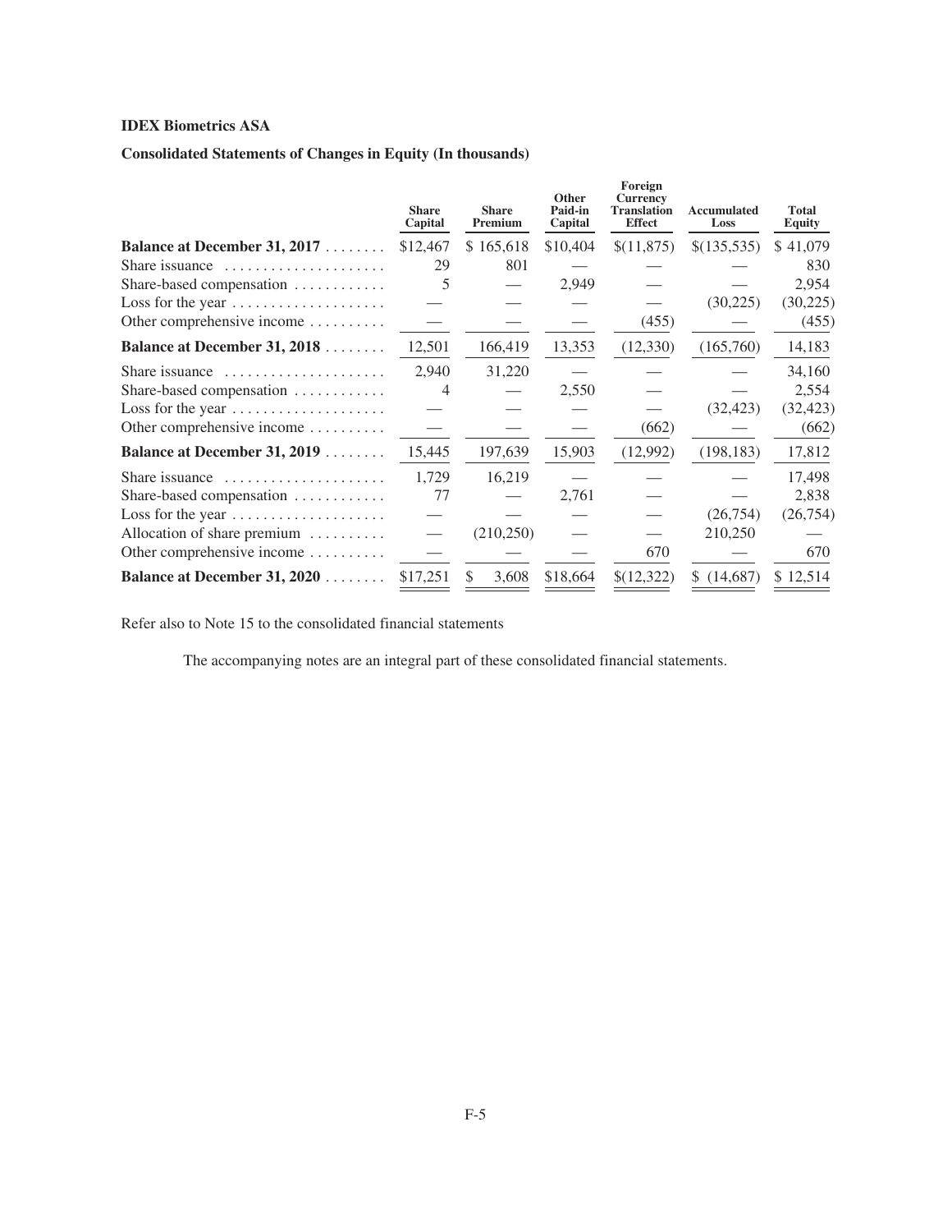**IDEX Biometrics ASA**

**Consolidated Statements of Changes in Equity (In thousands)**

| | Share Capital | Share Premium | Other Paid-in Capital | Foreign Currency Translation Effect | Accumulated Loss | Total Equity |
|---|---|---|---|---|---|---|
| **Balance at December 31, 2017** | $12,467 | $ 165,618 | $10,404 | $(11,875) | $(135,535) | $ 41,079 |
| Share issuance | 29 | 801 | — | — | — | 830 |
| Share-based compensation | 5 | — | 2,949 | — | — | 2,954 |
| Loss for the year | — | — | — | — | (30,225) | (30,225) |
| Other comprehensive income | — | — | — | (455) | — | (455) |
| **Balance at December 31, 2018** | 12,501 | 166,419 | 13,353 | (12,330) | (165,760) | 14,183 |
| Share issuance | 2,940 | 31,220 | — | — | — | 34,160 |
| Share-based compensation | 4 | — | 2,550 | — | — | 2,554 |
| Loss for the year | — | — | — | — | (32,423) | (32,423) |
| Other comprehensive income | — | — | — | (662) | — | (662) |
| **Balance at December 31, 2019** | 15,445 | 197,639 | 15,903 | (12,992) | (198,183) | 17,812 |
| Share issuance | 1,729 | 16,219 | — | — | — | 17,498 |
| Share-based compensation | 77 | — | 2,761 | — | — | 2,838 |
| Loss for the year | — | — | — | — | (26,754) | (26,754) |
| Allocation of share premium | — | (210,250) | — | — | 210,250 | — |
| Other comprehensive income | — | — | — | 670 | — | 670 |
| **Balance at December 31, 2020** | $17,251 | $ 3,608 | $18,664 | $(12,322) | $ (14,687) | $ 12,514 |

Refer also to Note 15 to the consolidated financial statements

The accompanying notes are an integral part of these consolidated financial statements.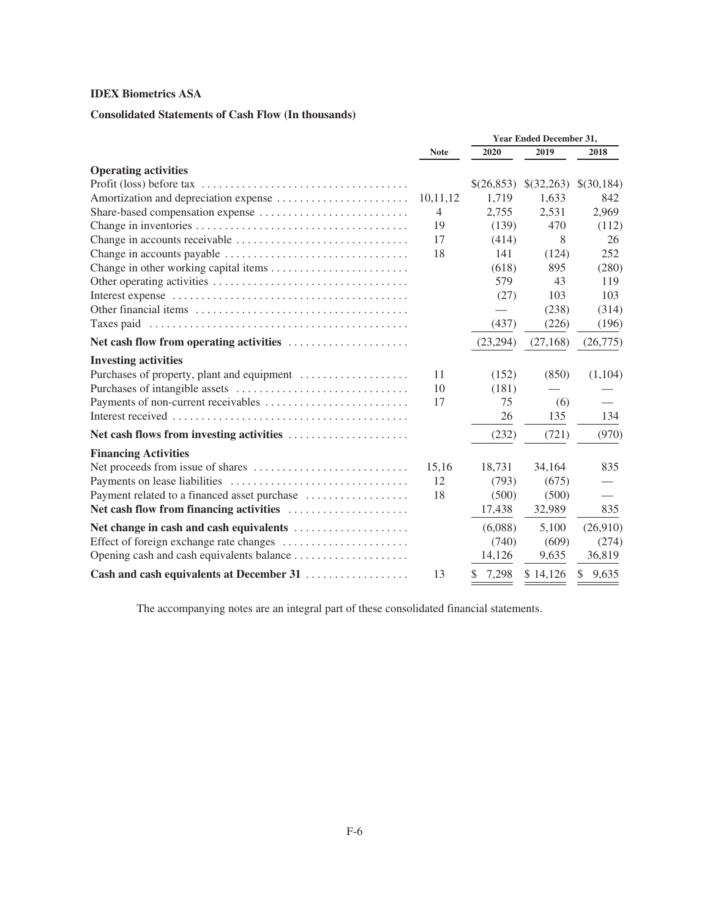**IDEX Biometrics ASA**

**Consolidated Statements of Cash Flow (In thousands)**

| | Note | Year Ended December 31, 2020 | 2019 | 2018 |
|---|---|---|---|---|
| **Operating activities** | | | | |
| Profit (loss) before tax | | $(26,853) | $(32,263) | $(30,184) |
| Amortization and depreciation expense | 10,11,12 | 1,719 | 1,633 | 842 |
| Share-based compensation expense | 4 | 2,755 | 2,531 | 2,969 |
| Change in inventories | 19 | (139) | 470 | (112) |
| Change in accounts receivable | 17 | (414) | 8 | 26 |
| Change in accounts payable | 18 | 141 | (124) | 252 |
| Change in other working capital items | | (618) | 895 | (280) |
| Other operating activities | | 579 | 43 | 119 |
| Interest expense | | (27) | 103 | 103 |
| Other financial items | | — | (238) | (314) |
| Taxes paid | | (437) | (226) | (196) |
| **Net cash flow from operating activities** | | (23,294) | (27,168) | (26,775) |
| **Investing activities** | | | | |
| Purchases of property, plant and equipment | 11 | (152) | (850) | (1,104) |
| Purchases of intangible assets | 10 | (181) | — | — |
| Payments of non-current receivables | 17 | 75 | (6) | — |
| Interest received | | 26 | 135 | 134 |
| **Net cash flows from investing activities** | | (232) | (721) | (970) |
| **Financing Activities** | | | | |
| Net proceeds from issue of shares | 15,16 | 18,731 | 34,164 | 835 |
| Payments on lease liabilities | 12 | (793) | (675) | — |
| Payment related to a financed asset purchase | 18 | (500) | (500) | — |
| **Net cash flow from financing activities** | | 17,438 | 32,989 | 835 |
| **Net change in cash and cash equivalents** | | (6,088) | 5,100 | (26,910) |
| Effect of foreign exchange rate changes | | (740) | (609) | (274) |
| Opening cash and cash equivalents balance | | 14,126 | 9,635 | 36,819 |
| **Cash and cash equivalents at December 31** | 13 | $ 7,298 | $ 14,126 | $ 9,635 |

The accompanying notes are an integral part of these consolidated financial statements.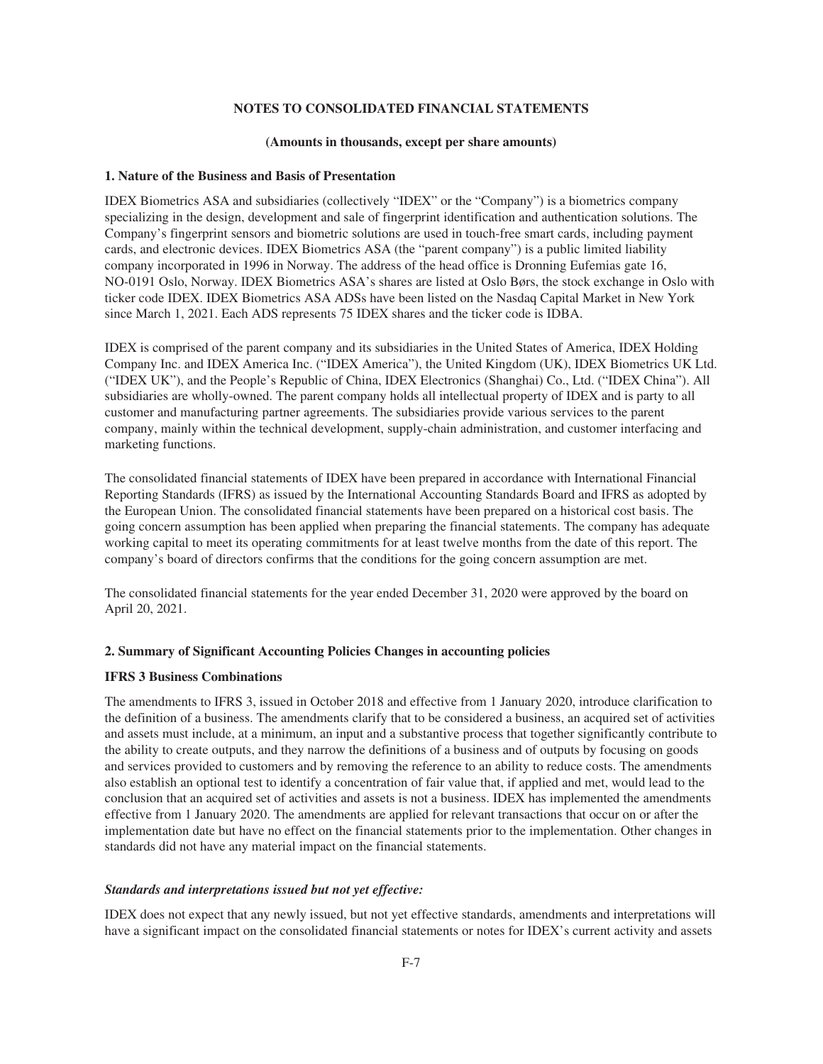# NOTES TO CONSOLIDATED FINANCIAL STATEMENTS

**(Amounts in thousands, except per share amounts)**

## 1. Nature of the Business and Basis of Presentation

IDEX Biometrics ASA and subsidiaries (collectively "IDEX" or the "Company") is a biometrics company specializing in the design, development and sale of fingerprint identification and authentication solutions. The Company's fingerprint sensors and biometric solutions are used in touch-free smart cards, including payment cards, and electronic devices. IDEX Biometrics ASA (the "parent company") is a public limited liability company incorporated in 1996 in Norway. The address of the head office is Dronning Eufemias gate 16, NO-0191 Oslo, Norway. IDEX Biometrics ASA's shares are listed at Oslo Børs, the stock exchange in Oslo with ticker code IDEX. IDEX Biometrics ASA ADSs have been listed on the Nasdaq Capital Market in New York since March 1, 2021. Each ADS represents 75 IDEX shares and the ticker code is IDBA.

IDEX is comprised of the parent company and its subsidiaries in the United States of America, IDEX Holding Company Inc. and IDEX America Inc. ("IDEX America"), the United Kingdom (UK), IDEX Biometrics UK Ltd. ("IDEX UK"), and the People's Republic of China, IDEX Electronics (Shanghai) Co., Ltd. ("IDEX China"). All subsidiaries are wholly-owned. The parent company holds all intellectual property of IDEX and is party to all customer and manufacturing partner agreements. The subsidiaries provide various services to the parent company, mainly within the technical development, supply-chain administration, and customer interfacing and marketing functions.

The consolidated financial statements of IDEX have been prepared in accordance with International Financial Reporting Standards (IFRS) as issued by the International Accounting Standards Board and IFRS as adopted by the European Union. The consolidated financial statements have been prepared on a historical cost basis. The going concern assumption has been applied when preparing the financial statements. The company has adequate working capital to meet its operating commitments for at least twelve months from the date of this report. The company's board of directors confirms that the conditions for the going concern assumption are met.

The consolidated financial statements for the year ended December 31, 2020 were approved by the board on April 20, 2021.

## 2. Summary of Significant Accounting Policies Changes in accounting policies

### IFRS 3 Business Combinations

The amendments to IFRS 3, issued in October 2018 and effective from 1 January 2020, introduce clarification to the definition of a business. The amendments clarify that to be considered a business, an acquired set of activities and assets must include, at a minimum, an input and a substantive process that together significantly contribute to the ability to create outputs, and they narrow the definitions of a business and of outputs by focusing on goods and services provided to customers and by removing the reference to an ability to reduce costs. The amendments also establish an optional test to identify a concentration of fair value that, if applied and met, would lead to the conclusion that an acquired set of activities and assets is not a business. IDEX has implemented the amendments effective from 1 January 2020. The amendments are applied for relevant transactions that occur on or after the implementation date but have no effect on the financial statements prior to the implementation. Other changes in standards did not have any material impact on the financial statements.

***Standards and interpretations issued but not yet effective:***

IDEX does not expect that any newly issued, but not yet effective standards, amendments and interpretations will have a significant impact on the consolidated financial statements or notes for IDEX's current activity and assets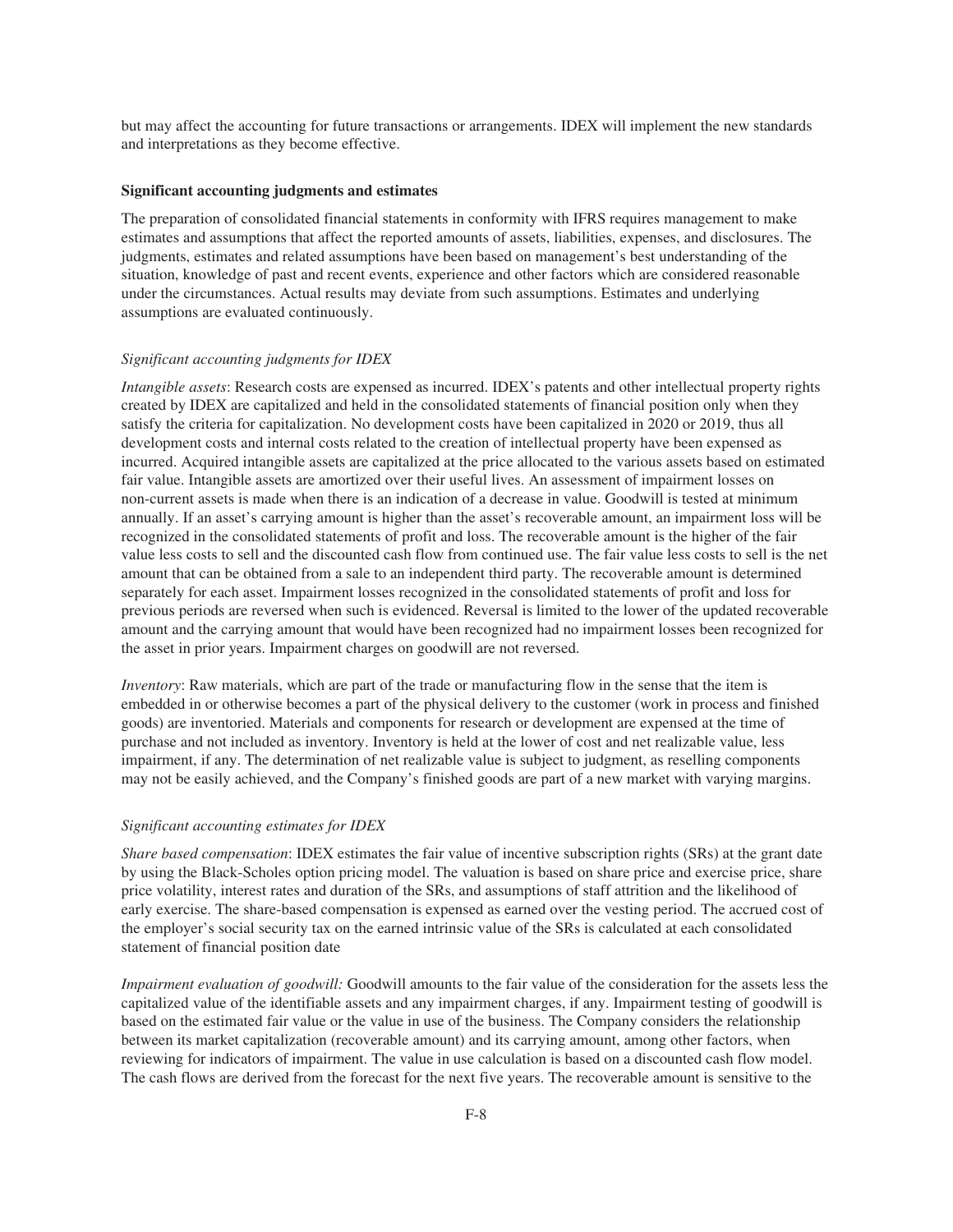but may affect the accounting for future transactions or arrangements. IDEX will implement the new standards and interpretations as they become effective.

**Significant accounting judgments and estimates**

The preparation of consolidated financial statements in conformity with IFRS requires management to make estimates and assumptions that affect the reported amounts of assets, liabilities, expenses, and disclosures. The judgments, estimates and related assumptions have been based on management's best understanding of the situation, knowledge of past and recent events, experience and other factors which are considered reasonable under the circumstances. Actual results may deviate from such assumptions. Estimates and underlying assumptions are evaluated continuously.

*Significant accounting judgments for IDEX*

*Intangible assets*: Research costs are expensed as incurred. IDEX's patents and other intellectual property rights created by IDEX are capitalized and held in the consolidated statements of financial position only when they satisfy the criteria for capitalization. No development costs have been capitalized in 2020 or 2019, thus all development costs and internal costs related to the creation of intellectual property have been expensed as incurred. Acquired intangible assets are capitalized at the price allocated to the various assets based on estimated fair value. Intangible assets are amortized over their useful lives. An assessment of impairment losses on non-current assets is made when there is an indication of a decrease in value. Goodwill is tested at minimum annually. If an asset's carrying amount is higher than the asset's recoverable amount, an impairment loss will be recognized in the consolidated statements of profit and loss. The recoverable amount is the higher of the fair value less costs to sell and the discounted cash flow from continued use. The fair value less costs to sell is the net amount that can be obtained from a sale to an independent third party. The recoverable amount is determined separately for each asset. Impairment losses recognized in the consolidated statements of profit and loss for previous periods are reversed when such is evidenced. Reversal is limited to the lower of the updated recoverable amount and the carrying amount that would have been recognized had no impairment losses been recognized for the asset in prior years. Impairment charges on goodwill are not reversed.

*Inventory*: Raw materials, which are part of the trade or manufacturing flow in the sense that the item is embedded in or otherwise becomes a part of the physical delivery to the customer (work in process and finished goods) are inventoried. Materials and components for research or development are expensed at the time of purchase and not included as inventory. Inventory is held at the lower of cost and net realizable value, less impairment, if any. The determination of net realizable value is subject to judgment, as reselling components may not be easily achieved, and the Company's finished goods are part of a new market with varying margins.

*Significant accounting estimates for IDEX*

*Share based compensation*: IDEX estimates the fair value of incentive subscription rights (SRs) at the grant date by using the Black-Scholes option pricing model. The valuation is based on share price and exercise price, share price volatility, interest rates and duration of the SRs, and assumptions of staff attrition and the likelihood of early exercise. The share-based compensation is expensed as earned over the vesting period. The accrued cost of the employer's social security tax on the earned intrinsic value of the SRs is calculated at each consolidated statement of financial position date

*Impairment evaluation of goodwill:* Goodwill amounts to the fair value of the consideration for the assets less the capitalized value of the identifiable assets and any impairment charges, if any. Impairment testing of goodwill is based on the estimated fair value or the value in use of the business. The Company considers the relationship between its market capitalization (recoverable amount) and its carrying amount, among other factors, when reviewing for indicators of impairment. The value in use calculation is based on a discounted cash flow model. The cash flows are derived from the forecast for the next five years. The recoverable amount is sensitive to the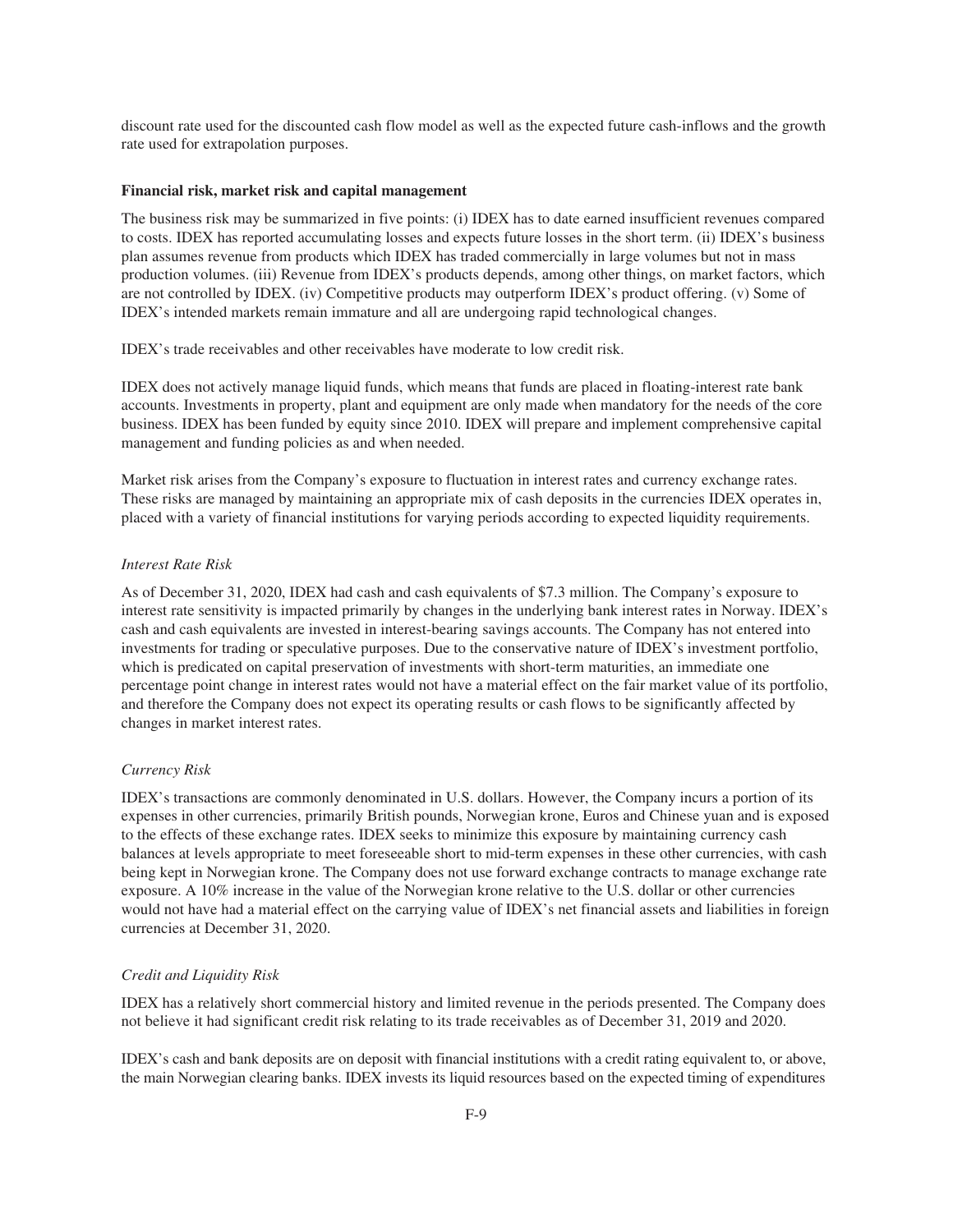discount rate used for the discounted cash flow model as well as the expected future cash-inflows and the growth rate used for extrapolation purposes.

**Financial risk, market risk and capital management**

The business risk may be summarized in five points: (i) IDEX has to date earned insufficient revenues compared to costs. IDEX has reported accumulating losses and expects future losses in the short term. (ii) IDEX's business plan assumes revenue from products which IDEX has traded commercially in large volumes but not in mass production volumes. (iii) Revenue from IDEX's products depends, among other things, on market factors, which are not controlled by IDEX. (iv) Competitive products may outperform IDEX's product offering. (v) Some of IDEX's intended markets remain immature and all are undergoing rapid technological changes.

IDEX's trade receivables and other receivables have moderate to low credit risk.

IDEX does not actively manage liquid funds, which means that funds are placed in floating-interest rate bank accounts. Investments in property, plant and equipment are only made when mandatory for the needs of the core business. IDEX has been funded by equity since 2010. IDEX will prepare and implement comprehensive capital management and funding policies as and when needed.

Market risk arises from the Company's exposure to fluctuation in interest rates and currency exchange rates. These risks are managed by maintaining an appropriate mix of cash deposits in the currencies IDEX operates in, placed with a variety of financial institutions for varying periods according to expected liquidity requirements.

*Interest Rate Risk*

As of December 31, 2020, IDEX had cash and cash equivalents of $7.3 million. The Company's exposure to interest rate sensitivity is impacted primarily by changes in the underlying bank interest rates in Norway. IDEX's cash and cash equivalents are invested in interest-bearing savings accounts. The Company has not entered into investments for trading or speculative purposes. Due to the conservative nature of IDEX's investment portfolio, which is predicated on capital preservation of investments with short-term maturities, an immediate one percentage point change in interest rates would not have a material effect on the fair market value of its portfolio, and therefore the Company does not expect its operating results or cash flows to be significantly affected by changes in market interest rates.

*Currency Risk*

IDEX's transactions are commonly denominated in U.S. dollars. However, the Company incurs a portion of its expenses in other currencies, primarily British pounds, Norwegian krone, Euros and Chinese yuan and is exposed to the effects of these exchange rates. IDEX seeks to minimize this exposure by maintaining currency cash balances at levels appropriate to meet foreseeable short to mid-term expenses in these other currencies, with cash being kept in Norwegian krone. The Company does not use forward exchange contracts to manage exchange rate exposure. A 10% increase in the value of the Norwegian krone relative to the U.S. dollar or other currencies would not have had a material effect on the carrying value of IDEX's net financial assets and liabilities in foreign currencies at December 31, 2020.

*Credit and Liquidity Risk*

IDEX has a relatively short commercial history and limited revenue in the periods presented. The Company does not believe it had significant credit risk relating to its trade receivables as of December 31, 2019 and 2020.

IDEX's cash and bank deposits are on deposit with financial institutions with a credit rating equivalent to, or above, the main Norwegian clearing banks. IDEX invests its liquid resources based on the expected timing of expenditures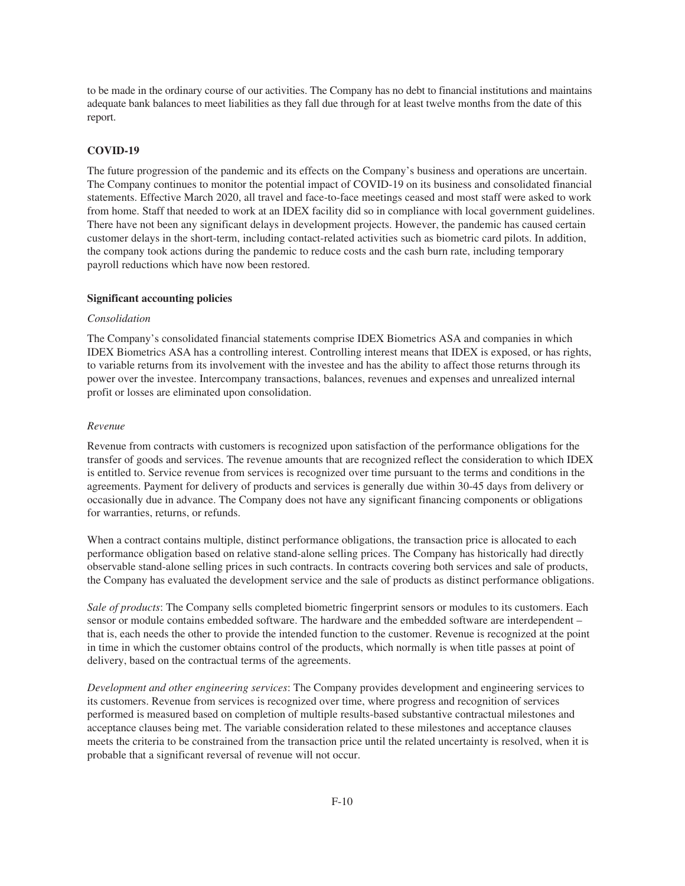to be made in the ordinary course of our activities. The Company has no debt to financial institutions and maintains adequate bank balances to meet liabilities as they fall due through for at least twelve months from the date of this report.

**COVID-19**

The future progression of the pandemic and its effects on the Company's business and operations are uncertain. The Company continues to monitor the potential impact of COVID-19 on its business and consolidated financial statements. Effective March 2020, all travel and face-to-face meetings ceased and most staff were asked to work from home. Staff that needed to work at an IDEX facility did so in compliance with local government guidelines. There have not been any significant delays in development projects. However, the pandemic has caused certain customer delays in the short-term, including contact-related activities such as biometric card pilots. In addition, the company took actions during the pandemic to reduce costs and the cash burn rate, including temporary payroll reductions which have now been restored.

**Significant accounting policies**

*Consolidation*

The Company's consolidated financial statements comprise IDEX Biometrics ASA and companies in which IDEX Biometrics ASA has a controlling interest. Controlling interest means that IDEX is exposed, or has rights, to variable returns from its involvement with the investee and has the ability to affect those returns through its power over the investee. Intercompany transactions, balances, revenues and expenses and unrealized internal profit or losses are eliminated upon consolidation.

*Revenue*

Revenue from contracts with customers is recognized upon satisfaction of the performance obligations for the transfer of goods and services. The revenue amounts that are recognized reflect the consideration to which IDEX is entitled to. Service revenue from services is recognized over time pursuant to the terms and conditions in the agreements. Payment for delivery of products and services is generally due within 30-45 days from delivery or occasionally due in advance. The Company does not have any significant financing components or obligations for warranties, returns, or refunds.

When a contract contains multiple, distinct performance obligations, the transaction price is allocated to each performance obligation based on relative stand-alone selling prices. The Company has historically had directly observable stand-alone selling prices in such contracts. In contracts covering both services and sale of products, the Company has evaluated the development service and the sale of products as distinct performance obligations.

*Sale of products*: The Company sells completed biometric fingerprint sensors or modules to its customers. Each sensor or module contains embedded software. The hardware and the embedded software are interdependent – that is, each needs the other to provide the intended function to the customer. Revenue is recognized at the point in time in which the customer obtains control of the products, which normally is when title passes at point of delivery, based on the contractual terms of the agreements.

*Development and other engineering services*: The Company provides development and engineering services to its customers. Revenue from services is recognized over time, where progress and recognition of services performed is measured based on completion of multiple results-based substantive contractual milestones and acceptance clauses being met. The variable consideration related to these milestones and acceptance clauses meets the criteria to be constrained from the transaction price until the related uncertainty is resolved, when it is probable that a significant reversal of revenue will not occur.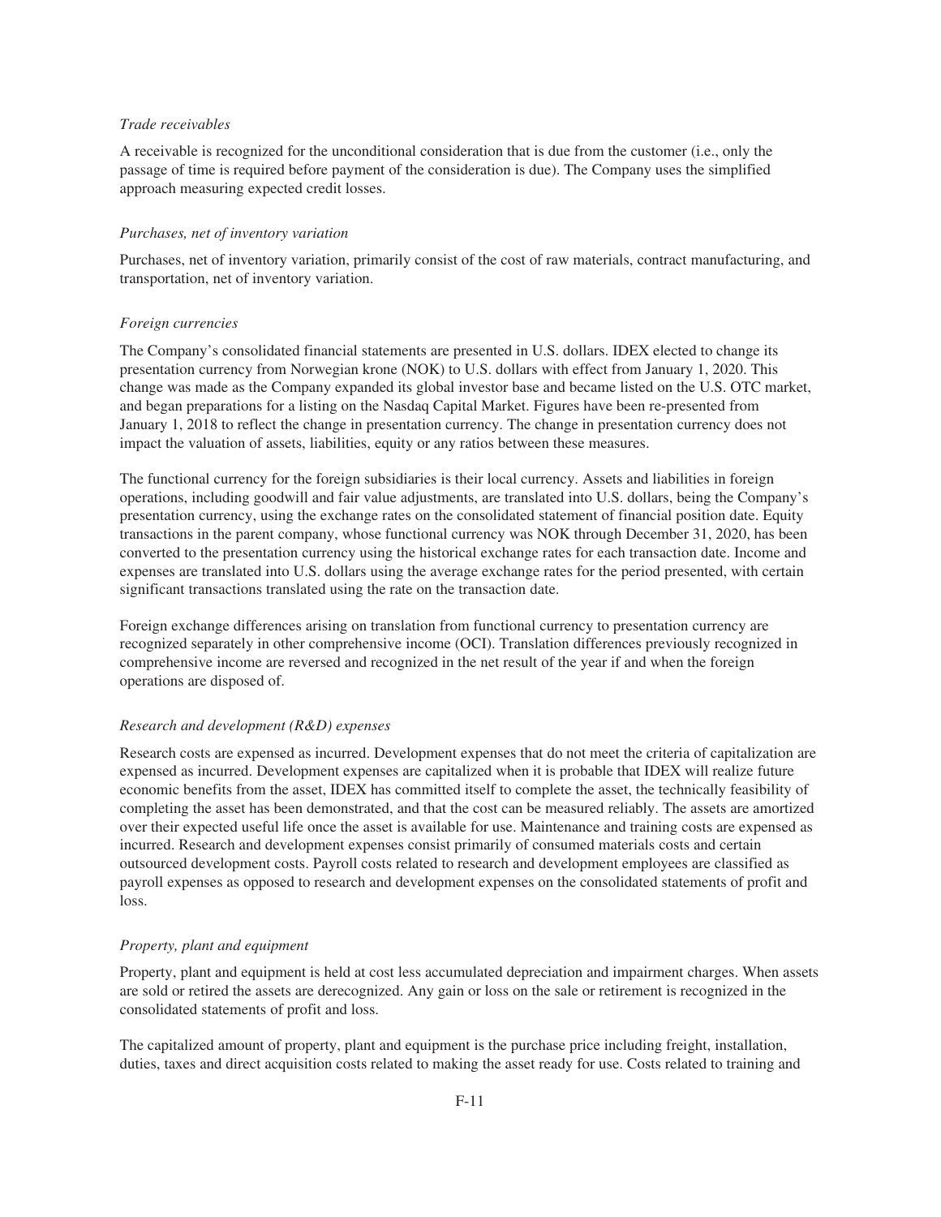*Trade receivables*

A receivable is recognized for the unconditional consideration that is due from the customer (i.e., only the passage of time is required before payment of the consideration is due). The Company uses the simplified approach measuring expected credit losses.

*Purchases, net of inventory variation*

Purchases, net of inventory variation, primarily consist of the cost of raw materials, contract manufacturing, and transportation, net of inventory variation.

*Foreign currencies*

The Company's consolidated financial statements are presented in U.S. dollars. IDEX elected to change its presentation currency from Norwegian krone (NOK) to U.S. dollars with effect from January 1, 2020. This change was made as the Company expanded its global investor base and became listed on the U.S. OTC market, and began preparations for a listing on the Nasdaq Capital Market. Figures have been re-presented from January 1, 2018 to reflect the change in presentation currency. The change in presentation currency does not impact the valuation of assets, liabilities, equity or any ratios between these measures.

The functional currency for the foreign subsidiaries is their local currency. Assets and liabilities in foreign operations, including goodwill and fair value adjustments, are translated into U.S. dollars, being the Company's presentation currency, using the exchange rates on the consolidated statement of financial position date. Equity transactions in the parent company, whose functional currency was NOK through December 31, 2020, has been converted to the presentation currency using the historical exchange rates for each transaction date. Income and expenses are translated into U.S. dollars using the average exchange rates for the period presented, with certain significant transactions translated using the rate on the transaction date.

Foreign exchange differences arising on translation from functional currency to presentation currency are recognized separately in other comprehensive income (OCI). Translation differences previously recognized in comprehensive income are reversed and recognized in the net result of the year if and when the foreign operations are disposed of.

*Research and development (R&D) expenses*

Research costs are expensed as incurred. Development expenses that do not meet the criteria of capitalization are expensed as incurred. Development expenses are capitalized when it is probable that IDEX will realize future economic benefits from the asset, IDEX has committed itself to complete the asset, the technically feasibility of completing the asset has been demonstrated, and that the cost can be measured reliably. The assets are amortized over their expected useful life once the asset is available for use. Maintenance and training costs are expensed as incurred. Research and development expenses consist primarily of consumed materials costs and certain outsourced development costs. Payroll costs related to research and development employees are classified as payroll expenses as opposed to research and development expenses on the consolidated statements of profit and loss.

*Property, plant and equipment*

Property, plant and equipment is held at cost less accumulated depreciation and impairment charges. When assets are sold or retired the assets are derecognized. Any gain or loss on the sale or retirement is recognized in the consolidated statements of profit and loss.

The capitalized amount of property, plant and equipment is the purchase price including freight, installation, duties, taxes and direct acquisition costs related to making the asset ready for use. Costs related to training and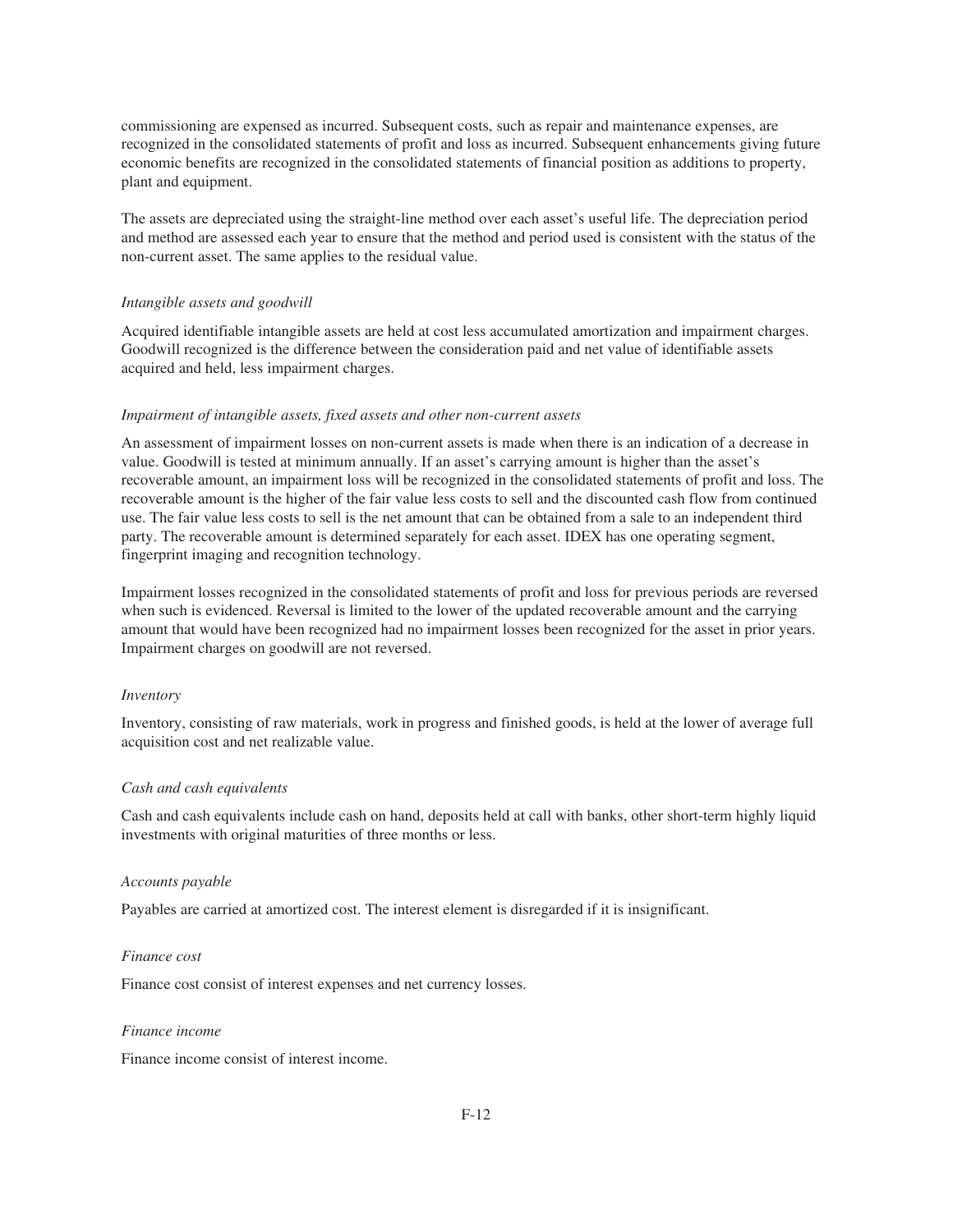commissioning are expensed as incurred. Subsequent costs, such as repair and maintenance expenses, are recognized in the consolidated statements of profit and loss as incurred. Subsequent enhancements giving future economic benefits are recognized in the consolidated statements of financial position as additions to property, plant and equipment.

The assets are depreciated using the straight-line method over each asset's useful life. The depreciation period and method are assessed each year to ensure that the method and period used is consistent with the status of the non-current asset. The same applies to the residual value.

*Intangible assets and goodwill*

Acquired identifiable intangible assets are held at cost less accumulated amortization and impairment charges. Goodwill recognized is the difference between the consideration paid and net value of identifiable assets acquired and held, less impairment charges.

*Impairment of intangible assets, fixed assets and other non-current assets*

An assessment of impairment losses on non-current assets is made when there is an indication of a decrease in value. Goodwill is tested at minimum annually. If an asset's carrying amount is higher than the asset's recoverable amount, an impairment loss will be recognized in the consolidated statements of profit and loss. The recoverable amount is the higher of the fair value less costs to sell and the discounted cash flow from continued use. The fair value less costs to sell is the net amount that can be obtained from a sale to an independent third party. The recoverable amount is determined separately for each asset. IDEX has one operating segment, fingerprint imaging and recognition technology.

Impairment losses recognized in the consolidated statements of profit and loss for previous periods are reversed when such is evidenced. Reversal is limited to the lower of the updated recoverable amount and the carrying amount that would have been recognized had no impairment losses been recognized for the asset in prior years. Impairment charges on goodwill are not reversed.

*Inventory*

Inventory, consisting of raw materials, work in progress and finished goods, is held at the lower of average full acquisition cost and net realizable value.

*Cash and cash equivalents*

Cash and cash equivalents include cash on hand, deposits held at call with banks, other short-term highly liquid investments with original maturities of three months or less.

*Accounts payable*

Payables are carried at amortized cost. The interest element is disregarded if it is insignificant.

*Finance cost*

Finance cost consist of interest expenses and net currency losses.

*Finance income*

Finance income consist of interest income.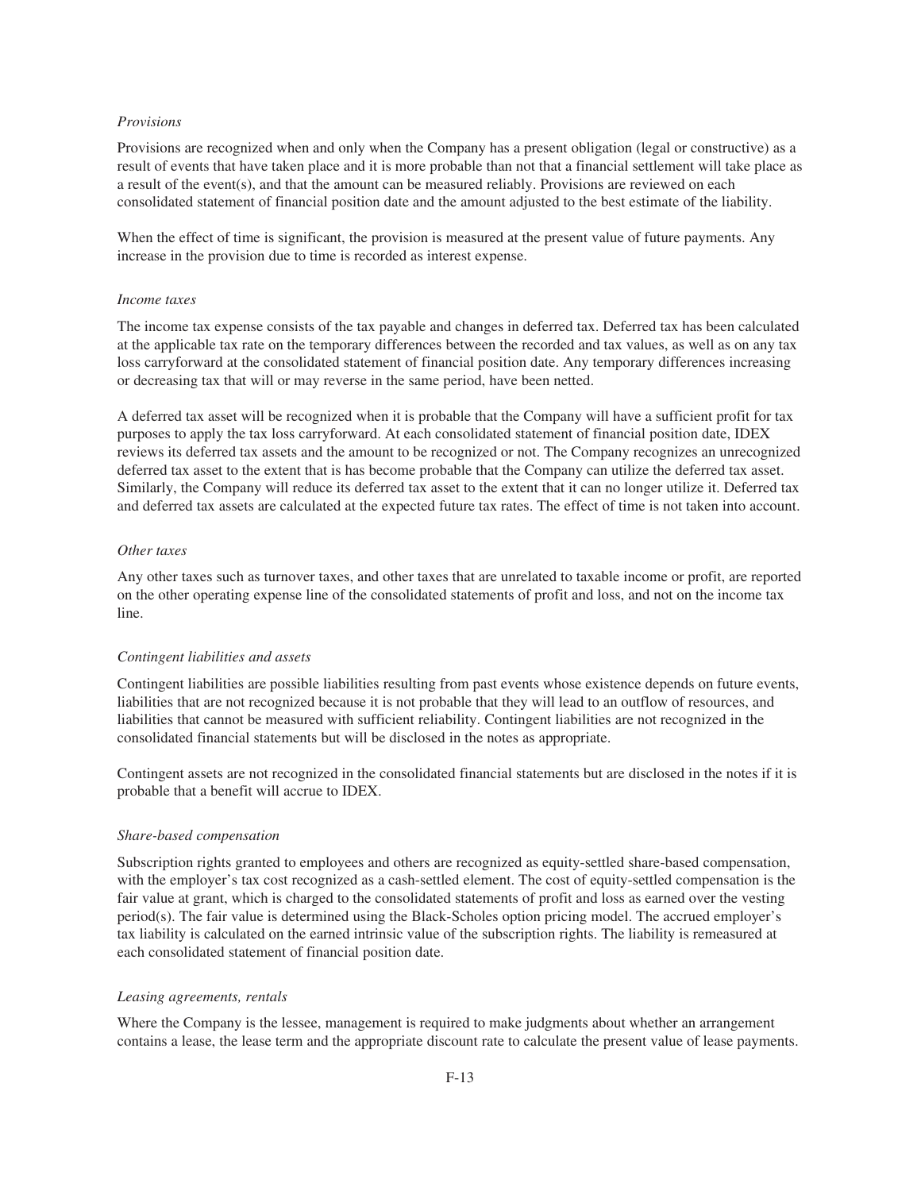*Provisions*

Provisions are recognized when and only when the Company has a present obligation (legal or constructive) as a result of events that have taken place and it is more probable than not that a financial settlement will take place as a result of the event(s), and that the amount can be measured reliably. Provisions are reviewed on each consolidated statement of financial position date and the amount adjusted to the best estimate of the liability.

When the effect of time is significant, the provision is measured at the present value of future payments. Any increase in the provision due to time is recorded as interest expense.

*Income taxes*

The income tax expense consists of the tax payable and changes in deferred tax. Deferred tax has been calculated at the applicable tax rate on the temporary differences between the recorded and tax values, as well as on any tax loss carryforward at the consolidated statement of financial position date. Any temporary differences increasing or decreasing tax that will or may reverse in the same period, have been netted.

A deferred tax asset will be recognized when it is probable that the Company will have a sufficient profit for tax purposes to apply the tax loss carryforward. At each consolidated statement of financial position date, IDEX reviews its deferred tax assets and the amount to be recognized or not. The Company recognizes an unrecognized deferred tax asset to the extent that is has become probable that the Company can utilize the deferred tax asset. Similarly, the Company will reduce its deferred tax asset to the extent that it can no longer utilize it. Deferred tax and deferred tax assets are calculated at the expected future tax rates. The effect of time is not taken into account.

*Other taxes*

Any other taxes such as turnover taxes, and other taxes that are unrelated to taxable income or profit, are reported on the other operating expense line of the consolidated statements of profit and loss, and not on the income tax line.

*Contingent liabilities and assets*

Contingent liabilities are possible liabilities resulting from past events whose existence depends on future events, liabilities that are not recognized because it is not probable that they will lead to an outflow of resources, and liabilities that cannot be measured with sufficient reliability. Contingent liabilities are not recognized in the consolidated financial statements but will be disclosed in the notes as appropriate.

Contingent assets are not recognized in the consolidated financial statements but are disclosed in the notes if it is probable that a benefit will accrue to IDEX.

*Share-based compensation*

Subscription rights granted to employees and others are recognized as equity-settled share-based compensation, with the employer's tax cost recognized as a cash-settled element. The cost of equity-settled compensation is the fair value at grant, which is charged to the consolidated statements of profit and loss as earned over the vesting period(s). The fair value is determined using the Black-Scholes option pricing model. The accrued employer's tax liability is calculated on the earned intrinsic value of the subscription rights. The liability is remeasured at each consolidated statement of financial position date.

*Leasing agreements, rentals*

Where the Company is the lessee, management is required to make judgments about whether an arrangement contains a lease, the lease term and the appropriate discount rate to calculate the present value of lease payments.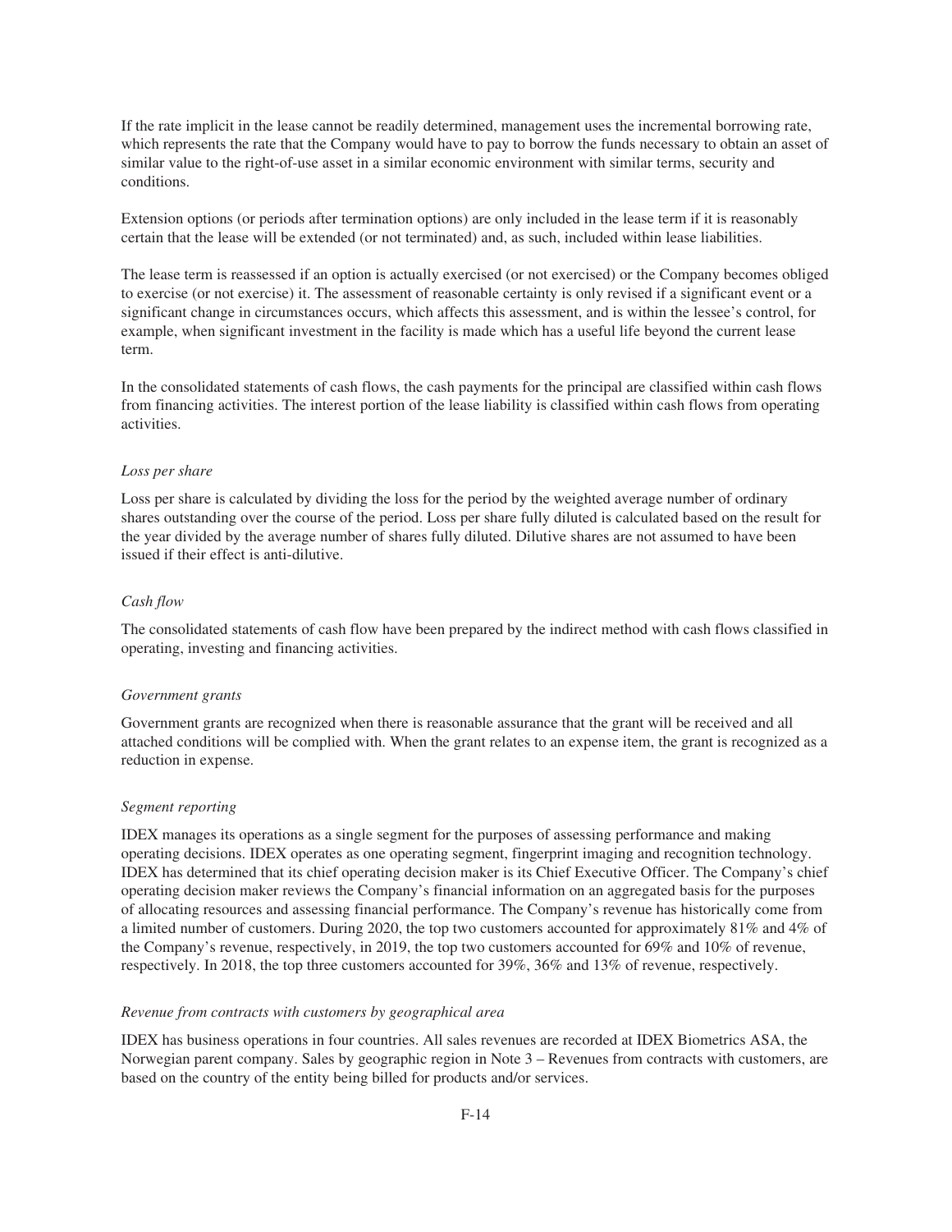If the rate implicit in the lease cannot be readily determined, management uses the incremental borrowing rate, which represents the rate that the Company would have to pay to borrow the funds necessary to obtain an asset of similar value to the right-of-use asset in a similar economic environment with similar terms, security and conditions.

Extension options (or periods after termination options) are only included in the lease term if it is reasonably certain that the lease will be extended (or not terminated) and, as such, included within lease liabilities.

The lease term is reassessed if an option is actually exercised (or not exercised) or the Company becomes obliged to exercise (or not exercise) it. The assessment of reasonable certainty is only revised if a significant event or a significant change in circumstances occurs, which affects this assessment, and is within the lessee's control, for example, when significant investment in the facility is made which has a useful life beyond the current lease term.

In the consolidated statements of cash flows, the cash payments for the principal are classified within cash flows from financing activities. The interest portion of the lease liability is classified within cash flows from operating activities.

*Loss per share*

Loss per share is calculated by dividing the loss for the period by the weighted average number of ordinary shares outstanding over the course of the period. Loss per share fully diluted is calculated based on the result for the year divided by the average number of shares fully diluted. Dilutive shares are not assumed to have been issued if their effect is anti-dilutive.

*Cash flow*

The consolidated statements of cash flow have been prepared by the indirect method with cash flows classified in operating, investing and financing activities.

*Government grants*

Government grants are recognized when there is reasonable assurance that the grant will be received and all attached conditions will be complied with. When the grant relates to an expense item, the grant is recognized as a reduction in expense.

*Segment reporting*

IDEX manages its operations as a single segment for the purposes of assessing performance and making operating decisions. IDEX operates as one operating segment, fingerprint imaging and recognition technology. IDEX has determined that its chief operating decision maker is its Chief Executive Officer. The Company's chief operating decision maker reviews the Company's financial information on an aggregated basis for the purposes of allocating resources and assessing financial performance. The Company's revenue has historically come from a limited number of customers. During 2020, the top two customers accounted for approximately 81% and 4% of the Company's revenue, respectively, in 2019, the top two customers accounted for 69% and 10% of revenue, respectively. In 2018, the top three customers accounted for 39%, 36% and 13% of revenue, respectively.

*Revenue from contracts with customers by geographical area*

IDEX has business operations in four countries. All sales revenues are recorded at IDEX Biometrics ASA, the Norwegian parent company. Sales by geographic region in Note 3 – Revenues from contracts with customers, are based on the country of the entity being billed for products and/or services.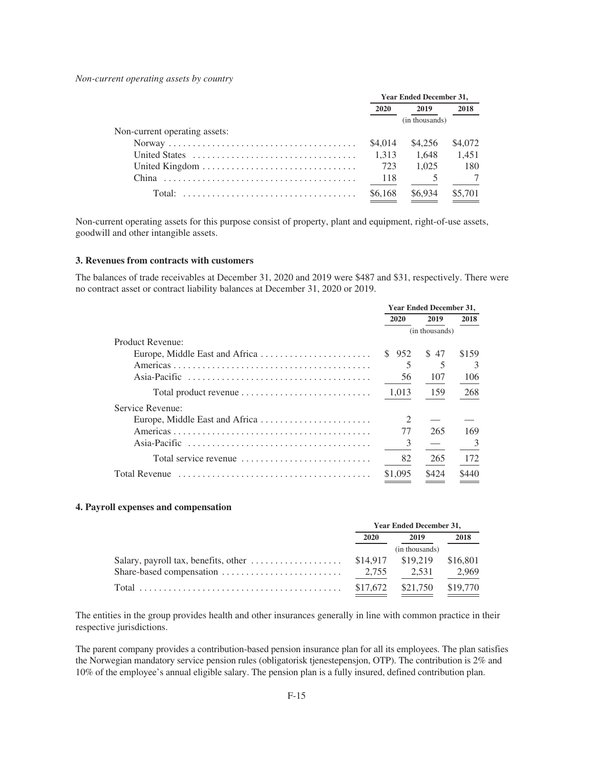*Non-current operating assets by country*

| | Year Ended December 31, | | |
|---|---|---|---|
| | 2020 | 2019 | 2018 |
| | (in thousands) | | |
| Non-current operating assets: | | | |
| Norway | $4,014 | $4,256 | $4,072 |
| United States | 1,313 | 1,648 | 1,451 |
| United Kingdom | 723 | 1,025 | 180 |
| China | 118 | 5 | 7 |
| Total: | $6,168 | $6,934 | $5,701 |

Non-current operating assets for this purpose consist of property, plant and equipment, right-of-use assets, goodwill and other intangible assets.

### 3. Revenues from contracts with customers

The balances of trade receivables at December 31, 2020 and 2019 were $487 and $31, respectively. There were no contract asset or contract liability balances at December 31, 2020 or 2019.

| | Year Ended December 31, | | |
|---|---|---|---|
| | 2020 | 2019 | 2018 |
| | (in thousands) | | |
| Product Revenue: | | | |
| Europe, Middle East and Africa | $ 952 | $ 47 | $159 |
| Americas | 5 | 5 | 3 |
| Asia-Pacific | 56 | 107 | 106 |
| Total product revenue | 1,013 | 159 | 268 |
| Service Revenue: | | | |
| Europe, Middle East and Africa | 2 | — | — |
| Americas | 77 | 265 | 169 |
| Asia-Pacific | 3 | — | 3 |
| Total service revenue | 82 | 265 | 172 |
| Total Revenue | $1,095 | $424 | $440 |

### 4. Payroll expenses and compensation

| | Year Ended December 31, | | |
|---|---|---|---|
| | 2020 | 2019 | 2018 |
| | (in thousands) | | |
| Salary, payroll tax, benefits, other | $14,917 | $19,219 | $16,801 |
| Share-based compensation | 2,755 | 2,531 | 2,969 |
| Total | $17,672 | $21,750 | $19,770 |

The entities in the group provides health and other insurances generally in line with common practice in their respective jurisdictions.

The parent company provides a contribution-based pension insurance plan for all its employees. The plan satisfies the Norwegian mandatory service pension rules (obligatorisk tjenestepensjon, OTP). The contribution is 2% and 10% of the employee's annual eligible salary. The pension plan is a fully insured, defined contribution plan.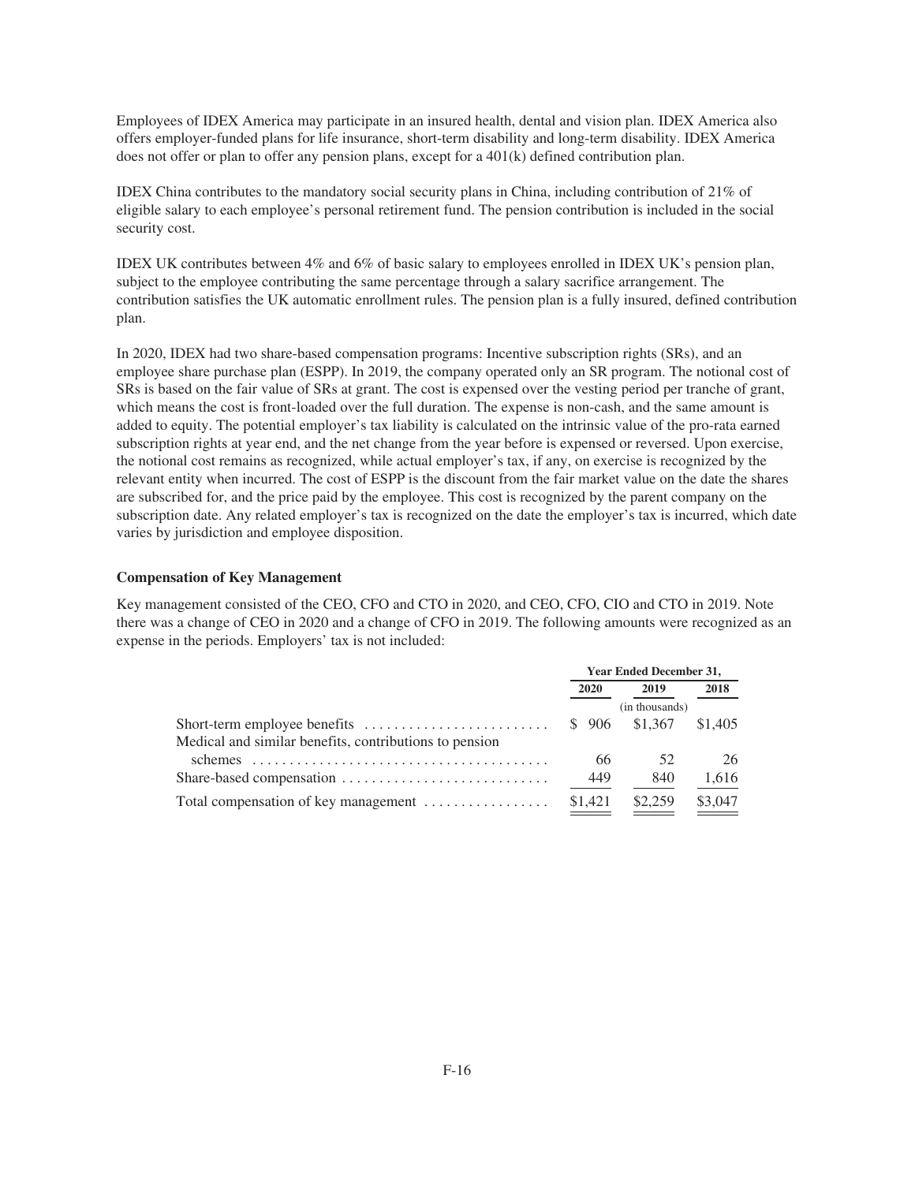Employees of IDEX America may participate in an insured health, dental and vision plan. IDEX America also offers employer-funded plans for life insurance, short-term disability and long-term disability. IDEX America does not offer or plan to offer any pension plans, except for a 401(k) defined contribution plan.

IDEX China contributes to the mandatory social security plans in China, including contribution of 21% of eligible salary to each employee's personal retirement fund. The pension contribution is included in the social security cost.

IDEX UK contributes between 4% and 6% of basic salary to employees enrolled in IDEX UK's pension plan, subject to the employee contributing the same percentage through a salary sacrifice arrangement. The contribution satisfies the UK automatic enrollment rules. The pension plan is a fully insured, defined contribution plan.

In 2020, IDEX had two share-based compensation programs: Incentive subscription rights (SRs), and an employee share purchase plan (ESPP). In 2019, the company operated only an SR program. The notional cost of SRs is based on the fair value of SRs at grant. The cost is expensed over the vesting period per tranche of grant, which means the cost is front-loaded over the full duration. The expense is non-cash, and the same amount is added to equity. The potential employer's tax liability is calculated on the intrinsic value of the pro-rata earned subscription rights at year end, and the net change from the year before is expensed or reversed. Upon exercise, the notional cost remains as recognized, while actual employer's tax, if any, on exercise is recognized by the relevant entity when incurred. The cost of ESPP is the discount from the fair market value on the date the shares are subscribed for, and the price paid by the employee. This cost is recognized by the parent company on the subscription date. Any related employer's tax is recognized on the date the employer's tax is incurred, which date varies by jurisdiction and employee disposition.

**Compensation of Key Management**

Key management consisted of the CEO, CFO and CTO in 2020, and CEO, CFO, CIO and CTO in 2019. Note there was a change of CEO in 2020 and a change of CFO in 2019. The following amounts were recognized as an expense in the periods. Employers' tax is not included:

| | Year Ended December 31, | | |
|---|---|---|---|
| | 2020 | 2019 | 2018 |
| | | (in thousands) | |
| Short-term employee benefits | $ 906 | $1,367 | $1,405 |
| Medical and similar benefits, contributions to pension schemes | 66 | 52 | 26 |
| Share-based compensation | 449 | 840 | 1,616 |
| Total compensation of key management | $1,421 | $2,259 | $3,047 |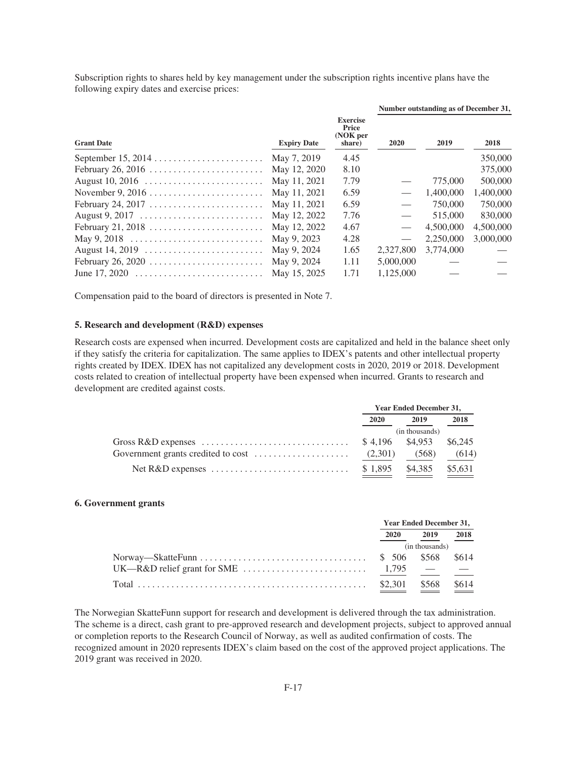Subscription rights to shares held by key management under the subscription rights incentive plans have the following expiry dates and exercise prices:

| Grant Date | Expiry Date | Exercise Price (NOK per share) | Number outstanding as of December 31, 2020 | 2019 | 2018 |
|---|---|---|---|---|---|
| September 15, 2014 | May 7, 2019 | 4.45 | | | 350,000 |
| February 26, 2016 | May 12, 2020 | 8.10 | | | 375,000 |
| August 10, 2016 | May 11, 2021 | 7.79 | — | 775,000 | 500,000 |
| November 9, 2016 | May 11, 2021 | 6.59 | — | 1,400,000 | 1,400,000 |
| February 24, 2017 | May 11, 2021 | 6.59 | — | 750,000 | 750,000 |
| August 9, 2017 | May 12, 2022 | 7.76 | — | 515,000 | 830,000 |
| February 21, 2018 | May 12, 2022 | 4.67 | — | 4,500,000 | 4,500,000 |
| May 9, 2018 | May 9, 2023 | 4.28 | — | 2,250,000 | 3,000,000 |
| August 14, 2019 | May 9, 2024 | 1.65 | 2,327,800 | 3,774,000 | — |
| February 26, 2020 | May 9, 2024 | 1.11 | 5,000,000 | — | — |
| June 17, 2020 | May 15, 2025 | 1.71 | 1,125,000 | — | — |

Compensation paid to the board of directors is presented in Note 7.

### 5. Research and development (R&D) expenses

Research costs are expensed when incurred. Development costs are capitalized and held in the balance sheet only if they satisfy the criteria for capitalization. The same applies to IDEX's patents and other intellectual property rights created by IDEX. IDEX has not capitalized any development costs in 2020, 2019 or 2018. Development costs related to creation of intellectual property have been expensed when incurred. Grants to research and development are credited against costs.

| | Year Ended December 31, 2020 | 2019 | 2018 |
|---|---|---|---|
| | | (in thousands) | |
| Gross R&D expenses | $ 4,196 | $4,953 | $6,245 |
| Government grants credited to cost | (2,301) | (568) | (614) |
| Net R&D expenses | $ 1,895 | $4,385 | $5,631 |

### 6. Government grants

| | Year Ended December 31, 2020 | 2019 | 2018 |
|---|---|---|---|
| | | (in thousands) | |
| Norway—SkatteFunn | $ 506 | $568 | $614 |
| UK—R&D relief grant for SME | 1,795 | — | — |
| Total | $2,301 | $568 | $614 |

The Norwegian SkatteFunn support for research and development is delivered through the tax administration. The scheme is a direct, cash grant to pre-approved research and development projects, subject to approved annual or completion reports to the Research Council of Norway, as well as audited confirmation of costs. The recognized amount in 2020 represents IDEX's claim based on the cost of the approved project applications. The 2019 grant was received in 2020.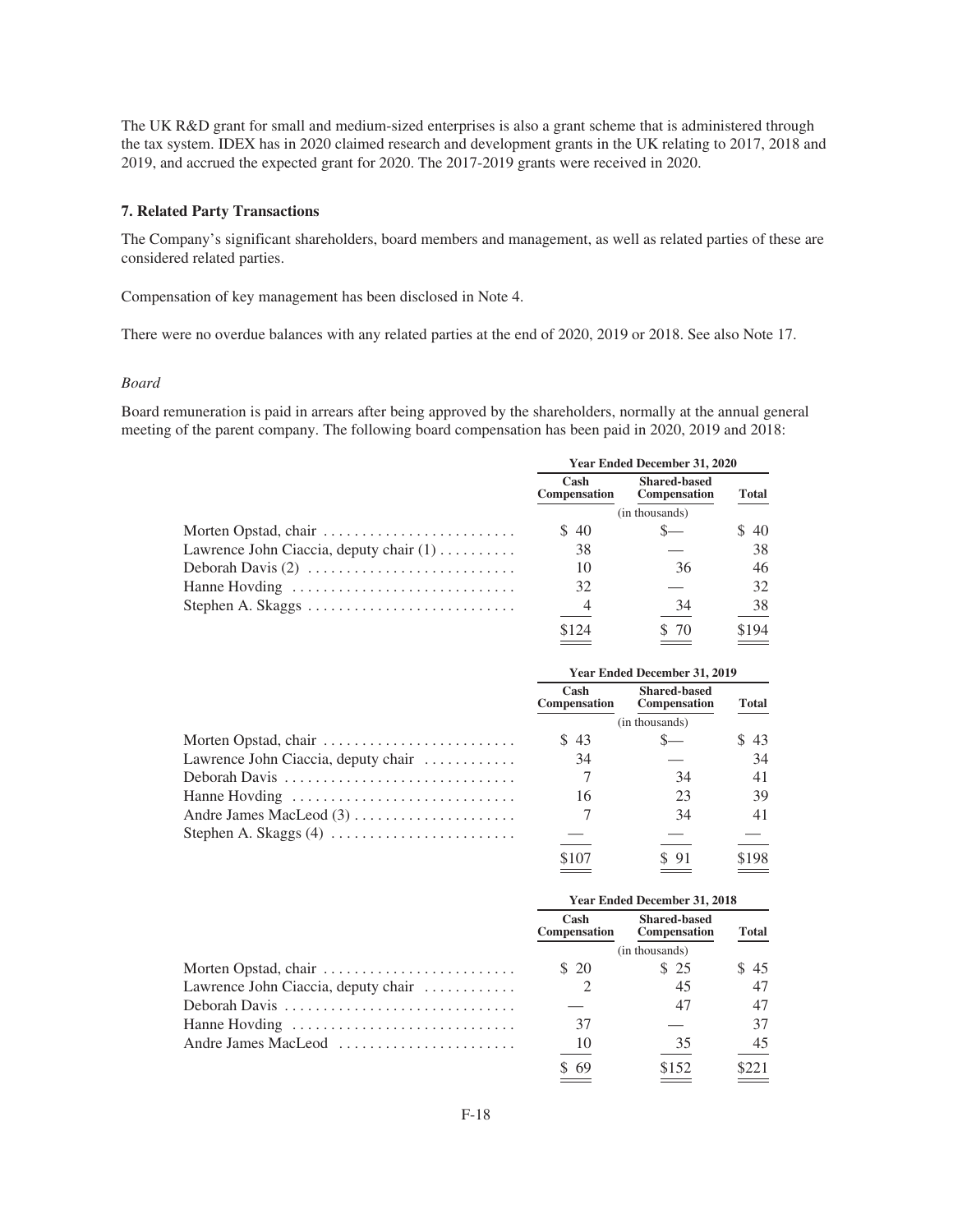The UK R&D grant for small and medium-sized enterprises is also a grant scheme that is administered through the tax system. IDEX has in 2020 claimed research and development grants in the UK relating to 2017, 2018 and 2019, and accrued the expected grant for 2020. The 2017-2019 grants were received in 2020.

### 7. Related Party Transactions

The Company's significant shareholders, board members and management, as well as related parties of these are considered related parties.

Compensation of key management has been disclosed in Note 4.

There were no overdue balances with any related parties at the end of 2020, 2019 or 2018. See also Note 17.

*Board*

Board remuneration is paid in arrears after being approved by the shareholders, normally at the annual general meeting of the parent company. The following board compensation has been paid in 2020, 2019 and 2018:

| | Year Ended December 31, 2020 | | |
|---|---|---|---|
| | Cash Compensation | Shared-based Compensation | Total |
| | | (in thousands) | |
| Morten Opstad, chair | $ 40 | $— | $ 40 |
| Lawrence John Ciaccia, deputy chair (1) | 38 | — | 38 |
| Deborah Davis (2) | 10 | 36 | 46 |
| Hanne Hovding | 32 | — | 32 |
| Stephen A. Skaggs | 4 | 34 | 38 |
| | $124 | $ 70 | $194 |

| | Year Ended December 31, 2019 | | |
|---|---|---|---|
| | Cash Compensation | Shared-based Compensation | Total |
| | | (in thousands) | |
| Morten Opstad, chair | $ 43 | $— | $ 43 |
| Lawrence John Ciaccia, deputy chair | 34 | — | 34 |
| Deborah Davis | 7 | 34 | 41 |
| Hanne Hovding | 16 | 23 | 39 |
| Andre James MacLeod (3) | 7 | 34 | 41 |
| Stephen A. Skaggs (4) | — | — | — |
| | $107 | $ 91 | $198 |

| | Year Ended December 31, 2018 | | |
|---|---|---|---|
| | Cash Compensation | Shared-based Compensation | Total |
| | | (in thousands) | |
| Morten Opstad, chair | $ 20 | $ 25 | $ 45 |
| Lawrence John Ciaccia, deputy chair | 2 | 45 | 47 |
| Deborah Davis | — | 47 | 47 |
| Hanne Hovding | 37 | — | 37 |
| Andre James MacLeod | 10 | 35 | 45 |
| | $ 69 | $152 | $221 |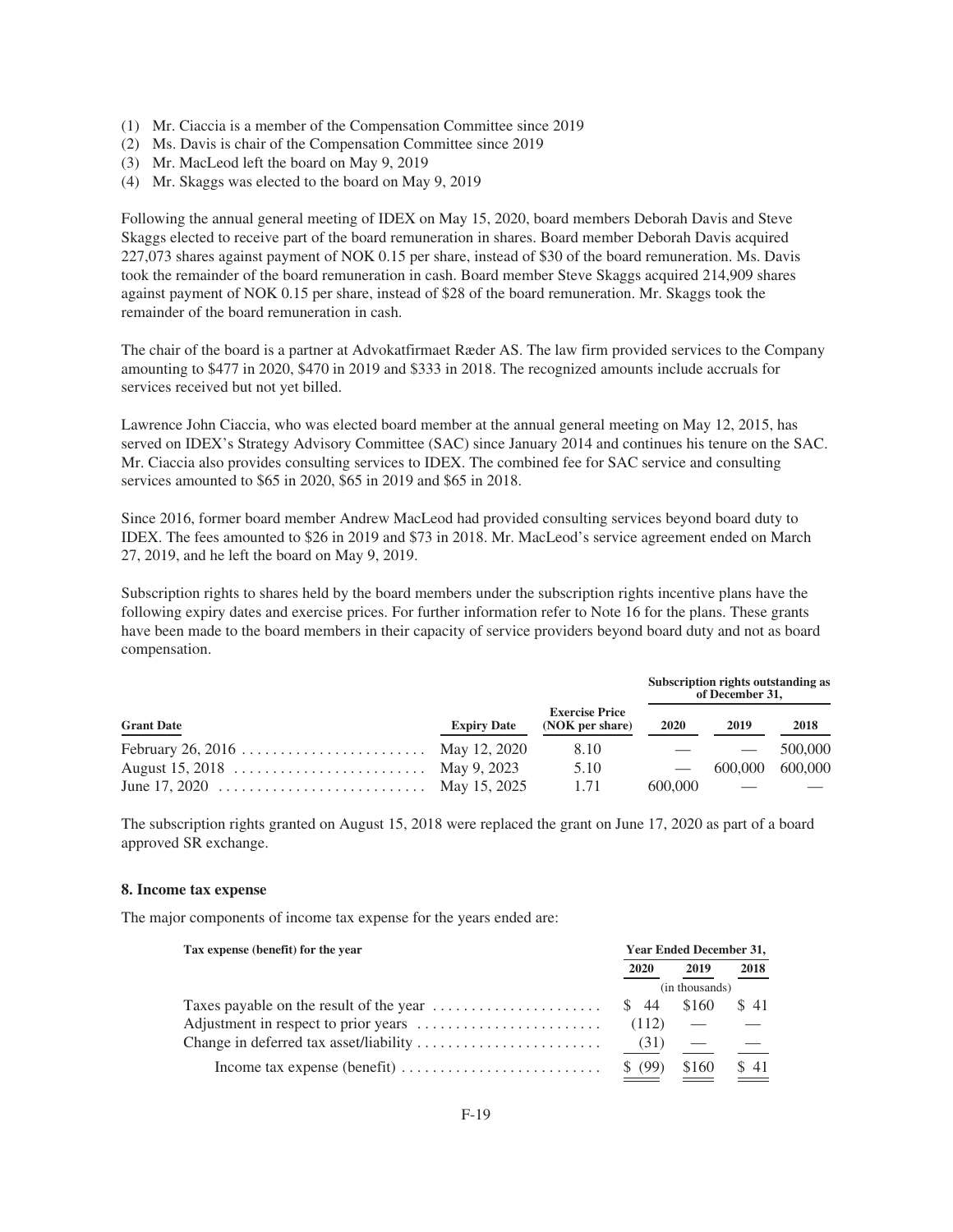(1) Mr. Ciaccia is a member of the Compensation Committee since 2019
(2) Ms. Davis is chair of the Compensation Committee since 2019
(3) Mr. MacLeod left the board on May 9, 2019
(4) Mr. Skaggs was elected to the board on May 9, 2019

Following the annual general meeting of IDEX on May 15, 2020, board members Deborah Davis and Steve Skaggs elected to receive part of the board remuneration in shares. Board member Deborah Davis acquired 227,073 shares against payment of NOK 0.15 per share, instead of $30 of the board remuneration. Ms. Davis took the remainder of the board remuneration in cash. Board member Steve Skaggs acquired 214,909 shares against payment of NOK 0.15 per share, instead of $28 of the board remuneration. Mr. Skaggs took the remainder of the board remuneration in cash.

The chair of the board is a partner at Advokatfirmaet Ræder AS. The law firm provided services to the Company amounting to $477 in 2020, $470 in 2019 and $333 in 2018. The recognized amounts include accruals for services received but not yet billed.

Lawrence John Ciaccia, who was elected board member at the annual general meeting on May 12, 2015, has served on IDEX's Strategy Advisory Committee (SAC) since January 2014 and continues his tenure on the SAC. Mr. Ciaccia also provides consulting services to IDEX. The combined fee for SAC service and consulting services amounted to $65 in 2020, $65 in 2019 and $65 in 2018.

Since 2016, former board member Andrew MacLeod had provided consulting services beyond board duty to IDEX. The fees amounted to $26 in 2019 and $73 in 2018. Mr. MacLeod's service agreement ended on March 27, 2019, and he left the board on May 9, 2019.

Subscription rights to shares held by the board members under the subscription rights incentive plans have the following expiry dates and exercise prices. For further information refer to Note 16 for the plans. These grants have been made to the board members in their capacity of service providers beyond board duty and not as board compensation.

| Grant Date | Expiry Date | Exercise Price (NOK per share) | Subscription rights outstanding as of December 31, 2020 | 2019 | 2018 |
|---|---|---|---|---|---|
| February 26, 2016 | May 12, 2020 | 8.10 | — | — | 500,000 |
| August 15, 2018 | May 9, 2023 | 5.10 | — | 600,000 | 600,000 |
| June 17, 2020 | May 15, 2025 | 1.71 | 600,000 | — | — |

The subscription rights granted on August 15, 2018 were replaced the grant on June 17, 2020 as part of a board approved SR exchange.

## 8. Income tax expense

The major components of income tax expense for the years ended are:

| Tax expense (benefit) for the year | Year Ended December 31, 2020 | 2019 | 2018 |
|---|---|---|---|
| | (in thousands) | | |
| Taxes payable on the result of the year | $ 44 | $160 | $ 41 |
| Adjustment in respect to prior years | (112) | — | — |
| Change in deferred tax asset/liability | (31) | — | — |
| Income tax expense (benefit) | $ (99) | $160 | $ 41 |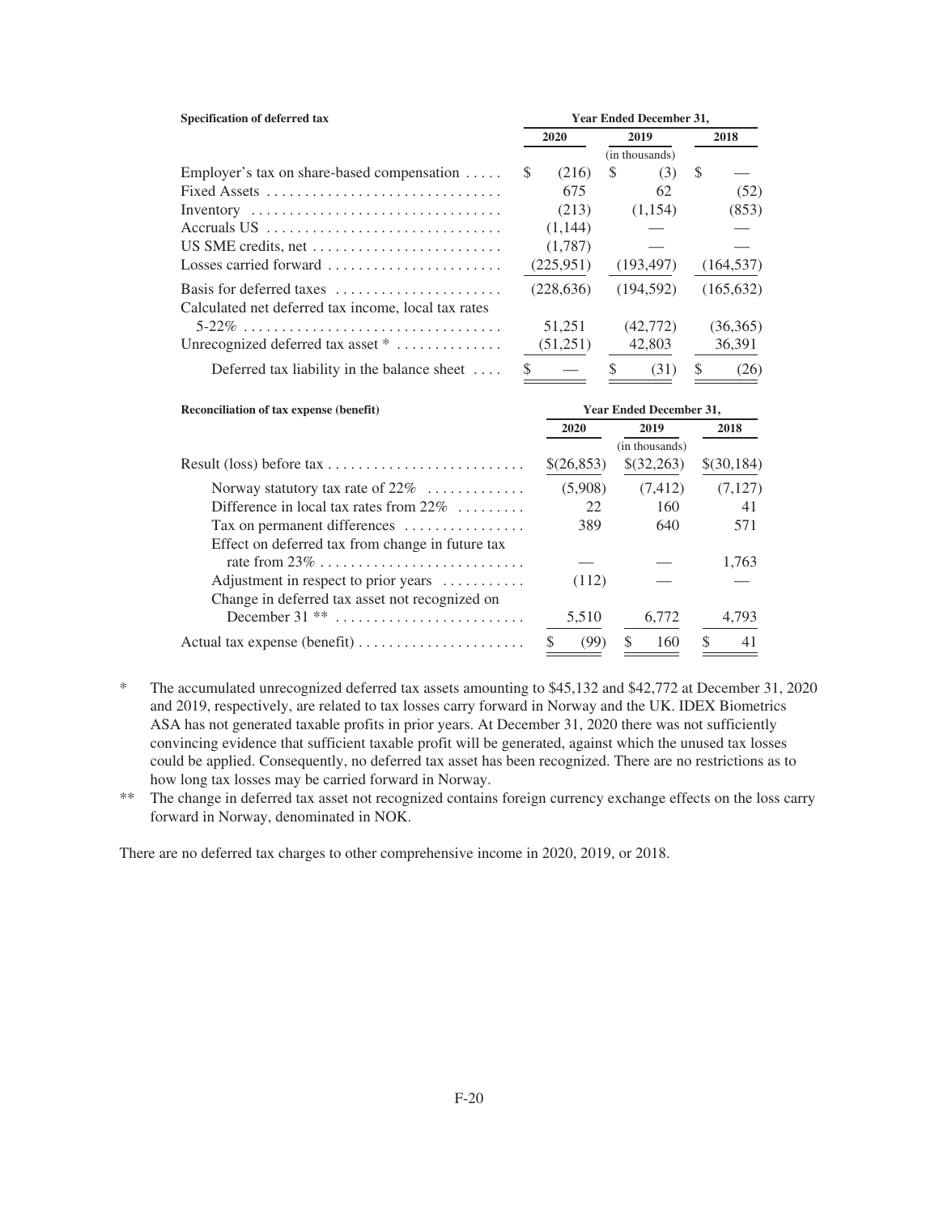| Specification of deferred tax | Year Ended December 31, | | |
|---|---|---|---|
| | 2020 | 2019 | 2018 |
| | | (in thousands) | |
| Employer's tax on share-based compensation | $ (216) | $ (3) | $ — |
| Fixed Assets | 675 | 62 | (52) |
| Inventory | (213) | (1,154) | (853) |
| Accruals US | (1,144) | — | — |
| US SME credits, net | (1,787) | — | — |
| Losses carried forward | (225,951) | (193,497) | (164,537) |
| Basis for deferred taxes | (228,636) | (194,592) | (165,632) |
| Calculated net deferred tax income, local tax rates 5-22% | 51,251 | (42,772) | (36,365) |
| Unrecognized deferred tax asset * | (51,251) | 42,803 | 36,391 |
| Deferred tax liability in the balance sheet | $ — | $ (31) | $ (26) |

| Reconciliation of tax expense (benefit) | Year Ended December 31, | | |
|---|---|---|---|
| | 2020 | 2019 | 2018 |
| | | (in thousands) | |
| Result (loss) before tax | $(26,853) | $(32,263) | $(30,184) |
| Norway statutory tax rate of 22% | (5,908) | (7,412) | (7,127) |
| Difference in local tax rates from 22% | 22 | 160 | 41 |
| Tax on permanent differences | 389 | 640 | 571 |
| Effect on deferred tax from change in future tax rate from 23% | — | — | 1,763 |
| Adjustment in respect to prior years | (112) | — | — |
| Change in deferred tax asset not recognized on December 31 ** | 5,510 | 6,772 | 4,793 |
| Actual tax expense (benefit) | $ (99) | $ 160 | $ 41 |

\* The accumulated unrecognized deferred tax assets amounting to $45,132 and $42,772 at December 31, 2020 and 2019, respectively, are related to tax losses carry forward in Norway and the UK. IDEX Biometrics ASA has not generated taxable profits in prior years. At December 31, 2020 there was not sufficiently convincing evidence that sufficient taxable profit will be generated, against which the unused tax losses could be applied. Consequently, no deferred tax asset has been recognized. There are no restrictions as to how long tax losses may be carried forward in Norway.

\*\* The change in deferred tax asset not recognized contains foreign currency exchange effects on the loss carry forward in Norway, denominated in NOK.

There are no deferred tax charges to other comprehensive income in 2020, 2019, or 2018.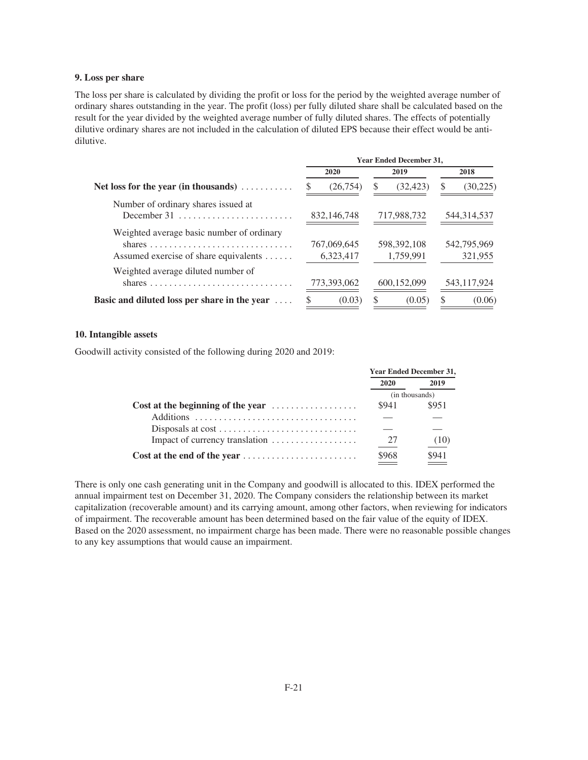### 9. Loss per share

The loss per share is calculated by dividing the profit or loss for the period by the weighted average number of ordinary shares outstanding in the year. The profit (loss) per fully diluted share shall be calculated based on the result for the year divided by the weighted average number of fully diluted shares. The effects of potentially dilutive ordinary shares are not included in the calculation of diluted EPS because their effect would be anti-dilutive.

| | Year Ended December 31, | | |
|---|---|---|---|
| | 2020 | 2019 | 2018 |
| **Net loss for the year (in thousands)** | $ (26,754) | $ (32,423) | $ (30,225) |
| Number of ordinary shares issued at December 31 | 832,146,748 | 717,988,732 | 544,314,537 |
| Weighted average basic number of ordinary shares | 767,069,645 | 598,392,108 | 542,795,969 |
| Assumed exercise of share equivalents | 6,323,417 | 1,759,991 | 321,955 |
| Weighted average diluted number of shares | 773,393,062 | 600,152,099 | 543,117,924 |
| **Basic and diluted loss per share in the year** | $ (0.03) | $ (0.05) | $ (0.06) |

### 10. Intangible assets

Goodwill activity consisted of the following during 2020 and 2019:

| | Year Ended December 31, | |
|---|---|---|
| | 2020 | 2019 |
| | (in thousands) | |
| **Cost at the beginning of the year** | $941 | $951 |
| Additions | — | — |
| Disposals at cost | — | — |
| Impact of currency translation | 27 | (10) |
| **Cost at the end of the year** | $968 | $941 |

There is only one cash generating unit in the Company and goodwill is allocated to this. IDEX performed the annual impairment test on December 31, 2020. The Company considers the relationship between its market capitalization (recoverable amount) and its carrying amount, among other factors, when reviewing for indicators of impairment. The recoverable amount has been determined based on the fair value of the equity of IDEX. Based on the 2020 assessment, no impairment charge has been made. There were no reasonable possible changes to any key assumptions that would cause an impairment.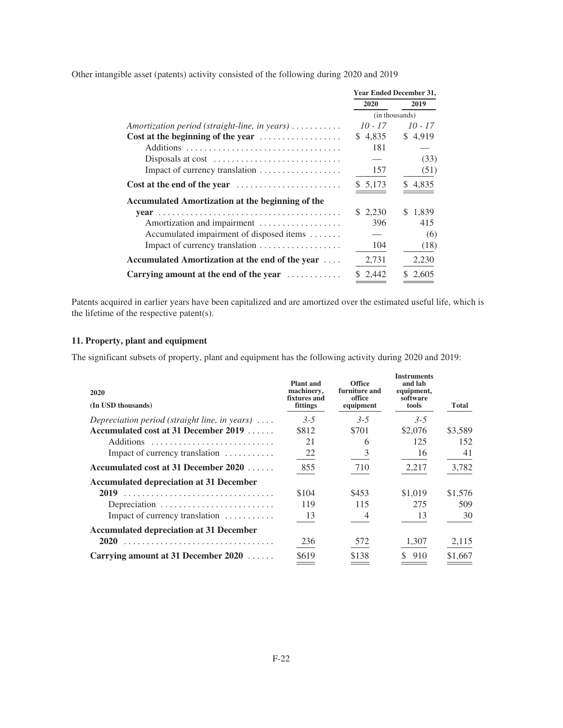Other intangible asset (patents) activity consisted of the following during 2020 and 2019

| | Year Ended December 31, | |
|---|---|---|
| | 2020 | 2019 |
| | (in thousands) | |
| *Amortization period (straight-line, in years)* | *10 - 17* | *10 - 17* |
| **Cost at the beginning of the year** | $ 4,835 | $ 4,919 |
| Additions | 181 | — |
| Disposals at cost | — | (33) |
| Impact of currency translation | 157 | (51) |
| **Cost at the end of the year** | $ 5,173 | $ 4,835 |
| **Accumulated Amortization at the beginning of the year** | $ 2,230 | $ 1,839 |
| Amortization and impairment | 396 | 415 |
| Accumulated impairment of disposed items | — | (6) |
| Impact of currency translation | 104 | (18) |
| **Accumulated Amortization at the end of the year** | 2,731 | 2,230 |
| **Carrying amount at the end of the year** | $ 2,442 | $ 2,605 |

Patents acquired in earlier years have been capitalized and are amortized over the estimated useful life, which is the lifetime of the respective patent(s).

### 11. Property, plant and equipment

The significant subsets of property, plant and equipment has the following activity during 2020 and 2019:

| 2020<br>(In USD thousands) | Plant and machinery, fixtures and fittings | Office furniture and office equipment | Instruments and lab equipment, software tools | Total |
|---|---|---|---|---|
| *Depreciation period (straight line, in years)* | *3-5* | *3-5* | *3-5* | |
| **Accumulated cost at 31 December 2019** | $812 | $701 | $2,076 | $3,589 |
| Additions | 21 | 6 | 125 | 152 |
| Impact of currency translation | 22 | 3 | 16 | 41 |
| **Accumulated cost at 31 December 2020** | 855 | 710 | 2,217 | 3,782 |
| **Accumulated depreciation at 31 December 2019** | $104 | $453 | $1,019 | $1,576 |
| Depreciation | 119 | 115 | 275 | 509 |
| Impact of currency translation | 13 | 4 | 13 | 30 |
| **Accumulated depreciation at 31 December 2020** | 236 | 572 | 1,307 | 2,115 |
| **Carrying amount at 31 December 2020** | $619 | $138 | $ 910 | $1,667 |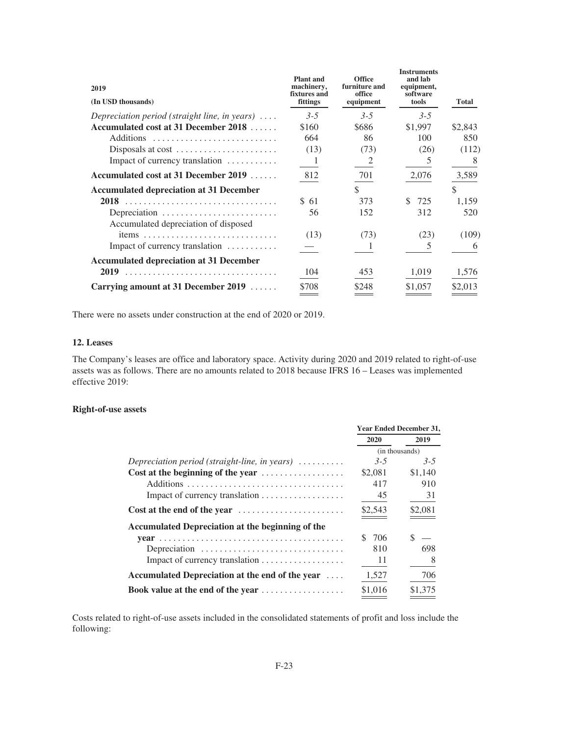| 2019 (In USD thousands) | Plant and machinery, fixtures and fittings | Office furniture and office equipment | Instruments and lab equipment, software tools | Total |
|---|---|---|---|---|
| *Depreciation period (straight line, in years)* | *3-5* | *3-5* | *3-5* | |
| **Accumulated cost at 31 December 2018** | $160 | $686 | $1,997 | $2,843 |
| Additions | 664 | 86 | 100 | 850 |
| Disposals at cost | (13) | (73) | (26) | (112) |
| Impact of currency translation | 1 | 2 | 5 | 8 |
| **Accumulated cost at 31 December 2019** | 812 | 701 | 2,076 | 3,589 |
| **Accumulated depreciation at 31 December 2018** | $ 61 | $ 373 | $ 725 | $ 1,159 |
| Depreciation | 56 | 152 | 312 | 520 |
| Accumulated depreciation of disposed items | (13) | (73) | (23) | (109) |
| Impact of currency translation | — | 1 | 5 | 6 |
| **Accumulated depreciation at 31 December 2019** | 104 | 453 | 1,019 | 1,576 |
| **Carrying amount at 31 December 2019** | $708 | $248 | $1,057 | $2,013 |

There were no assets under construction at the end of 2020 or 2019.

### 12. Leases

The Company's leases are office and laboratory space. Activity during 2020 and 2019 related to right-of-use assets was as follows. There are no amounts related to 2018 because IFRS 16 – Leases was implemented effective 2019:

#### Right-of-use assets

| | Year Ended December 31, | |
|---|---|---|
| | 2020 | 2019 |
| | (in thousands) | |
| *Depreciation period (straight-line, in years)* | *3-5* | *3-5* |
| **Cost at the beginning of the year** | $2,081 | $1,140 |
| Additions | 417 | 910 |
| Impact of currency translation | 45 | 31 |
| **Cost at the end of the year** | $2,543 | $2,081 |
| **Accumulated Depreciation at the beginning of the year** | $ 706 | $ — |
| Depreciation | 810 | 698 |
| Impact of currency translation | 11 | 8 |
| **Accumulated Depreciation at the end of the year** | 1,527 | 706 |
| **Book value at the end of the year** | $1,016 | $1,375 |

Costs related to right-of-use assets included in the consolidated statements of profit and loss include the following: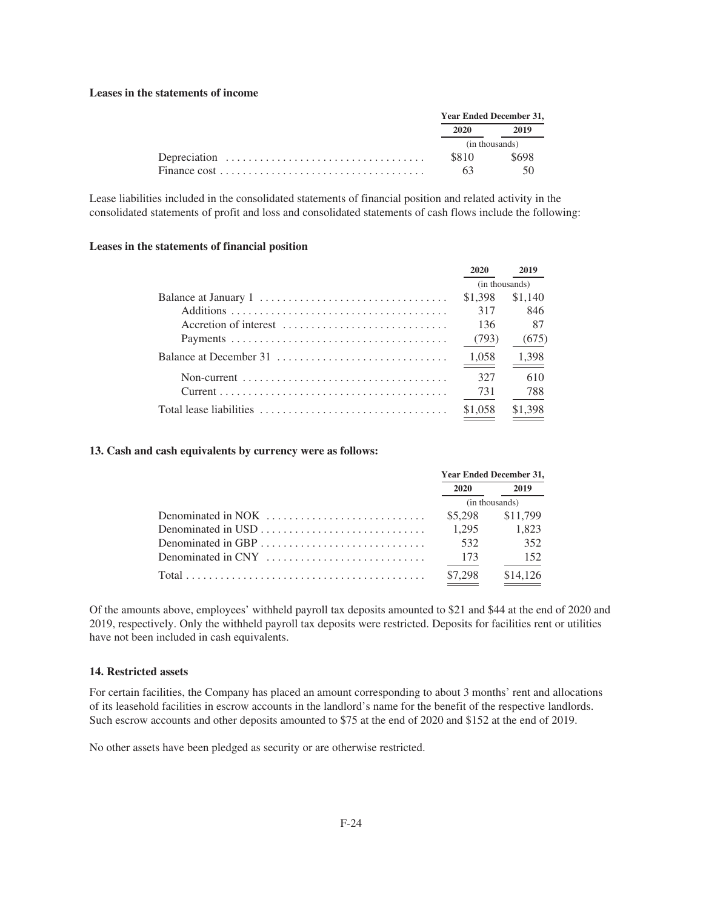**Leases in the statements of income**

| | Year Ended December 31, | |
|---|---|---|
| | 2020 | 2019 |
| | (in thousands) | |
| Depreciation | $810 | $698 |
| Finance cost | 63 | 50 |

Lease liabilities included in the consolidated statements of financial position and related activity in the consolidated statements of profit and loss and consolidated statements of cash flows include the following:

**Leases in the statements of financial position**

| | 2020 | 2019 |
|---|---|---|
| | (in thousands) | |
| Balance at January 1 | $1,398 | $1,140 |
| Additions | 317 | 846 |
| Accretion of interest | 136 | 87 |
| Payments | (793) | (675) |
| Balance at December 31 | 1,058 | 1,398 |
| Non-current | 327 | 610 |
| Current | 731 | 788 |
| Total lease liabilities | $1,058 | $1,398 |

**13. Cash and cash equivalents by currency were as follows:**

| | Year Ended December 31, | |
|---|---|---|
| | 2020 | 2019 |
| | (in thousands) | |
| Denominated in NOK | $5,298 | $11,799 |
| Denominated in USD | 1,295 | 1,823 |
| Denominated in GBP | 532 | 352 |
| Denominated in CNY | 173 | 152 |
| Total | $7,298 | $14,126 |

Of the amounts above, employees' withheld payroll tax deposits amounted to $21 and $44 at the end of 2020 and 2019, respectively. Only the withheld payroll tax deposits were restricted. Deposits for facilities rent or utilities have not been included in cash equivalents.

**14. Restricted assets**

For certain facilities, the Company has placed an amount corresponding to about 3 months' rent and allocations of its leasehold facilities in escrow accounts in the landlord's name for the benefit of the respective landlords. Such escrow accounts and other deposits amounted to $75 at the end of 2020 and $152 at the end of 2019.

No other assets have been pledged as security or are otherwise restricted.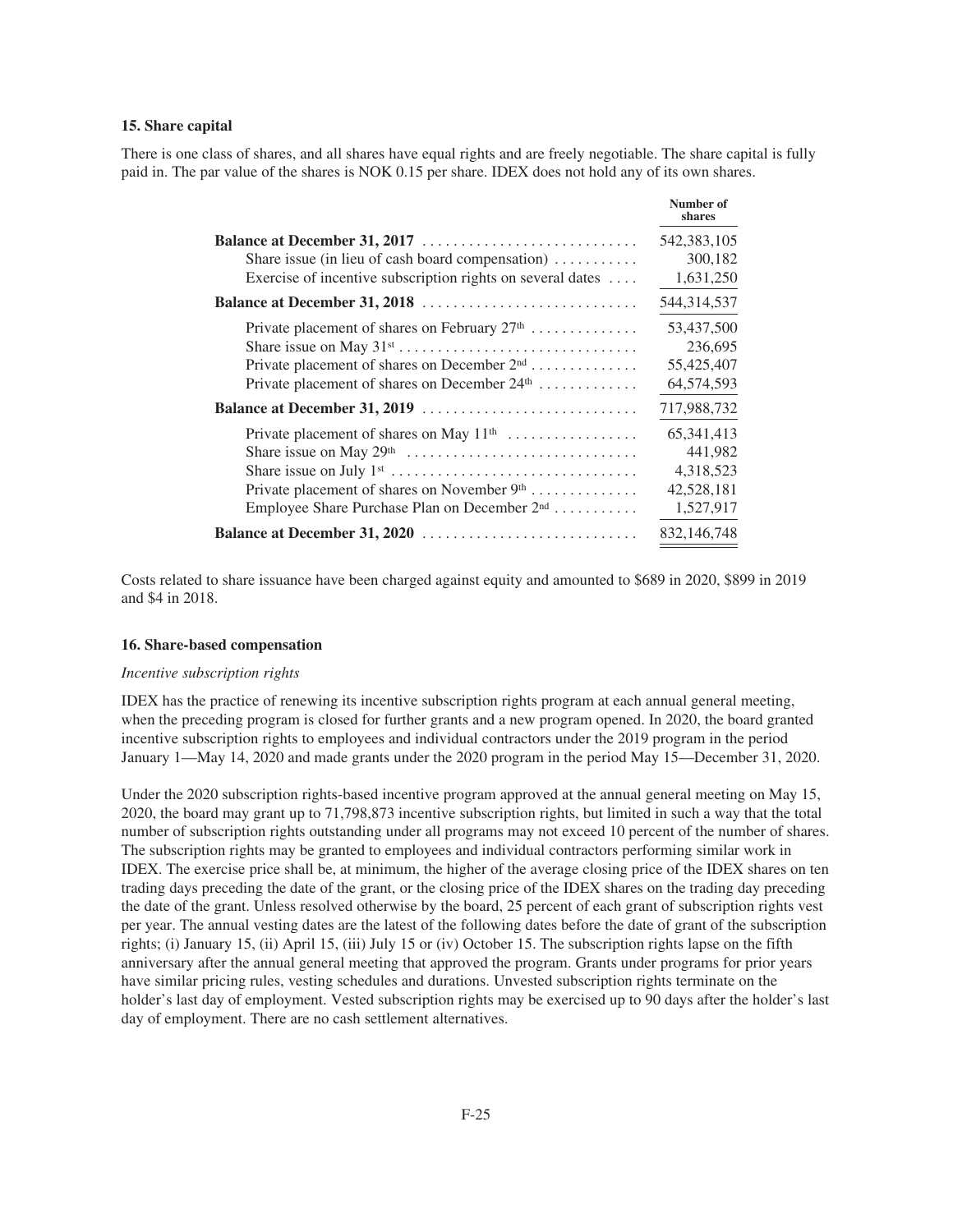### 15. Share capital

There is one class of shares, and all shares have equal rights and are freely negotiable. The share capital is fully paid in. The par value of the shares is NOK 0.15 per share. IDEX does not hold any of its own shares.

| | Number of shares |
|---|---|
| **Balance at December 31, 2017** | 542,383,105 |
| Share issue (in lieu of cash board compensation) | 300,182 |
| Exercise of incentive subscription rights on several dates | 1,631,250 |
| **Balance at December 31, 2018** | 544,314,537 |
| Private placement of shares on February 27th | 53,437,500 |
| Share issue on May 31st | 236,695 |
| Private placement of shares on December 2nd | 55,425,407 |
| Private placement of shares on December 24th | 64,574,593 |
| **Balance at December 31, 2019** | 717,988,732 |
| Private placement of shares on May 11th | 65,341,413 |
| Share issue on May 29th | 441,982 |
| Share issue on July 1st | 4,318,523 |
| Private placement of shares on November 9th | 42,528,181 |
| Employee Share Purchase Plan on December 2nd | 1,527,917 |
| **Balance at December 31, 2020** | 832,146,748 |

Costs related to share issuance have been charged against equity and amounted to $689 in 2020, $899 in 2019 and $4 in 2018.

### 16. Share-based compensation

*Incentive subscription rights*

IDEX has the practice of renewing its incentive subscription rights program at each annual general meeting, when the preceding program is closed for further grants and a new program opened. In 2020, the board granted incentive subscription rights to employees and individual contractors under the 2019 program in the period January 1—May 14, 2020 and made grants under the 2020 program in the period May 15—December 31, 2020.

Under the 2020 subscription rights-based incentive program approved at the annual general meeting on May 15, 2020, the board may grant up to 71,798,873 incentive subscription rights, but limited in such a way that the total number of subscription rights outstanding under all programs may not exceed 10 percent of the number of shares. The subscription rights may be granted to employees and individual contractors performing similar work in IDEX. The exercise price shall be, at minimum, the higher of the average closing price of the IDEX shares on ten trading days preceding the date of the grant, or the closing price of the IDEX shares on the trading day preceding the date of the grant. Unless resolved otherwise by the board, 25 percent of each grant of subscription rights vest per year. The annual vesting dates are the latest of the following dates before the date of grant of the subscription rights; (i) January 15, (ii) April 15, (iii) July 15 or (iv) October 15. The subscription rights lapse on the fifth anniversary after the annual general meeting that approved the program. Grants under programs for prior years have similar pricing rules, vesting schedules and durations. Unvested subscription rights terminate on the holder's last day of employment. Vested subscription rights may be exercised up to 90 days after the holder's last day of employment. There are no cash settlement alternatives.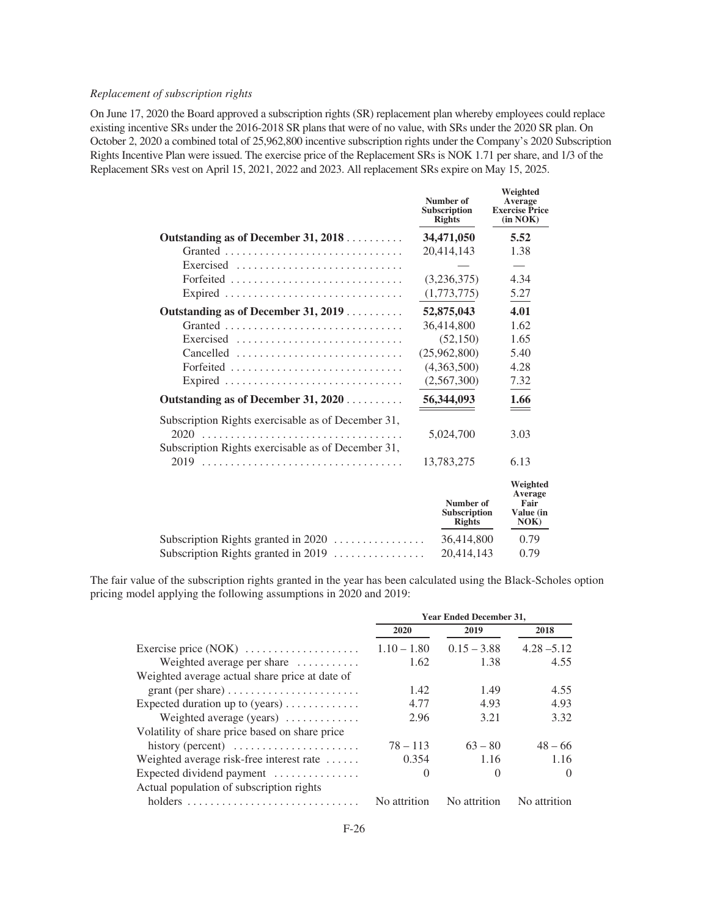*Replacement of subscription rights*

On June 17, 2020 the Board approved a subscription rights (SR) replacement plan whereby employees could replace existing incentive SRs under the 2016-2018 SR plans that were of no value, with SRs under the 2020 SR plan. On October 2, 2020 a combined total of 25,962,800 incentive subscription rights under the Company's 2020 Subscription Rights Incentive Plan were issued. The exercise price of the Replacement SRs is NOK 1.71 per share, and 1/3 of the Replacement SRs vest on April 15, 2021, 2022 and 2023. All replacement SRs expire on May 15, 2025.

| | Number of Subscription Rights | Weighted Average Exercise Price (in NOK) |
|---|---|---|
| **Outstanding as of December 31, 2018** | **34,471,050** | **5.52** |
| Granted | 20,414,143 | 1.38 |
| Exercised | — | — |
| Forfeited | (3,236,375) | 4.34 |
| Expired | (1,773,775) | 5.27 |
| **Outstanding as of December 31, 2019** | **52,875,043** | **4.01** |
| Granted | 36,414,800 | 1.62 |
| Exercised | (52,150) | 1.65 |
| Cancelled | (25,962,800) | 5.40 |
| Forfeited | (4,363,500) | 4.28 |
| Expired | (2,567,300) | 7.32 |
| **Outstanding as of December 31, 2020** | **56,344,093** | **1.66** |
| Subscription Rights exercisable as of December 31, 2020 | 5,024,700 | 3.03 |
| Subscription Rights exercisable as of December 31, 2019 | 13,783,275 | 6.13 |

| | Number of Subscription Rights | Weighted Average Fair Value (in NOK) |
|---|---|---|
| Subscription Rights granted in 2020 | 36,414,800 | 0.79 |
| Subscription Rights granted in 2019 | 20,414,143 | 0.79 |

The fair value of the subscription rights granted in the year has been calculated using the Black-Scholes option pricing model applying the following assumptions in 2020 and 2019:

| | Year Ended December 31, | | |
|---|---|---|---|
| | 2020 | 2019 | 2018 |
| Exercise price (NOK) | 1.10 – 1.80 | 0.15 – 3.88 | 4.28 –5.12 |
| Weighted average per share | 1.62 | 1.38 | 4.55 |
| Weighted average actual share price at date of grant (per share) | 1.42 | 1.49 | 4.55 |
| Expected duration up to (years) | 4.77 | 4.93 | 4.93 |
| Weighted average (years) | 2.96 | 3.21 | 3.32 |
| Volatility of share price based on share price history (percent) | 78 – 113 | 63 – 80 | 48 – 66 |
| Weighted average risk-free interest rate | 0.354 | 1.16 | 1.16 |
| Expected dividend payment | 0 | 0 | 0 |
| Actual population of subscription rights holders | No attrition | No attrition | No attrition |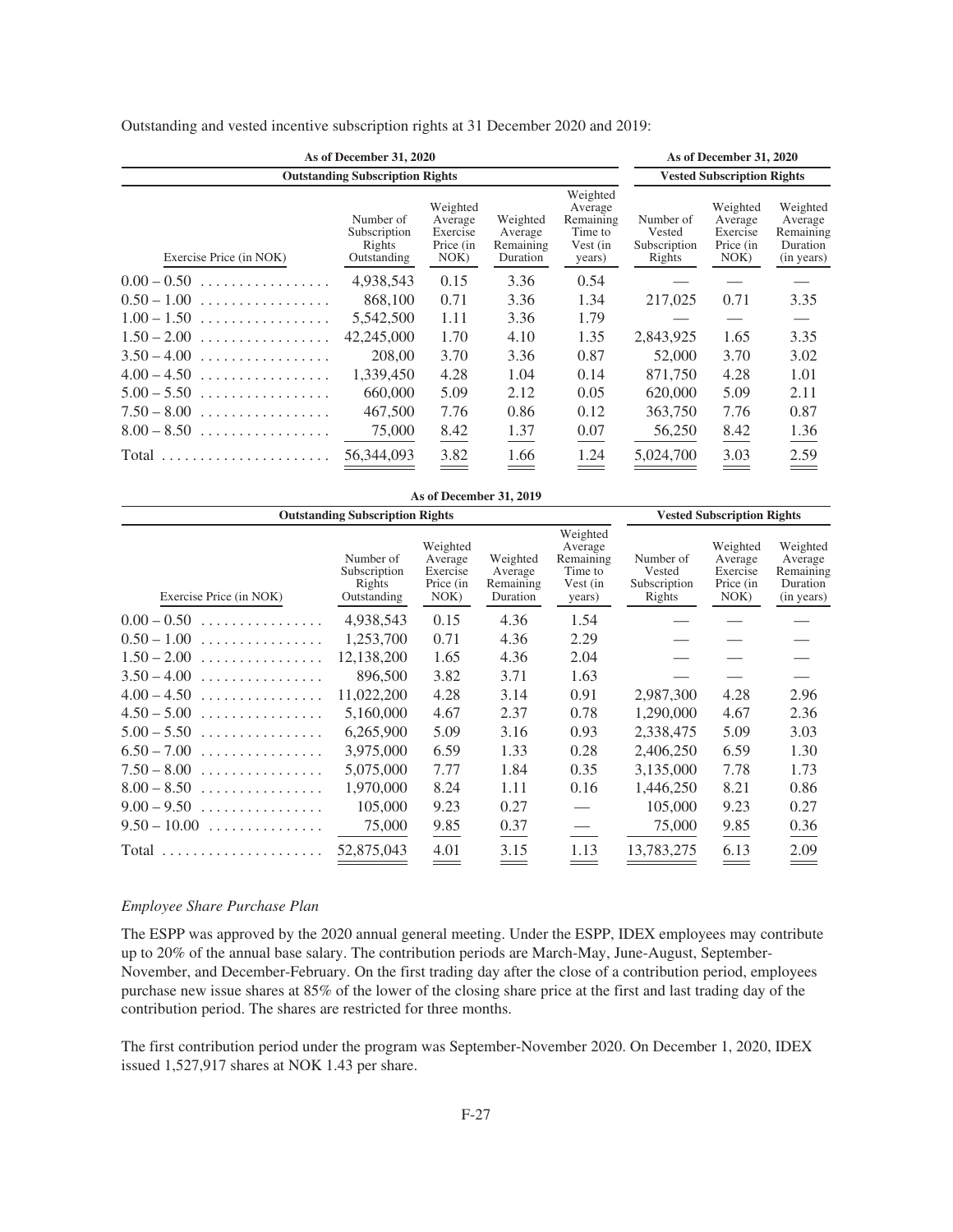Outstanding and vested incentive subscription rights at 31 December 2020 and 2019:

| As of December 31, 2020 | | | | | As of December 31, 2020 | | |
|---|---|---|---|---|---|---|---|
| Outstanding Subscription Rights | | | | | Vested Subscription Rights | | |
| Exercise Price (in NOK) | Number of Subscription Rights Outstanding | Weighted Average Exercise Price (in NOK) | Weighted Average Remaining Duration | Weighted Average Remaining Time to Vest (in years) | Number of Vested Subscription Rights | Weighted Average Exercise Price (in NOK) | Weighted Average Remaining Duration (in years) |
| 0.00 – 0.50 | 4,938,543 | 0.15 | 3.36 | 0.54 | — | — | — |
| 0.50 – 1.00 | 868,100 | 0.71 | 3.36 | 1.34 | 217,025 | 0.71 | 3.35 |
| 1.00 – 1.50 | 5,542,500 | 1.11 | 3.36 | 1.79 | — | — | — |
| 1.50 – 2.00 | 42,245,000 | 1.70 | 4.10 | 1.35 | 2,843,925 | 1.65 | 3.35 |
| 3.50 – 4.00 | 208,00 | 3.70 | 3.36 | 0.87 | 52,000 | 3.70 | 3.02 |
| 4.00 – 4.50 | 1,339,450 | 4.28 | 1.04 | 0.14 | 871,750 | 4.28 | 1.01 |
| 5.00 – 5.50 | 660,000 | 5.09 | 2.12 | 0.05 | 620,000 | 5.09 | 2.11 |
| 7.50 – 8.00 | 467,500 | 7.76 | 0.86 | 0.12 | 363,750 | 7.76 | 0.87 |
| 8.00 – 8.50 | 75,000 | 8.42 | 1.37 | 0.07 | 56,250 | 8.42 | 1.36 |
| Total | 56,344,093 | 3.82 | 1.66 | 1.24 | 5,024,700 | 3.03 | 2.59 |

| As of December 31, 2019 | | | | | | | |
|---|---|---|---|---|---|---|---|
| Outstanding Subscription Rights | | | | | Vested Subscription Rights | | |
| Exercise Price (in NOK) | Number of Subscription Rights Outstanding | Weighted Average Exercise Price (in NOK) | Weighted Average Remaining Duration | Weighted Average Remaining Time to Vest (in years) | Number of Vested Subscription Rights | Weighted Average Exercise Price (in NOK) | Weighted Average Remaining Duration (in years) |
| 0.00 – 0.50 | 4,938,543 | 0.15 | 4.36 | 1.54 | — | — | — |
| 0.50 – 1.00 | 1,253,700 | 0.71 | 4.36 | 2.29 | — | — | — |
| 1.50 – 2.00 | 12,138,200 | 1.65 | 4.36 | 2.04 | — | — | — |
| 3.50 – 4.00 | 896,500 | 3.82 | 3.71 | 1.63 | — | — | — |
| 4.00 – 4.50 | 11,022,200 | 4.28 | 3.14 | 0.91 | 2,987,300 | 4.28 | 2.96 |
| 4.50 – 5.00 | 5,160,000 | 4.67 | 2.37 | 0.78 | 1,290,000 | 4.67 | 2.36 |
| 5.00 – 5.50 | 6,265,900 | 5.09 | 3.16 | 0.93 | 2,338,475 | 5.09 | 3.03 |
| 6.50 – 7.00 | 3,975,000 | 6.59 | 1.33 | 0.28 | 2,406,250 | 6.59 | 1.30 |
| 7.50 – 8.00 | 5,075,000 | 7.77 | 1.84 | 0.35 | 3,135,000 | 7.78 | 1.73 |
| 8.00 – 8.50 | 1,970,000 | 8.24 | 1.11 | 0.16 | 1,446,250 | 8.21 | 0.86 |
| 9.00 – 9.50 | 105,000 | 9.23 | 0.27 | — | 105,000 | 9.23 | 0.27 |
| 9.50 – 10.00 | 75,000 | 9.85 | 0.37 | — | 75,000 | 9.85 | 0.36 |
| Total | 52,875,043 | 4.01 | 3.15 | 1.13 | 13,783,275 | 6.13 | 2.09 |

*Employee Share Purchase Plan*

The ESPP was approved by the 2020 annual general meeting. Under the ESPP, IDEX employees may contribute up to 20% of the annual base salary. The contribution periods are March-May, June-August, September-November, and December-February. On the first trading day after the close of a contribution period, employees purchase new issue shares at 85% of the lower of the closing share price at the first and last trading day of the contribution period. The shares are restricted for three months.

The first contribution period under the program was September-November 2020. On December 1, 2020, IDEX issued 1,527,917 shares at NOK 1.43 per share.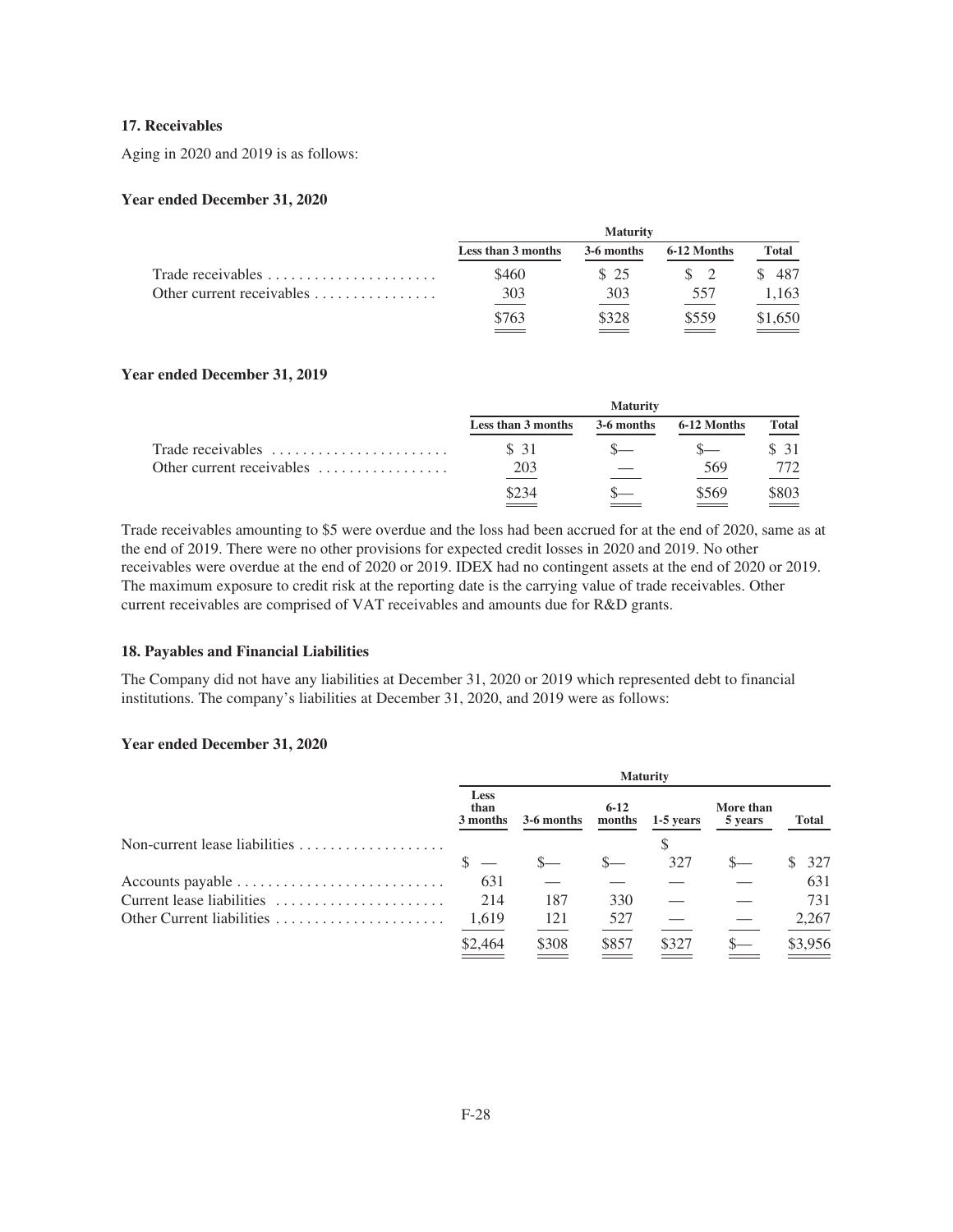### 17. Receivables

Aging in 2020 and 2019 is as follows:

**Year ended December 31, 2020**

| | Maturity | | | |
|---|---|---|---|---|
| | Less than 3 months | 3-6 months | 6-12 Months | Total |
| Trade receivables | $460 | $ 25 | $ 2 | $ 487 |
| Other current receivables | 303 | 303 | 557 | 1,163 |
| | $763 | $328 | $559 | $1,650 |

**Year ended December 31, 2019**

| | Maturity | | | |
|---|---|---|---|---|
| | Less than 3 months | 3-6 months | 6-12 Months | Total |
| Trade receivables | $ 31 | $— | $— | $ 31 |
| Other current receivables | 203 | — | 569 | 772 |
| | $234 | $— | $569 | $803 |

Trade receivables amounting to $5 were overdue and the loss had been accrued for at the end of 2020, same as at the end of 2019. There were no other provisions for expected credit losses in 2020 and 2019. No other receivables were overdue at the end of 2020 or 2019. IDEX had no contingent assets at the end of 2020 or 2019. The maximum exposure to credit risk at the reporting date is the carrying value of trade receivables. Other current receivables are comprised of VAT receivables and amounts due for R&D grants.

### 18. Payables and Financial Liabilities

The Company did not have any liabilities at December 31, 2020 or 2019 which represented debt to financial institutions. The company's liabilities at December 31, 2020, and 2019 were as follows:

**Year ended December 31, 2020**

| | Maturity | | | | | |
|---|---|---|---|---|---|---|
| | Less than 3 months | 3-6 months | 6-12 months | 1-5 years | More than 5 years | Total |
| Non-current lease liabilities | $ — | $— | $— | $ 327 | $— | $ 327 |
| Accounts payable | 631 | — | — | — | — | 631 |
| Current lease liabilities | 214 | 187 | 330 | — | — | 731 |
| Other Current liabilities | 1,619 | 121 | 527 | — | — | 2,267 |
| | $2,464 | $308 | $857 | $327 | $— | $3,956 |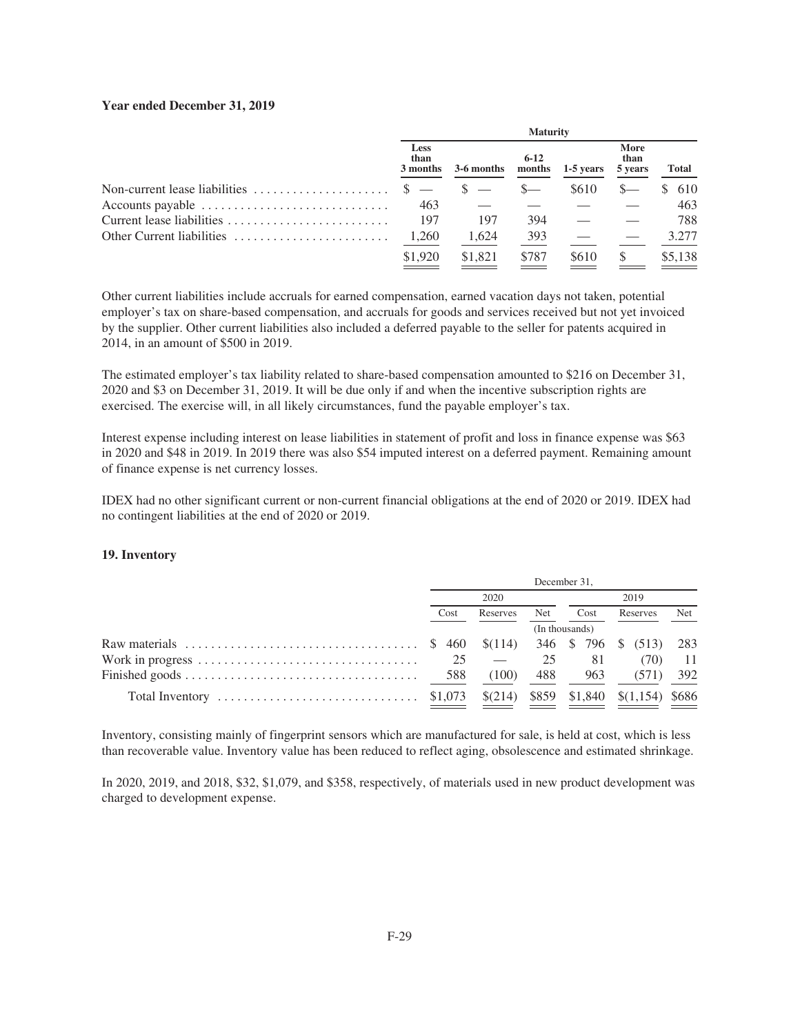**Year ended December 31, 2019**

| | Maturity | | | | | |
|---|---|---|---|---|---|---|
| | Less than 3 months | 3-6 months | 6-12 months | 1-5 years | More than 5 years | Total |
| Non-current lease liabilities | $ — | $ — | $— | $610 | $— | $ 610 |
| Accounts payable | 463 | — | — | — | — | 463 |
| Current lease liabilities | 197 | 197 | 394 | — | — | 788 |
| Other Current liabilities | 1,260 | 1,624 | 393 | — | — | 3.277 |
| | $1,920 | $1,821 | $787 | $610 | $ | $5,138 |

Other current liabilities include accruals for earned compensation, earned vacation days not taken, potential employer's tax on share-based compensation, and accruals for goods and services received but not yet invoiced by the supplier. Other current liabilities also included a deferred payable to the seller for patents acquired in 2014, in an amount of $500 in 2019.

The estimated employer's tax liability related to share-based compensation amounted to $216 on December 31, 2020 and $3 on December 31, 2019. It will be due only if and when the incentive subscription rights are exercised. The exercise will, in all likely circumstances, fund the payable employer's tax.

Interest expense including interest on lease liabilities in statement of profit and loss in finance expense was $63 in 2020 and $48 in 2019. In 2019 there was also $54 imputed interest on a deferred payment. Remaining amount of finance expense is net currency losses.

IDEX had no other significant current or non-current financial obligations at the end of 2020 or 2019. IDEX had no contingent liabilities at the end of 2020 or 2019.

### 19. Inventory

| | December 31, | | | | | |
|---|---|---|---|---|---|---|
| | 2020 | | | 2019 | | |
| | Cost | Reserves | Net | Cost | Reserves | Net |
| | (In thousands) | | | | | |
| Raw materials | $ 460 | $(114) | 346 | $ 796 | $ (513) | 283 |
| Work in progress | 25 | — | 25 | 81 | (70) | 11 |
| Finished goods | 588 | (100) | 488 | 963 | (571) | 392 |
| Total Inventory | $1,073 | $(214) | $859 | $1,840 | $(1,154) | $686 |

Inventory, consisting mainly of fingerprint sensors which are manufactured for sale, is held at cost, which is less than recoverable value. Inventory value has been reduced to reflect aging, obsolescence and estimated shrinkage.

In 2020, 2019, and 2018, $32, $1,079, and $358, respectively, of materials used in new product development was charged to development expense.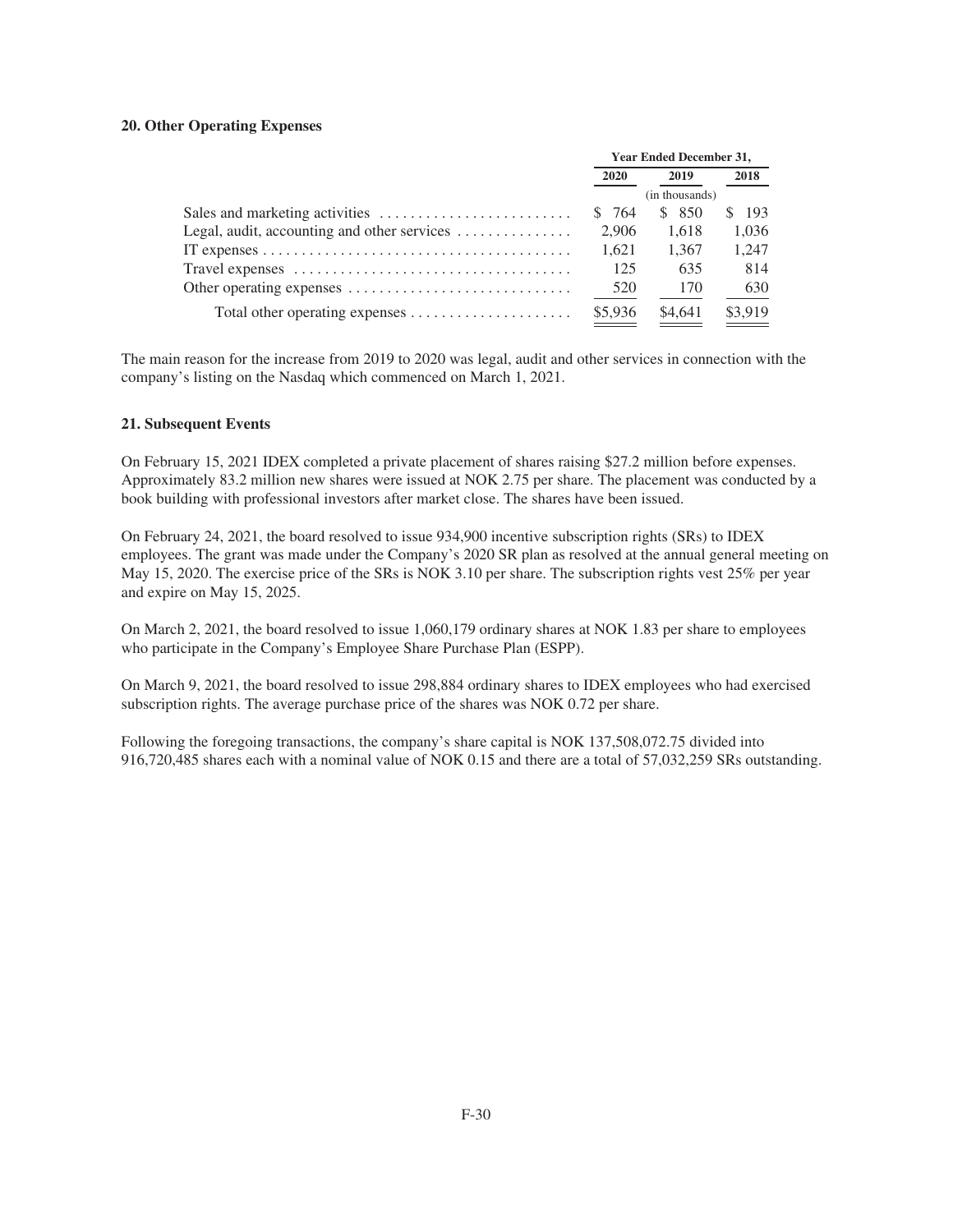**20. Other Operating Expenses**

| | Year Ended December 31, | | |
|---|---|---|---|
| | 2020 | 2019 | 2018 |
| | | (in thousands) | |
| Sales and marketing activities | $ 764 | $ 850 | $ 193 |
| Legal, audit, accounting and other services | 2,906 | 1,618 | 1,036 |
| IT expenses | 1,621 | 1,367 | 1,247 |
| Travel expenses | 125 | 635 | 814 |
| Other operating expenses | 520 | 170 | 630 |
| Total other operating expenses | $5,936 | $4,641 | $3,919 |

The main reason for the increase from 2019 to 2020 was legal, audit and other services in connection with the company's listing on the Nasdaq which commenced on March 1, 2021.

**21. Subsequent Events**

On February 15, 2021 IDEX completed a private placement of shares raising $27.2 million before expenses. Approximately 83.2 million new shares were issued at NOK 2.75 per share. The placement was conducted by a book building with professional investors after market close. The shares have been issued.

On February 24, 2021, the board resolved to issue 934,900 incentive subscription rights (SRs) to IDEX employees. The grant was made under the Company's 2020 SR plan as resolved at the annual general meeting on May 15, 2020. The exercise price of the SRs is NOK 3.10 per share. The subscription rights vest 25% per year and expire on May 15, 2025.

On March 2, 2021, the board resolved to issue 1,060,179 ordinary shares at NOK 1.83 per share to employees who participate in the Company's Employee Share Purchase Plan (ESPP).

On March 9, 2021, the board resolved to issue 298,884 ordinary shares to IDEX employees who had exercised subscription rights. The average purchase price of the shares was NOK 0.72 per share.

Following the foregoing transactions, the company's share capital is NOK 137,508,072.75 divided into 916,720,485 shares each with a nominal value of NOK 0.15 and there are a total of 57,032,259 SRs outstanding.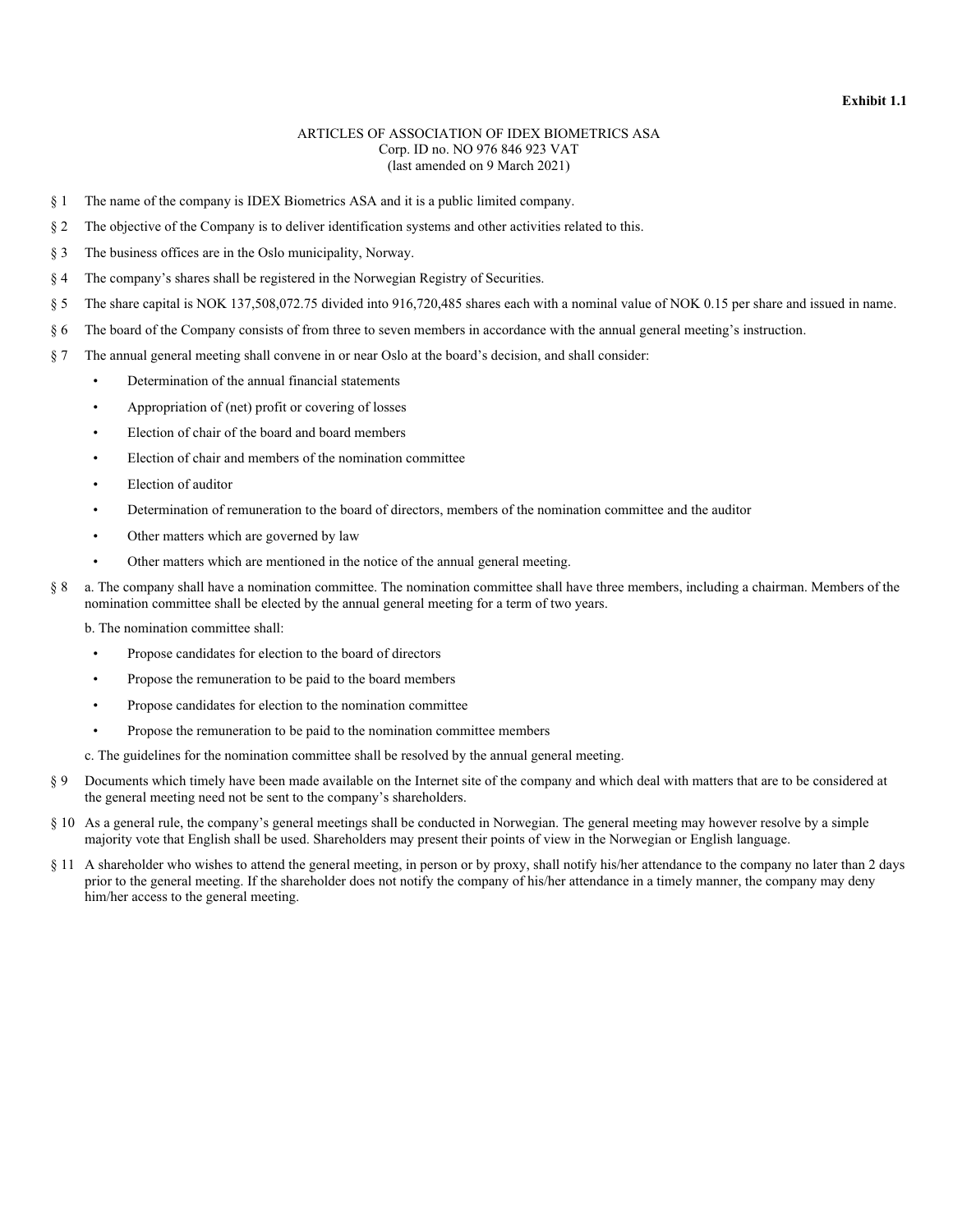**Exhibit 1.1**

ARTICLES OF ASSOCIATION OF IDEX BIOMETRICS ASA
Corp. ID no. NO 976 846 923 VAT
(last amended on 9 March 2021)

§ 1 The name of the company is IDEX Biometrics ASA and it is a public limited company.

§ 2 The objective of the Company is to deliver identification systems and other activities related to this.

§ 3 The business offices are in the Oslo municipality, Norway.

§ 4 The company's shares shall be registered in the Norwegian Registry of Securities.

§ 5 The share capital is NOK 137,508,072.75 divided into 916,720,485 shares each with a nominal value of NOK 0.15 per share and issued in name.

§ 6 The board of the Company consists of from three to seven members in accordance with the annual general meeting's instruction.

§ 7 The annual general meeting shall convene in or near Oslo at the board's decision, and shall consider:

- Determination of the annual financial statements
- Appropriation of (net) profit or covering of losses
- Election of chair of the board and board members
- Election of chair and members of the nomination committee
- Election of auditor
- Determination of remuneration to the board of directors, members of the nomination committee and the auditor
- Other matters which are governed by law
- Other matters which are mentioned in the notice of the annual general meeting.

§ 8 a. The company shall have a nomination committee. The nomination committee shall have three members, including a chairman. Members of the nomination committee shall be elected by the annual general meeting for a term of two years.

b. The nomination committee shall:

- Propose candidates for election to the board of directors
- Propose the remuneration to be paid to the board members
- Propose candidates for election to the nomination committee
- Propose the remuneration to be paid to the nomination committee members

c. The guidelines for the nomination committee shall be resolved by the annual general meeting.

§ 9 Documents which timely have been made available on the Internet site of the company and which deal with matters that are to be considered at the general meeting need not be sent to the company's shareholders.

§ 10 As a general rule, the company's general meetings shall be conducted in Norwegian. The general meeting may however resolve by a simple majority vote that English shall be used. Shareholders may present their points of view in the Norwegian or English language.

§ 11 A shareholder who wishes to attend the general meeting, in person or by proxy, shall notify his/her attendance to the company no later than 2 days prior to the general meeting. If the shareholder does not notify the company of his/her attendance in a timely manner, the company may deny him/her access to the general meeting.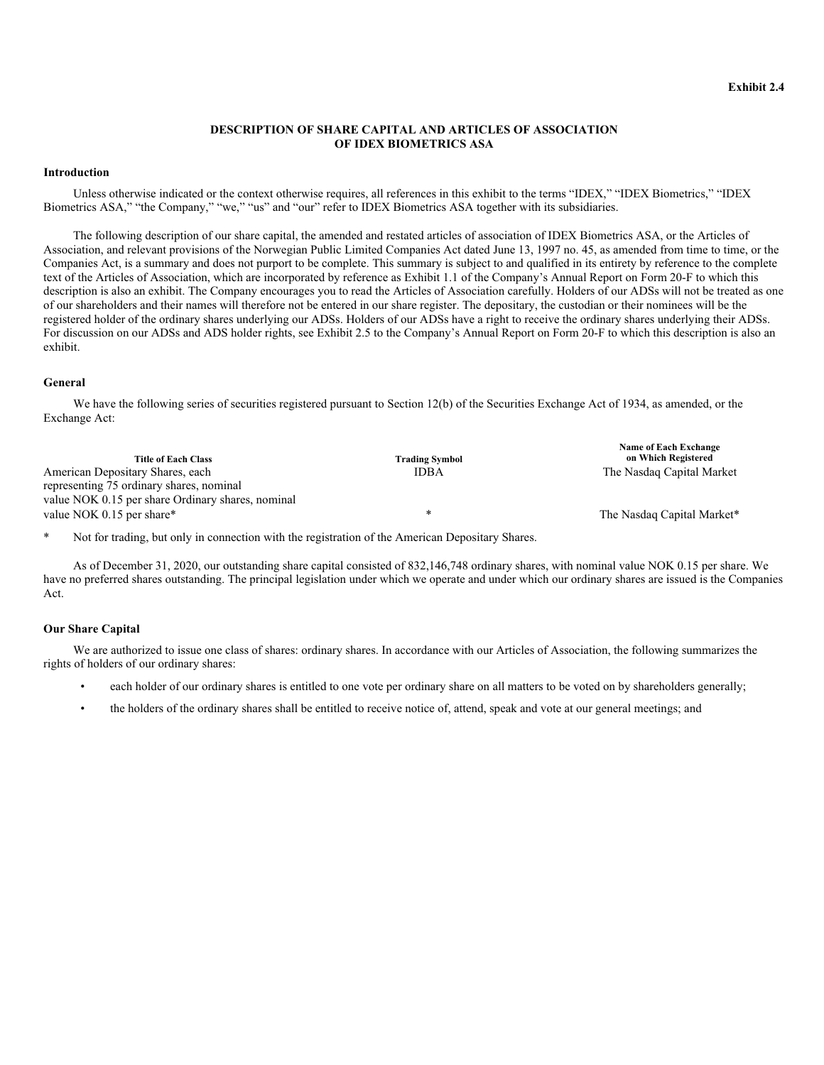**Exhibit 2.4**

**DESCRIPTION OF SHARE CAPITAL AND ARTICLES OF ASSOCIATION OF IDEX BIOMETRICS ASA**

**Introduction**

Unless otherwise indicated or the context otherwise requires, all references in this exhibit to the terms "IDEX," "IDEX Biometrics," "IDEX Biometrics ASA," "the Company," "we," "us" and "our" refer to IDEX Biometrics ASA together with its subsidiaries.

The following description of our share capital, the amended and restated articles of association of IDEX Biometrics ASA, or the Articles of Association, and relevant provisions of the Norwegian Public Limited Companies Act dated June 13, 1997 no. 45, as amended from time to time, or the Companies Act, is a summary and does not purport to be complete. This summary is subject to and qualified in its entirety by reference to the complete text of the Articles of Association, which are incorporated by reference as Exhibit 1.1 of the Company's Annual Report on Form 20-F to which this description is also an exhibit. The Company encourages you to read the Articles of Association carefully. Holders of our ADSs will not be treated as one of our shareholders and their names will therefore not be entered in our share register. The depositary, the custodian or their nominees will be the registered holder of the ordinary shares underlying our ADSs. Holders of our ADSs have a right to receive the ordinary shares underlying their ADSs. For discussion on our ADSs and ADS holder rights, see Exhibit 2.5 to the Company's Annual Report on Form 20-F to which this description is also an exhibit.

**General**

We have the following series of securities registered pursuant to Section 12(b) of the Securities Exchange Act of 1934, as amended, or the Exchange Act:

| Title of Each Class | Trading Symbol | Name of Each Exchange on Which Registered |
|---|---|---|
| American Depositary Shares, each representing 75 ordinary shares, nominal value NOK 0.15 per share | IDBA | The Nasdaq Capital Market |
| Ordinary shares, nominal value NOK 0.15 per share* | * | The Nasdaq Capital Market* |

\* Not for trading, but only in connection with the registration of the American Depositary Shares.

As of December 31, 2020, our outstanding share capital consisted of 832,146,748 ordinary shares, with nominal value NOK 0.15 per share. We have no preferred shares outstanding. The principal legislation under which we operate and under which our ordinary shares are issued is the Companies Act.

**Our Share Capital**

We are authorized to issue one class of shares: ordinary shares. In accordance with our Articles of Association, the following summarizes the rights of holders of our ordinary shares:

- each holder of our ordinary shares is entitled to one vote per ordinary share on all matters to be voted on by shareholders generally;
- the holders of the ordinary shares shall be entitled to receive notice of, attend, speak and vote at our general meetings; and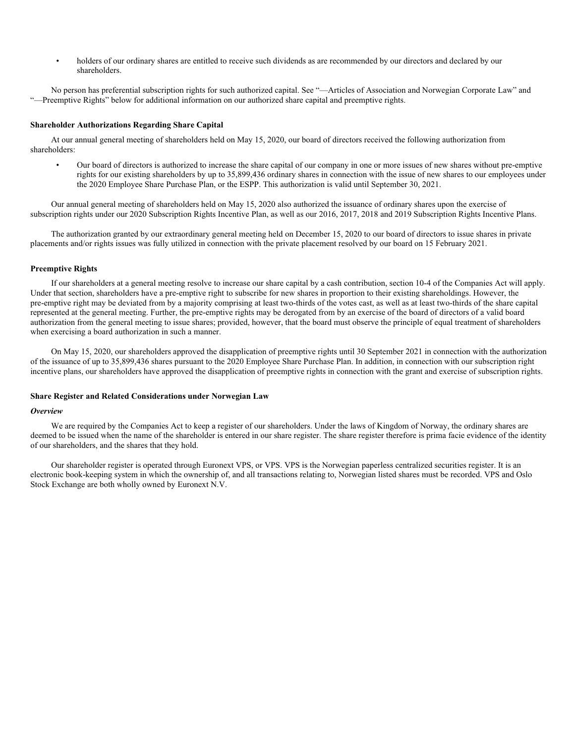- holders of our ordinary shares are entitled to receive such dividends as are recommended by our directors and declared by our shareholders.

No person has preferential subscription rights for such authorized capital. See "—Articles of Association and Norwegian Corporate Law" and "—Preemptive Rights" below for additional information on our authorized share capital and preemptive rights.

### Shareholder Authorizations Regarding Share Capital

At our annual general meeting of shareholders held on May 15, 2020, our board of directors received the following authorization from shareholders:

- Our board of directors is authorized to increase the share capital of our company in one or more issues of new shares without pre-emptive rights for our existing shareholders by up to 35,899,436 ordinary shares in connection with the issue of new shares to our employees under the 2020 Employee Share Purchase Plan, or the ESPP. This authorization is valid until September 30, 2021.

Our annual general meeting of shareholders held on May 15, 2020 also authorized the issuance of ordinary shares upon the exercise of subscription rights under our 2020 Subscription Rights Incentive Plan, as well as our 2016, 2017, 2018 and 2019 Subscription Rights Incentive Plans.

The authorization granted by our extraordinary general meeting held on December 15, 2020 to our board of directors to issue shares in private placements and/or rights issues was fully utilized in connection with the private placement resolved by our board on 15 February 2021.

### Preemptive Rights

If our shareholders at a general meeting resolve to increase our share capital by a cash contribution, section 10-4 of the Companies Act will apply. Under that section, shareholders have a pre-emptive right to subscribe for new shares in proportion to their existing shareholdings. However, the pre-emptive right may be deviated from by a majority comprising at least two-thirds of the votes cast, as well as at least two-thirds of the share capital represented at the general meeting. Further, the pre-emptive rights may be derogated from by an exercise of the board of directors of a valid board authorization from the general meeting to issue shares; provided, however, that the board must observe the principle of equal treatment of shareholders when exercising a board authorization in such a manner.

On May 15, 2020, our shareholders approved the disapplication of preemptive rights until 30 September 2021 in connection with the authorization of the issuance of up to 35,899,436 shares pursuant to the 2020 Employee Share Purchase Plan. In addition, in connection with our subscription right incentive plans, our shareholders have approved the disapplication of preemptive rights in connection with the grant and exercise of subscription rights.

### Share Register and Related Considerations under Norwegian Law

#### *Overview*

We are required by the Companies Act to keep a register of our shareholders. Under the laws of Kingdom of Norway, the ordinary shares are deemed to be issued when the name of the shareholder is entered in our share register. The share register therefore is prima facie evidence of the identity of our shareholders, and the shares that they hold.

Our shareholder register is operated through Euronext VPS, or VPS. VPS is the Norwegian paperless centralized securities register. It is an electronic book-keeping system in which the ownership of, and all transactions relating to, Norwegian listed shares must be recorded. VPS and Oslo Stock Exchange are both wholly owned by Euronext N.V.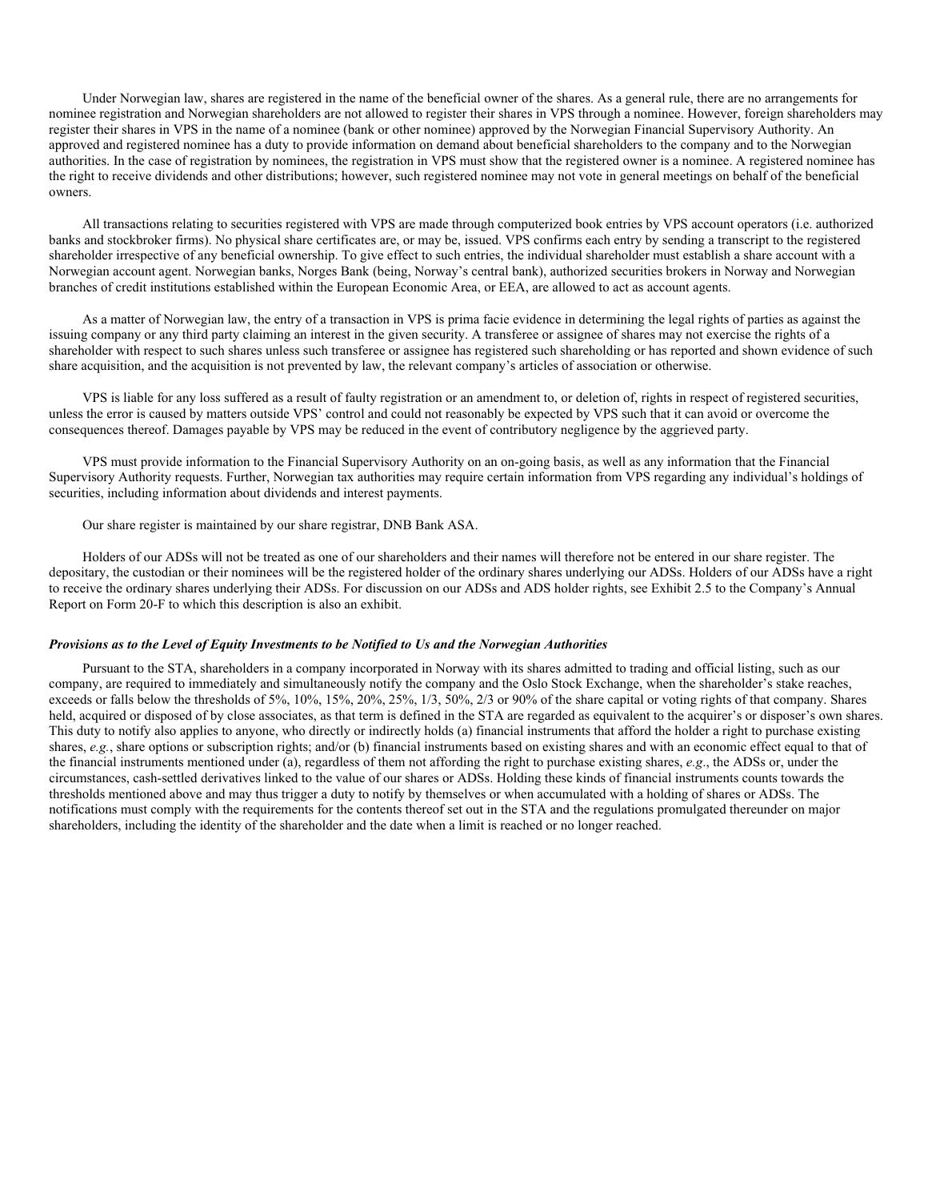Under Norwegian law, shares are registered in the name of the beneficial owner of the shares. As a general rule, there are no arrangements for nominee registration and Norwegian shareholders are not allowed to register their shares in VPS through a nominee. However, foreign shareholders may register their shares in VPS in the name of a nominee (bank or other nominee) approved by the Norwegian Financial Supervisory Authority. An approved and registered nominee has a duty to provide information on demand about beneficial shareholders to the company and to the Norwegian authorities. In the case of registration by nominees, the registration in VPS must show that the registered owner is a nominee. A registered nominee has the right to receive dividends and other distributions; however, such registered nominee may not vote in general meetings on behalf of the beneficial owners.

All transactions relating to securities registered with VPS are made through computerized book entries by VPS account operators (i.e. authorized banks and stockbroker firms). No physical share certificates are, or may be, issued. VPS confirms each entry by sending a transcript to the registered shareholder irrespective of any beneficial ownership. To give effect to such entries, the individual shareholder must establish a share account with a Norwegian account agent. Norwegian banks, Norges Bank (being, Norway's central bank), authorized securities brokers in Norway and Norwegian branches of credit institutions established within the European Economic Area, or EEA, are allowed to act as account agents.

As a matter of Norwegian law, the entry of a transaction in VPS is prima facie evidence in determining the legal rights of parties as against the issuing company or any third party claiming an interest in the given security. A transferee or assignee of shares may not exercise the rights of a shareholder with respect to such shares unless such transferee or assignee has registered such shareholding or has reported and shown evidence of such share acquisition, and the acquisition is not prevented by law, the relevant company's articles of association or otherwise.

VPS is liable for any loss suffered as a result of faulty registration or an amendment to, or deletion of, rights in respect of registered securities, unless the error is caused by matters outside VPS' control and could not reasonably be expected by VPS such that it can avoid or overcome the consequences thereof. Damages payable by VPS may be reduced in the event of contributory negligence by the aggrieved party.

VPS must provide information to the Financial Supervisory Authority on an on-going basis, as well as any information that the Financial Supervisory Authority requests. Further, Norwegian tax authorities may require certain information from VPS regarding any individual's holdings of securities, including information about dividends and interest payments.

Our share register is maintained by our share registrar, DNB Bank ASA.

Holders of our ADSs will not be treated as one of our shareholders and their names will therefore not be entered in our share register. The depositary, the custodian or their nominees will be the registered holder of the ordinary shares underlying our ADSs. Holders of our ADSs have a right to receive the ordinary shares underlying their ADSs. For discussion on our ADSs and ADS holder rights, see Exhibit 2.5 to the Company's Annual Report on Form 20-F to which this description is also an exhibit.

***Provisions as to the Level of Equity Investments to be Notified to Us and the Norwegian Authorities***

Pursuant to the STA, shareholders in a company incorporated in Norway with its shares admitted to trading and official listing, such as our company, are required to immediately and simultaneously notify the company and the Oslo Stock Exchange, when the shareholder's stake reaches, exceeds or falls below the thresholds of 5%, 10%, 15%, 20%, 25%, 1/3, 50%, 2/3 or 90% of the share capital or voting rights of that company. Shares held, acquired or disposed of by close associates, as that term is defined in the STA are regarded as equivalent to the acquirer's or disposer's own shares. This duty to notify also applies to anyone, who directly or indirectly holds (a) financial instruments that afford the holder a right to purchase existing shares, *e.g.*, share options or subscription rights; and/or (b) financial instruments based on existing shares and with an economic effect equal to that of the financial instruments mentioned under (a), regardless of them not affording the right to purchase existing shares, *e.g*., the ADSs or, under the circumstances, cash-settled derivatives linked to the value of our shares or ADSs. Holding these kinds of financial instruments counts towards the thresholds mentioned above and may thus trigger a duty to notify by themselves or when accumulated with a holding of shares or ADSs. The notifications must comply with the requirements for the contents thereof set out in the STA and the regulations promulgated thereunder on major shareholders, including the identity of the shareholder and the date when a limit is reached or no longer reached.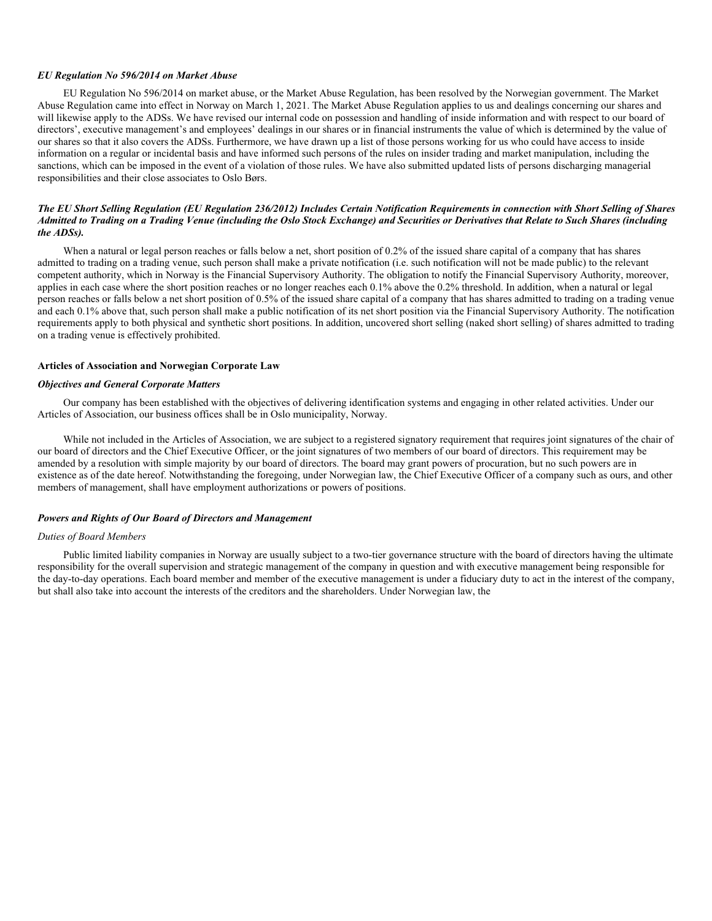### *EU Regulation No 596/2014 on Market Abuse*

EU Regulation No 596/2014 on market abuse, or the Market Abuse Regulation, has been resolved by the Norwegian government. The Market Abuse Regulation came into effect in Norway on March 1, 2021. The Market Abuse Regulation applies to us and dealings concerning our shares and will likewise apply to the ADSs. We have revised our internal code on possession and handling of inside information and with respect to our board of directors', executive management's and employees' dealings in our shares or in financial instruments the value of which is determined by the value of our shares so that it also covers the ADSs. Furthermore, we have drawn up a list of those persons working for us who could have access to inside information on a regular or incidental basis and have informed such persons of the rules on insider trading and market manipulation, including the sanctions, which can be imposed in the event of a violation of those rules. We have also submitted updated lists of persons discharging managerial responsibilities and their close associates to Oslo Børs.

### *The EU Short Selling Regulation (EU Regulation 236/2012) Includes Certain Notification Requirements in connection with Short Selling of Shares Admitted to Trading on a Trading Venue (including the Oslo Stock Exchange) and Securities or Derivatives that Relate to Such Shares (including the ADSs).*

When a natural or legal person reaches or falls below a net, short position of 0.2% of the issued share capital of a company that has shares admitted to trading on a trading venue, such person shall make a private notification (i.e. such notification will not be made public) to the relevant competent authority, which in Norway is the Financial Supervisory Authority. The obligation to notify the Financial Supervisory Authority, moreover, applies in each case where the short position reaches or no longer reaches each 0.1% above the 0.2% threshold. In addition, when a natural or legal person reaches or falls below a net short position of 0.5% of the issued share capital of a company that has shares admitted to trading on a trading venue and each 0.1% above that, such person shall make a public notification of its net short position via the Financial Supervisory Authority. The notification requirements apply to both physical and synthetic short positions. In addition, uncovered short selling (naked short selling) of shares admitted to trading on a trading venue is effectively prohibited.

## Articles of Association and Norwegian Corporate Law

### *Objectives and General Corporate Matters*

Our company has been established with the objectives of delivering identification systems and engaging in other related activities. Under our Articles of Association, our business offices shall be in Oslo municipality, Norway.

While not included in the Articles of Association, we are subject to a registered signatory requirement that requires joint signatures of the chair of our board of directors and the Chief Executive Officer, or the joint signatures of two members of our board of directors. This requirement may be amended by a resolution with simple majority by our board of directors. The board may grant powers of procuration, but no such powers are in existence as of the date hereof. Notwithstanding the foregoing, under Norwegian law, the Chief Executive Officer of a company such as ours, and other members of management, shall have employment authorizations or powers of positions.

### *Powers and Rights of Our Board of Directors and Management*

#### *Duties of Board Members*

Public limited liability companies in Norway are usually subject to a two-tier governance structure with the board of directors having the ultimate responsibility for the overall supervision and strategic management of the company in question and with executive management being responsible for the day-to-day operations. Each board member and member of the executive management is under a fiduciary duty to act in the interest of the company, but shall also take into account the interests of the creditors and the shareholders. Under Norwegian law, the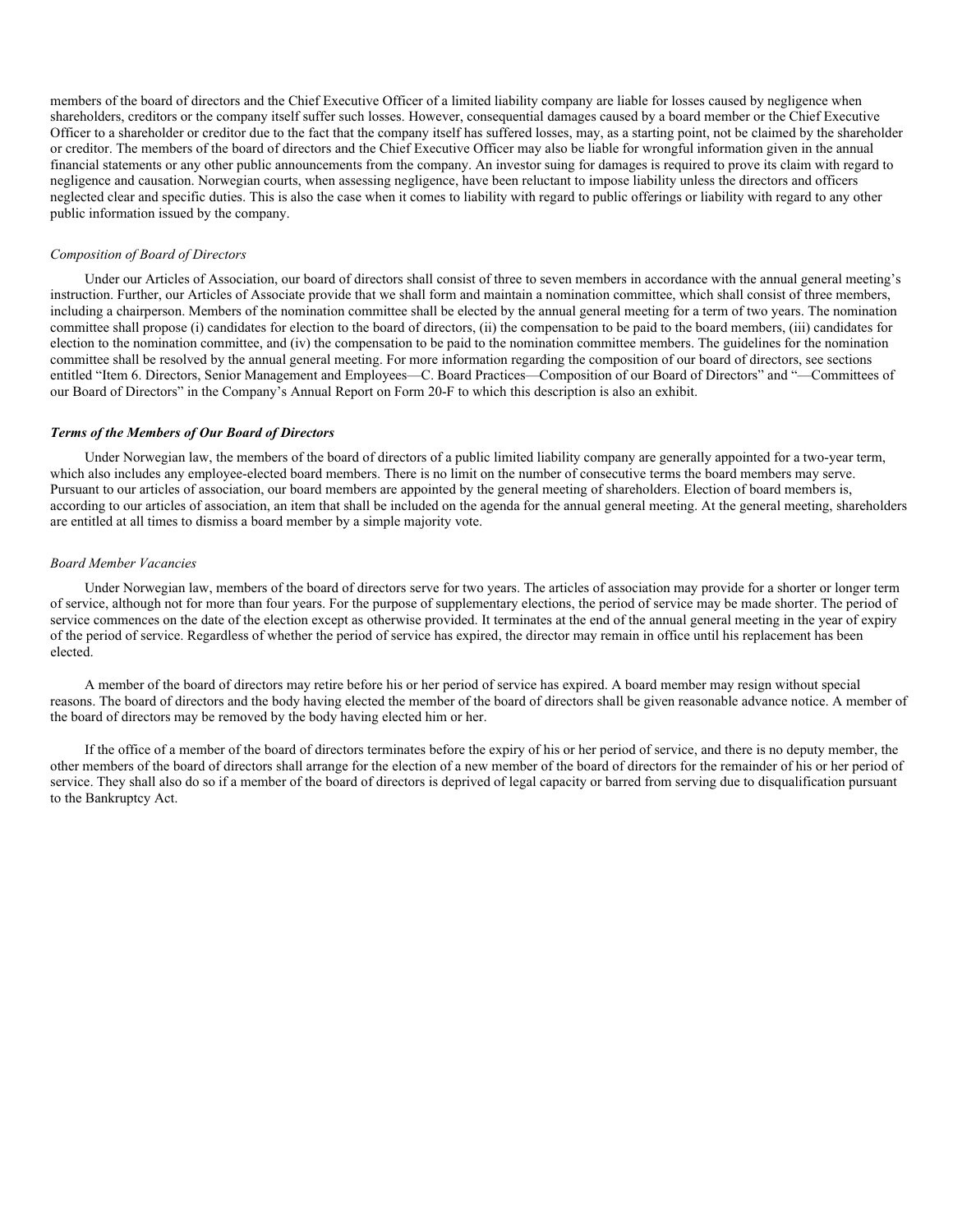members of the board of directors and the Chief Executive Officer of a limited liability company are liable for losses caused by negligence when shareholders, creditors or the company itself suffer such losses. However, consequential damages caused by a board member or the Chief Executive Officer to a shareholder or creditor due to the fact that the company itself has suffered losses, may, as a starting point, not be claimed by the shareholder or creditor. The members of the board of directors and the Chief Executive Officer may also be liable for wrongful information given in the annual financial statements or any other public announcements from the company. An investor suing for damages is required to prove its claim with regard to negligence and causation. Norwegian courts, when assessing negligence, have been reluctant to impose liability unless the directors and officers neglected clear and specific duties. This is also the case when it comes to liability with regard to public offerings or liability with regard to any other public information issued by the company.

*Composition of Board of Directors*

Under our Articles of Association, our board of directors shall consist of three to seven members in accordance with the annual general meeting's instruction. Further, our Articles of Associate provide that we shall form and maintain a nomination committee, which shall consist of three members, including a chairperson. Members of the nomination committee shall be elected by the annual general meeting for a term of two years. The nomination committee shall propose (i) candidates for election to the board of directors, (ii) the compensation to be paid to the board members, (iii) candidates for election to the nomination committee, and (iv) the compensation to be paid to the nomination committee members. The guidelines for the nomination committee shall be resolved by the annual general meeting. For more information regarding the composition of our board of directors, see sections entitled "Item 6. Directors, Senior Management and Employees—C. Board Practices—Composition of our Board of Directors" and "—Committees of our Board of Directors" in the Company's Annual Report on Form 20-F to which this description is also an exhibit.

***Terms of the Members of Our Board of Directors***

Under Norwegian law, the members of the board of directors of a public limited liability company are generally appointed for a two-year term, which also includes any employee-elected board members. There is no limit on the number of consecutive terms the board members may serve. Pursuant to our articles of association, our board members are appointed by the general meeting of shareholders. Election of board members is, according to our articles of association, an item that shall be included on the agenda for the annual general meeting. At the general meeting, shareholders are entitled at all times to dismiss a board member by a simple majority vote.

*Board Member Vacancies*

Under Norwegian law, members of the board of directors serve for two years. The articles of association may provide for a shorter or longer term of service, although not for more than four years. For the purpose of supplementary elections, the period of service may be made shorter. The period of service commences on the date of the election except as otherwise provided. It terminates at the end of the annual general meeting in the year of expiry of the period of service. Regardless of whether the period of service has expired, the director may remain in office until his replacement has been elected.

A member of the board of directors may retire before his or her period of service has expired. A board member may resign without special reasons. The board of directors and the body having elected the member of the board of directors shall be given reasonable advance notice. A member of the board of directors may be removed by the body having elected him or her.

If the office of a member of the board of directors terminates before the expiry of his or her period of service, and there is no deputy member, the other members of the board of directors shall arrange for the election of a new member of the board of directors for the remainder of his or her period of service. They shall also do so if a member of the board of directors is deprived of legal capacity or barred from serving due to disqualification pursuant to the Bankruptcy Act.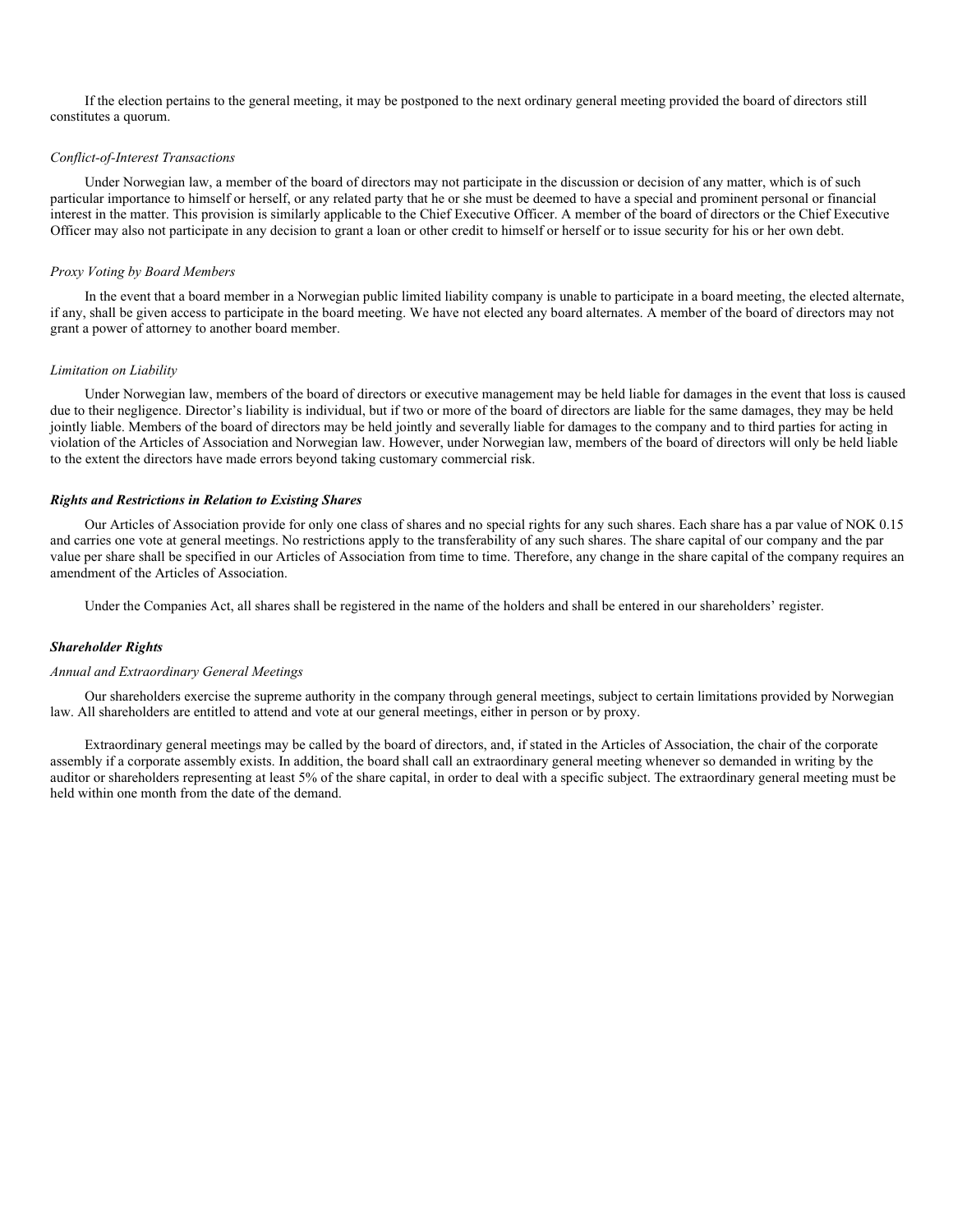If the election pertains to the general meeting, it may be postponed to the next ordinary general meeting provided the board of directors still constitutes a quorum.

*Conflict-of-Interest Transactions*

Under Norwegian law, a member of the board of directors may not participate in the discussion or decision of any matter, which is of such particular importance to himself or herself, or any related party that he or she must be deemed to have a special and prominent personal or financial interest in the matter. This provision is similarly applicable to the Chief Executive Officer. A member of the board of directors or the Chief Executive Officer may also not participate in any decision to grant a loan or other credit to himself or herself or to issue security for his or her own debt.

*Proxy Voting by Board Members*

In the event that a board member in a Norwegian public limited liability company is unable to participate in a board meeting, the elected alternate, if any, shall be given access to participate in the board meeting. We have not elected any board alternates. A member of the board of directors may not grant a power of attorney to another board member.

*Limitation on Liability*

Under Norwegian law, members of the board of directors or executive management may be held liable for damages in the event that loss is caused due to their negligence. Director's liability is individual, but if two or more of the board of directors are liable for the same damages, they may be held jointly liable. Members of the board of directors may be held jointly and severally liable for damages to the company and to third parties for acting in violation of the Articles of Association and Norwegian law. However, under Norwegian law, members of the board of directors will only be held liable to the extent the directors have made errors beyond taking customary commercial risk.

***Rights and Restrictions in Relation to Existing Shares***

Our Articles of Association provide for only one class of shares and no special rights for any such shares. Each share has a par value of NOK 0.15 and carries one vote at general meetings. No restrictions apply to the transferability of any such shares. The share capital of our company and the par value per share shall be specified in our Articles of Association from time to time. Therefore, any change in the share capital of the company requires an amendment of the Articles of Association.

Under the Companies Act, all shares shall be registered in the name of the holders and shall be entered in our shareholders' register.

***Shareholder Rights***

*Annual and Extraordinary General Meetings*

Our shareholders exercise the supreme authority in the company through general meetings, subject to certain limitations provided by Norwegian law. All shareholders are entitled to attend and vote at our general meetings, either in person or by proxy.

Extraordinary general meetings may be called by the board of directors, and, if stated in the Articles of Association, the chair of the corporate assembly if a corporate assembly exists. In addition, the board shall call an extraordinary general meeting whenever so demanded in writing by the auditor or shareholders representing at least 5% of the share capital, in order to deal with a specific subject. The extraordinary general meeting must be held within one month from the date of the demand.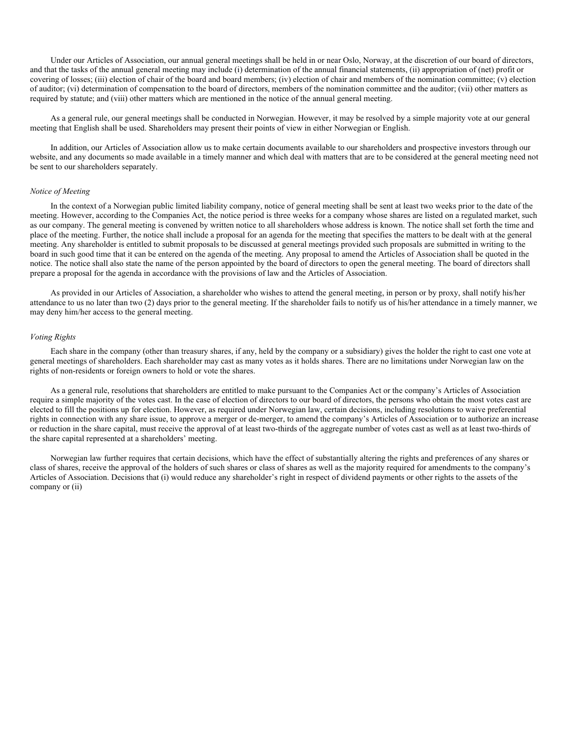Under our Articles of Association, our annual general meetings shall be held in or near Oslo, Norway, at the discretion of our board of directors, and that the tasks of the annual general meeting may include (i) determination of the annual financial statements, (ii) appropriation of (net) profit or covering of losses; (iii) election of chair of the board and board members; (iv) election of chair and members of the nomination committee; (v) election of auditor; (vi) determination of compensation to the board of directors, members of the nomination committee and the auditor; (vii) other matters as required by statute; and (viii) other matters which are mentioned in the notice of the annual general meeting.

As a general rule, our general meetings shall be conducted in Norwegian. However, it may be resolved by a simple majority vote at our general meeting that English shall be used. Shareholders may present their points of view in either Norwegian or English.

In addition, our Articles of Association allow us to make certain documents available to our shareholders and prospective investors through our website, and any documents so made available in a timely manner and which deal with matters that are to be considered at the general meeting need not be sent to our shareholders separately.

*Notice of Meeting*

In the context of a Norwegian public limited liability company, notice of general meeting shall be sent at least two weeks prior to the date of the meeting. However, according to the Companies Act, the notice period is three weeks for a company whose shares are listed on a regulated market, such as our company. The general meeting is convened by written notice to all shareholders whose address is known. The notice shall set forth the time and place of the meeting. Further, the notice shall include a proposal for an agenda for the meeting that specifies the matters to be dealt with at the general meeting. Any shareholder is entitled to submit proposals to be discussed at general meetings provided such proposals are submitted in writing to the board in such good time that it can be entered on the agenda of the meeting. Any proposal to amend the Articles of Association shall be quoted in the notice. The notice shall also state the name of the person appointed by the board of directors to open the general meeting. The board of directors shall prepare a proposal for the agenda in accordance with the provisions of law and the Articles of Association.

As provided in our Articles of Association, a shareholder who wishes to attend the general meeting, in person or by proxy, shall notify his/her attendance to us no later than two (2) days prior to the general meeting. If the shareholder fails to notify us of his/her attendance in a timely manner, we may deny him/her access to the general meeting.

*Voting Rights*

Each share in the company (other than treasury shares, if any, held by the company or a subsidiary) gives the holder the right to cast one vote at general meetings of shareholders. Each shareholder may cast as many votes as it holds shares. There are no limitations under Norwegian law on the rights of non-residents or foreign owners to hold or vote the shares.

As a general rule, resolutions that shareholders are entitled to make pursuant to the Companies Act or the company's Articles of Association require a simple majority of the votes cast. In the case of election of directors to our board of directors, the persons who obtain the most votes cast are elected to fill the positions up for election. However, as required under Norwegian law, certain decisions, including resolutions to waive preferential rights in connection with any share issue, to approve a merger or de-merger, to amend the company's Articles of Association or to authorize an increase or reduction in the share capital, must receive the approval of at least two-thirds of the aggregate number of votes cast as well as at least two-thirds of the share capital represented at a shareholders' meeting.

Norwegian law further requires that certain decisions, which have the effect of substantially altering the rights and preferences of any shares or class of shares, receive the approval of the holders of such shares or class of shares as well as the majority required for amendments to the company's Articles of Association. Decisions that (i) would reduce any shareholder's right in respect of dividend payments or other rights to the assets of the company or (ii)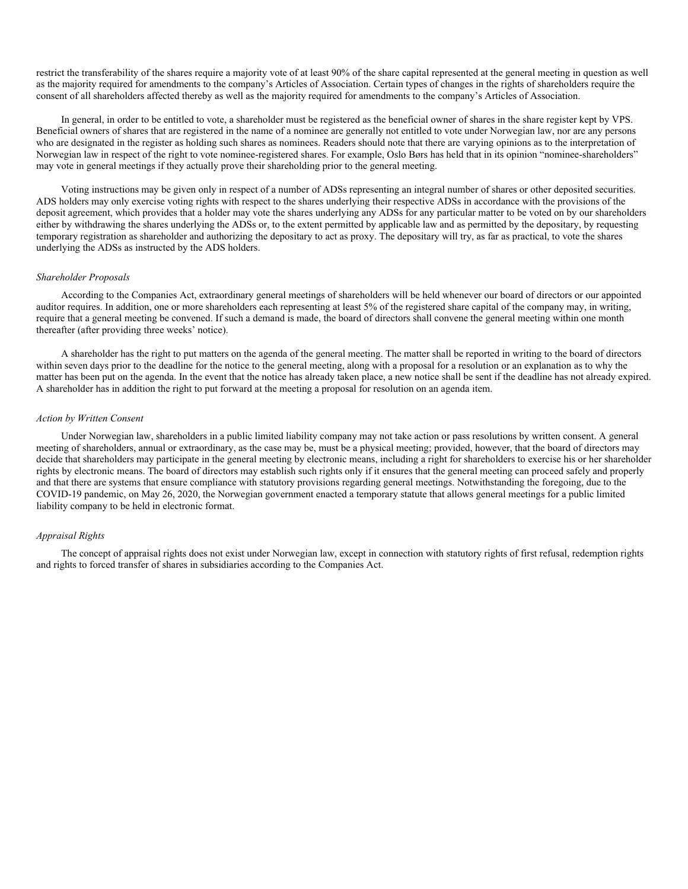restrict the transferability of the shares require a majority vote of at least 90% of the share capital represented at the general meeting in question as well as the majority required for amendments to the company's Articles of Association. Certain types of changes in the rights of shareholders require the consent of all shareholders affected thereby as well as the majority required for amendments to the company's Articles of Association.

In general, in order to be entitled to vote, a shareholder must be registered as the beneficial owner of shares in the share register kept by VPS. Beneficial owners of shares that are registered in the name of a nominee are generally not entitled to vote under Norwegian law, nor are any persons who are designated in the register as holding such shares as nominees. Readers should note that there are varying opinions as to the interpretation of Norwegian law in respect of the right to vote nominee-registered shares. For example, Oslo Børs has held that in its opinion "nominee-shareholders" may vote in general meetings if they actually prove their shareholding prior to the general meeting.

Voting instructions may be given only in respect of a number of ADSs representing an integral number of shares or other deposited securities. ADS holders may only exercise voting rights with respect to the shares underlying their respective ADSs in accordance with the provisions of the deposit agreement, which provides that a holder may vote the shares underlying any ADSs for any particular matter to be voted on by our shareholders either by withdrawing the shares underlying the ADSs or, to the extent permitted by applicable law and as permitted by the depositary, by requesting temporary registration as shareholder and authorizing the depositary to act as proxy. The depositary will try, as far as practical, to vote the shares underlying the ADSs as instructed by the ADS holders.

*Shareholder Proposals*

According to the Companies Act, extraordinary general meetings of shareholders will be held whenever our board of directors or our appointed auditor requires. In addition, one or more shareholders each representing at least 5% of the registered share capital of the company may, in writing, require that a general meeting be convened. If such a demand is made, the board of directors shall convene the general meeting within one month thereafter (after providing three weeks' notice).

A shareholder has the right to put matters on the agenda of the general meeting. The matter shall be reported in writing to the board of directors within seven days prior to the deadline for the notice to the general meeting, along with a proposal for a resolution or an explanation as to why the matter has been put on the agenda. In the event that the notice has already taken place, a new notice shall be sent if the deadline has not already expired. A shareholder has in addition the right to put forward at the meeting a proposal for resolution on an agenda item.

*Action by Written Consent*

Under Norwegian law, shareholders in a public limited liability company may not take action or pass resolutions by written consent. A general meeting of shareholders, annual or extraordinary, as the case may be, must be a physical meeting; provided, however, that the board of directors may decide that shareholders may participate in the general meeting by electronic means, including a right for shareholders to exercise his or her shareholder rights by electronic means. The board of directors may establish such rights only if it ensures that the general meeting can proceed safely and properly and that there are systems that ensure compliance with statutory provisions regarding general meetings. Notwithstanding the foregoing, due to the COVID-19 pandemic, on May 26, 2020, the Norwegian government enacted a temporary statute that allows general meetings for a public limited liability company to be held in electronic format.

*Appraisal Rights*

The concept of appraisal rights does not exist under Norwegian law, except in connection with statutory rights of first refusal, redemption rights and rights to forced transfer of shares in subsidiaries according to the Companies Act.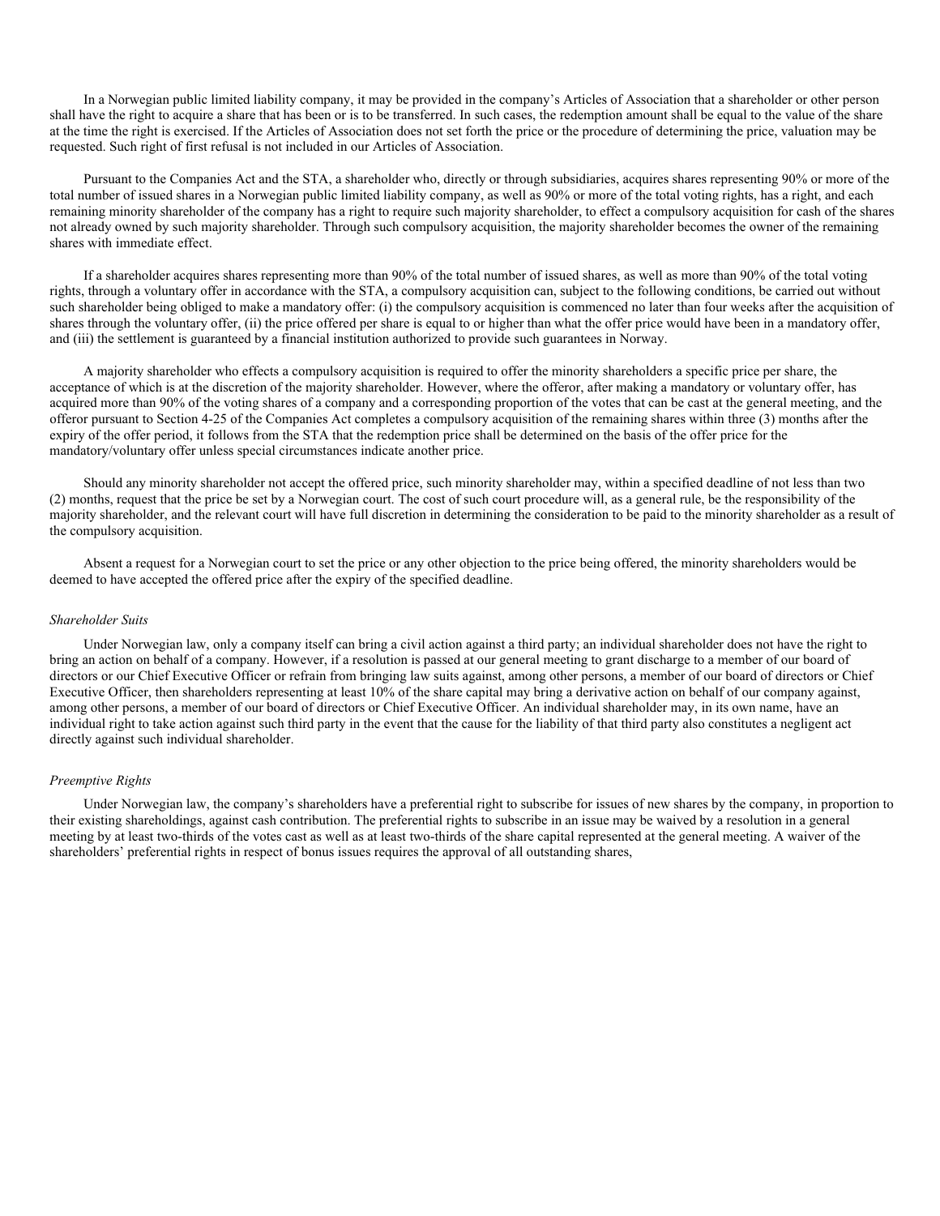In a Norwegian public limited liability company, it may be provided in the company's Articles of Association that a shareholder or other person shall have the right to acquire a share that has been or is to be transferred. In such cases, the redemption amount shall be equal to the value of the share at the time the right is exercised. If the Articles of Association does not set forth the price or the procedure of determining the price, valuation may be requested. Such right of first refusal is not included in our Articles of Association.

Pursuant to the Companies Act and the STA, a shareholder who, directly or through subsidiaries, acquires shares representing 90% or more of the total number of issued shares in a Norwegian public limited liability company, as well as 90% or more of the total voting rights, has a right, and each remaining minority shareholder of the company has a right to require such majority shareholder, to effect a compulsory acquisition for cash of the shares not already owned by such majority shareholder. Through such compulsory acquisition, the majority shareholder becomes the owner of the remaining shares with immediate effect.

If a shareholder acquires shares representing more than 90% of the total number of issued shares, as well as more than 90% of the total voting rights, through a voluntary offer in accordance with the STA, a compulsory acquisition can, subject to the following conditions, be carried out without such shareholder being obliged to make a mandatory offer: (i) the compulsory acquisition is commenced no later than four weeks after the acquisition of shares through the voluntary offer, (ii) the price offered per share is equal to or higher than what the offer price would have been in a mandatory offer, and (iii) the settlement is guaranteed by a financial institution authorized to provide such guarantees in Norway.

A majority shareholder who effects a compulsory acquisition is required to offer the minority shareholders a specific price per share, the acceptance of which is at the discretion of the majority shareholder. However, where the offeror, after making a mandatory or voluntary offer, has acquired more than 90% of the voting shares of a company and a corresponding proportion of the votes that can be cast at the general meeting, and the offeror pursuant to Section 4-25 of the Companies Act completes a compulsory acquisition of the remaining shares within three (3) months after the expiry of the offer period, it follows from the STA that the redemption price shall be determined on the basis of the offer price for the mandatory/voluntary offer unless special circumstances indicate another price.

Should any minority shareholder not accept the offered price, such minority shareholder may, within a specified deadline of not less than two (2) months, request that the price be set by a Norwegian court. The cost of such court procedure will, as a general rule, be the responsibility of the majority shareholder, and the relevant court will have full discretion in determining the consideration to be paid to the minority shareholder as a result of the compulsory acquisition.

Absent a request for a Norwegian court to set the price or any other objection to the price being offered, the minority shareholders would be deemed to have accepted the offered price after the expiry of the specified deadline.

*Shareholder Suits*

Under Norwegian law, only a company itself can bring a civil action against a third party; an individual shareholder does not have the right to bring an action on behalf of a company. However, if a resolution is passed at our general meeting to grant discharge to a member of our board of directors or our Chief Executive Officer or refrain from bringing law suits against, among other persons, a member of our board of directors or Chief Executive Officer, then shareholders representing at least 10% of the share capital may bring a derivative action on behalf of our company against, among other persons, a member of our board of directors or Chief Executive Officer. An individual shareholder may, in its own name, have an individual right to take action against such third party in the event that the cause for the liability of that third party also constitutes a negligent act directly against such individual shareholder.

*Preemptive Rights*

Under Norwegian law, the company's shareholders have a preferential right to subscribe for issues of new shares by the company, in proportion to their existing shareholdings, against cash contribution. The preferential rights to subscribe in an issue may be waived by a resolution in a general meeting by at least two-thirds of the votes cast as well as at least two-thirds of the share capital represented at the general meeting. A waiver of the shareholders' preferential rights in respect of bonus issues requires the approval of all outstanding shares,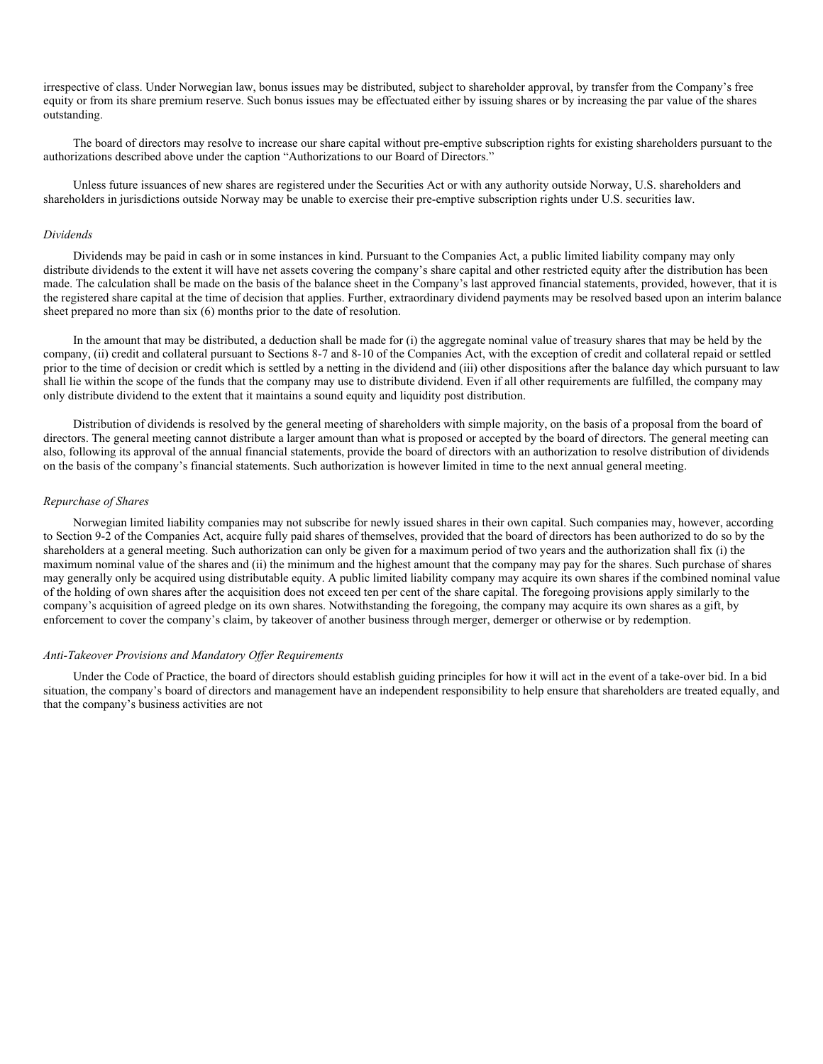irrespective of class. Under Norwegian law, bonus issues may be distributed, subject to shareholder approval, by transfer from the Company's free equity or from its share premium reserve. Such bonus issues may be effectuated either by issuing shares or by increasing the par value of the shares outstanding.

The board of directors may resolve to increase our share capital without pre-emptive subscription rights for existing shareholders pursuant to the authorizations described above under the caption "Authorizations to our Board of Directors."

Unless future issuances of new shares are registered under the Securities Act or with any authority outside Norway, U.S. shareholders and shareholders in jurisdictions outside Norway may be unable to exercise their pre-emptive subscription rights under U.S. securities law.

*Dividends*

Dividends may be paid in cash or in some instances in kind. Pursuant to the Companies Act, a public limited liability company may only distribute dividends to the extent it will have net assets covering the company's share capital and other restricted equity after the distribution has been made. The calculation shall be made on the basis of the balance sheet in the Company's last approved financial statements, provided, however, that it is the registered share capital at the time of decision that applies. Further, extraordinary dividend payments may be resolved based upon an interim balance sheet prepared no more than six (6) months prior to the date of resolution.

In the amount that may be distributed, a deduction shall be made for (i) the aggregate nominal value of treasury shares that may be held by the company, (ii) credit and collateral pursuant to Sections 8-7 and 8-10 of the Companies Act, with the exception of credit and collateral repaid or settled prior to the time of decision or credit which is settled by a netting in the dividend and (iii) other dispositions after the balance day which pursuant to law shall lie within the scope of the funds that the company may use to distribute dividend. Even if all other requirements are fulfilled, the company may only distribute dividend to the extent that it maintains a sound equity and liquidity post distribution.

Distribution of dividends is resolved by the general meeting of shareholders with simple majority, on the basis of a proposal from the board of directors. The general meeting cannot distribute a larger amount than what is proposed or accepted by the board of directors. The general meeting can also, following its approval of the annual financial statements, provide the board of directors with an authorization to resolve distribution of dividends on the basis of the company's financial statements. Such authorization is however limited in time to the next annual general meeting.

*Repurchase of Shares*

Norwegian limited liability companies may not subscribe for newly issued shares in their own capital. Such companies may, however, according to Section 9-2 of the Companies Act, acquire fully paid shares of themselves, provided that the board of directors has been authorized to do so by the shareholders at a general meeting. Such authorization can only be given for a maximum period of two years and the authorization shall fix (i) the maximum nominal value of the shares and (ii) the minimum and the highest amount that the company may pay for the shares. Such purchase of shares may generally only be acquired using distributable equity. A public limited liability company may acquire its own shares if the combined nominal value of the holding of own shares after the acquisition does not exceed ten per cent of the share capital. The foregoing provisions apply similarly to the company's acquisition of agreed pledge on its own shares. Notwithstanding the foregoing, the company may acquire its own shares as a gift, by enforcement to cover the company's claim, by takeover of another business through merger, demerger or otherwise or by redemption.

*Anti-Takeover Provisions and Mandatory Offer Requirements*

Under the Code of Practice, the board of directors should establish guiding principles for how it will act in the event of a take-over bid. In a bid situation, the company's board of directors and management have an independent responsibility to help ensure that shareholders are treated equally, and that the company's business activities are not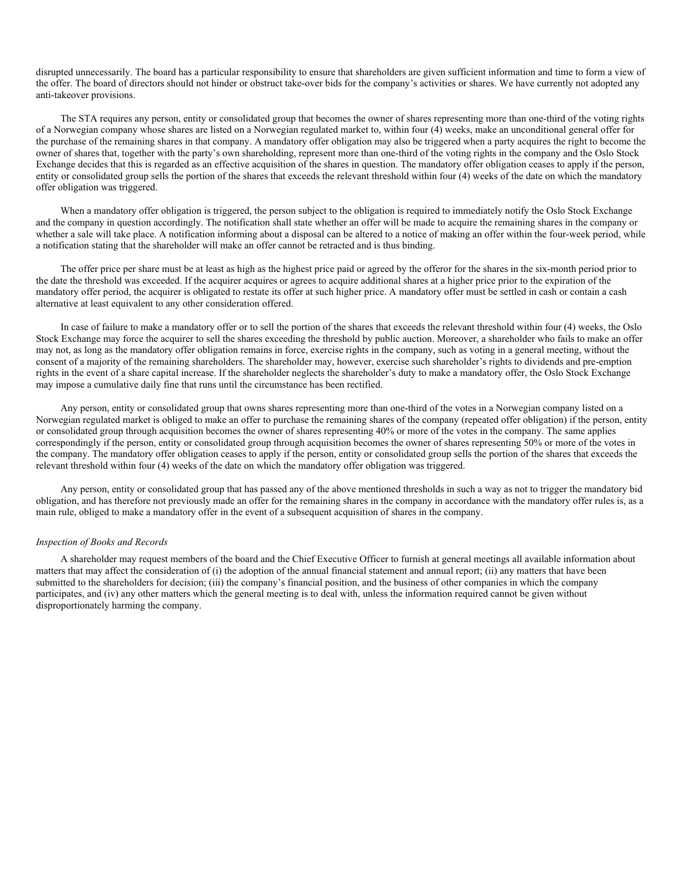disrupted unnecessarily. The board has a particular responsibility to ensure that shareholders are given sufficient information and time to form a view of the offer. The board of directors should not hinder or obstruct take-over bids for the company's activities or shares. We have currently not adopted any anti-takeover provisions.

The STA requires any person, entity or consolidated group that becomes the owner of shares representing more than one-third of the voting rights of a Norwegian company whose shares are listed on a Norwegian regulated market to, within four (4) weeks, make an unconditional general offer for the purchase of the remaining shares in that company. A mandatory offer obligation may also be triggered when a party acquires the right to become the owner of shares that, together with the party's own shareholding, represent more than one-third of the voting rights in the company and the Oslo Stock Exchange decides that this is regarded as an effective acquisition of the shares in question. The mandatory offer obligation ceases to apply if the person, entity or consolidated group sells the portion of the shares that exceeds the relevant threshold within four (4) weeks of the date on which the mandatory offer obligation was triggered.

When a mandatory offer obligation is triggered, the person subject to the obligation is required to immediately notify the Oslo Stock Exchange and the company in question accordingly. The notification shall state whether an offer will be made to acquire the remaining shares in the company or whether a sale will take place. A notification informing about a disposal can be altered to a notice of making an offer within the four-week period, while a notification stating that the shareholder will make an offer cannot be retracted and is thus binding.

The offer price per share must be at least as high as the highest price paid or agreed by the offeror for the shares in the six-month period prior to the date the threshold was exceeded. If the acquirer acquires or agrees to acquire additional shares at a higher price prior to the expiration of the mandatory offer period, the acquirer is obligated to restate its offer at such higher price. A mandatory offer must be settled in cash or contain a cash alternative at least equivalent to any other consideration offered.

In case of failure to make a mandatory offer or to sell the portion of the shares that exceeds the relevant threshold within four (4) weeks, the Oslo Stock Exchange may force the acquirer to sell the shares exceeding the threshold by public auction. Moreover, a shareholder who fails to make an offer may not, as long as the mandatory offer obligation remains in force, exercise rights in the company, such as voting in a general meeting, without the consent of a majority of the remaining shareholders. The shareholder may, however, exercise such shareholder's rights to dividends and pre-emption rights in the event of a share capital increase. If the shareholder neglects the shareholder's duty to make a mandatory offer, the Oslo Stock Exchange may impose a cumulative daily fine that runs until the circumstance has been rectified.

Any person, entity or consolidated group that owns shares representing more than one-third of the votes in a Norwegian company listed on a Norwegian regulated market is obliged to make an offer to purchase the remaining shares of the company (repeated offer obligation) if the person, entity or consolidated group through acquisition becomes the owner of shares representing 40% or more of the votes in the company. The same applies correspondingly if the person, entity or consolidated group through acquisition becomes the owner of shares representing 50% or more of the votes in the company. The mandatory offer obligation ceases to apply if the person, entity or consolidated group sells the portion of the shares that exceeds the relevant threshold within four (4) weeks of the date on which the mandatory offer obligation was triggered.

Any person, entity or consolidated group that has passed any of the above mentioned thresholds in such a way as not to trigger the mandatory bid obligation, and has therefore not previously made an offer for the remaining shares in the company in accordance with the mandatory offer rules is, as a main rule, obliged to make a mandatory offer in the event of a subsequent acquisition of shares in the company.

*Inspection of Books and Records*

A shareholder may request members of the board and the Chief Executive Officer to furnish at general meetings all available information about matters that may affect the consideration of (i) the adoption of the annual financial statement and annual report; (ii) any matters that have been submitted to the shareholders for decision; (iii) the company's financial position, and the business of other companies in which the company participates, and (iv) any other matters which the general meeting is to deal with, unless the information required cannot be given without disproportionately harming the company.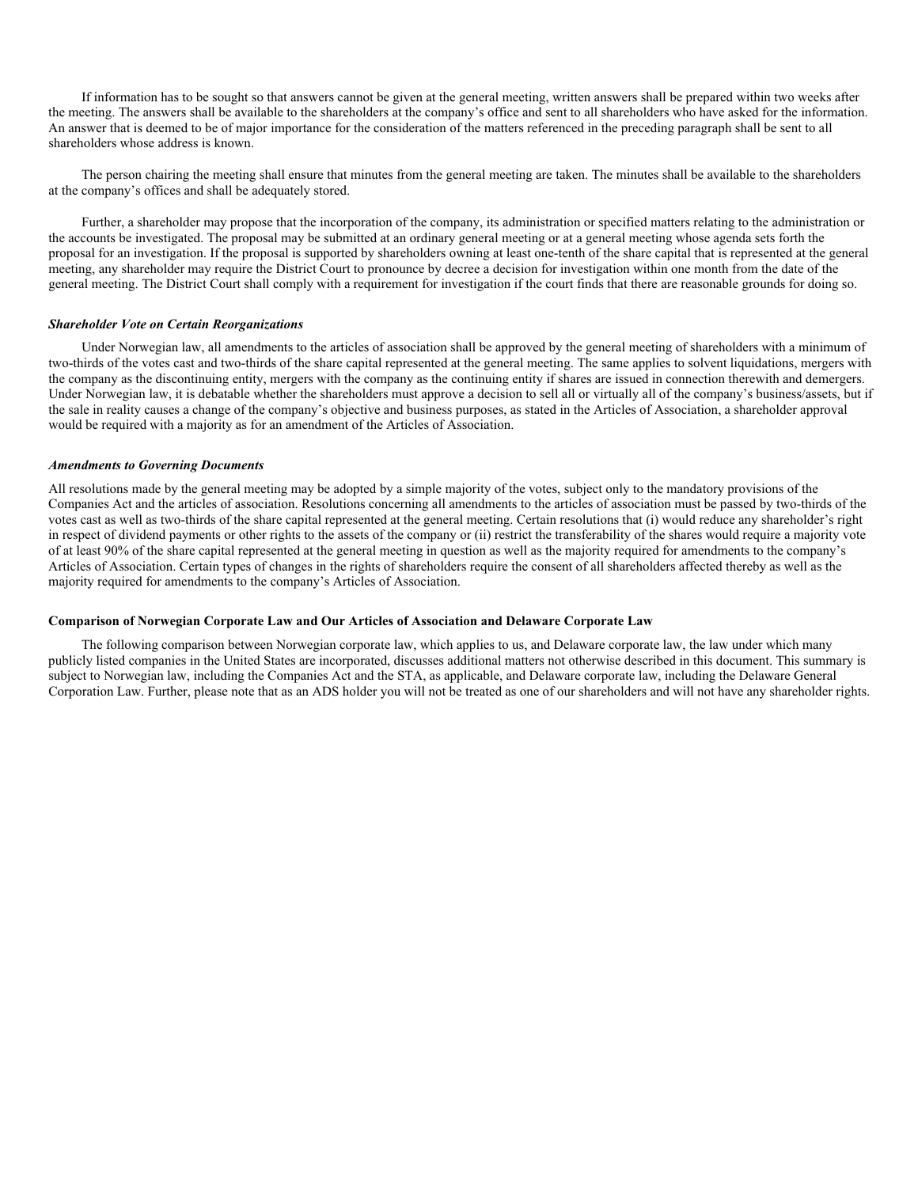If information has to be sought so that answers cannot be given at the general meeting, written answers shall be prepared within two weeks after the meeting. The answers shall be available to the shareholders at the company's office and sent to all shareholders who have asked for the information. An answer that is deemed to be of major importance for the consideration of the matters referenced in the preceding paragraph shall be sent to all shareholders whose address is known.

The person chairing the meeting shall ensure that minutes from the general meeting are taken. The minutes shall be available to the shareholders at the company's offices and shall be adequately stored.

Further, a shareholder may propose that the incorporation of the company, its administration or specified matters relating to the administration or the accounts be investigated. The proposal may be submitted at an ordinary general meeting or at a general meeting whose agenda sets forth the proposal for an investigation. If the proposal is supported by shareholders owning at least one-tenth of the share capital that is represented at the general meeting, any shareholder may require the District Court to pronounce by decree a decision for investigation within one month from the date of the general meeting. The District Court shall comply with a requirement for investigation if the court finds that there are reasonable grounds for doing so.

***Shareholder Vote on Certain Reorganizations***

Under Norwegian law, all amendments to the articles of association shall be approved by the general meeting of shareholders with a minimum of two-thirds of the votes cast and two-thirds of the share capital represented at the general meeting. The same applies to solvent liquidations, mergers with the company as the discontinuing entity, mergers with the company as the continuing entity if shares are issued in connection therewith and demergers. Under Norwegian law, it is debatable whether the shareholders must approve a decision to sell all or virtually all of the company's business/assets, but if the sale in reality causes a change of the company's objective and business purposes, as stated in the Articles of Association, a shareholder approval would be required with a majority as for an amendment of the Articles of Association.

***Amendments to Governing Documents***

All resolutions made by the general meeting may be adopted by a simple majority of the votes, subject only to the mandatory provisions of the Companies Act and the articles of association. Resolutions concerning all amendments to the articles of association must be passed by two-thirds of the votes cast as well as two-thirds of the share capital represented at the general meeting. Certain resolutions that (i) would reduce any shareholder's right in respect of dividend payments or other rights to the assets of the company or (ii) restrict the transferability of the shares would require a majority vote of at least 90% of the share capital represented at the general meeting in question as well as the majority required for amendments to the company's Articles of Association. Certain types of changes in the rights of shareholders require the consent of all shareholders affected thereby as well as the majority required for amendments to the company's Articles of Association.

**Comparison of Norwegian Corporate Law and Our Articles of Association and Delaware Corporate Law**

The following comparison between Norwegian corporate law, which applies to us, and Delaware corporate law, the law under which many publicly listed companies in the United States are incorporated, discusses additional matters not otherwise described in this document. This summary is subject to Norwegian law, including the Companies Act and the STA, as applicable, and Delaware corporate law, including the Delaware General Corporation Law. Further, please note that as an ADS holder you will not be treated as one of our shareholders and will not have any shareholder rights.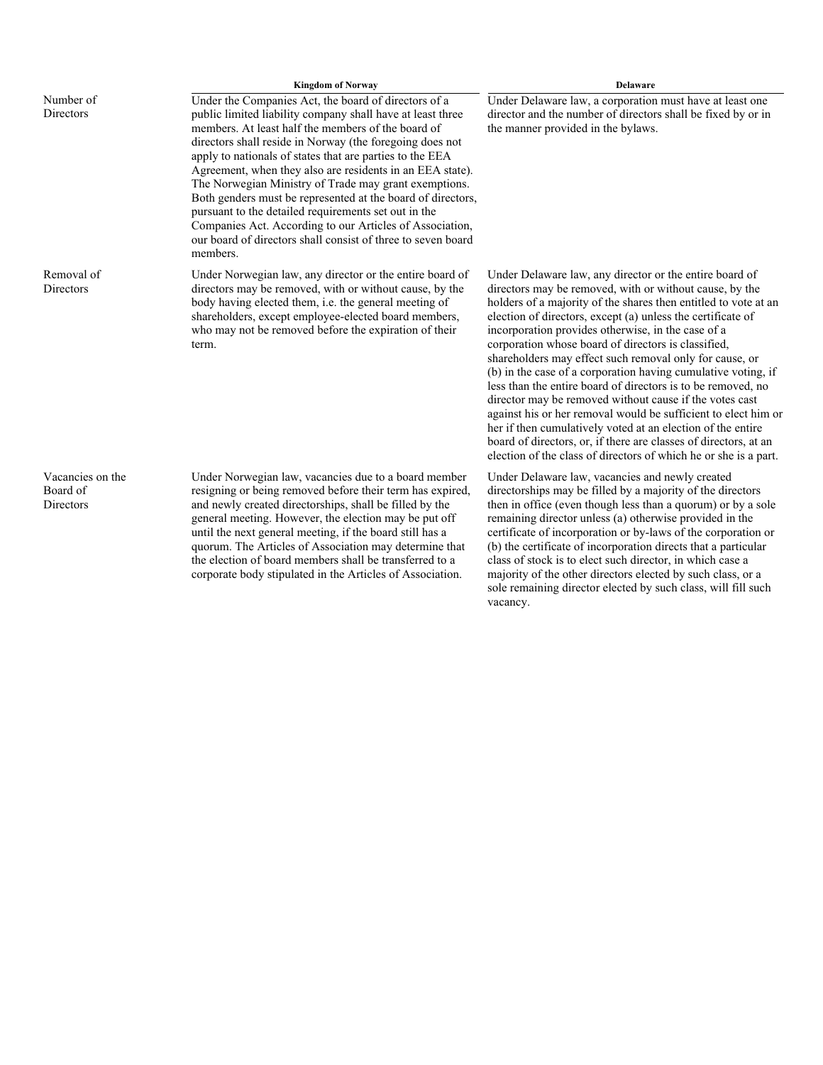| | Kingdom of Norway | Delaware |
|---|---|---|
| Number of Directors | Under the Companies Act, the board of directors of a public limited liability company shall have at least three members. At least half the members of the board of directors shall reside in Norway (the foregoing does not apply to nationals of states that are parties to the EEA Agreement, when they also are residents in an EEA state). The Norwegian Ministry of Trade may grant exemptions. Both genders must be represented at the board of directors, pursuant to the detailed requirements set out in the Companies Act. According to our Articles of Association, our board of directors shall consist of three to seven board members. | Under Delaware law, a corporation must have at least one director and the number of directors shall be fixed by or in the manner provided in the bylaws. |
| Removal of Directors | Under Norwegian law, any director or the entire board of directors may be removed, with or without cause, by the body having elected them, i.e. the general meeting of shareholders, except employee-elected board members, who may not be removed before the expiration of their term. | Under Delaware law, any director or the entire board of directors may be removed, with or without cause, by the holders of a majority of the shares then entitled to vote at an election of directors, except (a) unless the certificate of incorporation provides otherwise, in the case of a corporation whose board of directors is classified, shareholders may effect such removal only for cause, or (b) in the case of a corporation having cumulative voting, if less than the entire board of directors is to be removed, no director may be removed without cause if the votes cast against his or her removal would be sufficient to elect him or her if then cumulatively voted at an election of the entire board of directors, or, if there are classes of directors, at an election of the class of directors of which he or she is a part. |
| Vacancies on the Board of Directors | Under Norwegian law, vacancies due to a board member resigning or being removed before their term has expired, and newly created directorships, shall be filled by the general meeting. However, the election may be put off until the next general meeting, if the board still has a quorum. The Articles of Association may determine that the election of board members shall be transferred to a corporate body stipulated in the Articles of Association. | Under Delaware law, vacancies and newly created directorships may be filled by a majority of the directors then in office (even though less than a quorum) or by a sole remaining director unless (a) otherwise provided in the certificate of incorporation or by-laws of the corporation or (b) the certificate of incorporation directs that a particular class of stock is to elect such director, in which case a majority of the other directors elected by such class, or a sole remaining director elected by such class, will fill such vacancy. |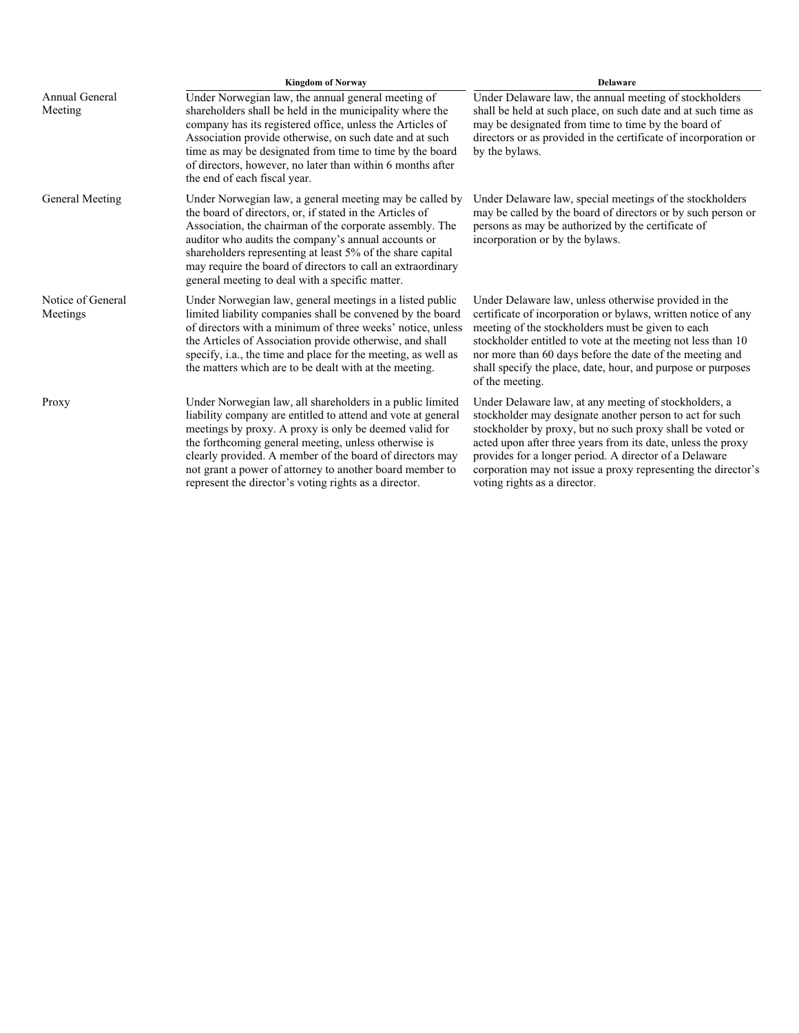| | Kingdom of Norway | Delaware |
|---|---|---|
| Annual General Meeting | Under Norwegian law, the annual general meeting of shareholders shall be held in the municipality where the company has its registered office, unless the Articles of Association provide otherwise, on such date and at such time as may be designated from time to time by the board of directors, however, no later than within 6 months after the end of each fiscal year. | Under Delaware law, the annual meeting of stockholders shall be held at such place, on such date and at such time as may be designated from time to time by the board of directors or as provided in the certificate of incorporation or by the bylaws. |
| General Meeting | Under Norwegian law, a general meeting may be called by the board of directors, or, if stated in the Articles of Association, the chairman of the corporate assembly. The auditor who audits the company's annual accounts or shareholders representing at least 5% of the share capital may require the board of directors to call an extraordinary general meeting to deal with a specific matter. | Under Delaware law, special meetings of the stockholders may be called by the board of directors or by such person or persons as may be authorized by the certificate of incorporation or by the bylaws. |
| Notice of General Meetings | Under Norwegian law, general meetings in a listed public limited liability companies shall be convened by the board of directors with a minimum of three weeks' notice, unless the Articles of Association provide otherwise, and shall specify, i.a., the time and place for the meeting, as well as the matters which are to be dealt with at the meeting. | Under Delaware law, unless otherwise provided in the certificate of incorporation or bylaws, written notice of any meeting of the stockholders must be given to each stockholder entitled to vote at the meeting not less than 10 nor more than 60 days before the date of the meeting and shall specify the place, date, hour, and purpose or purposes of the meeting. |
| Proxy | Under Norwegian law, all shareholders in a public limited liability company are entitled to attend and vote at general meetings by proxy. A proxy is only be deemed valid for the forthcoming general meeting, unless otherwise is clearly provided. A member of the board of directors may not grant a power of attorney to another board member to represent the director's voting rights as a director. | Under Delaware law, at any meeting of stockholders, a stockholder may designate another person to act for such stockholder by proxy, but no such proxy shall be voted or acted upon after three years from its date, unless the proxy provides for a longer period. A director of a Delaware corporation may not issue a proxy representing the director's voting rights as a director. |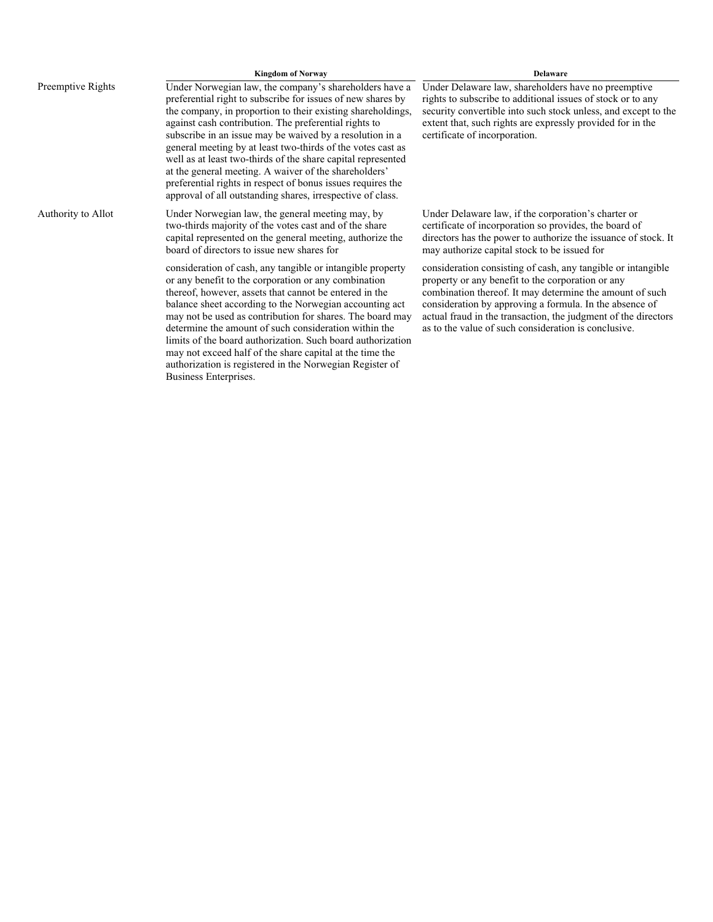| | Kingdom of Norway | Delaware |
|---|---|---|
| Preemptive Rights | Under Norwegian law, the company's shareholders have a preferential right to subscribe for issues of new shares by the company, in proportion to their existing shareholdings, against cash contribution. The preferential rights to subscribe in an issue may be waived by a resolution in a general meeting by at least two-thirds of the votes cast as well as at least two-thirds of the share capital represented at the general meeting. A waiver of the shareholders' preferential rights in respect of bonus issues requires the approval of all outstanding shares, irrespective of class. | Under Delaware law, shareholders have no preemptive rights to subscribe to additional issues of stock or to any security convertible into such stock unless, and except to the extent that, such rights are expressly provided for in the certificate of incorporation. |
| Authority to Allot | Under Norwegian law, the general meeting may, by two-thirds majority of the votes cast and of the share capital represented on the general meeting, authorize the board of directors to issue new shares for consideration of cash, any tangible or intangible property or any benefit to the corporation or any combination thereof, however, assets that cannot be entered in the balance sheet according to the Norwegian accounting act may not be used as contribution for shares. The board may determine the amount of such consideration within the limits of the board authorization. Such board authorization may not exceed half of the share capital at the time the authorization is registered in the Norwegian Register of Business Enterprises. | Under Delaware law, if the corporation's charter or certificate of incorporation so provides, the board of directors has the power to authorize the issuance of stock. It may authorize capital stock to be issued for consideration consisting of cash, any tangible or intangible property or any benefit to the corporation or any combination thereof. It may determine the amount of such consideration by approving a formula. In the absence of actual fraud in the transaction, the judgment of the directors as to the value of such consideration is conclusive. |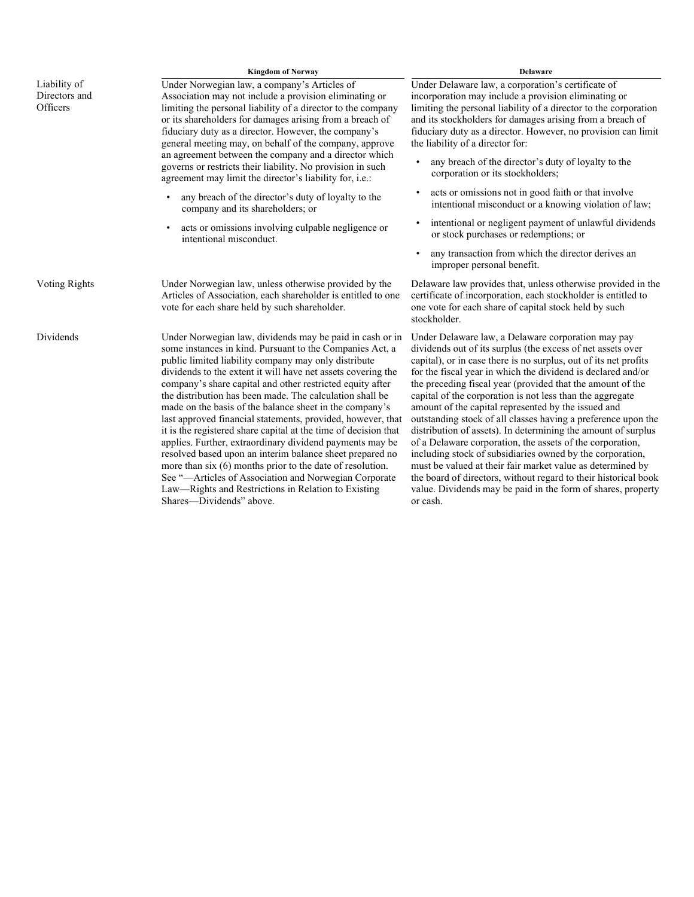| | Kingdom of Norway | Delaware |
|---|---|---|
| Liability of Directors and Officers | Under Norwegian law, a company's Articles of Association may not include a provision eliminating or limiting the personal liability of a director to the company or its shareholders for damages arising from a breach of fiduciary duty as a director. However, the company's general meeting may, on behalf of the company, approve an agreement between the company and a director which governs or restricts their liability. No provision in such agreement may limit the director's liability for, i.e.:<br>• any breach of the director's duty of loyalty to the company and its shareholders; or<br>• acts or omissions involving culpable negligence or intentional misconduct. | Under Delaware law, a corporation's certificate of incorporation may include a provision eliminating or limiting the personal liability of a director to the corporation and its stockholders for damages arising from a breach of fiduciary duty as a director. However, no provision can limit the liability of a director for:<br>• any breach of the director's duty of loyalty to the corporation or its stockholders;<br>• acts or omissions not in good faith or that involve intentional misconduct or a knowing violation of law;<br>• intentional or negligent payment of unlawful dividends or stock purchases or redemptions; or<br>• any transaction from which the director derives an improper personal benefit. |
| Voting Rights | Under Norwegian law, unless otherwise provided by the Articles of Association, each shareholder is entitled to one vote for each share held by such shareholder. | Delaware law provides that, unless otherwise provided in the certificate of incorporation, each stockholder is entitled to one vote for each share of capital stock held by such stockholder. |
| Dividends | Under Norwegian law, dividends may be paid in cash or in some instances in kind. Pursuant to the Companies Act, a public limited liability company may only distribute dividends to the extent it will have net assets covering the company's share capital and other restricted equity after the distribution has been made. The calculation shall be made on the basis of the balance sheet in the company's last approved financial statements, provided, however, that it is the registered share capital at the time of decision that applies. Further, extraordinary dividend payments may be resolved based upon an interim balance sheet prepared no more than six (6) months prior to the date of resolution. See "—Articles of Association and Norwegian Corporate Law—Rights and Restrictions in Relation to Existing Shares—Dividends" above. | Under Delaware law, a Delaware corporation may pay dividends out of its surplus (the excess of net assets over capital), or in case there is no surplus, out of its net profits for the fiscal year in which the dividend is declared and/or the preceding fiscal year (provided that the amount of the capital of the corporation is not less than the aggregate amount of the capital represented by the issued and outstanding stock of all classes having a preference upon the distribution of assets). In determining the amount of surplus of a Delaware corporation, the assets of the corporation, including stock of subsidiaries owned by the corporation, must be valued at their fair market value as determined by the board of directors, without regard to their historical book value. Dividends may be paid in the form of shares, property or cash. |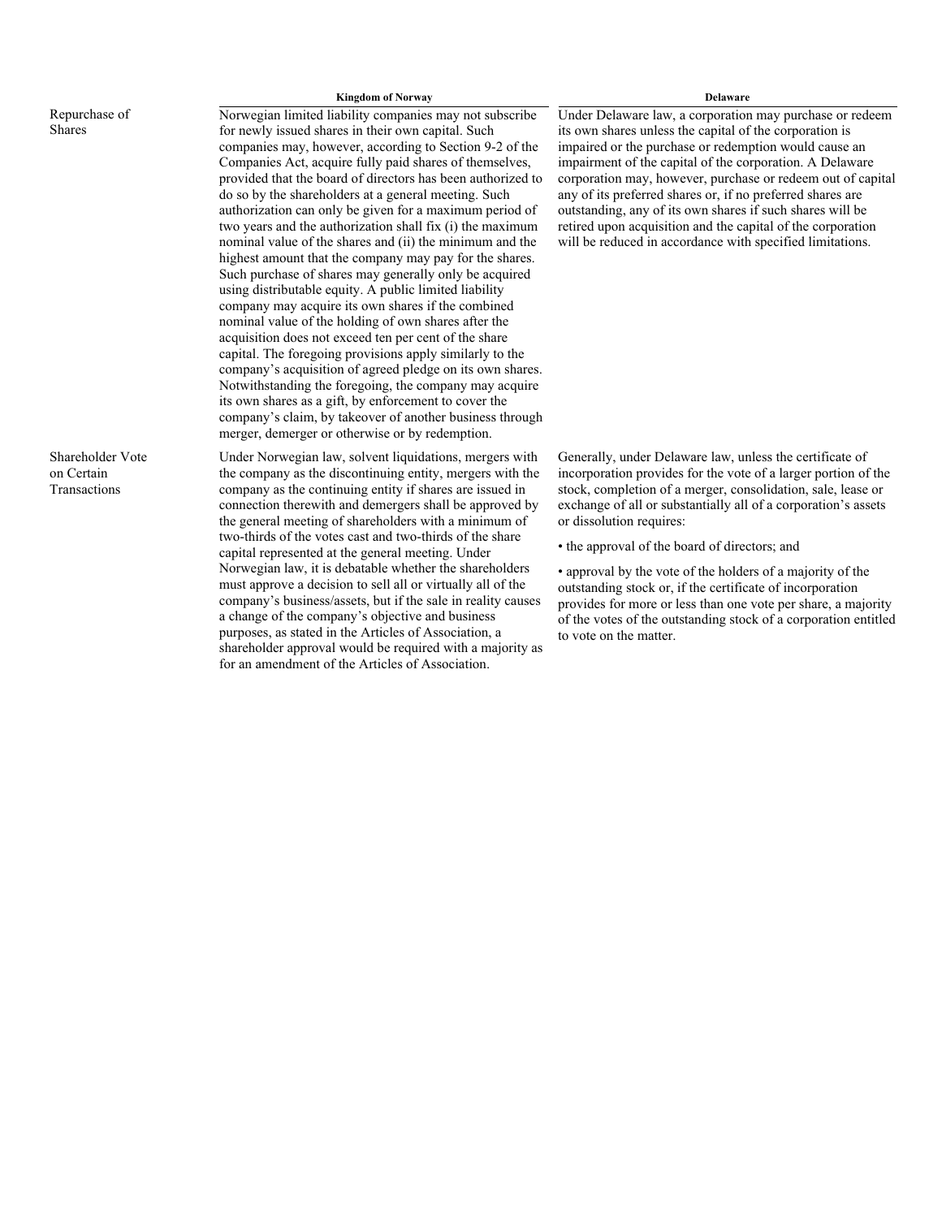| | Kingdom of Norway | Delaware |
|---|---|---|
| Repurchase of Shares | Norwegian limited liability companies may not subscribe for newly issued shares in their own capital. Such companies may, however, according to Section 9-2 of the Companies Act, acquire fully paid shares of themselves, provided that the board of directors has been authorized to do so by the shareholders at a general meeting. Such authorization can only be given for a maximum period of two years and the authorization shall fix (i) the maximum nominal value of the shares and (ii) the minimum and the highest amount that the company may pay for the shares. Such purchase of shares may generally only be acquired using distributable equity. A public limited liability company may acquire its own shares if the combined nominal value of the holding of own shares after the acquisition does not exceed ten per cent of the share capital. The foregoing provisions apply similarly to the company's acquisition of agreed pledge on its own shares. Notwithstanding the foregoing, the company may acquire its own shares as a gift, by enforcement to cover the company's claim, by takeover of another business through merger, demerger or otherwise or by redemption. | Under Delaware law, a corporation may purchase or redeem its own shares unless the capital of the corporation is impaired or the purchase or redemption would cause an impairment of the capital of the corporation. A Delaware corporation may, however, purchase or redeem out of capital any of its preferred shares or, if no preferred shares are outstanding, any of its own shares if such shares will be retired upon acquisition and the capital of the corporation will be reduced in accordance with specified limitations. |
| Shareholder Vote on Certain Transactions | Under Norwegian law, solvent liquidations, mergers with the company as the discontinuing entity, mergers with the company as the continuing entity if shares are issued in connection therewith and demergers shall be approved by the general meeting of shareholders with a minimum of two-thirds of the votes cast and two-thirds of the share capital represented at the general meeting. Under Norwegian law, it is debatable whether the shareholders must approve a decision to sell all or virtually all of the company's business/assets, but if the sale in reality causes a change of the company's objective and business purposes, as stated in the Articles of Association, a shareholder approval would be required with a majority as for an amendment of the Articles of Association. | Generally, under Delaware law, unless the certificate of incorporation provides for the vote of a larger portion of the stock, completion of a merger, consolidation, sale, lease or exchange of all or substantially all of a corporation's assets or dissolution requires:<br><br>• the approval of the board of directors; and<br><br>• approval by the vote of the holders of a majority of the outstanding stock or, if the certificate of incorporation provides for more or less than one vote per share, a majority of the votes of the outstanding stock of a corporation entitled to vote on the matter. |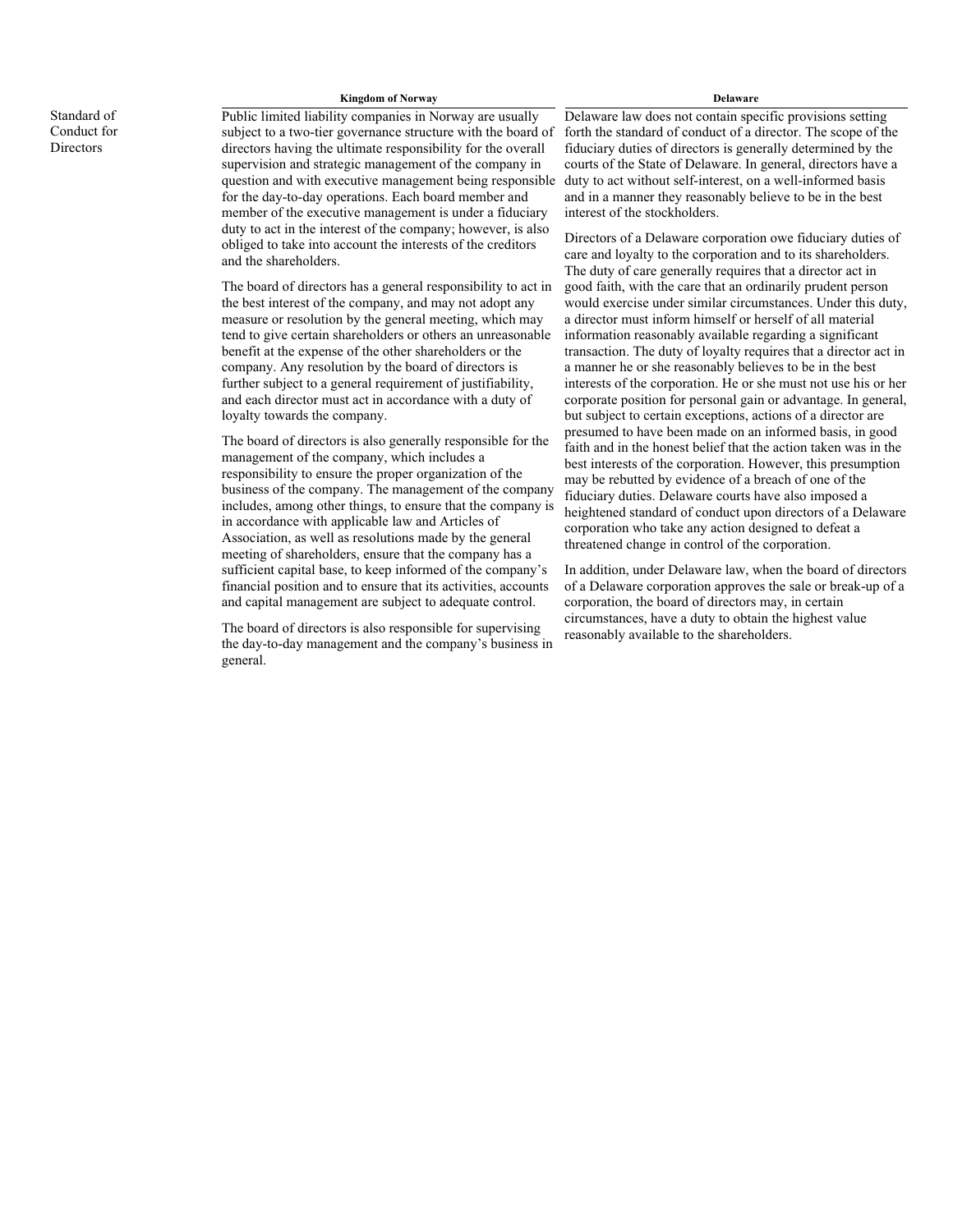| | Kingdom of Norway | Delaware |
|---|---|---|
| Standard of Conduct for Directors | Public limited liability companies in Norway are usually subject to a two-tier governance structure with the board of directors having the ultimate responsibility for the overall supervision and strategic management of the company in question and with executive management being responsible for the day-to-day operations. Each board member and member of the executive management is under a fiduciary duty to act in the interest of the company; however, is also obliged to take into account the interests of the creditors and the shareholders.<br><br>The board of directors has a general responsibility to act in the best interest of the company, and may not adopt any measure or resolution by the general meeting, which may tend to give certain shareholders or others an unreasonable benefit at the expense of the other shareholders or the company. Any resolution by the board of directors is further subject to a general requirement of justifiability, and each director must act in accordance with a duty of loyalty towards the company.<br><br>The board of directors is also generally responsible for the management of the company, which includes a responsibility to ensure the proper organization of the business of the company. The management of the company includes, among other things, to ensure that the company is in accordance with applicable law and Articles of Association, as well as resolutions made by the general meeting of shareholders, ensure that the company has a sufficient capital base, to keep informed of the company's financial position and to ensure that its activities, accounts and capital management are subject to adequate control.<br><br>The board of directors is also responsible for supervising the day-to-day management and the company's business in general. | Delaware law does not contain specific provisions setting forth the standard of conduct of a director. The scope of the fiduciary duties of directors is generally determined by the courts of the State of Delaware. In general, directors have a duty to act without self-interest, on a well-informed basis and in a manner they reasonably believe to be in the best interest of the stockholders.<br><br>Directors of a Delaware corporation owe fiduciary duties of care and loyalty to the corporation and to its shareholders. The duty of care generally requires that a director act in good faith, with the care that an ordinarily prudent person would exercise under similar circumstances. Under this duty, a director must inform himself or herself of all material information reasonably available regarding a significant transaction. The duty of loyalty requires that a director act in a manner he or she reasonably believes to be in the best interests of the corporation. He or she must not use his or her corporate position for personal gain or advantage. In general, but subject to certain exceptions, actions of a director are presumed to have been made on an informed basis, in good faith and in the honest belief that the action taken was in the best interests of the corporation. However, this presumption may be rebutted by evidence of a breach of one of the fiduciary duties. Delaware courts have also imposed a heightened standard of conduct upon directors of a Delaware corporation who take any action designed to defeat a threatened change in control of the corporation.<br><br>In addition, under Delaware law, when the board of directors of a Delaware corporation approves the sale or break-up of a corporation, the board of directors may, in certain circumstances, have a duty to obtain the highest value reasonably available to the shareholders. |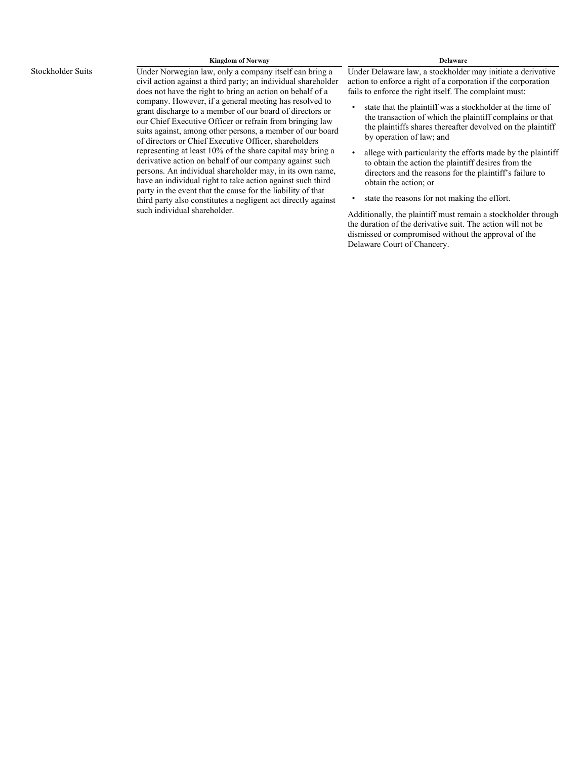| | Kingdom of Norway | Delaware |
|---|---|---|
| Stockholder Suits | Under Norwegian law, only a company itself can bring a civil action against a third party; an individual shareholder does not have the right to bring an action on behalf of a company. However, if a general meeting has resolved to grant discharge to a member of our board of directors or our Chief Executive Officer or refrain from bringing law suits against, among other persons, a member of our board of directors or Chief Executive Officer, shareholders representing at least 10% of the share capital may bring a derivative action on behalf of our company against such persons. An individual shareholder may, in its own name, have an individual right to take action against such third party in the event that the cause for the liability of that third party also constitutes a negligent act directly against such individual shareholder. | Under Delaware law, a stockholder may initiate a derivative action to enforce a right of a corporation if the corporation fails to enforce the right itself. The complaint must:<br><br>• state that the plaintiff was a stockholder at the time of the transaction of which the plaintiff complains or that the plaintiffs shares thereafter devolved on the plaintiff by operation of law; and<br><br>• allege with particularity the efforts made by the plaintiff to obtain the action the plaintiff desires from the directors and the reasons for the plaintiff's failure to obtain the action; or<br><br>• state the reasons for not making the effort.<br><br>Additionally, the plaintiff must remain a stockholder through the duration of the derivative suit. The action will not be dismissed or compromised without the approval of the Delaware Court of Chancery. |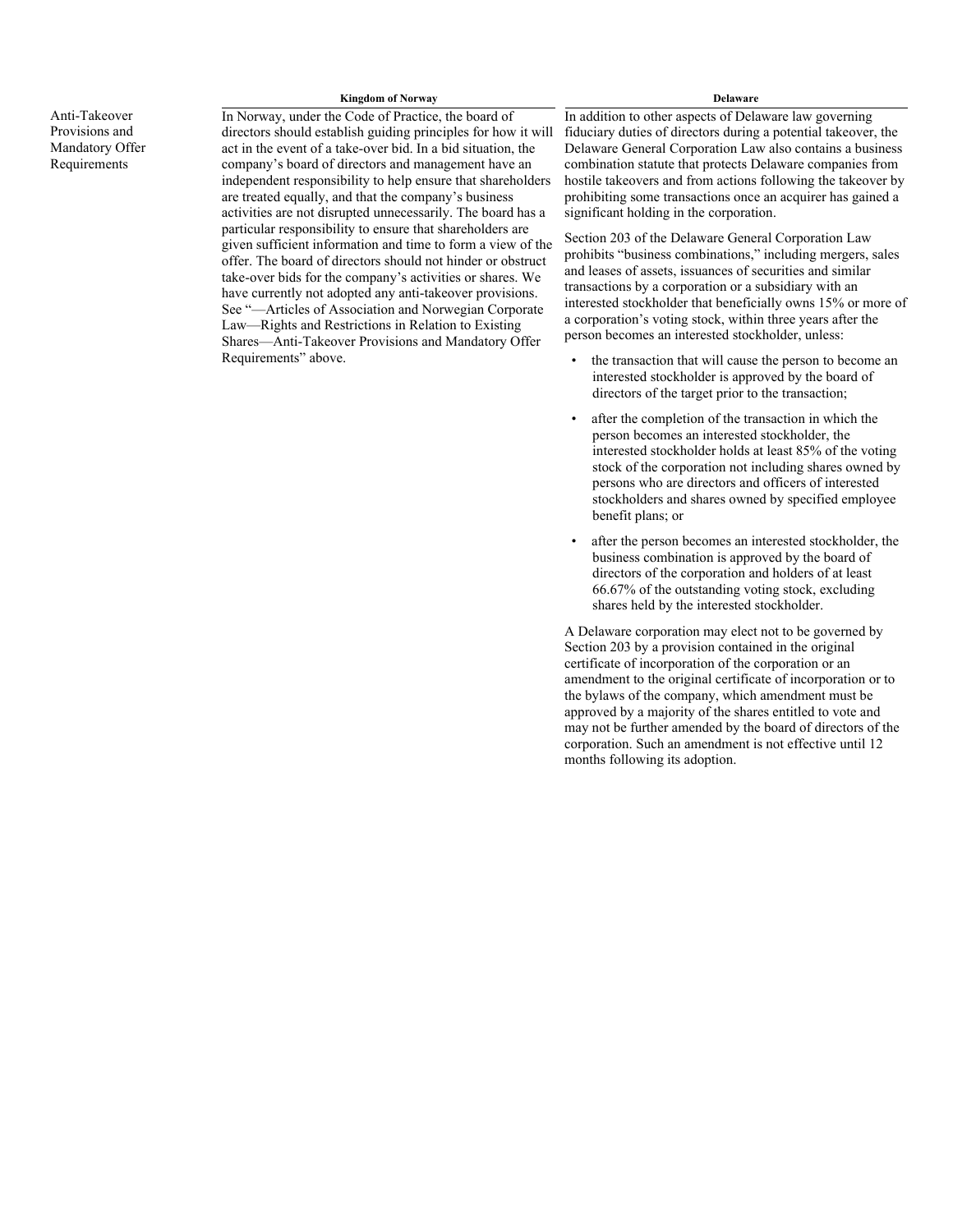| | Kingdom of Norway | Delaware |
|---|---|---|
| Anti-Takeover Provisions and Mandatory Offer Requirements | In Norway, under the Code of Practice, the board of directors should establish guiding principles for how it will act in the event of a take-over bid. In a bid situation, the company's board of directors and management have an independent responsibility to help ensure that shareholders are treated equally, and that the company's business activities are not disrupted unnecessarily. The board has a particular responsibility to ensure that shareholders are given sufficient information and time to form a view of the offer. The board of directors should not hinder or obstruct take-over bids for the company's activities or shares. We have currently not adopted any anti-takeover provisions. See "—Articles of Association and Norwegian Corporate Law—Rights and Restrictions in Relation to Existing Shares—Anti-Takeover Provisions and Mandatory Offer Requirements" above. | In addition to other aspects of Delaware law governing fiduciary duties of directors during a potential takeover, the Delaware General Corporation Law also contains a business combination statute that protects Delaware companies from hostile takeovers and from actions following the takeover by prohibiting some transactions once an acquirer has gained a significant holding in the corporation.<br><br>Section 203 of the Delaware General Corporation Law prohibits "business combinations," including mergers, sales and leases of assets, issuances of securities and similar transactions by a corporation or a subsidiary with an interested stockholder that beneficially owns 15% or more of a corporation's voting stock, within three years after the person becomes an interested stockholder, unless:<br><br>• the transaction that will cause the person to become an interested stockholder is approved by the board of directors of the target prior to the transaction;<br><br>• after the completion of the transaction in which the person becomes an interested stockholder, the interested stockholder holds at least 85% of the voting stock of the corporation not including shares owned by persons who are directors and officers of interested stockholders and shares owned by specified employee benefit plans; or<br><br>• after the person becomes an interested stockholder, the business combination is approved by the board of directors of the corporation and holders of at least 66.67% of the outstanding voting stock, excluding shares held by the interested stockholder.<br><br>A Delaware corporation may elect not to be governed by Section 203 by a provision contained in the original certificate of incorporation of the corporation or an amendment to the original certificate of incorporation or to the bylaws of the company, which amendment must be approved by a majority of the shares entitled to vote and may not be further amended by the board of directors of the corporation. Such an amendment is not effective until 12 months following its adoption. |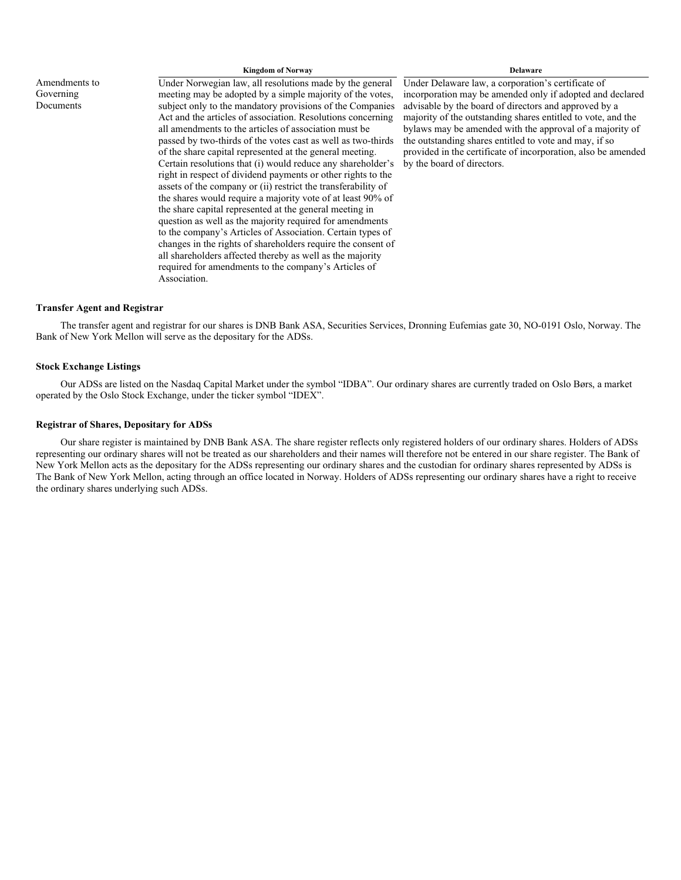| | Kingdom of Norway | Delaware |
|---|---|---|
| Amendments to Governing Documents | Under Norwegian law, all resolutions made by the general meeting may be adopted by a simple majority of the votes, subject only to the mandatory provisions of the Companies Act and the articles of association. Resolutions concerning all amendments to the articles of association must be passed by two-thirds of the votes cast as well as two-thirds of the share capital represented at the general meeting. Certain resolutions that (i) would reduce any shareholder's right in respect of dividend payments or other rights to the assets of the company or (ii) restrict the transferability of the shares would require a majority vote of at least 90% of the share capital represented at the general meeting in question as well as the majority required for amendments to the company's Articles of Association. Certain types of changes in the rights of shareholders require the consent of all shareholders affected thereby as well as the majority required for amendments to the company's Articles of Association. | Under Delaware law, a corporation's certificate of incorporation may be amended only if adopted and declared advisable by the board of directors and approved by a majority of the outstanding shares entitled to vote, and the bylaws may be amended with the approval of a majority of the outstanding shares entitled to vote and may, if so provided in the certificate of incorporation, also be amended by the board of directors. |

### Transfer Agent and Registrar

The transfer agent and registrar for our shares is DNB Bank ASA, Securities Services, Dronning Eufemias gate 30, NO-0191 Oslo, Norway. The Bank of New York Mellon will serve as the depositary for the ADSs.

### Stock Exchange Listings

Our ADSs are listed on the Nasdaq Capital Market under the symbol "IDBA". Our ordinary shares are currently traded on Oslo Børs, a market operated by the Oslo Stock Exchange, under the ticker symbol "IDEX".

### Registrar of Shares, Depositary for ADSs

Our share register is maintained by DNB Bank ASA. The share register reflects only registered holders of our ordinary shares. Holders of ADSs representing our ordinary shares will not be treated as our shareholders and their names will therefore not be entered in our share register. The Bank of New York Mellon acts as the depositary for the ADSs representing our ordinary shares and the custodian for ordinary shares represented by ADSs is The Bank of New York Mellon, acting through an office located in Norway. Holders of ADSs representing our ordinary shares have a right to receive the ordinary shares underlying such ADSs.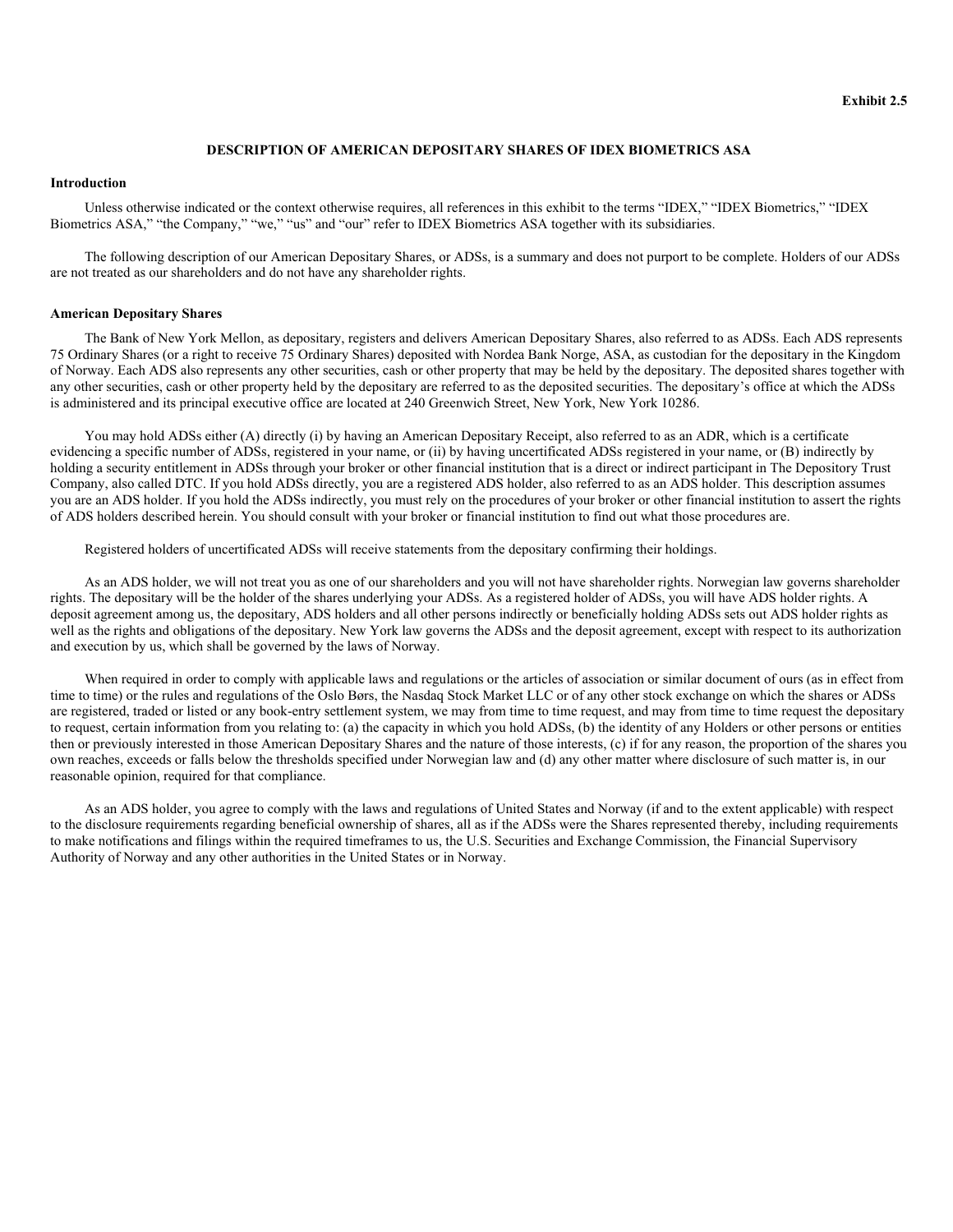**Exhibit 2.5**

# DESCRIPTION OF AMERICAN DEPOSITARY SHARES OF IDEX BIOMETRICS ASA

## Introduction

Unless otherwise indicated or the context otherwise requires, all references in this exhibit to the terms "IDEX," "IDEX Biometrics," "IDEX Biometrics ASA," "the Company," "we," "us" and "our" refer to IDEX Biometrics ASA together with its subsidiaries.

The following description of our American Depositary Shares, or ADSs, is a summary and does not purport to be complete. Holders of our ADSs are not treated as our shareholders and do not have any shareholder rights.

## American Depositary Shares

The Bank of New York Mellon, as depositary, registers and delivers American Depositary Shares, also referred to as ADSs. Each ADS represents 75 Ordinary Shares (or a right to receive 75 Ordinary Shares) deposited with Nordea Bank Norge, ASA, as custodian for the depositary in the Kingdom of Norway. Each ADS also represents any other securities, cash or other property that may be held by the depositary. The deposited shares together with any other securities, cash or other property held by the depositary are referred to as the deposited securities. The depositary's office at which the ADSs is administered and its principal executive office are located at 240 Greenwich Street, New York, New York 10286.

You may hold ADSs either (A) directly (i) by having an American Depositary Receipt, also referred to as an ADR, which is a certificate evidencing a specific number of ADSs, registered in your name, or (ii) by having uncertificated ADSs registered in your name, or (B) indirectly by holding a security entitlement in ADSs through your broker or other financial institution that is a direct or indirect participant in The Depository Trust Company, also called DTC. If you hold ADSs directly, you are a registered ADS holder, also referred to as an ADS holder. This description assumes you are an ADS holder. If you hold the ADSs indirectly, you must rely on the procedures of your broker or other financial institution to assert the rights of ADS holders described herein. You should consult with your broker or financial institution to find out what those procedures are.

Registered holders of uncertificated ADSs will receive statements from the depositary confirming their holdings.

As an ADS holder, we will not treat you as one of our shareholders and you will not have shareholder rights. Norwegian law governs shareholder rights. The depositary will be the holder of the shares underlying your ADSs. As a registered holder of ADSs, you will have ADS holder rights. A deposit agreement among us, the depositary, ADS holders and all other persons indirectly or beneficially holding ADSs sets out ADS holder rights as well as the rights and obligations of the depositary. New York law governs the ADSs and the deposit agreement, except with respect to its authorization and execution by us, which shall be governed by the laws of Norway.

When required in order to comply with applicable laws and regulations or the articles of association or similar document of ours (as in effect from time to time) or the rules and regulations of the Oslo Børs, the Nasdaq Stock Market LLC or of any other stock exchange on which the shares or ADSs are registered, traded or listed or any book-entry settlement system, we may from time to time request, and may from time to time request the depositary to request, certain information from you relating to: (a) the capacity in which you hold ADSs, (b) the identity of any Holders or other persons or entities then or previously interested in those American Depositary Shares and the nature of those interests, (c) if for any reason, the proportion of the shares you own reaches, exceeds or falls below the thresholds specified under Norwegian law and (d) any other matter where disclosure of such matter is, in our reasonable opinion, required for that compliance.

As an ADS holder, you agree to comply with the laws and regulations of United States and Norway (if and to the extent applicable) with respect to the disclosure requirements regarding beneficial ownership of shares, all as if the ADSs were the Shares represented thereby, including requirements to make notifications and filings within the required timeframes to us, the U.S. Securities and Exchange Commission, the Financial Supervisory Authority of Norway and any other authorities in the United States or in Norway.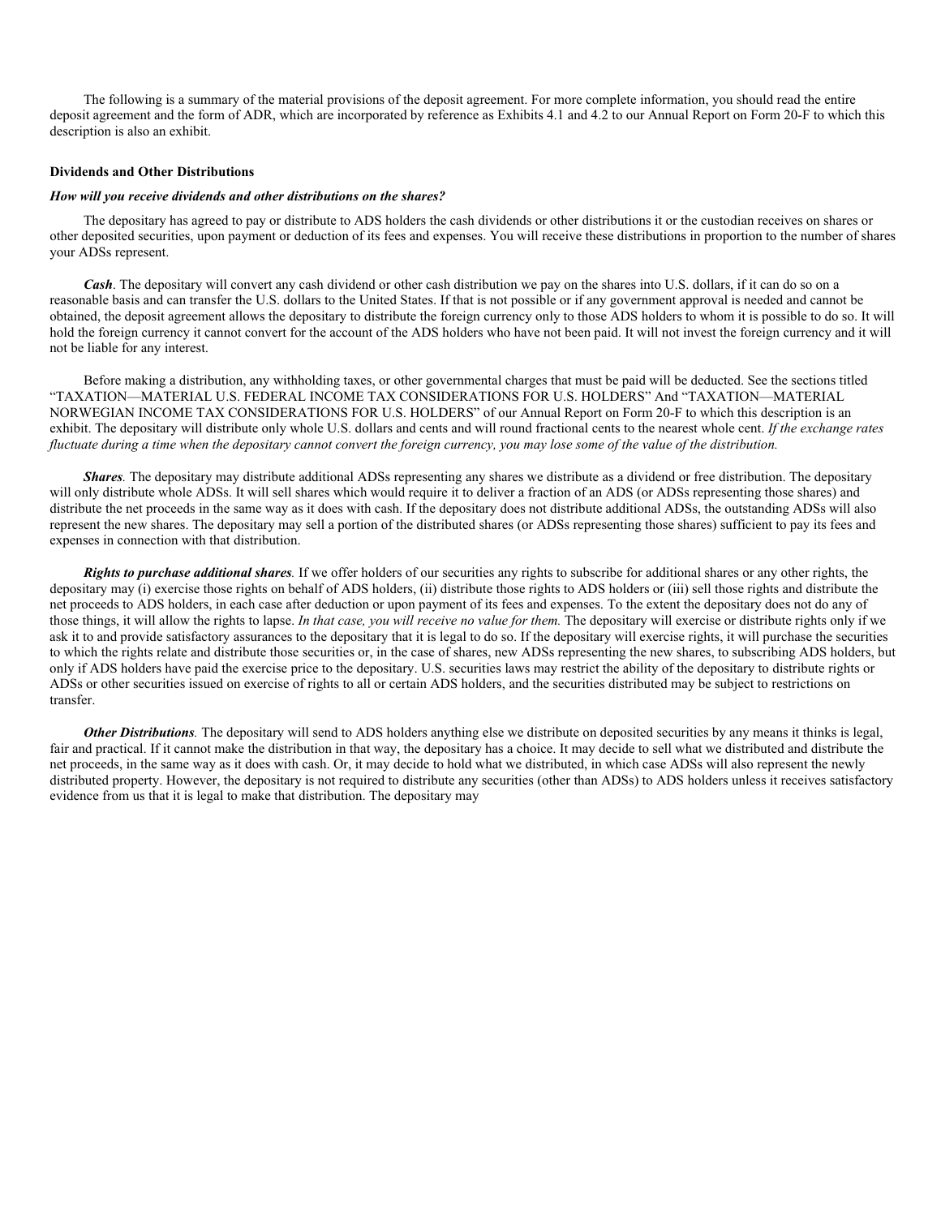The following is a summary of the material provisions of the deposit agreement. For more complete information, you should read the entire deposit agreement and the form of ADR, which are incorporated by reference as Exhibits 4.1 and 4.2 to our Annual Report on Form 20-F to which this description is also an exhibit.

**Dividends and Other Distributions**

***How will you receive dividends and other distributions on the shares?***

The depositary has agreed to pay or distribute to ADS holders the cash dividends or other distributions it or the custodian receives on shares or other deposited securities, upon payment or deduction of its fees and expenses. You will receive these distributions in proportion to the number of shares your ADSs represent.

***Cash***. The depositary will convert any cash dividend or other cash distribution we pay on the shares into U.S. dollars, if it can do so on a reasonable basis and can transfer the U.S. dollars to the United States. If that is not possible or if any government approval is needed and cannot be obtained, the deposit agreement allows the depositary to distribute the foreign currency only to those ADS holders to whom it is possible to do so. It will hold the foreign currency it cannot convert for the account of the ADS holders who have not been paid. It will not invest the foreign currency and it will not be liable for any interest.

Before making a distribution, any withholding taxes, or other governmental charges that must be paid will be deducted. See the sections titled "TAXATION—MATERIAL U.S. FEDERAL INCOME TAX CONSIDERATIONS FOR U.S. HOLDERS" And "TAXATION—MATERIAL NORWEGIAN INCOME TAX CONSIDERATIONS FOR U.S. HOLDERS" of our Annual Report on Form 20-F to which this description is an exhibit. The depositary will distribute only whole U.S. dollars and cents and will round fractional cents to the nearest whole cent. *If the exchange rates fluctuate during a time when the depositary cannot convert the foreign currency, you may lose some of the value of the distribution.*

***Shares***. The depositary may distribute additional ADSs representing any shares we distribute as a dividend or free distribution. The depositary will only distribute whole ADSs. It will sell shares which would require it to deliver a fraction of an ADS (or ADSs representing those shares) and distribute the net proceeds in the same way as it does with cash. If the depositary does not distribute additional ADSs, the outstanding ADSs will also represent the new shares. The depositary may sell a portion of the distributed shares (or ADSs representing those shares) sufficient to pay its fees and expenses in connection with that distribution.

***Rights to purchase additional shares***. If we offer holders of our securities any rights to subscribe for additional shares or any other rights, the depositary may (i) exercise those rights on behalf of ADS holders, (ii) distribute those rights to ADS holders or (iii) sell those rights and distribute the net proceeds to ADS holders, in each case after deduction or upon payment of its fees and expenses. To the extent the depositary does not do any of those things, it will allow the rights to lapse. *In that case, you will receive no value for them.* The depositary will exercise or distribute rights only if we ask it to and provide satisfactory assurances to the depositary that it is legal to do so. If the depositary will exercise rights, it will purchase the securities to which the rights relate and distribute those securities or, in the case of shares, new ADSs representing the new shares, to subscribing ADS holders, but only if ADS holders have paid the exercise price to the depositary. U.S. securities laws may restrict the ability of the depositary to distribute rights or ADSs or other securities issued on exercise of rights to all or certain ADS holders, and the securities distributed may be subject to restrictions on transfer.

***Other Distributions***. The depositary will send to ADS holders anything else we distribute on deposited securities by any means it thinks is legal, fair and practical. If it cannot make the distribution in that way, the depositary has a choice. It may decide to sell what we distributed and distribute the net proceeds, in the same way as it does with cash. Or, it may decide to hold what we distributed, in which case ADSs will also represent the newly distributed property. However, the depositary is not required to distribute any securities (other than ADSs) to ADS holders unless it receives satisfactory evidence from us that it is legal to make that distribution. The depositary may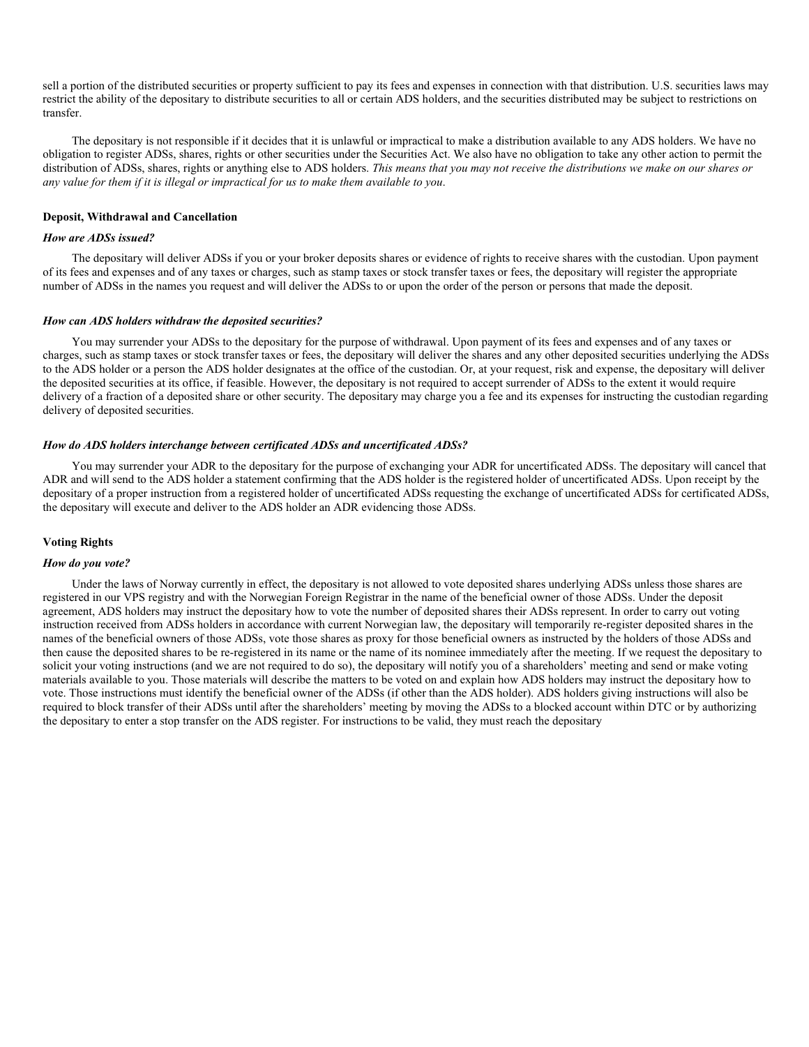sell a portion of the distributed securities or property sufficient to pay its fees and expenses in connection with that distribution. U.S. securities laws may restrict the ability of the depositary to distribute securities to all or certain ADS holders, and the securities distributed may be subject to restrictions on transfer.

The depositary is not responsible if it decides that it is unlawful or impractical to make a distribution available to any ADS holders. We have no obligation to register ADSs, shares, rights or other securities under the Securities Act. We also have no obligation to take any other action to permit the distribution of ADSs, shares, rights or anything else to ADS holders. *This means that you may not receive the distributions we make on our shares or any value for them if it is illegal or impractical for us to make them available to you*.

**Deposit, Withdrawal and Cancellation**

***How are ADSs issued?***

The depositary will deliver ADSs if you or your broker deposits shares or evidence of rights to receive shares with the custodian. Upon payment of its fees and expenses and of any taxes or charges, such as stamp taxes or stock transfer taxes or fees, the depositary will register the appropriate number of ADSs in the names you request and will deliver the ADSs to or upon the order of the person or persons that made the deposit.

***How can ADS holders withdraw the deposited securities?***

You may surrender your ADSs to the depositary for the purpose of withdrawal. Upon payment of its fees and expenses and of any taxes or charges, such as stamp taxes or stock transfer taxes or fees, the depositary will deliver the shares and any other deposited securities underlying the ADSs to the ADS holder or a person the ADS holder designates at the office of the custodian. Or, at your request, risk and expense, the depositary will deliver the deposited securities at its office, if feasible. However, the depositary is not required to accept surrender of ADSs to the extent it would require delivery of a fraction of a deposited share or other security. The depositary may charge you a fee and its expenses for instructing the custodian regarding delivery of deposited securities.

***How do ADS holders interchange between certificated ADSs and uncertificated ADSs?***

You may surrender your ADR to the depositary for the purpose of exchanging your ADR for uncertificated ADSs. The depositary will cancel that ADR and will send to the ADS holder a statement confirming that the ADS holder is the registered holder of uncertificated ADSs. Upon receipt by the depositary of a proper instruction from a registered holder of uncertificated ADSs requesting the exchange of uncertificated ADSs for certificated ADSs, the depositary will execute and deliver to the ADS holder an ADR evidencing those ADSs.

**Voting Rights**

***How do you vote?***

Under the laws of Norway currently in effect, the depositary is not allowed to vote deposited shares underlying ADSs unless those shares are registered in our VPS registry and with the Norwegian Foreign Registrar in the name of the beneficial owner of those ADSs. Under the deposit agreement, ADS holders may instruct the depositary how to vote the number of deposited shares their ADSs represent. In order to carry out voting instruction received from ADSs holders in accordance with current Norwegian law, the depositary will temporarily re-register deposited shares in the names of the beneficial owners of those ADSs, vote those shares as proxy for those beneficial owners as instructed by the holders of those ADSs and then cause the deposited shares to be re-registered in its name or the name of its nominee immediately after the meeting. If we request the depositary to solicit your voting instructions (and we are not required to do so), the depositary will notify you of a shareholders' meeting and send or make voting materials available to you. Those materials will describe the matters to be voted on and explain how ADS holders may instruct the depositary how to vote. Those instructions must identify the beneficial owner of the ADSs (if other than the ADS holder). ADS holders giving instructions will also be required to block transfer of their ADSs until after the shareholders' meeting by moving the ADSs to a blocked account within DTC or by authorizing the depositary to enter a stop transfer on the ADS register. For instructions to be valid, they must reach the depositary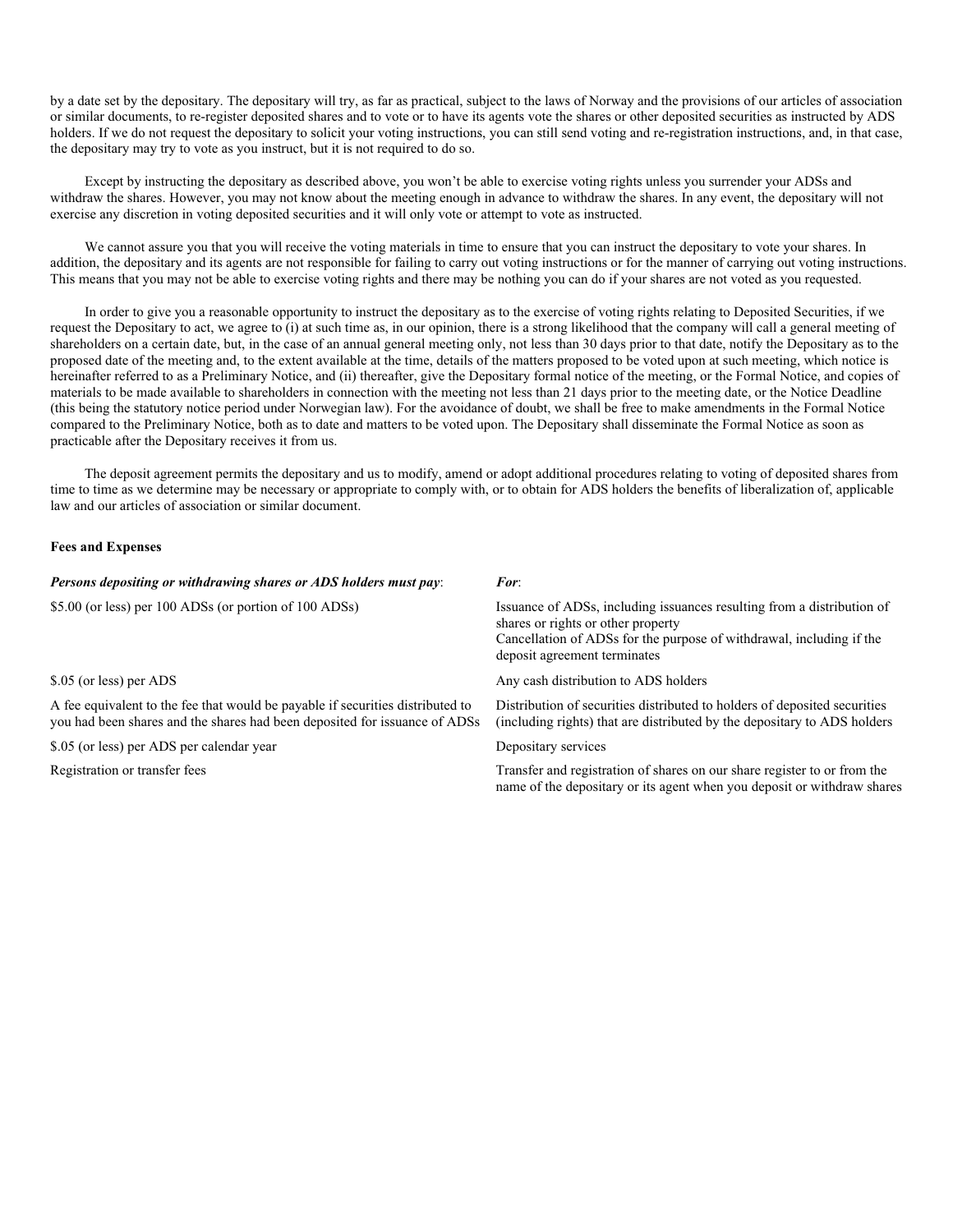by a date set by the depositary. The depositary will try, as far as practical, subject to the laws of Norway and the provisions of our articles of association or similar documents, to re-register deposited shares and to vote or to have its agents vote the shares or other deposited securities as instructed by ADS holders. If we do not request the depositary to solicit your voting instructions, you can still send voting and re-registration instructions, and, in that case, the depositary may try to vote as you instruct, but it is not required to do so.

Except by instructing the depositary as described above, you won't be able to exercise voting rights unless you surrender your ADSs and withdraw the shares. However, you may not know about the meeting enough in advance to withdraw the shares. In any event, the depositary will not exercise any discretion in voting deposited securities and it will only vote or attempt to vote as instructed.

We cannot assure you that you will receive the voting materials in time to ensure that you can instruct the depositary to vote your shares. In addition, the depositary and its agents are not responsible for failing to carry out voting instructions or for the manner of carrying out voting instructions. This means that you may not be able to exercise voting rights and there may be nothing you can do if your shares are not voted as you requested.

In order to give you a reasonable opportunity to instruct the depositary as to the exercise of voting rights relating to Deposited Securities, if we request the Depositary to act, we agree to (i) at such time as, in our opinion, there is a strong likelihood that the company will call a general meeting of shareholders on a certain date, but, in the case of an annual general meeting only, not less than 30 days prior to that date, notify the Depositary as to the proposed date of the meeting and, to the extent available at the time, details of the matters proposed to be voted upon at such meeting, which notice is hereinafter referred to as a Preliminary Notice, and (ii) thereafter, give the Depositary formal notice of the meeting, or the Formal Notice, and copies of materials to be made available to shareholders in connection with the meeting not less than 21 days prior to the meeting date, or the Notice Deadline (this being the statutory notice period under Norwegian law). For the avoidance of doubt, we shall be free to make amendments in the Formal Notice compared to the Preliminary Notice, both as to date and matters to be voted upon. The Depositary shall disseminate the Formal Notice as soon as practicable after the Depositary receives it from us.

The deposit agreement permits the depositary and us to modify, amend or adopt additional procedures relating to voting of deposited shares from time to time as we determine may be necessary or appropriate to comply with, or to obtain for ADS holders the benefits of liberalization of, applicable law and our articles of association or similar document.

**Fees and Expenses**

| ***Persons depositing or withdrawing shares or ADS holders must pay***: | ***For***: |
| --- | --- |
| $5.00 (or less) per 100 ADSs (or portion of 100 ADSs) | Issuance of ADSs, including issuances resulting from a distribution of shares or rights or other property<br>Cancellation of ADSs for the purpose of withdrawal, including if the deposit agreement terminates |
| $.05 (or less) per ADS | Any cash distribution to ADS holders |
| A fee equivalent to the fee that would be payable if securities distributed to you had been shares and the shares had been deposited for issuance of ADSs | Distribution of securities distributed to holders of deposited securities (including rights) that are distributed by the depositary to ADS holders |
| $.05 (or less) per ADS per calendar year | Depositary services |
| Registration or transfer fees | Transfer and registration of shares on our share register to or from the name of the depositary or its agent when you deposit or withdraw shares |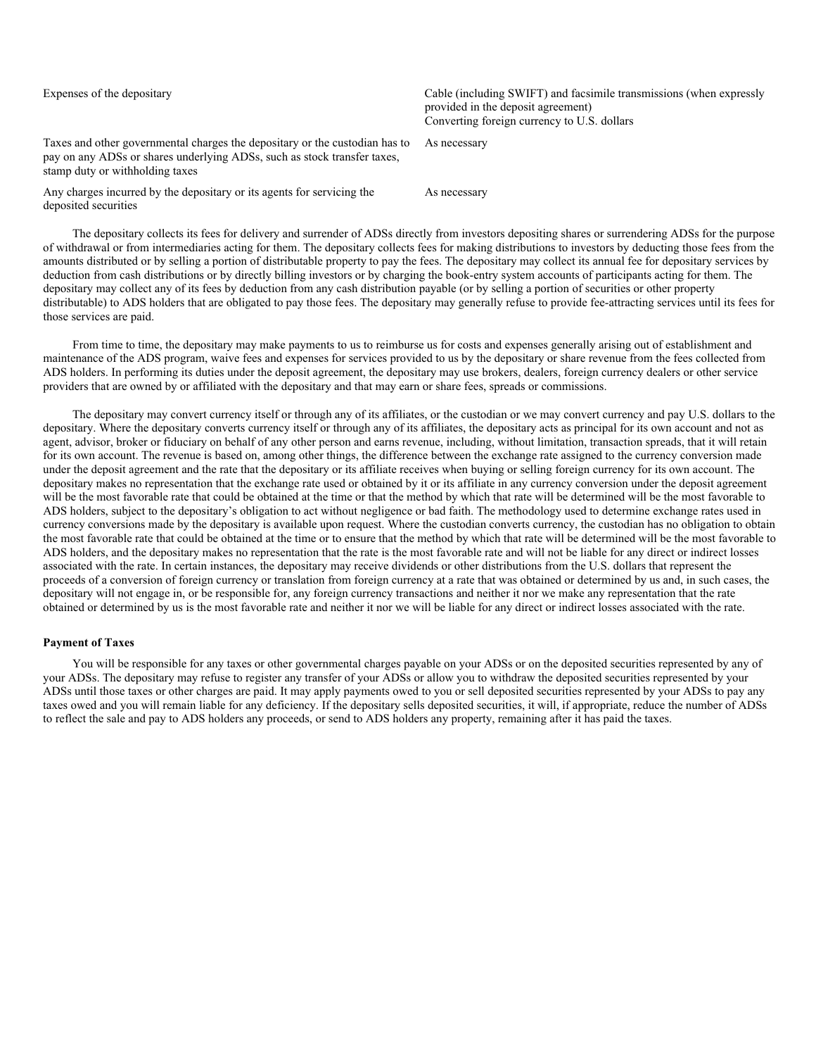| | |
|---|---|
| Expenses of the depositary | Cable (including SWIFT) and facsimile transmissions (when expressly provided in the deposit agreement)<br>Converting foreign currency to U.S. dollars |
| Taxes and other governmental charges the depositary or the custodian has to pay on any ADSs or shares underlying ADSs, such as stock transfer taxes, stamp duty or withholding taxes | As necessary |
| Any charges incurred by the depositary or its agents for servicing the deposited securities | As necessary |

The depositary collects its fees for delivery and surrender of ADSs directly from investors depositing shares or surrendering ADSs for the purpose of withdrawal or from intermediaries acting for them. The depositary collects fees for making distributions to investors by deducting those fees from the amounts distributed or by selling a portion of distributable property to pay the fees. The depositary may collect its annual fee for depositary services by deduction from cash distributions or by directly billing investors or by charging the book-entry system accounts of participants acting for them. The depositary may collect any of its fees by deduction from any cash distribution payable (or by selling a portion of securities or other property distributable) to ADS holders that are obligated to pay those fees. The depositary may generally refuse to provide fee-attracting services until its fees for those services are paid.

From time to time, the depositary may make payments to us to reimburse us for costs and expenses generally arising out of establishment and maintenance of the ADS program, waive fees and expenses for services provided to us by the depositary or share revenue from the fees collected from ADS holders. In performing its duties under the deposit agreement, the depositary may use brokers, dealers, foreign currency dealers or other service providers that are owned by or affiliated with the depositary and that may earn or share fees, spreads or commissions.

The depositary may convert currency itself or through any of its affiliates, or the custodian or we may convert currency and pay U.S. dollars to the depositary. Where the depositary converts currency itself or through any of its affiliates, the depositary acts as principal for its own account and not as agent, advisor, broker or fiduciary on behalf of any other person and earns revenue, including, without limitation, transaction spreads, that it will retain for its own account. The revenue is based on, among other things, the difference between the exchange rate assigned to the currency conversion made under the deposit agreement and the rate that the depositary or its affiliate receives when buying or selling foreign currency for its own account. The depositary makes no representation that the exchange rate used or obtained by it or its affiliate in any currency conversion under the deposit agreement will be the most favorable rate that could be obtained at the time or that the method by which that rate will be determined will be the most favorable to ADS holders, subject to the depositary's obligation to act without negligence or bad faith. The methodology used to determine exchange rates used in currency conversions made by the depositary is available upon request. Where the custodian converts currency, the custodian has no obligation to obtain the most favorable rate that could be obtained at the time or to ensure that the method by which that rate will be determined will be the most favorable to ADS holders, and the depositary makes no representation that the rate is the most favorable rate and will not be liable for any direct or indirect losses associated with the rate. In certain instances, the depositary may receive dividends or other distributions from the U.S. dollars that represent the proceeds of a conversion of foreign currency or translation from foreign currency at a rate that was obtained or determined by us and, in such cases, the depositary will not engage in, or be responsible for, any foreign currency transactions and neither it nor we make any representation that the rate obtained or determined by us is the most favorable rate and neither it nor we will be liable for any direct or indirect losses associated with the rate.

**Payment of Taxes**

You will be responsible for any taxes or other governmental charges payable on your ADSs or on the deposited securities represented by any of your ADSs. The depositary may refuse to register any transfer of your ADSs or allow you to withdraw the deposited securities represented by your ADSs until those taxes or other charges are paid. It may apply payments owed to you or sell deposited securities represented by your ADSs to pay any taxes owed and you will remain liable for any deficiency. If the depositary sells deposited securities, it will, if appropriate, reduce the number of ADSs to reflect the sale and pay to ADS holders any proceeds, or send to ADS holders any property, remaining after it has paid the taxes.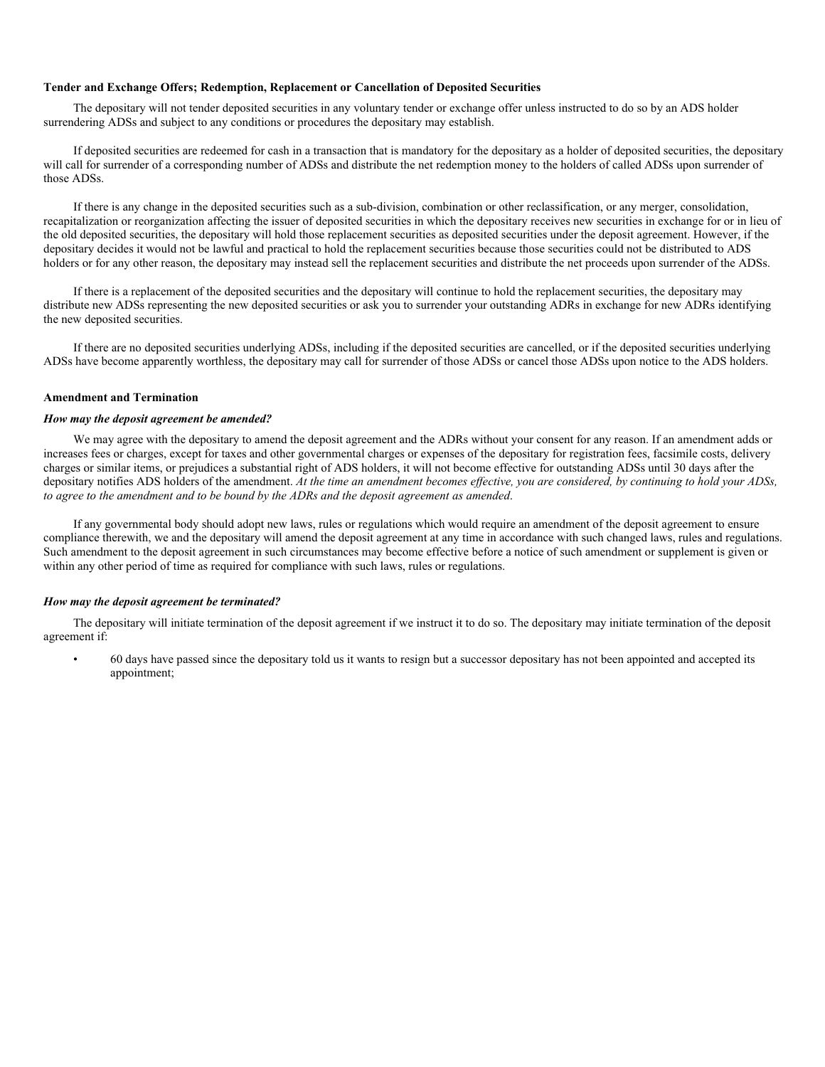**Tender and Exchange Offers; Redemption, Replacement or Cancellation of Deposited Securities**

The depositary will not tender deposited securities in any voluntary tender or exchange offer unless instructed to do so by an ADS holder surrendering ADSs and subject to any conditions or procedures the depositary may establish.

If deposited securities are redeemed for cash in a transaction that is mandatory for the depositary as a holder of deposited securities, the depositary will call for surrender of a corresponding number of ADSs and distribute the net redemption money to the holders of called ADSs upon surrender of those ADSs.

If there is any change in the deposited securities such as a sub-division, combination or other reclassification, or any merger, consolidation, recapitalization or reorganization affecting the issuer of deposited securities in which the depositary receives new securities in exchange for or in lieu of the old deposited securities, the depositary will hold those replacement securities as deposited securities under the deposit agreement. However, if the depositary decides it would not be lawful and practical to hold the replacement securities because those securities could not be distributed to ADS holders or for any other reason, the depositary may instead sell the replacement securities and distribute the net proceeds upon surrender of the ADSs.

If there is a replacement of the deposited securities and the depositary will continue to hold the replacement securities, the depositary may distribute new ADSs representing the new deposited securities or ask you to surrender your outstanding ADRs in exchange for new ADRs identifying the new deposited securities.

If there are no deposited securities underlying ADSs, including if the deposited securities are cancelled, or if the deposited securities underlying ADSs have become apparently worthless, the depositary may call for surrender of those ADSs or cancel those ADSs upon notice to the ADS holders.

**Amendment and Termination**

***How may the deposit agreement be amended?***

We may agree with the depositary to amend the deposit agreement and the ADRs without your consent for any reason. If an amendment adds or increases fees or charges, except for taxes and other governmental charges or expenses of the depositary for registration fees, facsimile costs, delivery charges or similar items, or prejudices a substantial right of ADS holders, it will not become effective for outstanding ADSs until 30 days after the depositary notifies ADS holders of the amendment. *At the time an amendment becomes effective, you are considered, by continuing to hold your ADSs, to agree to the amendment and to be bound by the ADRs and the deposit agreement as amended*.

If any governmental body should adopt new laws, rules or regulations which would require an amendment of the deposit agreement to ensure compliance therewith, we and the depositary will amend the deposit agreement at any time in accordance with such changed laws, rules and regulations. Such amendment to the deposit agreement in such circumstances may become effective before a notice of such amendment or supplement is given or within any other period of time as required for compliance with such laws, rules or regulations.

***How may the deposit agreement be terminated?***

The depositary will initiate termination of the deposit agreement if we instruct it to do so. The depositary may initiate termination of the deposit agreement if:

- 60 days have passed since the depositary told us it wants to resign but a successor depositary has not been appointed and accepted its appointment;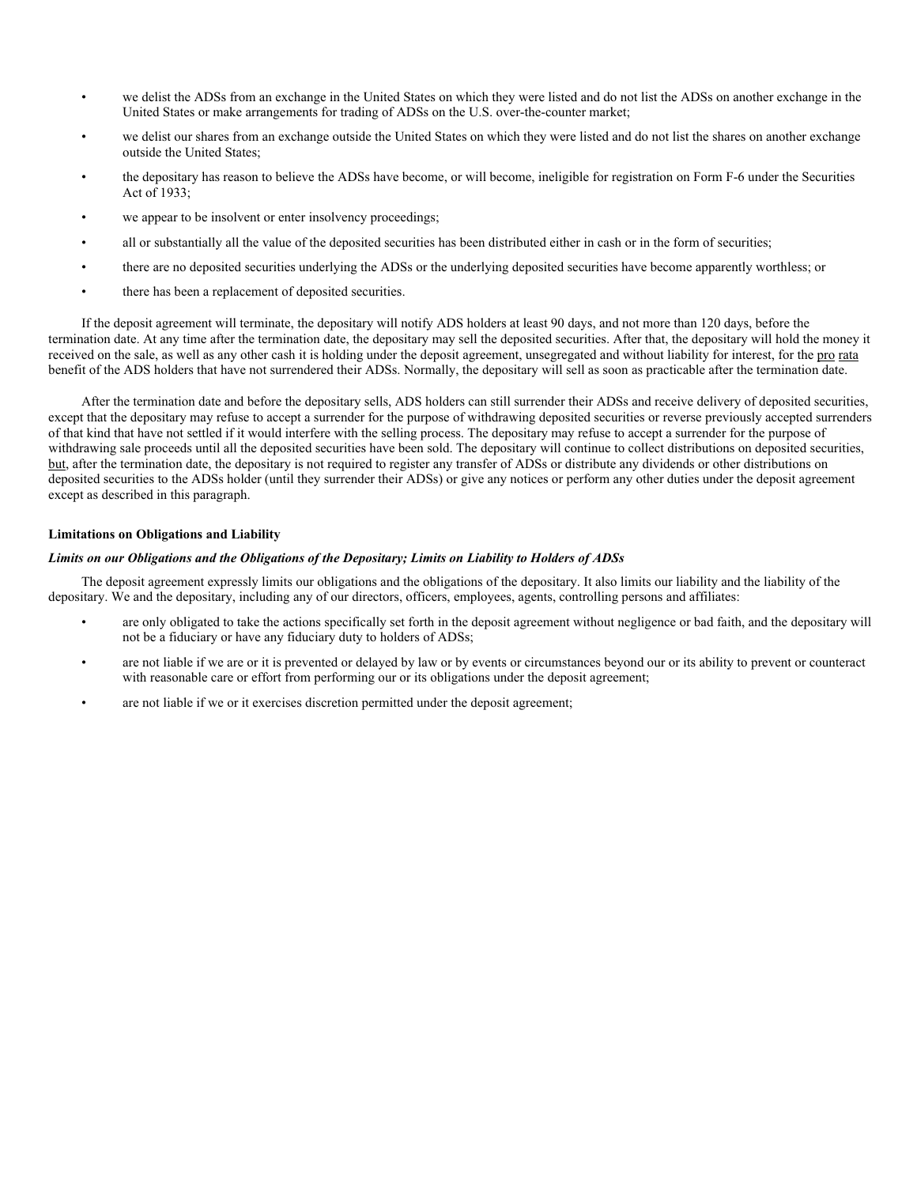- we delist the ADSs from an exchange in the United States on which they were listed and do not list the ADSs on another exchange in the United States or make arrangements for trading of ADSs on the U.S. over-the-counter market;
- we delist our shares from an exchange outside the United States on which they were listed and do not list the shares on another exchange outside the United States;
- the depositary has reason to believe the ADSs have become, or will become, ineligible for registration on Form F-6 under the Securities Act of 1933;
- we appear to be insolvent or enter insolvency proceedings;
- all or substantially all the value of the deposited securities has been distributed either in cash or in the form of securities;
- there are no deposited securities underlying the ADSs or the underlying deposited securities have become apparently worthless; or
- there has been a replacement of deposited securities.

If the deposit agreement will terminate, the depositary will notify ADS holders at least 90 days, and not more than 120 days, before the termination date. At any time after the termination date, the depositary may sell the deposited securities. After that, the depositary will hold the money it received on the sale, as well as any other cash it is holding under the deposit agreement, unsegregated and without liability for interest, for the pro rata benefit of the ADS holders that have not surrendered their ADSs. Normally, the depositary will sell as soon as practicable after the termination date.

After the termination date and before the depositary sells, ADS holders can still surrender their ADSs and receive delivery of deposited securities, except that the depositary may refuse to accept a surrender for the purpose of withdrawing deposited securities or reverse previously accepted surrenders of that kind that have not settled if it would interfere with the selling process. The depositary may refuse to accept a surrender for the purpose of withdrawing sale proceeds until all the deposited securities have been sold. The depositary will continue to collect distributions on deposited securities, but, after the termination date, the depositary is not required to register any transfer of ADSs or distribute any dividends or other distributions on deposited securities to the ADSs holder (until they surrender their ADSs) or give any notices or perform any other duties under the deposit agreement except as described in this paragraph.

**Limitations on Obligations and Liability**

***Limits on our Obligations and the Obligations of the Depositary; Limits on Liability to Holders of ADSs***

The deposit agreement expressly limits our obligations and the obligations of the depositary. It also limits our liability and the liability of the depositary. We and the depositary, including any of our directors, officers, employees, agents, controlling persons and affiliates:

- are only obligated to take the actions specifically set forth in the deposit agreement without negligence or bad faith, and the depositary will not be a fiduciary or have any fiduciary duty to holders of ADSs;
- are not liable if we are or it is prevented or delayed by law or by events or circumstances beyond our or its ability to prevent or counteract with reasonable care or effort from performing our or its obligations under the deposit agreement;
- are not liable if we or it exercises discretion permitted under the deposit agreement;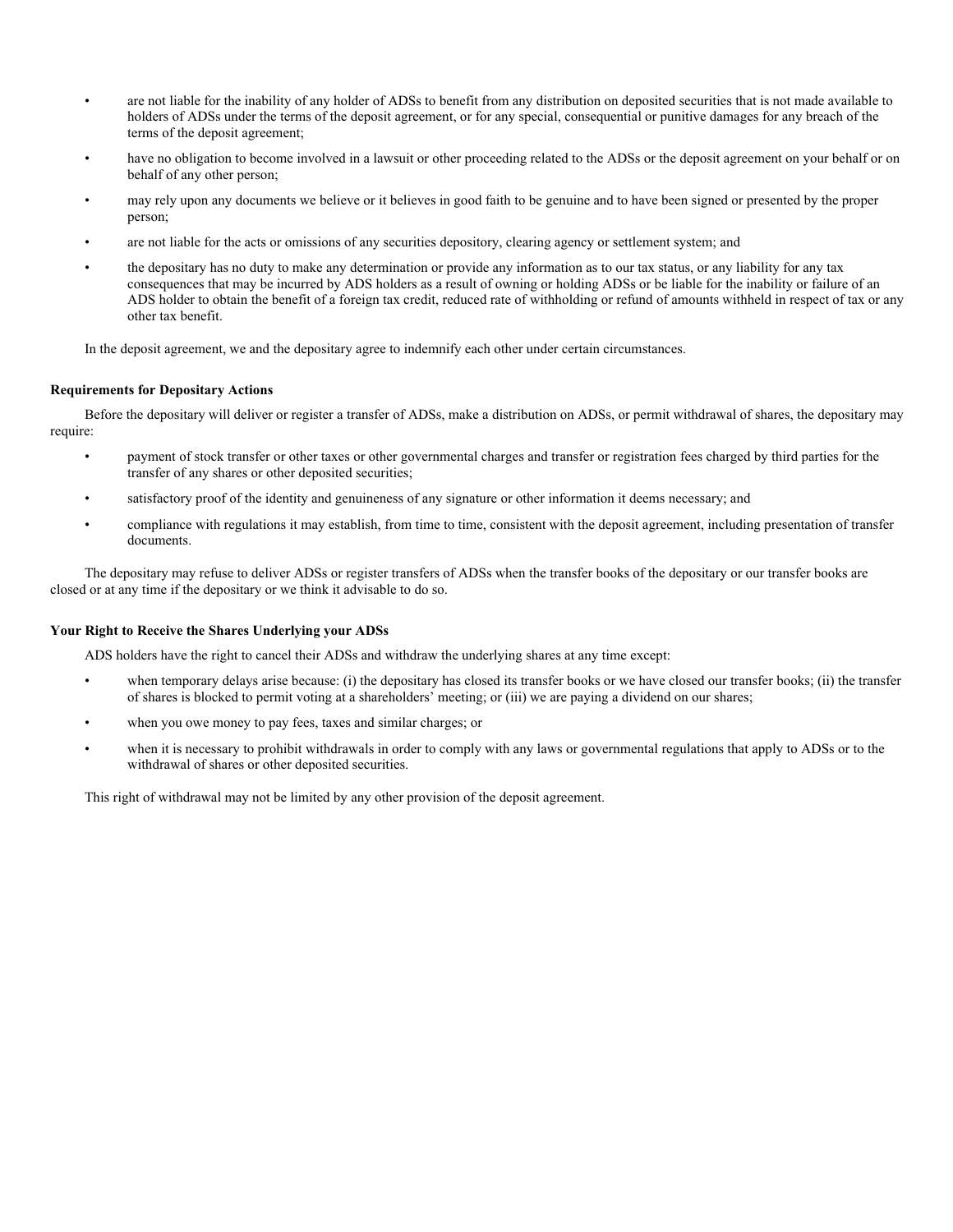- are not liable for the inability of any holder of ADSs to benefit from any distribution on deposited securities that is not made available to holders of ADSs under the terms of the deposit agreement, or for any special, consequential or punitive damages for any breach of the terms of the deposit agreement;
- have no obligation to become involved in a lawsuit or other proceeding related to the ADSs or the deposit agreement on your behalf or on behalf of any other person;
- may rely upon any documents we believe or it believes in good faith to be genuine and to have been signed or presented by the proper person;
- are not liable for the acts or omissions of any securities depository, clearing agency or settlement system; and
- the depositary has no duty to make any determination or provide any information as to our tax status, or any liability for any tax consequences that may be incurred by ADS holders as a result of owning or holding ADSs or be liable for the inability or failure of an ADS holder to obtain the benefit of a foreign tax credit, reduced rate of withholding or refund of amounts withheld in respect of tax or any other tax benefit.

In the deposit agreement, we and the depositary agree to indemnify each other under certain circumstances.

**Requirements for Depositary Actions**

Before the depositary will deliver or register a transfer of ADSs, make a distribution on ADSs, or permit withdrawal of shares, the depositary may require:

- payment of stock transfer or other taxes or other governmental charges and transfer or registration fees charged by third parties for the transfer of any shares or other deposited securities;
- satisfactory proof of the identity and genuineness of any signature or other information it deems necessary; and
- compliance with regulations it may establish, from time to time, consistent with the deposit agreement, including presentation of transfer documents.

The depositary may refuse to deliver ADSs or register transfers of ADSs when the transfer books of the depositary or our transfer books are closed or at any time if the depositary or we think it advisable to do so.

**Your Right to Receive the Shares Underlying your ADSs**

ADS holders have the right to cancel their ADSs and withdraw the underlying shares at any time except:

- when temporary delays arise because: (i) the depositary has closed its transfer books or we have closed our transfer books; (ii) the transfer of shares is blocked to permit voting at a shareholders' meeting; or (iii) we are paying a dividend on our shares;
- when you owe money to pay fees, taxes and similar charges; or
- when it is necessary to prohibit withdrawals in order to comply with any laws or governmental regulations that apply to ADSs or to the withdrawal of shares or other deposited securities.

This right of withdrawal may not be limited by any other provision of the deposit agreement.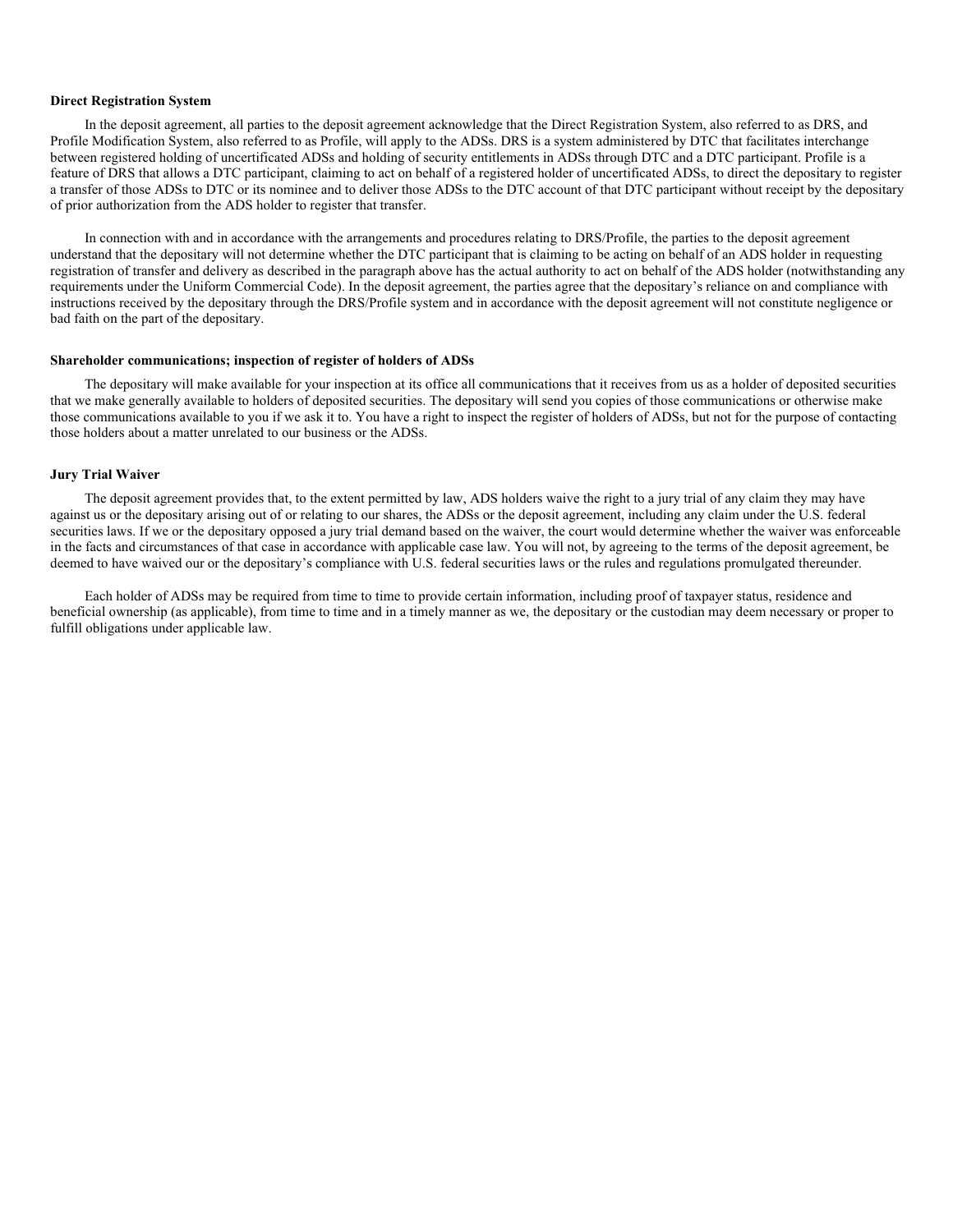**Direct Registration System**

In the deposit agreement, all parties to the deposit agreement acknowledge that the Direct Registration System, also referred to as DRS, and Profile Modification System, also referred to as Profile, will apply to the ADSs. DRS is a system administered by DTC that facilitates interchange between registered holding of uncertificated ADSs and holding of security entitlements in ADSs through DTC and a DTC participant. Profile is a feature of DRS that allows a DTC participant, claiming to act on behalf of a registered holder of uncertificated ADSs, to direct the depositary to register a transfer of those ADSs to DTC or its nominee and to deliver those ADSs to the DTC account of that DTC participant without receipt by the depositary of prior authorization from the ADS holder to register that transfer.

In connection with and in accordance with the arrangements and procedures relating to DRS/Profile, the parties to the deposit agreement understand that the depositary will not determine whether the DTC participant that is claiming to be acting on behalf of an ADS holder in requesting registration of transfer and delivery as described in the paragraph above has the actual authority to act on behalf of the ADS holder (notwithstanding any requirements under the Uniform Commercial Code). In the deposit agreement, the parties agree that the depositary's reliance on and compliance with instructions received by the depositary through the DRS/Profile system and in accordance with the deposit agreement will not constitute negligence or bad faith on the part of the depositary.

**Shareholder communications; inspection of register of holders of ADSs**

The depositary will make available for your inspection at its office all communications that it receives from us as a holder of deposited securities that we make generally available to holders of deposited securities. The depositary will send you copies of those communications or otherwise make those communications available to you if we ask it to. You have a right to inspect the register of holders of ADSs, but not for the purpose of contacting those holders about a matter unrelated to our business or the ADSs.

**Jury Trial Waiver**

The deposit agreement provides that, to the extent permitted by law, ADS holders waive the right to a jury trial of any claim they may have against us or the depositary arising out of or relating to our shares, the ADSs or the deposit agreement, including any claim under the U.S. federal securities laws. If we or the depositary opposed a jury trial demand based on the waiver, the court would determine whether the waiver was enforceable in the facts and circumstances of that case in accordance with applicable case law. You will not, by agreeing to the terms of the deposit agreement, be deemed to have waived our or the depositary's compliance with U.S. federal securities laws or the rules and regulations promulgated thereunder.

Each holder of ADSs may be required from time to time to provide certain information, including proof of taxpayer status, residence and beneficial ownership (as applicable), from time to time and in a timely manner as we, the depositary or the custodian may deem necessary or proper to fulfill obligations under applicable law.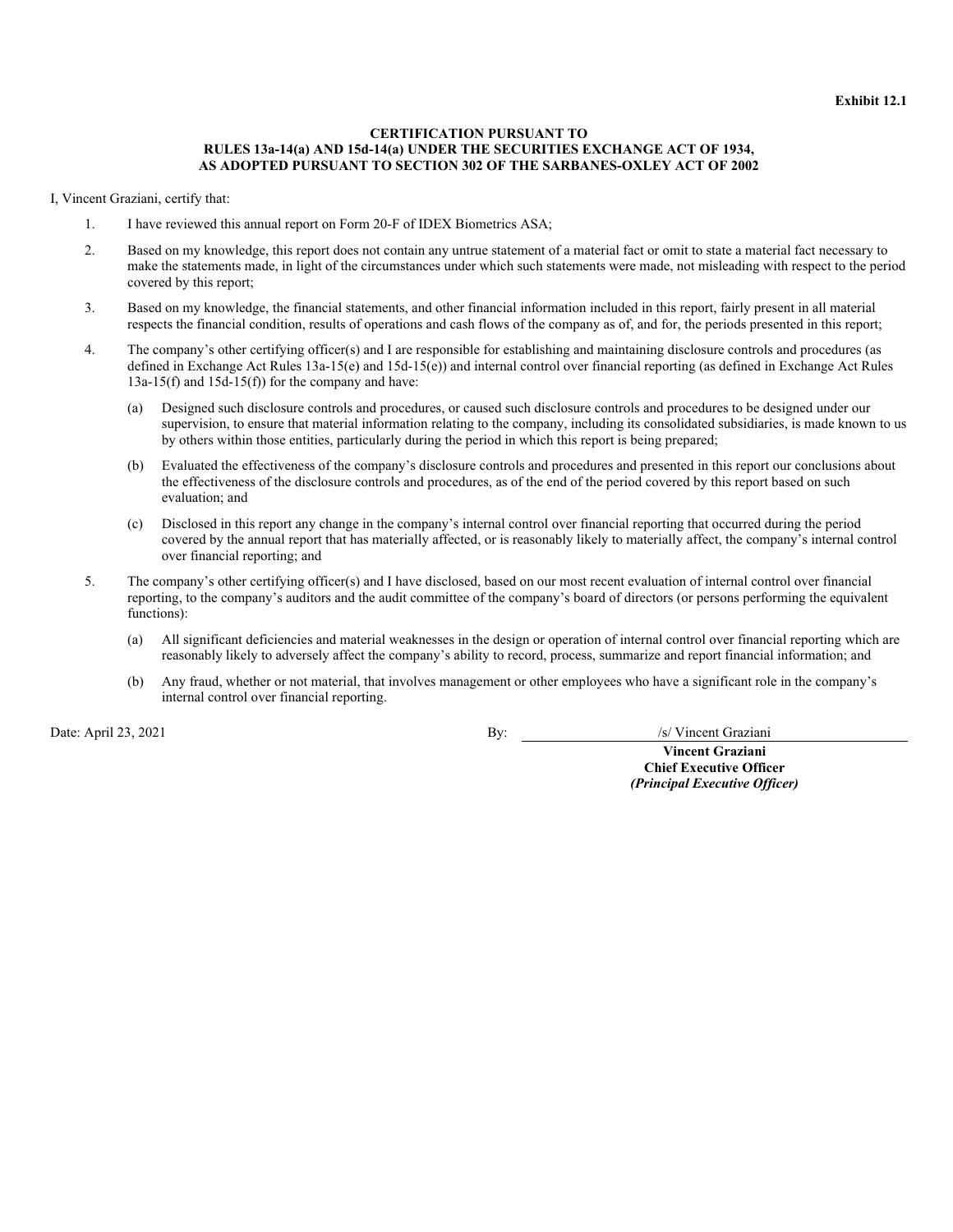**Exhibit 12.1**

**CERTIFICATION PURSUANT TO**
**RULES 13a-14(a) AND 15d-14(a) UNDER THE SECURITIES EXCHANGE ACT OF 1934,**
**AS ADOPTED PURSUANT TO SECTION 302 OF THE SARBANES-OXLEY ACT OF 2002**

I, Vincent Graziani, certify that:

1. I have reviewed this annual report on Form 20-F of IDEX Biometrics ASA;

2. Based on my knowledge, this report does not contain any untrue statement of a material fact or omit to state a material fact necessary to make the statements made, in light of the circumstances under which such statements were made, not misleading with respect to the period covered by this report;

3. Based on my knowledge, the financial statements, and other financial information included in this report, fairly present in all material respects the financial condition, results of operations and cash flows of the company as of, and for, the periods presented in this report;

4. The company's other certifying officer(s) and I are responsible for establishing and maintaining disclosure controls and procedures (as defined in Exchange Act Rules 13a-15(e) and 15d-15(e)) and internal control over financial reporting (as defined in Exchange Act Rules 13a-15(f) and 15d-15(f)) for the company and have:

   (a) Designed such disclosure controls and procedures, or caused such disclosure controls and procedures to be designed under our supervision, to ensure that material information relating to the company, including its consolidated subsidiaries, is made known to us by others within those entities, particularly during the period in which this report is being prepared;

   (b) Evaluated the effectiveness of the company's disclosure controls and procedures and presented in this report our conclusions about the effectiveness of the disclosure controls and procedures, as of the end of the period covered by this report based on such evaluation; and

   (c) Disclosed in this report any change in the company's internal control over financial reporting that occurred during the period covered by the annual report that has materially affected, or is reasonably likely to materially affect, the company's internal control over financial reporting; and

5. The company's other certifying officer(s) and I have disclosed, based on our most recent evaluation of internal control over financial reporting, to the company's auditors and the audit committee of the company's board of directors (or persons performing the equivalent functions):

   (a) All significant deficiencies and material weaknesses in the design or operation of internal control over financial reporting which are reasonably likely to adversely affect the company's ability to record, process, summarize and report financial information; and

   (b) Any fraud, whether or not material, that involves management or other employees who have a significant role in the company's internal control over financial reporting.

Date: April 23, 2021

By: /s/ Vincent Graziani

**Vincent Graziani**
**Chief Executive Officer**
***(Principal Executive Officer)***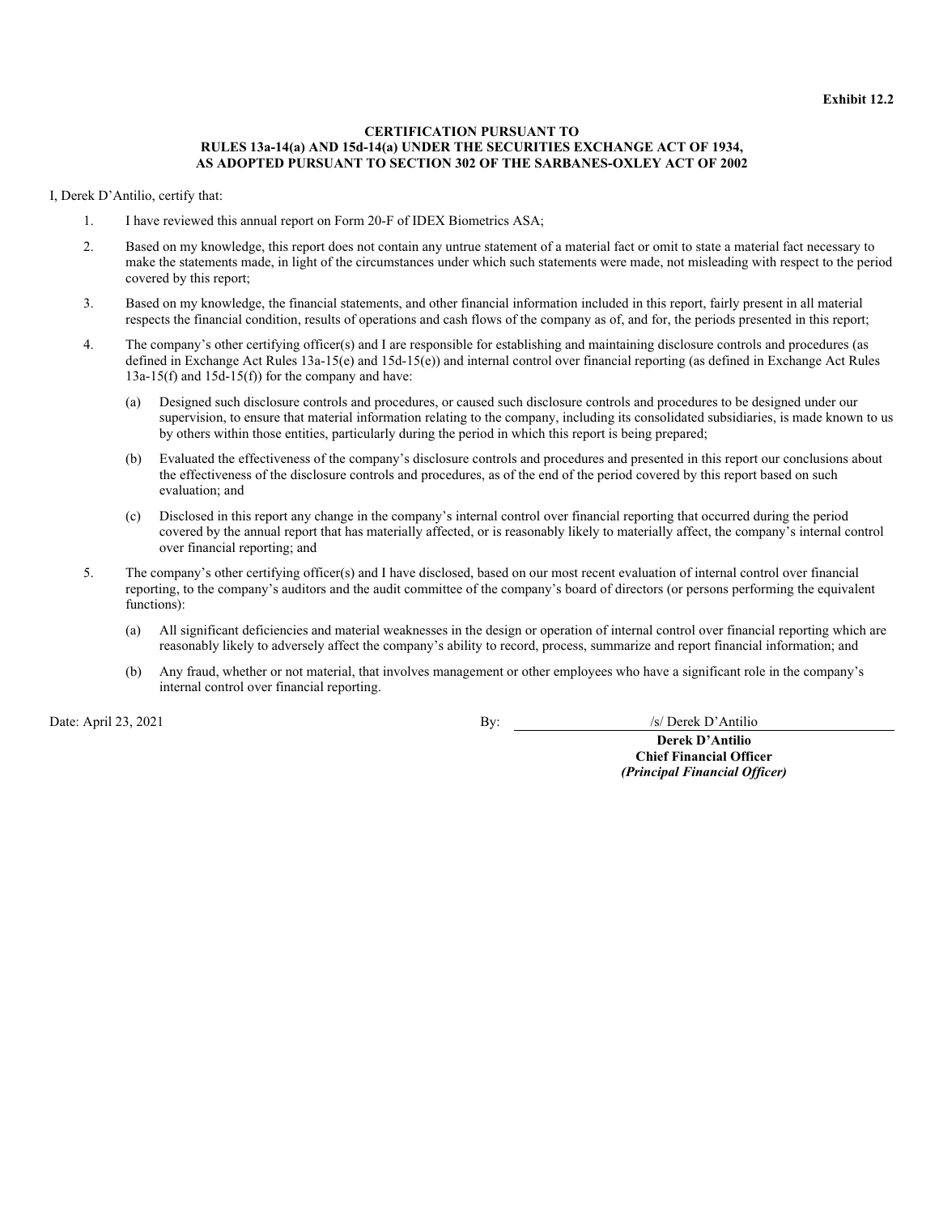**Exhibit 12.2**

**CERTIFICATION PURSUANT TO**
**RULES 13a-14(a) AND 15d-14(a) UNDER THE SECURITIES EXCHANGE ACT OF 1934,**
**AS ADOPTED PURSUANT TO SECTION 302 OF THE SARBANES-OXLEY ACT OF 2002**

I, Derek D'Antilio, certify that:

1. I have reviewed this annual report on Form 20-F of IDEX Biometrics ASA;

2. Based on my knowledge, this report does not contain any untrue statement of a material fact or omit to state a material fact necessary to make the statements made, in light of the circumstances under which such statements were made, not misleading with respect to the period covered by this report;

3. Based on my knowledge, the financial statements, and other financial information included in this report, fairly present in all material respects the financial condition, results of operations and cash flows of the company as of, and for, the periods presented in this report;

4. The company's other certifying officer(s) and I are responsible for establishing and maintaining disclosure controls and procedures (as defined in Exchange Act Rules 13a-15(e) and 15d-15(e)) and internal control over financial reporting (as defined in Exchange Act Rules 13a-15(f) and 15d-15(f)) for the company and have:

   (a) Designed such disclosure controls and procedures, or caused such disclosure controls and procedures to be designed under our supervision, to ensure that material information relating to the company, including its consolidated subsidiaries, is made known to us by others within those entities, particularly during the period in which this report is being prepared;

   (b) Evaluated the effectiveness of the company's disclosure controls and procedures and presented in this report our conclusions about the effectiveness of the disclosure controls and procedures, as of the end of the period covered by this report based on such evaluation; and

   (c) Disclosed in this report any change in the company's internal control over financial reporting that occurred during the period covered by the annual report that has materially affected, or is reasonably likely to materially affect, the company's internal control over financial reporting; and

5. The company's other certifying officer(s) and I have disclosed, based on our most recent evaluation of internal control over financial reporting, to the company's auditors and the audit committee of the company's board of directors (or persons performing the equivalent functions):

   (a) All significant deficiencies and material weaknesses in the design or operation of internal control over financial reporting which are reasonably likely to adversely affect the company's ability to record, process, summarize and report financial information; and

   (b) Any fraud, whether or not material, that involves management or other employees who have a significant role in the company's internal control over financial reporting.

Date: April 23, 2021

By: /s/ Derek D'Antilio

**Derek D'Antilio**
**Chief Financial Officer**
***(Principal Financial Officer)***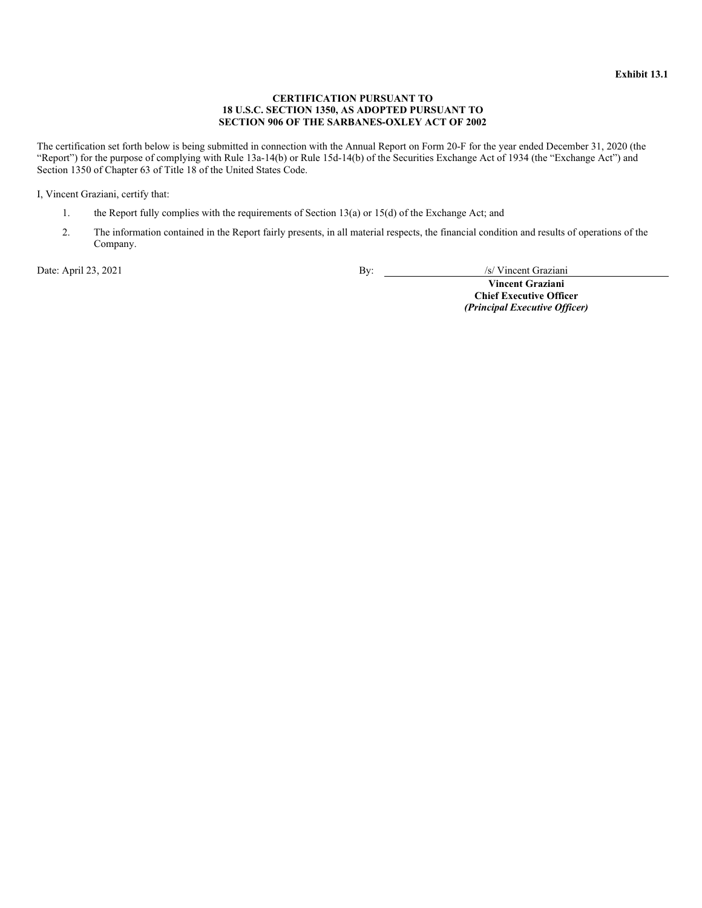**Exhibit 13.1**

**CERTIFICATION PURSUANT TO**
**18 U.S.C. SECTION 1350, AS ADOPTED PURSUANT TO**
**SECTION 906 OF THE SARBANES-OXLEY ACT OF 2002**

The certification set forth below is being submitted in connection with the Annual Report on Form 20-F for the year ended December 31, 2020 (the "Report") for the purpose of complying with Rule 13a-14(b) or Rule 15d-14(b) of the Securities Exchange Act of 1934 (the "Exchange Act") and Section 1350 of Chapter 63 of Title 18 of the United States Code.

I, Vincent Graziani, certify that:

1. the Report fully complies with the requirements of Section 13(a) or 15(d) of the Exchange Act; and
2. The information contained in the Report fairly presents, in all material respects, the financial condition and results of operations of the Company.

Date: April 23, 2021

By: /s/ Vincent Graziani

**Vincent Graziani**
**Chief Executive Officer**
***(Principal Executive Officer)***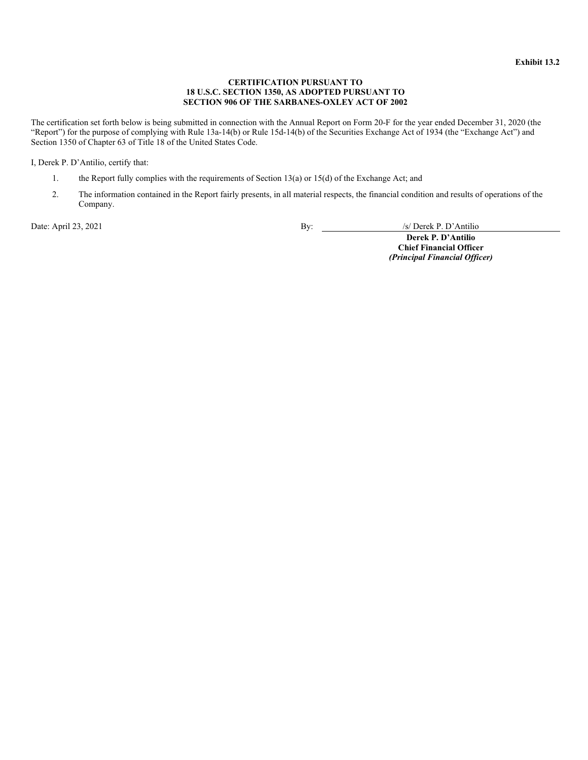**Exhibit 13.2**

**CERTIFICATION PURSUANT TO**
**18 U.S.C. SECTION 1350, AS ADOPTED PURSUANT TO**
**SECTION 906 OF THE SARBANES-OXLEY ACT OF 2002**

The certification set forth below is being submitted in connection with the Annual Report on Form 20-F for the year ended December 31, 2020 (the "Report") for the purpose of complying with Rule 13a-14(b) or Rule 15d-14(b) of the Securities Exchange Act of 1934 (the "Exchange Act") and Section 1350 of Chapter 63 of Title 18 of the United States Code.

I, Derek P. D'Antilio, certify that:

1. the Report fully complies with the requirements of Section 13(a) or 15(d) of the Exchange Act; and
2. The information contained in the Report fairly presents, in all material respects, the financial condition and results of operations of the Company.

Date: April 23, 2021

By: /s/ Derek P. D'Antilio

**Derek P. D'Antilio**
**Chief Financial Officer**
***(Principal Financial Officer)***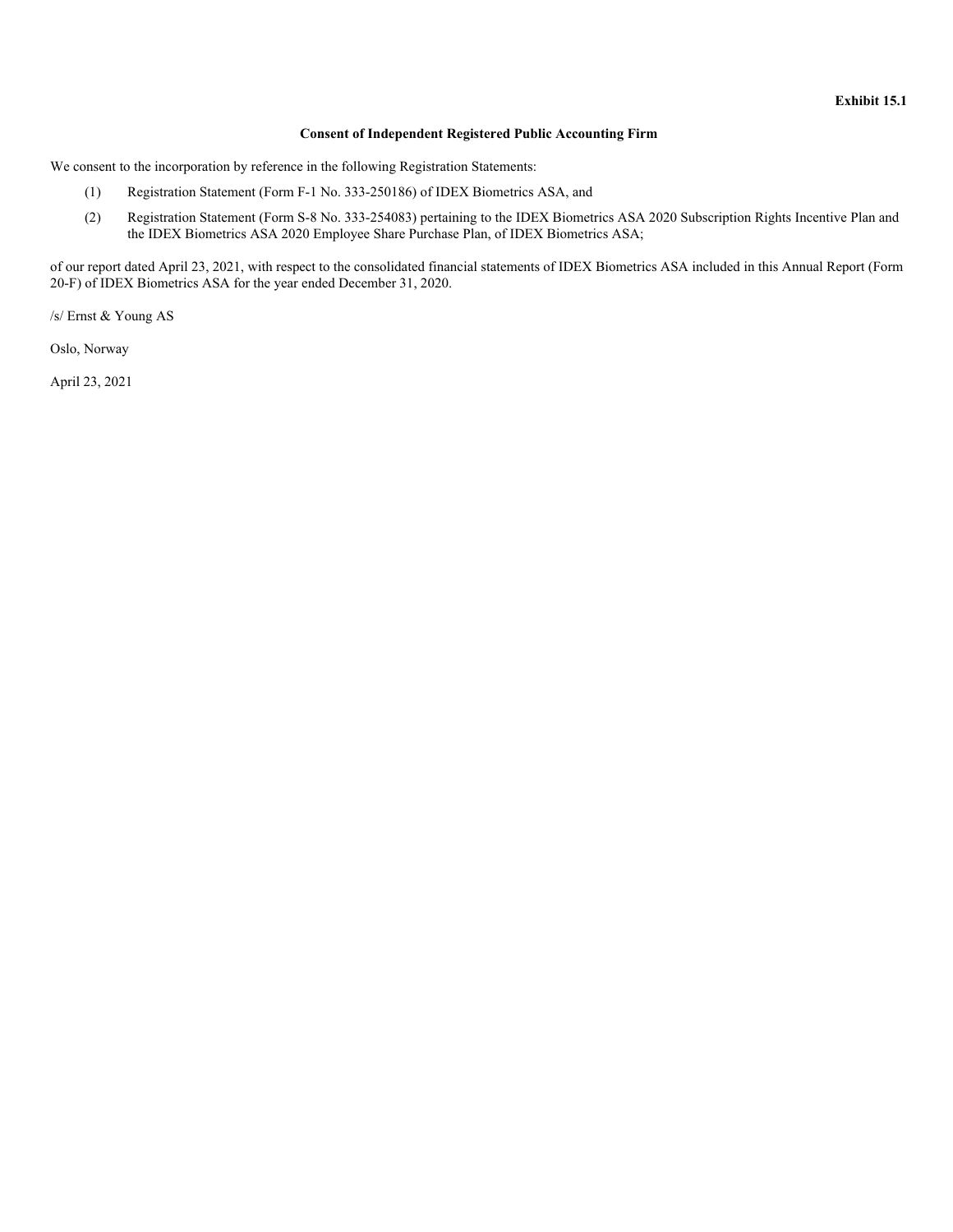**Exhibit 15.1**

**Consent of Independent Registered Public Accounting Firm**

We consent to the incorporation by reference in the following Registration Statements:

(1) Registration Statement (Form F-1 No. 333-250186) of IDEX Biometrics ASA, and

(2) Registration Statement (Form S-8 No. 333-254083) pertaining to the IDEX Biometrics ASA 2020 Subscription Rights Incentive Plan and the IDEX Biometrics ASA 2020 Employee Share Purchase Plan, of IDEX Biometrics ASA;

of our report dated April 23, 2021, with respect to the consolidated financial statements of IDEX Biometrics ASA included in this Annual Report (Form 20-F) of IDEX Biometrics ASA for the year ended December 31, 2020.

/s/ Ernst & Young AS

Oslo, Norway

April 23, 2021